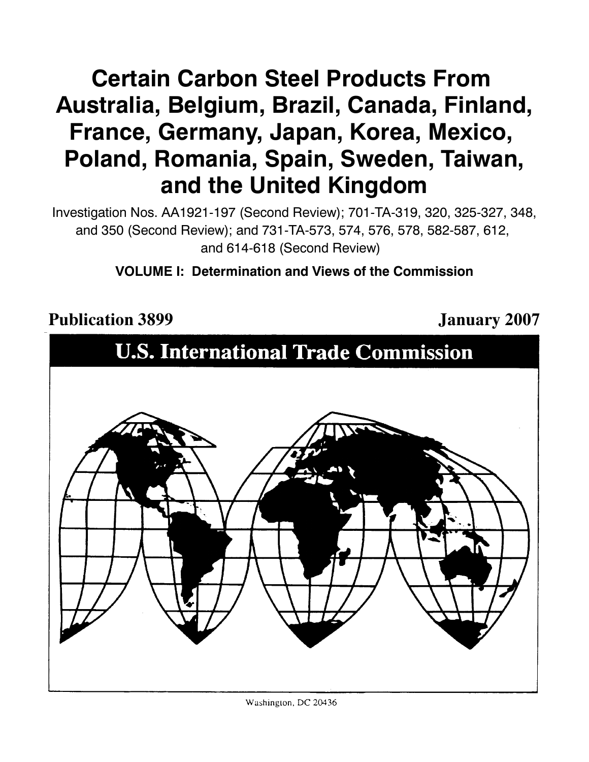# Certain Carbon Steel Products From Australia, Belgium, Brazil, Canada, Finland, France, Germany, Japan, Korea, Mexico, Poland, Romania, Spain, Sweden, Taiwan, and the United Kingdom

Investigation Nos. AA1921-197 (Second Review); 701-TA-319, 320, 325-327, 348, and 350 (Second Review); and 731-TA-573, 574, 576, 578, 582-587, 612, and 614-618 (Second Review)

**VOLUME I: Determination and Views of the Commission**

**Publication 3899** **January 2007**

## U.S. International Trade Commission

Washington, DC 20436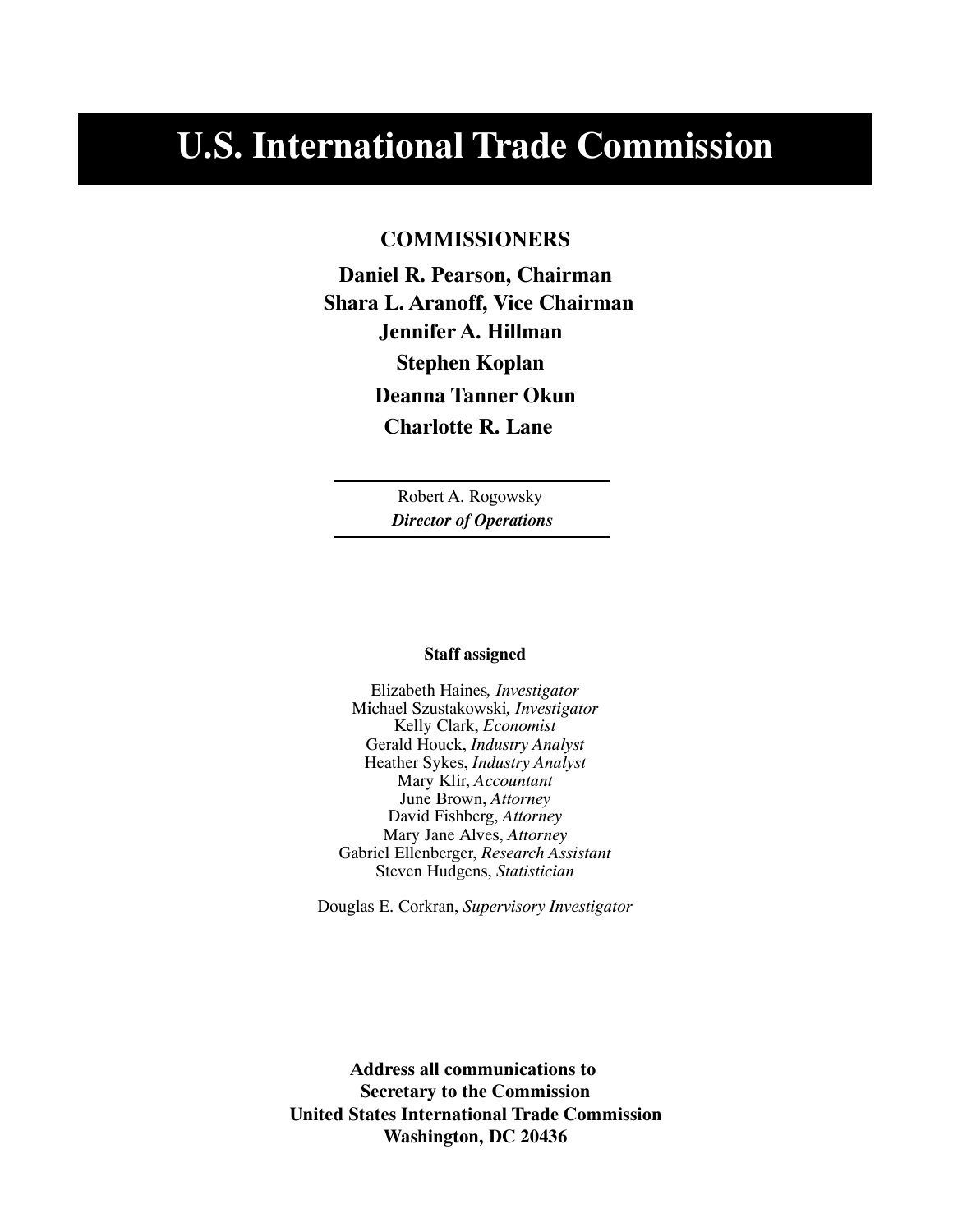# U.S. International Trade Commission

**COMMISSIONERS**

**Daniel R. Pearson, Chairman**
**Shara L. Aranoff, Vice Chairman**
**Jennifer A. Hillman**
**Stephen Koplan**
**Deanna Tanner Okun**
**Charlotte R. Lane**

Robert A. Rogowsky
***Director of Operations***

**Staff assigned**

Elizabeth Haines, *Investigator*
Michael Szustakowski, *Investigator*
Kelly Clark, *Economist*
Gerald Houck, *Industry Analyst*
Heather Sykes, *Industry Analyst*
Mary Klir, *Accountant*
June Brown, *Attorney*
David Fishberg, *Attorney*
Mary Jane Alves, *Attorney*
Gabriel Ellenberger, *Research Assistant*
Steven Hudgens, *Statistician*

Douglas E. Corkran, *Supervisory Investigator*

**Address all communications to**
**Secretary to the Commission**
**United States International Trade Commission**
**Washington, DC 20436**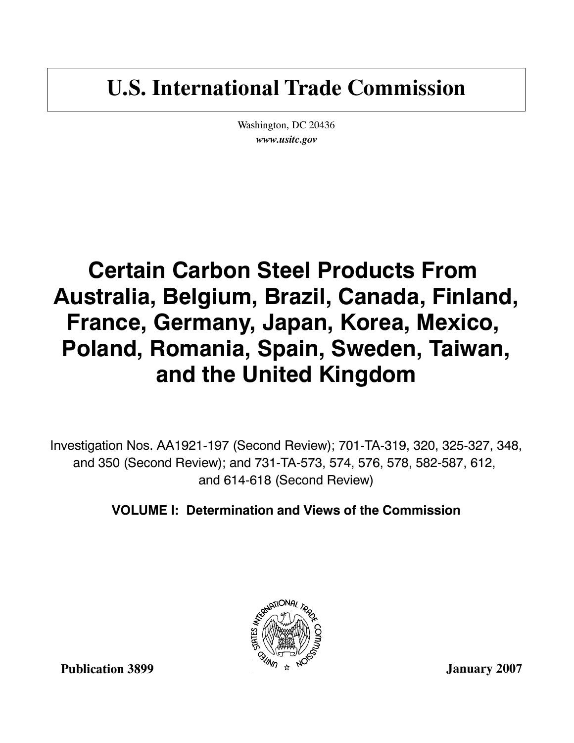# U.S. International Trade Commission

Washington, DC 20436
***www.usitc.gov***

# Certain Carbon Steel Products From Australia, Belgium, Brazil, Canada, Finland, France, Germany, Japan, Korea, Mexico, Poland, Romania, Spain, Sweden, Taiwan, and the United Kingdom

Investigation Nos. AA1921-197 (Second Review); 701-TA-319, 320, 325-327, 348, and 350 (Second Review); and 731-TA-573, 574, 576, 578, 582-587, 612, and 614-618 (Second Review)

**VOLUME I: Determination and Views of the Commission**

**Publication 3899** **January 2007**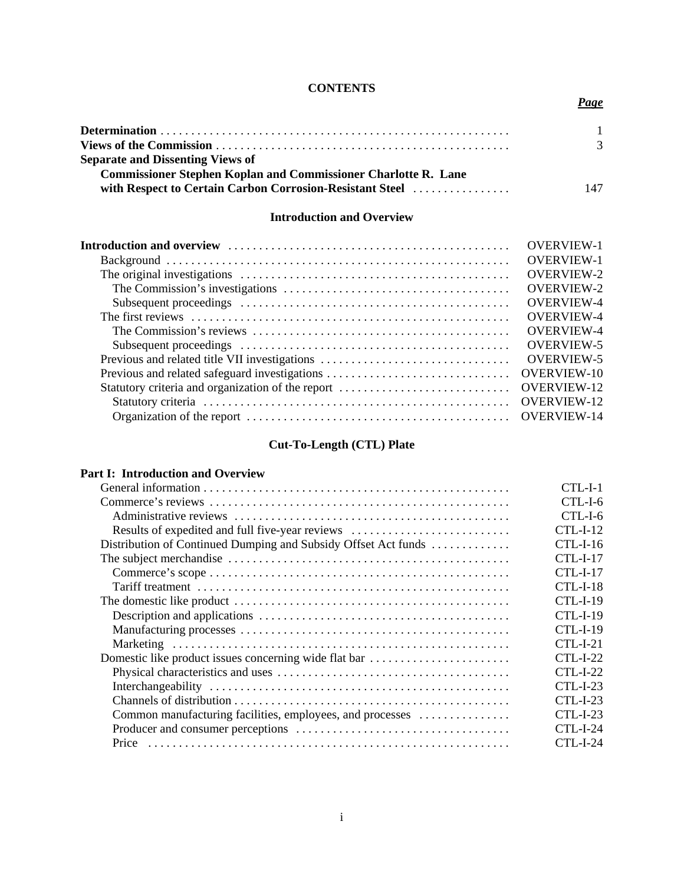# CONTENTS

| | *Page* |
|---|---|
| **Determination** | 1 |
| **Views of the Commission** | 3 |
| **Separate and Dissenting Views of Commissioner Stephen Koplan and Commissioner Charlotte R. Lane with Respect to Certain Carbon Corrosion-Resistant Steel** | 147 |

## Introduction and Overview

| | |
|---|---|
| **Introduction and overview** | OVERVIEW-1 |
| Background | OVERVIEW-1 |
| The original investigations | OVERVIEW-2 |
| The Commission's investigations | OVERVIEW-2 |
| Subsequent proceedings | OVERVIEW-4 |
| The first reviews | OVERVIEW-4 |
| The Commission's reviews | OVERVIEW-4 |
| Subsequent proceedings | OVERVIEW-5 |
| Previous and related title VII investigations | OVERVIEW-5 |
| Previous and related safeguard investigations | OVERVIEW-10 |
| Statutory criteria and organization of the report | OVERVIEW-12 |
| Statutory criteria | OVERVIEW-12 |
| Organization of the report | OVERVIEW-14 |

## Cut-To-Length (CTL) Plate

| | |
|---|---|
| **Part I: Introduction and Overview** | |
| General information | CTL-I-1 |
| Commerce's reviews | CTL-I-6 |
| Administrative reviews | CTL-I-6 |
| Results of expedited and full five-year reviews | CTL-I-12 |
| Distribution of Continued Dumping and Subsidy Offset Act funds | CTL-I-16 |
| The subject merchandise | CTL-I-17 |
| Commerce's scope | CTL-I-17 |
| Tariff treatment | CTL-I-18 |
| The domestic like product | CTL-I-19 |
| Description and applications | CTL-I-19 |
| Manufacturing processes | CTL-I-19 |
| Marketing | CTL-I-21 |
| Domestic like product issues concerning wide flat bar | CTL-I-22 |
| Physical characteristics and uses | CTL-I-22 |
| Interchangeability | CTL-I-23 |
| Channels of distribution | CTL-I-23 |
| Common manufacturing facilities, employees, and processes | CTL-I-23 |
| Producer and consumer perceptions | CTL-I-24 |
| Price | CTL-I-24 |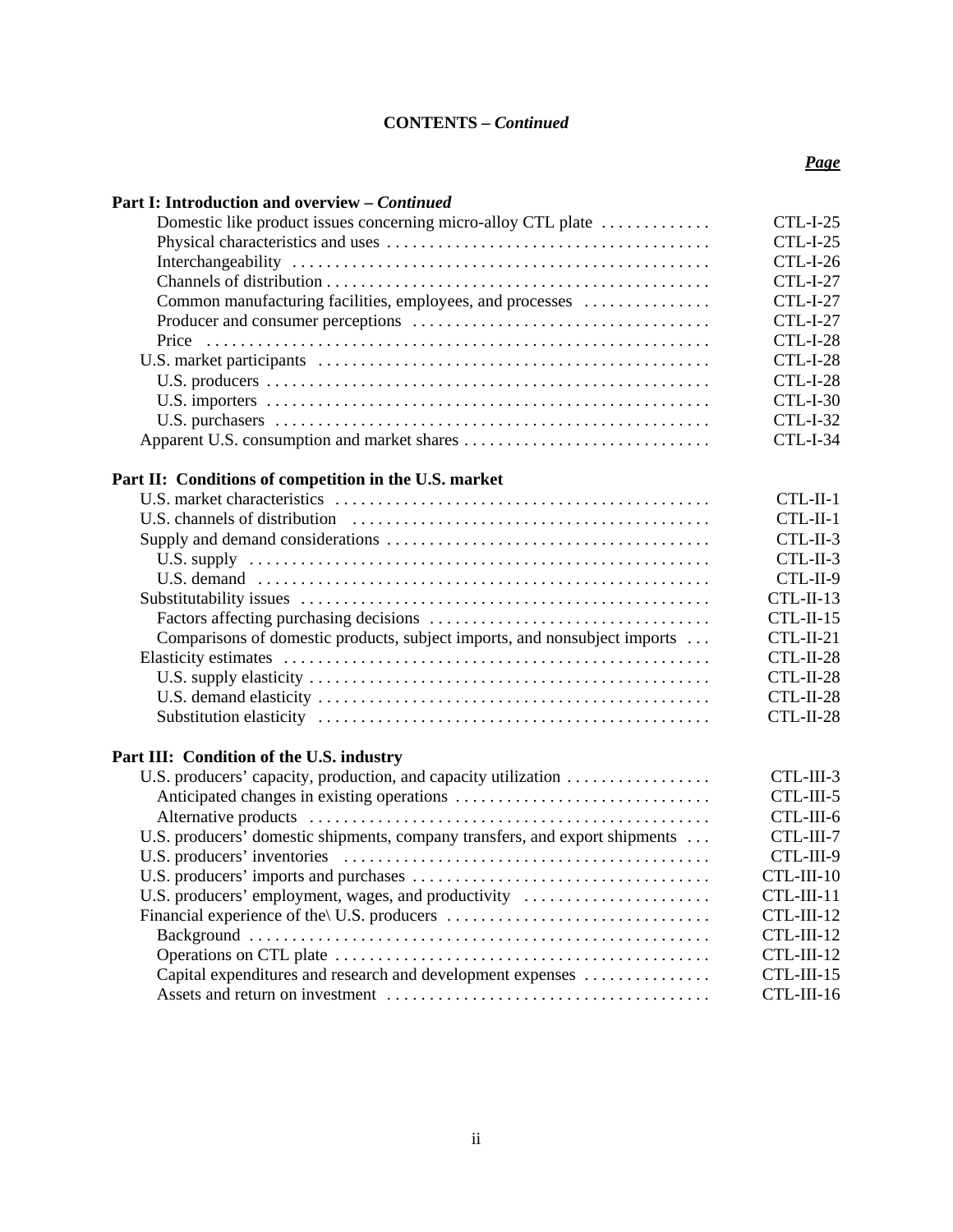**CONTENTS – *Continued***

| | ***Page*** |
|---|---|
| **Part I: Introduction and overview – *Continued*** | |
| Domestic like product issues concerning micro-alloy CTL plate | CTL-I-25 |
| Physical characteristics and uses | CTL-I-25 |
| Interchangeability | CTL-I-26 |
| Channels of distribution | CTL-I-27 |
| Common manufacturing facilities, employees, and processes | CTL-I-27 |
| Producer and consumer perceptions | CTL-I-27 |
| Price | CTL-I-28 |
| U.S. market participants | CTL-I-28 |
| U.S. producers | CTL-I-28 |
| U.S. importers | CTL-I-30 |
| U.S. purchasers | CTL-I-32 |
| Apparent U.S. consumption and market shares | CTL-I-34 |
| **Part II: Conditions of competition in the U.S. market** | |
| U.S. market characteristics | CTL-II-1 |
| U.S. channels of distribution | CTL-II-1 |
| Supply and demand considerations | CTL-II-3 |
| U.S. supply | CTL-II-3 |
| U.S. demand | CTL-II-9 |
| Substitutability issues | CTL-II-13 |
| Factors affecting purchasing decisions | CTL-II-15 |
| Comparisons of domestic products, subject imports, and nonsubject imports | CTL-II-21 |
| Elasticity estimates | CTL-II-28 |
| U.S. supply elasticity | CTL-II-28 |
| U.S. demand elasticity | CTL-II-28 |
| Substitution elasticity | CTL-II-28 |
| **Part III: Condition of the U.S. industry** | |
| U.S. producers' capacity, production, and capacity utilization | CTL-III-3 |
| Anticipated changes in existing operations | CTL-III-5 |
| Alternative products | CTL-III-6 |
| U.S. producers' domestic shipments, company transfers, and export shipments | CTL-III-7 |
| U.S. producers' inventories | CTL-III-9 |
| U.S. producers' imports and purchases | CTL-III-10 |
| U.S. producers' employment, wages, and productivity | CTL-III-11 |
| Financial experience of the\ U.S. producers | CTL-III-12 |
| Background | CTL-III-12 |
| Operations on CTL plate | CTL-III-12 |
| Capital expenditures and research and development expenses | CTL-III-15 |
| Assets and return on investment | CTL-III-16 |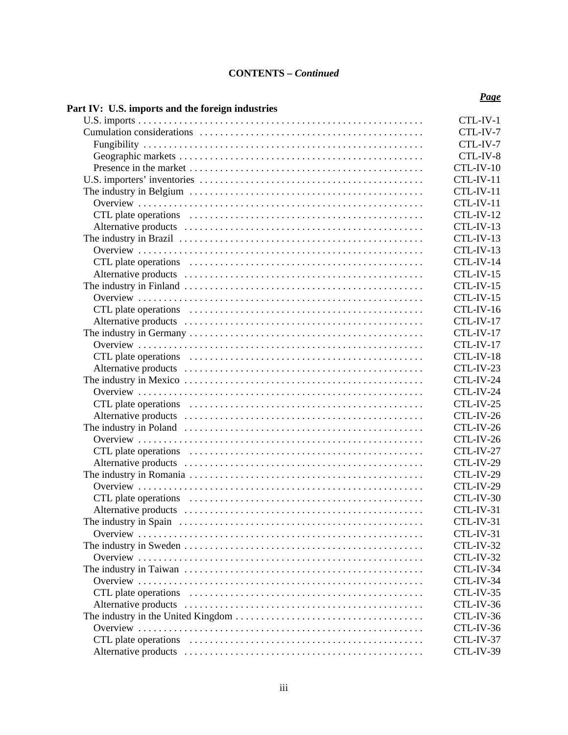**CONTENTS – *Continued***

| | ***Page*** |
|---|---|
| **Part IV: U.S. imports and the foreign industries** | |
| U.S. imports | CTL-IV-1 |
| Cumulation considerations | CTL-IV-7 |
| Fungibility | CTL-IV-7 |
| Geographic markets | CTL-IV-8 |
| Presence in the market | CTL-IV-10 |
| U.S. importers' inventories | CTL-IV-11 |
| The industry in Belgium | CTL-IV-11 |
| Overview | CTL-IV-11 |
| CTL plate operations | CTL-IV-12 |
| Alternative products | CTL-IV-13 |
| The industry in Brazil | CTL-IV-13 |
| Overview | CTL-IV-13 |
| CTL plate operations | CTL-IV-14 |
| Alternative products | CTL-IV-15 |
| The industry in Finland | CTL-IV-15 |
| Overview | CTL-IV-15 |
| CTL plate operations | CTL-IV-16 |
| Alternative products | CTL-IV-17 |
| The industry in Germany | CTL-IV-17 |
| Overview | CTL-IV-17 |
| CTL plate operations | CTL-IV-18 |
| Alternative products | CTL-IV-23 |
| The industry in Mexico | CTL-IV-24 |
| Overview | CTL-IV-24 |
| CTL plate operations | CTL-IV-25 |
| Alternative products | CTL-IV-26 |
| The industry in Poland | CTL-IV-26 |
| Overview | CTL-IV-26 |
| CTL plate operations | CTL-IV-27 |
| Alternative products | CTL-IV-29 |
| The industry in Romania | CTL-IV-29 |
| Overview | CTL-IV-29 |
| CTL plate operations | CTL-IV-30 |
| Alternative products | CTL-IV-31 |
| The industry in Spain | CTL-IV-31 |
| Overview | CTL-IV-31 |
| The industry in Sweden | CTL-IV-32 |
| Overview | CTL-IV-32 |
| The industry in Taiwan | CTL-IV-34 |
| Overview | CTL-IV-34 |
| CTL plate operations | CTL-IV-35 |
| Alternative products | CTL-IV-36 |
| The industry in the United Kingdom | CTL-IV-36 |
| Overview | CTL-IV-36 |
| CTL plate operations | CTL-IV-37 |
| Alternative products | CTL-IV-39 |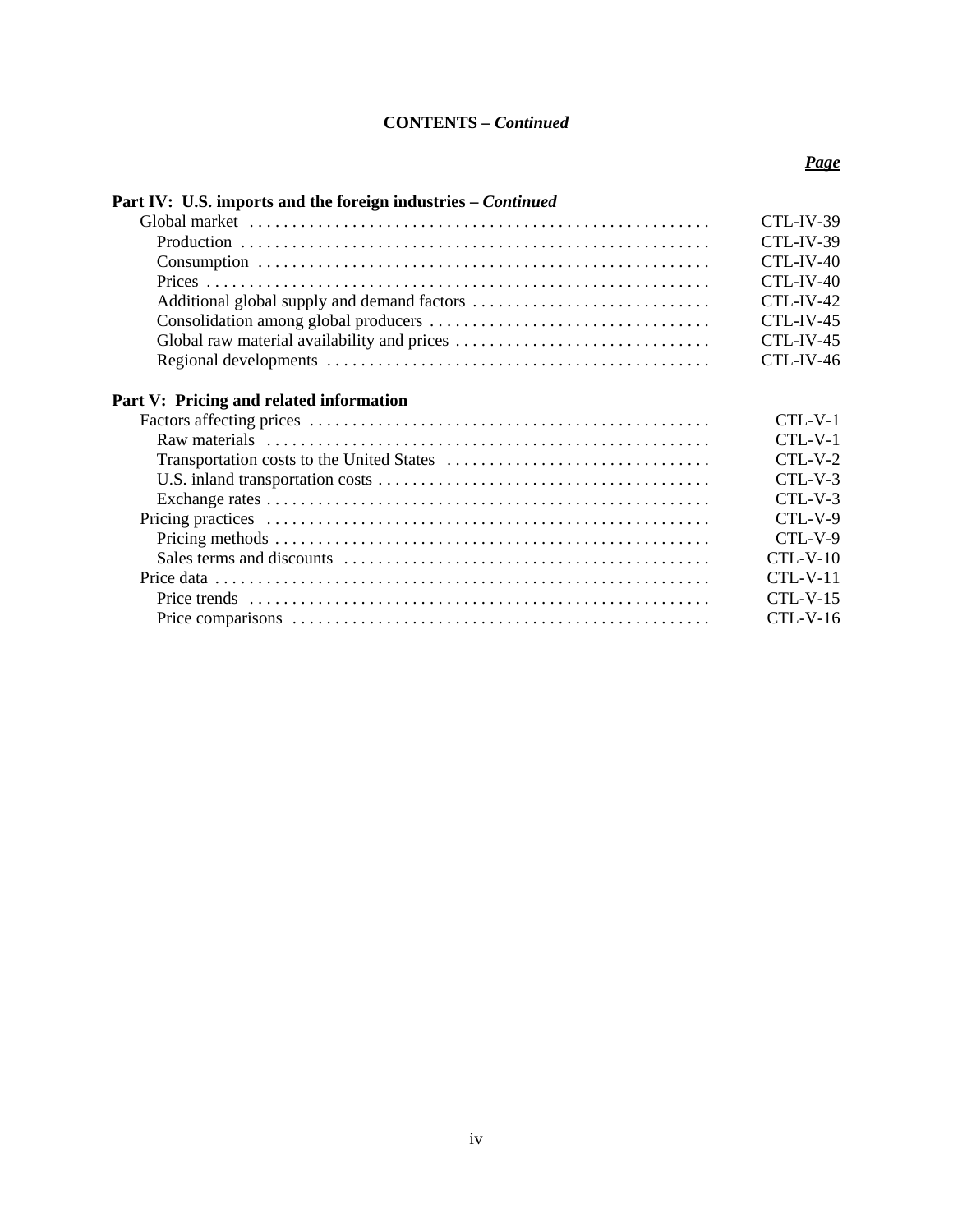**CONTENTS – *Continued***

| | ***Page*** |
|---|---|
| **Part IV: U.S. imports and the foreign industries – *Continued*** | |
| Global market | CTL-IV-39 |
| Production | CTL-IV-39 |
| Consumption | CTL-IV-40 |
| Prices | CTL-IV-40 |
| Additional global supply and demand factors | CTL-IV-42 |
| Consolidation among global producers | CTL-IV-45 |
| Global raw material availability and prices | CTL-IV-45 |
| Regional developments | CTL-IV-46 |
| **Part V: Pricing and related information** | |
| Factors affecting prices | CTL-V-1 |
| Raw materials | CTL-V-1 |
| Transportation costs to the United States | CTL-V-2 |
| U.S. inland transportation costs | CTL-V-3 |
| Exchange rates | CTL-V-3 |
| Pricing practices | CTL-V-9 |
| Pricing methods | CTL-V-9 |
| Sales terms and discounts | CTL-V-10 |
| Price data | CTL-V-11 |
| Price trends | CTL-V-15 |
| Price comparisons | CTL-V-16 |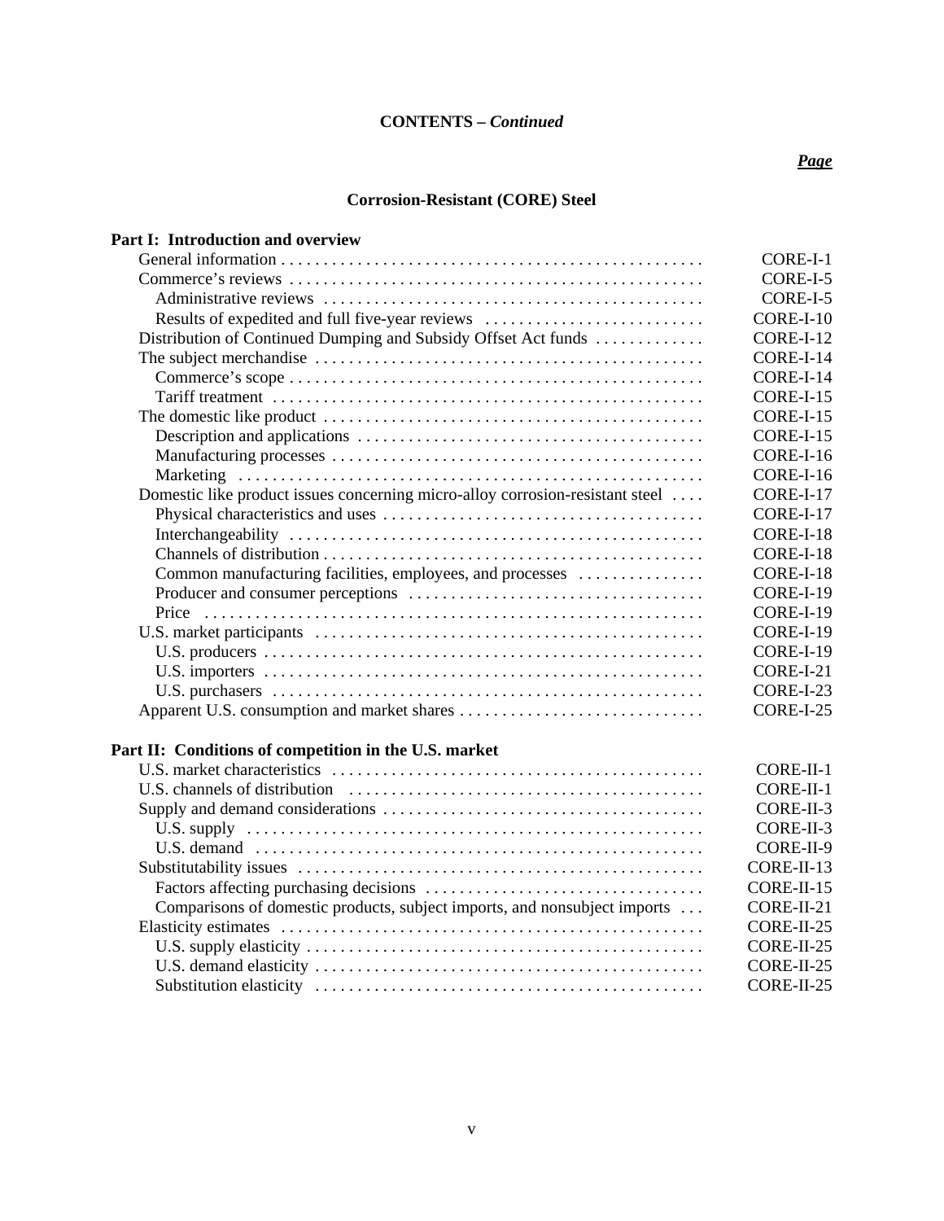**CONTENTS – *Continued***

| | ***Page*** |
|---|---|
| **Corrosion-Resistant (CORE) Steel** | |
| **Part I: Introduction and overview** | |
| General information | CORE-I-1 |
| Commerce's reviews | CORE-I-5 |
| Administrative reviews | CORE-I-5 |
| Results of expedited and full five-year reviews | CORE-I-10 |
| Distribution of Continued Dumping and Subsidy Offset Act funds | CORE-I-12 |
| The subject merchandise | CORE-I-14 |
| Commerce's scope | CORE-I-14 |
| Tariff treatment | CORE-I-15 |
| The domestic like product | CORE-I-15 |
| Description and applications | CORE-I-15 |
| Manufacturing processes | CORE-I-16 |
| Marketing | CORE-I-16 |
| Domestic like product issues concerning micro-alloy corrosion-resistant steel | CORE-I-17 |
| Physical characteristics and uses | CORE-I-17 |
| Interchangeability | CORE-I-18 |
| Channels of distribution | CORE-I-18 |
| Common manufacturing facilities, employees, and processes | CORE-I-18 |
| Producer and consumer perceptions | CORE-I-19 |
| Price | CORE-I-19 |
| U.S. market participants | CORE-I-19 |
| U.S. producers | CORE-I-19 |
| U.S. importers | CORE-I-21 |
| U.S. purchasers | CORE-I-23 |
| Apparent U.S. consumption and market shares | CORE-I-25 |
| **Part II: Conditions of competition in the U.S. market** | |
| U.S. market characteristics | CORE-II-1 |
| U.S. channels of distribution | CORE-II-1 |
| Supply and demand considerations | CORE-II-3 |
| U.S. supply | CORE-II-3 |
| U.S. demand | CORE-II-9 |
| Substitutability issues | CORE-II-13 |
| Factors affecting purchasing decisions | CORE-II-15 |
| Comparisons of domestic products, subject imports, and nonsubject imports | CORE-II-21 |
| Elasticity estimates | CORE-II-25 |
| U.S. supply elasticity | CORE-II-25 |
| U.S. demand elasticity | CORE-II-25 |
| Substitution elasticity | CORE-II-25 |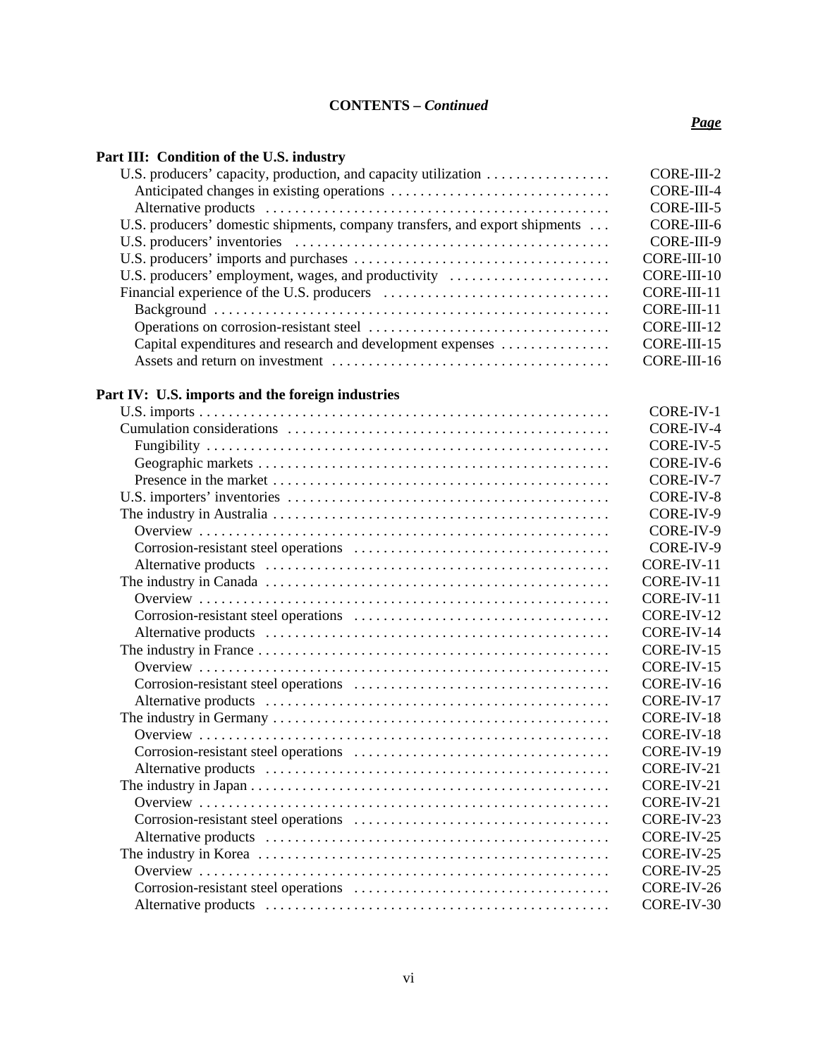**CONTENTS – *Continued***

| | ***Page*** |
|---|---|
| **Part III: Condition of the U.S. industry** | |
| U.S. producers' capacity, production, and capacity utilization | CORE-III-2 |
| Anticipated changes in existing operations | CORE-III-4 |
| Alternative products | CORE-III-5 |
| U.S. producers' domestic shipments, company transfers, and export shipments | CORE-III-6 |
| U.S. producers' inventories | CORE-III-9 |
| U.S. producers' imports and purchases | CORE-III-10 |
| U.S. producers' employment, wages, and productivity | CORE-III-10 |
| Financial experience of the U.S. producers | CORE-III-11 |
| Background | CORE-III-11 |
| Operations on corrosion-resistant steel | CORE-III-12 |
| Capital expenditures and research and development expenses | CORE-III-15 |
| Assets and return on investment | CORE-III-16 |
| **Part IV: U.S. imports and the foreign industries** | |
| U.S. imports | CORE-IV-1 |
| Cumulation considerations | CORE-IV-4 |
| Fungibility | CORE-IV-5 |
| Geographic markets | CORE-IV-6 |
| Presence in the market | CORE-IV-7 |
| U.S. importers' inventories | CORE-IV-8 |
| The industry in Australia | CORE-IV-9 |
| Overview | CORE-IV-9 |
| Corrosion-resistant steel operations | CORE-IV-9 |
| Alternative products | CORE-IV-11 |
| The industry in Canada | CORE-IV-11 |
| Overview | CORE-IV-11 |
| Corrosion-resistant steel operations | CORE-IV-12 |
| Alternative products | CORE-IV-14 |
| The industry in France | CORE-IV-15 |
| Overview | CORE-IV-15 |
| Corrosion-resistant steel operations | CORE-IV-16 |
| Alternative products | CORE-IV-17 |
| The industry in Germany | CORE-IV-18 |
| Overview | CORE-IV-18 |
| Corrosion-resistant steel operations | CORE-IV-19 |
| Alternative products | CORE-IV-21 |
| The industry in Japan | CORE-IV-21 |
| Overview | CORE-IV-21 |
| Corrosion-resistant steel operations | CORE-IV-23 |
| Alternative products | CORE-IV-25 |
| The industry in Korea | CORE-IV-25 |
| Overview | CORE-IV-25 |
| Corrosion-resistant steel operations | CORE-IV-26 |
| Alternative products | CORE-IV-30 |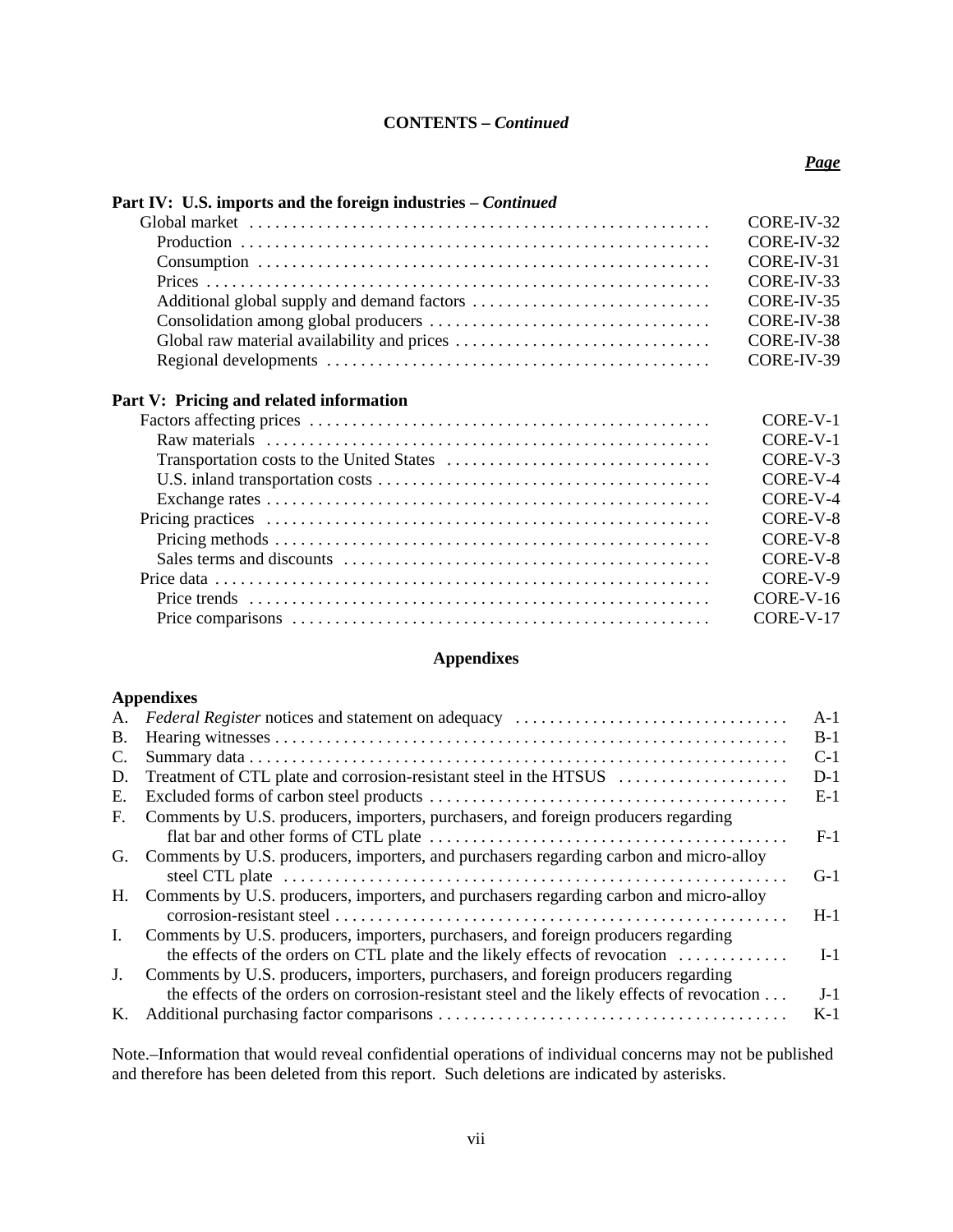**CONTENTS – *Continued***

| | ***Page*** |
|---|---|
| **Part IV: U.S. imports and the foreign industries – *Continued*** | |
| Global market | CORE-IV-32 |
| Production | CORE-IV-32 |
| Consumption | CORE-IV-31 |
| Prices | CORE-IV-33 |
| Additional global supply and demand factors | CORE-IV-35 |
| Consolidation among global producers | CORE-IV-38 |
| Global raw material availability and prices | CORE-IV-38 |
| Regional developments | CORE-IV-39 |
| **Part V: Pricing and related information** | |
| Factors affecting prices | CORE-V-1 |
| Raw materials | CORE-V-1 |
| Transportation costs to the United States | CORE-V-3 |
| U.S. inland transportation costs | CORE-V-4 |
| Exchange rates | CORE-V-4 |
| Pricing practices | CORE-V-8 |
| Pricing methods | CORE-V-8 |
| Sales terms and discounts | CORE-V-8 |
| Price data | CORE-V-9 |
| Price trends | CORE-V-16 |
| Price comparisons | CORE-V-17 |

**Appendixes**

**Appendixes**

| | | |
|---|---|---|
| A. | *Federal Register* notices and statement on adequacy | A-1 |
| B. | Hearing witnesses | B-1 |
| C. | Summary data | C-1 |
| D. | Treatment of CTL plate and corrosion-resistant steel in the HTSUS | D-1 |
| E. | Excluded forms of carbon steel products | E-1 |
| F. | Comments by U.S. producers, importers, purchasers, and foreign producers regarding flat bar and other forms of CTL plate | F-1 |
| G. | Comments by U.S. producers, importers, and purchasers regarding carbon and micro-alloy steel CTL plate | G-1 |
| H. | Comments by U.S. producers, importers, and purchasers regarding carbon and micro-alloy corrosion-resistant steel | H-1 |
| I. | Comments by U.S. producers, importers, purchasers, and foreign producers regarding the effects of the orders on CTL plate and the likely effects of revocation | I-1 |
| J. | Comments by U.S. producers, importers, purchasers, and foreign producers regarding the effects of the orders on corrosion-resistant steel and the likely effects of revocation | J-1 |
| K. | Additional purchasing factor comparisons | K-1 |

Note.–Information that would reveal confidential operations of individual concerns may not be published and therefore has been deleted from this report. Such deletions are indicated by asterisks.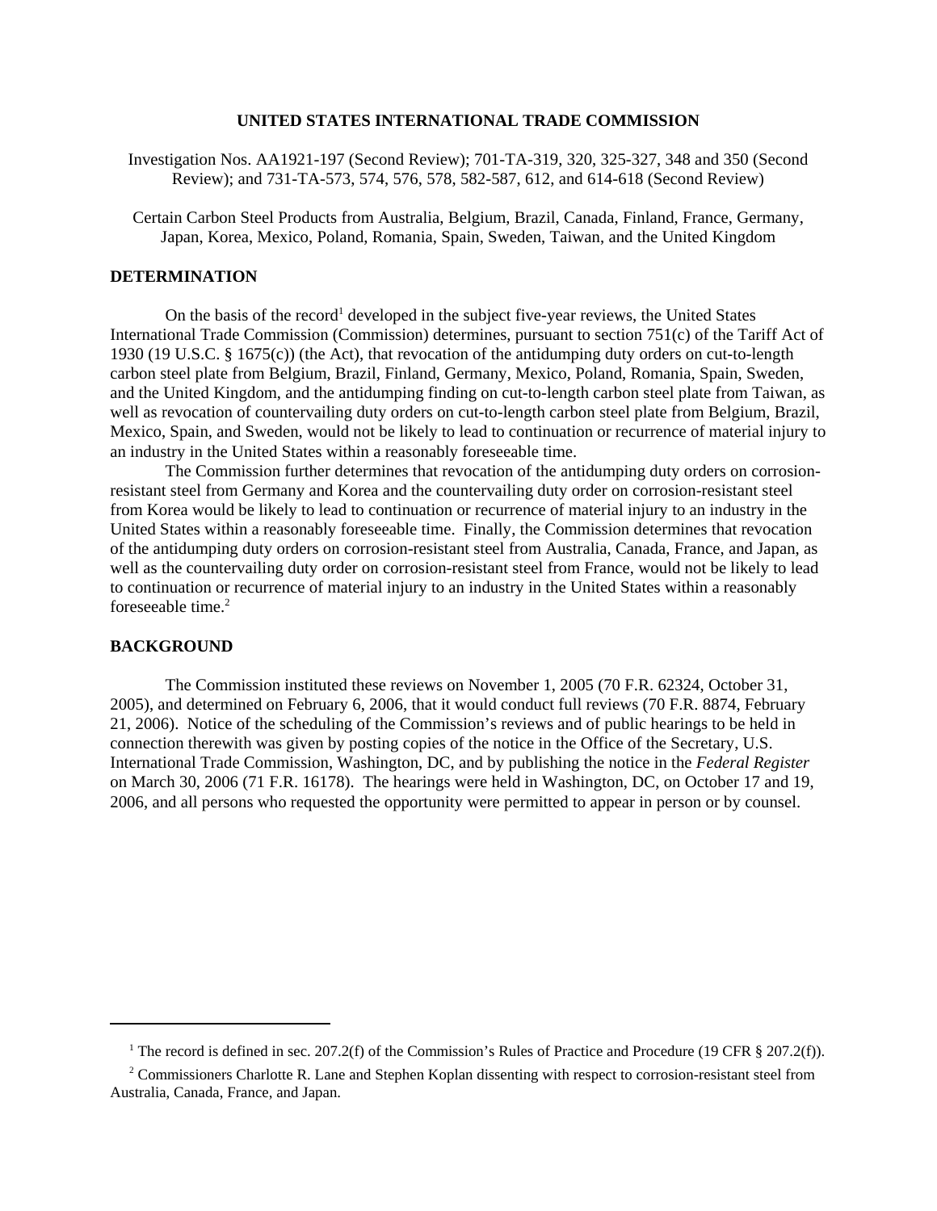**UNITED STATES INTERNATIONAL TRADE COMMISSION**

Investigation Nos. AA1921-197 (Second Review); 701-TA-319, 320, 325-327, 348 and 350 (Second Review); and 731-TA-573, 574, 576, 578, 582-587, 612, and 614-618 (Second Review)

Certain Carbon Steel Products from Australia, Belgium, Brazil, Canada, Finland, France, Germany, Japan, Korea, Mexico, Poland, Romania, Spain, Sweden, Taiwan, and the United Kingdom

## DETERMINATION

On the basis of the record[1] developed in the subject five-year reviews, the United States International Trade Commission (Commission) determines, pursuant to section 751(c) of the Tariff Act of 1930 (19 U.S.C. § 1675(c)) (the Act), that revocation of the antidumping duty orders on cut-to-length carbon steel plate from Belgium, Brazil, Finland, Germany, Mexico, Poland, Romania, Spain, Sweden, and the United Kingdom, and the antidumping finding on cut-to-length carbon steel plate from Taiwan, as well as revocation of countervailing duty orders on cut-to-length carbon steel plate from Belgium, Brazil, Mexico, Spain, and Sweden, would not be likely to lead to continuation or recurrence of material injury to an industry in the United States within a reasonably foreseeable time.

The Commission further determines that revocation of the antidumping duty orders on corrosion-resistant steel from Germany and Korea and the countervailing duty order on corrosion-resistant steel from Korea would be likely to lead to continuation or recurrence of material injury to an industry in the United States within a reasonably foreseeable time. Finally, the Commission determines that revocation of the antidumping duty orders on corrosion-resistant steel from Australia, Canada, France, and Japan, as well as the countervailing duty order on corrosion-resistant steel from France, would not be likely to lead to continuation or recurrence of material injury to an industry in the United States within a reasonably foreseeable time.[2]

## BACKGROUND

The Commission instituted these reviews on November 1, 2005 (70 F.R. 62324, October 31, 2005), and determined on February 6, 2006, that it would conduct full reviews (70 F.R. 8874, February 21, 2006). Notice of the scheduling of the Commission's reviews and of public hearings to be held in connection therewith was given by posting copies of the notice in the Office of the Secretary, U.S. International Trade Commission, Washington, DC, and by publishing the notice in the *Federal Register* on March 30, 2006 (71 F.R. 16178). The hearings were held in Washington, DC, on October 17 and 19, 2006, and all persons who requested the opportunity were permitted to appear in person or by counsel.

---

[1] The record is defined in sec. 207.2(f) of the Commission's Rules of Practice and Procedure (19 CFR § 207.2(f)).

[2] Commissioners Charlotte R. Lane and Stephen Koplan dissenting with respect to corrosion-resistant steel from Australia, Canada, France, and Japan.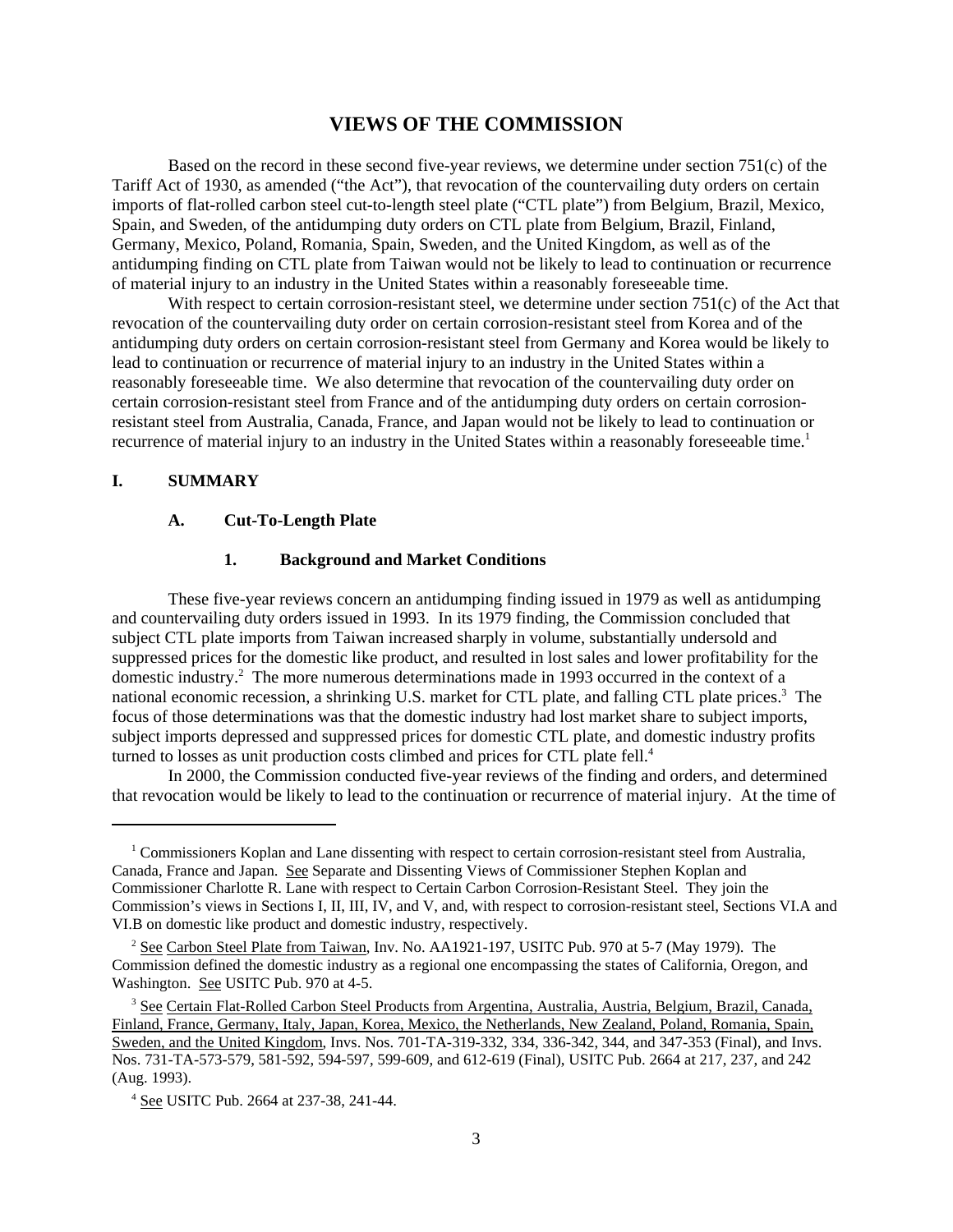# VIEWS OF THE COMMISSION

Based on the record in these second five-year reviews, we determine under section 751(c) of the Tariff Act of 1930, as amended ("the Act"), that revocation of the countervailing duty orders on certain imports of flat-rolled carbon steel cut-to-length steel plate ("CTL plate") from Belgium, Brazil, Mexico, Spain, and Sweden, of the antidumping duty orders on CTL plate from Belgium, Brazil, Finland, Germany, Mexico, Poland, Romania, Spain, Sweden, and the United Kingdom, as well as of the antidumping finding on CTL plate from Taiwan would not be likely to lead to continuation or recurrence of material injury to an industry in the United States within a reasonably foreseeable time.

With respect to certain corrosion-resistant steel, we determine under section 751(c) of the Act that revocation of the countervailing duty order on certain corrosion-resistant steel from Korea and of the antidumping duty orders on certain corrosion-resistant steel from Germany and Korea would be likely to lead to continuation or recurrence of material injury to an industry in the United States within a reasonably foreseeable time. We also determine that revocation of the countervailing duty order on certain corrosion-resistant steel from France and of the antidumping duty orders on certain corrosion-resistant steel from Australia, Canada, France, and Japan would not be likely to lead to continuation or recurrence of material injury to an industry in the United States within a reasonably foreseeable time.[1]

## I. SUMMARY

### A. Cut-To-Length Plate

#### 1. Background and Market Conditions

These five-year reviews concern an antidumping finding issued in 1979 as well as antidumping and countervailing duty orders issued in 1993. In its 1979 finding, the Commission concluded that subject CTL plate imports from Taiwan increased sharply in volume, substantially undersold and suppressed prices for the domestic like product, and resulted in lost sales and lower profitability for the domestic industry.[2] The more numerous determinations made in 1993 occurred in the context of a national economic recession, a shrinking U.S. market for CTL plate, and falling CTL plate prices.[3] The focus of those determinations was that the domestic industry had lost market share to subject imports, subject imports depressed and suppressed prices for domestic CTL plate, and domestic industry profits turned to losses as unit production costs climbed and prices for CTL plate fell.[4]

In 2000, the Commission conducted five-year reviews of the finding and orders, and determined that revocation would be likely to lead to the continuation or recurrence of material injury. At the time of

---

[1] Commissioners Koplan and Lane dissenting with respect to certain corrosion-resistant steel from Australia, Canada, France and Japan. See Separate and Dissenting Views of Commissioner Stephen Koplan and Commissioner Charlotte R. Lane with respect to Certain Carbon Corrosion-Resistant Steel. They join the Commission's views in Sections I, II, III, IV, and V, and, with respect to corrosion-resistant steel, Sections VI.A and VI.B on domestic like product and domestic industry, respectively.

[2] See Carbon Steel Plate from Taiwan, Inv. No. AA1921-197, USITC Pub. 970 at 5-7 (May 1979). The Commission defined the domestic industry as a regional one encompassing the states of California, Oregon, and Washington. See USITC Pub. 970 at 4-5.

[3] See Certain Flat-Rolled Carbon Steel Products from Argentina, Australia, Austria, Belgium, Brazil, Canada, Finland, France, Germany, Italy, Japan, Korea, Mexico, the Netherlands, New Zealand, Poland, Romania, Spain, Sweden, and the United Kingdom, Invs. Nos. 701-TA-319-332, 334, 336-342, 344, and 347-353 (Final), and Invs. Nos. 731-TA-573-579, 581-592, 594-597, 599-609, and 612-619 (Final), USITC Pub. 2664 at 217, 237, and 242 (Aug. 1993).

[4] See USITC Pub. 2664 at 237-38, 241-44.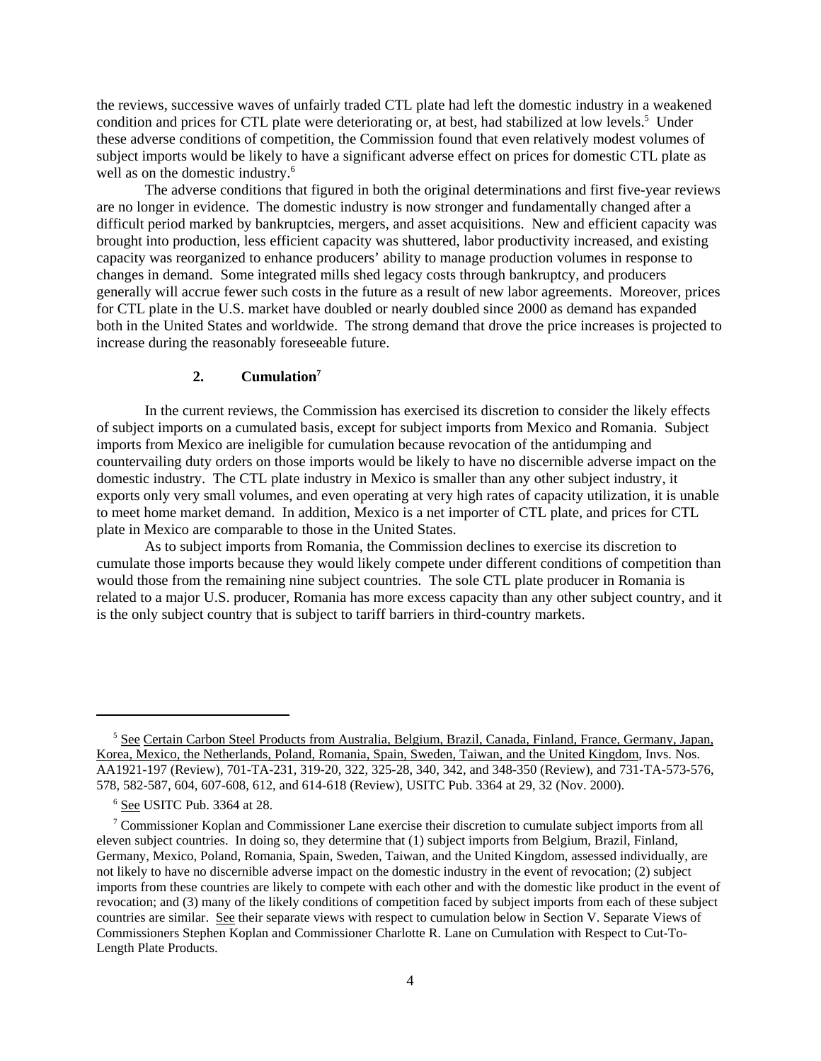the reviews, successive waves of unfairly traded CTL plate had left the domestic industry in a weakened condition and prices for CTL plate were deteriorating or, at best, had stabilized at low levels.[5] Under these adverse conditions of competition, the Commission found that even relatively modest volumes of subject imports would be likely to have a significant adverse effect on prices for domestic CTL plate as well as on the domestic industry.[6]

The adverse conditions that figured in both the original determinations and first five-year reviews are no longer in evidence. The domestic industry is now stronger and fundamentally changed after a difficult period marked by bankruptcies, mergers, and asset acquisitions. New and efficient capacity was brought into production, less efficient capacity was shuttered, labor productivity increased, and existing capacity was reorganized to enhance producers' ability to manage production volumes in response to changes in demand. Some integrated mills shed legacy costs through bankruptcy, and producers generally will accrue fewer such costs in the future as a result of new labor agreements. Moreover, prices for CTL plate in the U.S. market have doubled or nearly doubled since 2000 as demand has expanded both in the United States and worldwide. The strong demand that drove the price increases is projected to increase during the reasonably foreseeable future.

### 2. Cumulation[7]

In the current reviews, the Commission has exercised its discretion to consider the likely effects of subject imports on a cumulated basis, except for subject imports from Mexico and Romania. Subject imports from Mexico are ineligible for cumulation because revocation of the antidumping and countervailing duty orders on those imports would be likely to have no discernible adverse impact on the domestic industry. The CTL plate industry in Mexico is smaller than any other subject industry, it exports only very small volumes, and even operating at very high rates of capacity utilization, it is unable to meet home market demand. In addition, Mexico is a net importer of CTL plate, and prices for CTL plate in Mexico are comparable to those in the United States.

As to subject imports from Romania, the Commission declines to exercise its discretion to cumulate those imports because they would likely compete under different conditions of competition than would those from the remaining nine subject countries. The sole CTL plate producer in Romania is related to a major U.S. producer, Romania has more excess capacity than any other subject country, and it is the only subject country that is subject to tariff barriers in third-country markets.

---

[5] See Certain Carbon Steel Products from Australia, Belgium, Brazil, Canada, Finland, France, Germany, Japan, Korea, Mexico, the Netherlands, Poland, Romania, Spain, Sweden, Taiwan, and the United Kingdom, Invs. Nos. AA1921-197 (Review), 701-TA-231, 319-20, 322, 325-28, 340, 342, and 348-350 (Review), and 731-TA-573-576, 578, 582-587, 604, 607-608, 612, and 614-618 (Review), USITC Pub. 3364 at 29, 32 (Nov. 2000).

[6] See USITC Pub. 3364 at 28.

[7] Commissioner Koplan and Commissioner Lane exercise their discretion to cumulate subject imports from all eleven subject countries. In doing so, they determine that (1) subject imports from Belgium, Brazil, Finland, Germany, Mexico, Poland, Romania, Spain, Sweden, Taiwan, and the United Kingdom, assessed individually, are not likely to have no discernible adverse impact on the domestic industry in the event of revocation; (2) subject imports from these countries are likely to compete with each other and with the domestic like product in the event of revocation; and (3) many of the likely conditions of competition faced by subject imports from each of these subject countries are similar. See their separate views with respect to cumulation below in Section V. Separate Views of Commissioners Stephen Koplan and Commissioner Charlotte R. Lane on Cumulation with Respect to Cut-To-Length Plate Products.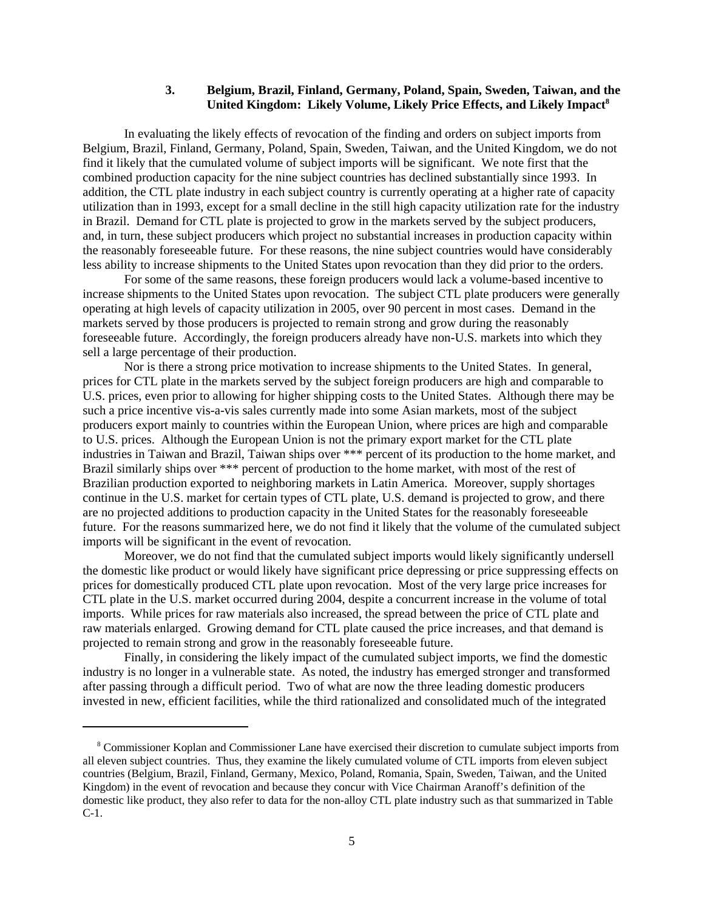### 3. Belgium, Brazil, Finland, Germany, Poland, Spain, Sweden, Taiwan, and the United Kingdom: Likely Volume, Likely Price Effects, and Likely Impact[8]

In evaluating the likely effects of revocation of the finding and orders on subject imports from Belgium, Brazil, Finland, Germany, Poland, Spain, Sweden, Taiwan, and the United Kingdom, we do not find it likely that the cumulated volume of subject imports will be significant. We note first that the combined production capacity for the nine subject countries has declined substantially since 1993. In addition, the CTL plate industry in each subject country is currently operating at a higher rate of capacity utilization than in 1993, except for a small decline in the still high capacity utilization rate for the industry in Brazil. Demand for CTL plate is projected to grow in the markets served by the subject producers, and, in turn, these subject producers which project no substantial increases in production capacity within the reasonably foreseeable future. For these reasons, the nine subject countries would have considerably less ability to increase shipments to the United States upon revocation than they did prior to the orders.

For some of the same reasons, these foreign producers would lack a volume-based incentive to increase shipments to the United States upon revocation. The subject CTL plate producers were generally operating at high levels of capacity utilization in 2005, over 90 percent in most cases. Demand in the markets served by those producers is projected to remain strong and grow during the reasonably foreseeable future. Accordingly, the foreign producers already have non-U.S. markets into which they sell a large percentage of their production.

Nor is there a strong price motivation to increase shipments to the United States. In general, prices for CTL plate in the markets served by the subject foreign producers are high and comparable to U.S. prices, even prior to allowing for higher shipping costs to the United States. Although there may be such a price incentive vis-a-vis sales currently made into some Asian markets, most of the subject producers export mainly to countries within the European Union, where prices are high and comparable to U.S. prices. Although the European Union is not the primary export market for the CTL plate industries in Taiwan and Brazil, Taiwan ships over *** percent of its production to the home market, and Brazil similarly ships over *** percent of production to the home market, with most of the rest of Brazilian production exported to neighboring markets in Latin America. Moreover, supply shortages continue in the U.S. market for certain types of CTL plate, U.S. demand is projected to grow, and there are no projected additions to production capacity in the United States for the reasonably foreseeable future. For the reasons summarized here, we do not find it likely that the volume of the cumulated subject imports will be significant in the event of revocation.

Moreover, we do not find that the cumulated subject imports would likely significantly undersell the domestic like product or would likely have significant price depressing or price suppressing effects on prices for domestically produced CTL plate upon revocation. Most of the very large price increases for CTL plate in the U.S. market occurred during 2004, despite a concurrent increase in the volume of total imports. While prices for raw materials also increased, the spread between the price of CTL plate and raw materials enlarged. Growing demand for CTL plate caused the price increases, and that demand is projected to remain strong and grow in the reasonably foreseeable future.

Finally, in considering the likely impact of the cumulated subject imports, we find the domestic industry is no longer in a vulnerable state. As noted, the industry has emerged stronger and transformed after passing through a difficult period. Two of what are now the three leading domestic producers invested in new, efficient facilities, while the third rationalized and consolidated much of the integrated

---

[8] Commissioner Koplan and Commissioner Lane have exercised their discretion to cumulate subject imports from all eleven subject countries. Thus, they examine the likely cumulated volume of CTL imports from eleven subject countries (Belgium, Brazil, Finland, Germany, Mexico, Poland, Romania, Spain, Sweden, Taiwan, and the United Kingdom) in the event of revocation and because they concur with Vice Chairman Aranoff's definition of the domestic like product, they also refer to data for the non-alloy CTL plate industry such as that summarized in Table C-1.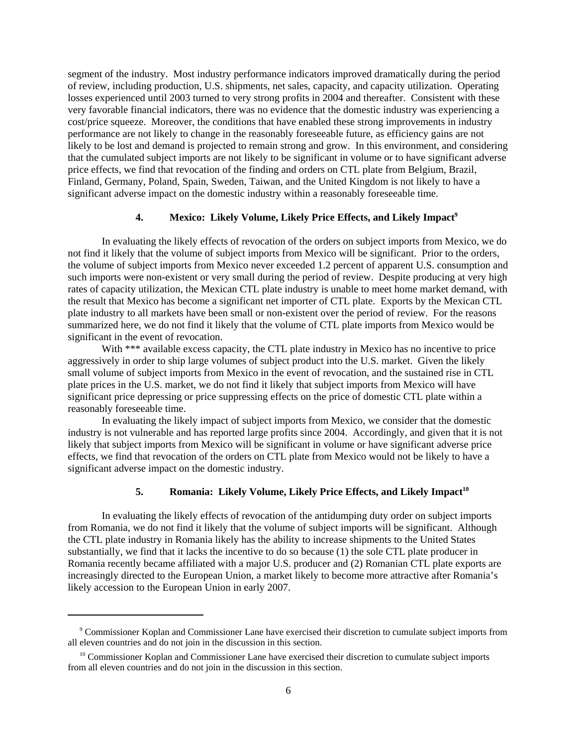segment of the industry. Most industry performance indicators improved dramatically during the period of review, including production, U.S. shipments, net sales, capacity, and capacity utilization. Operating losses experienced until 2003 turned to very strong profits in 2004 and thereafter. Consistent with these very favorable financial indicators, there was no evidence that the domestic industry was experiencing a cost/price squeeze. Moreover, the conditions that have enabled these strong improvements in industry performance are not likely to change in the reasonably foreseeable future, as efficiency gains are not likely to be lost and demand is projected to remain strong and grow. In this environment, and considering that the cumulated subject imports are not likely to be significant in volume or to have significant adverse price effects, we find that revocation of the finding and orders on CTL plate from Belgium, Brazil, Finland, Germany, Poland, Spain, Sweden, Taiwan, and the United Kingdom is not likely to have a significant adverse impact on the domestic industry within a reasonably foreseeable time.

#### 4. Mexico: Likely Volume, Likely Price Effects, and Likely Impact[9]

In evaluating the likely effects of revocation of the orders on subject imports from Mexico, we do not find it likely that the volume of subject imports from Mexico will be significant. Prior to the orders, the volume of subject imports from Mexico never exceeded 1.2 percent of apparent U.S. consumption and such imports were non-existent or very small during the period of review. Despite producing at very high rates of capacity utilization, the Mexican CTL plate industry is unable to meet home market demand, with the result that Mexico has become a significant net importer of CTL plate. Exports by the Mexican CTL plate industry to all markets have been small or non-existent over the period of review. For the reasons summarized here, we do not find it likely that the volume of CTL plate imports from Mexico would be significant in the event of revocation.

With *** available excess capacity, the CTL plate industry in Mexico has no incentive to price aggressively in order to ship large volumes of subject product into the U.S. market. Given the likely small volume of subject imports from Mexico in the event of revocation, and the sustained rise in CTL plate prices in the U.S. market, we do not find it likely that subject imports from Mexico will have significant price depressing or price suppressing effects on the price of domestic CTL plate within a reasonably foreseeable time.

In evaluating the likely impact of subject imports from Mexico, we consider that the domestic industry is not vulnerable and has reported large profits since 2004. Accordingly, and given that it is not likely that subject imports from Mexico will be significant in volume or have significant adverse price effects, we find that revocation of the orders on CTL plate from Mexico would not be likely to have a significant adverse impact on the domestic industry.

#### 5. Romania: Likely Volume, Likely Price Effects, and Likely Impact[10]

In evaluating the likely effects of revocation of the antidumping duty order on subject imports from Romania, we do not find it likely that the volume of subject imports will be significant. Although the CTL plate industry in Romania likely has the ability to increase shipments to the United States substantially, we find that it lacks the incentive to do so because (1) the sole CTL plate producer in Romania recently became affiliated with a major U.S. producer and (2) Romanian CTL plate exports are increasingly directed to the European Union, a market likely to become more attractive after Romania's likely accession to the European Union in early 2007.

---

[9] Commissioner Koplan and Commissioner Lane have exercised their discretion to cumulate subject imports from all eleven countries and do not join in the discussion in this section.

[10] Commissioner Koplan and Commissioner Lane have exercised their discretion to cumulate subject imports from all eleven countries and do not join in the discussion in this section.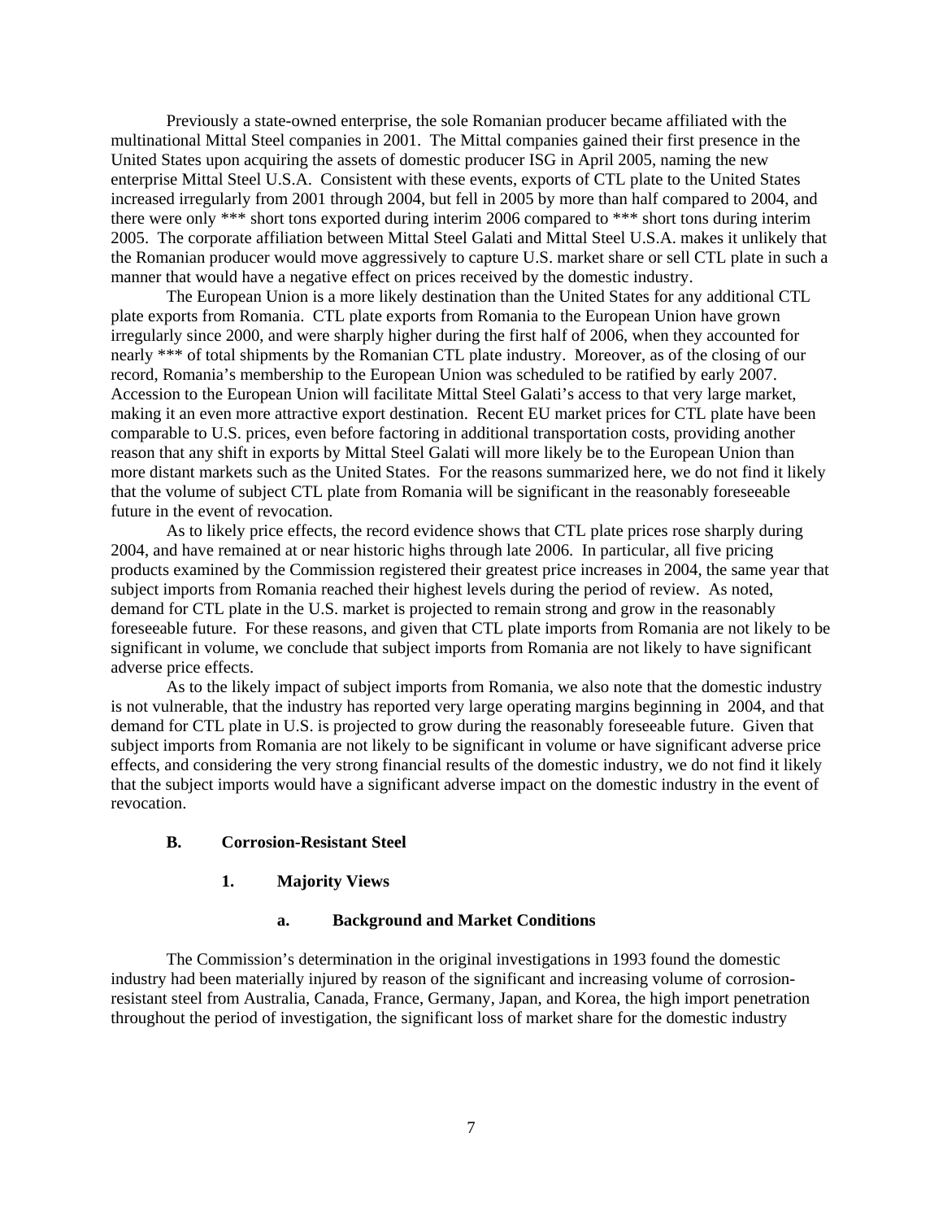Previously a state-owned enterprise, the sole Romanian producer became affiliated with the multinational Mittal Steel companies in 2001. The Mittal companies gained their first presence in the United States upon acquiring the assets of domestic producer ISG in April 2005, naming the new enterprise Mittal Steel U.S.A. Consistent with these events, exports of CTL plate to the United States increased irregularly from 2001 through 2004, but fell in 2005 by more than half compared to 2004, and there were only *** short tons exported during interim 2006 compared to *** short tons during interim 2005. The corporate affiliation between Mittal Steel Galati and Mittal Steel U.S.A. makes it unlikely that the Romanian producer would move aggressively to capture U.S. market share or sell CTL plate in such a manner that would have a negative effect on prices received by the domestic industry.

The European Union is a more likely destination than the United States for any additional CTL plate exports from Romania. CTL plate exports from Romania to the European Union have grown irregularly since 2000, and were sharply higher during the first half of 2006, when they accounted for nearly *** of total shipments by the Romanian CTL plate industry. Moreover, as of the closing of our record, Romania's membership to the European Union was scheduled to be ratified by early 2007. Accession to the European Union will facilitate Mittal Steel Galati's access to that very large market, making it an even more attractive export destination. Recent EU market prices for CTL plate have been comparable to U.S. prices, even before factoring in additional transportation costs, providing another reason that any shift in exports by Mittal Steel Galati will more likely be to the European Union than more distant markets such as the United States. For the reasons summarized here, we do not find it likely that the volume of subject CTL plate from Romania will be significant in the reasonably foreseeable future in the event of revocation.

As to likely price effects, the record evidence shows that CTL plate prices rose sharply during 2004, and have remained at or near historic highs through late 2006. In particular, all five pricing products examined by the Commission registered their greatest price increases in 2004, the same year that subject imports from Romania reached their highest levels during the period of review. As noted, demand for CTL plate in the U.S. market is projected to remain strong and grow in the reasonably foreseeable future. For these reasons, and given that CTL plate imports from Romania are not likely to be significant in volume, we conclude that subject imports from Romania are not likely to have significant adverse price effects.

As to the likely impact of subject imports from Romania, we also note that the domestic industry is not vulnerable, that the industry has reported very large operating margins beginning in 2004, and that demand for CTL plate in U.S. is projected to grow during the reasonably foreseeable future. Given that subject imports from Romania are not likely to be significant in volume or have significant adverse price effects, and considering the very strong financial results of the domestic industry, we do not find it likely that the subject imports would have a significant adverse impact on the domestic industry in the event of revocation.

### B. Corrosion-Resistant Steel

#### 1. Majority Views

##### a. Background and Market Conditions

The Commission's determination in the original investigations in 1993 found the domestic industry had been materially injured by reason of the significant and increasing volume of corrosion-resistant steel from Australia, Canada, France, Germany, Japan, and Korea, the high import penetration throughout the period of investigation, the significant loss of market share for the domestic industry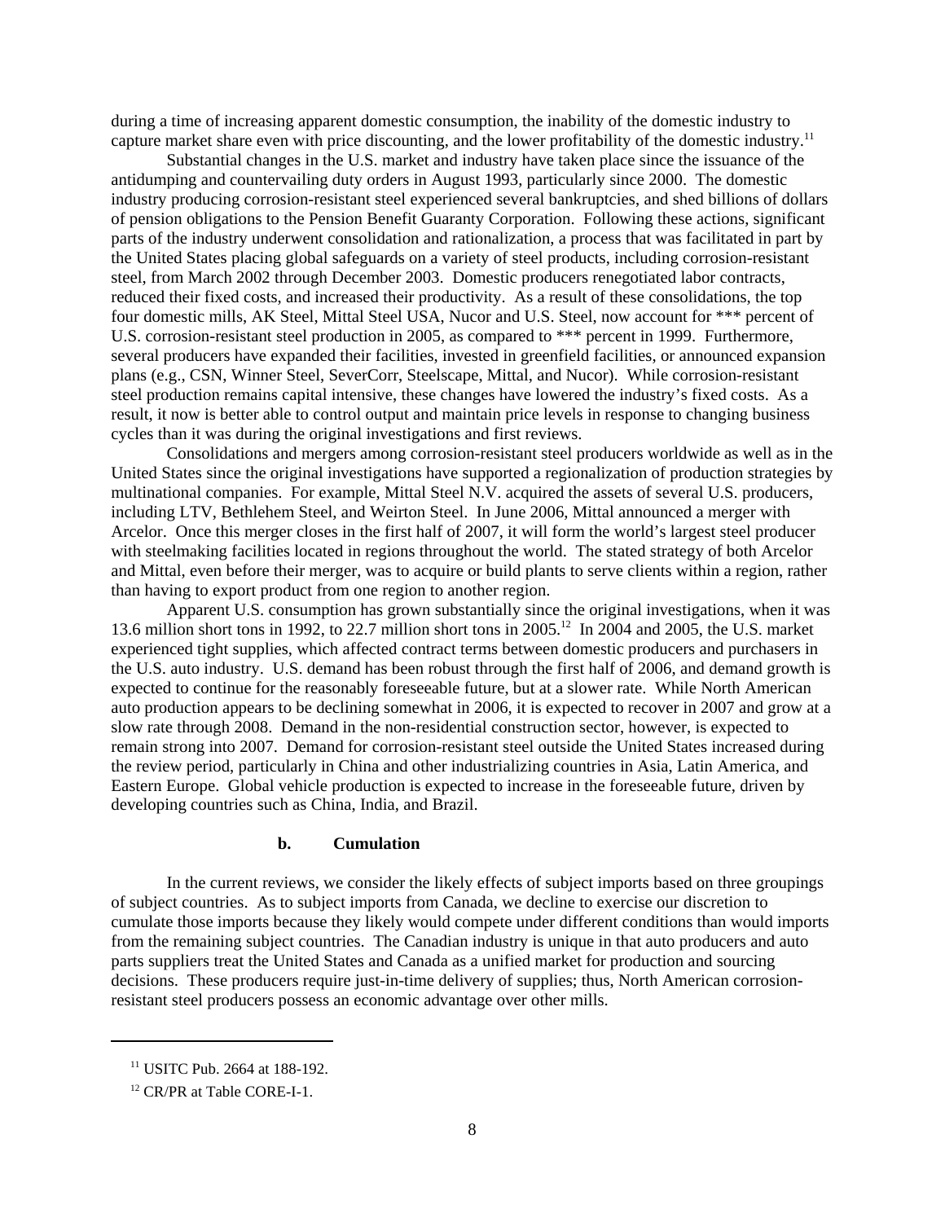during a time of increasing apparent domestic consumption, the inability of the domestic industry to capture market share even with price discounting, and the lower profitability of the domestic industry.[11]

Substantial changes in the U.S. market and industry have taken place since the issuance of the antidumping and countervailing duty orders in August 1993, particularly since 2000. The domestic industry producing corrosion-resistant steel experienced several bankruptcies, and shed billions of dollars of pension obligations to the Pension Benefit Guaranty Corporation. Following these actions, significant parts of the industry underwent consolidation and rationalization, a process that was facilitated in part by the United States placing global safeguards on a variety of steel products, including corrosion-resistant steel, from March 2002 through December 2003. Domestic producers renegotiated labor contracts, reduced their fixed costs, and increased their productivity. As a result of these consolidations, the top four domestic mills, AK Steel, Mittal Steel USA, Nucor and U.S. Steel, now account for *** percent of U.S. corrosion-resistant steel production in 2005, as compared to *** percent in 1999. Furthermore, several producers have expanded their facilities, invested in greenfield facilities, or announced expansion plans (e.g., CSN, Winner Steel, SeverCorr, Steelscape, Mittal, and Nucor). While corrosion-resistant steel production remains capital intensive, these changes have lowered the industry's fixed costs. As a result, it now is better able to control output and maintain price levels in response to changing business cycles than it was during the original investigations and first reviews.

Consolidations and mergers among corrosion-resistant steel producers worldwide as well as in the United States since the original investigations have supported a regionalization of production strategies by multinational companies. For example, Mittal Steel N.V. acquired the assets of several U.S. producers, including LTV, Bethlehem Steel, and Weirton Steel. In June 2006, Mittal announced a merger with Arcelor. Once this merger closes in the first half of 2007, it will form the world's largest steel producer with steelmaking facilities located in regions throughout the world. The stated strategy of both Arcelor and Mittal, even before their merger, was to acquire or build plants to serve clients within a region, rather than having to export product from one region to another region.

Apparent U.S. consumption has grown substantially since the original investigations, when it was 13.6 million short tons in 1992, to 22.7 million short tons in 2005.[12] In 2004 and 2005, the U.S. market experienced tight supplies, which affected contract terms between domestic producers and purchasers in the U.S. auto industry. U.S. demand has been robust through the first half of 2006, and demand growth is expected to continue for the reasonably foreseeable future, but at a slower rate. While North American auto production appears to be declining somewhat in 2006, it is expected to recover in 2007 and grow at a slow rate through 2008. Demand in the non-residential construction sector, however, is expected to remain strong into 2007. Demand for corrosion-resistant steel outside the United States increased during the review period, particularly in China and other industrializing countries in Asia, Latin America, and Eastern Europe. Global vehicle production is expected to increase in the foreseeable future, driven by developing countries such as China, India, and Brazil.

#### b. Cumulation

In the current reviews, we consider the likely effects of subject imports based on three groupings of subject countries. As to subject imports from Canada, we decline to exercise our discretion to cumulate those imports because they likely would compete under different conditions than would imports from the remaining subject countries. The Canadian industry is unique in that auto producers and auto parts suppliers treat the United States and Canada as a unified market for production and sourcing decisions. These producers require just-in-time delivery of supplies; thus, North American corrosion-resistant steel producers possess an economic advantage over other mills.

---

[11] USITC Pub. 2664 at 188-192.

[12] CR/PR at Table CORE-I-1.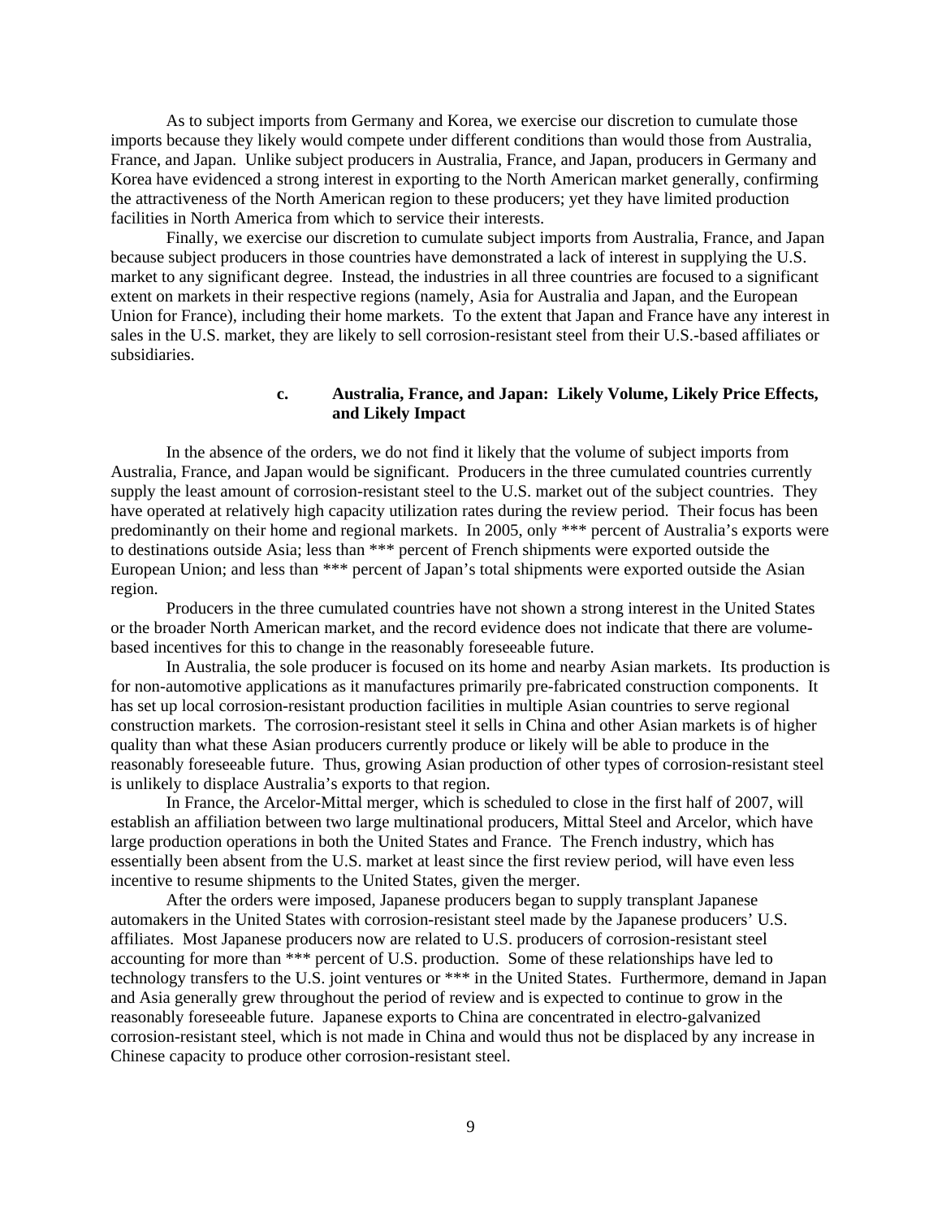As to subject imports from Germany and Korea, we exercise our discretion to cumulate those imports because they likely would compete under different conditions than would those from Australia, France, and Japan. Unlike subject producers in Australia, France, and Japan, producers in Germany and Korea have evidenced a strong interest in exporting to the North American market generally, confirming the attractiveness of the North American region to these producers; yet they have limited production facilities in North America from which to service their interests.

Finally, we exercise our discretion to cumulate subject imports from Australia, France, and Japan because subject producers in those countries have demonstrated a lack of interest in supplying the U.S. market to any significant degree. Instead, the industries in all three countries are focused to a significant extent on markets in their respective regions (namely, Asia for Australia and Japan, and the European Union for France), including their home markets. To the extent that Japan and France have any interest in sales in the U.S. market, they are likely to sell corrosion-resistant steel from their U.S.-based affiliates or subsidiaries.

### c. Australia, France, and Japan: Likely Volume, Likely Price Effects, and Likely Impact

In the absence of the orders, we do not find it likely that the volume of subject imports from Australia, France, and Japan would be significant. Producers in the three cumulated countries currently supply the least amount of corrosion-resistant steel to the U.S. market out of the subject countries. They have operated at relatively high capacity utilization rates during the review period. Their focus has been predominantly on their home and regional markets. In 2005, only *** percent of Australia's exports were to destinations outside Asia; less than *** percent of French shipments were exported outside the European Union; and less than *** percent of Japan's total shipments were exported outside the Asian region.

Producers in the three cumulated countries have not shown a strong interest in the United States or the broader North American market, and the record evidence does not indicate that there are volume-based incentives for this to change in the reasonably foreseeable future.

In Australia, the sole producer is focused on its home and nearby Asian markets. Its production is for non-automotive applications as it manufactures primarily pre-fabricated construction components. It has set up local corrosion-resistant production facilities in multiple Asian countries to serve regional construction markets. The corrosion-resistant steel it sells in China and other Asian markets is of higher quality than what these Asian producers currently produce or likely will be able to produce in the reasonably foreseeable future. Thus, growing Asian production of other types of corrosion-resistant steel is unlikely to displace Australia's exports to that region.

In France, the Arcelor-Mittal merger, which is scheduled to close in the first half of 2007, will establish an affiliation between two large multinational producers, Mittal Steel and Arcelor, which have large production operations in both the United States and France. The French industry, which has essentially been absent from the U.S. market at least since the first review period, will have even less incentive to resume shipments to the United States, given the merger.

After the orders were imposed, Japanese producers began to supply transplant Japanese automakers in the United States with corrosion-resistant steel made by the Japanese producers' U.S. affiliates. Most Japanese producers now are related to U.S. producers of corrosion-resistant steel accounting for more than *** percent of U.S. production. Some of these relationships have led to technology transfers to the U.S. joint ventures or *** in the United States. Furthermore, demand in Japan and Asia generally grew throughout the period of review and is expected to continue to grow in the reasonably foreseeable future. Japanese exports to China are concentrated in electro-galvanized corrosion-resistant steel, which is not made in China and would thus not be displaced by any increase in Chinese capacity to produce other corrosion-resistant steel.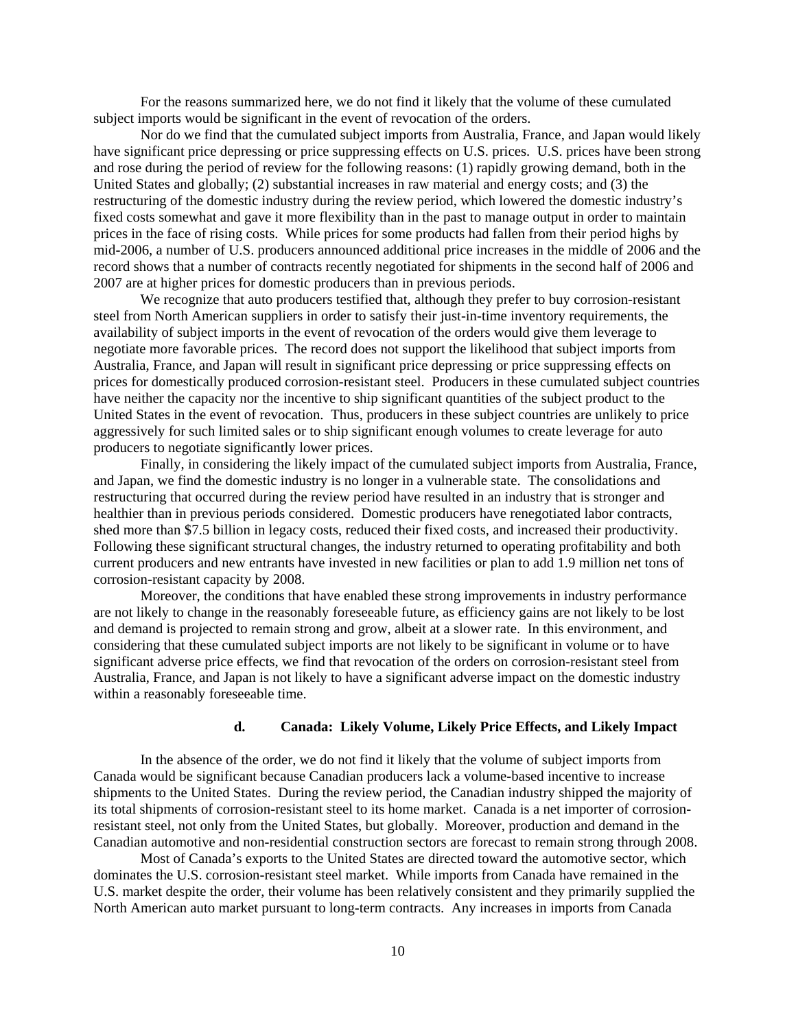For the reasons summarized here, we do not find it likely that the volume of these cumulated subject imports would be significant in the event of revocation of the orders.

Nor do we find that the cumulated subject imports from Australia, France, and Japan would likely have significant price depressing or price suppressing effects on U.S. prices. U.S. prices have been strong and rose during the period of review for the following reasons: (1) rapidly growing demand, both in the United States and globally; (2) substantial increases in raw material and energy costs; and (3) the restructuring of the domestic industry during the review period, which lowered the domestic industry's fixed costs somewhat and gave it more flexibility than in the past to manage output in order to maintain prices in the face of rising costs. While prices for some products had fallen from their period highs by mid-2006, a number of U.S. producers announced additional price increases in the middle of 2006 and the record shows that a number of contracts recently negotiated for shipments in the second half of 2006 and 2007 are at higher prices for domestic producers than in previous periods.

We recognize that auto producers testified that, although they prefer to buy corrosion-resistant steel from North American suppliers in order to satisfy their just-in-time inventory requirements, the availability of subject imports in the event of revocation of the orders would give them leverage to negotiate more favorable prices. The record does not support the likelihood that subject imports from Australia, France, and Japan will result in significant price depressing or price suppressing effects on prices for domestically produced corrosion-resistant steel. Producers in these cumulated subject countries have neither the capacity nor the incentive to ship significant quantities of the subject product to the United States in the event of revocation. Thus, producers in these subject countries are unlikely to price aggressively for such limited sales or to ship significant enough volumes to create leverage for auto producers to negotiate significantly lower prices.

Finally, in considering the likely impact of the cumulated subject imports from Australia, France, and Japan, we find the domestic industry is no longer in a vulnerable state. The consolidations and restructuring that occurred during the review period have resulted in an industry that is stronger and healthier than in previous periods considered. Domestic producers have renegotiated labor contracts, shed more than \$7.5 billion in legacy costs, reduced their fixed costs, and increased their productivity. Following these significant structural changes, the industry returned to operating profitability and both current producers and new entrants have invested in new facilities or plan to add 1.9 million net tons of corrosion-resistant capacity by 2008.

Moreover, the conditions that have enabled these strong improvements in industry performance are not likely to change in the reasonably foreseeable future, as efficiency gains are not likely to be lost and demand is projected to remain strong and grow, albeit at a slower rate. In this environment, and considering that these cumulated subject imports are not likely to be significant in volume or to have significant adverse price effects, we find that revocation of the orders on corrosion-resistant steel from Australia, France, and Japan is not likely to have a significant adverse impact on the domestic industry within a reasonably foreseeable time.

#### d. Canada: Likely Volume, Likely Price Effects, and Likely Impact

In the absence of the order, we do not find it likely that the volume of subject imports from Canada would be significant because Canadian producers lack a volume-based incentive to increase shipments to the United States. During the review period, the Canadian industry shipped the majority of its total shipments of corrosion-resistant steel to its home market. Canada is a net importer of corrosion-resistant steel, not only from the United States, but globally. Moreover, production and demand in the Canadian automotive and non-residential construction sectors are forecast to remain strong through 2008.

Most of Canada's exports to the United States are directed toward the automotive sector, which dominates the U.S. corrosion-resistant steel market. While imports from Canada have remained in the U.S. market despite the order, their volume has been relatively consistent and they primarily supplied the North American auto market pursuant to long-term contracts. Any increases in imports from Canada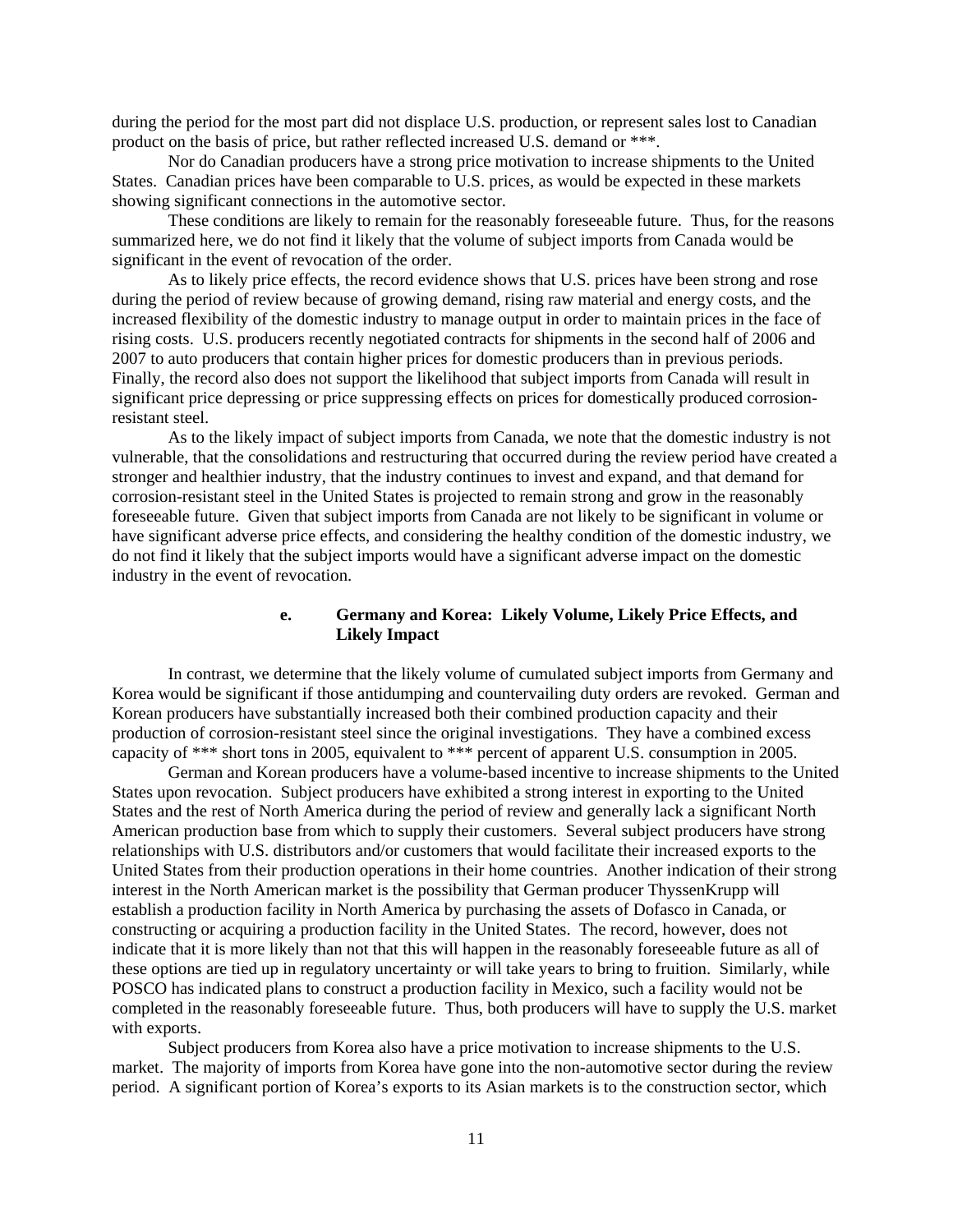during the period for the most part did not displace U.S. production, or represent sales lost to Canadian product on the basis of price, but rather reflected increased U.S. demand or ***.

Nor do Canadian producers have a strong price motivation to increase shipments to the United States. Canadian prices have been comparable to U.S. prices, as would be expected in these markets showing significant connections in the automotive sector.

These conditions are likely to remain for the reasonably foreseeable future. Thus, for the reasons summarized here, we do not find it likely that the volume of subject imports from Canada would be significant in the event of revocation of the order.

As to likely price effects, the record evidence shows that U.S. prices have been strong and rose during the period of review because of growing demand, rising raw material and energy costs, and the increased flexibility of the domestic industry to manage output in order to maintain prices in the face of rising costs. U.S. producers recently negotiated contracts for shipments in the second half of 2006 and 2007 to auto producers that contain higher prices for domestic producers than in previous periods. Finally, the record also does not support the likelihood that subject imports from Canada will result in significant price depressing or price suppressing effects on prices for domestically produced corrosion-resistant steel.

As to the likely impact of subject imports from Canada, we note that the domestic industry is not vulnerable, that the consolidations and restructuring that occurred during the review period have created a stronger and healthier industry, that the industry continues to invest and expand, and that demand for corrosion-resistant steel in the United States is projected to remain strong and grow in the reasonably foreseeable future. Given that subject imports from Canada are not likely to be significant in volume or have significant adverse price effects, and considering the healthy condition of the domestic industry, we do not find it likely that the subject imports would have a significant adverse impact on the domestic industry in the event of revocation.

#### e. Germany and Korea: Likely Volume, Likely Price Effects, and Likely Impact

In contrast, we determine that the likely volume of cumulated subject imports from Germany and Korea would be significant if those antidumping and countervailing duty orders are revoked. German and Korean producers have substantially increased both their combined production capacity and their production of corrosion-resistant steel since the original investigations. They have a combined excess capacity of *** short tons in 2005, equivalent to *** percent of apparent U.S. consumption in 2005.

German and Korean producers have a volume-based incentive to increase shipments to the United States upon revocation. Subject producers have exhibited a strong interest in exporting to the United States and the rest of North America during the period of review and generally lack a significant North American production base from which to supply their customers. Several subject producers have strong relationships with U.S. distributors and/or customers that would facilitate their increased exports to the United States from their production operations in their home countries. Another indication of their strong interest in the North American market is the possibility that German producer ThyssenKrupp will establish a production facility in North America by purchasing the assets of Dofasco in Canada, or constructing or acquiring a production facility in the United States. The record, however, does not indicate that it is more likely than not that this will happen in the reasonably foreseeable future as all of these options are tied up in regulatory uncertainty or will take years to bring to fruition. Similarly, while POSCO has indicated plans to construct a production facility in Mexico, such a facility would not be completed in the reasonably foreseeable future. Thus, both producers will have to supply the U.S. market with exports.

Subject producers from Korea also have a price motivation to increase shipments to the U.S. market. The majority of imports from Korea have gone into the non-automotive sector during the review period. A significant portion of Korea's exports to its Asian markets is to the construction sector, which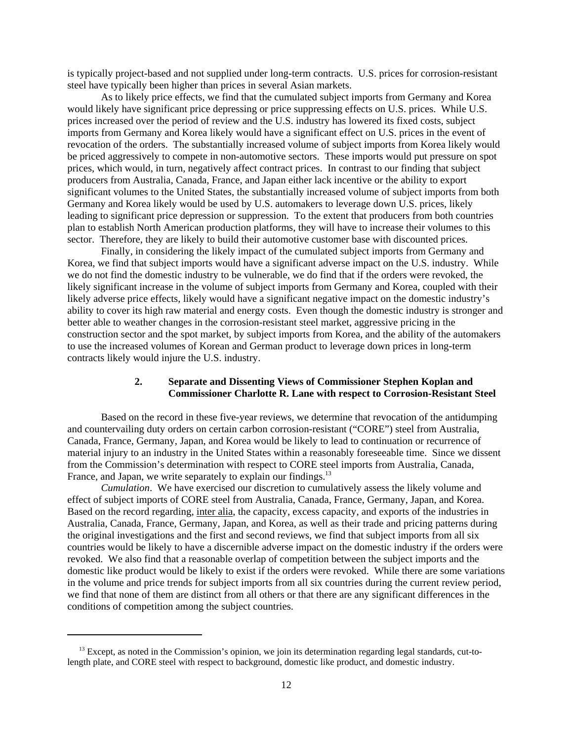is typically project-based and not supplied under long-term contracts. U.S. prices for corrosion-resistant steel have typically been higher than prices in several Asian markets.

As to likely price effects, we find that the cumulated subject imports from Germany and Korea would likely have significant price depressing or price suppressing effects on U.S. prices. While U.S. prices increased over the period of review and the U.S. industry has lowered its fixed costs, subject imports from Germany and Korea likely would have a significant effect on U.S. prices in the event of revocation of the orders. The substantially increased volume of subject imports from Korea likely would be priced aggressively to compete in non-automotive sectors. These imports would put pressure on spot prices, which would, in turn, negatively affect contract prices. In contrast to our finding that subject producers from Australia, Canada, France, and Japan either lack incentive or the ability to export significant volumes to the United States, the substantially increased volume of subject imports from both Germany and Korea likely would be used by U.S. automakers to leverage down U.S. prices, likely leading to significant price depression or suppression. To the extent that producers from both countries plan to establish North American production platforms, they will have to increase their volumes to this sector. Therefore, they are likely to build their automotive customer base with discounted prices.

Finally, in considering the likely impact of the cumulated subject imports from Germany and Korea, we find that subject imports would have a significant adverse impact on the U.S. industry. While we do not find the domestic industry to be vulnerable, we do find that if the orders were revoked, the likely significant increase in the volume of subject imports from Germany and Korea, coupled with their likely adverse price effects, likely would have a significant negative impact on the domestic industry's ability to cover its high raw material and energy costs. Even though the domestic industry is stronger and better able to weather changes in the corrosion-resistant steel market, aggressive pricing in the construction sector and the spot market, by subject imports from Korea, and the ability of the automakers to use the increased volumes of Korean and German product to leverage down prices in long-term contracts likely would injure the U.S. industry.

### 2. Separate and Dissenting Views of Commissioner Stephen Koplan and Commissioner Charlotte R. Lane with respect to Corrosion-Resistant Steel

Based on the record in these five-year reviews, we determine that revocation of the antidumping and countervailing duty orders on certain carbon corrosion-resistant ("CORE") steel from Australia, Canada, France, Germany, Japan, and Korea would be likely to lead to continuation or recurrence of material injury to an industry in the United States within a reasonably foreseeable time. Since we dissent from the Commission's determination with respect to CORE steel imports from Australia, Canada, France, and Japan, we write separately to explain our findings.[13]

*Cumulation*. We have exercised our discretion to cumulatively assess the likely volume and effect of subject imports of CORE steel from Australia, Canada, France, Germany, Japan, and Korea. Based on the record regarding, inter alia, the capacity, excess capacity, and exports of the industries in Australia, Canada, France, Germany, Japan, and Korea, as well as their trade and pricing patterns during the original investigations and the first and second reviews, we find that subject imports from all six countries would be likely to have a discernible adverse impact on the domestic industry if the orders were revoked. We also find that a reasonable overlap of competition between the subject imports and the domestic like product would be likely to exist if the orders were revoked. While there are some variations in the volume and price trends for subject imports from all six countries during the current review period, we find that none of them are distinct from all others or that there are any significant differences in the conditions of competition among the subject countries.

[13] Except, as noted in the Commission's opinion, we join its determination regarding legal standards, cut-to-length plate, and CORE steel with respect to background, domestic like product, and domestic industry.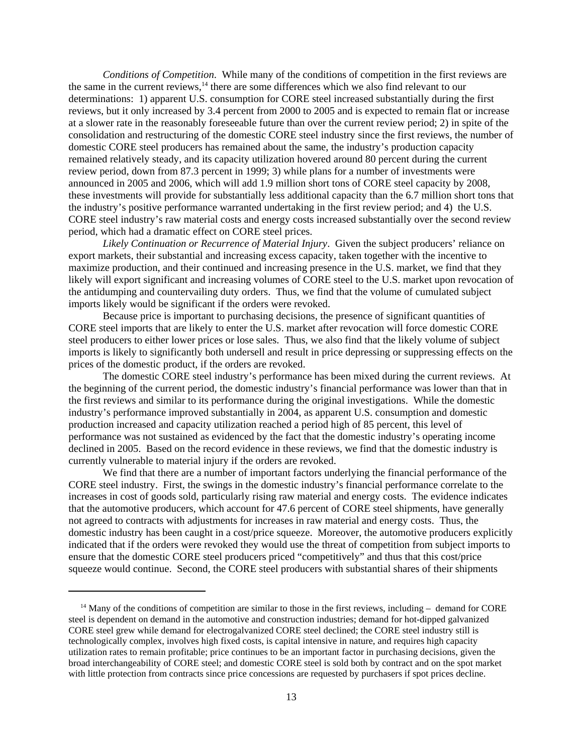*Conditions of Competition*. While many of the conditions of competition in the first reviews are the same in the current reviews,[14] there are some differences which we also find relevant to our determinations: 1) apparent U.S. consumption for CORE steel increased substantially during the first reviews, but it only increased by 3.4 percent from 2000 to 2005 and is expected to remain flat or increase at a slower rate in the reasonably foreseeable future than over the current review period; 2) in spite of the consolidation and restructuring of the domestic CORE steel industry since the first reviews, the number of domestic CORE steel producers has remained about the same, the industry's production capacity remained relatively steady, and its capacity utilization hovered around 80 percent during the current review period, down from 87.3 percent in 1999; 3) while plans for a number of investments were announced in 2005 and 2006, which will add 1.9 million short tons of CORE steel capacity by 2008, these investments will provide for substantially less additional capacity than the 6.7 million short tons that the industry's positive performance warranted undertaking in the first review period; and 4) the U.S. CORE steel industry's raw material costs and energy costs increased substantially over the second review period, which had a dramatic effect on CORE steel prices.

*Likely Continuation or Recurrence of Material Injury*. Given the subject producers' reliance on export markets, their substantial and increasing excess capacity, taken together with the incentive to maximize production, and their continued and increasing presence in the U.S. market, we find that they likely will export significant and increasing volumes of CORE steel to the U.S. market upon revocation of the antidumping and countervailing duty orders. Thus, we find that the volume of cumulated subject imports likely would be significant if the orders were revoked.

Because price is important to purchasing decisions, the presence of significant quantities of CORE steel imports that are likely to enter the U.S. market after revocation will force domestic CORE steel producers to either lower prices or lose sales. Thus, we also find that the likely volume of subject imports is likely to significantly both undersell and result in price depressing or suppressing effects on the prices of the domestic product, if the orders are revoked.

The domestic CORE steel industry's performance has been mixed during the current reviews. At the beginning of the current period, the domestic industry's financial performance was lower than that in the first reviews and similar to its performance during the original investigations. While the domestic industry's performance improved substantially in 2004, as apparent U.S. consumption and domestic production increased and capacity utilization reached a period high of 85 percent, this level of performance was not sustained as evidenced by the fact that the domestic industry's operating income declined in 2005. Based on the record evidence in these reviews, we find that the domestic industry is currently vulnerable to material injury if the orders are revoked.

We find that there are a number of important factors underlying the financial performance of the CORE steel industry. First, the swings in the domestic industry's financial performance correlate to the increases in cost of goods sold, particularly rising raw material and energy costs. The evidence indicates that the automotive producers, which account for 47.6 percent of CORE steel shipments, have generally not agreed to contracts with adjustments for increases in raw material and energy costs. Thus, the domestic industry has been caught in a cost/price squeeze. Moreover, the automotive producers explicitly indicated that if the orders were revoked they would use the threat of competition from subject imports to ensure that the domestic CORE steel producers priced "competitively" and thus that this cost/price squeeze would continue. Second, the CORE steel producers with substantial shares of their shipments

---

[14] Many of the conditions of competition are similar to those in the first reviews, including – demand for CORE steel is dependent on demand in the automotive and construction industries; demand for hot-dipped galvanized CORE steel grew while demand for electrogalvanized CORE steel declined; the CORE steel industry still is technologically complex, involves high fixed costs, is capital intensive in nature, and requires high capacity utilization rates to remain profitable; price continues to be an important factor in purchasing decisions, given the broad interchangeability of CORE steel; and domestic CORE steel is sold both by contract and on the spot market with little protection from contracts since price concessions are requested by purchasers if spot prices decline.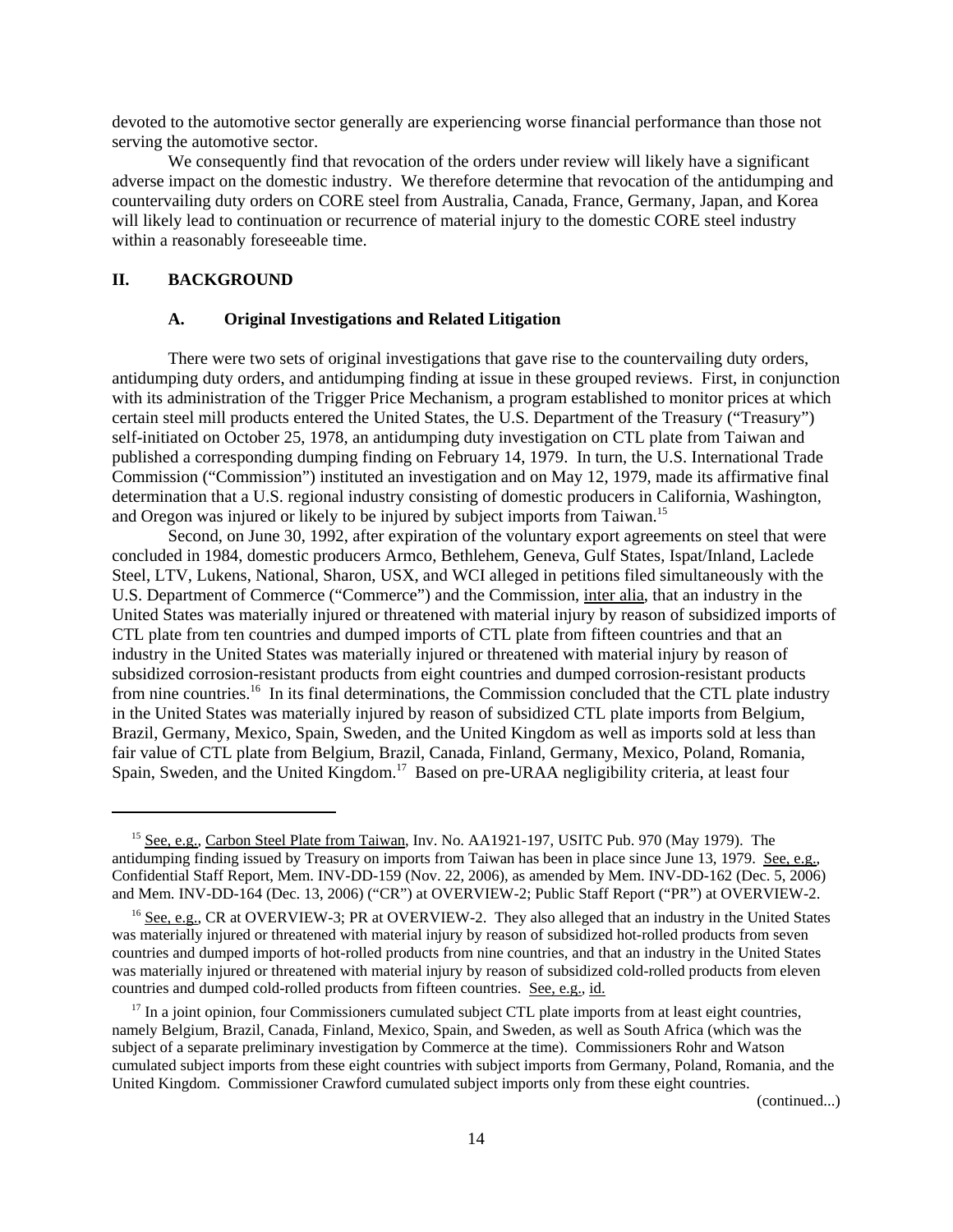devoted to the automotive sector generally are experiencing worse financial performance than those not serving the automotive sector.

We consequently find that revocation of the orders under review will likely have a significant adverse impact on the domestic industry. We therefore determine that revocation of the antidumping and countervailing duty orders on CORE steel from Australia, Canada, France, Germany, Japan, and Korea will likely lead to continuation or recurrence of material injury to the domestic CORE steel industry within a reasonably foreseeable time.

## II. BACKGROUND

### A. Original Investigations and Related Litigation

There were two sets of original investigations that gave rise to the countervailing duty orders, antidumping duty orders, and antidumping finding at issue in these grouped reviews. First, in conjunction with its administration of the Trigger Price Mechanism, a program established to monitor prices at which certain steel mill products entered the United States, the U.S. Department of the Treasury ("Treasury") self-initiated on October 25, 1978, an antidumping duty investigation on CTL plate from Taiwan and published a corresponding dumping finding on February 14, 1979. In turn, the U.S. International Trade Commission ("Commission") instituted an investigation and on May 12, 1979, made its affirmative final determination that a U.S. regional industry consisting of domestic producers in California, Washington, and Oregon was injured or likely to be injured by subject imports from Taiwan.[15]

Second, on June 30, 1992, after expiration of the voluntary export agreements on steel that were concluded in 1984, domestic producers Armco, Bethlehem, Geneva, Gulf States, Ispat/Inland, Laclede Steel, LTV, Lukens, National, Sharon, USX, and WCI alleged in petitions filed simultaneously with the U.S. Department of Commerce ("Commerce") and the Commission, inter alia, that an industry in the United States was materially injured or threatened with material injury by reason of subsidized imports of CTL plate from ten countries and dumped imports of CTL plate from fifteen countries and that an industry in the United States was materially injured or threatened with material injury by reason of subsidized corrosion-resistant products from eight countries and dumped corrosion-resistant products from nine countries.[16] In its final determinations, the Commission concluded that the CTL plate industry in the United States was materially injured by reason of subsidized CTL plate imports from Belgium, Brazil, Germany, Mexico, Spain, Sweden, and the United Kingdom as well as imports sold at less than fair value of CTL plate from Belgium, Brazil, Canada, Finland, Germany, Mexico, Poland, Romania, Spain, Sweden, and the United Kingdom.[17] Based on pre-URAA negligibility criteria, at least four

---

[15] See, e.g., Carbon Steel Plate from Taiwan, Inv. No. AA1921-197, USITC Pub. 970 (May 1979). The antidumping finding issued by Treasury on imports from Taiwan has been in place since June 13, 1979. See, e.g., Confidential Staff Report, Mem. INV-DD-159 (Nov. 22, 2006), as amended by Mem. INV-DD-162 (Dec. 5, 2006) and Mem. INV-DD-164 (Dec. 13, 2006) ("CR") at OVERVIEW-2; Public Staff Report ("PR") at OVERVIEW-2.

[16] See, e.g., CR at OVERVIEW-3; PR at OVERVIEW-2. They also alleged that an industry in the United States was materially injured or threatened with material injury by reason of subsidized hot-rolled products from seven countries and dumped imports of hot-rolled products from nine countries, and that an industry in the United States was materially injured or threatened with material injury by reason of subsidized cold-rolled products from eleven countries and dumped cold-rolled products from fifteen countries. See, e.g., id.

[17] In a joint opinion, four Commissioners cumulated subject CTL plate imports from at least eight countries, namely Belgium, Brazil, Canada, Finland, Mexico, Spain, and Sweden, as well as South Africa (which was the subject of a separate preliminary investigation by Commerce at the time). Commissioners Rohr and Watson cumulated subject imports from these eight countries with subject imports from Germany, Poland, Romania, and the United Kingdom. Commissioner Crawford cumulated subject imports only from these eight countries.

(continued...)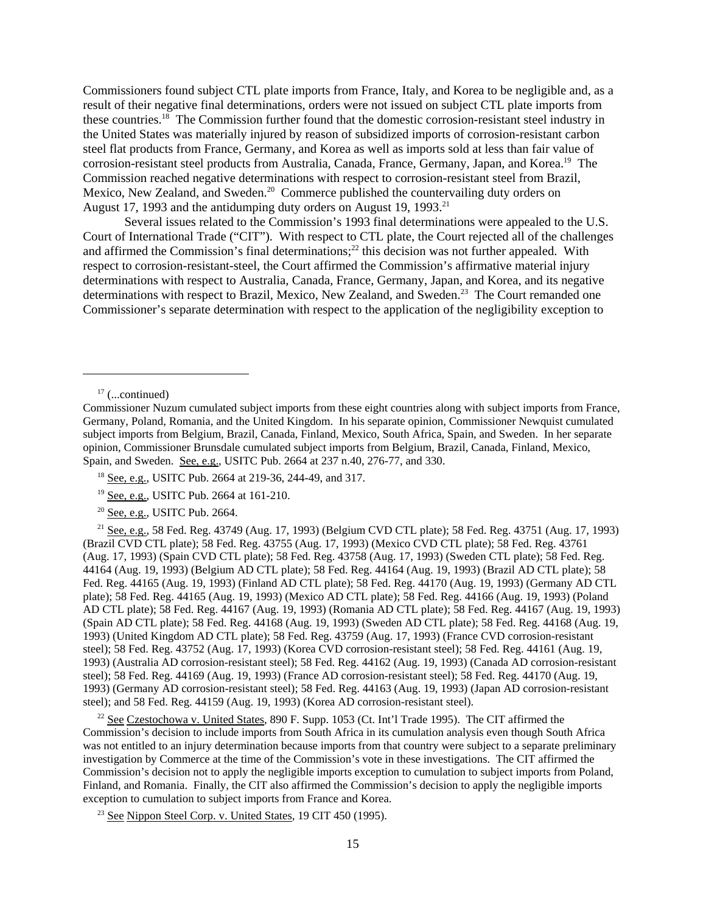Commissioners found subject CTL plate imports from France, Italy, and Korea to be negligible and, as a result of their negative final determinations, orders were not issued on subject CTL plate imports from these countries.[18] The Commission further found that the domestic corrosion-resistant steel industry in the United States was materially injured by reason of subsidized imports of corrosion-resistant carbon steel flat products from France, Germany, and Korea as well as imports sold at less than fair value of corrosion-resistant steel products from Australia, Canada, France, Germany, Japan, and Korea.[19] The Commission reached negative determinations with respect to corrosion-resistant steel from Brazil, Mexico, New Zealand, and Sweden.[20] Commerce published the countervailing duty orders on August 17, 1993 and the antidumping duty orders on August 19, 1993.[21]

Several issues related to the Commission's 1993 final determinations were appealed to the U.S. Court of International Trade ("CIT"). With respect to CTL plate, the Court rejected all of the challenges and affirmed the Commission's final determinations;[22] this decision was not further appealed. With respect to corrosion-resistant-steel, the Court affirmed the Commission's affirmative material injury determinations with respect to Australia, Canada, France, Germany, Japan, and Korea, and its negative determinations with respect to Brazil, Mexico, New Zealand, and Sweden.[23] The Court remanded one Commissioner's separate determination with respect to the application of the negligibility exception to

---

[17] (...continued)
Commissioner Nuzum cumulated subject imports from these eight countries along with subject imports from France, Germany, Poland, Romania, and the United Kingdom. In his separate opinion, Commissioner Newquist cumulated subject imports from Belgium, Brazil, Canada, Finland, Mexico, South Africa, Spain, and Sweden. In her separate opinion, Commissioner Brunsdale cumulated subject imports from Belgium, Brazil, Canada, Finland, Mexico, Spain, and Sweden. See, e.g., USITC Pub. 2664 at 237 n.40, 276-77, and 330.

[18] See, e.g., USITC Pub. 2664 at 219-36, 244-49, and 317.

[19] See, e.g., USITC Pub. 2664 at 161-210.

[20] See, e.g., USITC Pub. 2664.

[21] See, e.g., 58 Fed. Reg. 43749 (Aug. 17, 1993) (Belgium CVD CTL plate); 58 Fed. Reg. 43751 (Aug. 17, 1993) (Brazil CVD CTL plate); 58 Fed. Reg. 43755 (Aug. 17, 1993) (Mexico CVD CTL plate); 58 Fed. Reg. 43761 (Aug. 17, 1993) (Spain CVD CTL plate); 58 Fed. Reg. 43758 (Aug. 17, 1993) (Sweden CTL plate); 58 Fed. Reg. 44164 (Aug. 19, 1993) (Belgium AD CTL plate); 58 Fed. Reg. 44164 (Aug. 19, 1993) (Brazil AD CTL plate); 58 Fed. Reg. 44165 (Aug. 19, 1993) (Finland AD CTL plate); 58 Fed. Reg. 44170 (Aug. 19, 1993) (Germany AD CTL plate); 58 Fed. Reg. 44165 (Aug. 19, 1993) (Mexico AD CTL plate); 58 Fed. Reg. 44166 (Aug. 19, 1993) (Poland AD CTL plate); 58 Fed. Reg. 44167 (Aug. 19, 1993) (Romania AD CTL plate); 58 Fed. Reg. 44167 (Aug. 19, 1993) (Spain AD CTL plate); 58 Fed. Reg. 44168 (Aug. 19, 1993) (Sweden AD CTL plate); 58 Fed. Reg. 44168 (Aug. 19, 1993) (United Kingdom AD CTL plate); 58 Fed. Reg. 43759 (Aug. 17, 1993) (France CVD corrosion-resistant steel); 58 Fed. Reg. 43752 (Aug. 17, 1993) (Korea CVD corrosion-resistant steel); 58 Fed. Reg. 44161 (Aug. 19, 1993) (Australia AD corrosion-resistant steel); 58 Fed. Reg. 44162 (Aug. 19, 1993) (Canada AD corrosion-resistant steel); 58 Fed. Reg. 44169 (Aug. 19, 1993) (France AD corrosion-resistant steel); 58 Fed. Reg. 44170 (Aug. 19, 1993) (Germany AD corrosion-resistant steel); 58 Fed. Reg. 44163 (Aug. 19, 1993) (Japan AD corrosion-resistant steel); and 58 Fed. Reg. 44159 (Aug. 19, 1993) (Korea AD corrosion-resistant steel).

[22] See Czestochowa v. United States, 890 F. Supp. 1053 (Ct. Int'l Trade 1995). The CIT affirmed the Commission's decision to include imports from South Africa in its cumulation analysis even though South Africa was not entitled to an injury determination because imports from that country were subject to a separate preliminary investigation by Commerce at the time of the Commission's vote in these investigations. The CIT affirmed the Commission's decision not to apply the negligible imports exception to cumulation to subject imports from Poland, Finland, and Romania. Finally, the CIT also affirmed the Commission's decision to apply the negligible imports exception to cumulation to subject imports from France and Korea.

[23] See Nippon Steel Corp. v. United States, 19 CIT 450 (1995).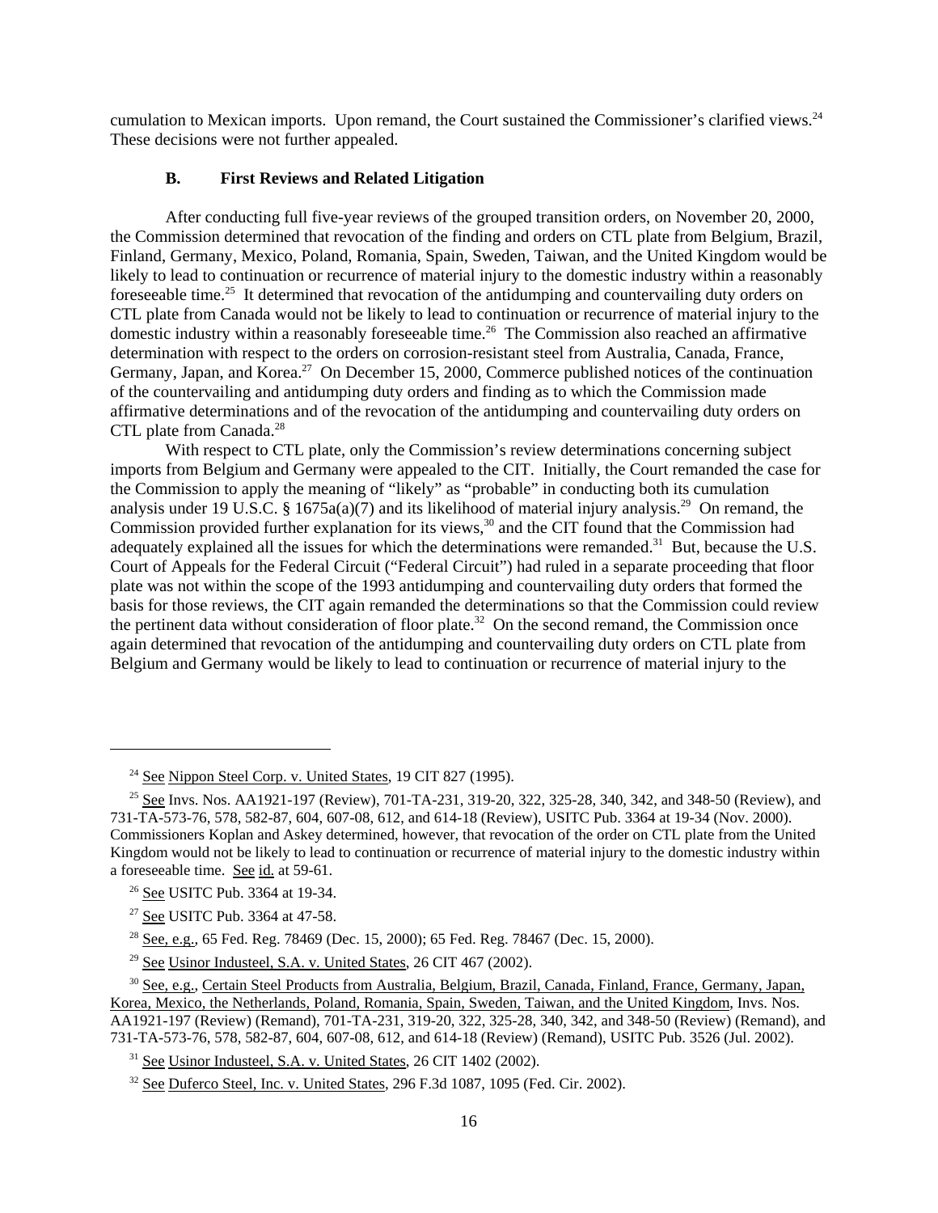cumulation to Mexican imports. Upon remand, the Court sustained the Commissioner's clarified views.[24] These decisions were not further appealed.

### B. First Reviews and Related Litigation

After conducting full five-year reviews of the grouped transition orders, on November 20, 2000, the Commission determined that revocation of the finding and orders on CTL plate from Belgium, Brazil, Finland, Germany, Mexico, Poland, Romania, Spain, Sweden, Taiwan, and the United Kingdom would be likely to lead to continuation or recurrence of material injury to the domestic industry within a reasonably foreseeable time.[25] It determined that revocation of the antidumping and countervailing duty orders on CTL plate from Canada would not be likely to lead to continuation or recurrence of material injury to the domestic industry within a reasonably foreseeable time.[26] The Commission also reached an affirmative determination with respect to the orders on corrosion-resistant steel from Australia, Canada, France, Germany, Japan, and Korea.[27] On December 15, 2000, Commerce published notices of the continuation of the countervailing and antidumping duty orders and finding as to which the Commission made affirmative determinations and of the revocation of the antidumping and countervailing duty orders on CTL plate from Canada.[28]

With respect to CTL plate, only the Commission's review determinations concerning subject imports from Belgium and Germany were appealed to the CIT. Initially, the Court remanded the case for the Commission to apply the meaning of "likely" as "probable" in conducting both its cumulation analysis under 19 U.S.C. § 1675a(a)(7) and its likelihood of material injury analysis.[29] On remand, the Commission provided further explanation for its views,[30] and the CIT found that the Commission had adequately explained all the issues for which the determinations were remanded.[31] But, because the U.S. Court of Appeals for the Federal Circuit ("Federal Circuit") had ruled in a separate proceeding that floor plate was not within the scope of the 1993 antidumping and countervailing duty orders that formed the basis for those reviews, the CIT again remanded the determinations so that the Commission could review the pertinent data without consideration of floor plate.[32] On the second remand, the Commission once again determined that revocation of the antidumping and countervailing duty orders on CTL plate from Belgium and Germany would be likely to lead to continuation or recurrence of material injury to the

---

[24] See Nippon Steel Corp. v. United States, 19 CIT 827 (1995).

[25] See Invs. Nos. AA1921-197 (Review), 701-TA-231, 319-20, 322, 325-28, 340, 342, and 348-50 (Review), and 731-TA-573-76, 578, 582-87, 604, 607-08, 612, and 614-18 (Review), USITC Pub. 3364 at 19-34 (Nov. 2000). Commissioners Koplan and Askey determined, however, that revocation of the order on CTL plate from the United Kingdom would not be likely to lead to continuation or recurrence of material injury to the domestic industry within a foreseeable time. See id. at 59-61.

[26] See USITC Pub. 3364 at 19-34.

[27] See USITC Pub. 3364 at 47-58.

[28] See, e.g., 65 Fed. Reg. 78469 (Dec. 15, 2000); 65 Fed. Reg. 78467 (Dec. 15, 2000).

[29] See Usinor Industeel, S.A. v. United States, 26 CIT 467 (2002).

[30] See, e.g., Certain Steel Products from Australia, Belgium, Brazil, Canada, Finland, France, Germany, Japan, Korea, Mexico, the Netherlands, Poland, Romania, Spain, Sweden, Taiwan, and the United Kingdom, Invs. Nos. AA1921-197 (Review) (Remand), 701-TA-231, 319-20, 322, 325-28, 340, 342, and 348-50 (Review) (Remand), and 731-TA-573-76, 578, 582-87, 604, 607-08, 612, and 614-18 (Review) (Remand), USITC Pub. 3526 (Jul. 2002).

[31] See Usinor Industeel, S.A. v. United States, 26 CIT 1402 (2002).

[32] See Duferco Steel, Inc. v. United States, 296 F.3d 1087, 1095 (Fed. Cir. 2002).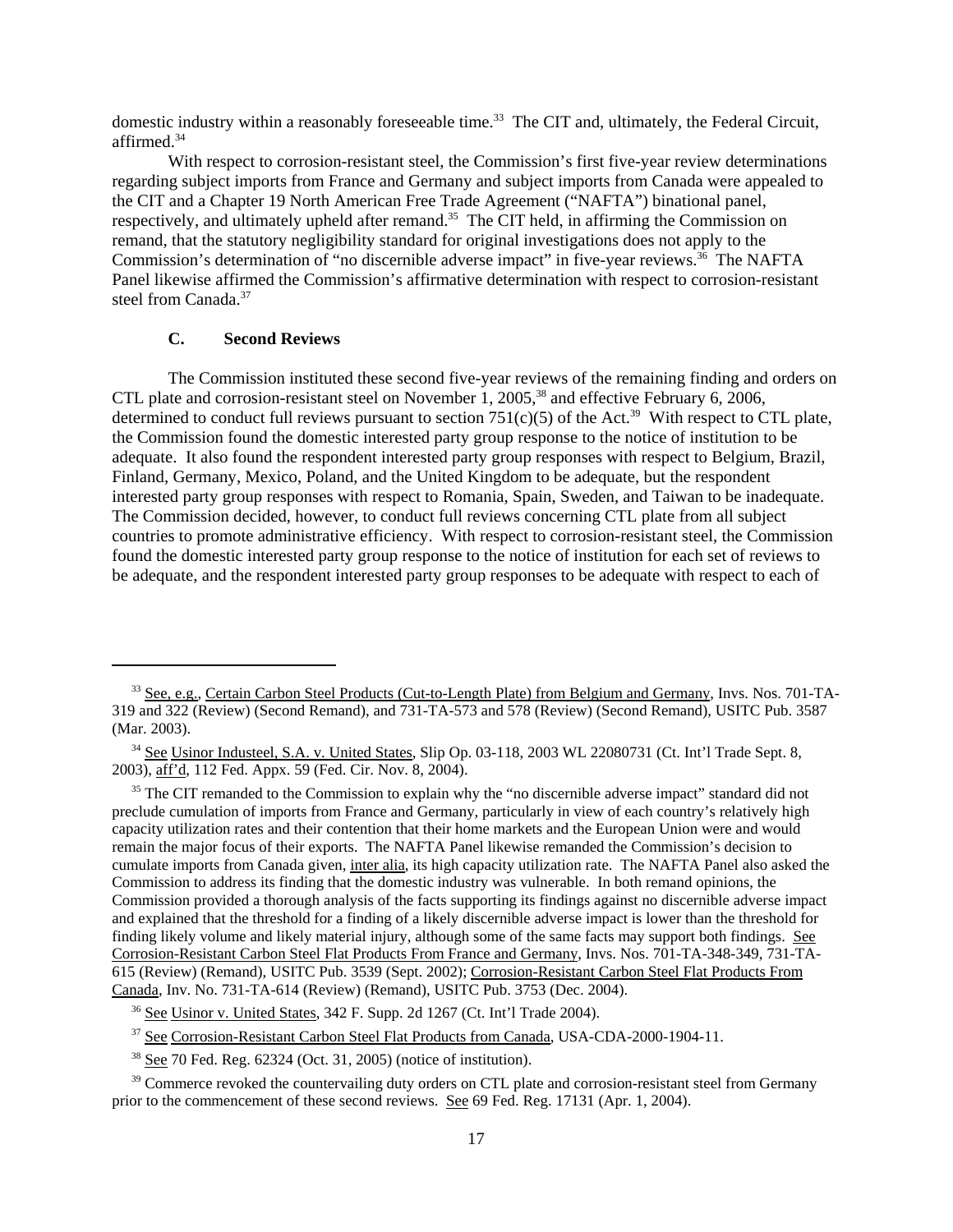domestic industry within a reasonably foreseeable time.[33] The CIT and, ultimately, the Federal Circuit, affirmed.[34]

With respect to corrosion-resistant steel, the Commission's first five-year review determinations regarding subject imports from France and Germany and subject imports from Canada were appealed to the CIT and a Chapter 19 North American Free Trade Agreement ("NAFTA") binational panel, respectively, and ultimately upheld after remand.[35] The CIT held, in affirming the Commission on remand, that the statutory negligibility standard for original investigations does not apply to the Commission's determination of "no discernible adverse impact" in five-year reviews.[36] The NAFTA Panel likewise affirmed the Commission's affirmative determination with respect to corrosion-resistant steel from Canada.[37]

### C. Second Reviews

The Commission instituted these second five-year reviews of the remaining finding and orders on CTL plate and corrosion-resistant steel on November 1, 2005,[38] and effective February 6, 2006, determined to conduct full reviews pursuant to section 751(c)(5) of the Act.[39] With respect to CTL plate, the Commission found the domestic interested party group response to the notice of institution to be adequate. It also found the respondent interested party group responses with respect to Belgium, Brazil, Finland, Germany, Mexico, Poland, and the United Kingdom to be adequate, but the respondent interested party group responses with respect to Romania, Spain, Sweden, and Taiwan to be inadequate. The Commission decided, however, to conduct full reviews concerning CTL plate from all subject countries to promote administrative efficiency. With respect to corrosion-resistant steel, the Commission found the domestic interested party group response to the notice of institution for each set of reviews to be adequate, and the respondent interested party group responses to be adequate with respect to each of

---

[33] See, e.g., Certain Carbon Steel Products (Cut-to-Length Plate) from Belgium and Germany, Invs. Nos. 701-TA-319 and 322 (Review) (Second Remand), and 731-TA-573 and 578 (Review) (Second Remand), USITC Pub. 3587 (Mar. 2003).

[34] See Usinor Industeel, S.A. v. United States, Slip Op. 03-118, 2003 WL 22080731 (Ct. Int'l Trade Sept. 8, 2003), aff'd, 112 Fed. Appx. 59 (Fed. Cir. Nov. 8, 2004).

[35] The CIT remanded to the Commission to explain why the "no discernible adverse impact" standard did not preclude cumulation of imports from France and Germany, particularly in view of each country's relatively high capacity utilization rates and their contention that their home markets and the European Union were and would remain the major focus of their exports. The NAFTA Panel likewise remanded the Commission's decision to cumulate imports from Canada given, inter alia, its high capacity utilization rate. The NAFTA Panel also asked the Commission to address its finding that the domestic industry was vulnerable. In both remand opinions, the Commission provided a thorough analysis of the facts supporting its findings against no discernible adverse impact and explained that the threshold for a finding of a likely discernible adverse impact is lower than the threshold for finding likely volume and likely material injury, although some of the same facts may support both findings. See Corrosion-Resistant Carbon Steel Flat Products From France and Germany, Invs. Nos. 701-TA-348-349, 731-TA-615 (Review) (Remand), USITC Pub. 3539 (Sept. 2002); Corrosion-Resistant Carbon Steel Flat Products From Canada, Inv. No. 731-TA-614 (Review) (Remand), USITC Pub. 3753 (Dec. 2004).

[36] See Usinor v. United States, 342 F. Supp. 2d 1267 (Ct. Int'l Trade 2004).

[37] See Corrosion-Resistant Carbon Steel Flat Products from Canada, USA-CDA-2000-1904-11.

[38] See 70 Fed. Reg. 62324 (Oct. 31, 2005) (notice of institution).

[39] Commerce revoked the countervailing duty orders on CTL plate and corrosion-resistant steel from Germany prior to the commencement of these second reviews. See 69 Fed. Reg. 17131 (Apr. 1, 2004).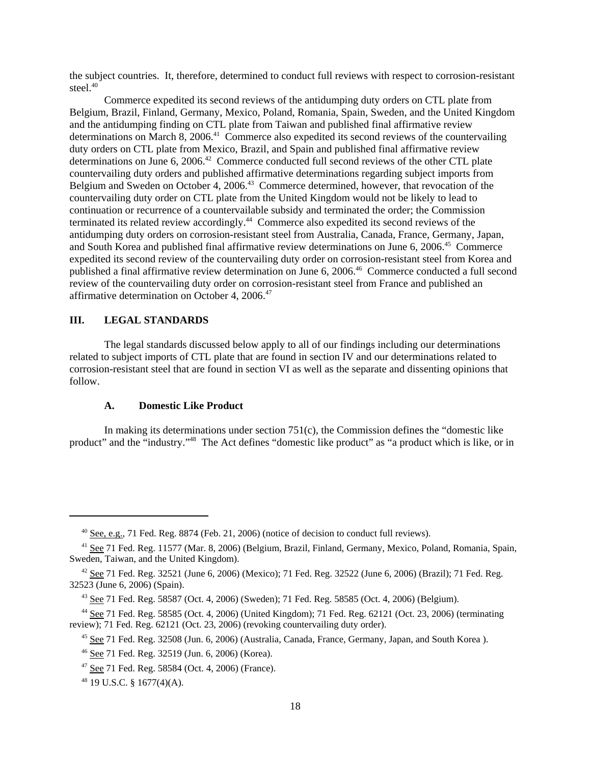the subject countries. It, therefore, determined to conduct full reviews with respect to corrosion-resistant steel.[40]

Commerce expedited its second reviews of the antidumping duty orders on CTL plate from Belgium, Brazil, Finland, Germany, Mexico, Poland, Romania, Spain, Sweden, and the United Kingdom and the antidumping finding on CTL plate from Taiwan and published final affirmative review determinations on March 8, 2006.[41] Commerce also expedited its second reviews of the countervailing duty orders on CTL plate from Mexico, Brazil, and Spain and published final affirmative review determinations on June 6, 2006.[42] Commerce conducted full second reviews of the other CTL plate countervailing duty orders and published affirmative determinations regarding subject imports from Belgium and Sweden on October 4, 2006.[43] Commerce determined, however, that revocation of the countervailing duty order on CTL plate from the United Kingdom would not be likely to lead to continuation or recurrence of a countervailable subsidy and terminated the order; the Commission terminated its related review accordingly.[44] Commerce also expedited its second reviews of the antidumping duty orders on corrosion-resistant steel from Australia, Canada, France, Germany, Japan, and South Korea and published final affirmative review determinations on June 6, 2006.[45] Commerce expedited its second review of the countervailing duty order on corrosion-resistant steel from Korea and published a final affirmative review determination on June 6, 2006.[46] Commerce conducted a full second review of the countervailing duty order on corrosion-resistant steel from France and published an affirmative determination on October 4, 2006.[47]

## III. LEGAL STANDARDS

The legal standards discussed below apply to all of our findings including our determinations related to subject imports of CTL plate that are found in section IV and our determinations related to corrosion-resistant steel that are found in section VI as well as the separate and dissenting opinions that follow.

### A. Domestic Like Product

In making its determinations under section 751(c), the Commission defines the "domestic like product" and the "industry."[48] The Act defines "domestic like product" as "a product which is like, or in

---

[40] See, e.g., 71 Fed. Reg. 8874 (Feb. 21, 2006) (notice of decision to conduct full reviews).

[41] See 71 Fed. Reg. 11577 (Mar. 8, 2006) (Belgium, Brazil, Finland, Germany, Mexico, Poland, Romania, Spain, Sweden, Taiwan, and the United Kingdom).

[42] See 71 Fed. Reg. 32521 (June 6, 2006) (Mexico); 71 Fed. Reg. 32522 (June 6, 2006) (Brazil); 71 Fed. Reg. 32523 (June 6, 2006) (Spain).

[43] See 71 Fed. Reg. 58587 (Oct. 4, 2006) (Sweden); 71 Fed. Reg. 58585 (Oct. 4, 2006) (Belgium).

[44] See 71 Fed. Reg. 58585 (Oct. 4, 2006) (United Kingdom); 71 Fed. Reg. 62121 (Oct. 23, 2006) (terminating review); 71 Fed. Reg. 62121 (Oct. 23, 2006) (revoking countervailing duty order).

[45] See 71 Fed. Reg. 32508 (Jun. 6, 2006) (Australia, Canada, France, Germany, Japan, and South Korea ).

[46] See 71 Fed. Reg. 32519 (Jun. 6, 2006) (Korea).

[47] See 71 Fed. Reg. 58584 (Oct. 4, 2006) (France).

[48] 19 U.S.C. § 1677(4)(A).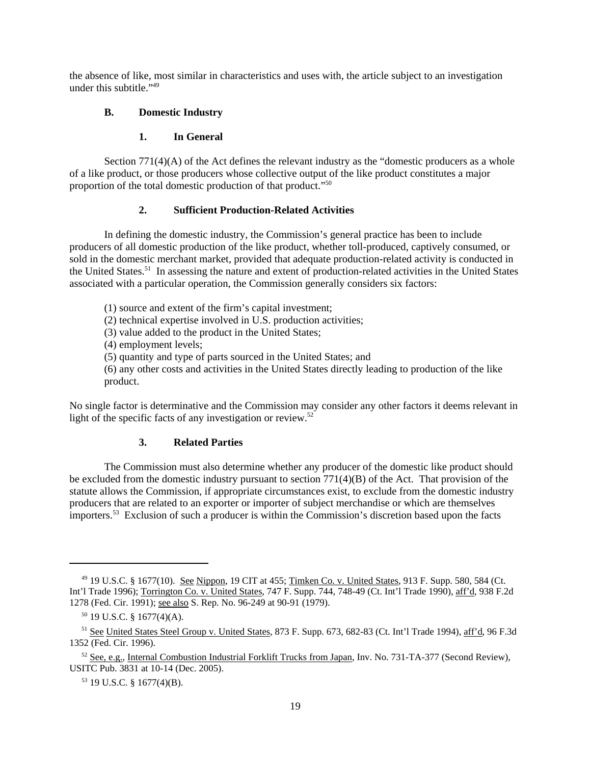the absence of like, most similar in characteristics and uses with, the article subject to an investigation under this subtitle."[49]

### B. Domestic Industry

#### 1. In General

Section 771(4)(A) of the Act defines the relevant industry as the "domestic producers as a whole of a like product, or those producers whose collective output of the like product constitutes a major proportion of the total domestic production of that product."[50]

#### 2. Sufficient Production-Related Activities

In defining the domestic industry, the Commission's general practice has been to include producers of all domestic production of the like product, whether toll-produced, captively consumed, or sold in the domestic merchant market, provided that adequate production-related activity is conducted in the United States.[51] In assessing the nature and extent of production-related activities in the United States associated with a particular operation, the Commission generally considers six factors:

(1) source and extent of the firm's capital investment;
(2) technical expertise involved in U.S. production activities;
(3) value added to the product in the United States;
(4) employment levels;
(5) quantity and type of parts sourced in the United States; and
(6) any other costs and activities in the United States directly leading to production of the like product.

No single factor is determinative and the Commission may consider any other factors it deems relevant in light of the specific facts of any investigation or review.[52]

#### 3. Related Parties

The Commission must also determine whether any producer of the domestic like product should be excluded from the domestic industry pursuant to section 771(4)(B) of the Act. That provision of the statute allows the Commission, if appropriate circumstances exist, to exclude from the domestic industry producers that are related to an exporter or importer of subject merchandise or which are themselves importers.[53] Exclusion of such a producer is within the Commission's discretion based upon the facts

---

[49] 19 U.S.C. § 1677(10). See Nippon, 19 CIT at 455; Timken Co. v. United States, 913 F. Supp. 580, 584 (Ct. Int'l Trade 1996); Torrington Co. v. United States, 747 F. Supp. 744, 748-49 (Ct. Int'l Trade 1990), aff'd, 938 F.2d 1278 (Fed. Cir. 1991); see also S. Rep. No. 96-249 at 90-91 (1979).

[50] 19 U.S.C. § 1677(4)(A).

[51] See United States Steel Group v. United States, 873 F. Supp. 673, 682-83 (Ct. Int'l Trade 1994), aff'd, 96 F.3d 1352 (Fed. Cir. 1996).

[52] See, e.g., Internal Combustion Industrial Forklift Trucks from Japan, Inv. No. 731-TA-377 (Second Review), USITC Pub. 3831 at 10-14 (Dec. 2005).

[53] 19 U.S.C. § 1677(4)(B).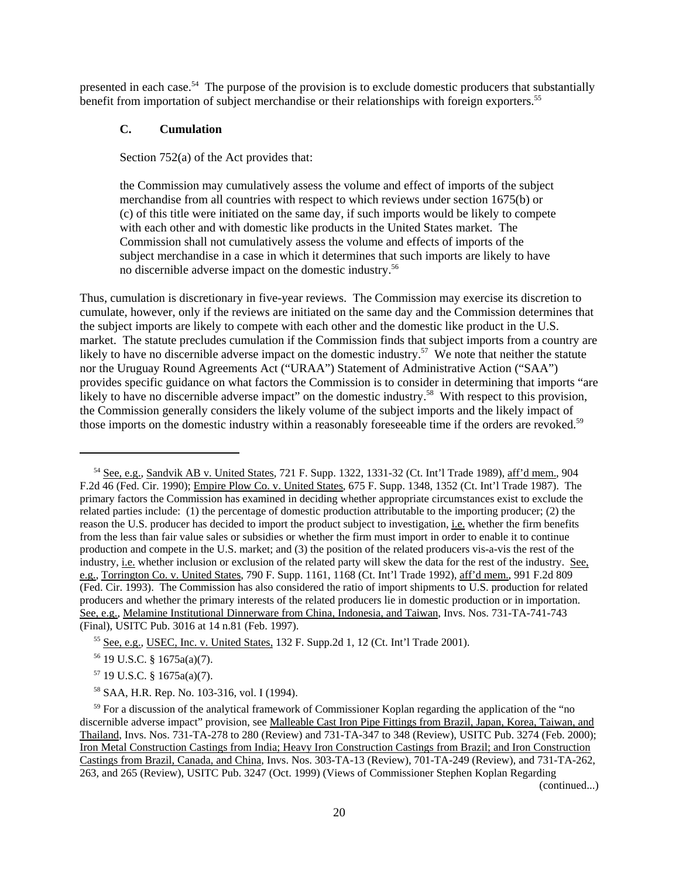presented in each case.[54] The purpose of the provision is to exclude domestic producers that substantially benefit from importation of subject merchandise or their relationships with foreign exporters.[55]

### C. Cumulation

Section 752(a) of the Act provides that:

> the Commission may cumulatively assess the volume and effect of imports of the subject merchandise from all countries with respect to which reviews under section 1675(b) or (c) of this title were initiated on the same day, if such imports would be likely to compete with each other and with domestic like products in the United States market. The Commission shall not cumulatively assess the volume and effects of imports of the subject merchandise in a case in which it determines that such imports are likely to have no discernible adverse impact on the domestic industry.[56]

Thus, cumulation is discretionary in five-year reviews. The Commission may exercise its discretion to cumulate, however, only if the reviews are initiated on the same day and the Commission determines that the subject imports are likely to compete with each other and the domestic like product in the U.S. market. The statute precludes cumulation if the Commission finds that subject imports from a country are likely to have no discernible adverse impact on the domestic industry.[57] We note that neither the statute nor the Uruguay Round Agreements Act ("URAA") Statement of Administrative Action ("SAA") provides specific guidance on what factors the Commission is to consider in determining that imports "are likely to have no discernible adverse impact" on the domestic industry.[58] With respect to this provision, the Commission generally considers the likely volume of the subject imports and the likely impact of those imports on the domestic industry within a reasonably foreseeable time if the orders are revoked.[59]

---

[54] See, e.g., Sandvik AB v. United States, 721 F. Supp. 1322, 1331-32 (Ct. Int'l Trade 1989), aff'd mem., 904 F.2d 46 (Fed. Cir. 1990); Empire Plow Co. v. United States, 675 F. Supp. 1348, 1352 (Ct. Int'l Trade 1987). The primary factors the Commission has examined in deciding whether appropriate circumstances exist to exclude the related parties include: (1) the percentage of domestic production attributable to the importing producer; (2) the reason the U.S. producer has decided to import the product subject to investigation, i.e. whether the firm benefits from the less than fair value sales or subsidies or whether the firm must import in order to enable it to continue production and compete in the U.S. market; and (3) the position of the related producers vis-a-vis the rest of the industry, i.e. whether inclusion or exclusion of the related party will skew the data for the rest of the industry. See, e.g., Torrington Co. v. United States, 790 F. Supp. 1161, 1168 (Ct. Int'l Trade 1992), aff'd mem., 991 F.2d 809 (Fed. Cir. 1993). The Commission has also considered the ratio of import shipments to U.S. production for related producers and whether the primary interests of the related producers lie in domestic production or in importation. See, e.g., Melamine Institutional Dinnerware from China, Indonesia, and Taiwan, Invs. Nos. 731-TA-741-743 (Final), USITC Pub. 3016 at 14 n.81 (Feb. 1997).

[55] See, e.g., USEC, Inc. v. United States, 132 F. Supp.2d 1, 12 (Ct. Int'l Trade 2001).

[56] 19 U.S.C. § 1675a(a)(7).

[57] 19 U.S.C. § 1675a(a)(7).

[58] SAA, H.R. Rep. No. 103-316, vol. I (1994).

[59] For a discussion of the analytical framework of Commissioner Koplan regarding the application of the "no discernible adverse impact" provision, see Malleable Cast Iron Pipe Fittings from Brazil, Japan, Korea, Taiwan, and Thailand, Invs. Nos. 731-TA-278 to 280 (Review) and 731-TA-347 to 348 (Review), USITC Pub. 3274 (Feb. 2000); Iron Metal Construction Castings from India; Heavy Iron Construction Castings from Brazil; and Iron Construction Castings from Brazil, Canada, and China, Invs. Nos. 303-TA-13 (Review), 701-TA-249 (Review), and 731-TA-262, 263, and 265 (Review), USITC Pub. 3247 (Oct. 1999) (Views of Commissioner Stephen Koplan Regarding (continued...)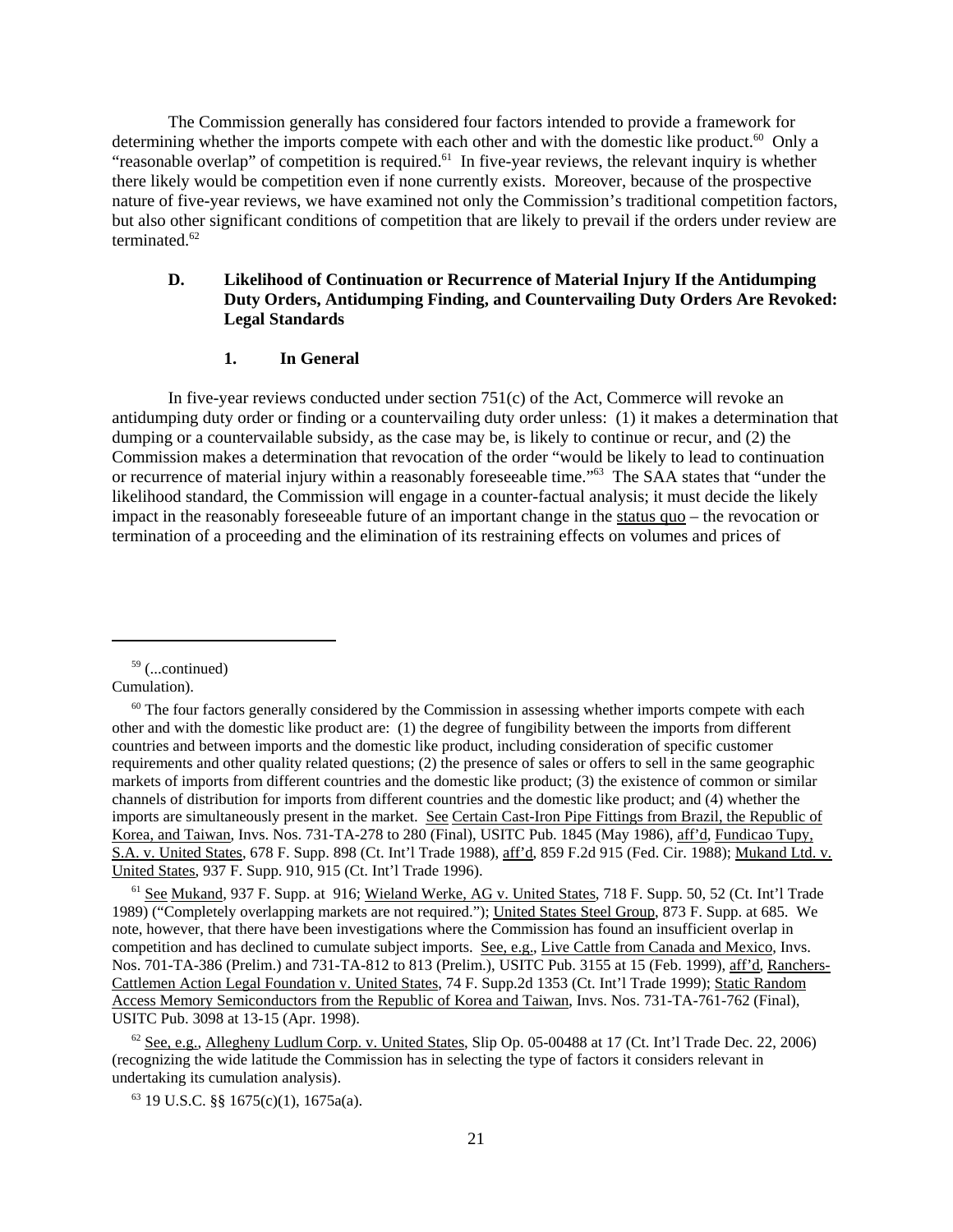The Commission generally has considered four factors intended to provide a framework for determining whether the imports compete with each other and with the domestic like product.[60] Only a "reasonable overlap" of competition is required.[61] In five-year reviews, the relevant inquiry is whether there likely would be competition even if none currently exists. Moreover, because of the prospective nature of five-year reviews, we have examined not only the Commission's traditional competition factors, but also other significant conditions of competition that are likely to prevail if the orders under review are terminated.[62]

### D. Likelihood of Continuation or Recurrence of Material Injury If the Antidumping Duty Orders, Antidumping Finding, and Countervailing Duty Orders Are Revoked: Legal Standards

#### 1. In General

In five-year reviews conducted under section 751(c) of the Act, Commerce will revoke an antidumping duty order or finding or a countervailing duty order unless: (1) it makes a determination that dumping or a countervailable subsidy, as the case may be, is likely to continue or recur, and (2) the Commission makes a determination that revocation of the order "would be likely to lead to continuation or recurrence of material injury within a reasonably foreseeable time."[63] The SAA states that "under the likelihood standard, the Commission will engage in a counter-factual analysis; it must decide the likely impact in the reasonably foreseeable future of an important change in the status quo – the revocation or termination of a proceeding and the elimination of its restraining effects on volumes and prices of

---

[59] (...continued) Cumulation).

[60] The four factors generally considered by the Commission in assessing whether imports compete with each other and with the domestic like product are: (1) the degree of fungibility between the imports from different countries and between imports and the domestic like product, including consideration of specific customer requirements and other quality related questions; (2) the presence of sales or offers to sell in the same geographic markets of imports from different countries and the domestic like product; (3) the existence of common or similar channels of distribution for imports from different countries and the domestic like product; and (4) whether the imports are simultaneously present in the market. See Certain Cast-Iron Pipe Fittings from Brazil, the Republic of Korea, and Taiwan, Invs. Nos. 731-TA-278 to 280 (Final), USITC Pub. 1845 (May 1986), aff'd, Fundicao Tupy, S.A. v. United States, 678 F. Supp. 898 (Ct. Int'l Trade 1988), aff'd, 859 F.2d 915 (Fed. Cir. 1988); Mukand Ltd. v. United States, 937 F. Supp. 910, 915 (Ct. Int'l Trade 1996).

[61] See Mukand, 937 F. Supp. at 916; Wieland Werke, AG v. United States, 718 F. Supp. 50, 52 (Ct. Int'l Trade 1989) ("Completely overlapping markets are not required."); United States Steel Group, 873 F. Supp. at 685. We note, however, that there have been investigations where the Commission has found an insufficient overlap in competition and has declined to cumulate subject imports. See, e.g., Live Cattle from Canada and Mexico, Invs. Nos. 701-TA-386 (Prelim.) and 731-TA-812 to 813 (Prelim.), USITC Pub. 3155 at 15 (Feb. 1999), aff'd, Ranchers-Cattlemen Action Legal Foundation v. United States, 74 F. Supp.2d 1353 (Ct. Int'l Trade 1999); Static Random Access Memory Semiconductors from the Republic of Korea and Taiwan, Invs. Nos. 731-TA-761-762 (Final), USITC Pub. 3098 at 13-15 (Apr. 1998).

[62] See, e.g., Allegheny Ludlum Corp. v. United States, Slip Op. 05-00488 at 17 (Ct. Int'l Trade Dec. 22, 2006) (recognizing the wide latitude the Commission has in selecting the type of factors it considers relevant in undertaking its cumulation analysis).

[63] 19 U.S.C. §§ 1675(c)(1), 1675a(a).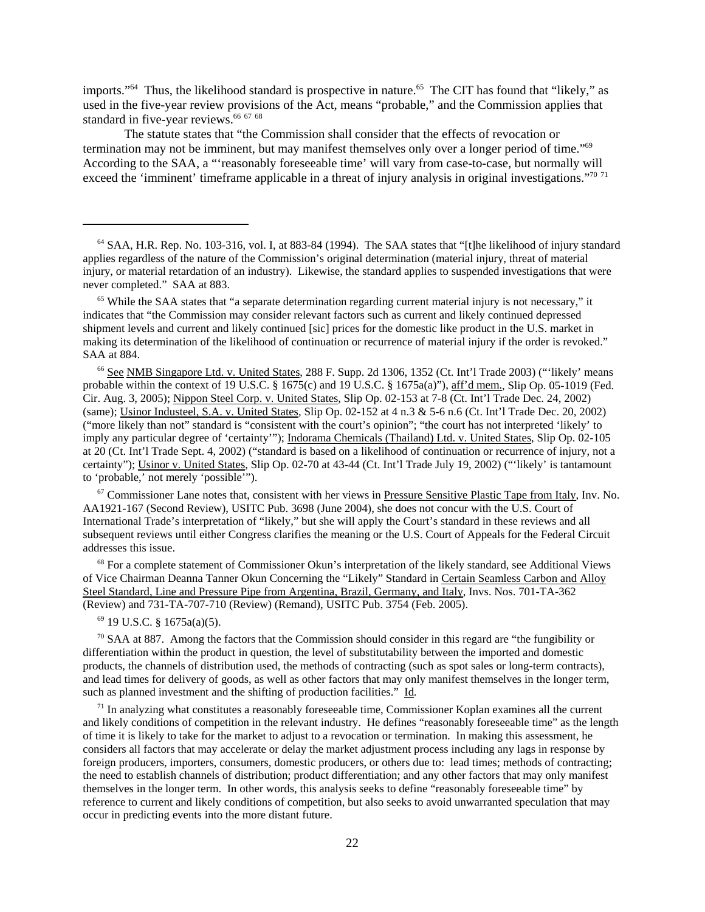imports."[64] Thus, the likelihood standard is prospective in nature.[65] The CIT has found that "likely," as used in the five-year review provisions of the Act, means "probable," and the Commission applies that standard in five-year reviews.[66] [67] [68]

The statute states that "the Commission shall consider that the effects of revocation or termination may not be imminent, but may manifest themselves only over a longer period of time."[69] According to the SAA, a "'reasonably foreseeable time' will vary from case-to-case, but normally will exceed the 'imminent' timeframe applicable in a threat of injury analysis in original investigations."[70] [71]

---

[64] SAA, H.R. Rep. No. 103-316, vol. I, at 883-84 (1994). The SAA states that "[t]he likelihood of injury standard applies regardless of the nature of the Commission's original determination (material injury, threat of material injury, or material retardation of an industry). Likewise, the standard applies to suspended investigations that were never completed." SAA at 883.

[65] While the SAA states that "a separate determination regarding current material injury is not necessary," it indicates that "the Commission may consider relevant factors such as current and likely continued depressed shipment levels and current and likely continued [sic] prices for the domestic like product in the U.S. market in making its determination of the likelihood of continuation or recurrence of material injury if the order is revoked." SAA at 884.

[66] See NMB Singapore Ltd. v. United States, 288 F. Supp. 2d 1306, 1352 (Ct. Int'l Trade 2003) ("'likely' means probable within the context of 19 U.S.C. § 1675(c) and 19 U.S.C. § 1675a(a)"), aff'd mem., Slip Op. 05-1019 (Fed. Cir. Aug. 3, 2005); Nippon Steel Corp. v. United States, Slip Op. 02-153 at 7-8 (Ct. Int'l Trade Dec. 24, 2002) (same); Usinor Industeel, S.A. v. United States, Slip Op. 02-152 at 4 n.3 & 5-6 n.6 (Ct. Int'l Trade Dec. 20, 2002) ("more likely than not" standard is "consistent with the court's opinion"; "the court has not interpreted 'likely' to imply any particular degree of 'certainty'"); Indorama Chemicals (Thailand) Ltd. v. United States, Slip Op. 02-105 at 20 (Ct. Int'l Trade Sept. 4, 2002) ("standard is based on a likelihood of continuation or recurrence of injury, not a certainty"); Usinor v. United States, Slip Op. 02-70 at 43-44 (Ct. Int'l Trade July 19, 2002) ("'likely' is tantamount to 'probable,' not merely 'possible'").

[67] Commissioner Lane notes that, consistent with her views in Pressure Sensitive Plastic Tape from Italy, Inv. No. AA1921-167 (Second Review), USITC Pub. 3698 (June 2004), she does not concur with the U.S. Court of International Trade's interpretation of "likely," but she will apply the Court's standard in these reviews and all subsequent reviews until either Congress clarifies the meaning or the U.S. Court of Appeals for the Federal Circuit addresses this issue.

[68] For a complete statement of Commissioner Okun's interpretation of the likely standard, see Additional Views of Vice Chairman Deanna Tanner Okun Concerning the "Likely" Standard in Certain Seamless Carbon and Alloy Steel Standard, Line and Pressure Pipe from Argentina, Brazil, Germany, and Italy, Invs. Nos. 701-TA-362 (Review) and 731-TA-707-710 (Review) (Remand), USITC Pub. 3754 (Feb. 2005).

[69] 19 U.S.C. § 1675a(a)(5).

[70] SAA at 887. Among the factors that the Commission should consider in this regard are "the fungibility or differentiation within the product in question, the level of substitutability between the imported and domestic products, the channels of distribution used, the methods of contracting (such as spot sales or long-term contracts), and lead times for delivery of goods, as well as other factors that may only manifest themselves in the longer term, such as planned investment and the shifting of production facilities." Id.

[71] In analyzing what constitutes a reasonably foreseeable time, Commissioner Koplan examines all the current and likely conditions of competition in the relevant industry. He defines "reasonably foreseeable time" as the length of time it is likely to take for the market to adjust to a revocation or termination. In making this assessment, he considers all factors that may accelerate or delay the market adjustment process including any lags in response by foreign producers, importers, consumers, domestic producers, or others due to: lead times; methods of contracting; the need to establish channels of distribution; product differentiation; and any other factors that may only manifest themselves in the longer term. In other words, this analysis seeks to define "reasonably foreseeable time" by reference to current and likely conditions of competition, but also seeks to avoid unwarranted speculation that may occur in predicting events into the more distant future.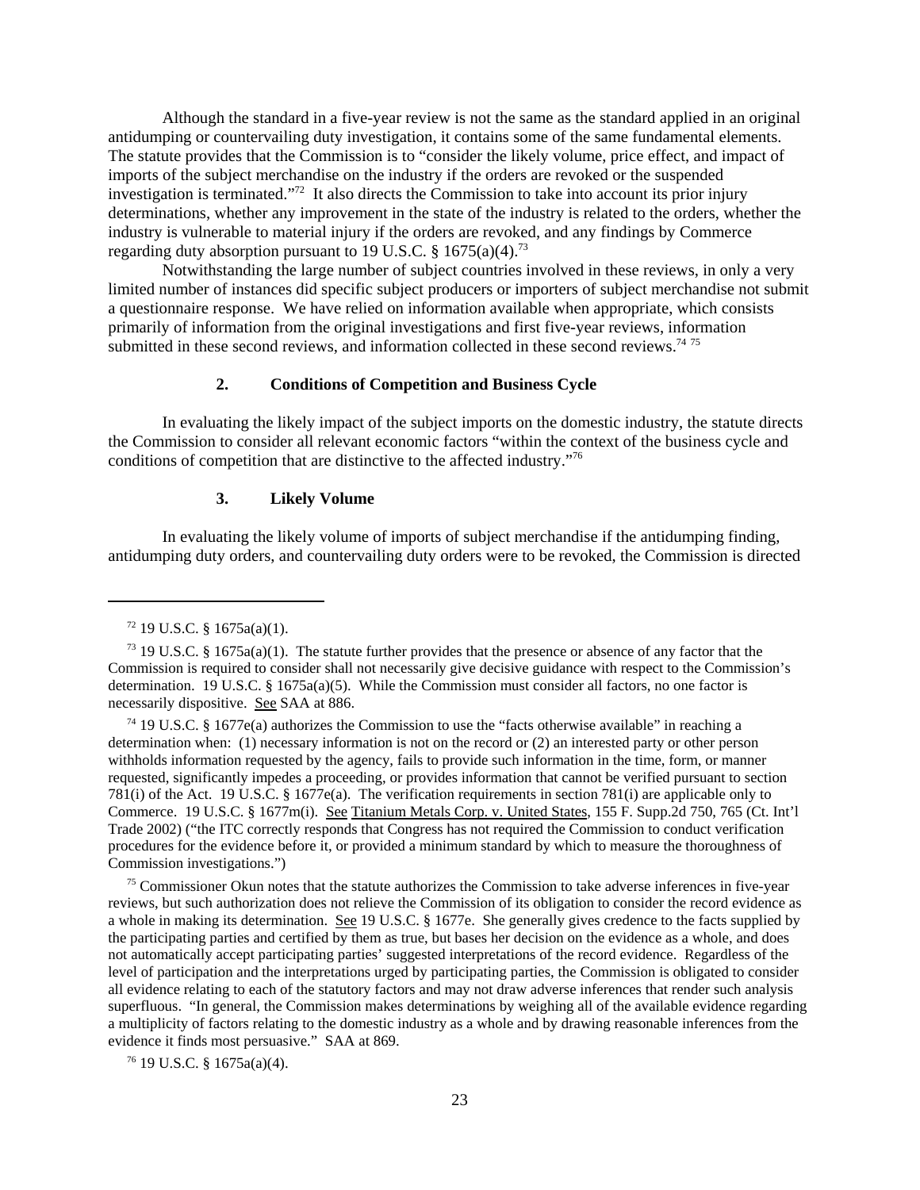Although the standard in a five-year review is not the same as the standard applied in an original antidumping or countervailing duty investigation, it contains some of the same fundamental elements. The statute provides that the Commission is to "consider the likely volume, price effect, and impact of imports of the subject merchandise on the industry if the orders are revoked or the suspended investigation is terminated."[72] It also directs the Commission to take into account its prior injury determinations, whether any improvement in the state of the industry is related to the orders, whether the industry is vulnerable to material injury if the orders are revoked, and any findings by Commerce regarding duty absorption pursuant to 19 U.S.C. § 1675(a)(4).[73]

Notwithstanding the large number of subject countries involved in these reviews, in only a very limited number of instances did specific subject producers or importers of subject merchandise not submit a questionnaire response. We have relied on information available when appropriate, which consists primarily of information from the original investigations and first five-year reviews, information submitted in these second reviews, and information collected in these second reviews.[74] [75]

### 2. Conditions of Competition and Business Cycle

In evaluating the likely impact of the subject imports on the domestic industry, the statute directs the Commission to consider all relevant economic factors "within the context of the business cycle and conditions of competition that are distinctive to the affected industry."[76]

### 3. Likely Volume

In evaluating the likely volume of imports of subject merchandise if the antidumping finding, antidumping duty orders, and countervailing duty orders were to be revoked, the Commission is directed

---

[72] 19 U.S.C. § 1675a(a)(1).

[73] 19 U.S.C. § 1675a(a)(1). The statute further provides that the presence or absence of any factor that the Commission is required to consider shall not necessarily give decisive guidance with respect to the Commission's determination. 19 U.S.C. § 1675a(a)(5). While the Commission must consider all factors, no one factor is necessarily dispositive. See SAA at 886.

[74] 19 U.S.C. § 1677e(a) authorizes the Commission to use the "facts otherwise available" in reaching a determination when: (1) necessary information is not on the record or (2) an interested party or other person withholds information requested by the agency, fails to provide such information in the time, form, or manner requested, significantly impedes a proceeding, or provides information that cannot be verified pursuant to section 781(i) of the Act. 19 U.S.C. § 1677e(a). The verification requirements in section 781(i) are applicable only to Commerce. 19 U.S.C. § 1677m(i). See Titanium Metals Corp. v. United States, 155 F. Supp.2d 750, 765 (Ct. Int'l Trade 2002) ("the ITC correctly responds that Congress has not required the Commission to conduct verification procedures for the evidence before it, or provided a minimum standard by which to measure the thoroughness of Commission investigations.")

[75] Commissioner Okun notes that the statute authorizes the Commission to take adverse inferences in five-year reviews, but such authorization does not relieve the Commission of its obligation to consider the record evidence as a whole in making its determination. See 19 U.S.C. § 1677e. She generally gives credence to the facts supplied by the participating parties and certified by them as true, but bases her decision on the evidence as a whole, and does not automatically accept participating parties' suggested interpretations of the record evidence. Regardless of the level of participation and the interpretations urged by participating parties, the Commission is obligated to consider all evidence relating to each of the statutory factors and may not draw adverse inferences that render such analysis superfluous. "In general, the Commission makes determinations by weighing all of the available evidence regarding a multiplicity of factors relating to the domestic industry as a whole and by drawing reasonable inferences from the evidence it finds most persuasive." SAA at 869.

[76] 19 U.S.C. § 1675a(a)(4).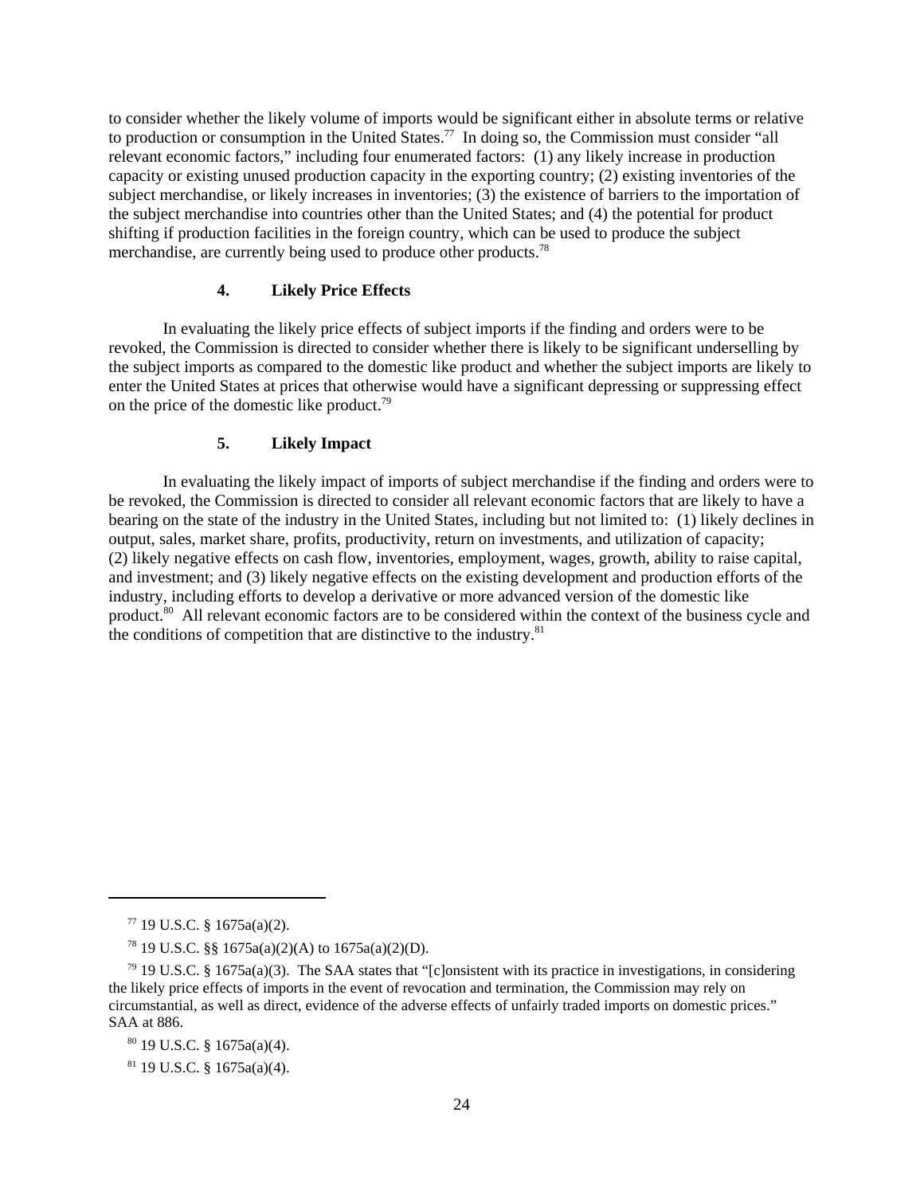to consider whether the likely volume of imports would be significant either in absolute terms or relative to production or consumption in the United States.[77] In doing so, the Commission must consider "all relevant economic factors," including four enumerated factors: (1) any likely increase in production capacity or existing unused production capacity in the exporting country; (2) existing inventories of the subject merchandise, or likely increases in inventories; (3) the existence of barriers to the importation of the subject merchandise into countries other than the United States; and (4) the potential for product shifting if production facilities in the foreign country, which can be used to produce the subject merchandise, are currently being used to produce other products.[78]

#### 4. Likely Price Effects

In evaluating the likely price effects of subject imports if the finding and orders were to be revoked, the Commission is directed to consider whether there is likely to be significant underselling by the subject imports as compared to the domestic like product and whether the subject imports are likely to enter the United States at prices that otherwise would have a significant depressing or suppressing effect on the price of the domestic like product.[79]

#### 5. Likely Impact

In evaluating the likely impact of imports of subject merchandise if the finding and orders were to be revoked, the Commission is directed to consider all relevant economic factors that are likely to have a bearing on the state of the industry in the United States, including but not limited to: (1) likely declines in output, sales, market share, profits, productivity, return on investments, and utilization of capacity; (2) likely negative effects on cash flow, inventories, employment, wages, growth, ability to raise capital, and investment; and (3) likely negative effects on the existing development and production efforts of the industry, including efforts to develop a derivative or more advanced version of the domestic like product.[80] All relevant economic factors are to be considered within the context of the business cycle and the conditions of competition that are distinctive to the industry.[81]

---

[77] 19 U.S.C. § 1675a(a)(2).

[78] 19 U.S.C. §§ 1675a(a)(2)(A) to 1675a(a)(2)(D).

[79] 19 U.S.C. § 1675a(a)(3). The SAA states that "[c]onsistent with its practice in investigations, in considering the likely price effects of imports in the event of revocation and termination, the Commission may rely on circumstantial, as well as direct, evidence of the adverse effects of unfairly traded imports on domestic prices." SAA at 886.

[80] 19 U.S.C. § 1675a(a)(4).

[81] 19 U.S.C. § 1675a(a)(4).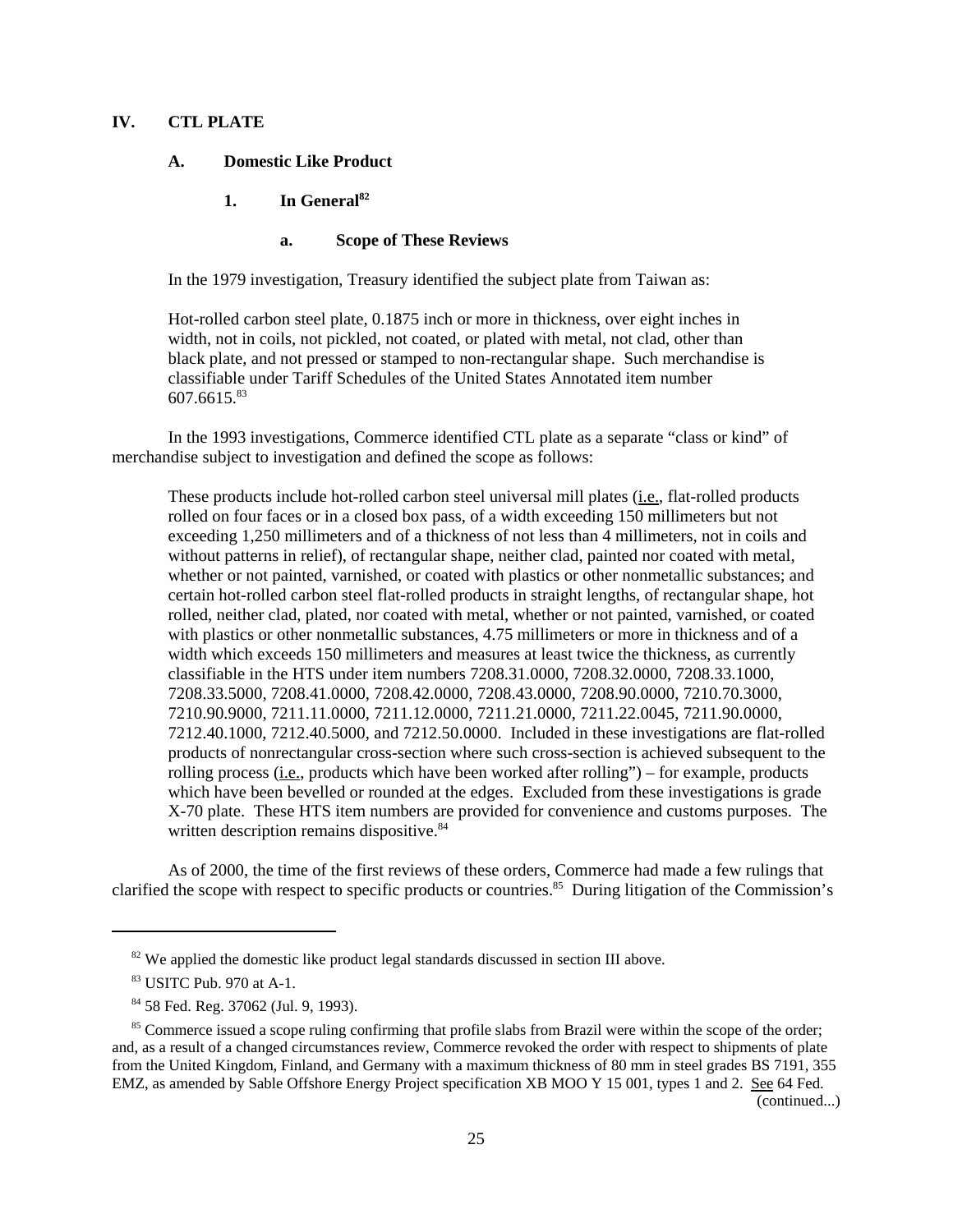## IV. CTL PLATE

### A. Domestic Like Product

#### 1. In General[82]

##### a. Scope of These Reviews

In the 1979 investigation, Treasury identified the subject plate from Taiwan as:

> Hot-rolled carbon steel plate, 0.1875 inch or more in thickness, over eight inches in width, not in coils, not pickled, not coated, or plated with metal, not clad, other than black plate, and not pressed or stamped to non-rectangular shape. Such merchandise is classifiable under Tariff Schedules of the United States Annotated item number 607.6615.[83]

In the 1993 investigations, Commerce identified CTL plate as a separate "class or kind" of merchandise subject to investigation and defined the scope as follows:

> These products include hot-rolled carbon steel universal mill plates (i.e., flat-rolled products rolled on four faces or in a closed box pass, of a width exceeding 150 millimeters but not exceeding 1,250 millimeters and of a thickness of not less than 4 millimeters, not in coils and without patterns in relief), of rectangular shape, neither clad, painted nor coated with metal, whether or not painted, varnished, or coated with plastics or other nonmetallic substances; and certain hot-rolled carbon steel flat-rolled products in straight lengths, of rectangular shape, hot rolled, neither clad, plated, nor coated with metal, whether or not painted, varnished, or coated with plastics or other nonmetallic substances, 4.75 millimeters or more in thickness and of a width which exceeds 150 millimeters and measures at least twice the thickness, as currently classifiable in the HTS under item numbers 7208.31.0000, 7208.32.0000, 7208.33.1000, 7208.33.5000, 7208.41.0000, 7208.42.0000, 7208.43.0000, 7208.90.0000, 7210.70.3000, 7210.90.9000, 7211.11.0000, 7211.12.0000, 7211.21.0000, 7211.22.0045, 7211.90.0000, 7212.40.1000, 7212.40.5000, and 7212.50.0000. Included in these investigations are flat-rolled products of nonrectangular cross-section where such cross-section is achieved subsequent to the rolling process (i.e., products which have been worked after rolling") – for example, products which have been bevelled or rounded at the edges. Excluded from these investigations is grade X-70 plate. These HTS item numbers are provided for convenience and customs purposes. The written description remains dispositive.[84]

As of 2000, the time of the first reviews of these orders, Commerce had made a few rulings that clarified the scope with respect to specific products or countries.[85] During litigation of the Commission's

---

[82] We applied the domestic like product legal standards discussed in section III above.

[83] USITC Pub. 970 at A-1.

[84] 58 Fed. Reg. 37062 (Jul. 9, 1993).

[85] Commerce issued a scope ruling confirming that profile slabs from Brazil were within the scope of the order; and, as a result of a changed circumstances review, Commerce revoked the order with respect to shipments of plate from the United Kingdom, Finland, and Germany with a maximum thickness of 80 mm in steel grades BS 7191, 355 EMZ, as amended by Sable Offshore Energy Project specification XB MOO Y 15 001, types 1 and 2. See 64 Fed. (continued...)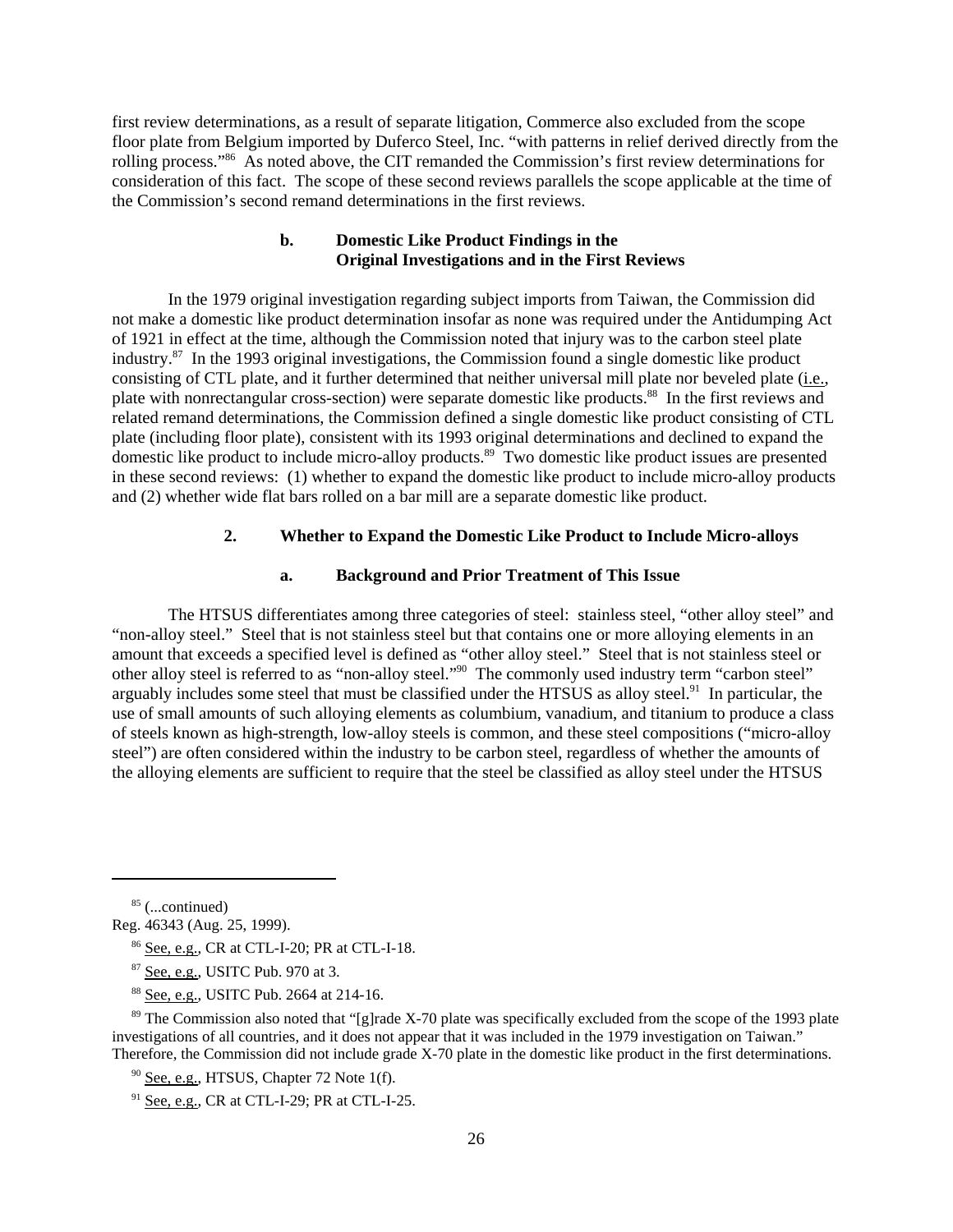first review determinations, as a result of separate litigation, Commerce also excluded from the scope floor plate from Belgium imported by Duferco Steel, Inc. "with patterns in relief derived directly from the rolling process."[86] As noted above, the CIT remanded the Commission's first review determinations for consideration of this fact. The scope of these second reviews parallels the scope applicable at the time of the Commission's second remand determinations in the first reviews.

#### b. Domestic Like Product Findings in the Original Investigations and in the First Reviews

In the 1979 original investigation regarding subject imports from Taiwan, the Commission did not make a domestic like product determination insofar as none was required under the Antidumping Act of 1921 in effect at the time, although the Commission noted that injury was to the carbon steel plate industry.[87] In the 1993 original investigations, the Commission found a single domestic like product consisting of CTL plate, and it further determined that neither universal mill plate nor beveled plate (i.e., plate with nonrectangular cross-section) were separate domestic like products.[88] In the first reviews and related remand determinations, the Commission defined a single domestic like product consisting of CTL plate (including floor plate), consistent with its 1993 original determinations and declined to expand the domestic like product to include micro-alloy products.[89] Two domestic like product issues are presented in these second reviews: (1) whether to expand the domestic like product to include micro-alloy products and (2) whether wide flat bars rolled on a bar mill are a separate domestic like product.

### 2. Whether to Expand the Domestic Like Product to Include Micro-alloys

#### a. Background and Prior Treatment of This Issue

The HTSUS differentiates among three categories of steel: stainless steel, "other alloy steel" and "non-alloy steel." Steel that is not stainless steel but that contains one or more alloying elements in an amount that exceeds a specified level is defined as "other alloy steel." Steel that is not stainless steel or other alloy steel is referred to as "non-alloy steel."[90] The commonly used industry term "carbon steel" arguably includes some steel that must be classified under the HTSUS as alloy steel.[91] In particular, the use of small amounts of such alloying elements as columbium, vanadium, and titanium to produce a class of steels known as high-strength, low-alloy steels is common, and these steel compositions ("micro-alloy steel") are often considered within the industry to be carbon steel, regardless of whether the amounts of the alloying elements are sufficient to require that the steel be classified as alloy steel under the HTSUS

---

[85] (...continued)
Reg. 46343 (Aug. 25, 1999).

[86] See, e.g., CR at CTL-I-20; PR at CTL-I-18.

[87] See, e.g., USITC Pub. 970 at 3.

[88] See, e.g., USITC Pub. 2664 at 214-16.

[89] The Commission also noted that "[g]rade X-70 plate was specifically excluded from the scope of the 1993 plate investigations of all countries, and it does not appear that it was included in the 1979 investigation on Taiwan." Therefore, the Commission did not include grade X-70 plate in the domestic like product in the first determinations.

[90] See, e.g., HTSUS, Chapter 72 Note 1(f).

[91] See, e.g., CR at CTL-I-29; PR at CTL-I-25.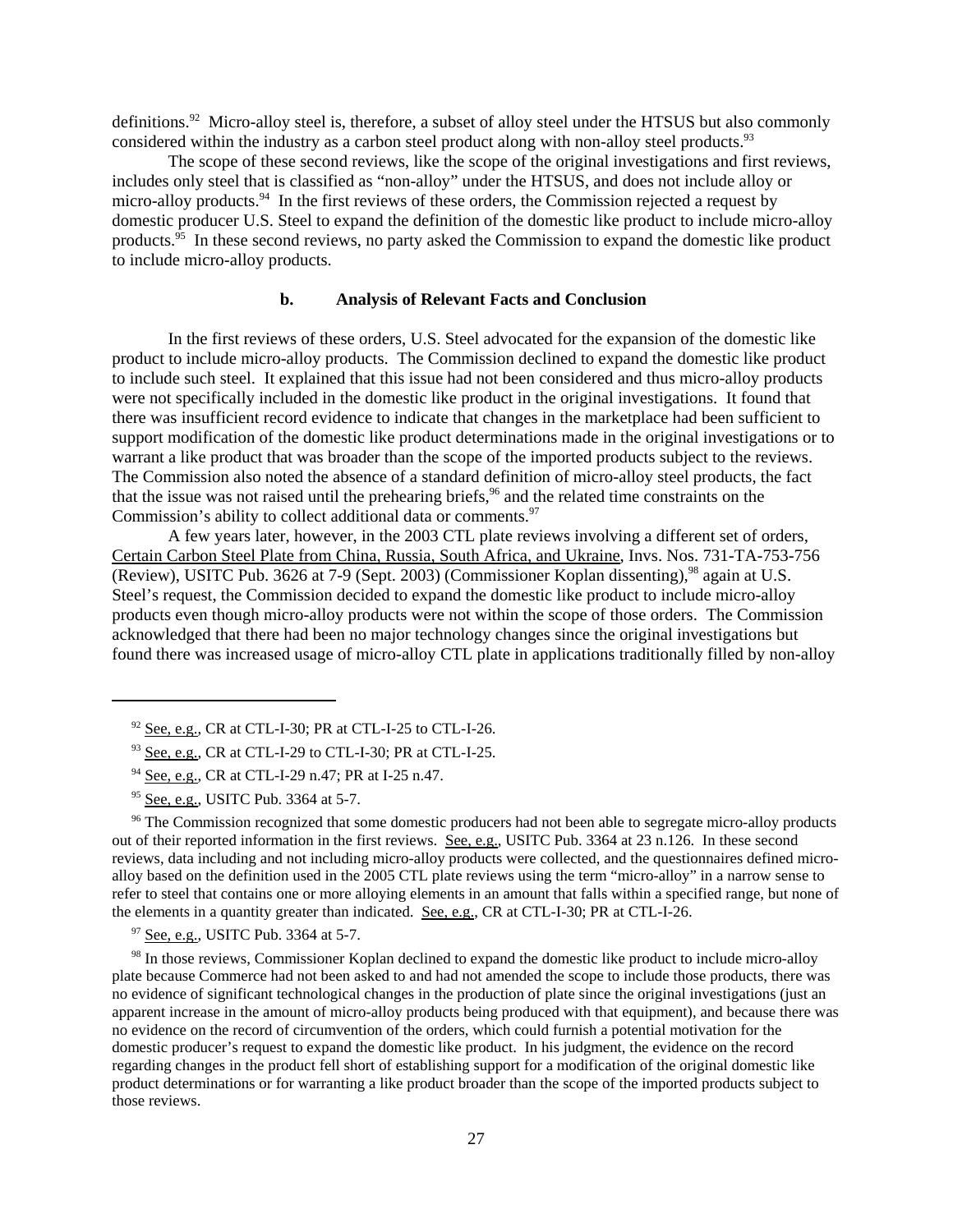definitions.[92] Micro-alloy steel is, therefore, a subset of alloy steel under the HTSUS but also commonly considered within the industry as a carbon steel product along with non-alloy steel products.[93]

The scope of these second reviews, like the scope of the original investigations and first reviews, includes only steel that is classified as "non-alloy" under the HTSUS, and does not include alloy or micro-alloy products.[94] In the first reviews of these orders, the Commission rejected a request by domestic producer U.S. Steel to expand the definition of the domestic like product to include micro-alloy products.[95] In these second reviews, no party asked the Commission to expand the domestic like product to include micro-alloy products.

#### b. Analysis of Relevant Facts and Conclusion

In the first reviews of these orders, U.S. Steel advocated for the expansion of the domestic like product to include micro-alloy products. The Commission declined to expand the domestic like product to include such steel. It explained that this issue had not been considered and thus micro-alloy products were not specifically included in the domestic like product in the original investigations. It found that there was insufficient record evidence to indicate that changes in the marketplace had been sufficient to support modification of the domestic like product determinations made in the original investigations or to warrant a like product that was broader than the scope of the imported products subject to the reviews. The Commission also noted the absence of a standard definition of micro-alloy steel products, the fact that the issue was not raised until the prehearing briefs,[96] and the related time constraints on the Commission's ability to collect additional data or comments.[97]

A few years later, however, in the 2003 CTL plate reviews involving a different set of orders, Certain Carbon Steel Plate from China, Russia, South Africa, and Ukraine, Invs. Nos. 731-TA-753-756 (Review), USITC Pub. 3626 at 7-9 (Sept. 2003) (Commissioner Koplan dissenting),[98] again at U.S. Steel's request, the Commission decided to expand the domestic like product to include micro-alloy products even though micro-alloy products were not within the scope of those orders. The Commission acknowledged that there had been no major technology changes since the original investigations but found there was increased usage of micro-alloy CTL plate in applications traditionally filled by non-alloy

---

[92] See, e.g., CR at CTL-I-30; PR at CTL-I-25 to CTL-I-26.

[93] See, e.g., CR at CTL-I-29 to CTL-I-30; PR at CTL-I-25.

[94] See, e.g., CR at CTL-I-29 n.47; PR at I-25 n.47.

[95] See, e.g., USITC Pub. 3364 at 5-7.

[96] The Commission recognized that some domestic producers had not been able to segregate micro-alloy products out of their reported information in the first reviews. See, e.g., USITC Pub. 3364 at 23 n.126. In these second reviews, data including and not including micro-alloy products were collected, and the questionnaires defined micro-alloy based on the definition used in the 2005 CTL plate reviews using the term "micro-alloy" in a narrow sense to refer to steel that contains one or more alloying elements in an amount that falls within a specified range, but none of the elements in a quantity greater than indicated. See, e.g., CR at CTL-I-30; PR at CTL-I-26.

[97] See, e.g., USITC Pub. 3364 at 5-7.

[98] In those reviews, Commissioner Koplan declined to expand the domestic like product to include micro-alloy plate because Commerce had not been asked to and had not amended the scope to include those products, there was no evidence of significant technological changes in the production of plate since the original investigations (just an apparent increase in the amount of micro-alloy products being produced with that equipment), and because there was no evidence on the record of circumvention of the orders, which could furnish a potential motivation for the domestic producer's request to expand the domestic like product. In his judgment, the evidence on the record regarding changes in the product fell short of establishing support for a modification of the original domestic like product determinations or for warranting a like product broader than the scope of the imported products subject to those reviews.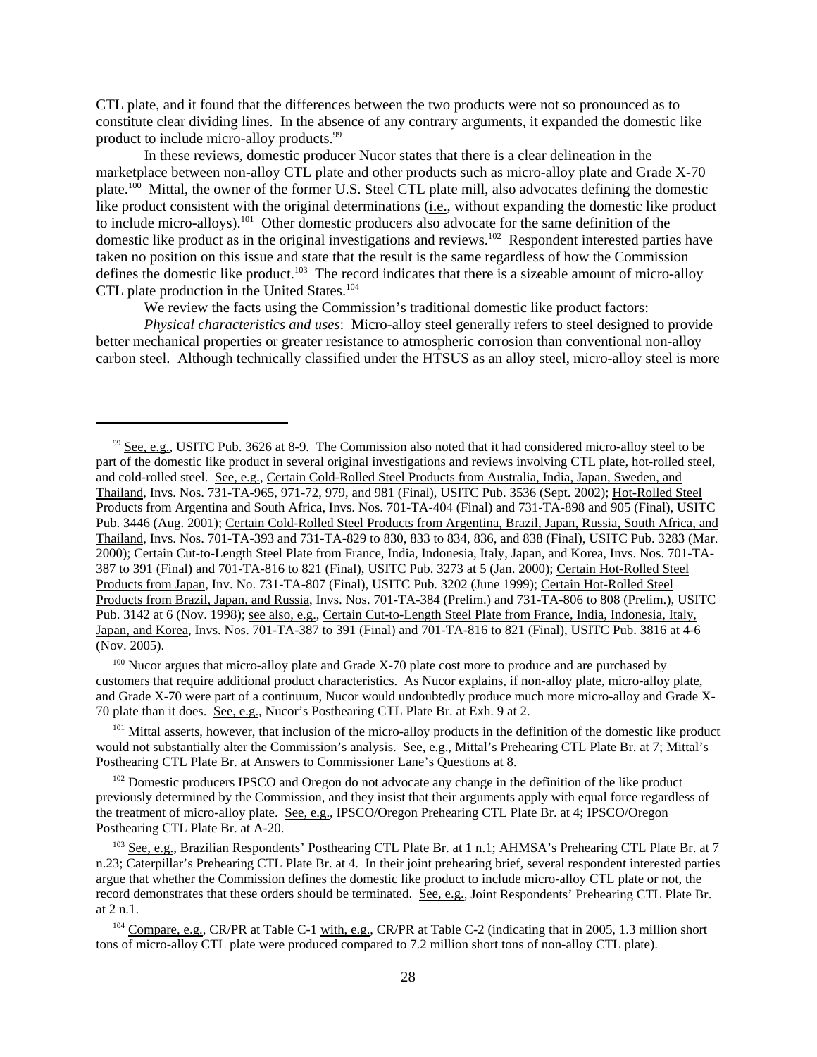CTL plate, and it found that the differences between the two products were not so pronounced as to constitute clear dividing lines. In the absence of any contrary arguments, it expanded the domestic like product to include micro-alloy products.[99]

In these reviews, domestic producer Nucor states that there is a clear delineation in the marketplace between non-alloy CTL plate and other products such as micro-alloy plate and Grade X-70 plate.[100] Mittal, the owner of the former U.S. Steel CTL plate mill, also advocates defining the domestic like product consistent with the original determinations (i.e., without expanding the domestic like product to include micro-alloys).[101] Other domestic producers also advocate for the same definition of the domestic like product as in the original investigations and reviews.[102] Respondent interested parties have taken no position on this issue and state that the result is the same regardless of how the Commission defines the domestic like product.[103] The record indicates that there is a sizeable amount of micro-alloy CTL plate production in the United States.[104]

We review the facts using the Commission's traditional domestic like product factors:

*Physical characteristics and uses*: Micro-alloy steel generally refers to steel designed to provide better mechanical properties or greater resistance to atmospheric corrosion than conventional non-alloy carbon steel. Although technically classified under the HTSUS as an alloy steel, micro-alloy steel is more

---

[99] See, e.g., USITC Pub. 3626 at 8-9. The Commission also noted that it had considered micro-alloy steel to be part of the domestic like product in several original investigations and reviews involving CTL plate, hot-rolled steel, and cold-rolled steel. See, e.g., Certain Cold-Rolled Steel Products from Australia, India, Japan, Sweden, and Thailand, Invs. Nos. 731-TA-965, 971-72, 979, and 981 (Final), USITC Pub. 3536 (Sept. 2002); Hot-Rolled Steel Products from Argentina and South Africa, Invs. Nos. 701-TA-404 (Final) and 731-TA-898 and 905 (Final), USITC Pub. 3446 (Aug. 2001); Certain Cold-Rolled Steel Products from Argentina, Brazil, Japan, Russia, South Africa, and Thailand, Invs. Nos. 701-TA-393 and 731-TA-829 to 830, 833 to 834, 836, and 838 (Final), USITC Pub. 3283 (Mar. 2000); Certain Cut-to-Length Steel Plate from France, India, Indonesia, Italy, Japan, and Korea, Invs. Nos. 701-TA-387 to 391 (Final) and 701-TA-816 to 821 (Final), USITC Pub. 3273 at 5 (Jan. 2000); Certain Hot-Rolled Steel Products from Japan, Inv. No. 731-TA-807 (Final), USITC Pub. 3202 (June 1999); Certain Hot-Rolled Steel Products from Brazil, Japan, and Russia, Invs. Nos. 701-TA-384 (Prelim.) and 731-TA-806 to 808 (Prelim.), USITC Pub. 3142 at 6 (Nov. 1998); see also, e.g., Certain Cut-to-Length Steel Plate from France, India, Indonesia, Italy, Japan, and Korea, Invs. Nos. 701-TA-387 to 391 (Final) and 701-TA-816 to 821 (Final), USITC Pub. 3816 at 4-6 (Nov. 2005).

[100] Nucor argues that micro-alloy plate and Grade X-70 plate cost more to produce and are purchased by customers that require additional product characteristics. As Nucor explains, if non-alloy plate, micro-alloy plate, and Grade X-70 were part of a continuum, Nucor would undoubtedly produce much more micro-alloy and Grade X-70 plate than it does. See, e.g., Nucor's Posthearing CTL Plate Br. at Exh. 9 at 2.

[101] Mittal asserts, however, that inclusion of the micro-alloy products in the definition of the domestic like product would not substantially alter the Commission's analysis. See, e.g., Mittal's Prehearing CTL Plate Br. at 7; Mittal's Posthearing CTL Plate Br. at Answers to Commissioner Lane's Questions at 8.

[102] Domestic producers IPSCO and Oregon do not advocate any change in the definition of the like product previously determined by the Commission, and they insist that their arguments apply with equal force regardless of the treatment of micro-alloy plate. See, e.g., IPSCO/Oregon Prehearing CTL Plate Br. at 4; IPSCO/Oregon Posthearing CTL Plate Br. at A-20.

[103] See, e.g., Brazilian Respondents' Posthearing CTL Plate Br. at 1 n.1; AHMSA's Prehearing CTL Plate Br. at 7 n.23; Caterpillar's Prehearing CTL Plate Br. at 4. In their joint prehearing brief, several respondent interested parties argue that whether the Commission defines the domestic like product to include micro-alloy CTL plate or not, the record demonstrates that these orders should be terminated. See, e.g., Joint Respondents' Prehearing CTL Plate Br. at 2 n.1.

[104] Compare, e.g., CR/PR at Table C-1 with, e.g., CR/PR at Table C-2 (indicating that in 2005, 1.3 million short tons of micro-alloy CTL plate were produced compared to 7.2 million short tons of non-alloy CTL plate).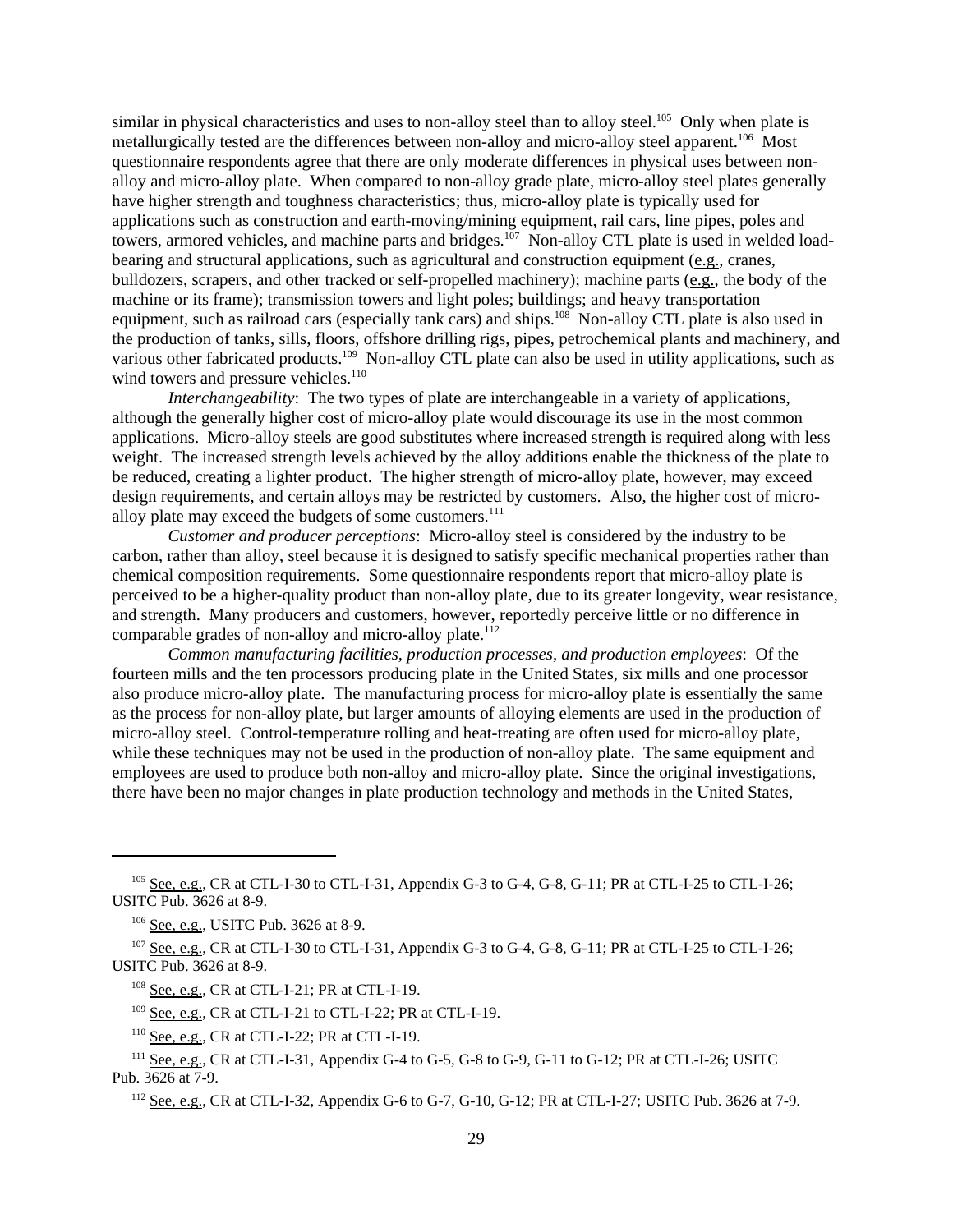similar in physical characteristics and uses to non-alloy steel than to alloy steel.[105] Only when plate is metallurgically tested are the differences between non-alloy and micro-alloy steel apparent.[106] Most questionnaire respondents agree that there are only moderate differences in physical uses between non-alloy and micro-alloy plate. When compared to non-alloy grade plate, micro-alloy steel plates generally have higher strength and toughness characteristics; thus, micro-alloy plate is typically used for applications such as construction and earth-moving/mining equipment, rail cars, line pipes, poles and towers, armored vehicles, and machine parts and bridges.[107] Non-alloy CTL plate is used in welded load-bearing and structural applications, such as agricultural and construction equipment (e.g., cranes, bulldozers, scrapers, and other tracked or self-propelled machinery); machine parts (e.g., the body of the machine or its frame); transmission towers and light poles; buildings; and heavy transportation equipment, such as railroad cars (especially tank cars) and ships.[108] Non-alloy CTL plate is also used in the production of tanks, sills, floors, offshore drilling rigs, pipes, petrochemical plants and machinery, and various other fabricated products.[109] Non-alloy CTL plate can also be used in utility applications, such as wind towers and pressure vehicles.[110]

*Interchangeability*: The two types of plate are interchangeable in a variety of applications, although the generally higher cost of micro-alloy plate would discourage its use in the most common applications. Micro-alloy steels are good substitutes where increased strength is required along with less weight. The increased strength levels achieved by the alloy additions enable the thickness of the plate to be reduced, creating a lighter product. The higher strength of micro-alloy plate, however, may exceed design requirements, and certain alloys may be restricted by customers. Also, the higher cost of micro-alloy plate may exceed the budgets of some customers.[111]

*Customer and producer perceptions*: Micro-alloy steel is considered by the industry to be carbon, rather than alloy, steel because it is designed to satisfy specific mechanical properties rather than chemical composition requirements. Some questionnaire respondents report that micro-alloy plate is perceived to be a higher-quality product than non-alloy plate, due to its greater longevity, wear resistance, and strength. Many producers and customers, however, reportedly perceive little or no difference in comparable grades of non-alloy and micro-alloy plate.[112]

*Common manufacturing facilities, production processes, and production employees*: Of the fourteen mills and the ten processors producing plate in the United States, six mills and one processor also produce micro-alloy plate. The manufacturing process for micro-alloy plate is essentially the same as the process for non-alloy plate, but larger amounts of alloying elements are used in the production of micro-alloy steel. Control-temperature rolling and heat-treating are often used for micro-alloy plate, while these techniques may not be used in the production of non-alloy plate. The same equipment and employees are used to produce both non-alloy and micro-alloy plate. Since the original investigations, there have been no major changes in plate production technology and methods in the United States,

---

[105] See, e.g., CR at CTL-I-30 to CTL-I-31, Appendix G-3 to G-4, G-8, G-11; PR at CTL-I-25 to CTL-I-26; USITC Pub. 3626 at 8-9.

[106] See, e.g., USITC Pub. 3626 at 8-9.

[107] See, e.g., CR at CTL-I-30 to CTL-I-31, Appendix G-3 to G-4, G-8, G-11; PR at CTL-I-25 to CTL-I-26; USITC Pub. 3626 at 8-9.

[108] See, e.g., CR at CTL-I-21; PR at CTL-I-19.

[109] See, e.g., CR at CTL-I-21 to CTL-I-22; PR at CTL-I-19.

[110] See, e.g., CR at CTL-I-22; PR at CTL-I-19.

[111] See, e.g., CR at CTL-I-31, Appendix G-4 to G-5, G-8 to G-9, G-11 to G-12; PR at CTL-I-26; USITC Pub. 3626 at 7-9.

[112] See, e.g., CR at CTL-I-32, Appendix G-6 to G-7, G-10, G-12; PR at CTL-I-27; USITC Pub. 3626 at 7-9.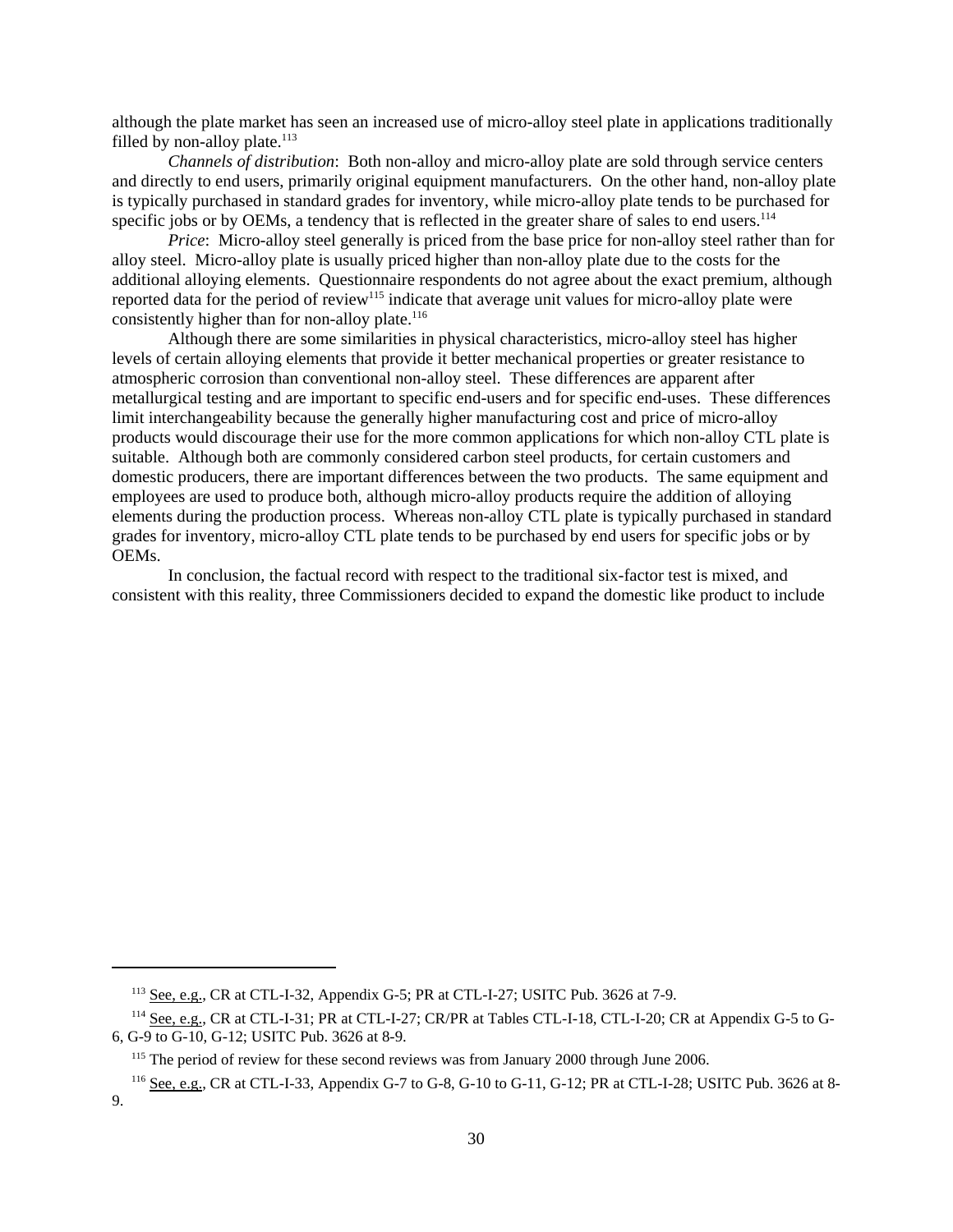although the plate market has seen an increased use of micro-alloy steel plate in applications traditionally filled by non-alloy plate.[113]

*Channels of distribution*: Both non-alloy and micro-alloy plate are sold through service centers and directly to end users, primarily original equipment manufacturers. On the other hand, non-alloy plate is typically purchased in standard grades for inventory, while micro-alloy plate tends to be purchased for specific jobs or by OEMs, a tendency that is reflected in the greater share of sales to end users.[114]

*Price*: Micro-alloy steel generally is priced from the base price for non-alloy steel rather than for alloy steel. Micro-alloy plate is usually priced higher than non-alloy plate due to the costs for the additional alloying elements. Questionnaire respondents do not agree about the exact premium, although reported data for the period of review[115] indicate that average unit values for micro-alloy plate were consistently higher than for non-alloy plate.[116]

Although there are some similarities in physical characteristics, micro-alloy steel has higher levels of certain alloying elements that provide it better mechanical properties or greater resistance to atmospheric corrosion than conventional non-alloy steel. These differences are apparent after metallurgical testing and are important to specific end-users and for specific end-uses. These differences limit interchangeability because the generally higher manufacturing cost and price of micro-alloy products would discourage their use for the more common applications for which non-alloy CTL plate is suitable. Although both are commonly considered carbon steel products, for certain customers and domestic producers, there are important differences between the two products. The same equipment and employees are used to produce both, although micro-alloy products require the addition of alloying elements during the production process. Whereas non-alloy CTL plate is typically purchased in standard grades for inventory, micro-alloy CTL plate tends to be purchased by end users for specific jobs or by OEMs.

In conclusion, the factual record with respect to the traditional six-factor test is mixed, and consistent with this reality, three Commissioners decided to expand the domestic like product to include

---

[113] See, e.g., CR at CTL-I-32, Appendix G-5; PR at CTL-I-27; USITC Pub. 3626 at 7-9.

[114] See, e.g., CR at CTL-I-31; PR at CTL-I-27; CR/PR at Tables CTL-I-18, CTL-I-20; CR at Appendix G-5 to G-6, G-9 to G-10, G-12; USITC Pub. 3626 at 8-9.

[115] The period of review for these second reviews was from January 2000 through June 2006.

[116] See, e.g., CR at CTL-I-33, Appendix G-7 to G-8, G-10 to G-11, G-12; PR at CTL-I-28; USITC Pub. 3626 at 8-9.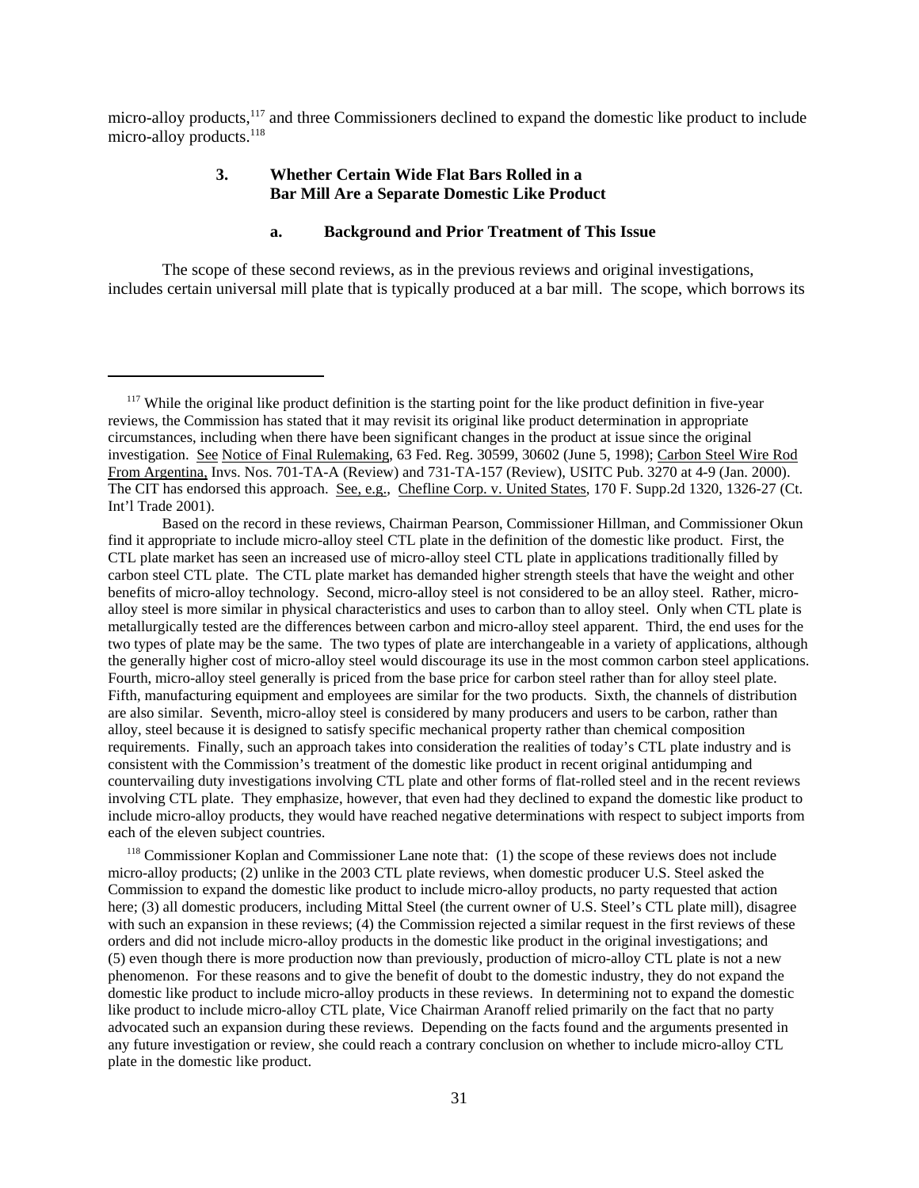micro-alloy products,[117] and three Commissioners declined to expand the domestic like product to include micro-alloy products.[118]

### 3. Whether Certain Wide Flat Bars Rolled in a Bar Mill Are a Separate Domestic Like Product

#### a. Background and Prior Treatment of This Issue

The scope of these second reviews, as in the previous reviews and original investigations, includes certain universal mill plate that is typically produced at a bar mill. The scope, which borrows its

---

[117] While the original like product definition is the starting point for the like product definition in five-year reviews, the Commission has stated that it may revisit its original like product determination in appropriate circumstances, including when there have been significant changes in the product at issue since the original investigation. See Notice of Final Rulemaking, 63 Fed. Reg. 30599, 30602 (June 5, 1998); Carbon Steel Wire Rod From Argentina, Invs. Nos. 701-TA-A (Review) and 731-TA-157 (Review), USITC Pub. 3270 at 4-9 (Jan. 2000). The CIT has endorsed this approach. See, e.g., Chefline Corp. v. United States, 170 F. Supp.2d 1320, 1326-27 (Ct. Int'l Trade 2001).

Based on the record in these reviews, Chairman Pearson, Commissioner Hillman, and Commissioner Okun find it appropriate to include micro-alloy steel CTL plate in the definition of the domestic like product. First, the CTL plate market has seen an increased use of micro-alloy steel CTL plate in applications traditionally filled by carbon steel CTL plate. The CTL plate market has demanded higher strength steels that have the weight and other benefits of micro-alloy technology. Second, micro-alloy steel is not considered to be an alloy steel. Rather, micro-alloy steel is more similar in physical characteristics and uses to carbon than to alloy steel. Only when CTL plate is metallurgically tested are the differences between carbon and micro-alloy steel apparent. Third, the end uses for the two types of plate may be the same. The two types of plate are interchangeable in a variety of applications, although the generally higher cost of micro-alloy steel would discourage its use in the most common carbon steel applications. Fourth, micro-alloy steel generally is priced from the base price for carbon steel rather than for alloy steel plate. Fifth, manufacturing equipment and employees are similar for the two products. Sixth, the channels of distribution are also similar. Seventh, micro-alloy steel is considered by many producers and users to be carbon, rather than alloy, steel because it is designed to satisfy specific mechanical property rather than chemical composition requirements. Finally, such an approach takes into consideration the realities of today's CTL plate industry and is consistent with the Commission's treatment of the domestic like product in recent original antidumping and countervailing duty investigations involving CTL plate and other forms of flat-rolled steel and in the recent reviews involving CTL plate. They emphasize, however, that even had they declined to expand the domestic like product to include micro-alloy products, they would have reached negative determinations with respect to subject imports from each of the eleven subject countries.

[118] Commissioner Koplan and Commissioner Lane note that: (1) the scope of these reviews does not include micro-alloy products; (2) unlike in the 2003 CTL plate reviews, when domestic producer U.S. Steel asked the Commission to expand the domestic like product to include micro-alloy products, no party requested that action here; (3) all domestic producers, including Mittal Steel (the current owner of U.S. Steel's CTL plate mill), disagree with such an expansion in these reviews; (4) the Commission rejected a similar request in the first reviews of these orders and did not include micro-alloy products in the domestic like product in the original investigations; and (5) even though there is more production now than previously, production of micro-alloy CTL plate is not a new phenomenon. For these reasons and to give the benefit of doubt to the domestic industry, they do not expand the domestic like product to include micro-alloy products in these reviews. In determining not to expand the domestic like product to include micro-alloy CTL plate, Vice Chairman Aranoff relied primarily on the fact that no party advocated such an expansion during these reviews. Depending on the facts found and the arguments presented in any future investigation or review, she could reach a contrary conclusion on whether to include micro-alloy CTL plate in the domestic like product.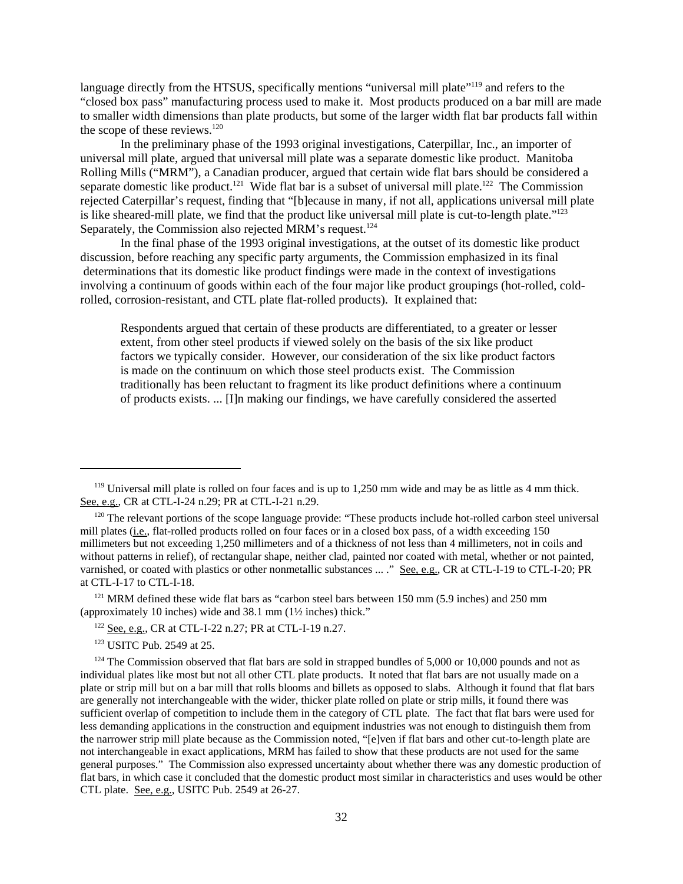language directly from the HTSUS, specifically mentions "universal mill plate"[119] and refers to the "closed box pass" manufacturing process used to make it. Most products produced on a bar mill are made to smaller width dimensions than plate products, but some of the larger width flat bar products fall within the scope of these reviews.[120]

In the preliminary phase of the 1993 original investigations, Caterpillar, Inc., an importer of universal mill plate, argued that universal mill plate was a separate domestic like product. Manitoba Rolling Mills ("MRM"), a Canadian producer, argued that certain wide flat bars should be considered a separate domestic like product.[121] Wide flat bar is a subset of universal mill plate.[122] The Commission rejected Caterpillar's request, finding that "[b]ecause in many, if not all, applications universal mill plate is like sheared-mill plate, we find that the product like universal mill plate is cut-to-length plate."[123] Separately, the Commission also rejected MRM's request.[124]

In the final phase of the 1993 original investigations, at the outset of its domestic like product discussion, before reaching any specific party arguments, the Commission emphasized in its final determinations that its domestic like product findings were made in the context of investigations involving a continuum of goods within each of the four major like product groupings (hot-rolled, cold-rolled, corrosion-resistant, and CTL plate flat-rolled products). It explained that:

> Respondents argued that certain of these products are differentiated, to a greater or lesser extent, from other steel products if viewed solely on the basis of the six like product factors we typically consider. However, our consideration of the six like product factors is made on the continuum on which those steel products exist. The Commission traditionally has been reluctant to fragment its like product definitions where a continuum of products exists. ... [I]n making our findings, we have carefully considered the asserted

---

[119] Universal mill plate is rolled on four faces and is up to 1,250 mm wide and may be as little as 4 mm thick. See, e.g., CR at CTL-I-24 n.29; PR at CTL-I-21 n.29.

[120] The relevant portions of the scope language provide: "These products include hot-rolled carbon steel universal mill plates (i.e., flat-rolled products rolled on four faces or in a closed box pass, of a width exceeding 150 millimeters but not exceeding 1,250 millimeters and of a thickness of not less than 4 millimeters, not in coils and without patterns in relief), of rectangular shape, neither clad, painted nor coated with metal, whether or not painted, varnished, or coated with plastics or other nonmetallic substances ... ." See, e.g., CR at CTL-I-19 to CTL-I-20; PR at CTL-I-17 to CTL-I-18.

[121] MRM defined these wide flat bars as "carbon steel bars between 150 mm (5.9 inches) and 250 mm (approximately 10 inches) wide and 38.1 mm (1½ inches) thick."

[122] See, e.g., CR at CTL-I-22 n.27; PR at CTL-I-19 n.27.

[123] USITC Pub. 2549 at 25.

[124] The Commission observed that flat bars are sold in strapped bundles of 5,000 or 10,000 pounds and not as individual plates like most but not all other CTL plate products. It noted that flat bars are not usually made on a plate or strip mill but on a bar mill that rolls blooms and billets as opposed to slabs. Although it found that flat bars are generally not interchangeable with the wider, thicker plate rolled on plate or strip mills, it found there was sufficient overlap of competition to include them in the category of CTL plate. The fact that flat bars were used for less demanding applications in the construction and equipment industries was not enough to distinguish them from the narrower strip mill plate because as the Commission noted, "[e]ven if flat bars and other cut-to-length plate are not interchangeable in exact applications, MRM has failed to show that these products are not used for the same general purposes." The Commission also expressed uncertainty about whether there was any domestic production of flat bars, in which case it concluded that the domestic product most similar in characteristics and uses would be other CTL plate. See, e.g., USITC Pub. 2549 at 26-27.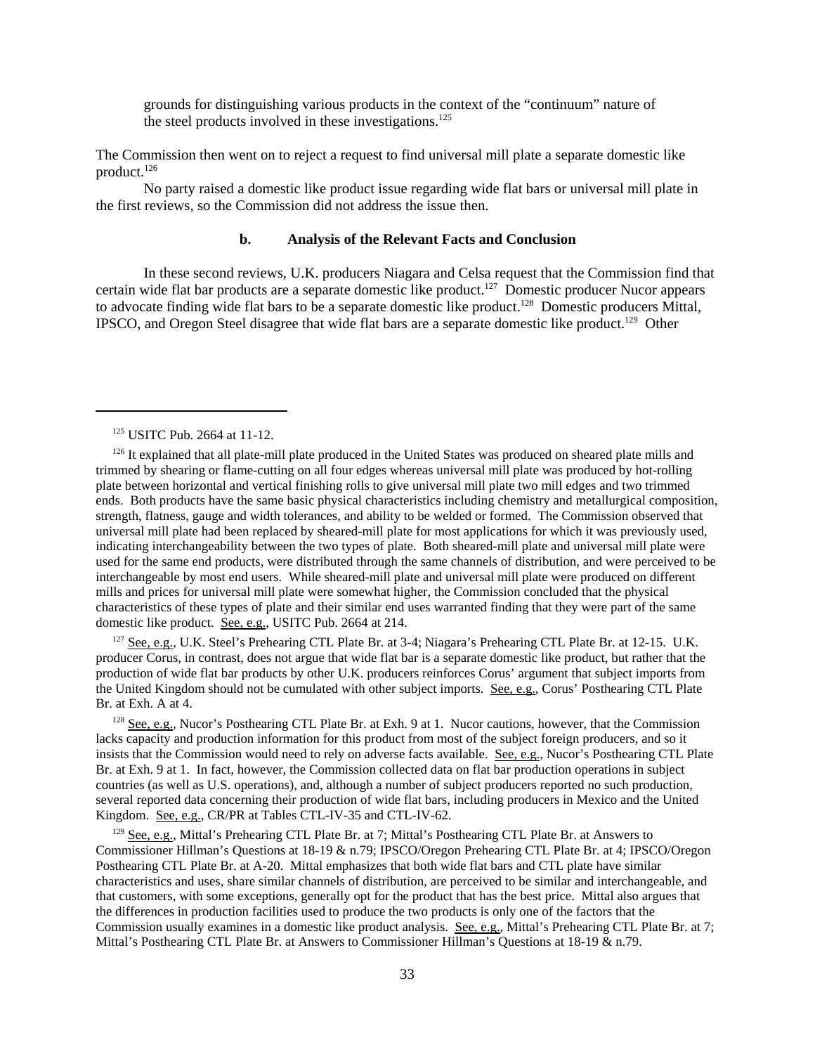grounds for distinguishing various products in the context of the "continuum" nature of the steel products involved in these investigations.[125]

The Commission then went on to reject a request to find universal mill plate a separate domestic like product.[126]

No party raised a domestic like product issue regarding wide flat bars or universal mill plate in the first reviews, so the Commission did not address the issue then.

### b. Analysis of the Relevant Facts and Conclusion

In these second reviews, U.K. producers Niagara and Celsa request that the Commission find that certain wide flat bar products are a separate domestic like product.[127] Domestic producer Nucor appears to advocate finding wide flat bars to be a separate domestic like product.[128] Domestic producers Mittal, IPSCO, and Oregon Steel disagree that wide flat bars are a separate domestic like product.[129] Other

---

[125] USITC Pub. 2664 at 11-12.

[126] It explained that all plate-mill plate produced in the United States was produced on sheared plate mills and trimmed by shearing or flame-cutting on all four edges whereas universal mill plate was produced by hot-rolling plate between horizontal and vertical finishing rolls to give universal mill plate two mill edges and two trimmed ends. Both products have the same basic physical characteristics including chemistry and metallurgical composition, strength, flatness, gauge and width tolerances, and ability to be welded or formed. The Commission observed that universal mill plate had been replaced by sheared-mill plate for most applications for which it was previously used, indicating interchangeability between the two types of plate. Both sheared-mill plate and universal mill plate were used for the same end products, were distributed through the same channels of distribution, and were perceived to be interchangeable by most end users. While sheared-mill plate and universal mill plate were produced on different mills and prices for universal mill plate were somewhat higher, the Commission concluded that the physical characteristics of these types of plate and their similar end uses warranted finding that they were part of the same domestic like product. See, e.g., USITC Pub. 2664 at 214.

[127] See, e.g., U.K. Steel's Prehearing CTL Plate Br. at 3-4; Niagara's Prehearing CTL Plate Br. at 12-15. U.K. producer Corus, in contrast, does not argue that wide flat bar is a separate domestic like product, but rather that the production of wide flat bar products by other U.K. producers reinforces Corus' argument that subject imports from the United Kingdom should not be cumulated with other subject imports. See, e.g., Corus' Posthearing CTL Plate Br. at Exh. A at 4.

[128] See, e.g., Nucor's Posthearing CTL Plate Br. at Exh. 9 at 1. Nucor cautions, however, that the Commission lacks capacity and production information for this product from most of the subject foreign producers, and so it insists that the Commission would need to rely on adverse facts available. See, e.g., Nucor's Posthearing CTL Plate Br. at Exh. 9 at 1. In fact, however, the Commission collected data on flat bar production operations in subject countries (as well as U.S. operations), and, although a number of subject producers reported no such production, several reported data concerning their production of wide flat bars, including producers in Mexico and the United Kingdom. See, e.g., CR/PR at Tables CTL-IV-35 and CTL-IV-62.

[129] See, e.g., Mittal's Prehearing CTL Plate Br. at 7; Mittal's Posthearing CTL Plate Br. at Answers to Commissioner Hillman's Questions at 18-19 & n.79; IPSCO/Oregon Prehearing CTL Plate Br. at 4; IPSCO/Oregon Posthearing CTL Plate Br. at A-20. Mittal emphasizes that both wide flat bars and CTL plate have similar characteristics and uses, share similar channels of distribution, are perceived to be similar and interchangeable, and that customers, with some exceptions, generally opt for the product that has the best price. Mittal also argues that the differences in production facilities used to produce the two products is only one of the factors that the Commission usually examines in a domestic like product analysis. See, e.g., Mittal's Prehearing CTL Plate Br. at 7; Mittal's Posthearing CTL Plate Br. at Answers to Commissioner Hillman's Questions at 18-19 & n.79.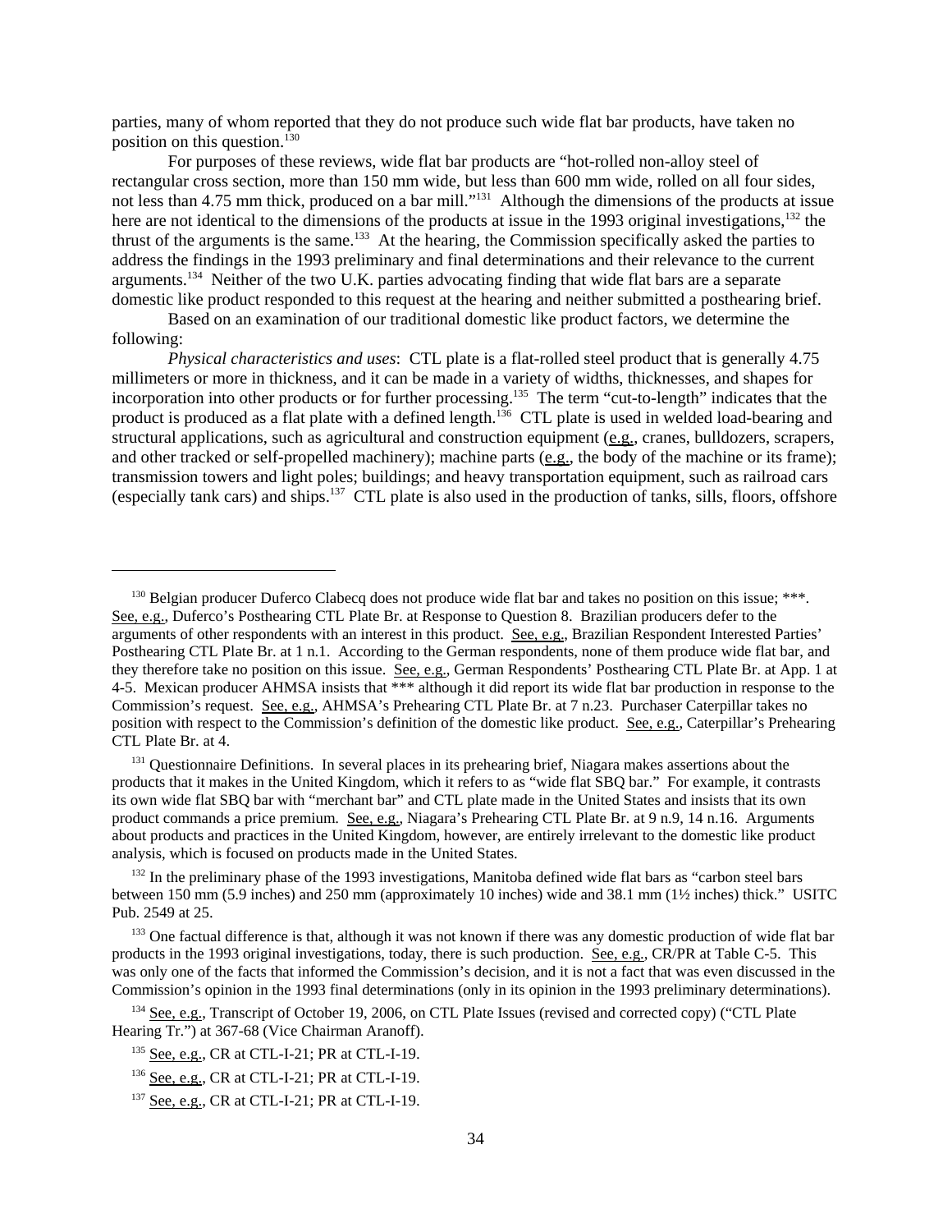parties, many of whom reported that they do not produce such wide flat bar products, have taken no position on this question.[130]

For purposes of these reviews, wide flat bar products are "hot-rolled non-alloy steel of rectangular cross section, more than 150 mm wide, but less than 600 mm wide, rolled on all four sides, not less than 4.75 mm thick, produced on a bar mill."[131] Although the dimensions of the products at issue here are not identical to the dimensions of the products at issue in the 1993 original investigations,[132] the thrust of the arguments is the same.[133] At the hearing, the Commission specifically asked the parties to address the findings in the 1993 preliminary and final determinations and their relevance to the current arguments.[134] Neither of the two U.K. parties advocating finding that wide flat bars are a separate domestic like product responded to this request at the hearing and neither submitted a posthearing brief.

Based on an examination of our traditional domestic like product factors, we determine the following:

*Physical characteristics and uses*: CTL plate is a flat-rolled steel product that is generally 4.75 millimeters or more in thickness, and it can be made in a variety of widths, thicknesses, and shapes for incorporation into other products or for further processing.[135] The term "cut-to-length" indicates that the product is produced as a flat plate with a defined length.[136] CTL plate is used in welded load-bearing and structural applications, such as agricultural and construction equipment (e.g., cranes, bulldozers, scrapers, and other tracked or self-propelled machinery); machine parts (e.g., the body of the machine or its frame); transmission towers and light poles; buildings; and heavy transportation equipment, such as railroad cars (especially tank cars) and ships.[137] CTL plate is also used in the production of tanks, sills, floors, offshore

---

[130] Belgian producer Duferco Clabecq does not produce wide flat bar and takes no position on this issue; ***. See, e.g., Duferco's Posthearing CTL Plate Br. at Response to Question 8. Brazilian producers defer to the arguments of other respondents with an interest in this product. See, e.g., Brazilian Respondent Interested Parties' Posthearing CTL Plate Br. at 1 n.1. According to the German respondents, none of them produce wide flat bar, and they therefore take no position on this issue. See, e.g., German Respondents' Posthearing CTL Plate Br. at App. 1 at 4-5. Mexican producer AHMSA insists that *** although it did report its wide flat bar production in response to the Commission's request. See, e.g., AHMSA's Prehearing CTL Plate Br. at 7 n.23. Purchaser Caterpillar takes no position with respect to the Commission's definition of the domestic like product. See, e.g., Caterpillar's Prehearing CTL Plate Br. at 4.

[131] Questionnaire Definitions. In several places in its prehearing brief, Niagara makes assertions about the products that it makes in the United Kingdom, which it refers to as "wide flat SBQ bar." For example, it contrasts its own wide flat SBQ bar with "merchant bar" and CTL plate made in the United States and insists that its own product commands a price premium. See, e.g., Niagara's Prehearing CTL Plate Br. at 9 n.9, 14 n.16. Arguments about products and practices in the United Kingdom, however, are entirely irrelevant to the domestic like product analysis, which is focused on products made in the United States.

[132] In the preliminary phase of the 1993 investigations, Manitoba defined wide flat bars as "carbon steel bars between 150 mm (5.9 inches) and 250 mm (approximately 10 inches) wide and 38.1 mm (1½ inches) thick." USITC Pub. 2549 at 25.

[133] One factual difference is that, although it was not known if there was any domestic production of wide flat bar products in the 1993 original investigations, today, there is such production. See, e.g., CR/PR at Table C-5. This was only one of the facts that informed the Commission's decision, and it is not a fact that was even discussed in the Commission's opinion in the 1993 final determinations (only in its opinion in the 1993 preliminary determinations).

[134] See, e.g., Transcript of October 19, 2006, on CTL Plate Issues (revised and corrected copy) ("CTL Plate Hearing Tr.") at 367-68 (Vice Chairman Aranoff).

[135] See, e.g., CR at CTL-I-21; PR at CTL-I-19.

[136] See, e.g., CR at CTL-I-21; PR at CTL-I-19.

[137] See, e.g., CR at CTL-I-21; PR at CTL-I-19.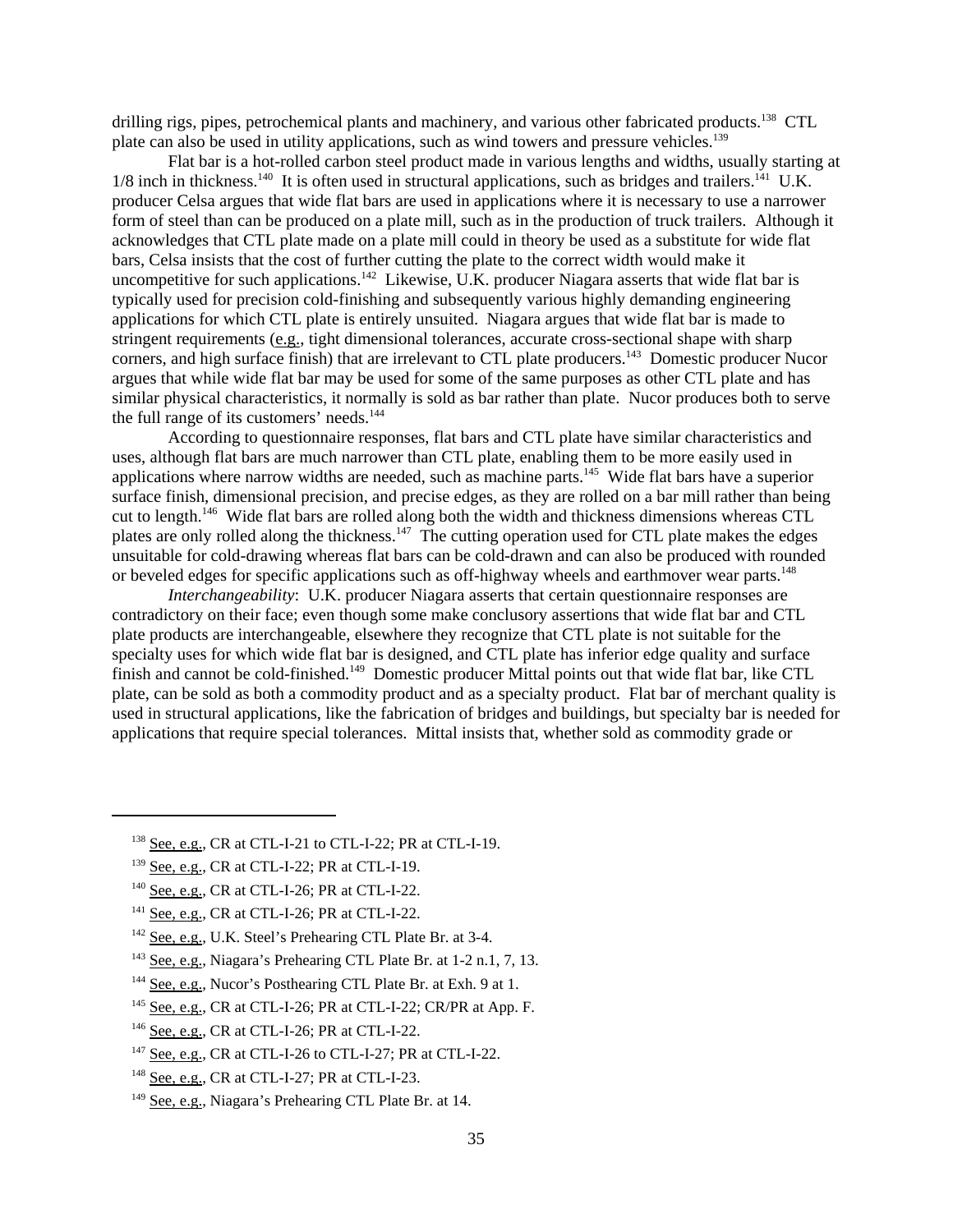drilling rigs, pipes, petrochemical plants and machinery, and various other fabricated products.[138] CTL plate can also be used in utility applications, such as wind towers and pressure vehicles.[139]

Flat bar is a hot-rolled carbon steel product made in various lengths and widths, usually starting at 1/8 inch in thickness.[140] It is often used in structural applications, such as bridges and trailers.[141] U.K. producer Celsa argues that wide flat bars are used in applications where it is necessary to use a narrower form of steel than can be produced on a plate mill, such as in the production of truck trailers. Although it acknowledges that CTL plate made on a plate mill could in theory be used as a substitute for wide flat bars, Celsa insists that the cost of further cutting the plate to the correct width would make it uncompetitive for such applications.[142] Likewise, U.K. producer Niagara asserts that wide flat bar is typically used for precision cold-finishing and subsequently various highly demanding engineering applications for which CTL plate is entirely unsuited. Niagara argues that wide flat bar is made to stringent requirements (e.g., tight dimensional tolerances, accurate cross-sectional shape with sharp corners, and high surface finish) that are irrelevant to CTL plate producers.[143] Domestic producer Nucor argues that while wide flat bar may be used for some of the same purposes as other CTL plate and has similar physical characteristics, it normally is sold as bar rather than plate. Nucor produces both to serve the full range of its customers' needs.[144]

According to questionnaire responses, flat bars and CTL plate have similar characteristics and uses, although flat bars are much narrower than CTL plate, enabling them to be more easily used in applications where narrow widths are needed, such as machine parts.[145] Wide flat bars have a superior surface finish, dimensional precision, and precise edges, as they are rolled on a bar mill rather than being cut to length.[146] Wide flat bars are rolled along both the width and thickness dimensions whereas CTL plates are only rolled along the thickness.[147] The cutting operation used for CTL plate makes the edges unsuitable for cold-drawing whereas flat bars can be cold-drawn and can also be produced with rounded or beveled edges for specific applications such as off-highway wheels and earthmover wear parts.[148]

*Interchangeability*: U.K. producer Niagara asserts that certain questionnaire responses are contradictory on their face; even though some make conclusory assertions that wide flat bar and CTL plate products are interchangeable, elsewhere they recognize that CTL plate is not suitable for the specialty uses for which wide flat bar is designed, and CTL plate has inferior edge quality and surface finish and cannot be cold-finished.[149] Domestic producer Mittal points out that wide flat bar, like CTL plate, can be sold as both a commodity product and as a specialty product. Flat bar of merchant quality is used in structural applications, like the fabrication of bridges and buildings, but specialty bar is needed for applications that require special tolerances. Mittal insists that, whether sold as commodity grade or

---

[138] See, e.g., CR at CTL-I-21 to CTL-I-22; PR at CTL-I-19.

[139] See, e.g., CR at CTL-I-22; PR at CTL-I-19.

[140] See, e.g., CR at CTL-I-26; PR at CTL-I-22.

[141] See, e.g., CR at CTL-I-26; PR at CTL-I-22.

[142] See, e.g., U.K. Steel's Prehearing CTL Plate Br. at 3-4.

[143] See, e.g., Niagara's Prehearing CTL Plate Br. at 1-2 n.1, 7, 13.

[144] See, e.g., Nucor's Posthearing CTL Plate Br. at Exh. 9 at 1.

[145] See, e.g., CR at CTL-I-26; PR at CTL-I-22; CR/PR at App. F.

[146] See, e.g., CR at CTL-I-26; PR at CTL-I-22.

[147] See, e.g., CR at CTL-I-26 to CTL-I-27; PR at CTL-I-22.

[148] See, e.g., CR at CTL-I-27; PR at CTL-I-23.

[149] See, e.g., Niagara's Prehearing CTL Plate Br. at 14.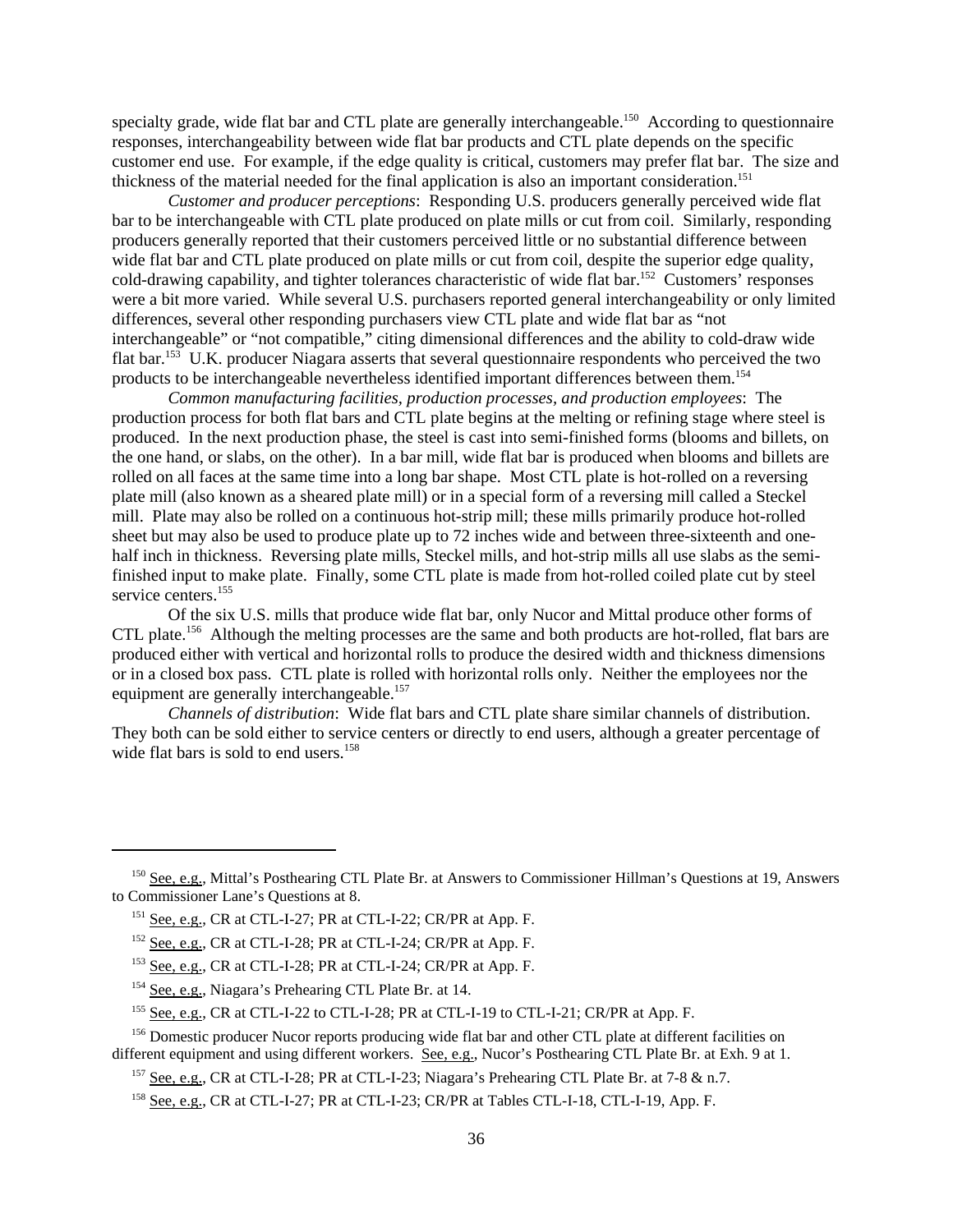specialty grade, wide flat bar and CTL plate are generally interchangeable.[150] According to questionnaire responses, interchangeability between wide flat bar products and CTL plate depends on the specific customer end use. For example, if the edge quality is critical, customers may prefer flat bar. The size and thickness of the material needed for the final application is also an important consideration.[151]

*Customer and producer perceptions*: Responding U.S. producers generally perceived wide flat bar to be interchangeable with CTL plate produced on plate mills or cut from coil. Similarly, responding producers generally reported that their customers perceived little or no substantial difference between wide flat bar and CTL plate produced on plate mills or cut from coil, despite the superior edge quality, cold-drawing capability, and tighter tolerances characteristic of wide flat bar.[152] Customers' responses were a bit more varied. While several U.S. purchasers reported general interchangeability or only limited differences, several other responding purchasers view CTL plate and wide flat bar as "not interchangeable" or "not compatible," citing dimensional differences and the ability to cold-draw wide flat bar.[153] U.K. producer Niagara asserts that several questionnaire respondents who perceived the two products to be interchangeable nevertheless identified important differences between them.[154]

*Common manufacturing facilities, production processes, and production employees*: The production process for both flat bars and CTL plate begins at the melting or refining stage where steel is produced. In the next production phase, the steel is cast into semi-finished forms (blooms and billets, on the one hand, or slabs, on the other). In a bar mill, wide flat bar is produced when blooms and billets are rolled on all faces at the same time into a long bar shape. Most CTL plate is hot-rolled on a reversing plate mill (also known as a sheared plate mill) or in a special form of a reversing mill called a Steckel mill. Plate may also be rolled on a continuous hot-strip mill; these mills primarily produce hot-rolled sheet but may also be used to produce plate up to 72 inches wide and between three-sixteenth and one-half inch in thickness. Reversing plate mills, Steckel mills, and hot-strip mills all use slabs as the semi-finished input to make plate. Finally, some CTL plate is made from hot-rolled coiled plate cut by steel service centers.[155]

Of the six U.S. mills that produce wide flat bar, only Nucor and Mittal produce other forms of CTL plate.[156] Although the melting processes are the same and both products are hot-rolled, flat bars are produced either with vertical and horizontal rolls to produce the desired width and thickness dimensions or in a closed box pass. CTL plate is rolled with horizontal rolls only. Neither the employees nor the equipment are generally interchangeable.[157]

*Channels of distribution*: Wide flat bars and CTL plate share similar channels of distribution. They both can be sold either to service centers or directly to end users, although a greater percentage of wide flat bars is sold to end users.[158]

---

[150] See, e.g., Mittal's Posthearing CTL Plate Br. at Answers to Commissioner Hillman's Questions at 19, Answers to Commissioner Lane's Questions at 8.

[151] See, e.g., CR at CTL-I-27; PR at CTL-I-22; CR/PR at App. F.

[152] See, e.g., CR at CTL-I-28; PR at CTL-I-24; CR/PR at App. F.

[153] See, e.g., CR at CTL-I-28; PR at CTL-I-24; CR/PR at App. F.

[154] See, e.g., Niagara's Prehearing CTL Plate Br. at 14.

[155] See, e.g., CR at CTL-I-22 to CTL-I-28; PR at CTL-I-19 to CTL-I-21; CR/PR at App. F.

[156] Domestic producer Nucor reports producing wide flat bar and other CTL plate at different facilities on different equipment and using different workers. See, e.g., Nucor's Posthearing CTL Plate Br. at Exh. 9 at 1.

[157] See, e.g., CR at CTL-I-28; PR at CTL-I-23; Niagara's Prehearing CTL Plate Br. at 7-8 & n.7.

[158] See, e.g., CR at CTL-I-27; PR at CTL-I-23; CR/PR at Tables CTL-I-18, CTL-I-19, App. F.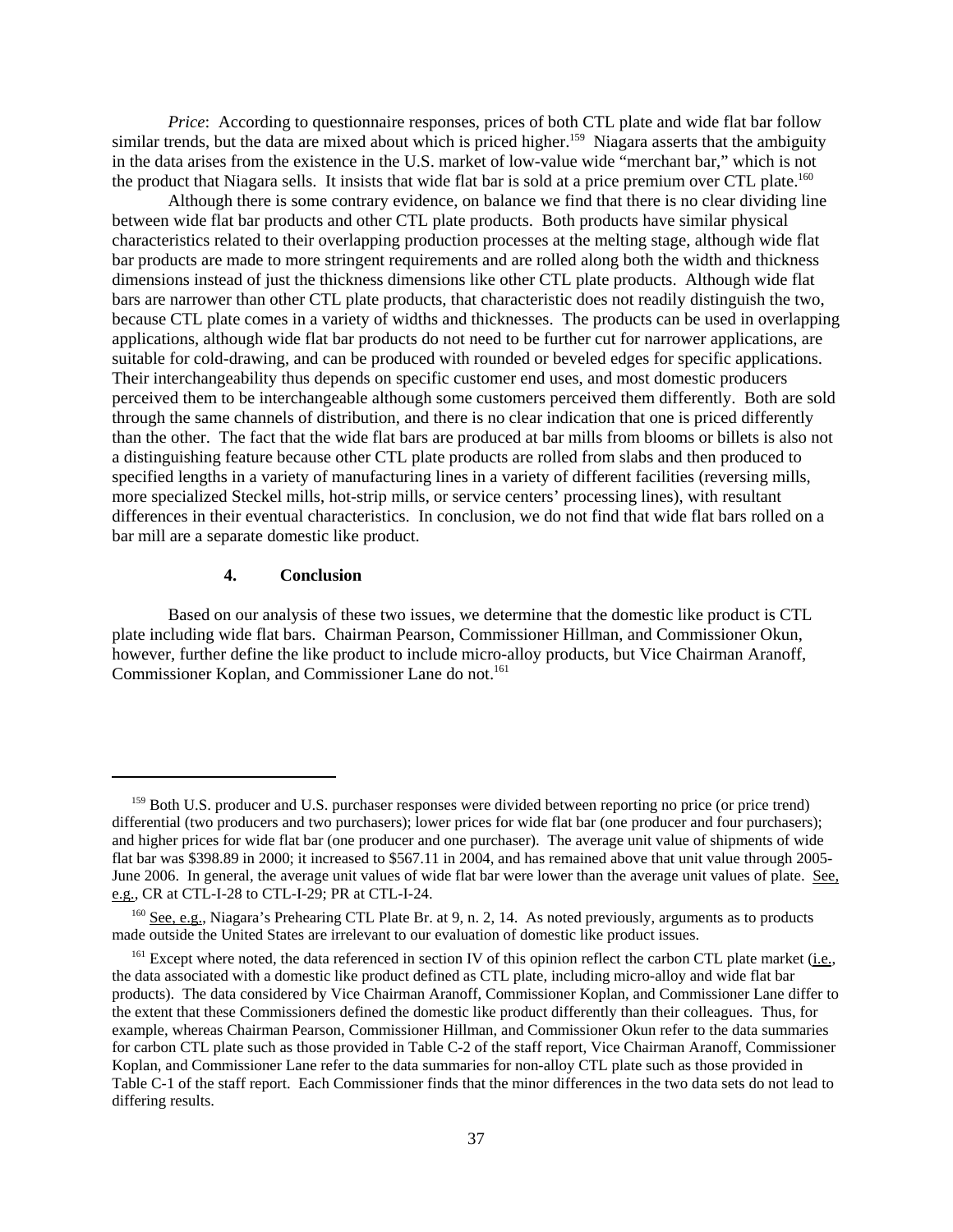*Price*: According to questionnaire responses, prices of both CTL plate and wide flat bar follow similar trends, but the data are mixed about which is priced higher.[159] Niagara asserts that the ambiguity in the data arises from the existence in the U.S. market of low-value wide "merchant bar," which is not the product that Niagara sells. It insists that wide flat bar is sold at a price premium over CTL plate.[160]

Although there is some contrary evidence, on balance we find that there is no clear dividing line between wide flat bar products and other CTL plate products. Both products have similar physical characteristics related to their overlapping production processes at the melting stage, although wide flat bar products are made to more stringent requirements and are rolled along both the width and thickness dimensions instead of just the thickness dimensions like other CTL plate products. Although wide flat bars are narrower than other CTL plate products, that characteristic does not readily distinguish the two, because CTL plate comes in a variety of widths and thicknesses. The products can be used in overlapping applications, although wide flat bar products do not need to be further cut for narrower applications, are suitable for cold-drawing, and can be produced with rounded or beveled edges for specific applications. Their interchangeability thus depends on specific customer end uses, and most domestic producers perceived them to be interchangeable although some customers perceived them differently. Both are sold through the same channels of distribution, and there is no clear indication that one is priced differently than the other. The fact that the wide flat bars are produced at bar mills from blooms or billets is also not a distinguishing feature because other CTL plate products are rolled from slabs and then produced to specified lengths in a variety of manufacturing lines in a variety of different facilities (reversing mills, more specialized Steckel mills, hot-strip mills, or service centers' processing lines), with resultant differences in their eventual characteristics. In conclusion, we do not find that wide flat bars rolled on a bar mill are a separate domestic like product.

#### 4. Conclusion

Based on our analysis of these two issues, we determine that the domestic like product is CTL plate including wide flat bars. Chairman Pearson, Commissioner Hillman, and Commissioner Okun, however, further define the like product to include micro-alloy products, but Vice Chairman Aranoff, Commissioner Koplan, and Commissioner Lane do not.[161]

---

[159] Both U.S. producer and U.S. purchaser responses were divided between reporting no price (or price trend) differential (two producers and two purchasers); lower prices for wide flat bar (one producer and four purchasers); and higher prices for wide flat bar (one producer and one purchaser). The average unit value of shipments of wide flat bar was $398.89 in 2000; it increased to $567.11 in 2004, and has remained above that unit value through 2005-June 2006. In general, the average unit values of wide flat bar were lower than the average unit values of plate. See, e.g., CR at CTL-I-28 to CTL-I-29; PR at CTL-I-24.

[160] See, e.g., Niagara's Prehearing CTL Plate Br. at 9, n. 2, 14. As noted previously, arguments as to products made outside the United States are irrelevant to our evaluation of domestic like product issues.

[161] Except where noted, the data referenced in section IV of this opinion reflect the carbon CTL plate market (i.e., the data associated with a domestic like product defined as CTL plate, including micro-alloy and wide flat bar products). The data considered by Vice Chairman Aranoff, Commissioner Koplan, and Commissioner Lane differ to the extent that these Commissioners defined the domestic like product differently than their colleagues. Thus, for example, whereas Chairman Pearson, Commissioner Hillman, and Commissioner Okun refer to the data summaries for carbon CTL plate such as those provided in Table C-2 of the staff report, Vice Chairman Aranoff, Commissioner Koplan, and Commissioner Lane refer to the data summaries for non-alloy CTL plate such as those provided in Table C-1 of the staff report. Each Commissioner finds that the minor differences in the two data sets do not lead to differing results.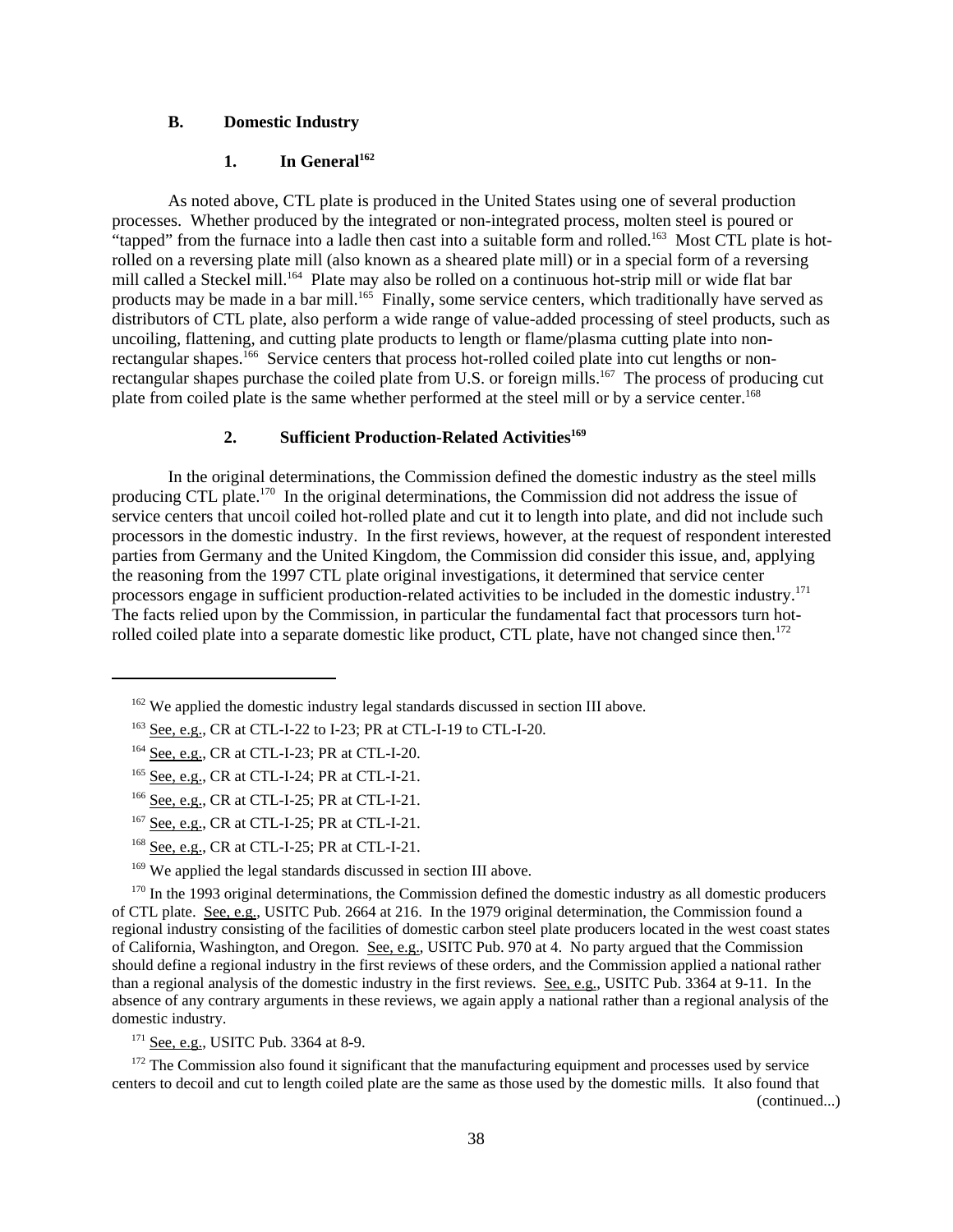### B. Domestic Industry

#### 1. In General[162]

As noted above, CTL plate is produced in the United States using one of several production processes. Whether produced by the integrated or non-integrated process, molten steel is poured or "tapped" from the furnace into a ladle then cast into a suitable form and rolled.[163] Most CTL plate is hot-rolled on a reversing plate mill (also known as a sheared plate mill) or in a special form of a reversing mill called a Steckel mill.[164] Plate may also be rolled on a continuous hot-strip mill or wide flat bar products may be made in a bar mill.[165] Finally, some service centers, which traditionally have served as distributors of CTL plate, also perform a wide range of value-added processing of steel products, such as uncoiling, flattening, and cutting plate products to length or flame/plasma cutting plate into non-rectangular shapes.[166] Service centers that process hot-rolled coiled plate into cut lengths or non-rectangular shapes purchase the coiled plate from U.S. or foreign mills.[167] The process of producing cut plate from coiled plate is the same whether performed at the steel mill or by a service center.[168]

#### 2. Sufficient Production-Related Activities[169]

In the original determinations, the Commission defined the domestic industry as the steel mills producing CTL plate.[170] In the original determinations, the Commission did not address the issue of service centers that uncoil coiled hot-rolled plate and cut it to length into plate, and did not include such processors in the domestic industry. In the first reviews, however, at the request of respondent interested parties from Germany and the United Kingdom, the Commission did consider this issue, and, applying the reasoning from the 1997 CTL plate original investigations, it determined that service center processors engage in sufficient production-related activities to be included in the domestic industry.[171] The facts relied upon by the Commission, in particular the fundamental fact that processors turn hot-rolled coiled plate into a separate domestic like product, CTL plate, have not changed since then.[172]

---

[162] We applied the domestic industry legal standards discussed in section III above.

[163] See, e.g., CR at CTL-I-22 to I-23; PR at CTL-I-19 to CTL-I-20.

[164] See, e.g., CR at CTL-I-23; PR at CTL-I-20.

[165] See, e.g., CR at CTL-I-24; PR at CTL-I-21.

[166] See, e.g., CR at CTL-I-25; PR at CTL-I-21.

[167] See, e.g., CR at CTL-I-25; PR at CTL-I-21.

[168] See, e.g., CR at CTL-I-25; PR at CTL-I-21.

[169] We applied the legal standards discussed in section III above.

[170] In the 1993 original determinations, the Commission defined the domestic industry as all domestic producers of CTL plate. See, e.g., USITC Pub. 2664 at 216. In the 1979 original determination, the Commission found a regional industry consisting of the facilities of domestic carbon steel plate producers located in the west coast states of California, Washington, and Oregon. See, e.g., USITC Pub. 970 at 4. No party argued that the Commission should define a regional industry in the first reviews of these orders, and the Commission applied a national rather than a regional analysis of the domestic industry in the first reviews. See, e.g., USITC Pub. 3364 at 9-11. In the absence of any contrary arguments in these reviews, we again apply a national rather than a regional analysis of the domestic industry.

[171] See, e.g., USITC Pub. 3364 at 8-9.

[172] The Commission also found it significant that the manufacturing equipment and processes used by service centers to decoil and cut to length coiled plate are the same as those used by the domestic mills. It also found that (continued...)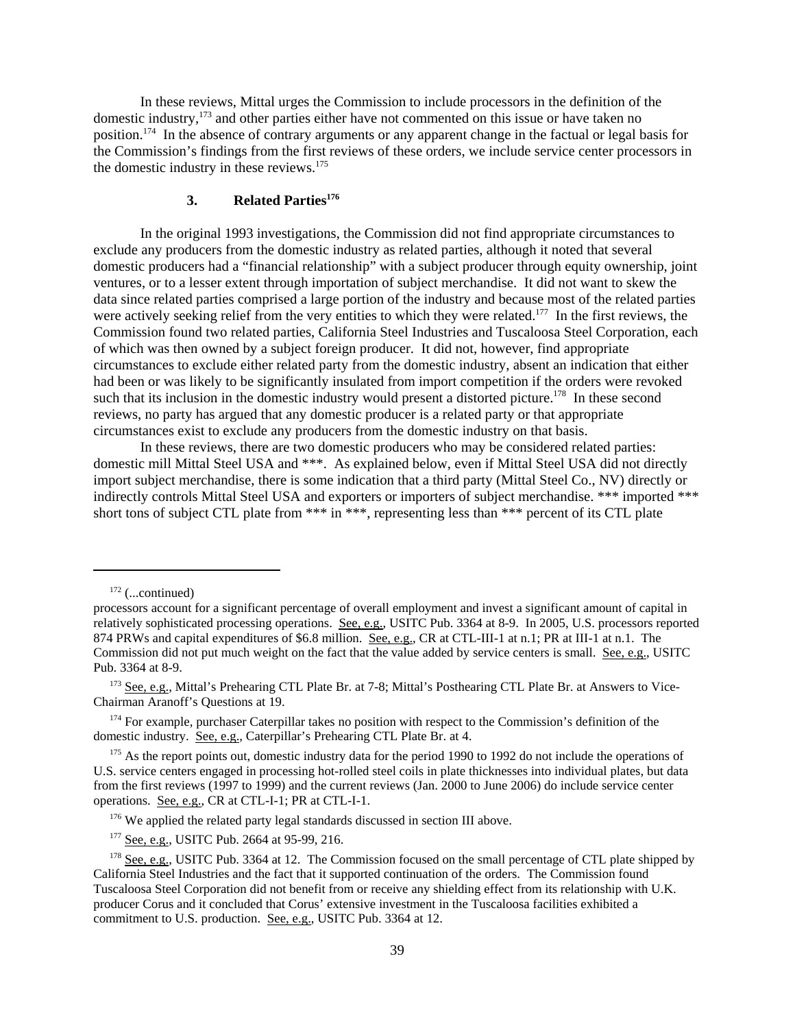In these reviews, Mittal urges the Commission to include processors in the definition of the domestic industry,[173] and other parties either have not commented on this issue or have taken no position.[174] In the absence of contrary arguments or any apparent change in the factual or legal basis for the Commission's findings from the first reviews of these orders, we include service center processors in the domestic industry in these reviews.[175]

### 3. Related Parties[176]

In the original 1993 investigations, the Commission did not find appropriate circumstances to exclude any producers from the domestic industry as related parties, although it noted that several domestic producers had a "financial relationship" with a subject producer through equity ownership, joint ventures, or to a lesser extent through importation of subject merchandise. It did not want to skew the data since related parties comprised a large portion of the industry and because most of the related parties were actively seeking relief from the very entities to which they were related.[177] In the first reviews, the Commission found two related parties, California Steel Industries and Tuscaloosa Steel Corporation, each of which was then owned by a subject foreign producer. It did not, however, find appropriate circumstances to exclude either related party from the domestic industry, absent an indication that either had been or was likely to be significantly insulated from import competition if the orders were revoked such that its inclusion in the domestic industry would present a distorted picture.[178] In these second reviews, no party has argued that any domestic producer is a related party or that appropriate circumstances exist to exclude any producers from the domestic industry on that basis.

In these reviews, there are two domestic producers who may be considered related parties: domestic mill Mittal Steel USA and ***. As explained below, even if Mittal Steel USA did not directly import subject merchandise, there is some indication that a third party (Mittal Steel Co., NV) directly or indirectly controls Mittal Steel USA and exporters or importers of subject merchandise. *** imported *** short tons of subject CTL plate from *** in ***, representing less than *** percent of its CTL plate

---

[172] (...continued)
processors account for a significant percentage of overall employment and invest a significant amount of capital in relatively sophisticated processing operations. See, e.g., USITC Pub. 3364 at 8-9. In 2005, U.S. processors reported 874 PRWs and capital expenditures of $6.8 million. See, e.g., CR at CTL-III-1 at n.1; PR at III-1 at n.1. The Commission did not put much weight on the fact that the value added by service centers is small. See, e.g., USITC Pub. 3364 at 8-9.

[173] See, e.g., Mittal's Prehearing CTL Plate Br. at 7-8; Mittal's Posthearing CTL Plate Br. at Answers to Vice-Chairman Aranoff's Questions at 19.

[174] For example, purchaser Caterpillar takes no position with respect to the Commission's definition of the domestic industry. See, e.g., Caterpillar's Prehearing CTL Plate Br. at 4.

[175] As the report points out, domestic industry data for the period 1990 to 1992 do not include the operations of U.S. service centers engaged in processing hot-rolled steel coils in plate thicknesses into individual plates, but data from the first reviews (1997 to 1999) and the current reviews (Jan. 2000 to June 2006) do include service center operations. See, e.g., CR at CTL-I-1; PR at CTL-I-1.

[176] We applied the related party legal standards discussed in section III above.

[177] See, e.g., USITC Pub. 2664 at 95-99, 216.

[178] See, e.g., USITC Pub. 3364 at 12. The Commission focused on the small percentage of CTL plate shipped by California Steel Industries and the fact that it supported continuation of the orders. The Commission found Tuscaloosa Steel Corporation did not benefit from or receive any shielding effect from its relationship with U.K. producer Corus and it concluded that Corus' extensive investment in the Tuscaloosa facilities exhibited a commitment to U.S. production. See, e.g., USITC Pub. 3364 at 12.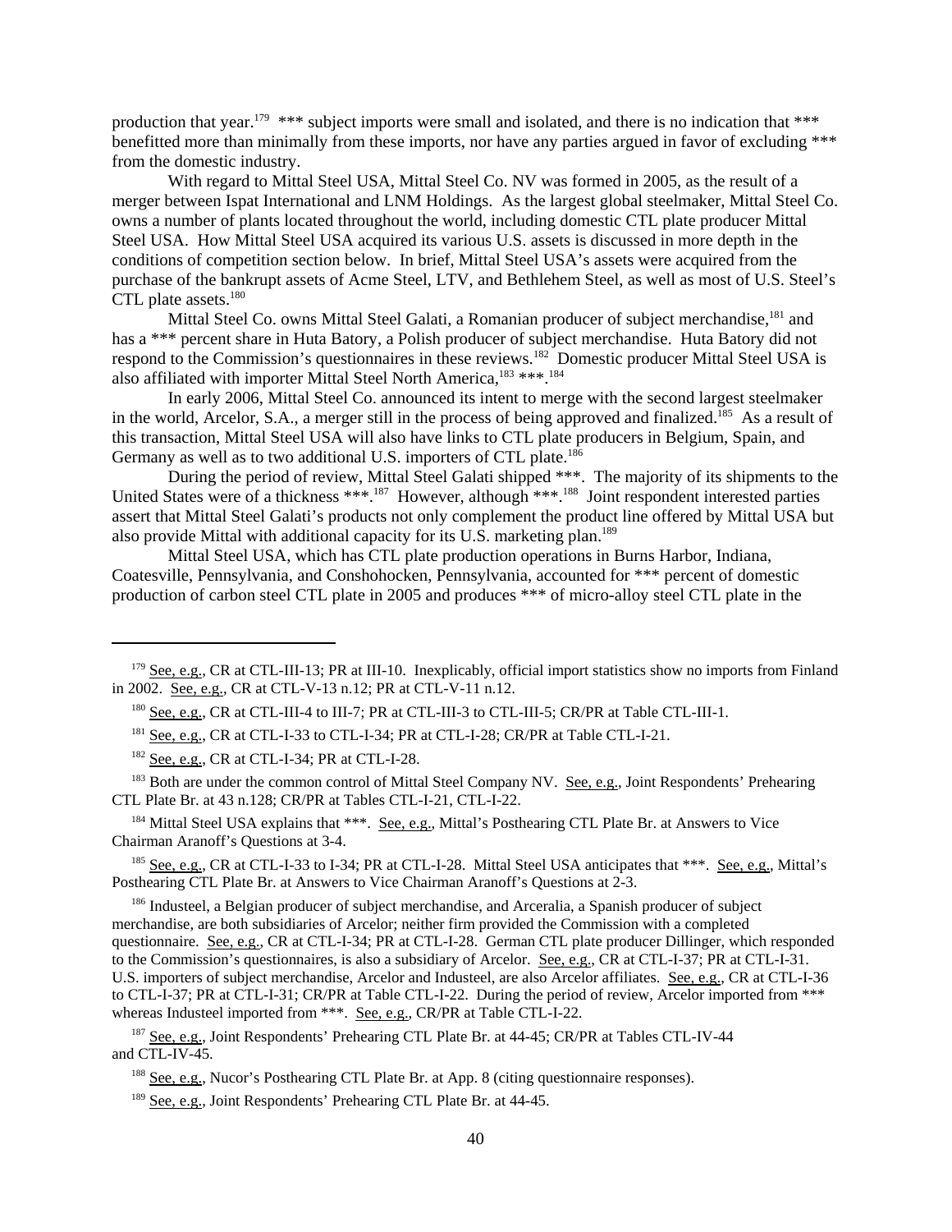production that year.[179] *** subject imports were small and isolated, and there is no indication that *** benefitted more than minimally from these imports, nor have any parties argued in favor of excluding *** from the domestic industry.

With regard to Mittal Steel USA, Mittal Steel Co. NV was formed in 2005, as the result of a merger between Ispat International and LNM Holdings. As the largest global steelmaker, Mittal Steel Co. owns a number of plants located throughout the world, including domestic CTL plate producer Mittal Steel USA. How Mittal Steel USA acquired its various U.S. assets is discussed in more depth in the conditions of competition section below. In brief, Mittal Steel USA's assets were acquired from the purchase of the bankrupt assets of Acme Steel, LTV, and Bethlehem Steel, as well as most of U.S. Steel's CTL plate assets.[180]

Mittal Steel Co. owns Mittal Steel Galati, a Romanian producer of subject merchandise,[181] and has a *** percent share in Huta Batory, a Polish producer of subject merchandise. Huta Batory did not respond to the Commission's questionnaires in these reviews.[182] Domestic producer Mittal Steel USA is also affiliated with importer Mittal Steel North America,[183] ***.[184]

In early 2006, Mittal Steel Co. announced its intent to merge with the second largest steelmaker in the world, Arcelor, S.A., a merger still in the process of being approved and finalized.[185] As a result of this transaction, Mittal Steel USA will also have links to CTL plate producers in Belgium, Spain, and Germany as well as to two additional U.S. importers of CTL plate.[186]

During the period of review, Mittal Steel Galati shipped ***. The majority of its shipments to the United States were of a thickness ***.[187] However, although ***.[188] Joint respondent interested parties assert that Mittal Steel Galati's products not only complement the product line offered by Mittal USA but also provide Mittal with additional capacity for its U.S. marketing plan.[189]

Mittal Steel USA, which has CTL plate production operations in Burns Harbor, Indiana, Coatesville, Pennsylvania, and Conshohocken, Pennsylvania, accounted for *** percent of domestic production of carbon steel CTL plate in 2005 and produces *** of micro-alloy steel CTL plate in the

---

[179] See, e.g., CR at CTL-III-13; PR at III-10. Inexplicably, official import statistics show no imports from Finland in 2002. See, e.g., CR at CTL-V-13 n.12; PR at CTL-V-11 n.12.

[180] See, e.g., CR at CTL-III-4 to III-7; PR at CTL-III-3 to CTL-III-5; CR/PR at Table CTL-III-1.

[181] See, e.g., CR at CTL-I-33 to CTL-I-34; PR at CTL-I-28; CR/PR at Table CTL-I-21.

[182] See, e.g., CR at CTL-I-34; PR at CTL-I-28.

[183] Both are under the common control of Mittal Steel Company NV. See, e.g., Joint Respondents' Prehearing CTL Plate Br. at 43 n.128; CR/PR at Tables CTL-I-21, CTL-I-22.

[184] Mittal Steel USA explains that ***. See, e.g., Mittal's Posthearing CTL Plate Br. at Answers to Vice Chairman Aranoff's Questions at 3-4.

[185] See, e.g., CR at CTL-I-33 to I-34; PR at CTL-I-28. Mittal Steel USA anticipates that ***. See, e.g., Mittal's Posthearing CTL Plate Br. at Answers to Vice Chairman Aranoff's Questions at 2-3.

[186] Industeel, a Belgian producer of subject merchandise, and Arceralia, a Spanish producer of subject merchandise, are both subsidiaries of Arcelor; neither firm provided the Commission with a completed questionnaire. See, e.g., CR at CTL-I-34; PR at CTL-I-28. German CTL plate producer Dillinger, which responded to the Commission's questionnaires, is also a subsidiary of Arcelor. See, e.g., CR at CTL-I-37; PR at CTL-I-31. U.S. importers of subject merchandise, Arcelor and Industeel, are also Arcelor affiliates. See, e.g., CR at CTL-I-36 to CTL-I-37; PR at CTL-I-31; CR/PR at Table CTL-I-22. During the period of review, Arcelor imported from *** whereas Industeel imported from ***. See, e.g., CR/PR at Table CTL-I-22.

[187] See, e.g., Joint Respondents' Prehearing CTL Plate Br. at 44-45; CR/PR at Tables CTL-IV-44 and CTL-IV-45.

[188] See, e.g., Nucor's Posthearing CTL Plate Br. at App. 8 (citing questionnaire responses).

[189] See, e.g., Joint Respondents' Prehearing CTL Plate Br. at 44-45.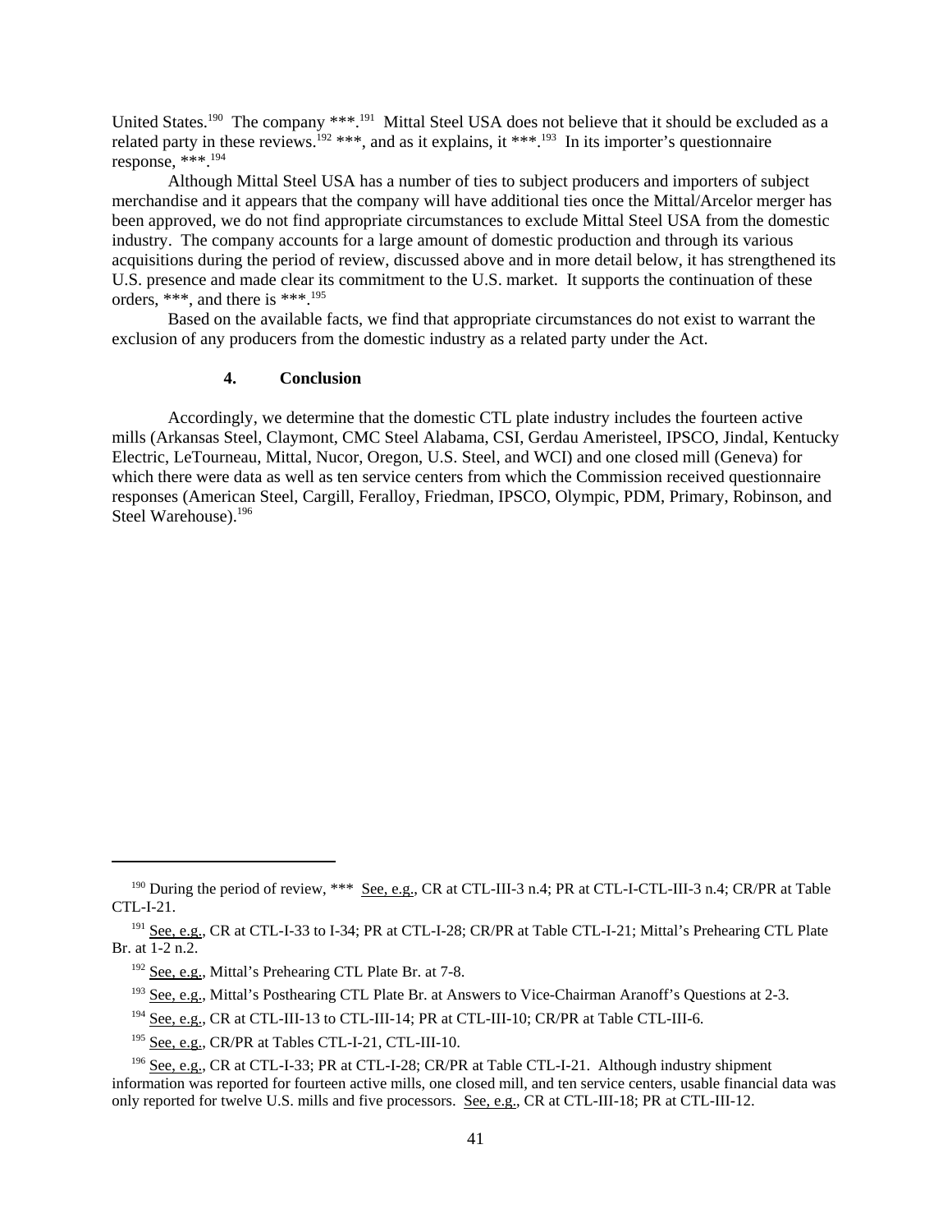United States.[190] The company ***.[191] Mittal Steel USA does not believe that it should be excluded as a related party in these reviews.[192] ***, and as it explains, it ***.[193] In its importer's questionnaire response, ***.[194]

Although Mittal Steel USA has a number of ties to subject producers and importers of subject merchandise and it appears that the company will have additional ties once the Mittal/Arcelor merger has been approved, we do not find appropriate circumstances to exclude Mittal Steel USA from the domestic industry. The company accounts for a large amount of domestic production and through its various acquisitions during the period of review, discussed above and in more detail below, it has strengthened its U.S. presence and made clear its commitment to the U.S. market. It supports the continuation of these orders, ***, and there is ***.[195]

Based on the available facts, we find that appropriate circumstances do not exist to warrant the exclusion of any producers from the domestic industry as a related party under the Act.

#### 4. Conclusion

Accordingly, we determine that the domestic CTL plate industry includes the fourteen active mills (Arkansas Steel, Claymont, CMC Steel Alabama, CSI, Gerdau Ameristeel, IPSCO, Jindal, Kentucky Electric, LeTourneau, Mittal, Nucor, Oregon, U.S. Steel, and WCI) and one closed mill (Geneva) for which there were data as well as ten service centers from which the Commission received questionnaire responses (American Steel, Cargill, Feralloy, Friedman, IPSCO, Olympic, PDM, Primary, Robinson, and Steel Warehouse).[196]

---

[190] During the period of review, *** See, e.g., CR at CTL-III-3 n.4; PR at CTL-I-CTL-III-3 n.4; CR/PR at Table CTL-I-21.

[191] See, e.g., CR at CTL-I-33 to I-34; PR at CTL-I-28; CR/PR at Table CTL-I-21; Mittal's Prehearing CTL Plate Br. at 1-2 n.2.

[192] See, e.g., Mittal's Prehearing CTL Plate Br. at 7-8.

[193] See, e.g., Mittal's Posthearing CTL Plate Br. at Answers to Vice-Chairman Aranoff's Questions at 2-3.

[194] See, e.g., CR at CTL-III-13 to CTL-III-14; PR at CTL-III-10; CR/PR at Table CTL-III-6.

[195] See, e.g., CR/PR at Tables CTL-I-21, CTL-III-10.

[196] See, e.g., CR at CTL-I-33; PR at CTL-I-28; CR/PR at Table CTL-I-21. Although industry shipment information was reported for fourteen active mills, one closed mill, and ten service centers, usable financial data was only reported for twelve U.S. mills and five processors. See, e.g., CR at CTL-III-18; PR at CTL-III-12.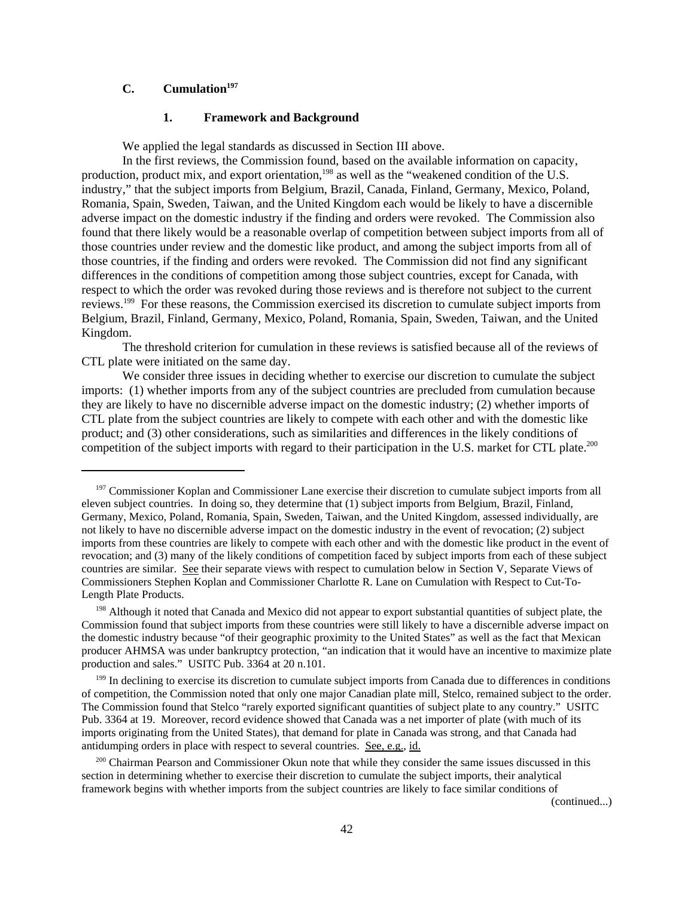### C. Cumulation[197]

#### 1. Framework and Background

We applied the legal standards as discussed in Section III above.

In the first reviews, the Commission found, based on the available information on capacity, production, product mix, and export orientation,[198] as well as the "weakened condition of the U.S. industry," that the subject imports from Belgium, Brazil, Canada, Finland, Germany, Mexico, Poland, Romania, Spain, Sweden, Taiwan, and the United Kingdom each would be likely to have a discernible adverse impact on the domestic industry if the finding and orders were revoked. The Commission also found that there likely would be a reasonable overlap of competition between subject imports from all of those countries under review and the domestic like product, and among the subject imports from all of those countries, if the finding and orders were revoked. The Commission did not find any significant differences in the conditions of competition among those subject countries, except for Canada, with respect to which the order was revoked during those reviews and is therefore not subject to the current reviews.[199] For these reasons, the Commission exercised its discretion to cumulate subject imports from Belgium, Brazil, Finland, Germany, Mexico, Poland, Romania, Spain, Sweden, Taiwan, and the United Kingdom.

The threshold criterion for cumulation in these reviews is satisfied because all of the reviews of CTL plate were initiated on the same day.

We consider three issues in deciding whether to exercise our discretion to cumulate the subject imports: (1) whether imports from any of the subject countries are precluded from cumulation because they are likely to have no discernible adverse impact on the domestic industry; (2) whether imports of CTL plate from the subject countries are likely to compete with each other and with the domestic like product; and (3) other considerations, such as similarities and differences in the likely conditions of competition of the subject imports with regard to their participation in the U.S. market for CTL plate.[200]

---

[197] Commissioner Koplan and Commissioner Lane exercise their discretion to cumulate subject imports from all eleven subject countries. In doing so, they determine that (1) subject imports from Belgium, Brazil, Finland, Germany, Mexico, Poland, Romania, Spain, Sweden, Taiwan, and the United Kingdom, assessed individually, are not likely to have no discernible adverse impact on the domestic industry in the event of revocation; (2) subject imports from these countries are likely to compete with each other and with the domestic like product in the event of revocation; and (3) many of the likely conditions of competition faced by subject imports from each of these subject countries are similar. See their separate views with respect to cumulation below in Section V, Separate Views of Commissioners Stephen Koplan and Commissioner Charlotte R. Lane on Cumulation with Respect to Cut-To-Length Plate Products.

[198] Although it noted that Canada and Mexico did not appear to export substantial quantities of subject plate, the Commission found that subject imports from these countries were still likely to have a discernible adverse impact on the domestic industry because "of their geographic proximity to the United States" as well as the fact that Mexican producer AHMSA was under bankruptcy protection, "an indication that it would have an incentive to maximize plate production and sales." USITC Pub. 3364 at 20 n.101.

[199] In declining to exercise its discretion to cumulate subject imports from Canada due to differences in conditions of competition, the Commission noted that only one major Canadian plate mill, Stelco, remained subject to the order. The Commission found that Stelco "rarely exported significant quantities of subject plate to any country." USITC Pub. 3364 at 19. Moreover, record evidence showed that Canada was a net importer of plate (with much of its imports originating from the United States), that demand for plate in Canada was strong, and that Canada had antidumping orders in place with respect to several countries. See, e.g., id.

[200] Chairman Pearson and Commissioner Okun note that while they consider the same issues discussed in this section in determining whether to exercise their discretion to cumulate the subject imports, their analytical framework begins with whether imports from the subject countries are likely to face similar conditions of

(continued...)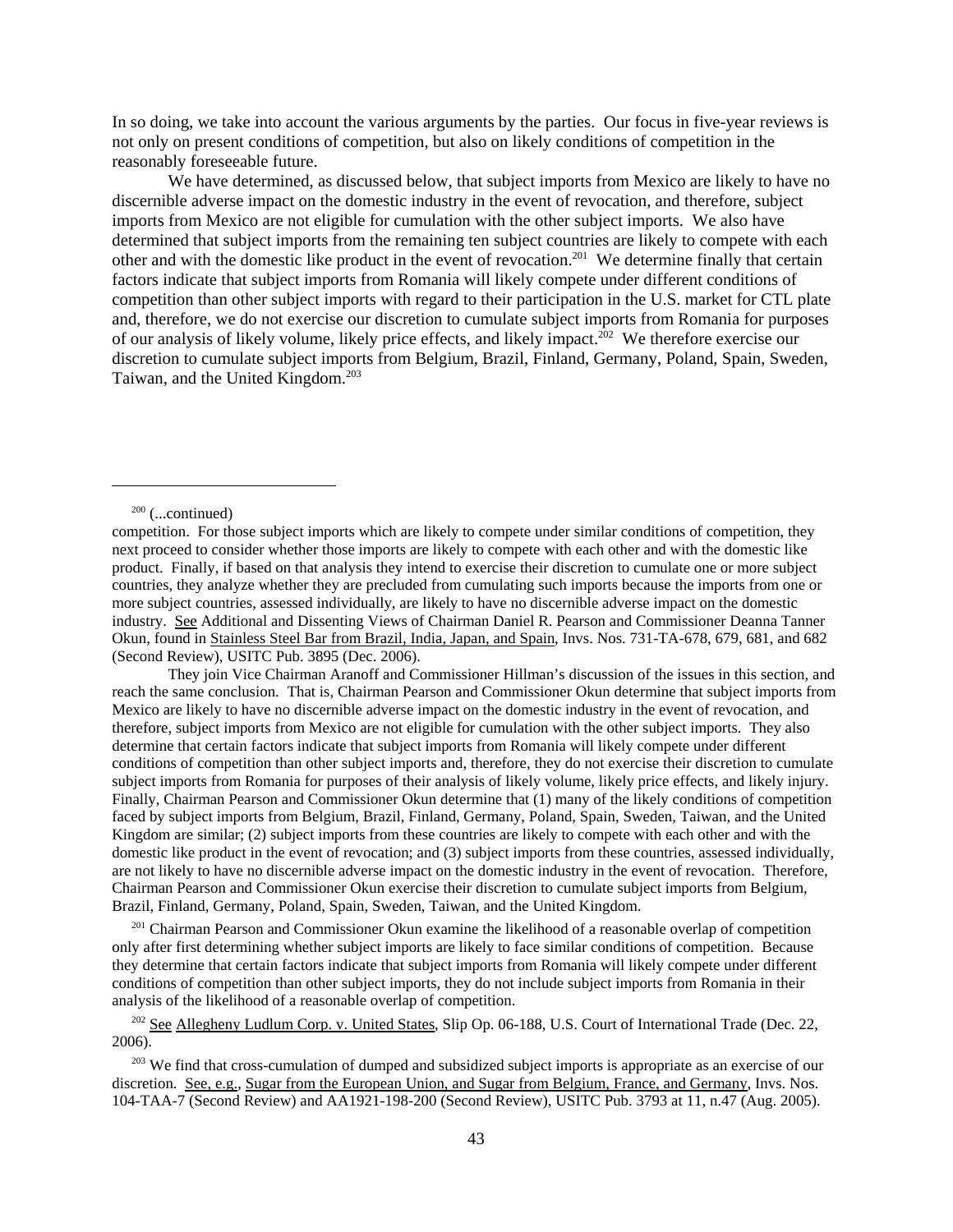In so doing, we take into account the various arguments by the parties. Our focus in five-year reviews is not only on present conditions of competition, but also on likely conditions of competition in the reasonably foreseeable future.

We have determined, as discussed below, that subject imports from Mexico are likely to have no discernible adverse impact on the domestic industry in the event of revocation, and therefore, subject imports from Mexico are not eligible for cumulation with the other subject imports. We also have determined that subject imports from the remaining ten subject countries are likely to compete with each other and with the domestic like product in the event of revocation.[201] We determine finally that certain factors indicate that subject imports from Romania will likely compete under different conditions of competition than other subject imports with regard to their participation in the U.S. market for CTL plate and, therefore, we do not exercise our discretion to cumulate subject imports from Romania for purposes of our analysis of likely volume, likely price effects, and likely impact.[202] We therefore exercise our discretion to cumulate subject imports from Belgium, Brazil, Finland, Germany, Poland, Spain, Sweden, Taiwan, and the United Kingdom.[203]

---

[200] (...continued)

competition. For those subject imports which are likely to compete under similar conditions of competition, they next proceed to consider whether those imports are likely to compete with each other and with the domestic like product. Finally, if based on that analysis they intend to exercise their discretion to cumulate one or more subject countries, they analyze whether they are precluded from cumulating such imports because the imports from one or more subject countries, assessed individually, are likely to have no discernible adverse impact on the domestic industry. See Additional and Dissenting Views of Chairman Daniel R. Pearson and Commissioner Deanna Tanner Okun, found in Stainless Steel Bar from Brazil, India, Japan, and Spain, Invs. Nos. 731-TA-678, 679, 681, and 682 (Second Review), USITC Pub. 3895 (Dec. 2006).

They join Vice Chairman Aranoff and Commissioner Hillman's discussion of the issues in this section, and reach the same conclusion. That is, Chairman Pearson and Commissioner Okun determine that subject imports from Mexico are likely to have no discernible adverse impact on the domestic industry in the event of revocation, and therefore, subject imports from Mexico are not eligible for cumulation with the other subject imports. They also determine that certain factors indicate that subject imports from Romania will likely compete under different conditions of competition than other subject imports and, therefore, they do not exercise their discretion to cumulate subject imports from Romania for purposes of their analysis of likely volume, likely price effects, and likely injury. Finally, Chairman Pearson and Commissioner Okun determine that (1) many of the likely conditions of competition faced by subject imports from Belgium, Brazil, Finland, Germany, Poland, Spain, Sweden, Taiwan, and the United Kingdom are similar; (2) subject imports from these countries are likely to compete with each other and with the domestic like product in the event of revocation; and (3) subject imports from these countries, assessed individually, are not likely to have no discernible adverse impact on the domestic industry in the event of revocation. Therefore, Chairman Pearson and Commissioner Okun exercise their discretion to cumulate subject imports from Belgium, Brazil, Finland, Germany, Poland, Spain, Sweden, Taiwan, and the United Kingdom.

[201] Chairman Pearson and Commissioner Okun examine the likelihood of a reasonable overlap of competition only after first determining whether subject imports are likely to face similar conditions of competition. Because they determine that certain factors indicate that subject imports from Romania will likely compete under different conditions of competition than other subject imports, they do not include subject imports from Romania in their analysis of the likelihood of a reasonable overlap of competition.

[202] See Allegheny Ludlum Corp. v. United States, Slip Op. 06-188, U.S. Court of International Trade (Dec. 22, 2006).

[203] We find that cross-cumulation of dumped and subsidized subject imports is appropriate as an exercise of our discretion. See, e.g., Sugar from the European Union, and Sugar from Belgium, France, and Germany, Invs. Nos. 104-TAA-7 (Second Review) and AA1921-198-200 (Second Review), USITC Pub. 3793 at 11, n.47 (Aug. 2005).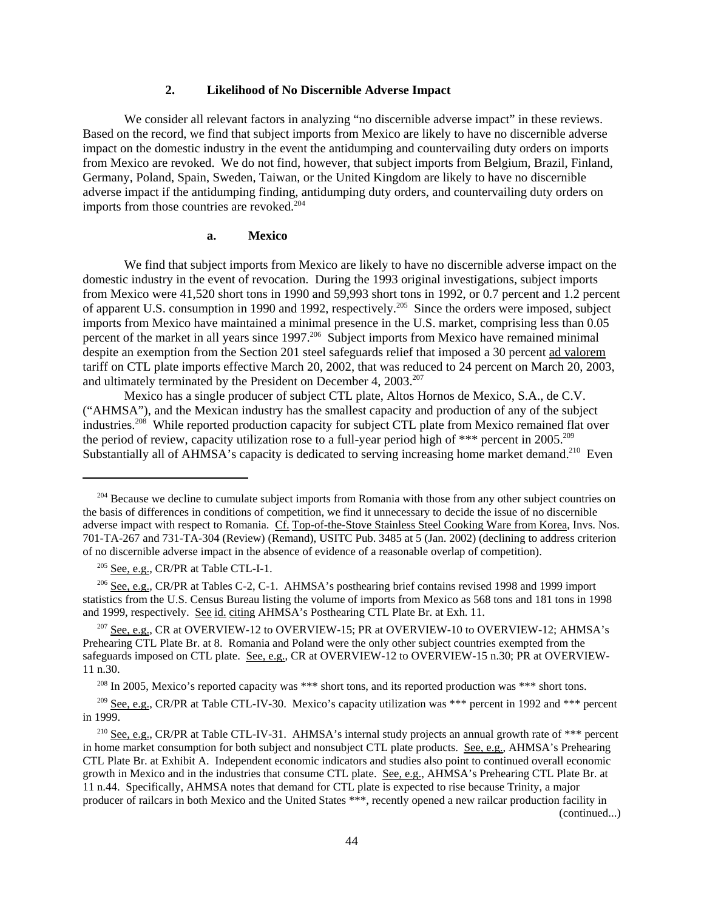### 2. Likelihood of No Discernible Adverse Impact

We consider all relevant factors in analyzing "no discernible adverse impact" in these reviews. Based on the record, we find that subject imports from Mexico are likely to have no discernible adverse impact on the domestic industry in the event the antidumping and countervailing duty orders on imports from Mexico are revoked. We do not find, however, that subject imports from Belgium, Brazil, Finland, Germany, Poland, Spain, Sweden, Taiwan, or the United Kingdom are likely to have no discernible adverse impact if the antidumping finding, antidumping duty orders, and countervailing duty orders on imports from those countries are revoked.[204]

#### a. Mexico

We find that subject imports from Mexico are likely to have no discernible adverse impact on the domestic industry in the event of revocation. During the 1993 original investigations, subject imports from Mexico were 41,520 short tons in 1990 and 59,993 short tons in 1992, or 0.7 percent and 1.2 percent of apparent U.S. consumption in 1990 and 1992, respectively.[205] Since the orders were imposed, subject imports from Mexico have maintained a minimal presence in the U.S. market, comprising less than 0.05 percent of the market in all years since 1997.[206] Subject imports from Mexico have remained minimal despite an exemption from the Section 201 steel safeguards relief that imposed a 30 percent ad valorem tariff on CTL plate imports effective March 20, 2002, that was reduced to 24 percent on March 20, 2003, and ultimately terminated by the President on December 4, 2003.[207]

Mexico has a single producer of subject CTL plate, Altos Hornos de Mexico, S.A., de C.V. ("AHMSA"), and the Mexican industry has the smallest capacity and production of any of the subject industries.[208] While reported production capacity for subject CTL plate from Mexico remained flat over the period of review, capacity utilization rose to a full-year period high of *** percent in 2005.[209] Substantially all of AHMSA's capacity is dedicated to serving increasing home market demand.[210] Even

---

[204] Because we decline to cumulate subject imports from Romania with those from any other subject countries on the basis of differences in conditions of competition, we find it unnecessary to decide the issue of no discernible adverse impact with respect to Romania. Cf. Top-of-the-Stove Stainless Steel Cooking Ware from Korea, Invs. Nos. 701-TA-267 and 731-TA-304 (Review) (Remand), USITC Pub. 3485 at 5 (Jan. 2002) (declining to address criterion of no discernible adverse impact in the absence of evidence of a reasonable overlap of competition).

[205] See, e.g., CR/PR at Table CTL-I-1.

[206] See, e.g., CR/PR at Tables C-2, C-1. AHMSA's posthearing brief contains revised 1998 and 1999 import statistics from the U.S. Census Bureau listing the volume of imports from Mexico as 568 tons and 181 tons in 1998 and 1999, respectively. See id. citing AHMSA's Posthearing CTL Plate Br. at Exh. 11.

[207] See, e.g., CR at OVERVIEW-12 to OVERVIEW-15; PR at OVERVIEW-10 to OVERVIEW-12; AHMSA's Prehearing CTL Plate Br. at 8. Romania and Poland were the only other subject countries exempted from the safeguards imposed on CTL plate. See, e.g., CR at OVERVIEW-12 to OVERVIEW-15 n.30; PR at OVERVIEW-11 n.30.

[208] In 2005, Mexico's reported capacity was *** short tons, and its reported production was *** short tons.

[209] See, e.g., CR/PR at Table CTL-IV-30. Mexico's capacity utilization was *** percent in 1992 and *** percent in 1999.

[210] See, e.g., CR/PR at Table CTL-IV-31. AHMSA's internal study projects an annual growth rate of *** percent in home market consumption for both subject and nonsubject CTL plate products. See, e.g., AHMSA's Prehearing CTL Plate Br. at Exhibit A. Independent economic indicators and studies also point to continued overall economic growth in Mexico and in the industries that consume CTL plate. See, e.g., AHMSA's Prehearing CTL Plate Br. at 11 n.44. Specifically, AHMSA notes that demand for CTL plate is expected to rise because Trinity, a major producer of railcars in both Mexico and the United States ***, recently opened a new railcar production facility in (continued...)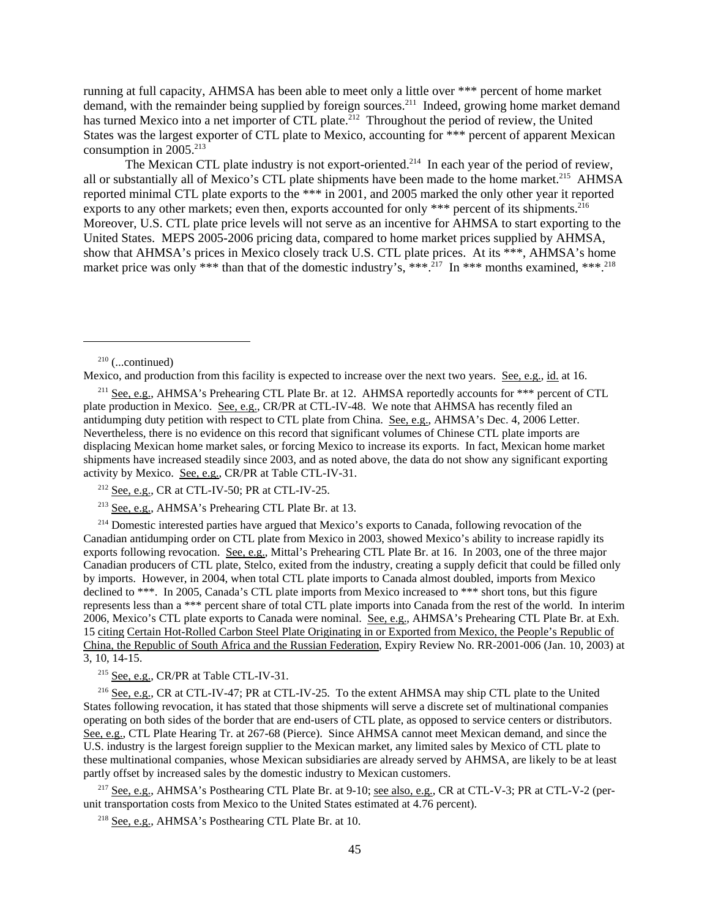running at full capacity, AHMSA has been able to meet only a little over *** percent of home market demand, with the remainder being supplied by foreign sources.[211] Indeed, growing home market demand has turned Mexico into a net importer of CTL plate.[212] Throughout the period of review, the United States was the largest exporter of CTL plate to Mexico, accounting for *** percent of apparent Mexican consumption in 2005.[213]

The Mexican CTL plate industry is not export-oriented.[214] In each year of the period of review, all or substantially all of Mexico's CTL plate shipments have been made to the home market.[215] AHMSA reported minimal CTL plate exports to the *** in 2001, and 2005 marked the only other year it reported exports to any other markets; even then, exports accounted for only *** percent of its shipments.[216] Moreover, U.S. CTL plate price levels will not serve as an incentive for AHMSA to start exporting to the United States. MEPS 2005-2006 pricing data, compared to home market prices supplied by AHMSA, show that AHMSA's prices in Mexico closely track U.S. CTL plate prices. At its ***, AHMSA's home market price was only *** than that of the domestic industry's, ***.[217] In *** months examined, ***.[218]

---

[210] (...continued)
Mexico, and production from this facility is expected to increase over the next two years. See, e.g., id. at 16.

[211] See, e.g., AHMSA's Prehearing CTL Plate Br. at 12. AHMSA reportedly accounts for *** percent of CTL plate production in Mexico. See, e.g., CR/PR at CTL-IV-48. We note that AHMSA has recently filed an antidumping duty petition with respect to CTL plate from China. See, e.g., AHMSA's Dec. 4, 2006 Letter. Nevertheless, there is no evidence on this record that significant volumes of Chinese CTL plate imports are displacing Mexican home market sales, or forcing Mexico to increase its exports. In fact, Mexican home market shipments have increased steadily since 2003, and as noted above, the data do not show any significant exporting activity by Mexico. See, e.g., CR/PR at Table CTL-IV-31.

[212] See, e.g., CR at CTL-IV-50; PR at CTL-IV-25.

[213] See, e.g., AHMSA's Prehearing CTL Plate Br. at 13.

[214] Domestic interested parties have argued that Mexico's exports to Canada, following revocation of the Canadian antidumping order on CTL plate from Mexico in 2003, showed Mexico's ability to increase rapidly its exports following revocation. See, e.g., Mittal's Prehearing CTL Plate Br. at 16. In 2003, one of the three major Canadian producers of CTL plate, Stelco, exited from the industry, creating a supply deficit that could be filled only by imports. However, in 2004, when total CTL plate imports to Canada almost doubled, imports from Mexico declined to ***. In 2005, Canada's CTL plate imports from Mexico increased to *** short tons, but this figure represents less than a *** percent share of total CTL plate imports into Canada from the rest of the world. In interim 2006, Mexico's CTL plate exports to Canada were nominal. See, e.g., AHMSA's Prehearing CTL Plate Br. at Exh. 15 citing Certain Hot-Rolled Carbon Steel Plate Originating in or Exported from Mexico, the People's Republic of China, the Republic of South Africa and the Russian Federation, Expiry Review No. RR-2001-006 (Jan. 10, 2003) at 3, 10, 14-15.

[215] See, e.g., CR/PR at Table CTL-IV-31.

[216] See, e.g., CR at CTL-IV-47; PR at CTL-IV-25. To the extent AHMSA may ship CTL plate to the United States following revocation, it has stated that those shipments will serve a discrete set of multinational companies operating on both sides of the border that are end-users of CTL plate, as opposed to service centers or distributors. See, e.g., CTL Plate Hearing Tr. at 267-68 (Pierce). Since AHMSA cannot meet Mexican demand, and since the U.S. industry is the largest foreign supplier to the Mexican market, any limited sales by Mexico of CTL plate to these multinational companies, whose Mexican subsidiaries are already served by AHMSA, are likely to be at least partly offset by increased sales by the domestic industry to Mexican customers.

[217] See, e.g., AHMSA's Posthearing CTL Plate Br. at 9-10; see also, e.g., CR at CTL-V-3; PR at CTL-V-2 (per-unit transportation costs from Mexico to the United States estimated at 4.76 percent).

[218] See, e.g., AHMSA's Posthearing CTL Plate Br. at 10.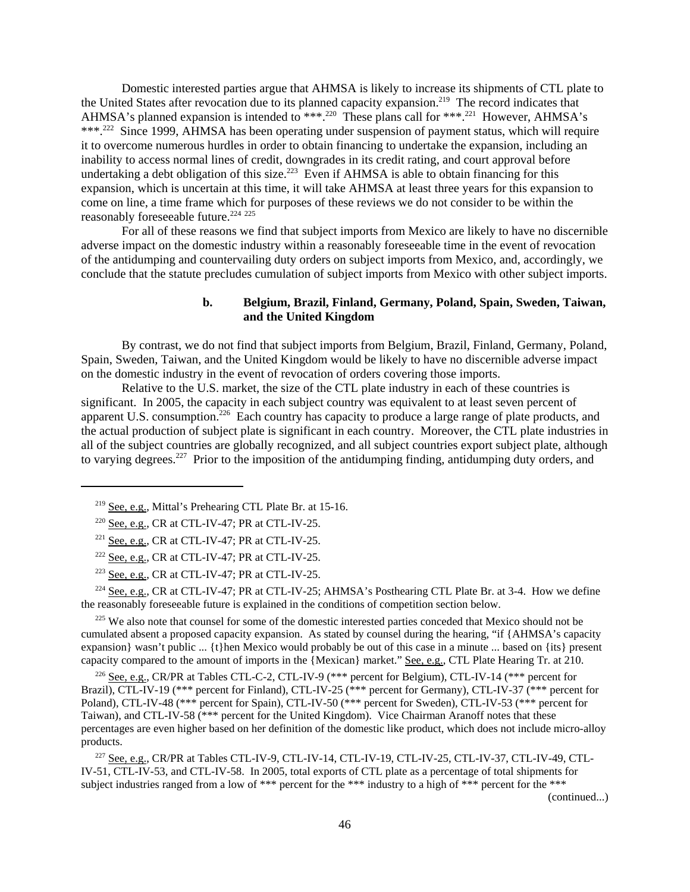Domestic interested parties argue that AHMSA is likely to increase its shipments of CTL plate to the United States after revocation due to its planned capacity expansion.[219] The record indicates that AHMSA's planned expansion is intended to ***.[220] These plans call for ***.[221] However, AHMSA's ***.[222] Since 1999, AHMSA has been operating under suspension of payment status, which will require it to overcome numerous hurdles in order to obtain financing to undertake the expansion, including an inability to access normal lines of credit, downgrades in its credit rating, and court approval before undertaking a debt obligation of this size.[223] Even if AHMSA is able to obtain financing for this expansion, which is uncertain at this time, it will take AHMSA at least three years for this expansion to come on line, a time frame which for purposes of these reviews we do not consider to be within the reasonably foreseeable future.[224] [225]

For all of these reasons we find that subject imports from Mexico are likely to have no discernible adverse impact on the domestic industry within a reasonably foreseeable time in the event of revocation of the antidumping and countervailing duty orders on subject imports from Mexico, and, accordingly, we conclude that the statute precludes cumulation of subject imports from Mexico with other subject imports.

#### b. Belgium, Brazil, Finland, Germany, Poland, Spain, Sweden, Taiwan, and the United Kingdom

By contrast, we do not find that subject imports from Belgium, Brazil, Finland, Germany, Poland, Spain, Sweden, Taiwan, and the United Kingdom would be likely to have no discernible adverse impact on the domestic industry in the event of revocation of orders covering those imports.

Relative to the U.S. market, the size of the CTL plate industry in each of these countries is significant. In 2005, the capacity in each subject country was equivalent to at least seven percent of apparent U.S. consumption.[226] Each country has capacity to produce a large range of plate products, and the actual production of subject plate is significant in each country. Moreover, the CTL plate industries in all of the subject countries are globally recognized, and all subject countries export subject plate, although to varying degrees.[227] Prior to the imposition of the antidumping finding, antidumping duty orders, and

---

[219] See, e.g., Mittal's Prehearing CTL Plate Br. at 15-16.

[220] See, e.g., CR at CTL-IV-47; PR at CTL-IV-25.

[221] See, e.g., CR at CTL-IV-47; PR at CTL-IV-25.

[222] See, e.g., CR at CTL-IV-47; PR at CTL-IV-25.

[223] See, e.g., CR at CTL-IV-47; PR at CTL-IV-25.

[224] See, e.g., CR at CTL-IV-47; PR at CTL-IV-25; AHMSA's Posthearing CTL Plate Br. at 3-4. How we define the reasonably foreseeable future is explained in the conditions of competition section below.

[225] We also note that counsel for some of the domestic interested parties conceded that Mexico should not be cumulated absent a proposed capacity expansion. As stated by counsel during the hearing, "if {AHMSA's capacity expansion} wasn't public ... {t}hen Mexico would probably be out of this case in a minute ... based on {its} present capacity compared to the amount of imports in the {Mexican} market." See, e.g., CTL Plate Hearing Tr. at 210.

[226] See, e.g., CR/PR at Tables CTL-C-2, CTL-IV-9 (*** percent for Belgium), CTL-IV-14 (*** percent for Brazil), CTL-IV-19 (*** percent for Finland), CTL-IV-25 (*** percent for Germany), CTL-IV-37 (*** percent for Poland), CTL-IV-48 (*** percent for Spain), CTL-IV-50 (*** percent for Sweden), CTL-IV-53 (*** percent for Taiwan), and CTL-IV-58 (*** percent for the United Kingdom). Vice Chairman Aranoff notes that these percentages are even higher based on her definition of the domestic like product, which does not include micro-alloy products.

[227] See, e.g., CR/PR at Tables CTL-IV-9, CTL-IV-14, CTL-IV-19, CTL-IV-25, CTL-IV-37, CTL-IV-49, CTL-IV-51, CTL-IV-53, and CTL-IV-58. In 2005, total exports of CTL plate as a percentage of total shipments for subject industries ranged from a low of *** percent for the *** industry to a high of *** percent for the ***

(continued...)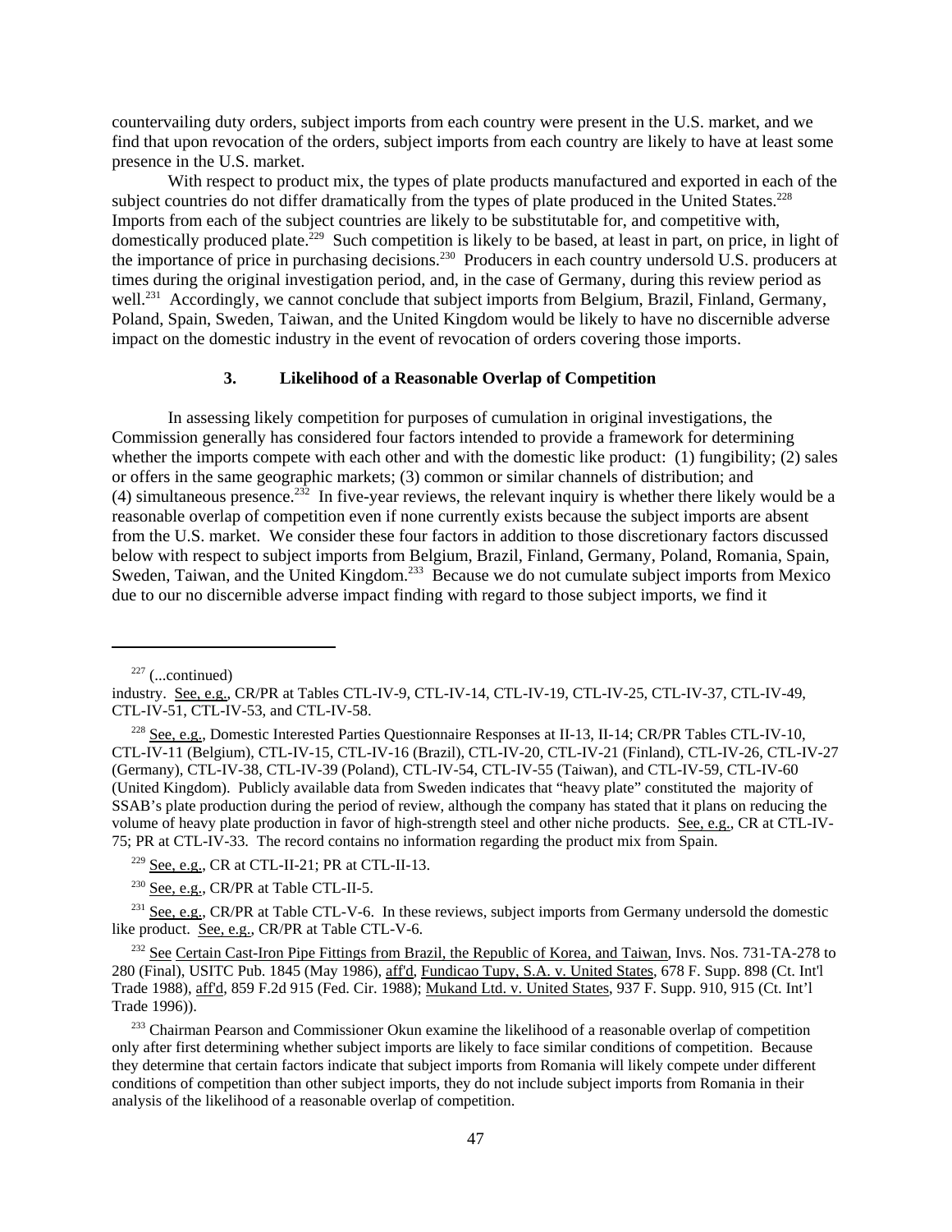countervailing duty orders, subject imports from each country were present in the U.S. market, and we find that upon revocation of the orders, subject imports from each country are likely to have at least some presence in the U.S. market.

With respect to product mix, the types of plate products manufactured and exported in each of the subject countries do not differ dramatically from the types of plate produced in the United States.[228] Imports from each of the subject countries are likely to be substitutable for, and competitive with, domestically produced plate.[229] Such competition is likely to be based, at least in part, on price, in light of the importance of price in purchasing decisions.[230] Producers in each country undersold U.S. producers at times during the original investigation period, and, in the case of Germany, during this review period as well.[231] Accordingly, we cannot conclude that subject imports from Belgium, Brazil, Finland, Germany, Poland, Spain, Sweden, Taiwan, and the United Kingdom would be likely to have no discernible adverse impact on the domestic industry in the event of revocation of orders covering those imports.

### 3. Likelihood of a Reasonable Overlap of Competition

In assessing likely competition for purposes of cumulation in original investigations, the Commission generally has considered four factors intended to provide a framework for determining whether the imports compete with each other and with the domestic like product: (1) fungibility; (2) sales or offers in the same geographic markets; (3) common or similar channels of distribution; and (4) simultaneous presence.[232] In five-year reviews, the relevant inquiry is whether there likely would be a reasonable overlap of competition even if none currently exists because the subject imports are absent from the U.S. market. We consider these four factors in addition to those discretionary factors discussed below with respect to subject imports from Belgium, Brazil, Finland, Germany, Poland, Romania, Spain, Sweden, Taiwan, and the United Kingdom.[233] Because we do not cumulate subject imports from Mexico due to our no discernible adverse impact finding with regard to those subject imports, we find it

---

[227] (...continued)
industry. See, e.g., CR/PR at Tables CTL-IV-9, CTL-IV-14, CTL-IV-19, CTL-IV-25, CTL-IV-37, CTL-IV-49, CTL-IV-51, CTL-IV-53, and CTL-IV-58.

[228] See, e.g., Domestic Interested Parties Questionnaire Responses at II-13, II-14; CR/PR Tables CTL-IV-10, CTL-IV-11 (Belgium), CTL-IV-15, CTL-IV-16 (Brazil), CTL-IV-20, CTL-IV-21 (Finland), CTL-IV-26, CTL-IV-27 (Germany), CTL-IV-38, CTL-IV-39 (Poland), CTL-IV-54, CTL-IV-55 (Taiwan), and CTL-IV-59, CTL-IV-60 (United Kingdom). Publicly available data from Sweden indicates that "heavy plate" constituted the majority of SSAB's plate production during the period of review, although the company has stated that it plans on reducing the volume of heavy plate production in favor of high-strength steel and other niche products. See, e.g., CR at CTL-IV-75; PR at CTL-IV-33. The record contains no information regarding the product mix from Spain.

[229] See, e.g., CR at CTL-II-21; PR at CTL-II-13.

[230] See, e.g., CR/PR at Table CTL-II-5.

[231] See, e.g., CR/PR at Table CTL-V-6. In these reviews, subject imports from Germany undersold the domestic like product. See, e.g., CR/PR at Table CTL-V-6.

[232] See Certain Cast-Iron Pipe Fittings from Brazil, the Republic of Korea, and Taiwan, Invs. Nos. 731-TA-278 to 280 (Final), USITC Pub. 1845 (May 1986), aff'd, Fundicao Tupy, S.A. v. United States, 678 F. Supp. 898 (Ct. Int'l Trade 1988), aff'd, 859 F.2d 915 (Fed. Cir. 1988); Mukand Ltd. v. United States, 937 F. Supp. 910, 915 (Ct. Int'l Trade 1996)).

[233] Chairman Pearson and Commissioner Okun examine the likelihood of a reasonable overlap of competition only after first determining whether subject imports are likely to face similar conditions of competition. Because they determine that certain factors indicate that subject imports from Romania will likely compete under different conditions of competition than other subject imports, they do not include subject imports from Romania in their analysis of the likelihood of a reasonable overlap of competition.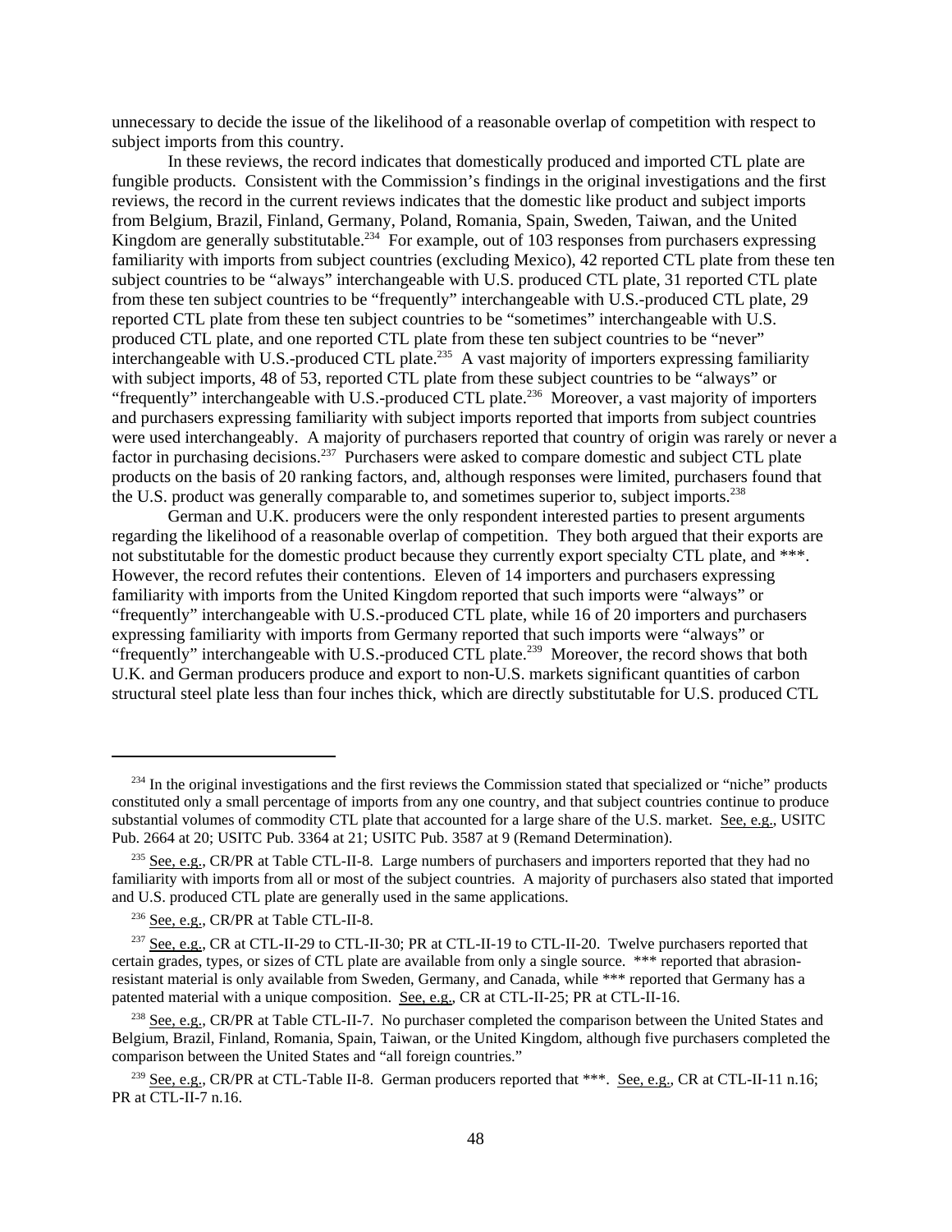unnecessary to decide the issue of the likelihood of a reasonable overlap of competition with respect to subject imports from this country.

In these reviews, the record indicates that domestically produced and imported CTL plate are fungible products. Consistent with the Commission's findings in the original investigations and the first reviews, the record in the current reviews indicates that the domestic like product and subject imports from Belgium, Brazil, Finland, Germany, Poland, Romania, Spain, Sweden, Taiwan, and the United Kingdom are generally substitutable.[234] For example, out of 103 responses from purchasers expressing familiarity with imports from subject countries (excluding Mexico), 42 reported CTL plate from these ten subject countries to be "always" interchangeable with U.S. produced CTL plate, 31 reported CTL plate from these ten subject countries to be "frequently" interchangeable with U.S.-produced CTL plate, 29 reported CTL plate from these ten subject countries to be "sometimes" interchangeable with U.S. produced CTL plate, and one reported CTL plate from these ten subject countries to be "never" interchangeable with U.S.-produced CTL plate.[235] A vast majority of importers expressing familiarity with subject imports, 48 of 53, reported CTL plate from these subject countries to be "always" or "frequently" interchangeable with U.S.-produced CTL plate.[236] Moreover, a vast majority of importers and purchasers expressing familiarity with subject imports reported that imports from subject countries were used interchangeably. A majority of purchasers reported that country of origin was rarely or never a factor in purchasing decisions.[237] Purchasers were asked to compare domestic and subject CTL plate products on the basis of 20 ranking factors, and, although responses were limited, purchasers found that the U.S. product was generally comparable to, and sometimes superior to, subject imports.[238]

German and U.K. producers were the only respondent interested parties to present arguments regarding the likelihood of a reasonable overlap of competition. They both argued that their exports are not substitutable for the domestic product because they currently export specialty CTL plate, and ***. However, the record refutes their contentions. Eleven of 14 importers and purchasers expressing familiarity with imports from the United Kingdom reported that such imports were "always" or "frequently" interchangeable with U.S.-produced CTL plate, while 16 of 20 importers and purchasers expressing familiarity with imports from Germany reported that such imports were "always" or "frequently" interchangeable with U.S.-produced CTL plate.[239] Moreover, the record shows that both U.K. and German producers produce and export to non-U.S. markets significant quantities of carbon structural steel plate less than four inches thick, which are directly substitutable for U.S. produced CTL

---

[234] In the original investigations and the first reviews the Commission stated that specialized or "niche" products constituted only a small percentage of imports from any one country, and that subject countries continue to produce substantial volumes of commodity CTL plate that accounted for a large share of the U.S. market. See, e.g., USITC Pub. 2664 at 20; USITC Pub. 3364 at 21; USITC Pub. 3587 at 9 (Remand Determination).

[235] See, e.g., CR/PR at Table CTL-II-8. Large numbers of purchasers and importers reported that they had no familiarity with imports from all or most of the subject countries. A majority of purchasers also stated that imported and U.S. produced CTL plate are generally used in the same applications.

[236] See, e.g., CR/PR at Table CTL-II-8.

[237] See, e.g., CR at CTL-II-29 to CTL-II-30; PR at CTL-II-19 to CTL-II-20. Twelve purchasers reported that certain grades, types, or sizes of CTL plate are available from only a single source. *** reported that abrasion-resistant material is only available from Sweden, Germany, and Canada, while *** reported that Germany has a patented material with a unique composition. See, e.g., CR at CTL-II-25; PR at CTL-II-16.

[238] See, e.g., CR/PR at Table CTL-II-7. No purchaser completed the comparison between the United States and Belgium, Brazil, Finland, Romania, Spain, Taiwan, or the United Kingdom, although five purchasers completed the comparison between the United States and "all foreign countries."

[239] See, e.g., CR/PR at CTL-Table II-8. German producers reported that ***. See, e.g., CR at CTL-II-11 n.16; PR at CTL-II-7 n.16.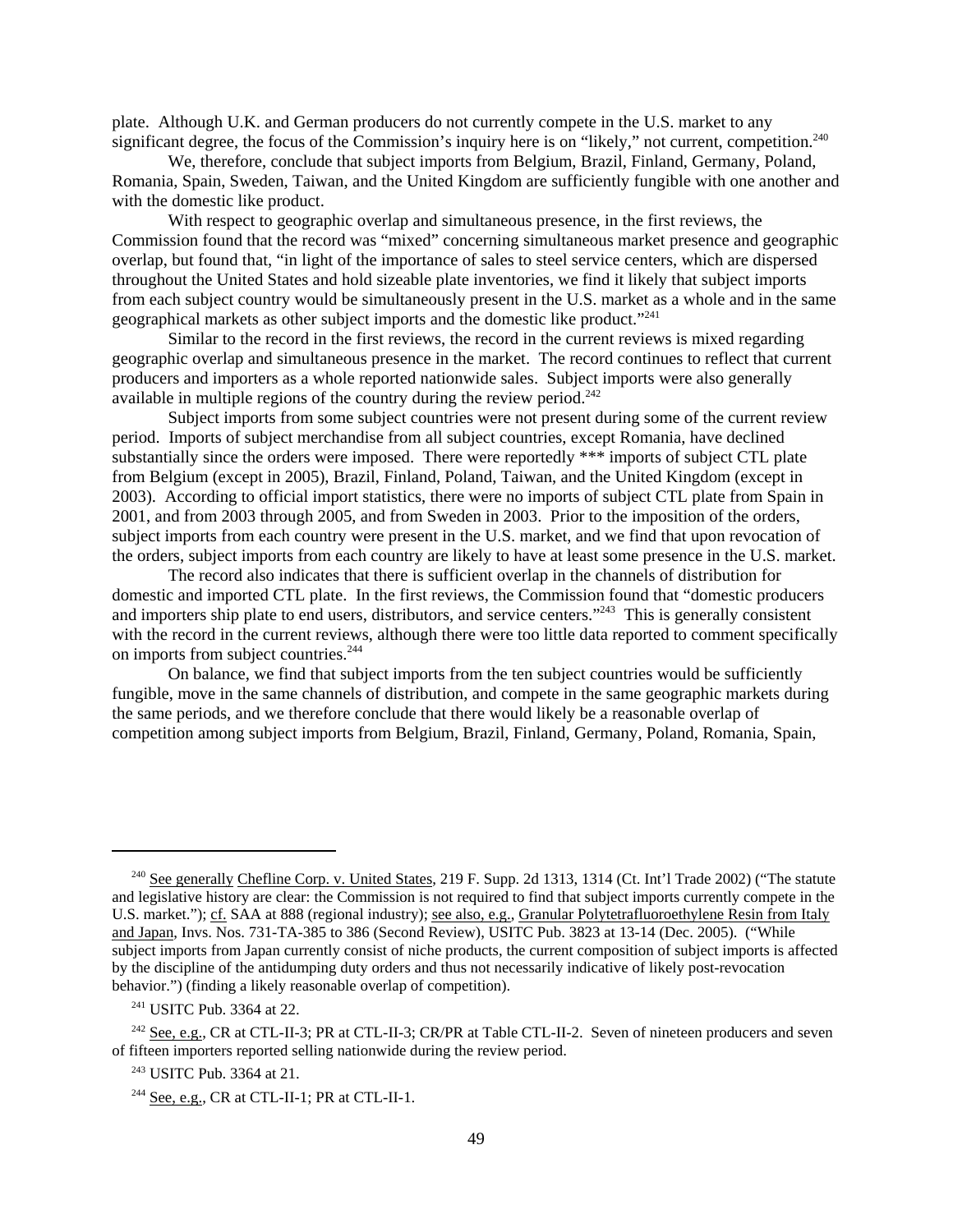plate. Although U.K. and German producers do not currently compete in the U.S. market to any significant degree, the focus of the Commission's inquiry here is on "likely," not current, competition.[240]

We, therefore, conclude that subject imports from Belgium, Brazil, Finland, Germany, Poland, Romania, Spain, Sweden, Taiwan, and the United Kingdom are sufficiently fungible with one another and with the domestic like product.

With respect to geographic overlap and simultaneous presence, in the first reviews, the Commission found that the record was "mixed" concerning simultaneous market presence and geographic overlap, but found that, "in light of the importance of sales to steel service centers, which are dispersed throughout the United States and hold sizeable plate inventories, we find it likely that subject imports from each subject country would be simultaneously present in the U.S. market as a whole and in the same geographical markets as other subject imports and the domestic like product."[241]

Similar to the record in the first reviews, the record in the current reviews is mixed regarding geographic overlap and simultaneous presence in the market. The record continues to reflect that current producers and importers as a whole reported nationwide sales. Subject imports were also generally available in multiple regions of the country during the review period.[242]

Subject imports from some subject countries were not present during some of the current review period. Imports of subject merchandise from all subject countries, except Romania, have declined substantially since the orders were imposed. There were reportedly *** imports of subject CTL plate from Belgium (except in 2005), Brazil, Finland, Poland, Taiwan, and the United Kingdom (except in 2003). According to official import statistics, there were no imports of subject CTL plate from Spain in 2001, and from 2003 through 2005, and from Sweden in 2003. Prior to the imposition of the orders, subject imports from each country were present in the U.S. market, and we find that upon revocation of the orders, subject imports from each country are likely to have at least some presence in the U.S. market.

The record also indicates that there is sufficient overlap in the channels of distribution for domestic and imported CTL plate. In the first reviews, the Commission found that "domestic producers and importers ship plate to end users, distributors, and service centers."[243] This is generally consistent with the record in the current reviews, although there were too little data reported to comment specifically on imports from subject countries.[244]

On balance, we find that subject imports from the ten subject countries would be sufficiently fungible, move in the same channels of distribution, and compete in the same geographic markets during the same periods, and we therefore conclude that there would likely be a reasonable overlap of competition among subject imports from Belgium, Brazil, Finland, Germany, Poland, Romania, Spain,

---

[240] See generally Chefline Corp. v. United States, 219 F. Supp. 2d 1313, 1314 (Ct. Int'l Trade 2002) ("The statute and legislative history are clear: the Commission is not required to find that subject imports currently compete in the U.S. market."); cf. SAA at 888 (regional industry); see also, e.g., Granular Polytetrafluoroethylene Resin from Italy and Japan, Invs. Nos. 731-TA-385 to 386 (Second Review), USITC Pub. 3823 at 13-14 (Dec. 2005). ("While subject imports from Japan currently consist of niche products, the current composition of subject imports is affected by the discipline of the antidumping duty orders and thus not necessarily indicative of likely post-revocation behavior.") (finding a likely reasonable overlap of competition).

[241] USITC Pub. 3364 at 22.

[242] See, e.g., CR at CTL-II-3; PR at CTL-II-3; CR/PR at Table CTL-II-2. Seven of nineteen producers and seven of fifteen importers reported selling nationwide during the review period.

[243] USITC Pub. 3364 at 21.

[244] See, e.g., CR at CTL-II-1; PR at CTL-II-1.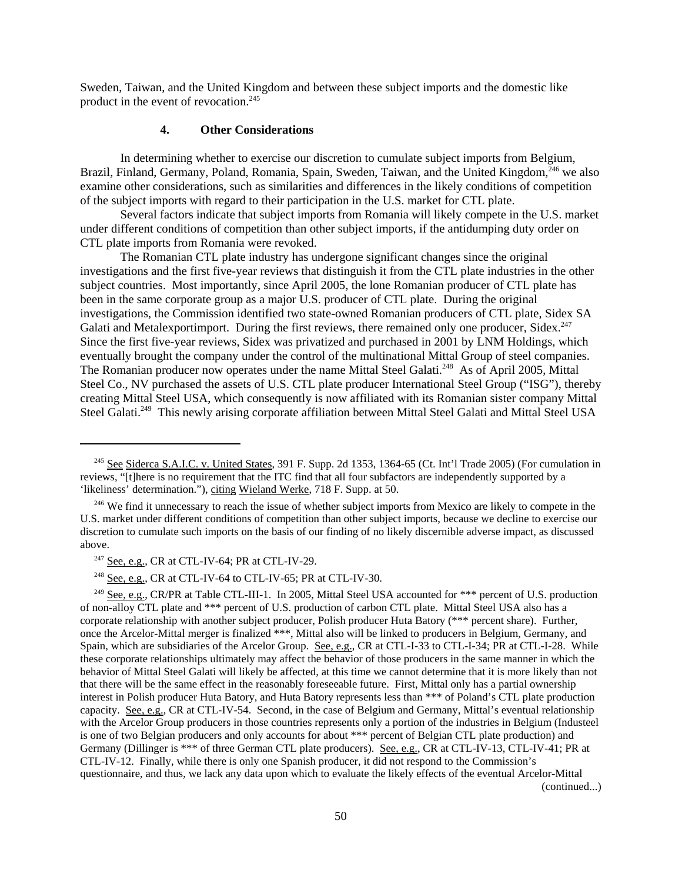Sweden, Taiwan, and the United Kingdom and between these subject imports and the domestic like product in the event of revocation.[245]

#### 4. Other Considerations

In determining whether to exercise our discretion to cumulate subject imports from Belgium, Brazil, Finland, Germany, Poland, Romania, Spain, Sweden, Taiwan, and the United Kingdom,[246] we also examine other considerations, such as similarities and differences in the likely conditions of competition of the subject imports with regard to their participation in the U.S. market for CTL plate.

Several factors indicate that subject imports from Romania will likely compete in the U.S. market under different conditions of competition than other subject imports, if the antidumping duty order on CTL plate imports from Romania were revoked.

The Romanian CTL plate industry has undergone significant changes since the original investigations and the first five-year reviews that distinguish it from the CTL plate industries in the other subject countries. Most importantly, since April 2005, the lone Romanian producer of CTL plate has been in the same corporate group as a major U.S. producer of CTL plate. During the original investigations, the Commission identified two state-owned Romanian producers of CTL plate, Sidex SA Galati and Metalexportimport. During the first reviews, there remained only one producer, Sidex.[247] Since the first five-year reviews, Sidex was privatized and purchased in 2001 by LNM Holdings, which eventually brought the company under the control of the multinational Mittal Group of steel companies. The Romanian producer now operates under the name Mittal Steel Galati.[248] As of April 2005, Mittal Steel Co., NV purchased the assets of U.S. CTL plate producer International Steel Group ("ISG"), thereby creating Mittal Steel USA, which consequently is now affiliated with its Romanian sister company Mittal Steel Galati.[249] This newly arising corporate affiliation between Mittal Steel Galati and Mittal Steel USA

---

[245] See Siderca S.A.I.C. v. United States, 391 F. Supp. 2d 1353, 1364-65 (Ct. Int'l Trade 2005) (For cumulation in reviews, "[t]here is no requirement that the ITC find that all four subfactors are independently supported by a 'likeliness' determination."), citing Wieland Werke, 718 F. Supp. at 50.

[246] We find it unnecessary to reach the issue of whether subject imports from Mexico are likely to compete in the U.S. market under different conditions of competition than other subject imports, because we decline to exercise our discretion to cumulate such imports on the basis of our finding of no likely discernible adverse impact, as discussed above.

[247] See, e.g., CR at CTL-IV-64; PR at CTL-IV-29.

[248] See, e.g., CR at CTL-IV-64 to CTL-IV-65; PR at CTL-IV-30.

[249] See, e.g., CR/PR at Table CTL-III-1. In 2005, Mittal Steel USA accounted for *** percent of U.S. production of non-alloy CTL plate and *** percent of U.S. production of carbon CTL plate. Mittal Steel USA also has a corporate relationship with another subject producer, Polish producer Huta Batory (*** percent share). Further, once the Arcelor-Mittal merger is finalized ***, Mittal also will be linked to producers in Belgium, Germany, and Spain, which are subsidiaries of the Arcelor Group. See, e.g., CR at CTL-I-33 to CTL-I-34; PR at CTL-I-28. While these corporate relationships ultimately may affect the behavior of those producers in the same manner in which the behavior of Mittal Steel Galati will likely be affected, at this time we cannot determine that it is more likely than not that there will be the same effect in the reasonably foreseeable future. First, Mittal only has a partial ownership interest in Polish producer Huta Batory, and Huta Batory represents less than *** of Poland's CTL plate production capacity. See, e.g., CR at CTL-IV-54. Second, in the case of Belgium and Germany, Mittal's eventual relationship with the Arcelor Group producers in those countries represents only a portion of the industries in Belgium (Industeel is one of two Belgian producers and only accounts for about *** percent of Belgian CTL plate production) and Germany (Dillinger is *** of three German CTL plate producers). See, e.g., CR at CTL-IV-13, CTL-IV-41; PR at CTL-IV-12. Finally, while there is only one Spanish producer, it did not respond to the Commission's questionnaire, and thus, we lack any data upon which to evaluate the likely effects of the eventual Arcelor-Mittal (continued...)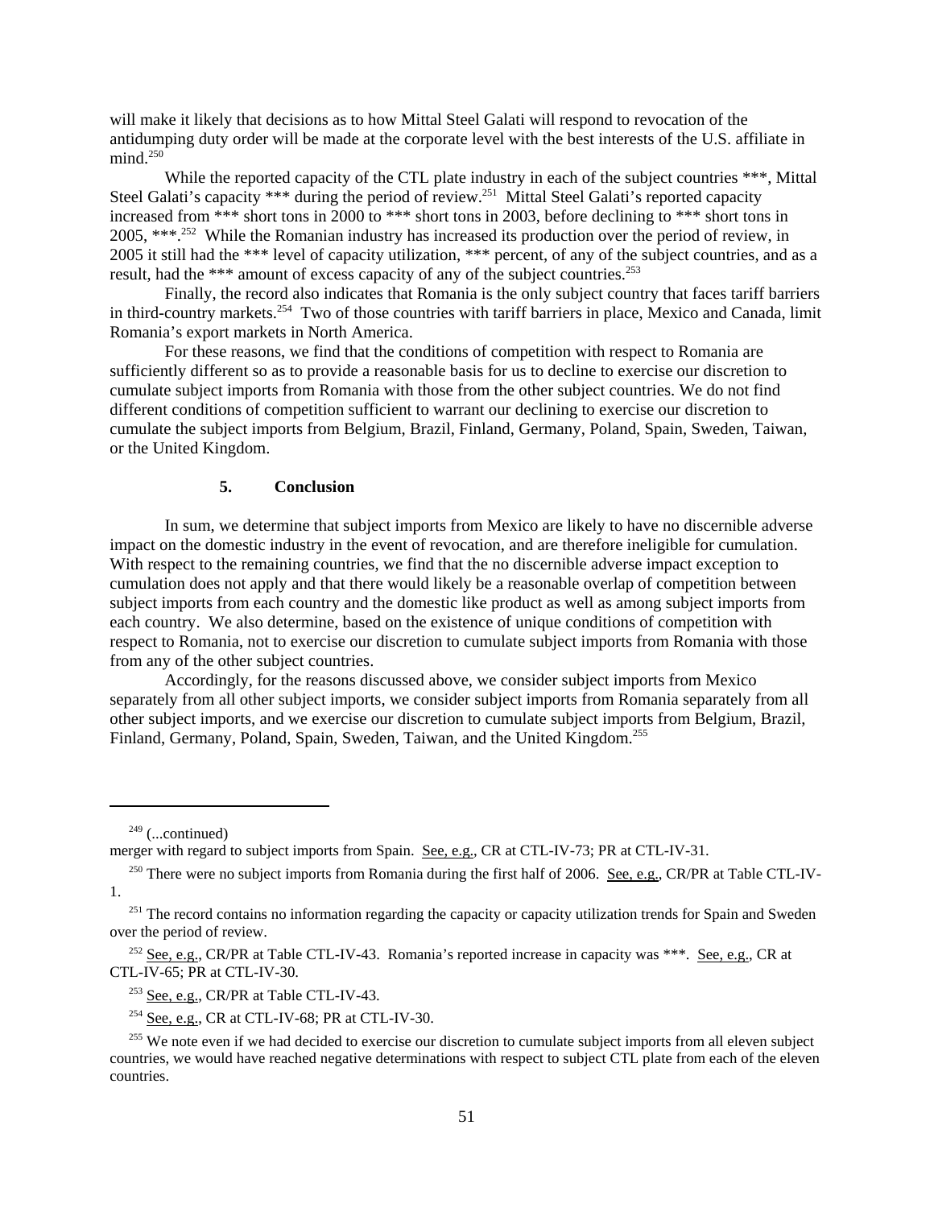will make it likely that decisions as to how Mittal Steel Galati will respond to revocation of the antidumping duty order will be made at the corporate level with the best interests of the U.S. affiliate in mind.[250]

While the reported capacity of the CTL plate industry in each of the subject countries ***, Mittal Steel Galati's capacity *** during the period of review.[251] Mittal Steel Galati's reported capacity increased from *** short tons in 2000 to *** short tons in 2003, before declining to *** short tons in 2005, ***.[252] While the Romanian industry has increased its production over the period of review, in 2005 it still had the *** level of capacity utilization, *** percent, of any of the subject countries, and as a result, had the *** amount of excess capacity of any of the subject countries.[253]

Finally, the record also indicates that Romania is the only subject country that faces tariff barriers in third-country markets.[254] Two of those countries with tariff barriers in place, Mexico and Canada, limit Romania's export markets in North America.

For these reasons, we find that the conditions of competition with respect to Romania are sufficiently different so as to provide a reasonable basis for us to decline to exercise our discretion to cumulate subject imports from Romania with those from the other subject countries. We do not find different conditions of competition sufficient to warrant our declining to exercise our discretion to cumulate the subject imports from Belgium, Brazil, Finland, Germany, Poland, Spain, Sweden, Taiwan, or the United Kingdom.

### 5. Conclusion

In sum, we determine that subject imports from Mexico are likely to have no discernible adverse impact on the domestic industry in the event of revocation, and are therefore ineligible for cumulation. With respect to the remaining countries, we find that the no discernible adverse impact exception to cumulation does not apply and that there would likely be a reasonable overlap of competition between subject imports from each country and the domestic like product as well as among subject imports from each country. We also determine, based on the existence of unique conditions of competition with respect to Romania, not to exercise our discretion to cumulate subject imports from Romania with those from any of the other subject countries.

Accordingly, for the reasons discussed above, we consider subject imports from Mexico separately from all other subject imports, we consider subject imports from Romania separately from all other subject imports, and we exercise our discretion to cumulate subject imports from Belgium, Brazil, Finland, Germany, Poland, Spain, Sweden, Taiwan, and the United Kingdom.[255]

---

[249] (...continued)
merger with regard to subject imports from Spain. See, e.g., CR at CTL-IV-73; PR at CTL-IV-31.

[250] There were no subject imports from Romania during the first half of 2006. See, e.g., CR/PR at Table CTL-IV-1.

[251] The record contains no information regarding the capacity or capacity utilization trends for Spain and Sweden over the period of review.

[252] See, e.g., CR/PR at Table CTL-IV-43. Romania's reported increase in capacity was ***. See, e.g., CR at CTL-IV-65; PR at CTL-IV-30.

[253] See, e.g., CR/PR at Table CTL-IV-43.

[254] See, e.g., CR at CTL-IV-68; PR at CTL-IV-30.

[255] We note even if we had decided to exercise our discretion to cumulate subject imports from all eleven subject countries, we would have reached negative determinations with respect to subject CTL plate from each of the eleven countries.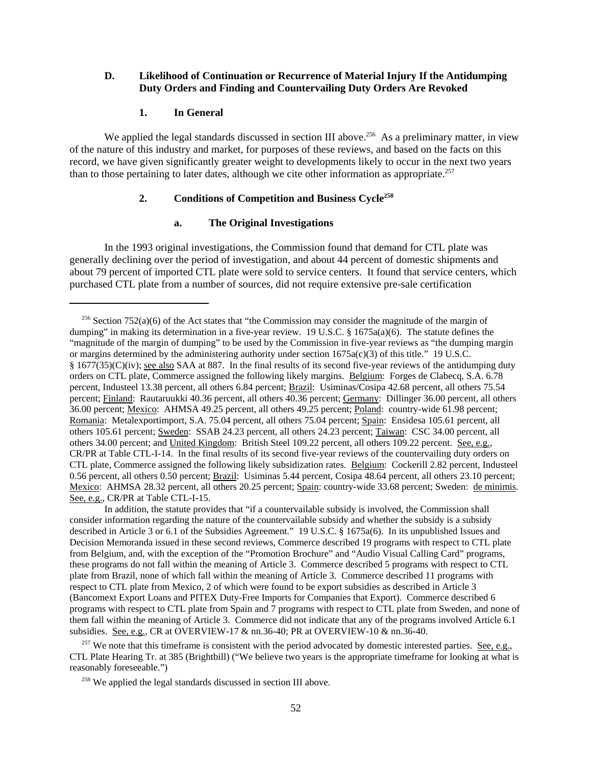### D. Likelihood of Continuation or Recurrence of Material Injury If the Antidumping Duty Orders and Finding and Countervailing Duty Orders Are Revoked

#### 1. In General

We applied the legal standards discussed in section III above.[256] As a preliminary matter, in view of the nature of this industry and market, for purposes of these reviews, and based on the facts on this record, we have given significantly greater weight to developments likely to occur in the next two years than to those pertaining to later dates, although we cite other information as appropriate.[257]

#### 2. Conditions of Competition and Business Cycle[258]

##### a. The Original Investigations

In the 1993 original investigations, the Commission found that demand for CTL plate was generally declining over the period of investigation, and about 44 percent of domestic shipments and about 79 percent of imported CTL plate were sold to service centers. It found that service centers, which purchased CTL plate from a number of sources, did not require extensive pre-sale certification

---

[256] Section 752(a)(6) of the Act states that "the Commission may consider the magnitude of the margin of dumping" in making its determination in a five-year review. 19 U.S.C. § 1675a(a)(6). The statute defines the "magnitude of the margin of dumping" to be used by the Commission in five-year reviews as "the dumping margin or margins determined by the administering authority under section 1675a(c)(3) of this title." 19 U.S.C. § 1677(35)(C)(iv); see also SAA at 887. In the final results of its second five-year reviews of the antidumping duty orders on CTL plate, Commerce assigned the following likely margins. Belgium: Forges de Clabecq, S.A. 6.78 percent, Industeel 13.38 percent, all others 6.84 percent; Brazil: Usiminas/Cosipa 42.68 percent, all others 75.54 percent; Finland: Rautaruukki 40.36 percent, all others 40.36 percent; Germany: Dillinger 36.00 percent, all others 36.00 percent; Mexico: AHMSA 49.25 percent, all others 49.25 percent; Poland: country-wide 61.98 percent; Romania: Metalexportimport, S.A. 75.04 percent, all others 75.04 percent; Spain: Ensidesa 105.61 percent, all others 105.61 percent; Sweden: SSAB 24.23 percent, all others 24.23 percent; Taiwan: CSC 34.00 percent, all others 34.00 percent; and United Kingdom: British Steel 109.22 percent, all others 109.22 percent. See, e.g., CR/PR at Table CTL-I-14. In the final results of its second five-year reviews of the countervailing duty orders on CTL plate, Commerce assigned the following likely subsidization rates. Belgium: Cockerill 2.82 percent, Industeel 0.56 percent, all others 0.50 percent; Brazil: Usiminas 5.44 percent, Cosipa 48.64 percent, all others 23.10 percent; Mexico: AHMSA 28.32 percent, all others 20.25 percent; Spain: country-wide 33.68 percent; Sweden: de minimis. See, e.g., CR/PR at Table CTL-I-15.

In addition, the statute provides that "if a countervailable subsidy is involved, the Commission shall consider information regarding the nature of the countervailable subsidy and whether the subsidy is a subsidy described in Article 3 or 6.1 of the Subsidies Agreement." 19 U.S.C. § 1675a(6). In its unpublished Issues and Decision Memoranda issued in these second reviews, Commerce described 19 programs with respect to CTL plate from Belgium, and, with the exception of the "Promotion Brochure" and "Audio Visual Calling Card" programs, these programs do not fall within the meaning of Article 3. Commerce described 5 programs with respect to CTL plate from Brazil, none of which fall within the meaning of Article 3. Commerce described 11 programs with respect to CTL plate from Mexico, 2 of which were found to be export subsidies as described in Article 3 (Bancomext Export Loans and PITEX Duty-Free Imports for Companies that Export). Commerce described 6 programs with respect to CTL plate from Spain and 7 programs with respect to CTL plate from Sweden, and none of them fall within the meaning of Article 3. Commerce did not indicate that any of the programs involved Article 6.1 subsidies. See, e.g., CR at OVERVIEW-17 & nn.36-40; PR at OVERVIEW-10 & nn.36-40.

[257] We note that this timeframe is consistent with the period advocated by domestic interested parties. See, e.g., CTL Plate Hearing Tr. at 385 (Brightbill) ("We believe two years is the appropriate timeframe for looking at what is reasonably foreseeable.")

[258] We applied the legal standards discussed in section III above.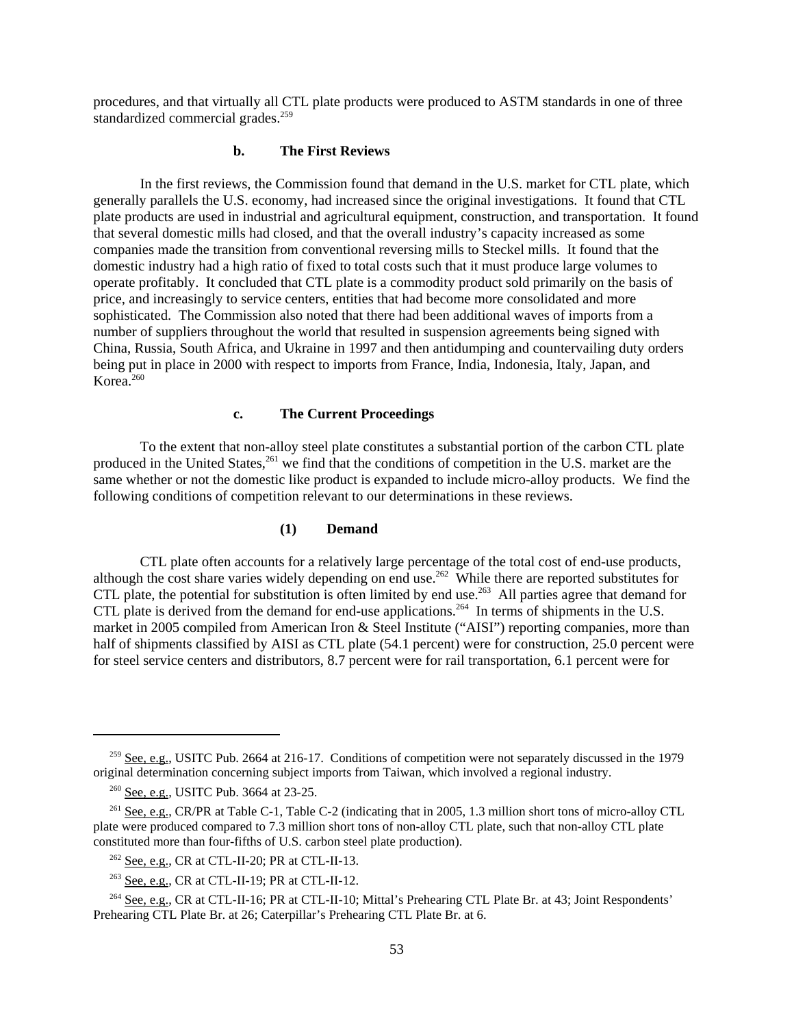procedures, and that virtually all CTL plate products were produced to ASTM standards in one of three standardized commercial grades.[259]

#### b. The First Reviews

In the first reviews, the Commission found that demand in the U.S. market for CTL plate, which generally parallels the U.S. economy, had increased since the original investigations. It found that CTL plate products are used in industrial and agricultural equipment, construction, and transportation. It found that several domestic mills had closed, and that the overall industry's capacity increased as some companies made the transition from conventional reversing mills to Steckel mills. It found that the domestic industry had a high ratio of fixed to total costs such that it must produce large volumes to operate profitably. It concluded that CTL plate is a commodity product sold primarily on the basis of price, and increasingly to service centers, entities that had become more consolidated and more sophisticated. The Commission also noted that there had been additional waves of imports from a number of suppliers throughout the world that resulted in suspension agreements being signed with China, Russia, South Africa, and Ukraine in 1997 and then antidumping and countervailing duty orders being put in place in 2000 with respect to imports from France, India, Indonesia, Italy, Japan, and Korea.[260]

#### c. The Current Proceedings

To the extent that non-alloy steel plate constitutes a substantial portion of the carbon CTL plate produced in the United States,[261] we find that the conditions of competition in the U.S. market are the same whether or not the domestic like product is expanded to include micro-alloy products. We find the following conditions of competition relevant to our determinations in these reviews.

##### (1) Demand

CTL plate often accounts for a relatively large percentage of the total cost of end-use products, although the cost share varies widely depending on end use.[262] While there are reported substitutes for CTL plate, the potential for substitution is often limited by end use.[263] All parties agree that demand for CTL plate is derived from the demand for end-use applications.[264] In terms of shipments in the U.S. market in 2005 compiled from American Iron & Steel Institute ("AISI") reporting companies, more than half of shipments classified by AISI as CTL plate (54.1 percent) were for construction, 25.0 percent were for steel service centers and distributors, 8.7 percent were for rail transportation, 6.1 percent were for

---

[259] See, e.g., USITC Pub. 2664 at 216-17. Conditions of competition were not separately discussed in the 1979 original determination concerning subject imports from Taiwan, which involved a regional industry.

[260] See, e.g., USITC Pub. 3664 at 23-25.

[261] See, e.g., CR/PR at Table C-1, Table C-2 (indicating that in 2005, 1.3 million short tons of micro-alloy CTL plate were produced compared to 7.3 million short tons of non-alloy CTL plate, such that non-alloy CTL plate constituted more than four-fifths of U.S. carbon steel plate production).

[262] See, e.g., CR at CTL-II-20; PR at CTL-II-13.

[263] See, e.g., CR at CTL-II-19; PR at CTL-II-12.

[264] See, e.g., CR at CTL-II-16; PR at CTL-II-10; Mittal's Prehearing CTL Plate Br. at 43; Joint Respondents' Prehearing CTL Plate Br. at 26; Caterpillar's Prehearing CTL Plate Br. at 6.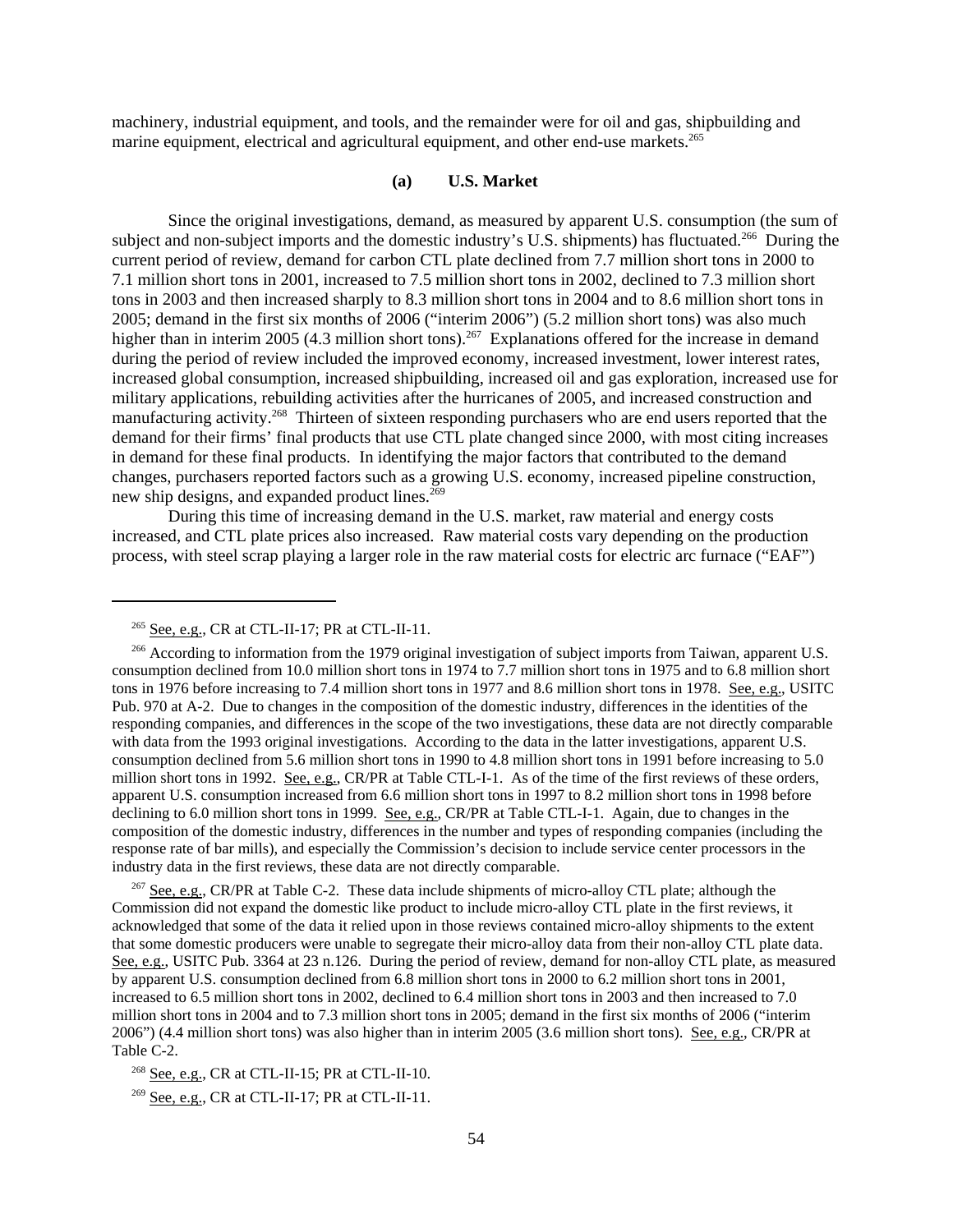machinery, industrial equipment, and tools, and the remainder were for oil and gas, shipbuilding and marine equipment, electrical and agricultural equipment, and other end-use markets.[265]

### (a) U.S. Market

Since the original investigations, demand, as measured by apparent U.S. consumption (the sum of subject and non-subject imports and the domestic industry's U.S. shipments) has fluctuated.[266] During the current period of review, demand for carbon CTL plate declined from 7.7 million short tons in 2000 to 7.1 million short tons in 2001, increased to 7.5 million short tons in 2002, declined to 7.3 million short tons in 2003 and then increased sharply to 8.3 million short tons in 2004 and to 8.6 million short tons in 2005; demand in the first six months of 2006 ("interim 2006") (5.2 million short tons) was also much higher than in interim 2005 (4.3 million short tons).[267] Explanations offered for the increase in demand during the period of review included the improved economy, increased investment, lower interest rates, increased global consumption, increased shipbuilding, increased oil and gas exploration, increased use for military applications, rebuilding activities after the hurricanes of 2005, and increased construction and manufacturing activity.[268] Thirteen of sixteen responding purchasers who are end users reported that the demand for their firms' final products that use CTL plate changed since 2000, with most citing increases in demand for these final products. In identifying the major factors that contributed to the demand changes, purchasers reported factors such as a growing U.S. economy, increased pipeline construction, new ship designs, and expanded product lines.[269]

During this time of increasing demand in the U.S. market, raw material and energy costs increased, and CTL plate prices also increased. Raw material costs vary depending on the production process, with steel scrap playing a larger role in the raw material costs for electric arc furnace ("EAF")

---

[265] See, e.g., CR at CTL-II-17; PR at CTL-II-11.

[266] According to information from the 1979 original investigation of subject imports from Taiwan, apparent U.S. consumption declined from 10.0 million short tons in 1974 to 7.7 million short tons in 1975 and to 6.8 million short tons in 1976 before increasing to 7.4 million short tons in 1977 and 8.6 million short tons in 1978. See, e.g., USITC Pub. 970 at A-2. Due to changes in the composition of the domestic industry, differences in the identities of the responding companies, and differences in the scope of the two investigations, these data are not directly comparable with data from the 1993 original investigations. According to the data in the latter investigations, apparent U.S. consumption declined from 5.6 million short tons in 1990 to 4.8 million short tons in 1991 before increasing to 5.0 million short tons in 1992. See, e.g., CR/PR at Table CTL-I-1. As of the time of the first reviews of these orders, apparent U.S. consumption increased from 6.6 million short tons in 1997 to 8.2 million short tons in 1998 before declining to 6.0 million short tons in 1999. See, e.g., CR/PR at Table CTL-I-1. Again, due to changes in the composition of the domestic industry, differences in the number and types of responding companies (including the response rate of bar mills), and especially the Commission's decision to include service center processors in the industry data in the first reviews, these data are not directly comparable.

[267] See, e.g., CR/PR at Table C-2. These data include shipments of micro-alloy CTL plate; although the Commission did not expand the domestic like product to include micro-alloy CTL plate in the first reviews, it acknowledged that some of the data it relied upon in those reviews contained micro-alloy shipments to the extent that some domestic producers were unable to segregate their micro-alloy data from their non-alloy CTL plate data. See, e.g., USITC Pub. 3364 at 23 n.126. During the period of review, demand for non-alloy CTL plate, as measured by apparent U.S. consumption declined from 6.8 million short tons in 2000 to 6.2 million short tons in 2001, increased to 6.5 million short tons in 2002, declined to 6.4 million short tons in 2003 and then increased to 7.0 million short tons in 2004 and to 7.3 million short tons in 2005; demand in the first six months of 2006 ("interim 2006") (4.4 million short tons) was also higher than in interim 2005 (3.6 million short tons). See, e.g., CR/PR at Table C-2.

[268] See, e.g., CR at CTL-II-15; PR at CTL-II-10.

[269] See, e.g., CR at CTL-II-17; PR at CTL-II-11.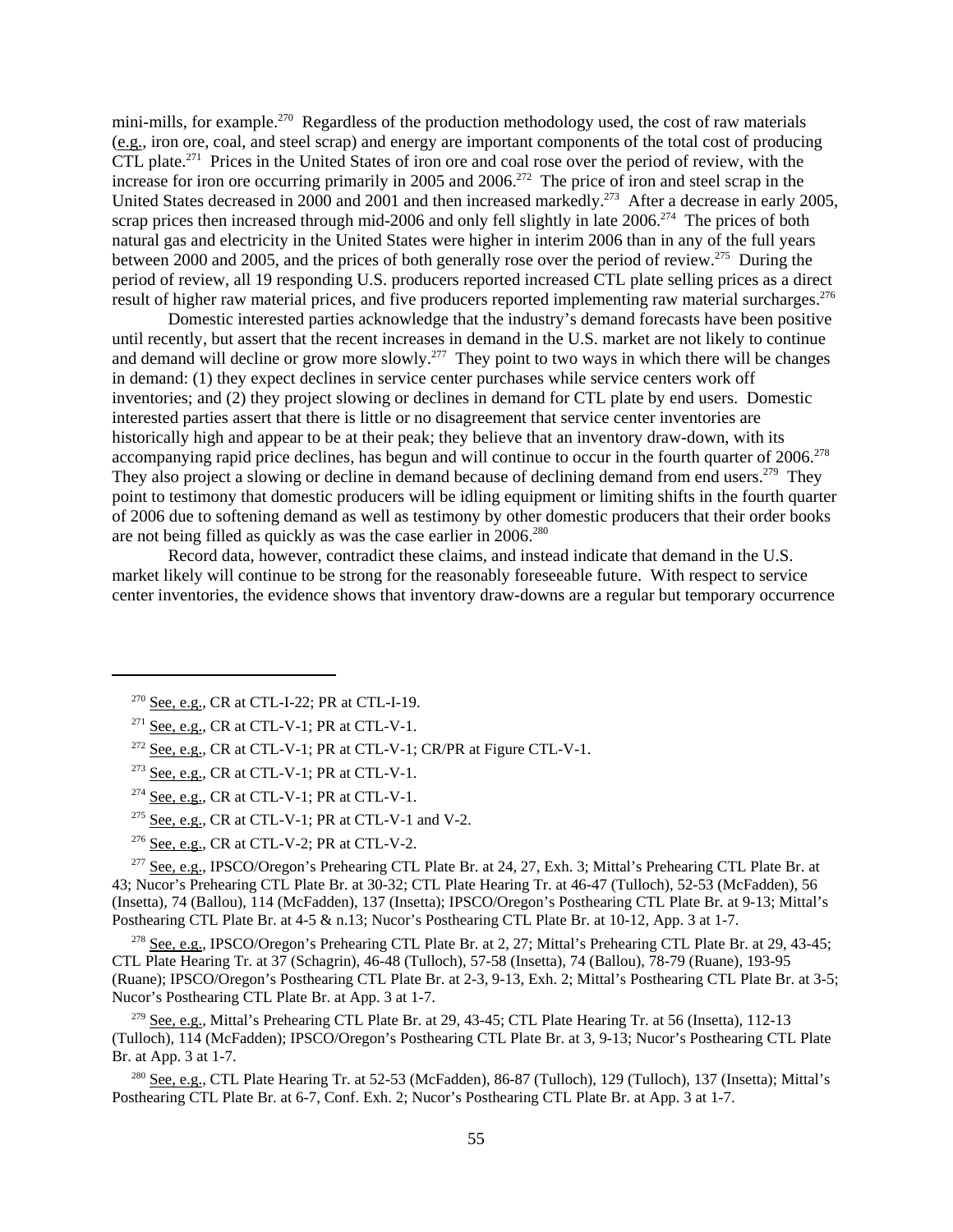mini-mills, for example.[270] Regardless of the production methodology used, the cost of raw materials (e.g., iron ore, coal, and steel scrap) and energy are important components of the total cost of producing CTL plate.[271] Prices in the United States of iron ore and coal rose over the period of review, with the increase for iron ore occurring primarily in 2005 and 2006.[272] The price of iron and steel scrap in the United States decreased in 2000 and 2001 and then increased markedly.[273] After a decrease in early 2005, scrap prices then increased through mid-2006 and only fell slightly in late 2006.[274] The prices of both natural gas and electricity in the United States were higher in interim 2006 than in any of the full years between 2000 and 2005, and the prices of both generally rose over the period of review.[275] During the period of review, all 19 responding U.S. producers reported increased CTL plate selling prices as a direct result of higher raw material prices, and five producers reported implementing raw material surcharges.[276]

Domestic interested parties acknowledge that the industry's demand forecasts have been positive until recently, but assert that the recent increases in demand in the U.S. market are not likely to continue and demand will decline or grow more slowly.[277] They point to two ways in which there will be changes in demand: (1) they expect declines in service center purchases while service centers work off inventories; and (2) they project slowing or declines in demand for CTL plate by end users. Domestic interested parties assert that there is little or no disagreement that service center inventories are historically high and appear to be at their peak; they believe that an inventory draw-down, with its accompanying rapid price declines, has begun and will continue to occur in the fourth quarter of 2006.[278] They also project a slowing or decline in demand because of declining demand from end users.[279] They point to testimony that domestic producers will be idling equipment or limiting shifts in the fourth quarter of 2006 due to softening demand as well as testimony by other domestic producers that their order books are not being filled as quickly as was the case earlier in 2006.[280]

Record data, however, contradict these claims, and instead indicate that demand in the U.S. market likely will continue to be strong for the reasonably foreseeable future. With respect to service center inventories, the evidence shows that inventory draw-downs are a regular but temporary occurrence

---

[270] See, e.g., CR at CTL-I-22; PR at CTL-I-19.

[271] See, e.g., CR at CTL-V-1; PR at CTL-V-1.

[272] See, e.g., CR at CTL-V-1; PR at CTL-V-1; CR/PR at Figure CTL-V-1.

[273] See, e.g., CR at CTL-V-1; PR at CTL-V-1.

[274] See, e.g., CR at CTL-V-1; PR at CTL-V-1.

[275] See, e.g., CR at CTL-V-1; PR at CTL-V-1 and V-2.

[276] See, e.g., CR at CTL-V-2; PR at CTL-V-2.

[277] See, e.g., IPSCO/Oregon's Prehearing CTL Plate Br. at 24, 27, Exh. 3; Mittal's Prehearing CTL Plate Br. at 43; Nucor's Prehearing CTL Plate Br. at 30-32; CTL Plate Hearing Tr. at 46-47 (Tulloch), 52-53 (McFadden), 56 (Insetta), 74 (Ballou), 114 (McFadden), 137 (Insetta); IPSCO/Oregon's Posthearing CTL Plate Br. at 9-13; Mittal's Posthearing CTL Plate Br. at 4-5 & n.13; Nucor's Posthearing CTL Plate Br. at 10-12, App. 3 at 1-7.

[278] See, e.g., IPSCO/Oregon's Prehearing CTL Plate Br. at 2, 27; Mittal's Prehearing CTL Plate Br. at 29, 43-45; CTL Plate Hearing Tr. at 37 (Schagrin), 46-48 (Tulloch), 57-58 (Insetta), 74 (Ballou), 78-79 (Ruane), 193-95 (Ruane); IPSCO/Oregon's Posthearing CTL Plate Br. at 2-3, 9-13, Exh. 2; Mittal's Posthearing CTL Plate Br. at 3-5; Nucor's Posthearing CTL Plate Br. at App. 3 at 1-7.

[279] See, e.g., Mittal's Prehearing CTL Plate Br. at 29, 43-45; CTL Plate Hearing Tr. at 56 (Insetta), 112-13 (Tulloch), 114 (McFadden); IPSCO/Oregon's Posthearing CTL Plate Br. at 3, 9-13; Nucor's Posthearing CTL Plate Br. at App. 3 at 1-7.

[280] See, e.g., CTL Plate Hearing Tr. at 52-53 (McFadden), 86-87 (Tulloch), 129 (Tulloch), 137 (Insetta); Mittal's Posthearing CTL Plate Br. at 6-7, Conf. Exh. 2; Nucor's Posthearing CTL Plate Br. at App. 3 at 1-7.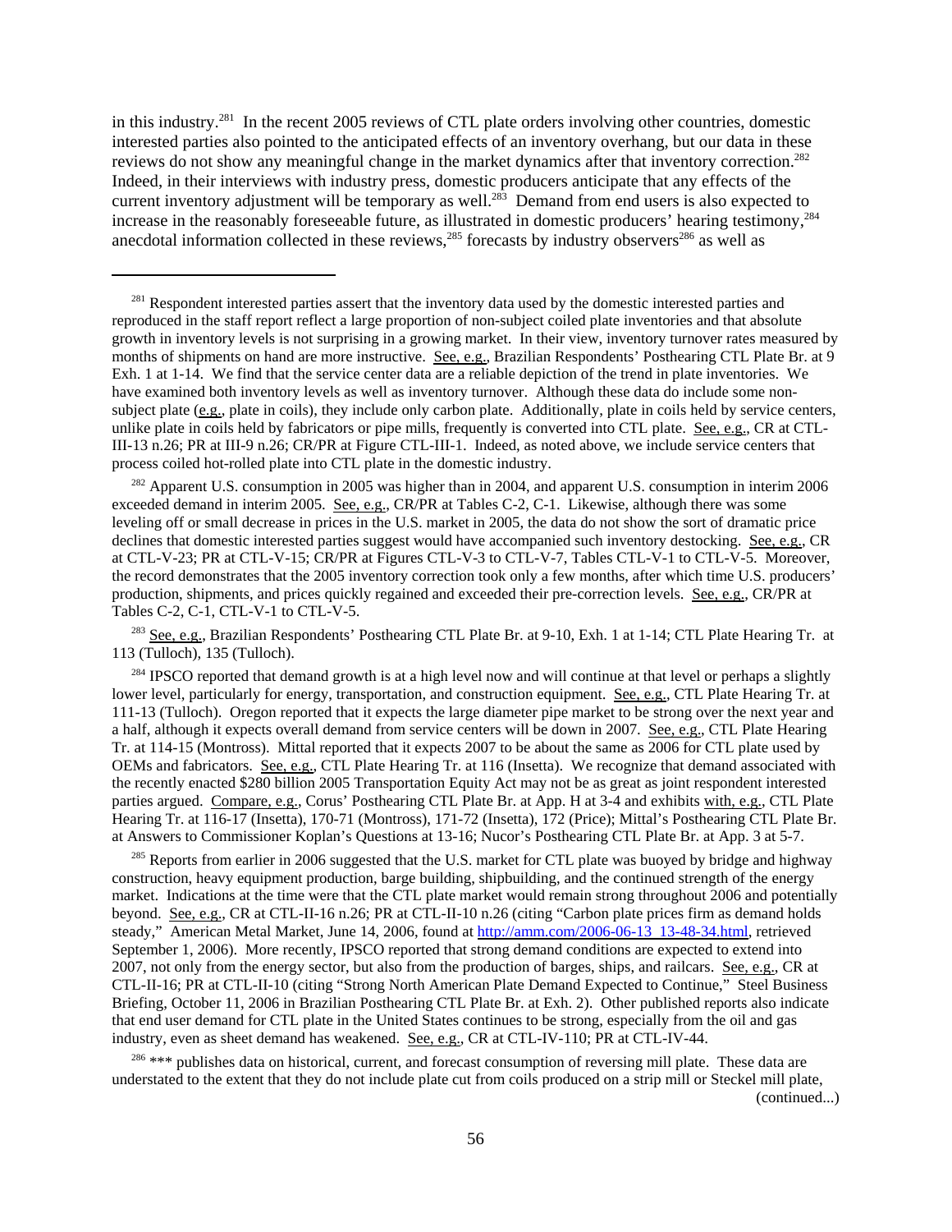in this industry.[281] In the recent 2005 reviews of CTL plate orders involving other countries, domestic interested parties also pointed to the anticipated effects of an inventory overhang, but our data in these reviews do not show any meaningful change in the market dynamics after that inventory correction.[282] Indeed, in their interviews with industry press, domestic producers anticipate that any effects of the current inventory adjustment will be temporary as well.[283] Demand from end users is also expected to increase in the reasonably foreseeable future, as illustrated in domestic producers' hearing testimony,[284] anecdotal information collected in these reviews,[285] forecasts by industry observers[286] as well as

---

[281] Respondent interested parties assert that the inventory data used by the domestic interested parties and reproduced in the staff report reflect a large proportion of non-subject coiled plate inventories and that absolute growth in inventory levels is not surprising in a growing market. In their view, inventory turnover rates measured by months of shipments on hand are more instructive. See, e.g., Brazilian Respondents' Posthearing CTL Plate Br. at 9 Exh. 1 at 1-14. We find that the service center data are a reliable depiction of the trend in plate inventories. We have examined both inventory levels as well as inventory turnover. Although these data do include some non-subject plate (e.g., plate in coils), they include only carbon plate. Additionally, plate in coils held by service centers, unlike plate in coils held by fabricators or pipe mills, frequently is converted into CTL plate. See, e.g., CR at CTL-III-13 n.26; PR at III-9 n.26; CR/PR at Figure CTL-III-1. Indeed, as noted above, we include service centers that process coiled hot-rolled plate into CTL plate in the domestic industry.

[282] Apparent U.S. consumption in 2005 was higher than in 2004, and apparent U.S. consumption in interim 2006 exceeded demand in interim 2005. See, e.g., CR/PR at Tables C-2, C-1. Likewise, although there was some leveling off or small decrease in prices in the U.S. market in 2005, the data do not show the sort of dramatic price declines that domestic interested parties suggest would have accompanied such inventory destocking. See, e.g., CR at CTL-V-23; PR at CTL-V-15; CR/PR at Figures CTL-V-3 to CTL-V-7, Tables CTL-V-1 to CTL-V-5. Moreover, the record demonstrates that the 2005 inventory correction took only a few months, after which time U.S. producers' production, shipments, and prices quickly regained and exceeded their pre-correction levels. See, e.g., CR/PR at Tables C-2, C-1, CTL-V-1 to CTL-V-5.

[283] See, e.g., Brazilian Respondents' Posthearing CTL Plate Br. at 9-10, Exh. 1 at 1-14; CTL Plate Hearing Tr. at 113 (Tulloch), 135 (Tulloch).

[284] IPSCO reported that demand growth is at a high level now and will continue at that level or perhaps a slightly lower level, particularly for energy, transportation, and construction equipment. See, e.g., CTL Plate Hearing Tr. at 111-13 (Tulloch). Oregon reported that it expects the large diameter pipe market to be strong over the next year and a half, although it expects overall demand from service centers will be down in 2007. See, e.g., CTL Plate Hearing Tr. at 114-15 (Montross). Mittal reported that it expects 2007 to be about the same as 2006 for CTL plate used by OEMs and fabricators. See, e.g., CTL Plate Hearing Tr. at 116 (Insetta). We recognize that demand associated with the recently enacted $280 billion 2005 Transportation Equity Act may not be as great as joint respondent interested parties argued. Compare, e.g., Corus' Posthearing CTL Plate Br. at App. H at 3-4 and exhibits with, e.g., CTL Plate Hearing Tr. at 116-17 (Insetta), 170-71 (Montross), 171-72 (Insetta), 172 (Price); Mittal's Posthearing CTL Plate Br. at Answers to Commissioner Koplan's Questions at 13-16; Nucor's Posthearing CTL Plate Br. at App. 3 at 5-7.

[285] Reports from earlier in 2006 suggested that the U.S. market for CTL plate was buoyed by bridge and highway construction, heavy equipment production, barge building, shipbuilding, and the continued strength of the energy market. Indications at the time were that the CTL plate market would remain strong throughout 2006 and potentially beyond. See, e.g., CR at CTL-II-16 n.26; PR at CTL-II-10 n.26 (citing "Carbon plate prices firm as demand holds steady," American Metal Market, June 14, 2006, found at http://amm.com/2006-06-13 13-48-34.html, retrieved September 1, 2006). More recently, IPSCO reported that strong demand conditions are expected to extend into 2007, not only from the energy sector, but also from the production of barges, ships, and railcars. See, e.g., CR at CTL-II-16; PR at CTL-II-10 (citing "Strong North American Plate Demand Expected to Continue," Steel Business Briefing, October 11, 2006 in Brazilian Posthearing CTL Plate Br. at Exh. 2). Other published reports also indicate that end user demand for CTL plate in the United States continues to be strong, especially from the oil and gas industry, even as sheet demand has weakened. See, e.g., CR at CTL-IV-110; PR at CTL-IV-44.

[286] *** publishes data on historical, current, and forecast consumption of reversing mill plate. These data are understated to the extent that they do not include plate cut from coils produced on a strip mill or Steckel mill plate, (continued...)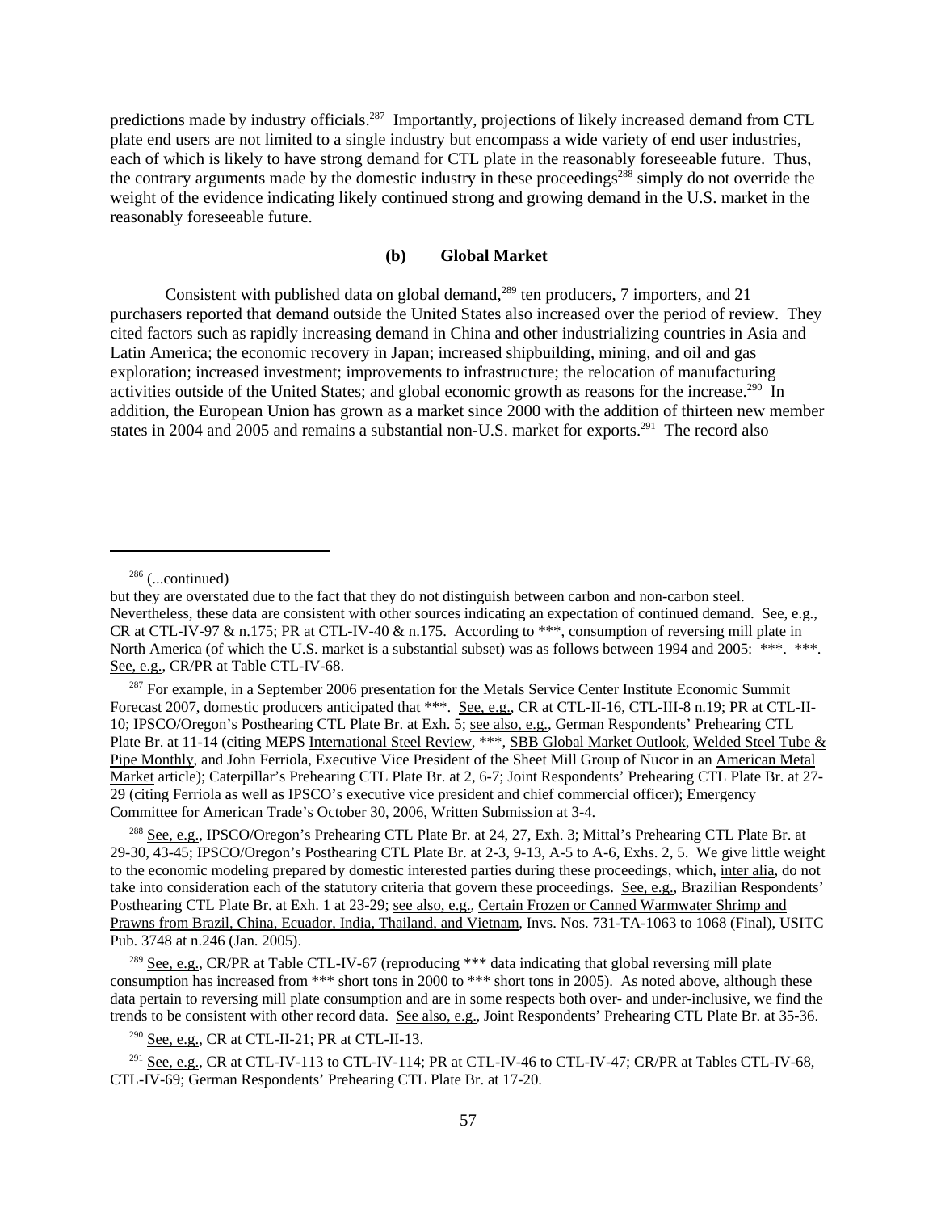predictions made by industry officials.[287] Importantly, projections of likely increased demand from CTL plate end users are not limited to a single industry but encompass a wide variety of end user industries, each of which is likely to have strong demand for CTL plate in the reasonably foreseeable future. Thus, the contrary arguments made by the domestic industry in these proceedings[288] simply do not override the weight of the evidence indicating likely continued strong and growing demand in the U.S. market in the reasonably foreseeable future.

#### (b) Global Market

Consistent with published data on global demand,[289] ten producers, 7 importers, and 21 purchasers reported that demand outside the United States also increased over the period of review. They cited factors such as rapidly increasing demand in China and other industrializing countries in Asia and Latin America; the economic recovery in Japan; increased shipbuilding, mining, and oil and gas exploration; increased investment; improvements to infrastructure; the relocation of manufacturing activities outside of the United States; and global economic growth as reasons for the increase.[290] In addition, the European Union has grown as a market since 2000 with the addition of thirteen new member states in 2004 and 2005 and remains a substantial non-U.S. market for exports.[291] The record also

---

[286] (...continued)
but they are overstated due to the fact that they do not distinguish between carbon and non-carbon steel. Nevertheless, these data are consistent with other sources indicating an expectation of continued demand. See, e.g., CR at CTL-IV-97 & n.175; PR at CTL-IV-40 & n.175. According to ***, consumption of reversing mill plate in North America (of which the U.S. market is a substantial subset) was as follows between 1994 and 2005: ***. ***. See, e.g., CR/PR at Table CTL-IV-68.

[287] For example, in a September 2006 presentation for the Metals Service Center Institute Economic Summit Forecast 2007, domestic producers anticipated that ***. See, e.g., CR at CTL-II-16, CTL-III-8 n.19; PR at CTL-II-10; IPSCO/Oregon's Posthearing CTL Plate Br. at Exh. 5; see also, e.g., German Respondents' Prehearing CTL Plate Br. at 11-14 (citing MEPS International Steel Review, ***, SBB Global Market Outlook, Welded Steel Tube & Pipe Monthly, and John Ferriola, Executive Vice President of the Sheet Mill Group of Nucor in an American Metal Market article); Caterpillar's Prehearing CTL Plate Br. at 2, 6-7; Joint Respondents' Prehearing CTL Plate Br. at 27-29 (citing Ferriola as well as IPSCO's executive vice president and chief commercial officer); Emergency Committee for American Trade's October 30, 2006, Written Submission at 3-4.

[288] See, e.g., IPSCO/Oregon's Prehearing CTL Plate Br. at 24, 27, Exh. 3; Mittal's Prehearing CTL Plate Br. at 29-30, 43-45; IPSCO/Oregon's Posthearing CTL Plate Br. at 2-3, 9-13, A-5 to A-6, Exhs. 2, 5. We give little weight to the economic modeling prepared by domestic interested parties during these proceedings, which, inter alia, do not take into consideration each of the statutory criteria that govern these proceedings. See, e.g., Brazilian Respondents' Posthearing CTL Plate Br. at Exh. 1 at 23-29; see also, e.g., Certain Frozen or Canned Warmwater Shrimp and Prawns from Brazil, China, Ecuador, India, Thailand, and Vietnam, Invs. Nos. 731-TA-1063 to 1068 (Final), USITC Pub. 3748 at n.246 (Jan. 2005).

[289] See, e.g., CR/PR at Table CTL-IV-67 (reproducing *** data indicating that global reversing mill plate consumption has increased from *** short tons in 2000 to *** short tons in 2005). As noted above, although these data pertain to reversing mill plate consumption and are in some respects both over- and under-inclusive, we find the trends to be consistent with other record data. See also, e.g., Joint Respondents' Prehearing CTL Plate Br. at 35-36.

[290] See, e.g., CR at CTL-II-21; PR at CTL-II-13.

[291] See, e.g., CR at CTL-IV-113 to CTL-IV-114; PR at CTL-IV-46 to CTL-IV-47; CR/PR at Tables CTL-IV-68, CTL-IV-69; German Respondents' Prehearing CTL Plate Br. at 17-20.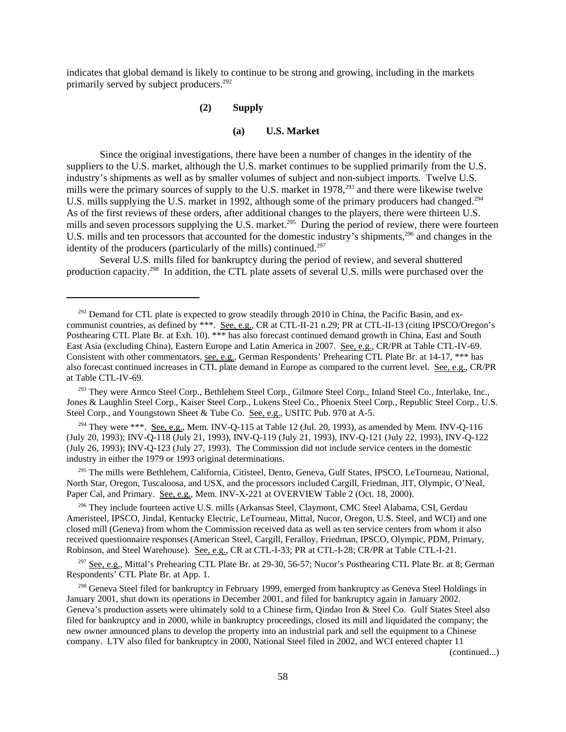indicates that global demand is likely to continue to be strong and growing, including in the markets primarily served by subject producers.[292]

**(2) Supply**

**(a) U.S. Market**

Since the original investigations, there have been a number of changes in the identity of the suppliers to the U.S. market, although the U.S. market continues to be supplied primarily from the U.S. industry's shipments as well as by smaller volumes of subject and non-subject imports. Twelve U.S. mills were the primary sources of supply to the U.S. market in 1978,[293] and there were likewise twelve U.S. mills supplying the U.S. market in 1992, although some of the primary producers had changed.[294] As of the first reviews of these orders, after additional changes to the players, there were thirteen U.S. mills and seven processors supplying the U.S. market.[295] During the period of review, there were fourteen U.S. mills and ten processors that accounted for the domestic industry's shipments,[296] and changes in the identity of the producers (particularly of the mills) continued.[297]

Several U.S. mills filed for bankruptcy during the period of review, and several shuttered production capacity.[298] In addition, the CTL plate assets of several U.S. mills were purchased over the

---

[292] Demand for CTL plate is expected to grow steadily through 2010 in China, the Pacific Basin, and ex-communist countries, as defined by ***. See, e.g., CR at CTL-II-21 n.29; PR at CTL-II-13 (citing IPSCO/Oregon's Posthearing CTL Plate Br. at Exh. 10). *** has also forecast continued demand growth in China, East and South East Asia (excluding China), Eastern Europe and Latin America in 2007. See, e.g., CR/PR at Table CTL-IV-69. Consistent with other commentators, see, e.g., German Respondents' Prehearing CTL Plate Br. at 14-17, *** has also forecast continued increases in CTL plate demand in Europe as compared to the current level. See, e.g., CR/PR at Table CTL-IV-69.

[293] They were Armco Steel Corp., Bethlehem Steel Corp., Gilmore Steel Corp., Inland Steel Co., Interlake, Inc., Jones & Laughlin Steel Corp., Kaiser Steel Corp., Lukens Steel Co., Phoenix Steel Corp., Republic Steel Corp., U.S. Steel Corp., and Youngstown Sheet & Tube Co. See, e.g., USITC Pub. 970 at A-5.

[294] They were ***. See, e.g., Mem. INV-Q-115 at Table 12 (Jul. 20, 1993), as amended by Mem. INV-Q-116 (July 20, 1993); INV-Q-118 (July 21, 1993), INV-Q-119 (July 21, 1993), INV-Q-121 (July 22, 1993), INV-Q-122 (July 26, 1993); INV-Q-123 (July 27, 1993). The Commission did not include service centers in the domestic industry in either the 1979 or 1993 original determinations.

[295] The mills were Bethlehem, California, Citisteel, Denro, Geneva, Gulf States, IPSCO, LeTourneau, National, North Star, Oregon, Tuscaloosa, and USX, and the processors included Cargill, Friedman, JIT, Olympic, O'Neal, Paper Cal, and Primary. See, e.g., Mem. INV-X-221 at OVERVIEW Table 2 (Oct. 18, 2000).

[296] They include fourteen active U.S. mills (Arkansas Steel, Claymont, CMC Steel Alabama, CSI, Gerdau Ameristeel, IPSCO, Jindal, Kentucky Electric, LeTourneau, Mittal, Nucor, Oregon, U.S. Steel, and WCI) and one closed mill (Geneva) from whom the Commission received data as well as ten service centers from whom it also received questionnaire responses (American Steel, Cargill, Feralloy, Friedman, IPSCO, Olympic, PDM, Primary, Robinson, and Steel Warehouse). See, e.g., CR at CTL-I-33; PR at CTL-I-28; CR/PR at Table CTL-I-21.

[297] See, e.g., Mittal's Prehearing CTL Plate Br. at 29-30, 56-57; Nucor's Posthearing CTL Plate Br. at 8; German Respondents' CTL Plate Br. at App. 1.

[298] Geneva Steel filed for bankruptcy in February 1999, emerged from bankruptcy as Geneva Steel Holdings in January 2001, shut down its operations in December 2001, and filed for bankruptcy again in January 2002. Geneva's production assets were ultimately sold to a Chinese firm, Qindao Iron & Steel Co. Gulf States Steel also filed for bankruptcy and in 2000, while in bankruptcy proceedings, closed its mill and liquidated the company; the new owner announced plans to develop the property into an industrial park and sell the equipment to a Chinese company. LTV also filed for bankruptcy in 2000, National Steel filed in 2002, and WCI entered chapter 11

(continued...)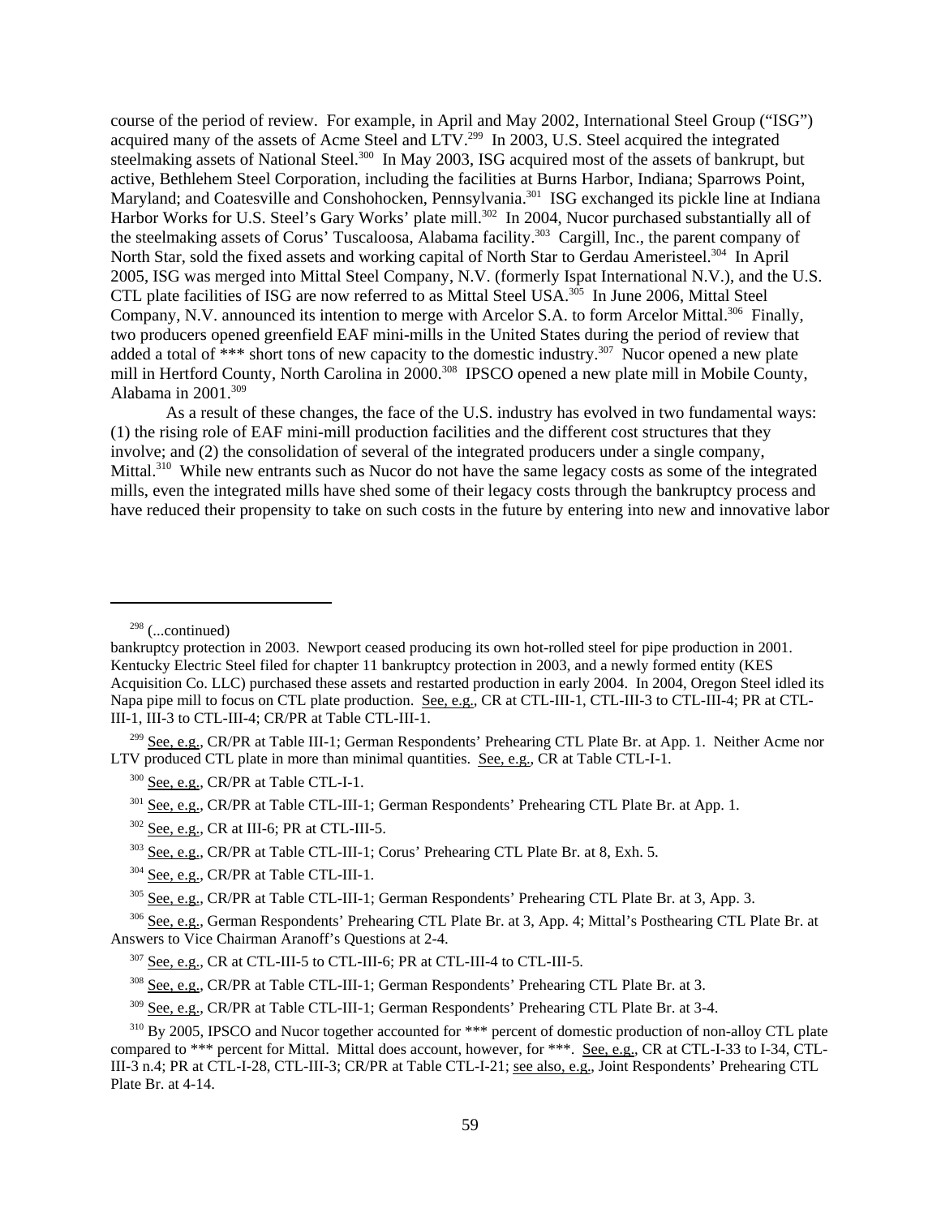course of the period of review. For example, in April and May 2002, International Steel Group ("ISG") acquired many of the assets of Acme Steel and LTV.[299] In 2003, U.S. Steel acquired the integrated steelmaking assets of National Steel.[300] In May 2003, ISG acquired most of the assets of bankrupt, but active, Bethlehem Steel Corporation, including the facilities at Burns Harbor, Indiana; Sparrows Point, Maryland; and Coatesville and Conshohocken, Pennsylvania.[301] ISG exchanged its pickle line at Indiana Harbor Works for U.S. Steel's Gary Works' plate mill.[302] In 2004, Nucor purchased substantially all of the steelmaking assets of Corus' Tuscaloosa, Alabama facility.[303] Cargill, Inc., the parent company of North Star, sold the fixed assets and working capital of North Star to Gerdau Ameristeel.[304] In April 2005, ISG was merged into Mittal Steel Company, N.V. (formerly Ispat International N.V.), and the U.S. CTL plate facilities of ISG are now referred to as Mittal Steel USA.[305] In June 2006, Mittal Steel Company, N.V. announced its intention to merge with Arcelor S.A. to form Arcelor Mittal.[306] Finally, two producers opened greenfield EAF mini-mills in the United States during the period of review that added a total of *** short tons of new capacity to the domestic industry.[307] Nucor opened a new plate mill in Hertford County, North Carolina in 2000.[308] IPSCO opened a new plate mill in Mobile County, Alabama in 2001.[309]

As a result of these changes, the face of the U.S. industry has evolved in two fundamental ways: (1) the rising role of EAF mini-mill production facilities and the different cost structures that they involve; and (2) the consolidation of several of the integrated producers under a single company, Mittal.[310] While new entrants such as Nucor do not have the same legacy costs as some of the integrated mills, even the integrated mills have shed some of their legacy costs through the bankruptcy process and have reduced their propensity to take on such costs in the future by entering into new and innovative labor

---

[298] (...continued)
bankruptcy protection in 2003. Newport ceased producing its own hot-rolled steel for pipe production in 2001. Kentucky Electric Steel filed for chapter 11 bankruptcy protection in 2003, and a newly formed entity (KES Acquisition Co. LLC) purchased these assets and restarted production in early 2004. In 2004, Oregon Steel idled its Napa pipe mill to focus on CTL plate production. See, e.g., CR at CTL-III-1, CTL-III-3 to CTL-III-4; PR at CTL-III-1, III-3 to CTL-III-4; CR/PR at Table CTL-III-1.

[299] See, e.g., CR/PR at Table III-1; German Respondents' Prehearing CTL Plate Br. at App. 1. Neither Acme nor LTV produced CTL plate in more than minimal quantities. See, e.g., CR at Table CTL-I-1.

[300] See, e.g., CR/PR at Table CTL-I-1.

[301] See, e.g., CR/PR at Table CTL-III-1; German Respondents' Prehearing CTL Plate Br. at App. 1.

[302] See, e.g., CR at III-6; PR at CTL-III-5.

[303] See, e.g., CR/PR at Table CTL-III-1; Corus' Prehearing CTL Plate Br. at 8, Exh. 5.

[304] See, e.g., CR/PR at Table CTL-III-1.

[305] See, e.g., CR/PR at Table CTL-III-1; German Respondents' Prehearing CTL Plate Br. at 3, App. 3.

[306] See, e.g., German Respondents' Prehearing CTL Plate Br. at 3, App. 4; Mittal's Posthearing CTL Plate Br. at Answers to Vice Chairman Aranoff's Questions at 2-4.

[307] See, e.g., CR at CTL-III-5 to CTL-III-6; PR at CTL-III-4 to CTL-III-5.

[308] See, e.g., CR/PR at Table CTL-III-1; German Respondents' Prehearing CTL Plate Br. at 3.

[309] See, e.g., CR/PR at Table CTL-III-1; German Respondents' Prehearing CTL Plate Br. at 3-4.

[310] By 2005, IPSCO and Nucor together accounted for *** percent of domestic production of non-alloy CTL plate compared to *** percent for Mittal. Mittal does account, however, for ***. See, e.g., CR at CTL-I-33 to I-34, CTL-III-3 n.4; PR at CTL-I-28, CTL-III-3; CR/PR at Table CTL-I-21; see also, e.g., Joint Respondents' Prehearing CTL Plate Br. at 4-14.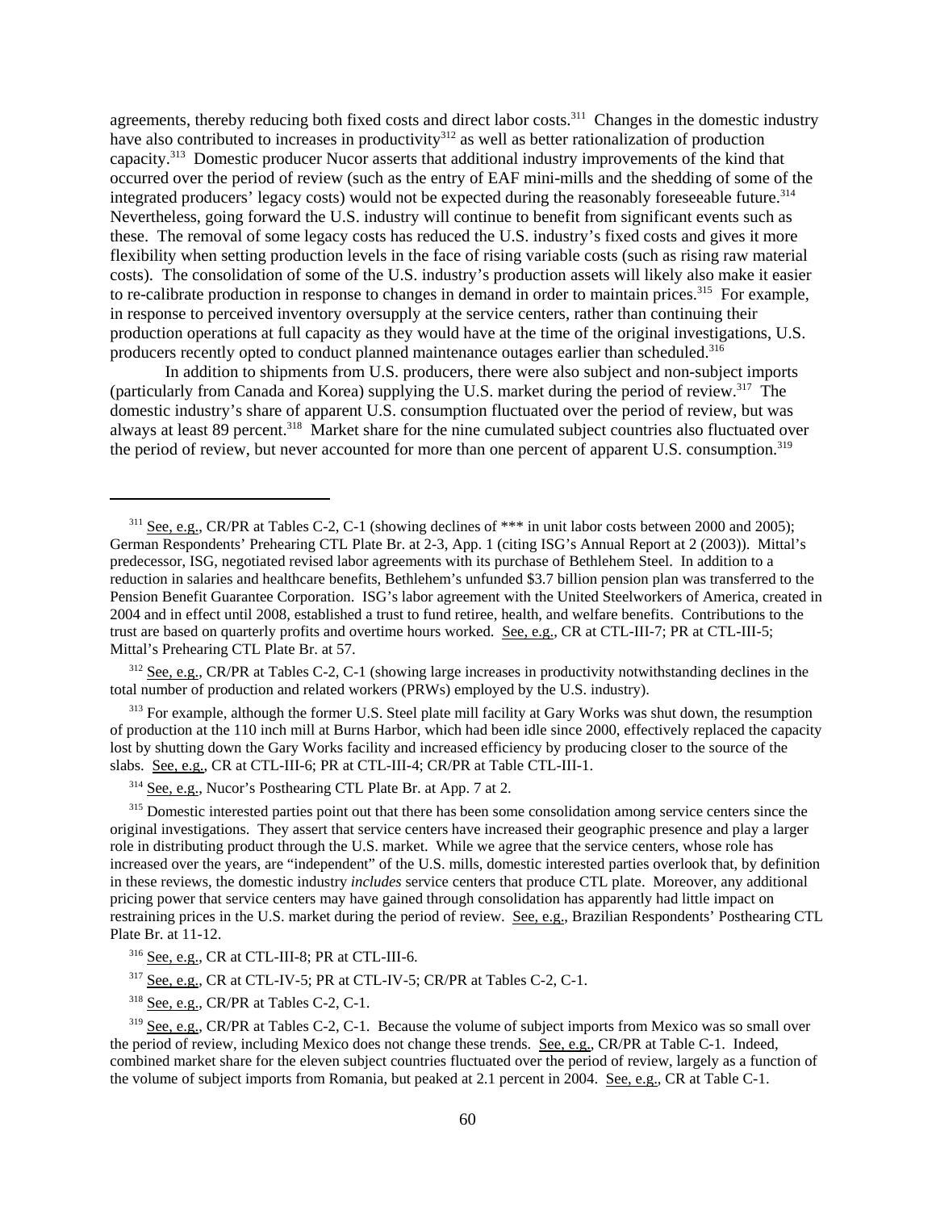agreements, thereby reducing both fixed costs and direct labor costs.[311] Changes in the domestic industry have also contributed to increases in productivity[312] as well as better rationalization of production capacity.[313] Domestic producer Nucor asserts that additional industry improvements of the kind that occurred over the period of review (such as the entry of EAF mini-mills and the shedding of some of the integrated producers' legacy costs) would not be expected during the reasonably foreseeable future.[314] Nevertheless, going forward the U.S. industry will continue to benefit from significant events such as these. The removal of some legacy costs has reduced the U.S. industry's fixed costs and gives it more flexibility when setting production levels in the face of rising variable costs (such as rising raw material costs). The consolidation of some of the U.S. industry's production assets will likely also make it easier to re-calibrate production in response to changes in demand in order to maintain prices.[315] For example, in response to perceived inventory oversupply at the service centers, rather than continuing their production operations at full capacity as they would have at the time of the original investigations, U.S. producers recently opted to conduct planned maintenance outages earlier than scheduled.[316]

In addition to shipments from U.S. producers, there were also subject and non-subject imports (particularly from Canada and Korea) supplying the U.S. market during the period of review.[317] The domestic industry's share of apparent U.S. consumption fluctuated over the period of review, but was always at least 89 percent.[318] Market share for the nine cumulated subject countries also fluctuated over the period of review, but never accounted for more than one percent of apparent U.S. consumption.[319]

---

[311] See, e.g., CR/PR at Tables C-2, C-1 (showing declines of *** in unit labor costs between 2000 and 2005); German Respondents' Prehearing CTL Plate Br. at 2-3, App. 1 (citing ISG's Annual Report at 2 (2003)). Mittal's predecessor, ISG, negotiated revised labor agreements with its purchase of Bethlehem Steel. In addition to a reduction in salaries and healthcare benefits, Bethlehem's unfunded $3.7 billion pension plan was transferred to the Pension Benefit Guarantee Corporation. ISG's labor agreement with the United Steelworkers of America, created in 2004 and in effect until 2008, established a trust to fund retiree, health, and welfare benefits. Contributions to the trust are based on quarterly profits and overtime hours worked. See, e.g., CR at CTL-III-7; PR at CTL-III-5; Mittal's Prehearing CTL Plate Br. at 57.

[312] See, e.g., CR/PR at Tables C-2, C-1 (showing large increases in productivity notwithstanding declines in the total number of production and related workers (PRWs) employed by the U.S. industry).

[313] For example, although the former U.S. Steel plate mill facility at Gary Works was shut down, the resumption of production at the 110 inch mill at Burns Harbor, which had been idle since 2000, effectively replaced the capacity lost by shutting down the Gary Works facility and increased efficiency by producing closer to the source of the slabs. See, e.g., CR at CTL-III-6; PR at CTL-III-4; CR/PR at Table CTL-III-1.

[314] See, e.g., Nucor's Posthearing CTL Plate Br. at App. 7 at 2.

[315] Domestic interested parties point out that there has been some consolidation among service centers since the original investigations. They assert that service centers have increased their geographic presence and play a larger role in distributing product through the U.S. market. While we agree that the service centers, whose role has increased over the years, are "independent" of the U.S. mills, domestic interested parties overlook that, by definition in these reviews, the domestic industry *includes* service centers that produce CTL plate. Moreover, any additional pricing power that service centers may have gained through consolidation has apparently had little impact on restraining prices in the U.S. market during the period of review. See, e.g., Brazilian Respondents' Posthearing CTL Plate Br. at 11-12.

[316] See, e.g., CR at CTL-III-8; PR at CTL-III-6.

[317] See, e.g., CR at CTL-IV-5; PR at CTL-IV-5; CR/PR at Tables C-2, C-1.

[318] See, e.g., CR/PR at Tables C-2, C-1.

[319] See, e.g., CR/PR at Tables C-2, C-1. Because the volume of subject imports from Mexico was so small over the period of review, including Mexico does not change these trends. See, e.g., CR/PR at Table C-1. Indeed, combined market share for the eleven subject countries fluctuated over the period of review, largely as a function of the volume of subject imports from Romania, but peaked at 2.1 percent in 2004. See, e.g., CR at Table C-1.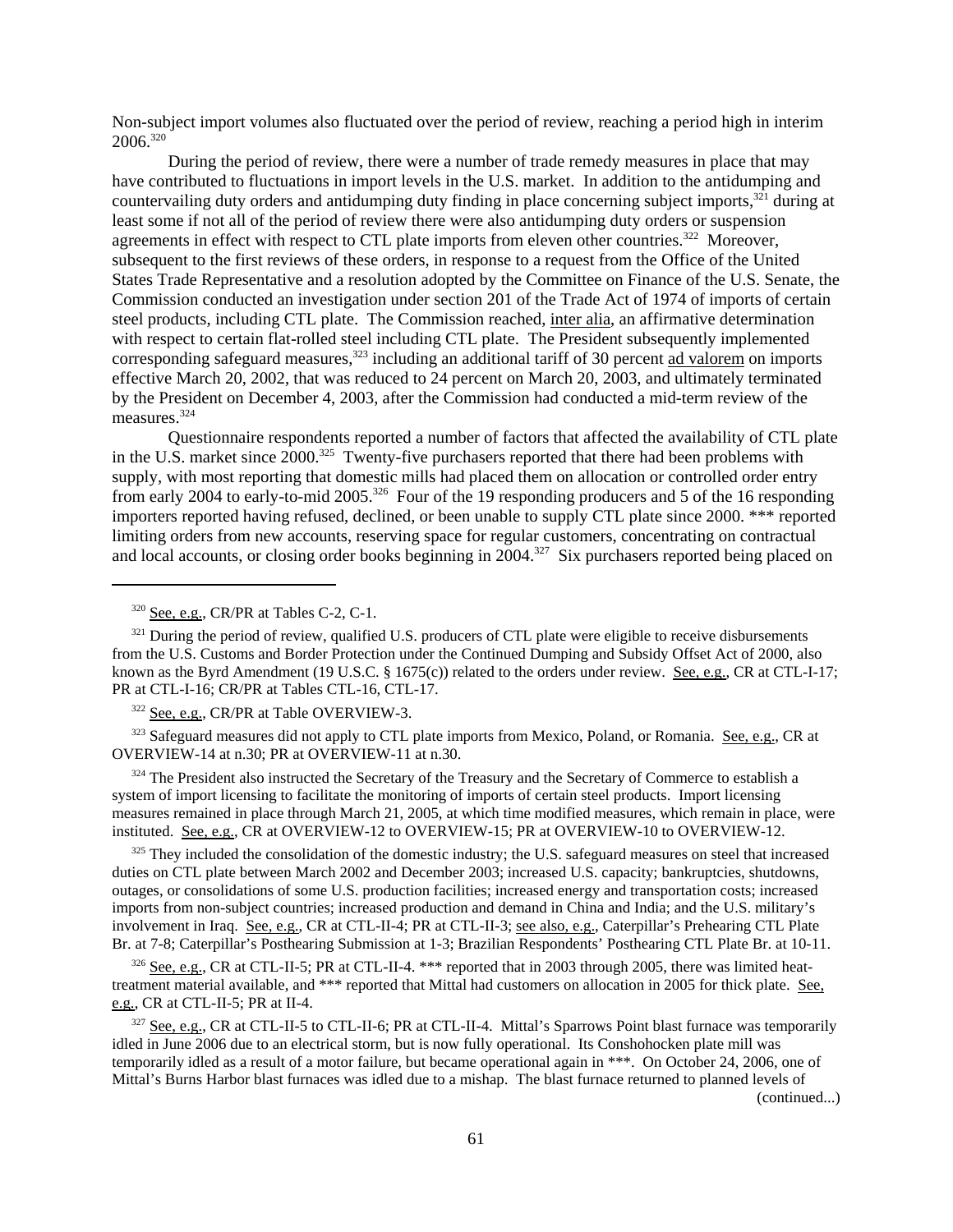Non-subject import volumes also fluctuated over the period of review, reaching a period high in interim 2006.[320]

During the period of review, there were a number of trade remedy measures in place that may have contributed to fluctuations in import levels in the U.S. market. In addition to the antidumping and countervailing duty orders and antidumping duty finding in place concerning subject imports,[321] during at least some if not all of the period of review there were also antidumping duty orders or suspension agreements in effect with respect to CTL plate imports from eleven other countries.[322] Moreover, subsequent to the first reviews of these orders, in response to a request from the Office of the United States Trade Representative and a resolution adopted by the Committee on Finance of the U.S. Senate, the Commission conducted an investigation under section 201 of the Trade Act of 1974 of imports of certain steel products, including CTL plate. The Commission reached, inter alia, an affirmative determination with respect to certain flat-rolled steel including CTL plate. The President subsequently implemented corresponding safeguard measures,[323] including an additional tariff of 30 percent ad valorem on imports effective March 20, 2002, that was reduced to 24 percent on March 20, 2003, and ultimately terminated by the President on December 4, 2003, after the Commission had conducted a mid-term review of the measures.[324]

Questionnaire respondents reported a number of factors that affected the availability of CTL plate in the U.S. market since 2000.[325] Twenty-five purchasers reported that there had been problems with supply, with most reporting that domestic mills had placed them on allocation or controlled order entry from early 2004 to early-to-mid 2005.[326] Four of the 19 responding producers and 5 of the 16 responding importers reported having refused, declined, or been unable to supply CTL plate since 2000. *** reported limiting orders from new accounts, reserving space for regular customers, concentrating on contractual and local accounts, or closing order books beginning in 2004.[327] Six purchasers reported being placed on

---

[320] See, e.g., CR/PR at Tables C-2, C-1.

[321] During the period of review, qualified U.S. producers of CTL plate were eligible to receive disbursements from the U.S. Customs and Border Protection under the Continued Dumping and Subsidy Offset Act of 2000, also known as the Byrd Amendment (19 U.S.C. § 1675(c)) related to the orders under review. See, e.g., CR at CTL-I-17; PR at CTL-I-16; CR/PR at Tables CTL-16, CTL-17.

[322] See, e.g., CR/PR at Table OVERVIEW-3.

[323] Safeguard measures did not apply to CTL plate imports from Mexico, Poland, or Romania. See, e.g., CR at OVERVIEW-14 at n.30; PR at OVERVIEW-11 at n.30.

[324] The President also instructed the Secretary of the Treasury and the Secretary of Commerce to establish a system of import licensing to facilitate the monitoring of imports of certain steel products. Import licensing measures remained in place through March 21, 2005, at which time modified measures, which remain in place, were instituted. See, e.g., CR at OVERVIEW-12 to OVERVIEW-15; PR at OVERVIEW-10 to OVERVIEW-12.

[325] They included the consolidation of the domestic industry; the U.S. safeguard measures on steel that increased duties on CTL plate between March 2002 and December 2003; increased U.S. capacity; bankruptcies, shutdowns, outages, or consolidations of some U.S. production facilities; increased energy and transportation costs; increased imports from non-subject countries; increased production and demand in China and India; and the U.S. military's involvement in Iraq. See, e.g., CR at CTL-II-4; PR at CTL-II-3; see also, e.g., Caterpillar's Prehearing CTL Plate Br. at 7-8; Caterpillar's Posthearing Submission at 1-3; Brazilian Respondents' Posthearing CTL Plate Br. at 10-11.

[326] See, e.g., CR at CTL-II-5; PR at CTL-II-4. *** reported that in 2003 through 2005, there was limited heat-treatment material available, and *** reported that Mittal had customers on allocation in 2005 for thick plate. See, e.g., CR at CTL-II-5; PR at II-4.

[327] See, e.g., CR at CTL-II-5 to CTL-II-6; PR at CTL-II-4. Mittal's Sparrows Point blast furnace was temporarily idled in June 2006 due to an electrical storm, but is now fully operational. Its Conshohocken plate mill was temporarily idled as a result of a motor failure, but became operational again in ***. On October 24, 2006, one of Mittal's Burns Harbor blast furnaces was idled due to a mishap. The blast furnace returned to planned levels of (continued...)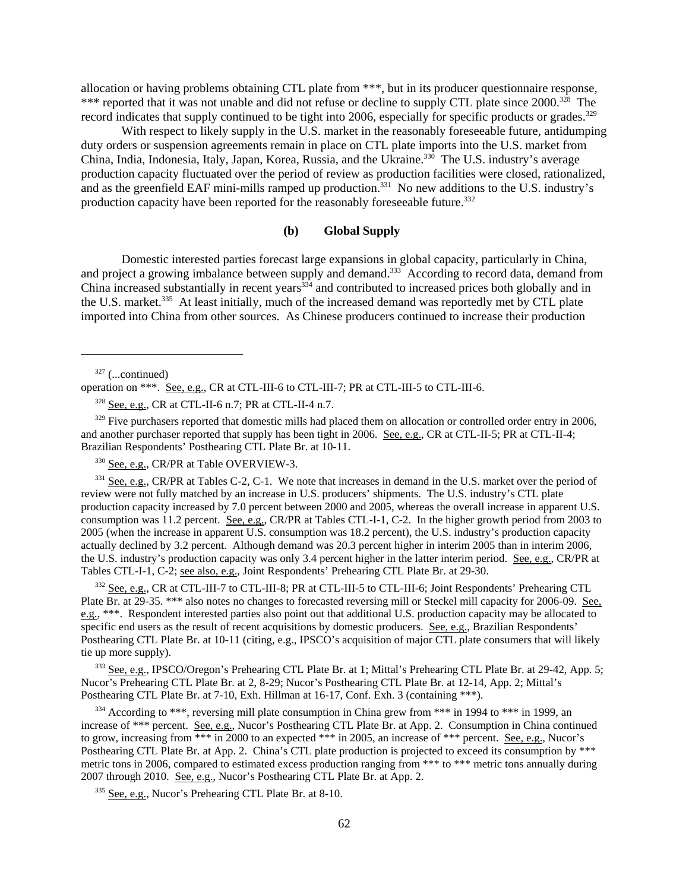allocation or having problems obtaining CTL plate from ***, but in its producer questionnaire response, *** reported that it was not unable and did not refuse or decline to supply CTL plate since 2000.[328] The record indicates that supply continued to be tight into 2006, especially for specific products or grades.[329]

With respect to likely supply in the U.S. market in the reasonably foreseeable future, antidumping duty orders or suspension agreements remain in place on CTL plate imports into the U.S. market from China, India, Indonesia, Italy, Japan, Korea, Russia, and the Ukraine.[330] The U.S. industry's average production capacity fluctuated over the period of review as production facilities were closed, rationalized, and as the greenfield EAF mini-mills ramped up production.[331] No new additions to the U.S. industry's production capacity have been reported for the reasonably foreseeable future.[332]

**(b) Global Supply**

Domestic interested parties forecast large expansions in global capacity, particularly in China, and project a growing imbalance between supply and demand.[333] According to record data, demand from China increased substantially in recent years[334] and contributed to increased prices both globally and in the U.S. market.[335] At least initially, much of the increased demand was reportedly met by CTL plate imported into China from other sources. As Chinese producers continued to increase their production

---

[327] (...continued) operation on ***. See, e.g., CR at CTL-III-6 to CTL-III-7; PR at CTL-III-5 to CTL-III-6.

[328] See, e.g., CR at CTL-II-6 n.7; PR at CTL-II-4 n.7.

[329] Five purchasers reported that domestic mills had placed them on allocation or controlled order entry in 2006, and another purchaser reported that supply has been tight in 2006. See, e.g., CR at CTL-II-5; PR at CTL-II-4; Brazilian Respondents' Posthearing CTL Plate Br. at 10-11.

[330] See, e.g., CR/PR at Table OVERVIEW-3.

[331] See, e.g., CR/PR at Tables C-2, C-1. We note that increases in demand in the U.S. market over the period of review were not fully matched by an increase in U.S. producers' shipments. The U.S. industry's CTL plate production capacity increased by 7.0 percent between 2000 and 2005, whereas the overall increase in apparent U.S. consumption was 11.2 percent. See, e.g., CR/PR at Tables CTL-I-1, C-2. In the higher growth period from 2003 to 2005 (when the increase in apparent U.S. consumption was 18.2 percent), the U.S. industry's production capacity actually declined by 3.2 percent. Although demand was 20.3 percent higher in interim 2005 than in interim 2006, the U.S. industry's production capacity was only 3.4 percent higher in the latter interim period. See, e.g., CR/PR at Tables CTL-I-1, C-2; see also, e.g., Joint Respondents' Prehearing CTL Plate Br. at 29-30.

[332] See, e.g., CR at CTL-III-7 to CTL-III-8; PR at CTL-III-5 to CTL-III-6; Joint Respondents' Prehearing CTL Plate Br. at 29-35. *** also notes no changes to forecasted reversing mill or Steckel mill capacity for 2006-09. See, e.g., ***. Respondent interested parties also point out that additional U.S. production capacity may be allocated to specific end users as the result of recent acquisitions by domestic producers. See, e.g., Brazilian Respondents' Posthearing CTL Plate Br. at 10-11 (citing, e.g., IPSCO's acquisition of major CTL plate consumers that will likely tie up more supply).

[333] See, e.g., IPSCO/Oregon's Prehearing CTL Plate Br. at 1; Mittal's Prehearing CTL Plate Br. at 29-42, App. 5; Nucor's Prehearing CTL Plate Br. at 2, 8-29; Nucor's Posthearing CTL Plate Br. at 12-14, App. 2; Mittal's Posthearing CTL Plate Br. at 7-10, Exh. Hillman at 16-17, Conf. Exh. 3 (containing ***).

[334] According to ***, reversing mill plate consumption in China grew from *** in 1994 to *** in 1999, an increase of *** percent. See, e.g., Nucor's Posthearing CTL Plate Br. at App. 2. Consumption in China continued to grow, increasing from *** in 2000 to an expected *** in 2005, an increase of *** percent. See, e.g., Nucor's Posthearing CTL Plate Br. at App. 2. China's CTL plate production is projected to exceed its consumption by *** metric tons in 2006, compared to estimated excess production ranging from *** to *** metric tons annually during 2007 through 2010. See, e.g., Nucor's Posthearing CTL Plate Br. at App. 2.

[335] See, e.g., Nucor's Prehearing CTL Plate Br. at 8-10.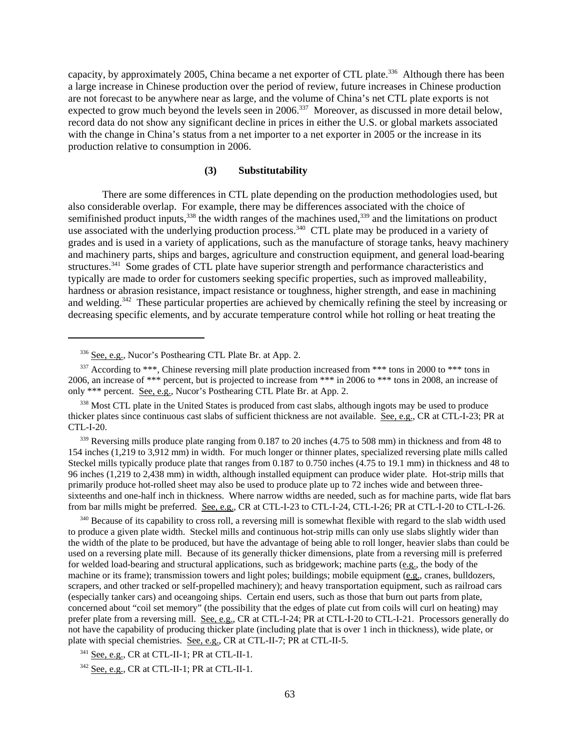capacity, by approximately 2005, China became a net exporter of CTL plate.[336] Although there has been a large increase in Chinese production over the period of review, future increases in Chinese production are not forecast to be anywhere near as large, and the volume of China's net CTL plate exports is not expected to grow much beyond the levels seen in 2006.[337] Moreover, as discussed in more detail below, record data do not show any significant decline in prices in either the U.S. or global markets associated with the change in China's status from a net importer to a net exporter in 2005 or the increase in its production relative to consumption in 2006.

**(3) Substitutability**

There are some differences in CTL plate depending on the production methodologies used, but also considerable overlap. For example, there may be differences associated with the choice of semifinished product inputs,[338] the width ranges of the machines used,[339] and the limitations on product use associated with the underlying production process.[340] CTL plate may be produced in a variety of grades and is used in a variety of applications, such as the manufacture of storage tanks, heavy machinery and machinery parts, ships and barges, agriculture and construction equipment, and general load-bearing structures.[341] Some grades of CTL plate have superior strength and performance characteristics and typically are made to order for customers seeking specific properties, such as improved malleability, hardness or abrasion resistance, impact resistance or toughness, higher strength, and ease in machining and welding.[342] These particular properties are achieved by chemically refining the steel by increasing or decreasing specific elements, and by accurate temperature control while hot rolling or heat treating the

---

[336] See, e.g., Nucor's Posthearing CTL Plate Br. at App. 2.

[337] According to ***, Chinese reversing mill plate production increased from *** tons in 2000 to *** tons in 2006, an increase of *** percent, but is projected to increase from *** in 2006 to *** in 2008, an increase of only *** percent. See, e.g., Nucor's Posthearing CTL Plate Br. at App. 2.

[338] Most CTL plate in the United States is produced from cast slabs, although ingots may be used to produce thicker plates since continuous cast slabs of sufficient thickness are not available. See, e.g., CR at CTL-I-23; PR at CTL-I-20.

[339] Reversing mills produce plate ranging from 0.187 to 20 inches (4.75 to 508 mm) in thickness and from 48 to 154 inches (1,219 to 3,912 mm) in width. For much longer or thinner plates, specialized reversing plate mills called Steckel mills typically produce plate that ranges from 0.187 to 0.750 inches (4.75 to 19.1 mm) in thickness and 48 to 96 inches (1,219 to 2,438 mm) in width, although installed equipment can produce wider plate. Hot-strip mills that primarily produce hot-rolled sheet may also be used to produce plate up to 72 inches wide and between three-sixteenths and one-half inch in thickness. Where narrow widths are needed, such as for machine parts, wide flat bars from bar mills might be preferred. See, e.g., CR at CTL-I-23 to CTL-I-24, CTL-I-26; PR at CTL-I-20 to CTL-I-26.

[340] Because of its capability to cross roll, a reversing mill is somewhat flexible with regard to the slab width used to produce a given plate width. Steckel mills and continuous hot-strip mills can only use slabs slightly wider than the width of the plate to be produced, but have the advantage of being able to roll longer, heavier slabs than could be used on a reversing plate mill. Because of its generally thicker dimensions, plate from a reversing mill is preferred for welded load-bearing and structural applications, such as bridgework; machine parts (e.g., the body of the machine or its frame); transmission towers and light poles; buildings; mobile equipment (e.g., cranes, bulldozers, scrapers, and other tracked or self-propelled machinery); and heavy transportation equipment, such as railroad cars (especially tanker cars) and oceangoing ships. Certain end users, such as those that burn out parts from plate, concerned about "coil set memory" (the possibility that the edges of plate cut from coils will curl on heating) may prefer plate from a reversing mill. See, e.g., CR at CTL-I-24; PR at CTL-I-20 to CTL-I-21. Processors generally do not have the capability of producing thicker plate (including plate that is over 1 inch in thickness), wide plate, or plate with special chemistries. See, e.g., CR at CTL-II-7; PR at CTL-II-5.

[341] See, e.g., CR at CTL-II-1; PR at CTL-II-1.

[342] See, e.g., CR at CTL-II-1; PR at CTL-II-1.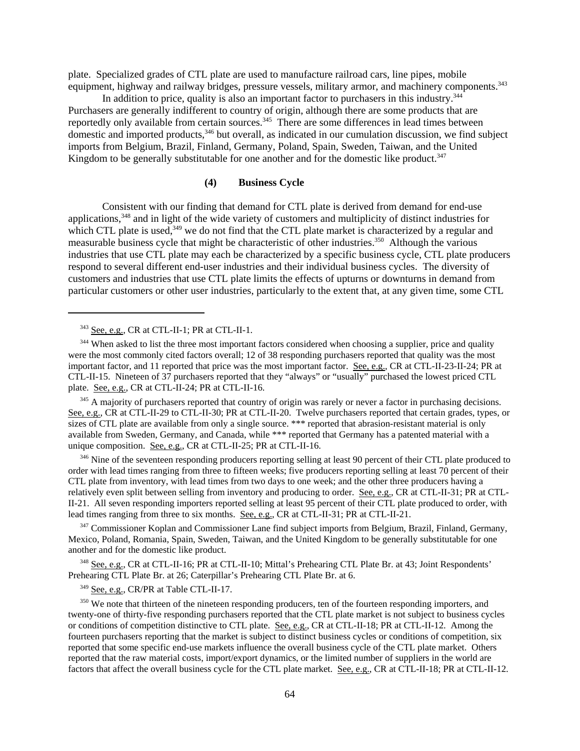plate. Specialized grades of CTL plate are used to manufacture railroad cars, line pipes, mobile equipment, highway and railway bridges, pressure vessels, military armor, and machinery components.[343]

In addition to price, quality is also an important factor to purchasers in this industry.[344] Purchasers are generally indifferent to country of origin, although there are some products that are reportedly only available from certain sources.[345] There are some differences in lead times between domestic and imported products,[346] but overall, as indicated in our cumulation discussion, we find subject imports from Belgium, Brazil, Finland, Germany, Poland, Spain, Sweden, Taiwan, and the United Kingdom to be generally substitutable for one another and for the domestic like product.[347]

**(4) Business Cycle**

Consistent with our finding that demand for CTL plate is derived from demand for end-use applications,[348] and in light of the wide variety of customers and multiplicity of distinct industries for which CTL plate is used,[349] we do not find that the CTL plate market is characterized by a regular and measurable business cycle that might be characteristic of other industries.[350] Although the various industries that use CTL plate may each be characterized by a specific business cycle, CTL plate producers respond to several different end-user industries and their individual business cycles. The diversity of customers and industries that use CTL plate limits the effects of upturns or downturns in demand from particular customers or other user industries, particularly to the extent that, at any given time, some CTL

---

[343] See, e.g., CR at CTL-II-1; PR at CTL-II-1.

[344] When asked to list the three most important factors considered when choosing a supplier, price and quality were the most commonly cited factors overall; 12 of 38 responding purchasers reported that quality was the most important factor, and 11 reported that price was the most important factor. See, e.g., CR at CTL-II-23-II-24; PR at CTL-II-15. Nineteen of 37 purchasers reported that they "always" or "usually" purchased the lowest priced CTL plate. See, e.g., CR at CTL-II-24; PR at CTL-II-16.

[345] A majority of purchasers reported that country of origin was rarely or never a factor in purchasing decisions. See, e.g., CR at CTL-II-29 to CTL-II-30; PR at CTL-II-20. Twelve purchasers reported that certain grades, types, or sizes of CTL plate are available from only a single source. *** reported that abrasion-resistant material is only available from Sweden, Germany, and Canada, while *** reported that Germany has a patented material with a unique composition. See, e.g., CR at CTL-II-25; PR at CTL-II-16.

[346] Nine of the seventeen responding producers reporting selling at least 90 percent of their CTL plate produced to order with lead times ranging from three to fifteen weeks; five producers reporting selling at least 70 percent of their CTL plate from inventory, with lead times from two days to one week; and the other three producers having a relatively even split between selling from inventory and producing to order. See, e.g., CR at CTL-II-31; PR at CTL-II-21. All seven responding importers reported selling at least 95 percent of their CTL plate produced to order, with lead times ranging from three to six months. See, e.g., CR at CTL-II-31; PR at CTL-II-21.

[347] Commissioner Koplan and Commissioner Lane find subject imports from Belgium, Brazil, Finland, Germany, Mexico, Poland, Romania, Spain, Sweden, Taiwan, and the United Kingdom to be generally substitutable for one another and for the domestic like product.

[348] See, e.g., CR at CTL-II-16; PR at CTL-II-10; Mittal's Prehearing CTL Plate Br. at 43; Joint Respondents' Prehearing CTL Plate Br. at 26; Caterpillar's Prehearing CTL Plate Br. at 6.

[349] See, e.g., CR/PR at Table CTL-II-17.

[350] We note that thirteen of the nineteen responding producers, ten of the fourteen responding importers, and twenty-one of thirty-five responding purchasers reported that the CTL plate market is not subject to business cycles or conditions of competition distinctive to CTL plate. See, e.g., CR at CTL-II-18; PR at CTL-II-12. Among the fourteen purchasers reporting that the market is subject to distinct business cycles or conditions of competition, six reported that some specific end-use markets influence the overall business cycle of the CTL plate market. Others reported that the raw material costs, import/export dynamics, or the limited number of suppliers in the world are factors that affect the overall business cycle for the CTL plate market. See, e.g., CR at CTL-II-18; PR at CTL-II-12.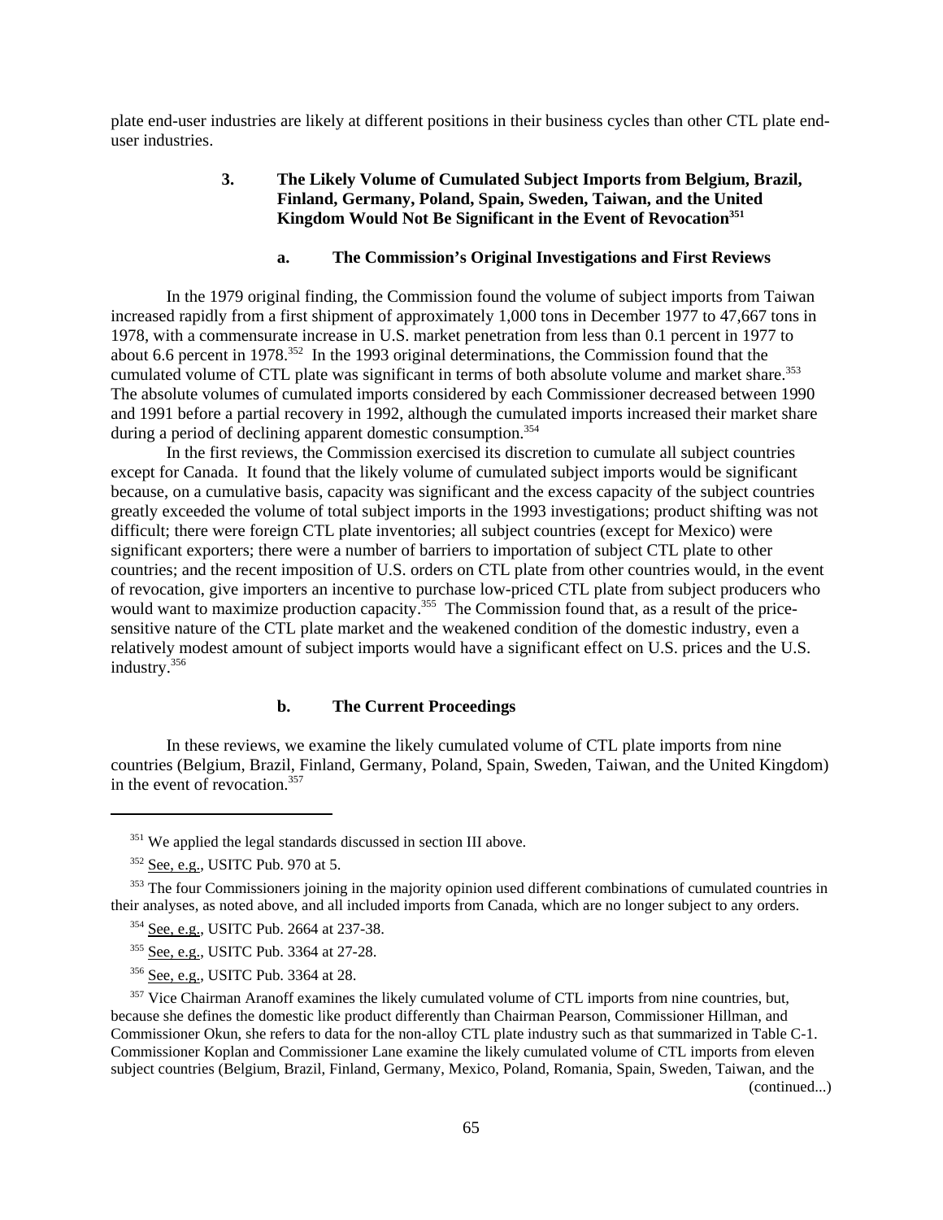plate end-user industries are likely at different positions in their business cycles than other CTL plate end-user industries.

### 3. The Likely Volume of Cumulated Subject Imports from Belgium, Brazil, Finland, Germany, Poland, Spain, Sweden, Taiwan, and the United Kingdom Would Not Be Significant in the Event of Revocation[351]

#### a. The Commission's Original Investigations and First Reviews

In the 1979 original finding, the Commission found the volume of subject imports from Taiwan increased rapidly from a first shipment of approximately 1,000 tons in December 1977 to 47,667 tons in 1978, with a commensurate increase in U.S. market penetration from less than 0.1 percent in 1977 to about 6.6 percent in 1978.[352] In the 1993 original determinations, the Commission found that the cumulated volume of CTL plate was significant in terms of both absolute volume and market share.[353] The absolute volumes of cumulated imports considered by each Commissioner decreased between 1990 and 1991 before a partial recovery in 1992, although the cumulated imports increased their market share during a period of declining apparent domestic consumption.[354]

In the first reviews, the Commission exercised its discretion to cumulate all subject countries except for Canada. It found that the likely volume of cumulated subject imports would be significant because, on a cumulative basis, capacity was significant and the excess capacity of the subject countries greatly exceeded the volume of total subject imports in the 1993 investigations; product shifting was not difficult; there were foreign CTL plate inventories; all subject countries (except for Mexico) were significant exporters; there were a number of barriers to importation of subject CTL plate to other countries; and the recent imposition of U.S. orders on CTL plate from other countries would, in the event of revocation, give importers an incentive to purchase low-priced CTL plate from subject producers who would want to maximize production capacity.[355] The Commission found that, as a result of the price-sensitive nature of the CTL plate market and the weakened condition of the domestic industry, even a relatively modest amount of subject imports would have a significant effect on U.S. prices and the U.S. industry.[356]

#### b. The Current Proceedings

In these reviews, we examine the likely cumulated volume of CTL plate imports from nine countries (Belgium, Brazil, Finland, Germany, Poland, Spain, Sweden, Taiwan, and the United Kingdom) in the event of revocation.[357]

---

[351] We applied the legal standards discussed in section III above.

[352] See, e.g., USITC Pub. 970 at 5.

[353] The four Commissioners joining in the majority opinion used different combinations of cumulated countries in their analyses, as noted above, and all included imports from Canada, which are no longer subject to any orders.

[354] See, e.g., USITC Pub. 2664 at 237-38.

[355] See, e.g., USITC Pub. 3364 at 27-28.

[356] See, e.g., USITC Pub. 3364 at 28.

[357] Vice Chairman Aranoff examines the likely cumulated volume of CTL imports from nine countries, but, because she defines the domestic like product differently than Chairman Pearson, Commissioner Hillman, and Commissioner Okun, she refers to data for the non-alloy CTL plate industry such as that summarized in Table C-1. Commissioner Koplan and Commissioner Lane examine the likely cumulated volume of CTL imports from eleven subject countries (Belgium, Brazil, Finland, Germany, Mexico, Poland, Romania, Spain, Sweden, Taiwan, and the (continued...)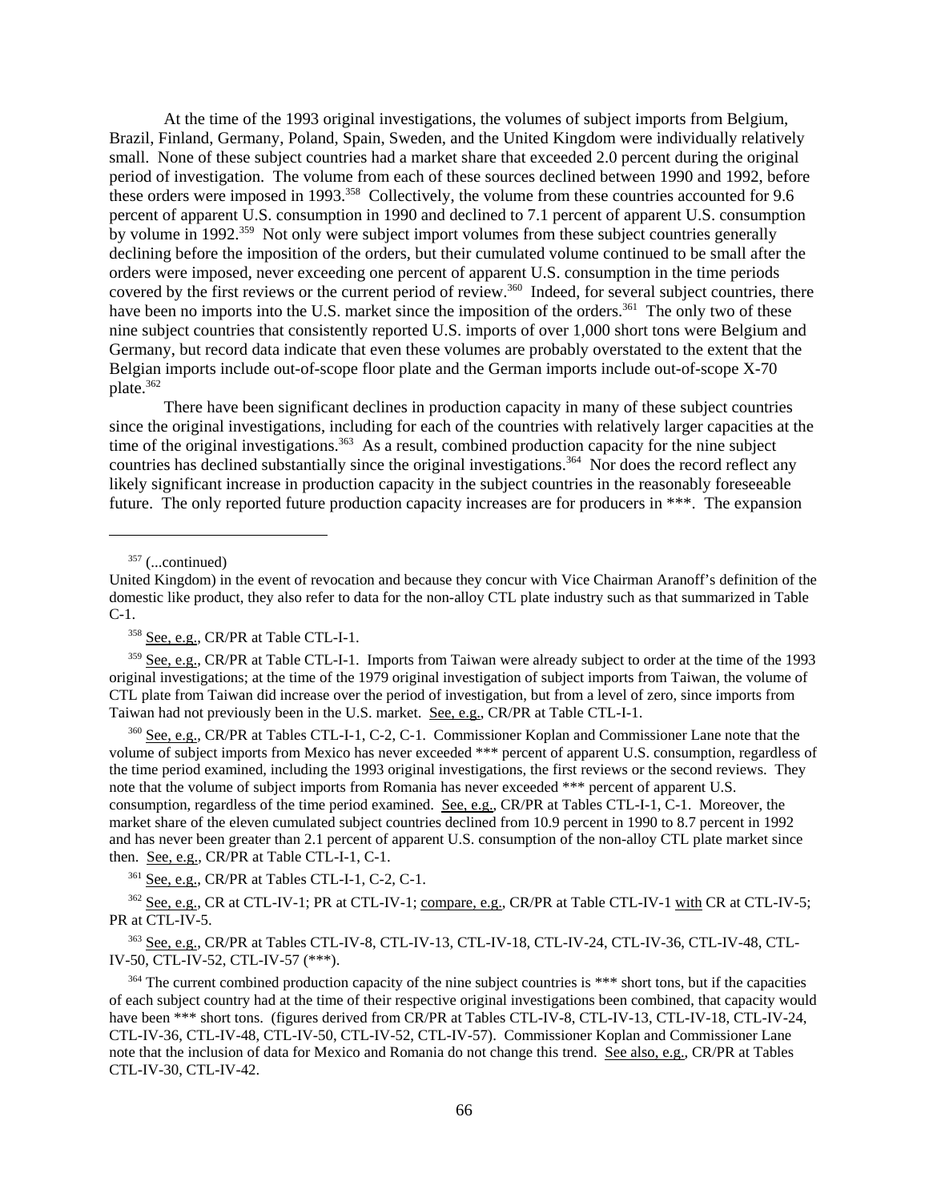At the time of the 1993 original investigations, the volumes of subject imports from Belgium, Brazil, Finland, Germany, Poland, Spain, Sweden, and the United Kingdom were individually relatively small. None of these subject countries had a market share that exceeded 2.0 percent during the original period of investigation. The volume from each of these sources declined between 1990 and 1992, before these orders were imposed in 1993.[358] Collectively, the volume from these countries accounted for 9.6 percent of apparent U.S. consumption in 1990 and declined to 7.1 percent of apparent U.S. consumption by volume in 1992.[359] Not only were subject import volumes from these subject countries generally declining before the imposition of the orders, but their cumulated volume continued to be small after the orders were imposed, never exceeding one percent of apparent U.S. consumption in the time periods covered by the first reviews or the current period of review.[360] Indeed, for several subject countries, there have been no imports into the U.S. market since the imposition of the orders.[361] The only two of these nine subject countries that consistently reported U.S. imports of over 1,000 short tons were Belgium and Germany, but record data indicate that even these volumes are probably overstated to the extent that the Belgian imports include out-of-scope floor plate and the German imports include out-of-scope X-70 plate.[362]

There have been significant declines in production capacity in many of these subject countries since the original investigations, including for each of the countries with relatively larger capacities at the time of the original investigations.[363] As a result, combined production capacity for the nine subject countries has declined substantially since the original investigations.[364] Nor does the record reflect any likely significant increase in production capacity in the subject countries in the reasonably foreseeable future. The only reported future production capacity increases are for producers in ***. The expansion

---

[357] (...continued)
United Kingdom) in the event of revocation and because they concur with Vice Chairman Aranoff's definition of the domestic like product, they also refer to data for the non-alloy CTL plate industry such as that summarized in Table C-1.

[358] See, e.g., CR/PR at Table CTL-I-1.

[359] See, e.g., CR/PR at Table CTL-I-1. Imports from Taiwan were already subject to order at the time of the 1993 original investigations; at the time of the 1979 original investigation of subject imports from Taiwan, the volume of CTL plate from Taiwan did increase over the period of investigation, but from a level of zero, since imports from Taiwan had not previously been in the U.S. market. See, e.g., CR/PR at Table CTL-I-1.

[360] See, e.g., CR/PR at Tables CTL-I-1, C-2, C-1. Commissioner Koplan and Commissioner Lane note that the volume of subject imports from Mexico has never exceeded *** percent of apparent U.S. consumption, regardless of the time period examined, including the 1993 original investigations, the first reviews or the second reviews. They note that the volume of subject imports from Romania has never exceeded *** percent of apparent U.S. consumption, regardless of the time period examined. See, e.g., CR/PR at Tables CTL-I-1, C-1. Moreover, the market share of the eleven cumulated subject countries declined from 10.9 percent in 1990 to 8.7 percent in 1992 and has never been greater than 2.1 percent of apparent U.S. consumption of the non-alloy CTL plate market since then. See, e.g., CR/PR at Table CTL-I-1, C-1.

[361] See, e.g., CR/PR at Tables CTL-I-1, C-2, C-1.

[362] See, e.g., CR at CTL-IV-1; PR at CTL-IV-1; compare, e.g., CR/PR at Table CTL-IV-1 with CR at CTL-IV-5; PR at CTL-IV-5.

[363] See, e.g., CR/PR at Tables CTL-IV-8, CTL-IV-13, CTL-IV-18, CTL-IV-24, CTL-IV-36, CTL-IV-48, CTL-IV-50, CTL-IV-52, CTL-IV-57 (***).

[364] The current combined production capacity of the nine subject countries is *** short tons, but if the capacities of each subject country had at the time of their respective original investigations been combined, that capacity would have been *** short tons. (figures derived from CR/PR at Tables CTL-IV-8, CTL-IV-13, CTL-IV-18, CTL-IV-24, CTL-IV-36, CTL-IV-48, CTL-IV-50, CTL-IV-52, CTL-IV-57). Commissioner Koplan and Commissioner Lane note that the inclusion of data for Mexico and Romania do not change this trend. See also, e.g., CR/PR at Tables CTL-IV-30, CTL-IV-42.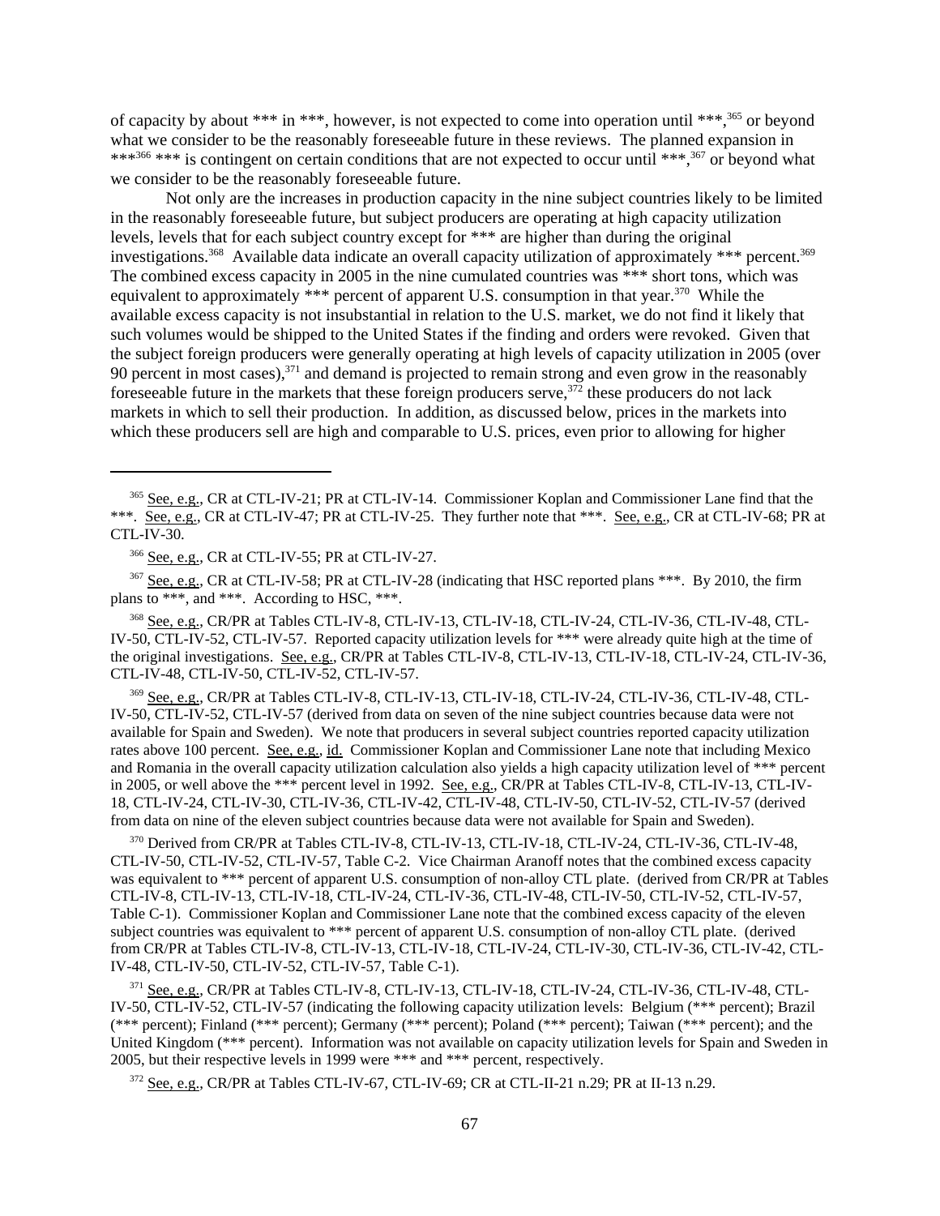of capacity by about *** in ***, however, is not expected to come into operation until ***,[365] or beyond what we consider to be the reasonably foreseeable future in these reviews. The planned expansion in ***[366] *** is contingent on certain conditions that are not expected to occur until ***,[367] or beyond what we consider to be the reasonably foreseeable future.

Not only are the increases in production capacity in the nine subject countries likely to be limited in the reasonably foreseeable future, but subject producers are operating at high capacity utilization levels, levels that for each subject country except for *** are higher than during the original investigations.[368] Available data indicate an overall capacity utilization of approximately *** percent.[369] The combined excess capacity in 2005 in the nine cumulated countries was *** short tons, which was equivalent to approximately *** percent of apparent U.S. consumption in that year.[370] While the available excess capacity is not insubstantial in relation to the U.S. market, we do not find it likely that such volumes would be shipped to the United States if the finding and orders were revoked. Given that the subject foreign producers were generally operating at high levels of capacity utilization in 2005 (over 90 percent in most cases),[371] and demand is projected to remain strong and even grow in the reasonably foreseeable future in the markets that these foreign producers serve,[372] these producers do not lack markets in which to sell their production. In addition, as discussed below, prices in the markets into which these producers sell are high and comparable to U.S. prices, even prior to allowing for higher

---

[365] See, e.g., CR at CTL-IV-21; PR at CTL-IV-14. Commissioner Koplan and Commissioner Lane find that the ***. See, e.g., CR at CTL-IV-47; PR at CTL-IV-25. They further note that ***. See, e.g., CR at CTL-IV-68; PR at CTL-IV-30.

[366] See, e.g., CR at CTL-IV-55; PR at CTL-IV-27.

[367] See, e.g., CR at CTL-IV-58; PR at CTL-IV-28 (indicating that HSC reported plans ***. By 2010, the firm plans to ***, and ***. According to HSC, ***.

[368] See, e.g., CR/PR at Tables CTL-IV-8, CTL-IV-13, CTL-IV-18, CTL-IV-24, CTL-IV-36, CTL-IV-48, CTL-IV-50, CTL-IV-52, CTL-IV-57. Reported capacity utilization levels for *** were already quite high at the time of the original investigations. See, e.g., CR/PR at Tables CTL-IV-8, CTL-IV-13, CTL-IV-18, CTL-IV-24, CTL-IV-36, CTL-IV-48, CTL-IV-50, CTL-IV-52, CTL-IV-57.

[369] See, e.g., CR/PR at Tables CTL-IV-8, CTL-IV-13, CTL-IV-18, CTL-IV-24, CTL-IV-36, CTL-IV-48, CTL-IV-50, CTL-IV-52, CTL-IV-57 (derived from data on seven of the nine subject countries because data were not available for Spain and Sweden). We note that producers in several subject countries reported capacity utilization rates above 100 percent. See, e.g., id. Commissioner Koplan and Commissioner Lane note that including Mexico and Romania in the overall capacity utilization calculation also yields a high capacity utilization level of *** percent in 2005, or well above the *** percent level in 1992. See, e.g., CR/PR at Tables CTL-IV-8, CTL-IV-13, CTL-IV-18, CTL-IV-24, CTL-IV-30, CTL-IV-36, CTL-IV-42, CTL-IV-48, CTL-IV-50, CTL-IV-52, CTL-IV-57 (derived from data on nine of the eleven subject countries because data were not available for Spain and Sweden).

[370] Derived from CR/PR at Tables CTL-IV-8, CTL-IV-13, CTL-IV-18, CTL-IV-24, CTL-IV-36, CTL-IV-48, CTL-IV-50, CTL-IV-52, CTL-IV-57, Table C-2. Vice Chairman Aranoff notes that the combined excess capacity was equivalent to *** percent of apparent U.S. consumption of non-alloy CTL plate. (derived from CR/PR at Tables CTL-IV-8, CTL-IV-13, CTL-IV-18, CTL-IV-24, CTL-IV-36, CTL-IV-48, CTL-IV-50, CTL-IV-52, CTL-IV-57, Table C-1). Commissioner Koplan and Commissioner Lane note that the combined excess capacity of the eleven subject countries was equivalent to *** percent of apparent U.S. consumption of non-alloy CTL plate. (derived from CR/PR at Tables CTL-IV-8, CTL-IV-13, CTL-IV-18, CTL-IV-24, CTL-IV-30, CTL-IV-36, CTL-IV-42, CTL-IV-48, CTL-IV-50, CTL-IV-52, CTL-IV-57, Table C-1).

[371] See, e.g., CR/PR at Tables CTL-IV-8, CTL-IV-13, CTL-IV-18, CTL-IV-24, CTL-IV-36, CTL-IV-48, CTL-IV-50, CTL-IV-52, CTL-IV-57 (indicating the following capacity utilization levels: Belgium (*** percent); Brazil (*** percent); Finland (*** percent); Germany (*** percent); Poland (*** percent); Taiwan (*** percent); and the United Kingdom (*** percent). Information was not available on capacity utilization levels for Spain and Sweden in 2005, but their respective levels in 1999 were *** and *** percent, respectively.

[372] See, e.g., CR/PR at Tables CTL-IV-67, CTL-IV-69; CR at CTL-II-21 n.29; PR at II-13 n.29.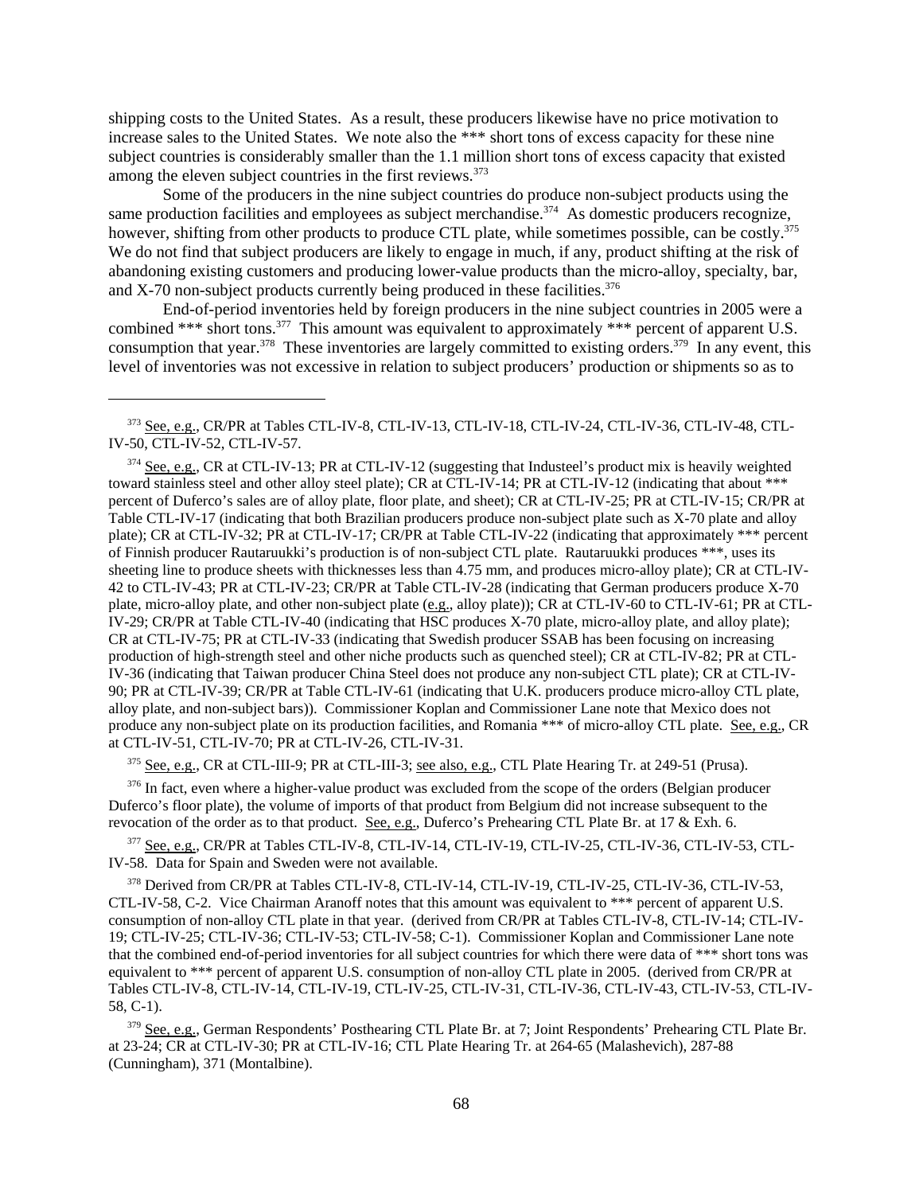shipping costs to the United States. As a result, these producers likewise have no price motivation to increase sales to the United States. We note also the *** short tons of excess capacity for these nine subject countries is considerably smaller than the 1.1 million short tons of excess capacity that existed among the eleven subject countries in the first reviews.[373]

Some of the producers in the nine subject countries do produce non-subject products using the same production facilities and employees as subject merchandise.[374] As domestic producers recognize, however, shifting from other products to produce CTL plate, while sometimes possible, can be costly.[375] We do not find that subject producers are likely to engage in much, if any, product shifting at the risk of abandoning existing customers and producing lower-value products than the micro-alloy, specialty, bar, and X-70 non-subject products currently being produced in these facilities.[376]

End-of-period inventories held by foreign producers in the nine subject countries in 2005 were a combined *** short tons.[377] This amount was equivalent to approximately *** percent of apparent U.S. consumption that year.[378] These inventories are largely committed to existing orders.[379] In any event, this level of inventories was not excessive in relation to subject producers' production or shipments so as to

---

[373] See, e.g., CR/PR at Tables CTL-IV-8, CTL-IV-13, CTL-IV-18, CTL-IV-24, CTL-IV-36, CTL-IV-48, CTL-IV-50, CTL-IV-52, CTL-IV-57.

[374] See, e.g., CR at CTL-IV-13; PR at CTL-IV-12 (suggesting that Industeel's product mix is heavily weighted toward stainless steel and other alloy steel plate); CR at CTL-IV-14; PR at CTL-IV-12 (indicating that about *** percent of Duferco's sales are of alloy plate, floor plate, and sheet); CR at CTL-IV-25; PR at CTL-IV-15; CR/PR at Table CTL-IV-17 (indicating that both Brazilian producers produce non-subject plate such as X-70 plate and alloy plate); CR at CTL-IV-32; PR at CTL-IV-17; CR/PR at Table CTL-IV-22 (indicating that approximately *** percent of Finnish producer Rautaruukki's production is of non-subject CTL plate. Rautaruukki produces ***, uses its sheeting line to produce sheets with thicknesses less than 4.75 mm, and produces micro-alloy plate); CR at CTL-IV-42 to CTL-IV-43; PR at CTL-IV-23; CR/PR at Table CTL-IV-28 (indicating that German producers produce X-70 plate, micro-alloy plate, and other non-subject plate (e.g., alloy plate)); CR at CTL-IV-60 to CTL-IV-61; PR at CTL-IV-29; CR/PR at Table CTL-IV-40 (indicating that HSC produces X-70 plate, micro-alloy plate, and alloy plate); CR at CTL-IV-75; PR at CTL-IV-33 (indicating that Swedish producer SSAB has been focusing on increasing production of high-strength steel and other niche products such as quenched steel); CR at CTL-IV-82; PR at CTL-IV-36 (indicating that Taiwan producer China Steel does not produce any non-subject CTL plate); CR at CTL-IV-90; PR at CTL-IV-39; CR/PR at Table CTL-IV-61 (indicating that U.K. producers produce micro-alloy CTL plate, alloy plate, and non-subject bars)). Commissioner Koplan and Commissioner Lane note that Mexico does not produce any non-subject plate on its production facilities, and Romania *** of micro-alloy CTL plate. See, e.g., CR at CTL-IV-51, CTL-IV-70; PR at CTL-IV-26, CTL-IV-31.

[375] See, e.g., CR at CTL-III-9; PR at CTL-III-3; see also, e.g., CTL Plate Hearing Tr. at 249-51 (Prusa).

[376] In fact, even where a higher-value product was excluded from the scope of the orders (Belgian producer Duferco's floor plate), the volume of imports of that product from Belgium did not increase subsequent to the revocation of the order as to that product. See, e.g., Duferco's Prehearing CTL Plate Br. at 17 & Exh. 6.

[377] See, e.g., CR/PR at Tables CTL-IV-8, CTL-IV-14, CTL-IV-19, CTL-IV-25, CTL-IV-36, CTL-IV-53, CTL-IV-58. Data for Spain and Sweden were not available.

[378] Derived from CR/PR at Tables CTL-IV-8, CTL-IV-14, CTL-IV-19, CTL-IV-25, CTL-IV-36, CTL-IV-53, CTL-IV-58, C-2. Vice Chairman Aranoff notes that this amount was equivalent to *** percent of apparent U.S. consumption of non-alloy CTL plate in that year. (derived from CR/PR at Tables CTL-IV-8, CTL-IV-14; CTL-IV-19; CTL-IV-25; CTL-IV-36; CTL-IV-53; CTL-IV-58; C-1). Commissioner Koplan and Commissioner Lane note that the combined end-of-period inventories for all subject countries for which there were data of *** short tons was equivalent to *** percent of apparent U.S. consumption of non-alloy CTL plate in 2005. (derived from CR/PR at Tables CTL-IV-8, CTL-IV-14, CTL-IV-19, CTL-IV-25, CTL-IV-31, CTL-IV-36, CTL-IV-43, CTL-IV-53, CTL-IV-58, C-1).

[379] See, e.g., German Respondents' Posthearing CTL Plate Br. at 7; Joint Respondents' Prehearing CTL Plate Br. at 23-24; CR at CTL-IV-30; PR at CTL-IV-16; CTL Plate Hearing Tr. at 264-65 (Malashevich), 287-88 (Cunningham), 371 (Montalbine).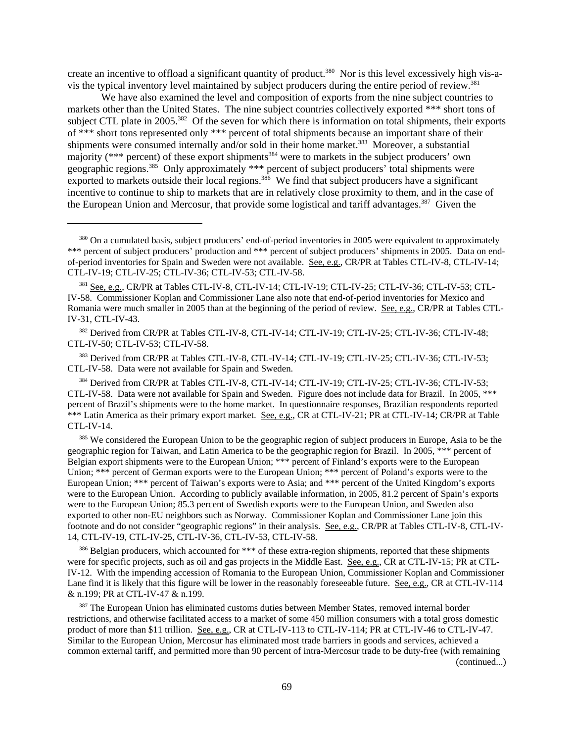create an incentive to offload a significant quantity of product.[380] Nor is this level excessively high vis-a-vis the typical inventory level maintained by subject producers during the entire period of review.[381]

We have also examined the level and composition of exports from the nine subject countries to markets other than the United States. The nine subject countries collectively exported *** short tons of subject CTL plate in 2005.[382] Of the seven for which there is information on total shipments, their exports of *** short tons represented only *** percent of total shipments because an important share of their shipments were consumed internally and/or sold in their home market.[383] Moreover, a substantial majority (*** percent) of these export shipments[384] were to markets in the subject producers' own geographic regions.[385] Only approximately *** percent of subject producers' total shipments were exported to markets outside their local regions.[386] We find that subject producers have a significant incentive to continue to ship to markets that are in relatively close proximity to them, and in the case of the European Union and Mercosur, that provide some logistical and tariff advantages.[387] Given the

---

[380] On a cumulated basis, subject producers' end-of-period inventories in 2005 were equivalent to approximately *** percent of subject producers' production and *** percent of subject producers' shipments in 2005. Data on end-of-period inventories for Spain and Sweden were not available. See, e.g., CR/PR at Tables CTL-IV-8, CTL-IV-14; CTL-IV-19; CTL-IV-25; CTL-IV-36; CTL-IV-53; CTL-IV-58.

[381] See, e.g., CR/PR at Tables CTL-IV-8, CTL-IV-14; CTL-IV-19; CTL-IV-25; CTL-IV-36; CTL-IV-53; CTL-IV-58. Commissioner Koplan and Commissioner Lane also note that end-of-period inventories for Mexico and Romania were much smaller in 2005 than at the beginning of the period of review. See, e.g., CR/PR at Tables CTL-IV-31, CTL-IV-43.

[382] Derived from CR/PR at Tables CTL-IV-8, CTL-IV-14; CTL-IV-19; CTL-IV-25; CTL-IV-36; CTL-IV-48; CTL-IV-50; CTL-IV-53; CTL-IV-58.

[383] Derived from CR/PR at Tables CTL-IV-8, CTL-IV-14; CTL-IV-19; CTL-IV-25; CTL-IV-36; CTL-IV-53; CTL-IV-58. Data were not available for Spain and Sweden.

[384] Derived from CR/PR at Tables CTL-IV-8, CTL-IV-14; CTL-IV-19; CTL-IV-25; CTL-IV-36; CTL-IV-53; CTL-IV-58. Data were not available for Spain and Sweden. Figure does not include data for Brazil. In 2005, *** percent of Brazil's shipments were to the home market. In questionnaire responses, Brazilian respondents reported *** Latin America as their primary export market. See, e.g., CR at CTL-IV-21; PR at CTL-IV-14; CR/PR at Table CTL-IV-14.

[385] We considered the European Union to be the geographic region of subject producers in Europe, Asia to be the geographic region for Taiwan, and Latin America to be the geographic region for Brazil. In 2005, *** percent of Belgian export shipments were to the European Union; *** percent of Finland's exports were to the European Union; *** percent of German exports were to the European Union; *** percent of Poland's exports were to the European Union; *** percent of Taiwan's exports were to Asia; and *** percent of the United Kingdom's exports were to the European Union. According to publicly available information, in 2005, 81.2 percent of Spain's exports were to the European Union; 85.3 percent of Swedish exports were to the European Union, and Sweden also exported to other non-EU neighbors such as Norway. Commissioner Koplan and Commissioner Lane join this footnote and do not consider "geographic regions" in their analysis. See, e.g., CR/PR at Tables CTL-IV-8, CTL-IV-14, CTL-IV-19, CTL-IV-25, CTL-IV-36, CTL-IV-53, CTL-IV-58.

[386] Belgian producers, which accounted for *** of these extra-region shipments, reported that these shipments were for specific projects, such as oil and gas projects in the Middle East. See, e.g., CR at CTL-IV-15; PR at CTL-IV-12. With the impending accession of Romania to the European Union, Commissioner Koplan and Commissioner Lane find it is likely that this figure will be lower in the reasonably foreseeable future. See, e.g., CR at CTL-IV-114 & n.199; PR at CTL-IV-47 & n.199.

[387] The European Union has eliminated customs duties between Member States, removed internal border restrictions, and otherwise facilitated access to a market of some 450 million consumers with a total gross domestic product of more than $11 trillion. See, e.g., CR at CTL-IV-113 to CTL-IV-114; PR at CTL-IV-46 to CTL-IV-47. Similar to the European Union, Mercosur has eliminated most trade barriers in goods and services, achieved a common external tariff, and permitted more than 90 percent of intra-Mercosur trade to be duty-free (with remaining (continued...)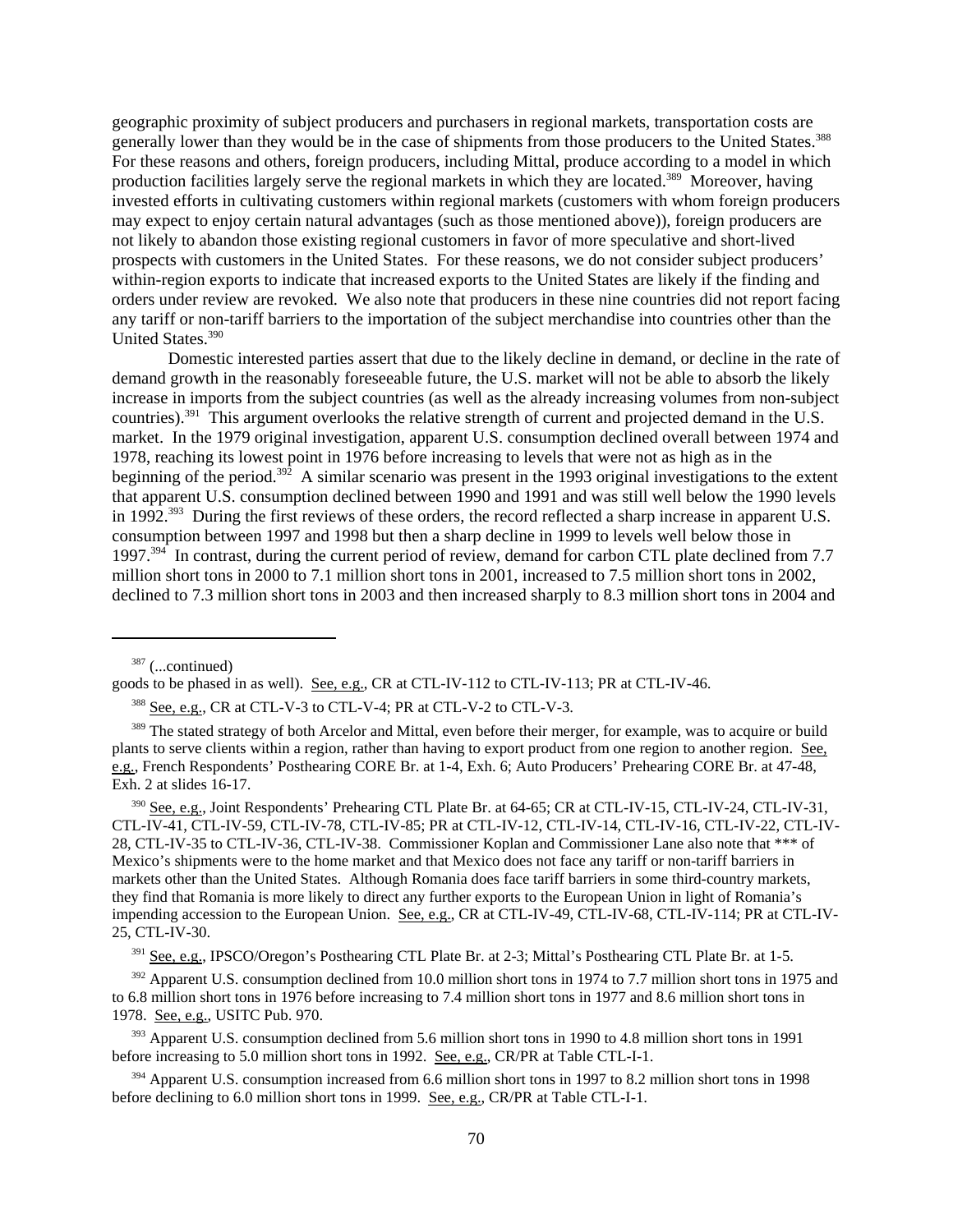geographic proximity of subject producers and purchasers in regional markets, transportation costs are generally lower than they would be in the case of shipments from those producers to the United States.[388] For these reasons and others, foreign producers, including Mittal, produce according to a model in which production facilities largely serve the regional markets in which they are located.[389] Moreover, having invested efforts in cultivating customers within regional markets (customers with whom foreign producers may expect to enjoy certain natural advantages (such as those mentioned above)), foreign producers are not likely to abandon those existing regional customers in favor of more speculative and short-lived prospects with customers in the United States. For these reasons, we do not consider subject producers' within-region exports to indicate that increased exports to the United States are likely if the finding and orders under review are revoked. We also note that producers in these nine countries did not report facing any tariff or non-tariff barriers to the importation of the subject merchandise into countries other than the United States.[390]

Domestic interested parties assert that due to the likely decline in demand, or decline in the rate of demand growth in the reasonably foreseeable future, the U.S. market will not be able to absorb the likely increase in imports from the subject countries (as well as the already increasing volumes from non-subject countries).[391] This argument overlooks the relative strength of current and projected demand in the U.S. market. In the 1979 original investigation, apparent U.S. consumption declined overall between 1974 and 1978, reaching its lowest point in 1976 before increasing to levels that were not as high as in the beginning of the period.[392] A similar scenario was present in the 1993 original investigations to the extent that apparent U.S. consumption declined between 1990 and 1991 and was still well below the 1990 levels in 1992.[393] During the first reviews of these orders, the record reflected a sharp increase in apparent U.S. consumption between 1997 and 1998 but then a sharp decline in 1999 to levels well below those in 1997.[394] In contrast, during the current period of review, demand for carbon CTL plate declined from 7.7 million short tons in 2000 to 7.1 million short tons in 2001, increased to 7.5 million short tons in 2002, declined to 7.3 million short tons in 2003 and then increased sharply to 8.3 million short tons in 2004 and

---

[387] (...continued)
goods to be phased in as well). See, e.g., CR at CTL-IV-112 to CTL-IV-113; PR at CTL-IV-46.

[388] See, e.g., CR at CTL-V-3 to CTL-V-4; PR at CTL-V-2 to CTL-V-3.

[389] The stated strategy of both Arcelor and Mittal, even before their merger, for example, was to acquire or build plants to serve clients within a region, rather than having to export product from one region to another region. See, e.g., French Respondents' Posthearing CORE Br. at 1-4, Exh. 6; Auto Producers' Prehearing CORE Br. at 47-48, Exh. 2 at slides 16-17.

[390] See, e.g., Joint Respondents' Prehearing CTL Plate Br. at 64-65; CR at CTL-IV-15, CTL-IV-24, CTL-IV-31, CTL-IV-41, CTL-IV-59, CTL-IV-78, CTL-IV-85; PR at CTL-IV-12, CTL-IV-14, CTL-IV-16, CTL-IV-22, CTL-IV-28, CTL-IV-35 to CTL-IV-36, CTL-IV-38. Commissioner Koplan and Commissioner Lane also note that *** of Mexico's shipments were to the home market and that Mexico does not face any tariff or non-tariff barriers in markets other than the United States. Although Romania does face tariff barriers in some third-country markets, they find that Romania is more likely to direct any further exports to the European Union in light of Romania's impending accession to the European Union. See, e.g., CR at CTL-IV-49, CTL-IV-68, CTL-IV-114; PR at CTL-IV-25, CTL-IV-30.

[391] See, e.g., IPSCO/Oregon's Posthearing CTL Plate Br. at 2-3; Mittal's Posthearing CTL Plate Br. at 1-5.

[392] Apparent U.S. consumption declined from 10.0 million short tons in 1974 to 7.7 million short tons in 1975 and to 6.8 million short tons in 1976 before increasing to 7.4 million short tons in 1977 and 8.6 million short tons in 1978. See, e.g., USITC Pub. 970.

[393] Apparent U.S. consumption declined from 5.6 million short tons in 1990 to 4.8 million short tons in 1991 before increasing to 5.0 million short tons in 1992. See, e.g., CR/PR at Table CTL-I-1.

[394] Apparent U.S. consumption increased from 6.6 million short tons in 1997 to 8.2 million short tons in 1998 before declining to 6.0 million short tons in 1999. See, e.g., CR/PR at Table CTL-I-1.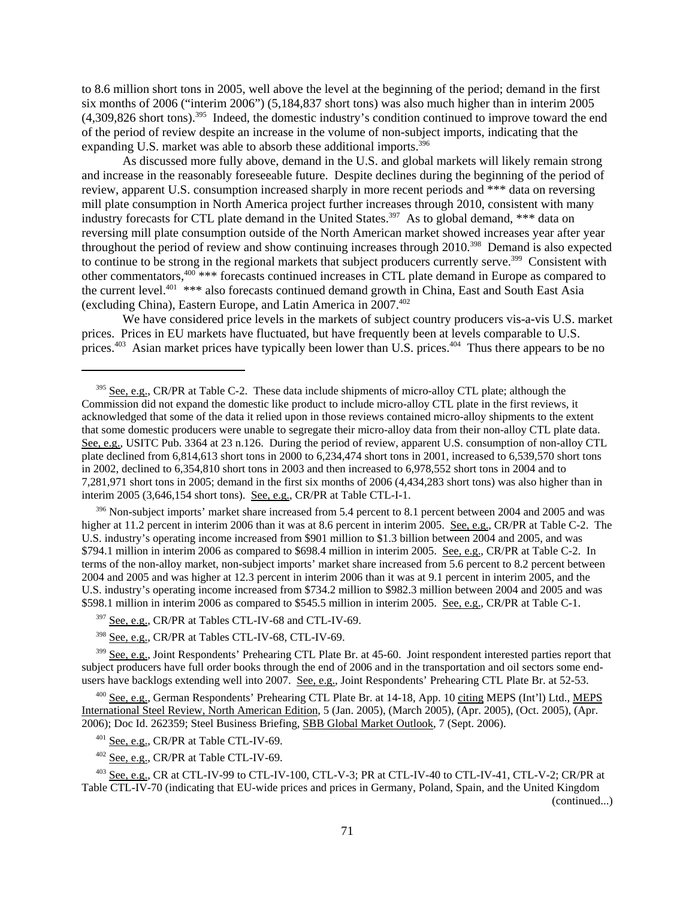to 8.6 million short tons in 2005, well above the level at the beginning of the period; demand in the first six months of 2006 ("interim 2006") (5,184,837 short tons) was also much higher than in interim 2005 (4,309,826 short tons).[395] Indeed, the domestic industry's condition continued to improve toward the end of the period of review despite an increase in the volume of non-subject imports, indicating that the expanding U.S. market was able to absorb these additional imports.[396]

As discussed more fully above, demand in the U.S. and global markets will likely remain strong and increase in the reasonably foreseeable future. Despite declines during the beginning of the period of review, apparent U.S. consumption increased sharply in more recent periods and *** data on reversing mill plate consumption in North America project further increases through 2010, consistent with many industry forecasts for CTL plate demand in the United States.[397] As to global demand, *** data on reversing mill plate consumption outside of the North American market showed increases year after year throughout the period of review and show continuing increases through 2010.[398] Demand is also expected to continue to be strong in the regional markets that subject producers currently serve.[399] Consistent with other commentators,[400] *** forecasts continued increases in CTL plate demand in Europe as compared to the current level.[401] *** also forecasts continued demand growth in China, East and South East Asia (excluding China), Eastern Europe, and Latin America in 2007.[402]

We have considered price levels in the markets of subject country producers vis-a-vis U.S. market prices. Prices in EU markets have fluctuated, but have frequently been at levels comparable to U.S. prices.[403] Asian market prices have typically been lower than U.S. prices.[404] Thus there appears to be no

---

[395] See, e.g., CR/PR at Table C-2. These data include shipments of micro-alloy CTL plate; although the Commission did not expand the domestic like product to include micro-alloy CTL plate in the first reviews, it acknowledged that some of the data it relied upon in those reviews contained micro-alloy shipments to the extent that some domestic producers were unable to segregate their micro-alloy data from their non-alloy CTL plate data. See, e.g., USITC Pub. 3364 at 23 n.126. During the period of review, apparent U.S. consumption of non-alloy CTL plate declined from 6,814,613 short tons in 2000 to 6,234,474 short tons in 2001, increased to 6,539,570 short tons in 2002, declined to 6,354,810 short tons in 2003 and then increased to 6,978,552 short tons in 2004 and to 7,281,971 short tons in 2005; demand in the first six months of 2006 (4,434,283 short tons) was also higher than in interim 2005 (3,646,154 short tons). See, e.g., CR/PR at Table CTL-I-1.

[396] Non-subject imports' market share increased from 5.4 percent to 8.1 percent between 2004 and 2005 and was higher at 11.2 percent in interim 2006 than it was at 8.6 percent in interim 2005. See, e.g., CR/PR at Table C-2. The U.S. industry's operating income increased from $901 million to $1.3 billion between 2004 and 2005, and was $794.1 million in interim 2006 as compared to $698.4 million in interim 2005. See, e.g., CR/PR at Table C-2. In terms of the non-alloy market, non-subject imports' market share increased from 5.6 percent to 8.2 percent between 2004 and 2005 and was higher at 12.3 percent in interim 2006 than it was at 9.1 percent in interim 2005, and the U.S. industry's operating income increased from $734.2 million to $982.3 million between 2004 and 2005 and was $598.1 million in interim 2006 as compared to $545.5 million in interim 2005. See, e.g., CR/PR at Table C-1.

[397] See, e.g., CR/PR at Tables CTL-IV-68 and CTL-IV-69.

[398] See, e.g., CR/PR at Tables CTL-IV-68, CTL-IV-69.

[399] See, e.g., Joint Respondents' Prehearing CTL Plate Br. at 45-60. Joint respondent interested parties report that subject producers have full order books through the end of 2006 and in the transportation and oil sectors some end-users have backlogs extending well into 2007. See, e.g., Joint Respondents' Prehearing CTL Plate Br. at 52-53.

[400] See, e.g., German Respondents' Prehearing CTL Plate Br. at 14-18, App. 10 citing MEPS (Int'l) Ltd., MEPS International Steel Review, North American Edition, 5 (Jan. 2005), (March 2005), (Apr. 2005), (Oct. 2005), (Apr. 2006); Doc Id. 262359; Steel Business Briefing, SBB Global Market Outlook, 7 (Sept. 2006).

[401] See, e.g., CR/PR at Table CTL-IV-69.

[402] See, e.g., CR/PR at Table CTL-IV-69.

[403] See, e.g., CR at CTL-IV-99 to CTL-IV-100, CTL-V-3; PR at CTL-IV-40 to CTL-IV-41, CTL-V-2; CR/PR at Table CTL-IV-70 (indicating that EU-wide prices and prices in Germany, Poland, Spain, and the United Kingdom (continued...)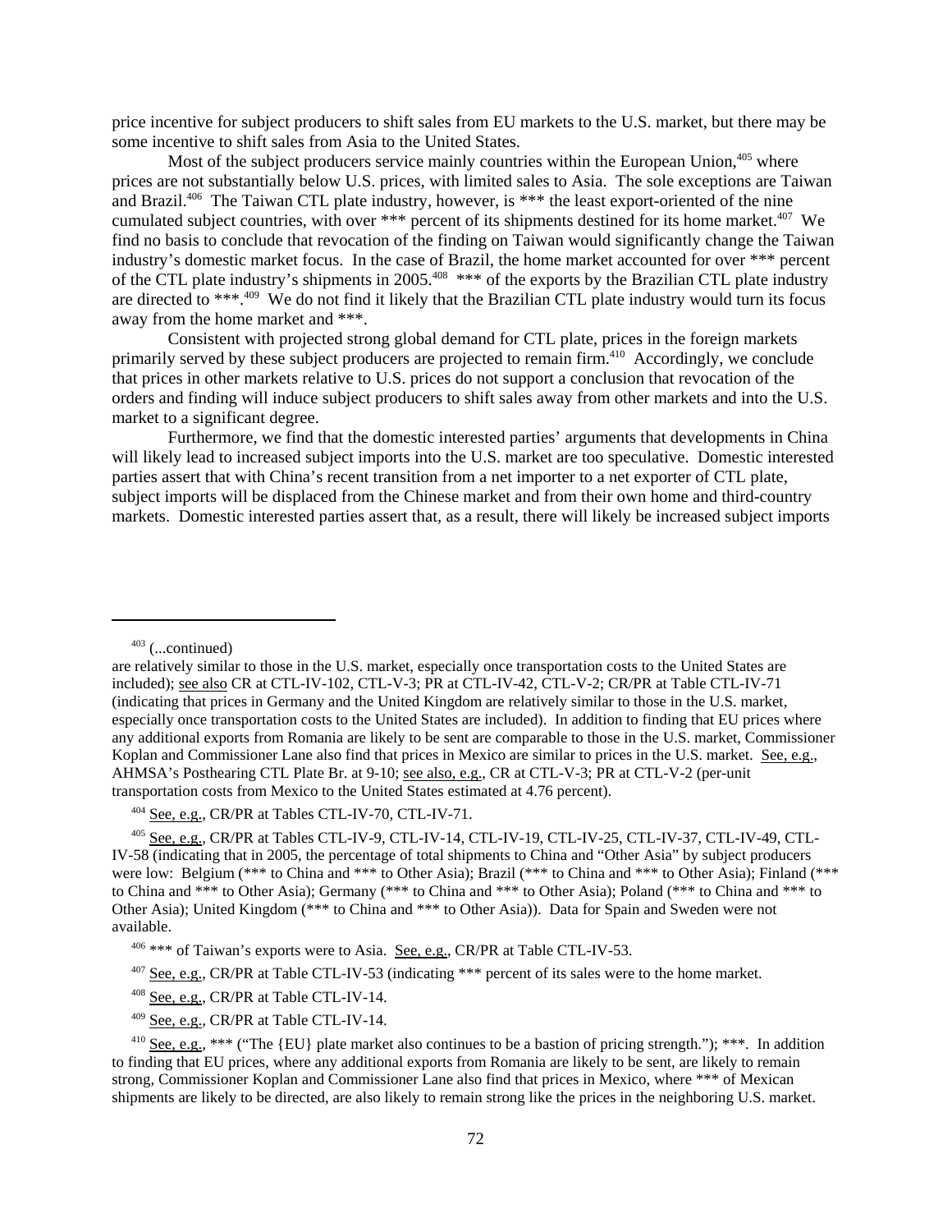price incentive for subject producers to shift sales from EU markets to the U.S. market, but there may be some incentive to shift sales from Asia to the United States.

Most of the subject producers service mainly countries within the European Union,[405] where prices are not substantially below U.S. prices, with limited sales to Asia. The sole exceptions are Taiwan and Brazil.[406] The Taiwan CTL plate industry, however, is *** the least export-oriented of the nine cumulated subject countries, with over *** percent of its shipments destined for its home market.[407] We find no basis to conclude that revocation of the finding on Taiwan would significantly change the Taiwan industry's domestic market focus. In the case of Brazil, the home market accounted for over *** percent of the CTL plate industry's shipments in 2005.[408] *** of the exports by the Brazilian CTL plate industry are directed to ***.[409] We do not find it likely that the Brazilian CTL plate industry would turn its focus away from the home market and ***.

Consistent with projected strong global demand for CTL plate, prices in the foreign markets primarily served by these subject producers are projected to remain firm.[410] Accordingly, we conclude that prices in other markets relative to U.S. prices do not support a conclusion that revocation of the orders and finding will induce subject producers to shift sales away from other markets and into the U.S. market to a significant degree.

Furthermore, we find that the domestic interested parties' arguments that developments in China will likely lead to increased subject imports into the U.S. market are too speculative. Domestic interested parties assert that with China's recent transition from a net importer to a net exporter of CTL plate, subject imports will be displaced from the Chinese market and from their own home and third-country markets. Domestic interested parties assert that, as a result, there will likely be increased subject imports

---

[403] (...continued)
are relatively similar to those in the U.S. market, especially once transportation costs to the United States are included); see also CR at CTL-IV-102, CTL-V-3; PR at CTL-IV-42, CTL-V-2; CR/PR at Table CTL-IV-71 (indicating that prices in Germany and the United Kingdom are relatively similar to those in the U.S. market, especially once transportation costs to the United States are included). In addition to finding that EU prices where any additional exports from Romania are likely to be sent are comparable to those in the U.S. market, Commissioner Koplan and Commissioner Lane also find that prices in Mexico are similar to prices in the U.S. market. See, e.g., AHMSA's Posthearing CTL Plate Br. at 9-10; see also, e.g., CR at CTL-V-3; PR at CTL-V-2 (per-unit transportation costs from Mexico to the United States estimated at 4.76 percent).

[404] See, e.g., CR/PR at Tables CTL-IV-70, CTL-IV-71.

[405] See, e.g., CR/PR at Tables CTL-IV-9, CTL-IV-14, CTL-IV-19, CTL-IV-25, CTL-IV-37, CTL-IV-49, CTL-IV-58 (indicating that in 2005, the percentage of total shipments to China and "Other Asia" by subject producers were low: Belgium (*** to China and *** to Other Asia); Brazil (*** to China and *** to Other Asia); Finland (*** to China and *** to Other Asia); Germany (*** to China and *** to Other Asia); Poland (*** to China and *** to Other Asia); United Kingdom (*** to China and *** to Other Asia)). Data for Spain and Sweden were not available.

[406] *** of Taiwan's exports were to Asia. See, e.g., CR/PR at Table CTL-IV-53.

[407] See, e.g., CR/PR at Table CTL-IV-53 (indicating *** percent of its sales were to the home market.

[408] See, e.g., CR/PR at Table CTL-IV-14.

[409] See, e.g., CR/PR at Table CTL-IV-14.

[410] See, e.g., *** ("The {EU} plate market also continues to be a bastion of pricing strength."); ***. In addition to finding that EU prices, where any additional exports from Romania are likely to be sent, are likely to remain strong, Commissioner Koplan and Commissioner Lane also find that prices in Mexico, where *** of Mexican shipments are likely to be directed, are also likely to remain strong like the prices in the neighboring U.S. market.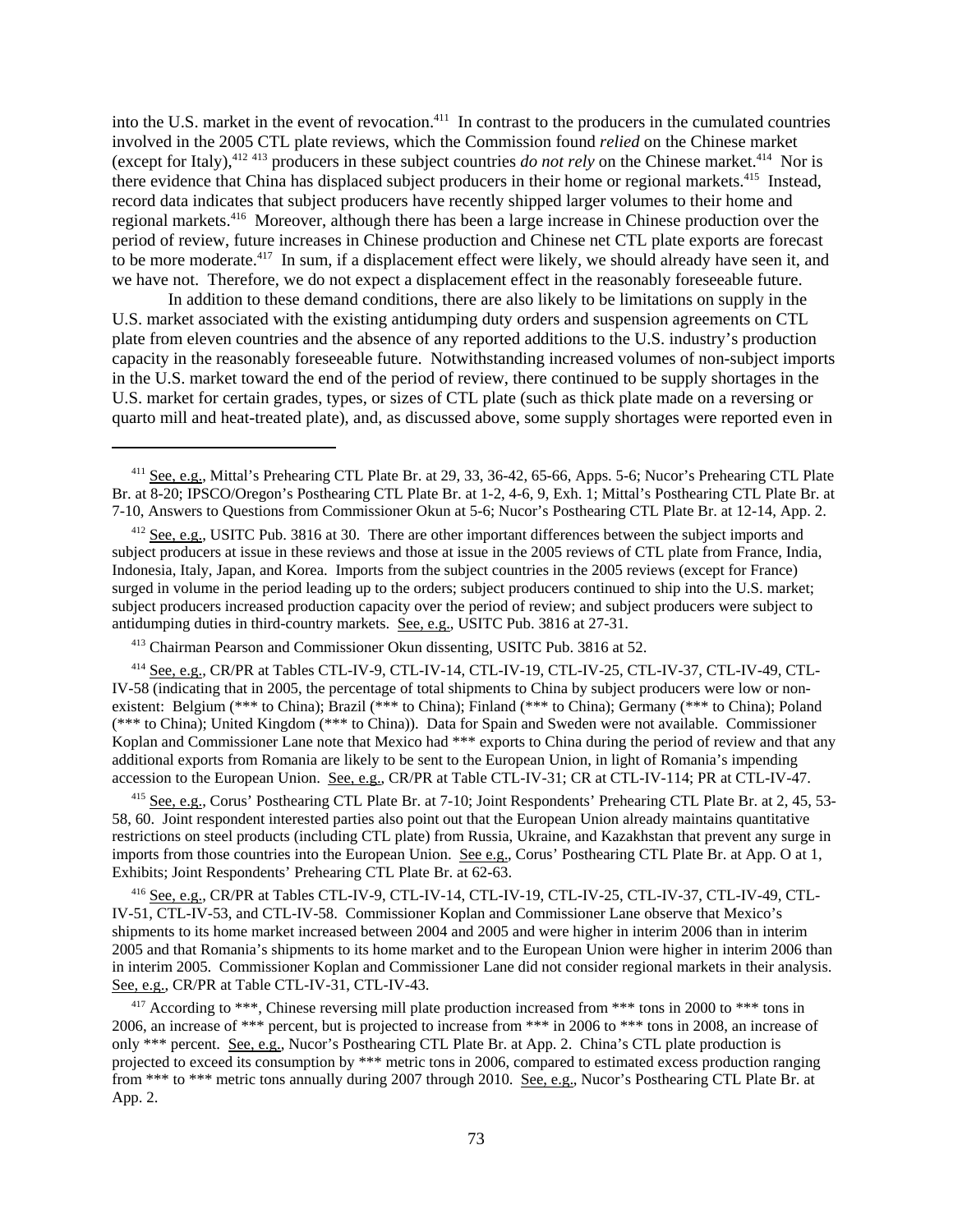into the U.S. market in the event of revocation.[411] In contrast to the producers in the cumulated countries involved in the 2005 CTL plate reviews, which the Commission found *relied* on the Chinese market (except for Italy),[412] [413] producers in these subject countries *do not rely* on the Chinese market.[414] Nor is there evidence that China has displaced subject producers in their home or regional markets.[415] Instead, record data indicates that subject producers have recently shipped larger volumes to their home and regional markets.[416] Moreover, although there has been a large increase in Chinese production over the period of review, future increases in Chinese production and Chinese net CTL plate exports are forecast to be more moderate.[417] In sum, if a displacement effect were likely, we should already have seen it, and we have not. Therefore, we do not expect a displacement effect in the reasonably foreseeable future.

In addition to these demand conditions, there are also likely to be limitations on supply in the U.S. market associated with the existing antidumping duty orders and suspension agreements on CTL plate from eleven countries and the absence of any reported additions to the U.S. industry's production capacity in the reasonably foreseeable future. Notwithstanding increased volumes of non-subject imports in the U.S. market toward the end of the period of review, there continued to be supply shortages in the U.S. market for certain grades, types, or sizes of CTL plate (such as thick plate made on a reversing or quarto mill and heat-treated plate), and, as discussed above, some supply shortages were reported even in

---

[411] See, e.g., Mittal's Prehearing CTL Plate Br. at 29, 33, 36-42, 65-66, Apps. 5-6; Nucor's Prehearing CTL Plate Br. at 8-20; IPSCO/Oregon's Posthearing CTL Plate Br. at 1-2, 4-6, 9, Exh. 1; Mittal's Posthearing CTL Plate Br. at 7-10, Answers to Questions from Commissioner Okun at 5-6; Nucor's Posthearing CTL Plate Br. at 12-14, App. 2.

[412] See, e.g., USITC Pub. 3816 at 30. There are other important differences between the subject imports and subject producers at issue in these reviews and those at issue in the 2005 reviews of CTL plate from France, India, Indonesia, Italy, Japan, and Korea. Imports from the subject countries in the 2005 reviews (except for France) surged in volume in the period leading up to the orders; subject producers continued to ship into the U.S. market; subject producers increased production capacity over the period of review; and subject producers were subject to antidumping duties in third-country markets. See, e.g., USITC Pub. 3816 at 27-31.

[413] Chairman Pearson and Commissioner Okun dissenting, USITC Pub. 3816 at 52.

[414] See, e.g., CR/PR at Tables CTL-IV-9, CTL-IV-14, CTL-IV-19, CTL-IV-25, CTL-IV-37, CTL-IV-49, CTL-IV-58 (indicating that in 2005, the percentage of total shipments to China by subject producers were low or non-existent: Belgium (*** to China); Brazil (*** to China); Finland (*** to China); Germany (*** to China); Poland (*** to China); United Kingdom (*** to China)). Data for Spain and Sweden were not available. Commissioner Koplan and Commissioner Lane note that Mexico had *** exports to China during the period of review and that any additional exports from Romania are likely to be sent to the European Union, in light of Romania's impending accession to the European Union. See, e.g., CR/PR at Table CTL-IV-31; CR at CTL-IV-114; PR at CTL-IV-47.

[415] See, e.g., Corus' Posthearing CTL Plate Br. at 7-10; Joint Respondents' Prehearing CTL Plate Br. at 2, 45, 53-58, 60. Joint respondent interested parties also point out that the European Union already maintains quantitative restrictions on steel products (including CTL plate) from Russia, Ukraine, and Kazakhstan that prevent any surge in imports from those countries into the European Union. See e.g., Corus' Posthearing CTL Plate Br. at App. O at 1, Exhibits; Joint Respondents' Prehearing CTL Plate Br. at 62-63.

[416] See, e.g., CR/PR at Tables CTL-IV-9, CTL-IV-14, CTL-IV-19, CTL-IV-25, CTL-IV-37, CTL-IV-49, CTL-IV-51, CTL-IV-53, and CTL-IV-58. Commissioner Koplan and Commissioner Lane observe that Mexico's shipments to its home market increased between 2004 and 2005 and were higher in interim 2006 than in interim 2005 and that Romania's shipments to its home market and to the European Union were higher in interim 2006 than in interim 2005. Commissioner Koplan and Commissioner Lane did not consider regional markets in their analysis. See, e.g., CR/PR at Table CTL-IV-31, CTL-IV-43.

[417] According to ***, Chinese reversing mill plate production increased from *** tons in 2000 to *** tons in 2006, an increase of *** percent, but is projected to increase from *** in 2006 to *** tons in 2008, an increase of only *** percent. See, e.g., Nucor's Posthearing CTL Plate Br. at App. 2. China's CTL plate production is projected to exceed its consumption by *** metric tons in 2006, compared to estimated excess production ranging from *** to *** metric tons annually during 2007 through 2010. See, e.g., Nucor's Posthearing CTL Plate Br. at App. 2.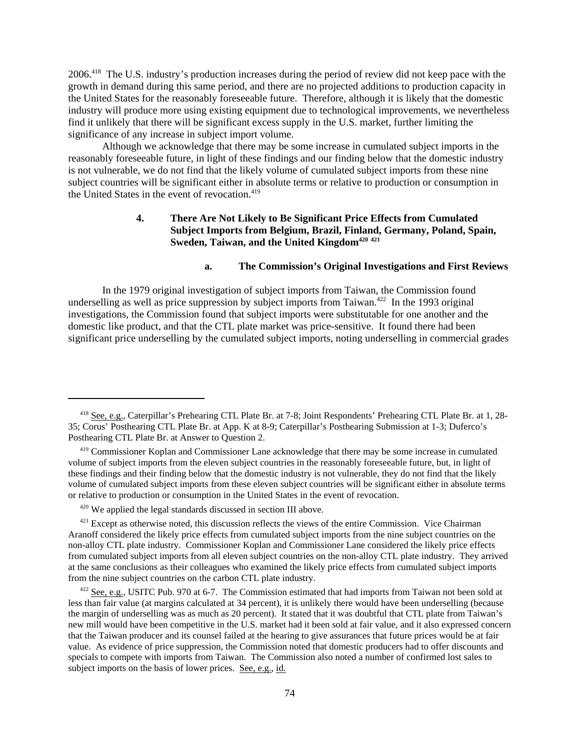2006.[418] The U.S. industry's production increases during the period of review did not keep pace with the growth in demand during this same period, and there are no projected additions to production capacity in the United States for the reasonably foreseeable future. Therefore, although it is likely that the domestic industry will produce more using existing equipment due to technological improvements, we nevertheless find it unlikely that there will be significant excess supply in the U.S. market, further limiting the significance of any increase in subject import volume.

Although we acknowledge that there may be some increase in cumulated subject imports in the reasonably foreseeable future, in light of these findings and our finding below that the domestic industry is not vulnerable, we do not find that the likely volume of cumulated subject imports from these nine subject countries will be significant either in absolute terms or relative to production or consumption in the United States in the event of revocation.[419]

### 4. There Are Not Likely to Be Significant Price Effects from Cumulated Subject Imports from Belgium, Brazil, Finland, Germany, Poland, Spain, Sweden, Taiwan, and the United Kingdom[420] [421]

#### a. The Commission's Original Investigations and First Reviews

In the 1979 original investigation of subject imports from Taiwan, the Commission found underselling as well as price suppression by subject imports from Taiwan.[422] In the 1993 original investigations, the Commission found that subject imports were substitutable for one another and the domestic like product, and that the CTL plate market was price-sensitive. It found there had been significant price underselling by the cumulated subject imports, noting underselling in commercial grades

---

[418] See, e.g., Caterpillar's Prehearing CTL Plate Br. at 7-8; Joint Respondents' Prehearing CTL Plate Br. at 1, 28-35; Corus' Posthearing CTL Plate Br. at App. K at 8-9; Caterpillar's Posthearing Submission at 1-3; Duferco's Posthearing CTL Plate Br. at Answer to Question 2.

[419] Commissioner Koplan and Commissioner Lane acknowledge that there may be some increase in cumulated volume of subject imports from the eleven subject countries in the reasonably foreseeable future, but, in light of these findings and their finding below that the domestic industry is not vulnerable, they do not find that the likely volume of cumulated subject imports from these eleven subject countries will be significant either in absolute terms or relative to production or consumption in the United States in the event of revocation.

[420] We applied the legal standards discussed in section III above.

[421] Except as otherwise noted, this discussion reflects the views of the entire Commission. Vice Chairman Aranoff considered the likely price effects from cumulated subject imports from the nine subject countries on the non-alloy CTL plate industry. Commissioner Koplan and Commissioner Lane considered the likely price effects from cumulated subject imports from all eleven subject countries on the non-alloy CTL plate industry. They arrived at the same conclusions as their colleagues who examined the likely price effects from cumulated subject imports from the nine subject countries on the carbon CTL plate industry.

[422] See, e.g., USITC Pub. 970 at 6-7. The Commission estimated that had imports from Taiwan not been sold at less than fair value (at margins calculated at 34 percent), it is unlikely there would have been underselling (because the margin of underselling was as much as 20 percent). It stated that it was doubtful that CTL plate from Taiwan's new mill would have been competitive in the U.S. market had it been sold at fair value, and it also expressed concern that the Taiwan producer and its counsel failed at the hearing to give assurances that future prices would be at fair value. As evidence of price suppression, the Commission noted that domestic producers had to offer discounts and specials to compete with imports from Taiwan. The Commission also noted a number of confirmed lost sales to subject imports on the basis of lower prices. See, e.g., id.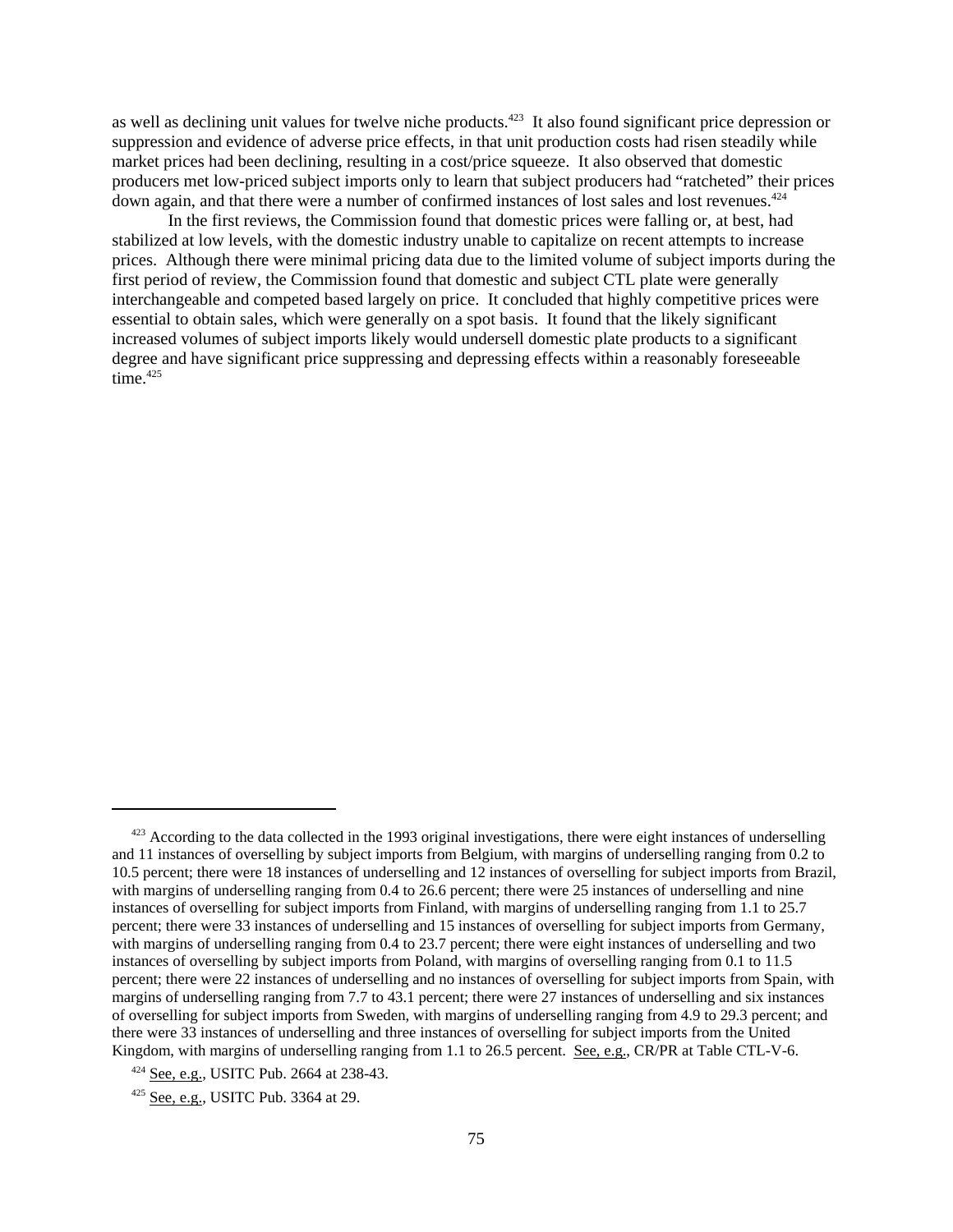as well as declining unit values for twelve niche products.[423] It also found significant price depression or suppression and evidence of adverse price effects, in that unit production costs had risen steadily while market prices had been declining, resulting in a cost/price squeeze. It also observed that domestic producers met low-priced subject imports only to learn that subject producers had "ratcheted" their prices down again, and that there were a number of confirmed instances of lost sales and lost revenues.[424]

In the first reviews, the Commission found that domestic prices were falling or, at best, had stabilized at low levels, with the domestic industry unable to capitalize on recent attempts to increase prices. Although there were minimal pricing data due to the limited volume of subject imports during the first period of review, the Commission found that domestic and subject CTL plate were generally interchangeable and competed based largely on price. It concluded that highly competitive prices were essential to obtain sales, which were generally on a spot basis. It found that the likely significant increased volumes of subject imports likely would undersell domestic plate products to a significant degree and have significant price suppressing and depressing effects within a reasonably foreseeable time.[425]

---

[423] According to the data collected in the 1993 original investigations, there were eight instances of underselling and 11 instances of overselling by subject imports from Belgium, with margins of underselling ranging from 0.2 to 10.5 percent; there were 18 instances of underselling and 12 instances of overselling for subject imports from Brazil, with margins of underselling ranging from 0.4 to 26.6 percent; there were 25 instances of underselling and nine instances of overselling for subject imports from Finland, with margins of underselling ranging from 1.1 to 25.7 percent; there were 33 instances of underselling and 15 instances of overselling for subject imports from Germany, with margins of underselling ranging from 0.4 to 23.7 percent; there were eight instances of underselling and two instances of overselling by subject imports from Poland, with margins of overselling ranging from 0.1 to 11.5 percent; there were 22 instances of underselling and no instances of overselling for subject imports from Spain, with margins of underselling ranging from 7.7 to 43.1 percent; there were 27 instances of underselling and six instances of overselling for subject imports from Sweden, with margins of underselling ranging from 4.9 to 29.3 percent; and there were 33 instances of underselling and three instances of overselling for subject imports from the United Kingdom, with margins of underselling ranging from 1.1 to 26.5 percent. See, e.g., CR/PR at Table CTL-V-6.

[424] See, e.g., USITC Pub. 2664 at 238-43.

[425] See, e.g., USITC Pub. 3364 at 29.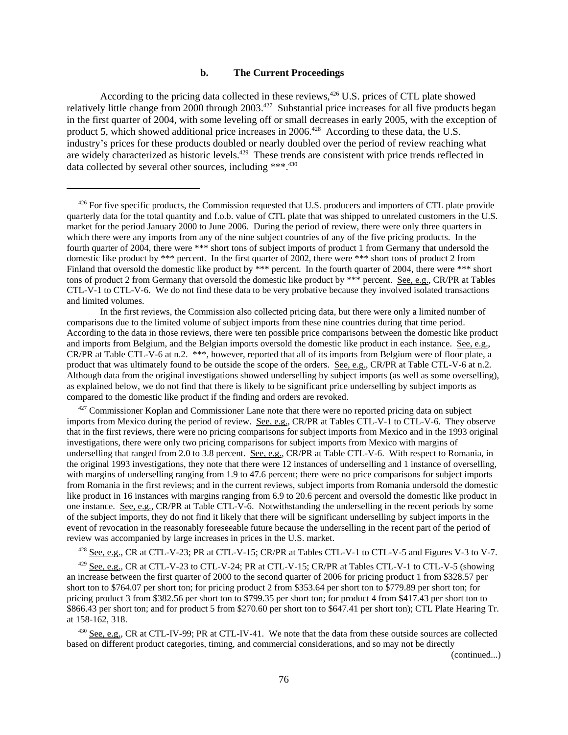### b. The Current Proceedings

According to the pricing data collected in these reviews,[426] U.S. prices of CTL plate showed relatively little change from 2000 through 2003.[427] Substantial price increases for all five products began in the first quarter of 2004, with some leveling off or small decreases in early 2005, with the exception of product 5, which showed additional price increases in 2006.[428] According to these data, the U.S. industry's prices for these products doubled or nearly doubled over the period of review reaching what are widely characterized as historic levels.[429] These trends are consistent with price trends reflected in data collected by several other sources, including ***.[430]

---

[426] For five specific products, the Commission requested that U.S. producers and importers of CTL plate provide quarterly data for the total quantity and f.o.b. value of CTL plate that was shipped to unrelated customers in the U.S. market for the period January 2000 to June 2006. During the period of review, there were only three quarters in which there were any imports from any of the nine subject countries of any of the five pricing products. In the fourth quarter of 2004, there were *** short tons of subject imports of product 1 from Germany that undersold the domestic like product by *** percent. In the first quarter of 2002, there were *** short tons of product 2 from Finland that oversold the domestic like product by *** percent. In the fourth quarter of 2004, there were *** short tons of product 2 from Germany that oversold the domestic like product by *** percent. See, e.g., CR/PR at Tables CTL-V-1 to CTL-V-6. We do not find these data to be very probative because they involved isolated transactions and limited volumes.

In the first reviews, the Commission also collected pricing data, but there were only a limited number of comparisons due to the limited volume of subject imports from these nine countries during that time period. According to the data in those reviews, there were ten possible price comparisons between the domestic like product and imports from Belgium, and the Belgian imports oversold the domestic like product in each instance. See, e.g., CR/PR at Table CTL-V-6 at n.2. ***, however, reported that all of its imports from Belgium were of floor plate, a product that was ultimately found to be outside the scope of the orders. See, e.g., CR/PR at Table CTL-V-6 at n.2. Although data from the original investigations showed underselling by subject imports (as well as some overselling), as explained below, we do not find that there is likely to be significant price underselling by subject imports as compared to the domestic like product if the finding and orders are revoked.

[427] Commissioner Koplan and Commissioner Lane note that there were no reported pricing data on subject imports from Mexico during the period of review. See, e.g., CR/PR at Tables CTL-V-1 to CTL-V-6. They observe that in the first reviews, there were no pricing comparisons for subject imports from Mexico and in the 1993 original investigations, there were only two pricing comparisons for subject imports from Mexico with margins of underselling that ranged from 2.0 to 3.8 percent. See, e.g., CR/PR at Table CTL-V-6. With respect to Romania, in the original 1993 investigations, they note that there were 12 instances of underselling and 1 instance of overselling, with margins of underselling ranging from 1.9 to 47.6 percent; there were no price comparisons for subject imports from Romania in the first reviews; and in the current reviews, subject imports from Romania undersold the domestic like product in 16 instances with margins ranging from 6.9 to 20.6 percent and oversold the domestic like product in one instance. See, e.g., CR/PR at Table CTL-V-6. Notwithstanding the underselling in the recent periods by some of the subject imports, they do not find it likely that there will be significant underselling by subject imports in the event of revocation in the reasonably foreseeable future because the underselling in the recent part of the period of review was accompanied by large increases in prices in the U.S. market.

[428] See, e.g., CR at CTL-V-23; PR at CTL-V-15; CR/PR at Tables CTL-V-1 to CTL-V-5 and Figures V-3 to V-7.

[429] See, e.g., CR at CTL-V-23 to CTL-V-24; PR at CTL-V-15; CR/PR at Tables CTL-V-1 to CTL-V-5 (showing an increase between the first quarter of 2000 to the second quarter of 2006 for pricing product 1 from $328.57 per short ton to $764.07 per short ton; for pricing product 2 from $353.64 per short ton to $779.89 per short ton; for pricing product 3 from $382.56 per short ton to $799.35 per short ton; for product 4 from $417.43 per short ton to $866.43 per short ton; and for product 5 from $270.60 per short ton to $647.41 per short ton); CTL Plate Hearing Tr. at 158-162, 318.

[430] See, e.g., CR at CTL-IV-99; PR at CTL-IV-41. We note that the data from these outside sources are collected based on different product categories, timing, and commercial considerations, and so may not be directly

(continued...)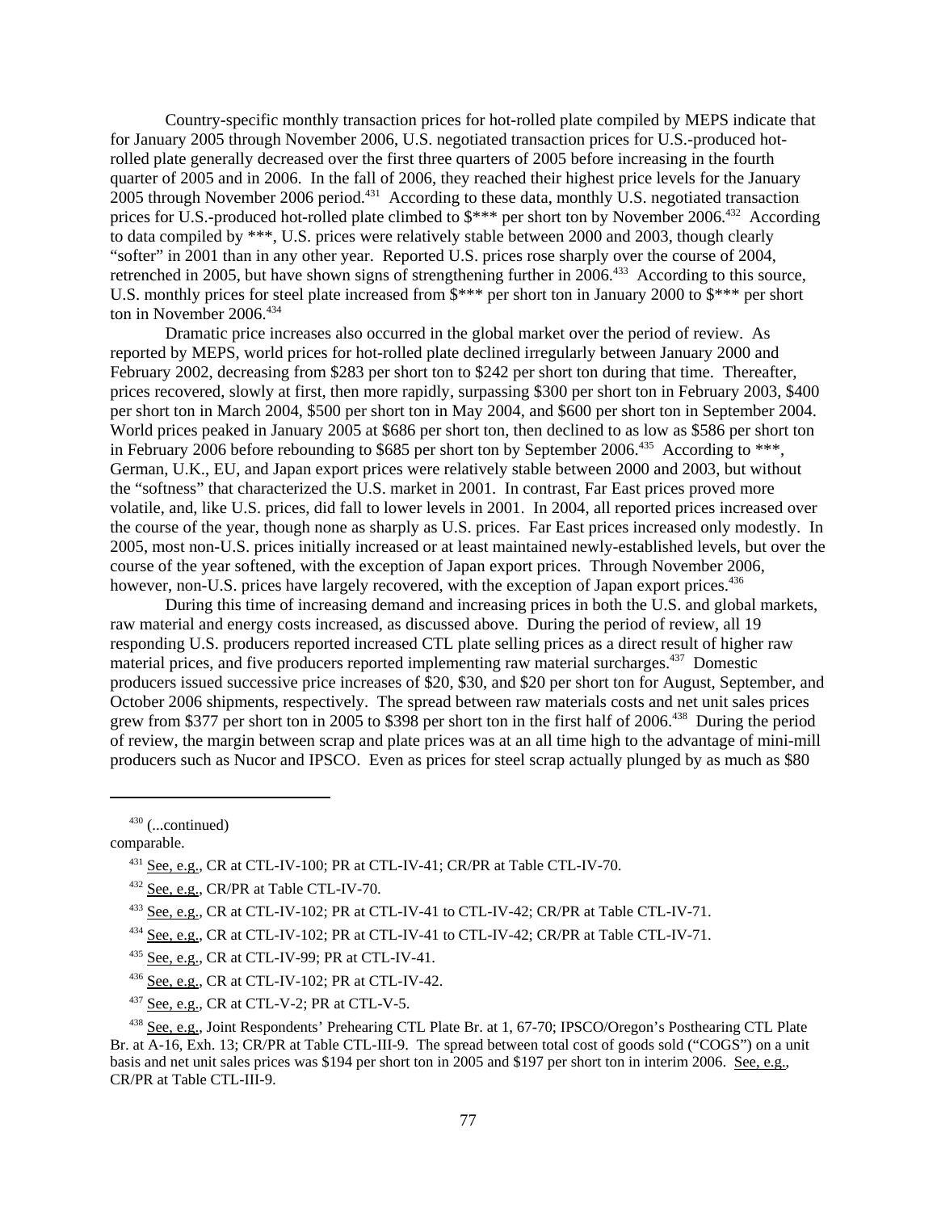Country-specific monthly transaction prices for hot-rolled plate compiled by MEPS indicate that for January 2005 through November 2006, U.S. negotiated transaction prices for U.S.-produced hot-rolled plate generally decreased over the first three quarters of 2005 before increasing in the fourth quarter of 2005 and in 2006. In the fall of 2006, they reached their highest price levels for the January 2005 through November 2006 period.[431] According to these data, monthly U.S. negotiated transaction prices for U.S.-produced hot-rolled plate climbed to $*** per short ton by November 2006.[432] According to data compiled by ***, U.S. prices were relatively stable between 2000 and 2003, though clearly "softer" in 2001 than in any other year. Reported U.S. prices rose sharply over the course of 2004, retrenched in 2005, but have shown signs of strengthening further in 2006.[433] According to this source, U.S. monthly prices for steel plate increased from $*** per short ton in January 2000 to $*** per short ton in November 2006.[434]

Dramatic price increases also occurred in the global market over the period of review. As reported by MEPS, world prices for hot-rolled plate declined irregularly between January 2000 and February 2002, decreasing from $283 per short ton to $242 per short ton during that time. Thereafter, prices recovered, slowly at first, then more rapidly, surpassing $300 per short ton in February 2003, $400 per short ton in March 2004, $500 per short ton in May 2004, and $600 per short ton in September 2004. World prices peaked in January 2005 at $686 per short ton, then declined to as low as $586 per short ton in February 2006 before rebounding to $685 per short ton by September 2006.[435] According to ***, German, U.K., EU, and Japan export prices were relatively stable between 2000 and 2003, but without the "softness" that characterized the U.S. market in 2001. In contrast, Far East prices proved more volatile, and, like U.S. prices, did fall to lower levels in 2001. In 2004, all reported prices increased over the course of the year, though none as sharply as U.S. prices. Far East prices increased only modestly. In 2005, most non-U.S. prices initially increased or at least maintained newly-established levels, but over the course of the year softened, with the exception of Japan export prices. Through November 2006, however, non-U.S. prices have largely recovered, with the exception of Japan export prices.[436]

During this time of increasing demand and increasing prices in both the U.S. and global markets, raw material and energy costs increased, as discussed above. During the period of review, all 19 responding U.S. producers reported increased CTL plate selling prices as a direct result of higher raw material prices, and five producers reported implementing raw material surcharges.[437] Domestic producers issued successive price increases of $20, $30, and $20 per short ton for August, September, and October 2006 shipments, respectively. The spread between raw materials costs and net unit sales prices grew from $377 per short ton in 2005 to $398 per short ton in the first half of 2006.[438] During the period of review, the margin between scrap and plate prices was at an all time high to the advantage of mini-mill producers such as Nucor and IPSCO. Even as prices for steel scrap actually plunged by as much as $80

---

[430] (...continued)
comparable.

[431] See, e.g., CR at CTL-IV-100; PR at CTL-IV-41; CR/PR at Table CTL-IV-70.

[432] See, e.g., CR/PR at Table CTL-IV-70.

[433] See, e.g., CR at CTL-IV-102; PR at CTL-IV-41 to CTL-IV-42; CR/PR at Table CTL-IV-71.

[434] See, e.g., CR at CTL-IV-102; PR at CTL-IV-41 to CTL-IV-42; CR/PR at Table CTL-IV-71.

[435] See, e.g., CR at CTL-IV-99; PR at CTL-IV-41.

[436] See, e.g., CR at CTL-IV-102; PR at CTL-IV-42.

[437] See, e.g., CR at CTL-V-2; PR at CTL-V-5.

[438] See, e.g., Joint Respondents' Prehearing CTL Plate Br. at 1, 67-70; IPSCO/Oregon's Posthearing CTL Plate Br. at A-16, Exh. 13; CR/PR at Table CTL-III-9. The spread between total cost of goods sold ("COGS") on a unit basis and net unit sales prices was $194 per short ton in 2005 and $197 per short ton in interim 2006. See, e.g., CR/PR at Table CTL-III-9.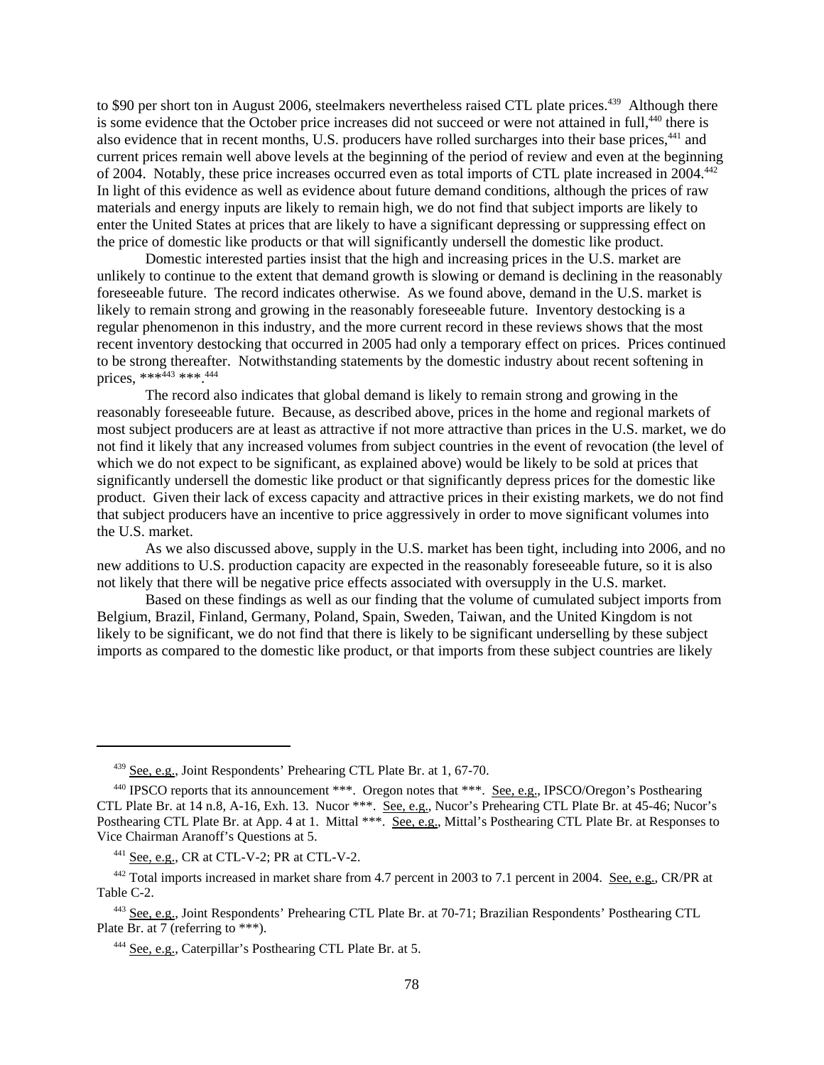to $90 per short ton in August 2006, steelmakers nevertheless raised CTL plate prices.[439] Although there is some evidence that the October price increases did not succeed or were not attained in full,[440] there is also evidence that in recent months, U.S. producers have rolled surcharges into their base prices,[441] and current prices remain well above levels at the beginning of the period of review and even at the beginning of 2004. Notably, these price increases occurred even as total imports of CTL plate increased in 2004.[442] In light of this evidence as well as evidence about future demand conditions, although the prices of raw materials and energy inputs are likely to remain high, we do not find that subject imports are likely to enter the United States at prices that are likely to have a significant depressing or suppressing effect on the price of domestic like products or that will significantly undersell the domestic like product.

Domestic interested parties insist that the high and increasing prices in the U.S. market are unlikely to continue to the extent that demand growth is slowing or demand is declining in the reasonably foreseeable future. The record indicates otherwise. As we found above, demand in the U.S. market is likely to remain strong and growing in the reasonably foreseeable future. Inventory destocking is a regular phenomenon in this industry, and the more current record in these reviews shows that the most recent inventory destocking that occurred in 2005 had only a temporary effect on prices. Prices continued to be strong thereafter. Notwithstanding statements by the domestic industry about recent softening in prices, ***[443] ***.[444]

The record also indicates that global demand is likely to remain strong and growing in the reasonably foreseeable future. Because, as described above, prices in the home and regional markets of most subject producers are at least as attractive if not more attractive than prices in the U.S. market, we do not find it likely that any increased volumes from subject countries in the event of revocation (the level of which we do not expect to be significant, as explained above) would be likely to be sold at prices that significantly undersell the domestic like product or that significantly depress prices for the domestic like product. Given their lack of excess capacity and attractive prices in their existing markets, we do not find that subject producers have an incentive to price aggressively in order to move significant volumes into the U.S. market.

As we also discussed above, supply in the U.S. market has been tight, including into 2006, and no new additions to U.S. production capacity are expected in the reasonably foreseeable future, so it is also not likely that there will be negative price effects associated with oversupply in the U.S. market.

Based on these findings as well as our finding that the volume of cumulated subject imports from Belgium, Brazil, Finland, Germany, Poland, Spain, Sweden, Taiwan, and the United Kingdom is not likely to be significant, we do not find that there is likely to be significant underselling by these subject imports as compared to the domestic like product, or that imports from these subject countries are likely

---

[439] See, e.g., Joint Respondents' Prehearing CTL Plate Br. at 1, 67-70.

[440] IPSCO reports that its announcement ***. Oregon notes that ***. See, e.g., IPSCO/Oregon's Posthearing CTL Plate Br. at 14 n.8, A-16, Exh. 13. Nucor ***. See, e.g., Nucor's Prehearing CTL Plate Br. at 45-46; Nucor's Posthearing CTL Plate Br. at App. 4 at 1. Mittal ***. See, e.g., Mittal's Posthearing CTL Plate Br. at Responses to Vice Chairman Aranoff's Questions at 5.

[441] See, e.g., CR at CTL-V-2; PR at CTL-V-2.

[442] Total imports increased in market share from 4.7 percent in 2003 to 7.1 percent in 2004. See, e.g., CR/PR at Table C-2.

[443] See, e.g., Joint Respondents' Prehearing CTL Plate Br. at 70-71; Brazilian Respondents' Posthearing CTL Plate Br. at 7 (referring to ***).

[444] See, e.g., Caterpillar's Posthearing CTL Plate Br. at 5.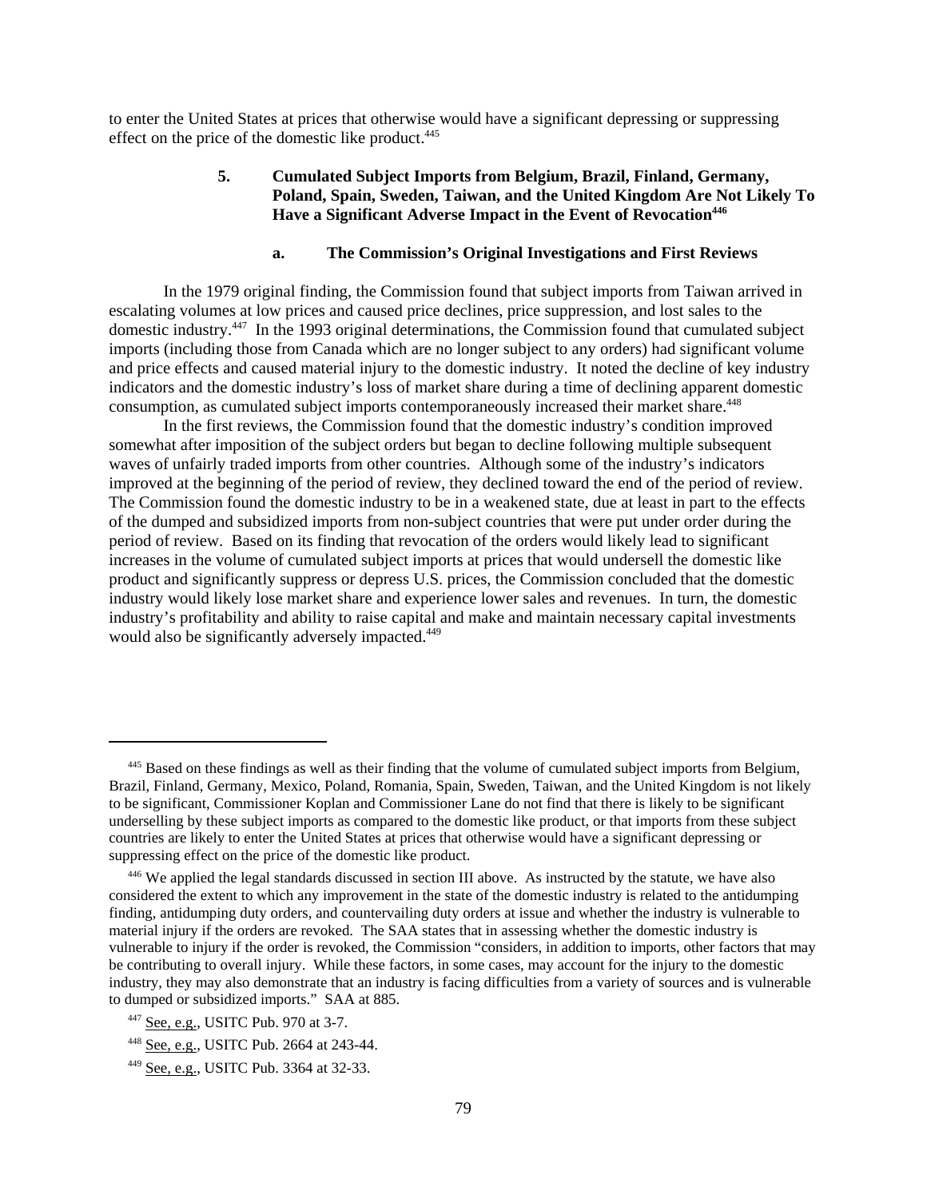to enter the United States at prices that otherwise would have a significant depressing or suppressing effect on the price of the domestic like product.[445]

### 5. Cumulated Subject Imports from Belgium, Brazil, Finland, Germany, Poland, Spain, Sweden, Taiwan, and the United Kingdom Are Not Likely To Have a Significant Adverse Impact in the Event of Revocation[446]

#### a. The Commission's Original Investigations and First Reviews

In the 1979 original finding, the Commission found that subject imports from Taiwan arrived in escalating volumes at low prices and caused price declines, price suppression, and lost sales to the domestic industry.[447] In the 1993 original determinations, the Commission found that cumulated subject imports (including those from Canada which are no longer subject to any orders) had significant volume and price effects and caused material injury to the domestic industry. It noted the decline of key industry indicators and the domestic industry's loss of market share during a time of declining apparent domestic consumption, as cumulated subject imports contemporaneously increased their market share.[448]

In the first reviews, the Commission found that the domestic industry's condition improved somewhat after imposition of the subject orders but began to decline following multiple subsequent waves of unfairly traded imports from other countries. Although some of the industry's indicators improved at the beginning of the period of review, they declined toward the end of the period of review. The Commission found the domestic industry to be in a weakened state, due at least in part to the effects of the dumped and subsidized imports from non-subject countries that were put under order during the period of review. Based on its finding that revocation of the orders would likely lead to significant increases in the volume of cumulated subject imports at prices that would undersell the domestic like product and significantly suppress or depress U.S. prices, the Commission concluded that the domestic industry would likely lose market share and experience lower sales and revenues. In turn, the domestic industry's profitability and ability to raise capital and make and maintain necessary capital investments would also be significantly adversely impacted.[449]

---

[445] Based on these findings as well as their finding that the volume of cumulated subject imports from Belgium, Brazil, Finland, Germany, Mexico, Poland, Romania, Spain, Sweden, Taiwan, and the United Kingdom is not likely to be significant, Commissioner Koplan and Commissioner Lane do not find that there is likely to be significant underselling by these subject imports as compared to the domestic like product, or that imports from these subject countries are likely to enter the United States at prices that otherwise would have a significant depressing or suppressing effect on the price of the domestic like product.

[446] We applied the legal standards discussed in section III above. As instructed by the statute, we have also considered the extent to which any improvement in the state of the domestic industry is related to the antidumping finding, antidumping duty orders, and countervailing duty orders at issue and whether the industry is vulnerable to material injury if the orders are revoked. The SAA states that in assessing whether the domestic industry is vulnerable to injury if the order is revoked, the Commission "considers, in addition to imports, other factors that may be contributing to overall injury. While these factors, in some cases, may account for the injury to the domestic industry, they may also demonstrate that an industry is facing difficulties from a variety of sources and is vulnerable to dumped or subsidized imports." SAA at 885.

[447] See, e.g., USITC Pub. 970 at 3-7.

[448] See, e.g., USITC Pub. 2664 at 243-44.

[449] See, e.g., USITC Pub. 3364 at 32-33.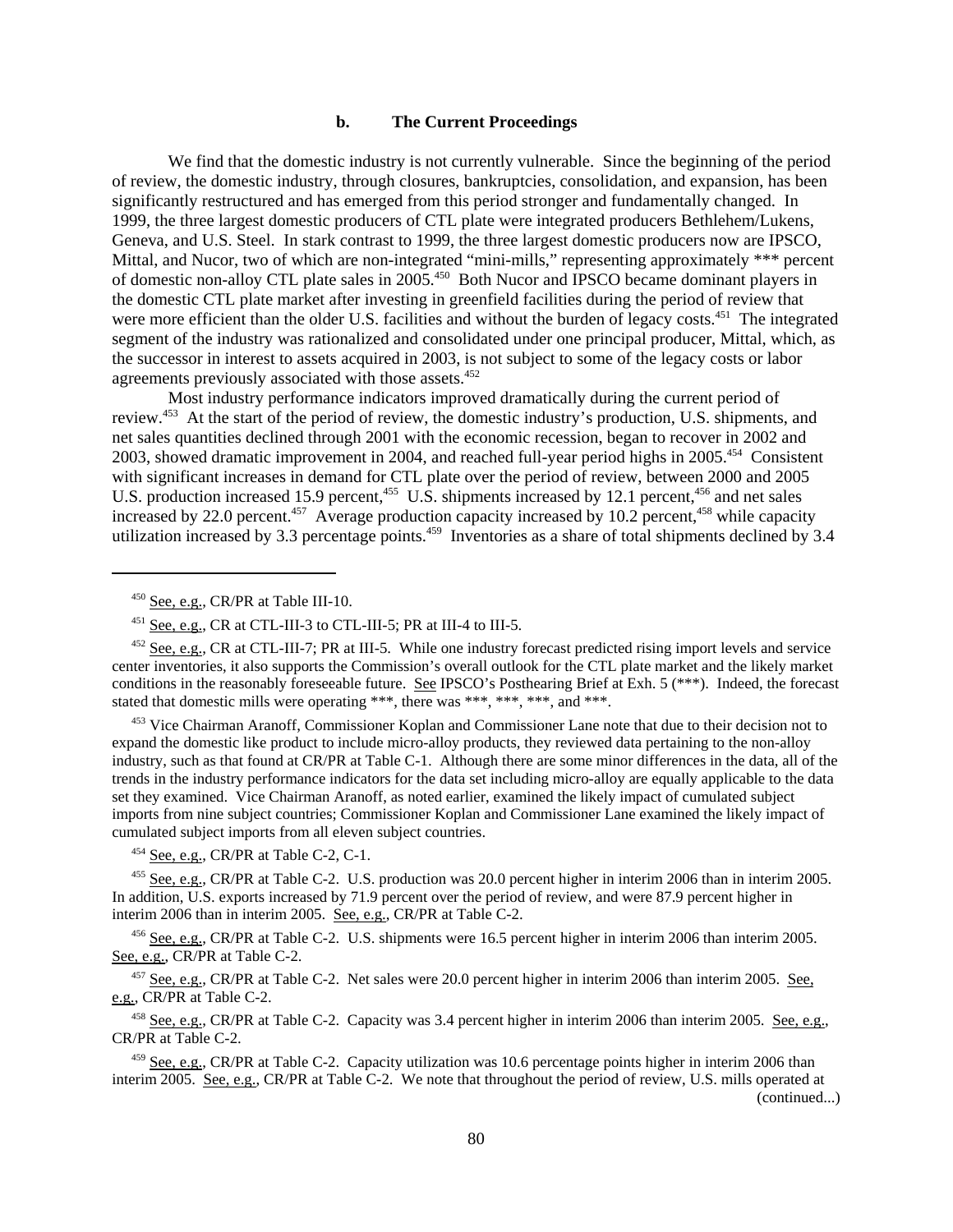### b. The Current Proceedings

We find that the domestic industry is not currently vulnerable. Since the beginning of the period of review, the domestic industry, through closures, bankruptcies, consolidation, and expansion, has been significantly restructured and has emerged from this period stronger and fundamentally changed. In 1999, the three largest domestic producers of CTL plate were integrated producers Bethlehem/Lukens, Geneva, and U.S. Steel. In stark contrast to 1999, the three largest domestic producers now are IPSCO, Mittal, and Nucor, two of which are non-integrated "mini-mills," representing approximately *** percent of domestic non-alloy CTL plate sales in 2005.[450] Both Nucor and IPSCO became dominant players in the domestic CTL plate market after investing in greenfield facilities during the period of review that were more efficient than the older U.S. facilities and without the burden of legacy costs.[451] The integrated segment of the industry was rationalized and consolidated under one principal producer, Mittal, which, as the successor in interest to assets acquired in 2003, is not subject to some of the legacy costs or labor agreements previously associated with those assets.[452]

Most industry performance indicators improved dramatically during the current period of review.[453] At the start of the period of review, the domestic industry's production, U.S. shipments, and net sales quantities declined through 2001 with the economic recession, began to recover in 2002 and 2003, showed dramatic improvement in 2004, and reached full-year period highs in 2005.[454] Consistent with significant increases in demand for CTL plate over the period of review, between 2000 and 2005 U.S. production increased 15.9 percent,[455] U.S. shipments increased by 12.1 percent,[456] and net sales increased by 22.0 percent.[457] Average production capacity increased by 10.2 percent,[458] while capacity utilization increased by 3.3 percentage points.[459] Inventories as a share of total shipments declined by 3.4

---

[450] See, e.g., CR/PR at Table III-10.

[451] See, e.g., CR at CTL-III-3 to CTL-III-5; PR at III-4 to III-5.

[452] See, e.g., CR at CTL-III-7; PR at III-5. While one industry forecast predicted rising import levels and service center inventories, it also supports the Commission's overall outlook for the CTL plate market and the likely market conditions in the reasonably foreseeable future. See IPSCO's Posthearing Brief at Exh. 5 (***). Indeed, the forecast stated that domestic mills were operating ***, there was ***, ***, ***, and ***.

[453] Vice Chairman Aranoff, Commissioner Koplan and Commissioner Lane note that due to their decision not to expand the domestic like product to include micro-alloy products, they reviewed data pertaining to the non-alloy industry, such as that found at CR/PR at Table C-1. Although there are some minor differences in the data, all of the trends in the industry performance indicators for the data set including micro-alloy are equally applicable to the data set they examined. Vice Chairman Aranoff, as noted earlier, examined the likely impact of cumulated subject imports from nine subject countries; Commissioner Koplan and Commissioner Lane examined the likely impact of cumulated subject imports from all eleven subject countries.

[454] See, e.g., CR/PR at Table C-2, C-1.

[455] See, e.g., CR/PR at Table C-2. U.S. production was 20.0 percent higher in interim 2006 than in interim 2005. In addition, U.S. exports increased by 71.9 percent over the period of review, and were 87.9 percent higher in interim 2006 than in interim 2005. See, e.g., CR/PR at Table C-2.

[456] See, e.g., CR/PR at Table C-2. U.S. shipments were 16.5 percent higher in interim 2006 than interim 2005. See, e.g., CR/PR at Table C-2.

[457] See, e.g., CR/PR at Table C-2. Net sales were 20.0 percent higher in interim 2006 than interim 2005. See, e.g., CR/PR at Table C-2.

[458] See, e.g., CR/PR at Table C-2. Capacity was 3.4 percent higher in interim 2006 than interim 2005. See, e.g., CR/PR at Table C-2.

[459] See, e.g., CR/PR at Table C-2. Capacity utilization was 10.6 percentage points higher in interim 2006 than interim 2005. See, e.g., CR/PR at Table C-2. We note that throughout the period of review, U.S. mills operated at (continued...)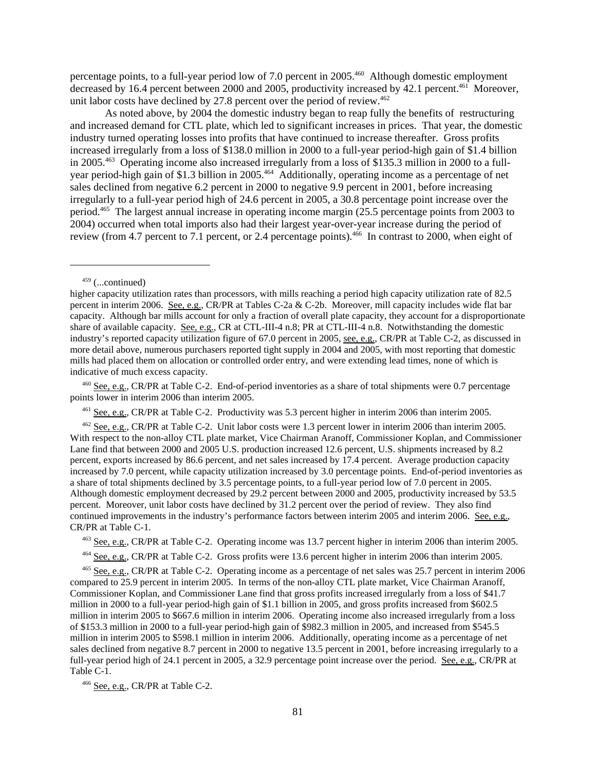percentage points, to a full-year period low of 7.0 percent in 2005.[460] Although domestic employment decreased by 16.4 percent between 2000 and 2005, productivity increased by 42.1 percent.[461] Moreover, unit labor costs have declined by 27.8 percent over the period of review.[462]

As noted above, by 2004 the domestic industry began to reap fully the benefits of restructuring and increased demand for CTL plate, which led to significant increases in prices. That year, the domestic industry turned operating losses into profits that have continued to increase thereafter. Gross profits increased irregularly from a loss of $138.0 million in 2000 to a full-year period-high gain of $1.4 billion in 2005.[463] Operating income also increased irregularly from a loss of $135.3 million in 2000 to a full-year period-high gain of $1.3 billion in 2005.[464] Additionally, operating income as a percentage of net sales declined from negative 6.2 percent in 2000 to negative 9.9 percent in 2001, before increasing irregularly to a full-year period high of 24.6 percent in 2005, a 30.8 percentage point increase over the period.[465] The largest annual increase in operating income margin (25.5 percentage points from 2003 to 2004) occurred when total imports also had their largest year-over-year increase during the period of review (from 4.7 percent to 7.1 percent, or 2.4 percentage points).[466] In contrast to 2000, when eight of

---

[459] (...continued)

higher capacity utilization rates than processors, with mills reaching a period high capacity utilization rate of 82.5 percent in interim 2006. See, e.g., CR/PR at Tables C-2a & C-2b. Moreover, mill capacity includes wide flat bar capacity. Although bar mills account for only a fraction of overall plate capacity, they account for a disproportionate share of available capacity. See, e.g., CR at CTL-III-4 n.8; PR at CTL-III-4 n.8. Notwithstanding the domestic industry's reported capacity utilization figure of 67.0 percent in 2005, see, e.g., CR/PR at Table C-2, as discussed in more detail above, numerous purchasers reported tight supply in 2004 and 2005, with most reporting that domestic mills had placed them on allocation or controlled order entry, and were extending lead times, none of which is indicative of much excess capacity.

[460] See, e.g., CR/PR at Table C-2. End-of-period inventories as a share of total shipments were 0.7 percentage points lower in interim 2006 than interim 2005.

[461] See, e.g., CR/PR at Table C-2. Productivity was 5.3 percent higher in interim 2006 than interim 2005.

[462] See, e.g., CR/PR at Table C-2. Unit labor costs were 1.3 percent lower in interim 2006 than interim 2005. With respect to the non-alloy CTL plate market, Vice Chairman Aranoff, Commissioner Koplan, and Commissioner Lane find that between 2000 and 2005 U.S. production increased 12.6 percent, U.S. shipments increased by 8.2 percent, exports increased by 86.6 percent, and net sales increased by 17.4 percent. Average production capacity increased by 7.0 percent, while capacity utilization increased by 3.0 percentage points. End-of-period inventories as a share of total shipments declined by 3.5 percentage points, to a full-year period low of 7.0 percent in 2005. Although domestic employment decreased by 29.2 percent between 2000 and 2005, productivity increased by 53.5 percent. Moreover, unit labor costs have declined by 31.2 percent over the period of review. They also find continued improvements in the industry's performance factors between interim 2005 and interim 2006. See, e.g., CR/PR at Table C-1.

[463] See, e.g., CR/PR at Table C-2. Operating income was 13.7 percent higher in interim 2006 than interim 2005.

[464] See, e.g., CR/PR at Table C-2. Gross profits were 13.6 percent higher in interim 2006 than interim 2005.

[465] See, e.g., CR/PR at Table C-2. Operating income as a percentage of net sales was 25.7 percent in interim 2006 compared to 25.9 percent in interim 2005. In terms of the non-alloy CTL plate market, Vice Chairman Aranoff, Commissioner Koplan, and Commissioner Lane find that gross profits increased irregularly from a loss of $41.7 million in 2000 to a full-year period-high gain of $1.1 billion in 2005, and gross profits increased from $602.5 million in interim 2005 to $667.6 million in interim 2006. Operating income also increased irregularly from a loss of $153.3 million in 2000 to a full-year period-high gain of $982.3 million in 2005, and increased from $545.5 million in interim 2005 to $598.1 million in interim 2006. Additionally, operating income as a percentage of net sales declined from negative 8.7 percent in 2000 to negative 13.5 percent in 2001, before increasing irregularly to a full-year period high of 24.1 percent in 2005, a 32.9 percentage point increase over the period. See, e.g., CR/PR at Table C-1.

[466] See, e.g., CR/PR at Table C-2.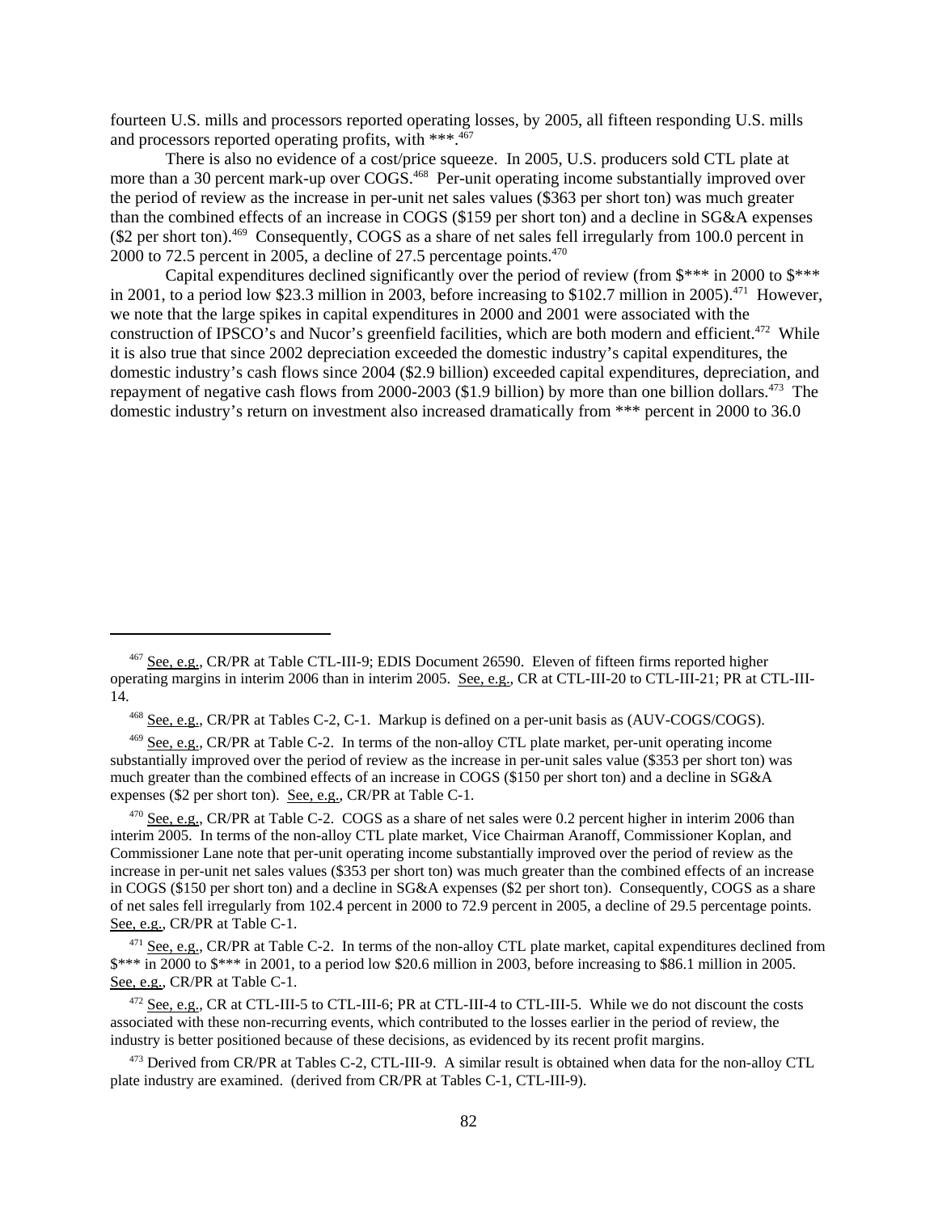fourteen U.S. mills and processors reported operating losses, by 2005, all fifteen responding U.S. mills and processors reported operating profits, with ***.[467]

There is also no evidence of a cost/price squeeze. In 2005, U.S. producers sold CTL plate at more than a 30 percent mark-up over COGS.[468] Per-unit operating income substantially improved over the period of review as the increase in per-unit net sales values ($363 per short ton) was much greater than the combined effects of an increase in COGS ($159 per short ton) and a decline in SG&A expenses ($2 per short ton).[469] Consequently, COGS as a share of net sales fell irregularly from 100.0 percent in 2000 to 72.5 percent in 2005, a decline of 27.5 percentage points.[470]

Capital expenditures declined significantly over the period of review (from $*** in 2000 to $*** in 2001, to a period low $23.3 million in 2003, before increasing to $102.7 million in 2005).[471] However, we note that the large spikes in capital expenditures in 2000 and 2001 were associated with the construction of IPSCO's and Nucor's greenfield facilities, which are both modern and efficient.[472] While it is also true that since 2002 depreciation exceeded the domestic industry's capital expenditures, the domestic industry's cash flows since 2004 ($2.9 billion) exceeded capital expenditures, depreciation, and repayment of negative cash flows from 2000-2003 ($1.9 billion) by more than one billion dollars.[473] The domestic industry's return on investment also increased dramatically from *** percent in 2000 to 36.0

---

[467] See, e.g., CR/PR at Table CTL-III-9; EDIS Document 26590. Eleven of fifteen firms reported higher operating margins in interim 2006 than in interim 2005. See, e.g., CR at CTL-III-20 to CTL-III-21; PR at CTL-III-14.

[468] See, e.g., CR/PR at Tables C-2, C-1. Markup is defined on a per-unit basis as (AUV-COGS/COGS).

[469] See, e.g., CR/PR at Table C-2. In terms of the non-alloy CTL plate market, per-unit operating income substantially improved over the period of review as the increase in per-unit sales value ($353 per short ton) was much greater than the combined effects of an increase in COGS ($150 per short ton) and a decline in SG&A expenses ($2 per short ton). See, e.g., CR/PR at Table C-1.

[470] See, e.g., CR/PR at Table C-2. COGS as a share of net sales were 0.2 percent higher in interim 2006 than interim 2005. In terms of the non-alloy CTL plate market, Vice Chairman Aranoff, Commissioner Koplan, and Commissioner Lane note that per-unit operating income substantially improved over the period of review as the increase in per-unit net sales values ($353 per short ton) was much greater than the combined effects of an increase in COGS ($150 per short ton) and a decline in SG&A expenses ($2 per short ton). Consequently, COGS as a share of net sales fell irregularly from 102.4 percent in 2000 to 72.9 percent in 2005, a decline of 29.5 percentage points. See, e.g., CR/PR at Table C-1.

[471] See, e.g., CR/PR at Table C-2. In terms of the non-alloy CTL plate market, capital expenditures declined from $*** in 2000 to $*** in 2001, to a period low $20.6 million in 2003, before increasing to $86.1 million in 2005. See, e.g., CR/PR at Table C-1.

[472] See, e.g., CR at CTL-III-5 to CTL-III-6; PR at CTL-III-4 to CTL-III-5. While we do not discount the costs associated with these non-recurring events, which contributed to the losses earlier in the period of review, the industry is better positioned because of these decisions, as evidenced by its recent profit margins.

[473] Derived from CR/PR at Tables C-2, CTL-III-9. A similar result is obtained when data for the non-alloy CTL plate industry are examined. (derived from CR/PR at Tables C-1, CTL-III-9).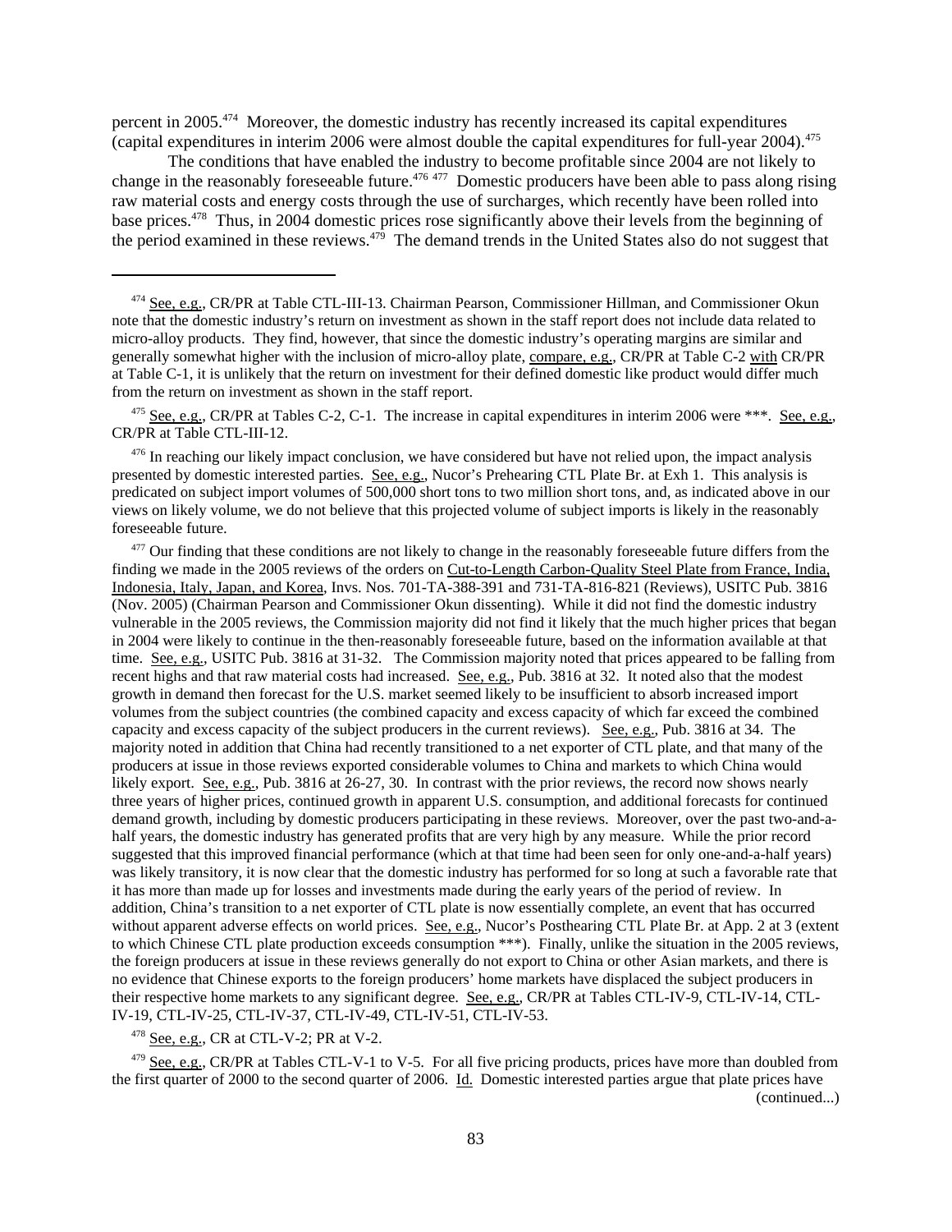percent in 2005.[474] Moreover, the domestic industry has recently increased its capital expenditures (capital expenditures in interim 2006 were almost double the capital expenditures for full-year 2004).[475]

The conditions that have enabled the industry to become profitable since 2004 are not likely to change in the reasonably foreseeable future.[476] [477] Domestic producers have been able to pass along rising raw material costs and energy costs through the use of surcharges, which recently have been rolled into base prices.[478] Thus, in 2004 domestic prices rose significantly above their levels from the beginning of the period examined in these reviews.[479] The demand trends in the United States also do not suggest that

---

[474] See, e.g., CR/PR at Table CTL-III-13. Chairman Pearson, Commissioner Hillman, and Commissioner Okun note that the domestic industry's return on investment as shown in the staff report does not include data related to micro-alloy products. They find, however, that since the domestic industry's operating margins are similar and generally somewhat higher with the inclusion of micro-alloy plate, compare, e.g., CR/PR at Table C-2 with CR/PR at Table C-1, it is unlikely that the return on investment for their defined domestic like product would differ much from the return on investment as shown in the staff report.

[475] See, e.g., CR/PR at Tables C-2, C-1. The increase in capital expenditures in interim 2006 were ***. See, e.g., CR/PR at Table CTL-III-12.

[476] In reaching our likely impact conclusion, we have considered but have not relied upon, the impact analysis presented by domestic interested parties. See, e.g., Nucor's Prehearing CTL Plate Br. at Exh 1. This analysis is predicated on subject import volumes of 500,000 short tons to two million short tons, and, as indicated above in our views on likely volume, we do not believe that this projected volume of subject imports is likely in the reasonably foreseeable future.

[477] Our finding that these conditions are not likely to change in the reasonably foreseeable future differs from the finding we made in the 2005 reviews of the orders on Cut-to-Length Carbon-Quality Steel Plate from France, India, Indonesia, Italy, Japan, and Korea, Invs. Nos. 701-TA-388-391 and 731-TA-816-821 (Reviews), USITC Pub. 3816 (Nov. 2005) (Chairman Pearson and Commissioner Okun dissenting). While it did not find the domestic industry vulnerable in the 2005 reviews, the Commission majority did not find it likely that the much higher prices that began in 2004 were likely to continue in the then-reasonably foreseeable future, based on the information available at that time. See, e.g., USITC Pub. 3816 at 31-32. The Commission majority noted that prices appeared to be falling from recent highs and that raw material costs had increased. See, e.g., Pub. 3816 at 32. It noted also that the modest growth in demand then forecast for the U.S. market seemed likely to be insufficient to absorb increased import volumes from the subject countries (the combined capacity and excess capacity of which far exceed the combined capacity and excess capacity of the subject producers in the current reviews). See, e.g., Pub. 3816 at 34. The majority noted in addition that China had recently transitioned to a net exporter of CTL plate, and that many of the producers at issue in those reviews exported considerable volumes to China and markets to which China would likely export. See, e.g., Pub. 3816 at 26-27, 30. In contrast with the prior reviews, the record now shows nearly three years of higher prices, continued growth in apparent U.S. consumption, and additional forecasts for continued demand growth, including by domestic producers participating in these reviews. Moreover, over the past two-and-a-half years, the domestic industry has generated profits that are very high by any measure. While the prior record suggested that this improved financial performance (which at that time had been seen for only one-and-a-half years) was likely transitory, it is now clear that the domestic industry has performed for so long at such a favorable rate that it has more than made up for losses and investments made during the early years of the period of review. In addition, China's transition to a net exporter of CTL plate is now essentially complete, an event that has occurred without apparent adverse effects on world prices. See, e.g., Nucor's Posthearing CTL Plate Br. at App. 2 at 3 (extent to which Chinese CTL plate production exceeds consumption ***). Finally, unlike the situation in the 2005 reviews, the foreign producers at issue in these reviews generally do not export to China or other Asian markets, and there is no evidence that Chinese exports to the foreign producers' home markets have displaced the subject producers in their respective home markets to any significant degree. See, e.g., CR/PR at Tables CTL-IV-9, CTL-IV-14, CTL-IV-19, CTL-IV-25, CTL-IV-37, CTL-IV-49, CTL-IV-51, CTL-IV-53.

[478] See, e.g., CR at CTL-V-2; PR at V-2.

[479] See, e.g., CR/PR at Tables CTL-V-1 to V-5. For all five pricing products, prices have more than doubled from the first quarter of 2000 to the second quarter of 2006. Id. Domestic interested parties argue that plate prices have (continued...)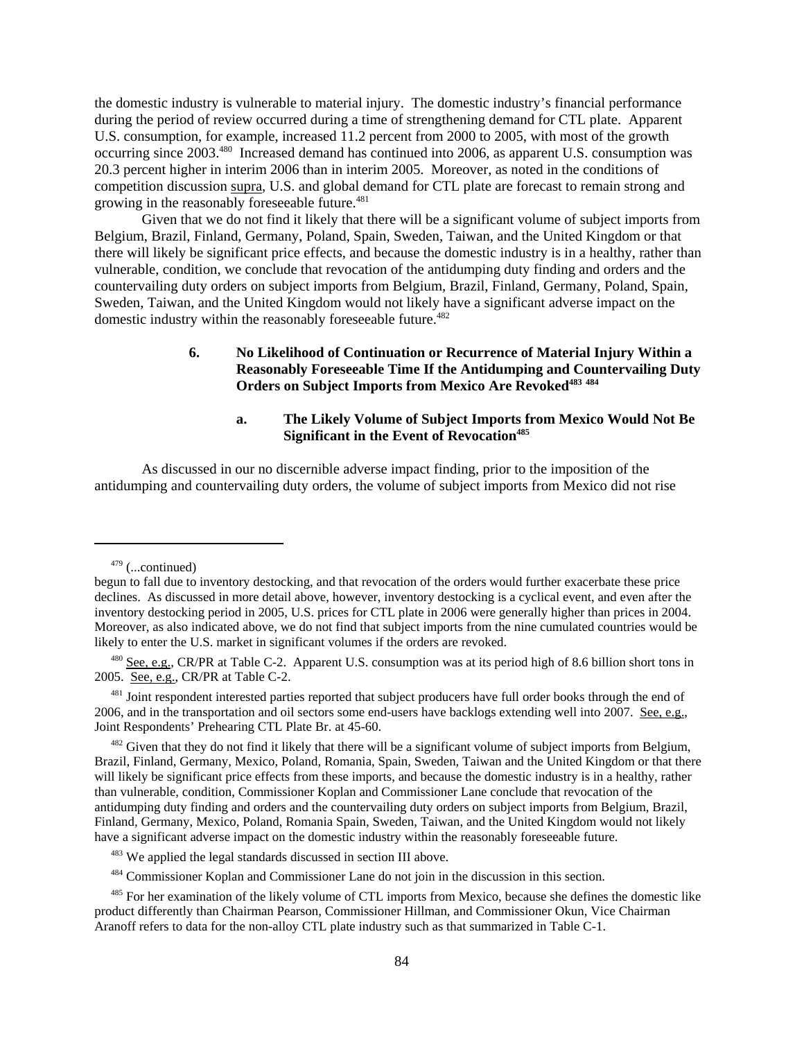the domestic industry is vulnerable to material injury. The domestic industry's financial performance during the period of review occurred during a time of strengthening demand for CTL plate. Apparent U.S. consumption, for example, increased 11.2 percent from 2000 to 2005, with most of the growth occurring since 2003.[480] Increased demand has continued into 2006, as apparent U.S. consumption was 20.3 percent higher in interim 2006 than in interim 2005. Moreover, as noted in the conditions of competition discussion supra, U.S. and global demand for CTL plate are forecast to remain strong and growing in the reasonably foreseeable future.[481]

Given that we do not find it likely that there will be a significant volume of subject imports from Belgium, Brazil, Finland, Germany, Poland, Spain, Sweden, Taiwan, and the United Kingdom or that there will likely be significant price effects, and because the domestic industry is in a healthy, rather than vulnerable, condition, we conclude that revocation of the antidumping duty finding and orders and the countervailing duty orders on subject imports from Belgium, Brazil, Finland, Germany, Poland, Spain, Sweden, Taiwan, and the United Kingdom would not likely have a significant adverse impact on the domestic industry within the reasonably foreseeable future.[482]

### 6. No Likelihood of Continuation or Recurrence of Material Injury Within a Reasonably Foreseeable Time If the Antidumping and Countervailing Duty Orders on Subject Imports from Mexico Are Revoked[483] [484]

#### a. The Likely Volume of Subject Imports from Mexico Would Not Be Significant in the Event of Revocation[485]

As discussed in our no discernible adverse impact finding, prior to the imposition of the antidumping and countervailing duty orders, the volume of subject imports from Mexico did not rise

---

[479] (...continued)
begun to fall due to inventory destocking, and that revocation of the orders would further exacerbate these price declines. As discussed in more detail above, however, inventory destocking is a cyclical event, and even after the inventory destocking period in 2005, U.S. prices for CTL plate in 2006 were generally higher than prices in 2004. Moreover, as also indicated above, we do not find that subject imports from the nine cumulated countries would be likely to enter the U.S. market in significant volumes if the orders are revoked.

[480] See, e.g., CR/PR at Table C-2. Apparent U.S. consumption was at its period high of 8.6 billion short tons in 2005. See, e.g., CR/PR at Table C-2.

[481] Joint respondent interested parties reported that subject producers have full order books through the end of 2006, and in the transportation and oil sectors some end-users have backlogs extending well into 2007. See, e.g., Joint Respondents' Prehearing CTL Plate Br. at 45-60.

[482] Given that they do not find it likely that there will be a significant volume of subject imports from Belgium, Brazil, Finland, Germany, Mexico, Poland, Romania, Spain, Sweden, Taiwan and the United Kingdom or that there will likely be significant price effects from these imports, and because the domestic industry is in a healthy, rather than vulnerable, condition, Commissioner Koplan and Commissioner Lane conclude that revocation of the antidumping duty finding and orders and the countervailing duty orders on subject imports from Belgium, Brazil, Finland, Germany, Mexico, Poland, Romania Spain, Sweden, Taiwan, and the United Kingdom would not likely have a significant adverse impact on the domestic industry within the reasonably foreseeable future.

[483] We applied the legal standards discussed in section III above.

[484] Commissioner Koplan and Commissioner Lane do not join in the discussion in this section.

[485] For her examination of the likely volume of CTL imports from Mexico, because she defines the domestic like product differently than Chairman Pearson, Commissioner Hillman, and Commissioner Okun, Vice Chairman Aranoff refers to data for the non-alloy CTL plate industry such as that summarized in Table C-1.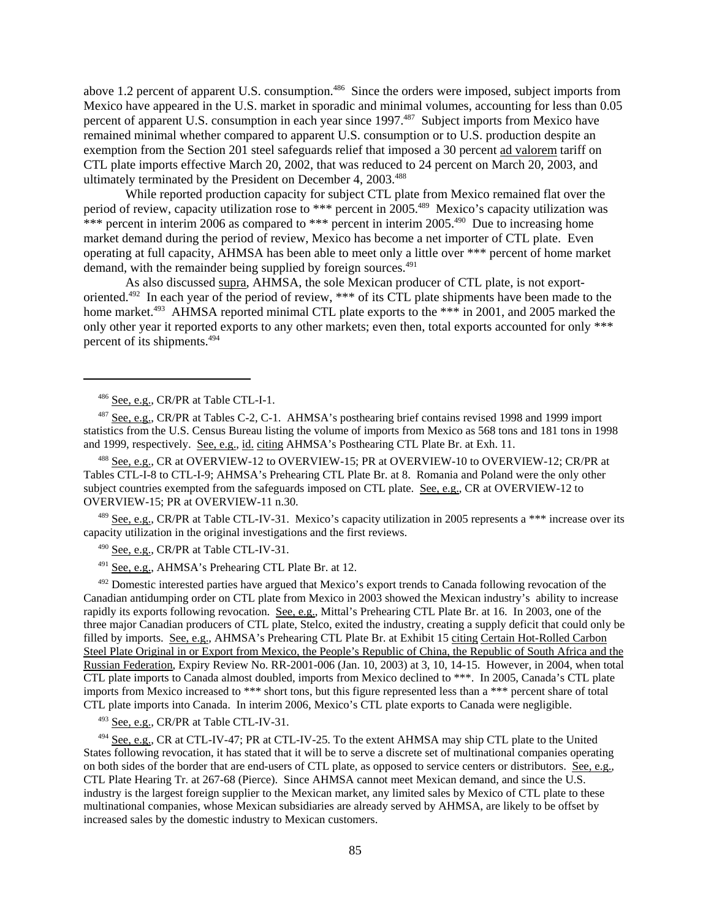above 1.2 percent of apparent U.S. consumption.[486] Since the orders were imposed, subject imports from Mexico have appeared in the U.S. market in sporadic and minimal volumes, accounting for less than 0.05 percent of apparent U.S. consumption in each year since 1997.[487] Subject imports from Mexico have remained minimal whether compared to apparent U.S. consumption or to U.S. production despite an exemption from the Section 201 steel safeguards relief that imposed a 30 percent ad valorem tariff on CTL plate imports effective March 20, 2002, that was reduced to 24 percent on March 20, 2003, and ultimately terminated by the President on December 4, 2003.[488]

While reported production capacity for subject CTL plate from Mexico remained flat over the period of review, capacity utilization rose to *** percent in 2005.[489] Mexico's capacity utilization was *** percent in interim 2006 as compared to *** percent in interim 2005.[490] Due to increasing home market demand during the period of review, Mexico has become a net importer of CTL plate. Even operating at full capacity, AHMSA has been able to meet only a little over *** percent of home market demand, with the remainder being supplied by foreign sources.[491]

As also discussed supra, AHMSA, the sole Mexican producer of CTL plate, is not export-oriented.[492] In each year of the period of review, *** of its CTL plate shipments have been made to the home market.[493] AHMSA reported minimal CTL plate exports to the *** in 2001, and 2005 marked the only other year it reported exports to any other markets; even then, total exports accounted for only *** percent of its shipments.[494]

---

[486] See, e.g., CR/PR at Table CTL-I-1.

[487] See, e.g., CR/PR at Tables C-2, C-1. AHMSA's posthearing brief contains revised 1998 and 1999 import statistics from the U.S. Census Bureau listing the volume of imports from Mexico as 568 tons and 181 tons in 1998 and 1999, respectively. See, e.g., id. citing AHMSA's Posthearing CTL Plate Br. at Exh. 11.

[488] See, e.g., CR at OVERVIEW-12 to OVERVIEW-15; PR at OVERVIEW-10 to OVERVIEW-12; CR/PR at Tables CTL-I-8 to CTL-I-9; AHMSA's Prehearing CTL Plate Br. at 8. Romania and Poland were the only other subject countries exempted from the safeguards imposed on CTL plate. See, e.g., CR at OVERVIEW-12 to OVERVIEW-15; PR at OVERVIEW-11 n.30.

[489] See, e.g., CR/PR at Table CTL-IV-31. Mexico's capacity utilization in 2005 represents a *** increase over its capacity utilization in the original investigations and the first reviews.

[490] See, e.g., CR/PR at Table CTL-IV-31.

[491] See, e.g., AHMSA's Prehearing CTL Plate Br. at 12.

[492] Domestic interested parties have argued that Mexico's export trends to Canada following revocation of the Canadian antidumping order on CTL plate from Mexico in 2003 showed the Mexican industry's ability to increase rapidly its exports following revocation. See, e.g., Mittal's Prehearing CTL Plate Br. at 16. In 2003, one of the three major Canadian producers of CTL plate, Stelco, exited the industry, creating a supply deficit that could only be filled by imports. See, e.g., AHMSA's Prehearing CTL Plate Br. at Exhibit 15 citing Certain Hot-Rolled Carbon Steel Plate Original in or Export from Mexico, the People's Republic of China, the Republic of South Africa and the Russian Federation, Expiry Review No. RR-2001-006 (Jan. 10, 2003) at 3, 10, 14-15. However, in 2004, when total CTL plate imports to Canada almost doubled, imports from Mexico declined to ***. In 2005, Canada's CTL plate imports from Mexico increased to *** short tons, but this figure represented less than a *** percent share of total CTL plate imports into Canada. In interim 2006, Mexico's CTL plate exports to Canada were negligible.

[493] See, e.g., CR/PR at Table CTL-IV-31.

[494] See, e.g., CR at CTL-IV-47; PR at CTL-IV-25. To the extent AHMSA may ship CTL plate to the United States following revocation, it has stated that it will be to serve a discrete set of multinational companies operating on both sides of the border that are end-users of CTL plate, as opposed to service centers or distributors. See, e.g., CTL Plate Hearing Tr. at 267-68 (Pierce). Since AHMSA cannot meet Mexican demand, and since the U.S. industry is the largest foreign supplier to the Mexican market, any limited sales by Mexico of CTL plate to these multinational companies, whose Mexican subsidiaries are already served by AHMSA, are likely to be offset by increased sales by the domestic industry to Mexican customers.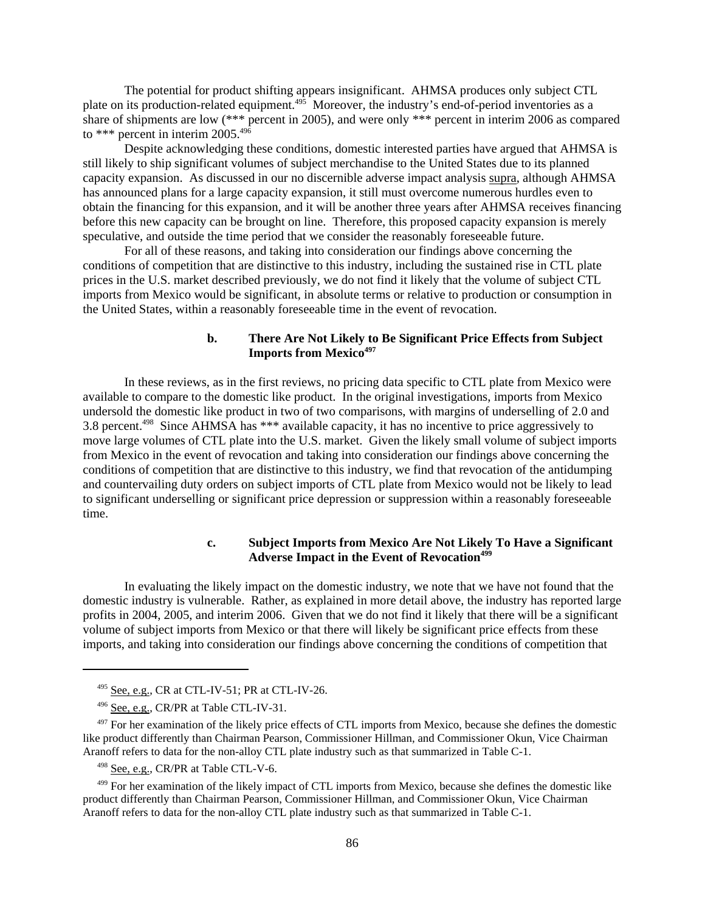The potential for product shifting appears insignificant. AHMSA produces only subject CTL plate on its production-related equipment.[495] Moreover, the industry's end-of-period inventories as a share of shipments are low (*** percent in 2005), and were only *** percent in interim 2006 as compared to *** percent in interim 2005.[496]

Despite acknowledging these conditions, domestic interested parties have argued that AHMSA is still likely to ship significant volumes of subject merchandise to the United States due to its planned capacity expansion. As discussed in our no discernible adverse impact analysis supra, although AHMSA has announced plans for a large capacity expansion, it still must overcome numerous hurdles even to obtain the financing for this expansion, and it will be another three years after AHMSA receives financing before this new capacity can be brought on line. Therefore, this proposed capacity expansion is merely speculative, and outside the time period that we consider the reasonably foreseeable future.

For all of these reasons, and taking into consideration our findings above concerning the conditions of competition that are distinctive to this industry, including the sustained rise in CTL plate prices in the U.S. market described previously, we do not find it likely that the volume of subject CTL imports from Mexico would be significant, in absolute terms or relative to production or consumption in the United States, within a reasonably foreseeable time in the event of revocation.

#### b. There Are Not Likely to Be Significant Price Effects from Subject Imports from Mexico[497]

In these reviews, as in the first reviews, no pricing data specific to CTL plate from Mexico were available to compare to the domestic like product. In the original investigations, imports from Mexico undersold the domestic like product in two of two comparisons, with margins of underselling of 2.0 and 3.8 percent.[498] Since AHMSA has *** available capacity, it has no incentive to price aggressively to move large volumes of CTL plate into the U.S. market. Given the likely small volume of subject imports from Mexico in the event of revocation and taking into consideration our findings above concerning the conditions of competition that are distinctive to this industry, we find that revocation of the antidumping and countervailing duty orders on subject imports of CTL plate from Mexico would not be likely to lead to significant underselling or significant price depression or suppression within a reasonably foreseeable time.

#### c. Subject Imports from Mexico Are Not Likely To Have a Significant Adverse Impact in the Event of Revocation[499]

In evaluating the likely impact on the domestic industry, we note that we have not found that the domestic industry is vulnerable. Rather, as explained in more detail above, the industry has reported large profits in 2004, 2005, and interim 2006. Given that we do not find it likely that there will be a significant volume of subject imports from Mexico or that there will likely be significant price effects from these imports, and taking into consideration our findings above concerning the conditions of competition that

---

[495] See, e.g., CR at CTL-IV-51; PR at CTL-IV-26.

[496] See, e.g., CR/PR at Table CTL-IV-31.

[497] For her examination of the likely price effects of CTL imports from Mexico, because she defines the domestic like product differently than Chairman Pearson, Commissioner Hillman, and Commissioner Okun, Vice Chairman Aranoff refers to data for the non-alloy CTL plate industry such as that summarized in Table C-1.

[498] See, e.g., CR/PR at Table CTL-V-6.

[499] For her examination of the likely impact of CTL imports from Mexico, because she defines the domestic like product differently than Chairman Pearson, Commissioner Hillman, and Commissioner Okun, Vice Chairman Aranoff refers to data for the non-alloy CTL plate industry such as that summarized in Table C-1.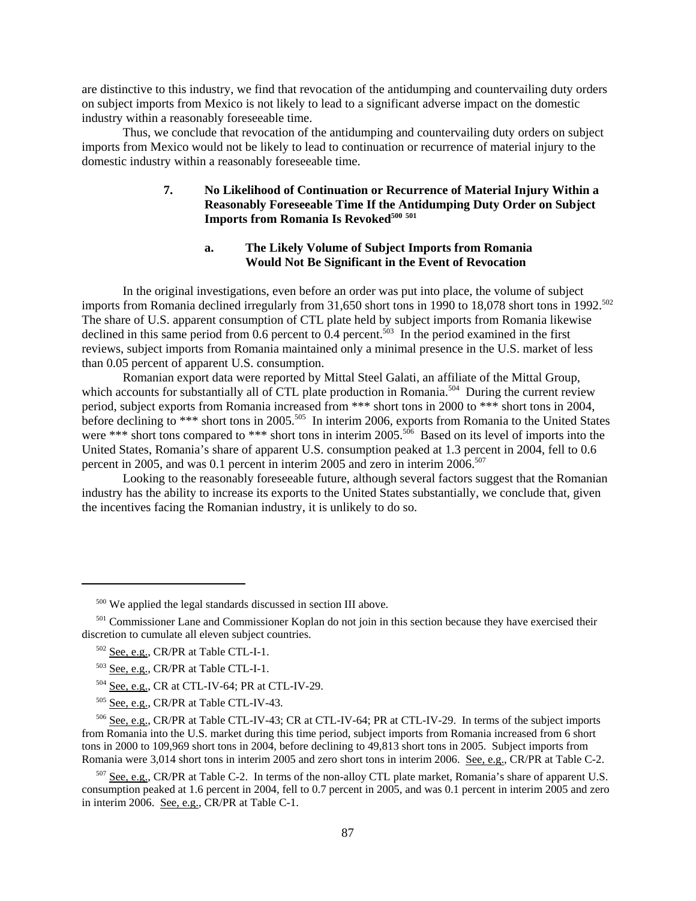are distinctive to this industry, we find that revocation of the antidumping and countervailing duty orders on subject imports from Mexico is not likely to lead to a significant adverse impact on the domestic industry within a reasonably foreseeable time.

Thus, we conclude that revocation of the antidumping and countervailing duty orders on subject imports from Mexico would not be likely to lead to continuation or recurrence of material injury to the domestic industry within a reasonably foreseeable time.

### 7. No Likelihood of Continuation or Recurrence of Material Injury Within a Reasonably Foreseeable Time If the Antidumping Duty Order on Subject Imports from Romania Is Revoked[500] [501]

#### a. The Likely Volume of Subject Imports from Romania Would Not Be Significant in the Event of Revocation

In the original investigations, even before an order was put into place, the volume of subject imports from Romania declined irregularly from 31,650 short tons in 1990 to 18,078 short tons in 1992.[502] The share of U.S. apparent consumption of CTL plate held by subject imports from Romania likewise declined in this same period from 0.6 percent to 0.4 percent.[503] In the period examined in the first reviews, subject imports from Romania maintained only a minimal presence in the U.S. market of less than 0.05 percent of apparent U.S. consumption.

Romanian export data were reported by Mittal Steel Galati, an affiliate of the Mittal Group, which accounts for substantially all of CTL plate production in Romania.[504] During the current review period, subject exports from Romania increased from *** short tons in 2000 to *** short tons in 2004, before declining to *** short tons in 2005.[505] In interim 2006, exports from Romania to the United States were *** short tons compared to *** short tons in interim 2005.[506] Based on its level of imports into the United States, Romania's share of apparent U.S. consumption peaked at 1.3 percent in 2004, fell to 0.6 percent in 2005, and was 0.1 percent in interim 2005 and zero in interim 2006.[507]

Looking to the reasonably foreseeable future, although several factors suggest that the Romanian industry has the ability to increase its exports to the United States substantially, we conclude that, given the incentives facing the Romanian industry, it is unlikely to do so.

---

[500] We applied the legal standards discussed in section III above.

[501] Commissioner Lane and Commissioner Koplan do not join in this section because they have exercised their discretion to cumulate all eleven subject countries.

[502] See, e.g., CR/PR at Table CTL-I-1.

[503] See, e.g., CR/PR at Table CTL-I-1.

[504] See, e.g., CR at CTL-IV-64; PR at CTL-IV-29.

[505] See, e.g., CR/PR at Table CTL-IV-43.

[506] See, e.g., CR/PR at Table CTL-IV-43; CR at CTL-IV-64; PR at CTL-IV-29. In terms of the subject imports from Romania into the U.S. market during this time period, subject imports from Romania increased from 6 short tons in 2000 to 109,969 short tons in 2004, before declining to 49,813 short tons in 2005. Subject imports from Romania were 3,014 short tons in interim 2005 and zero short tons in interim 2006. See, e.g., CR/PR at Table C-2.

[507] See, e.g., CR/PR at Table C-2. In terms of the non-alloy CTL plate market, Romania's share of apparent U.S. consumption peaked at 1.6 percent in 2004, fell to 0.7 percent in 2005, and was 0.1 percent in interim 2005 and zero in interim 2006. See, e.g., CR/PR at Table C-1.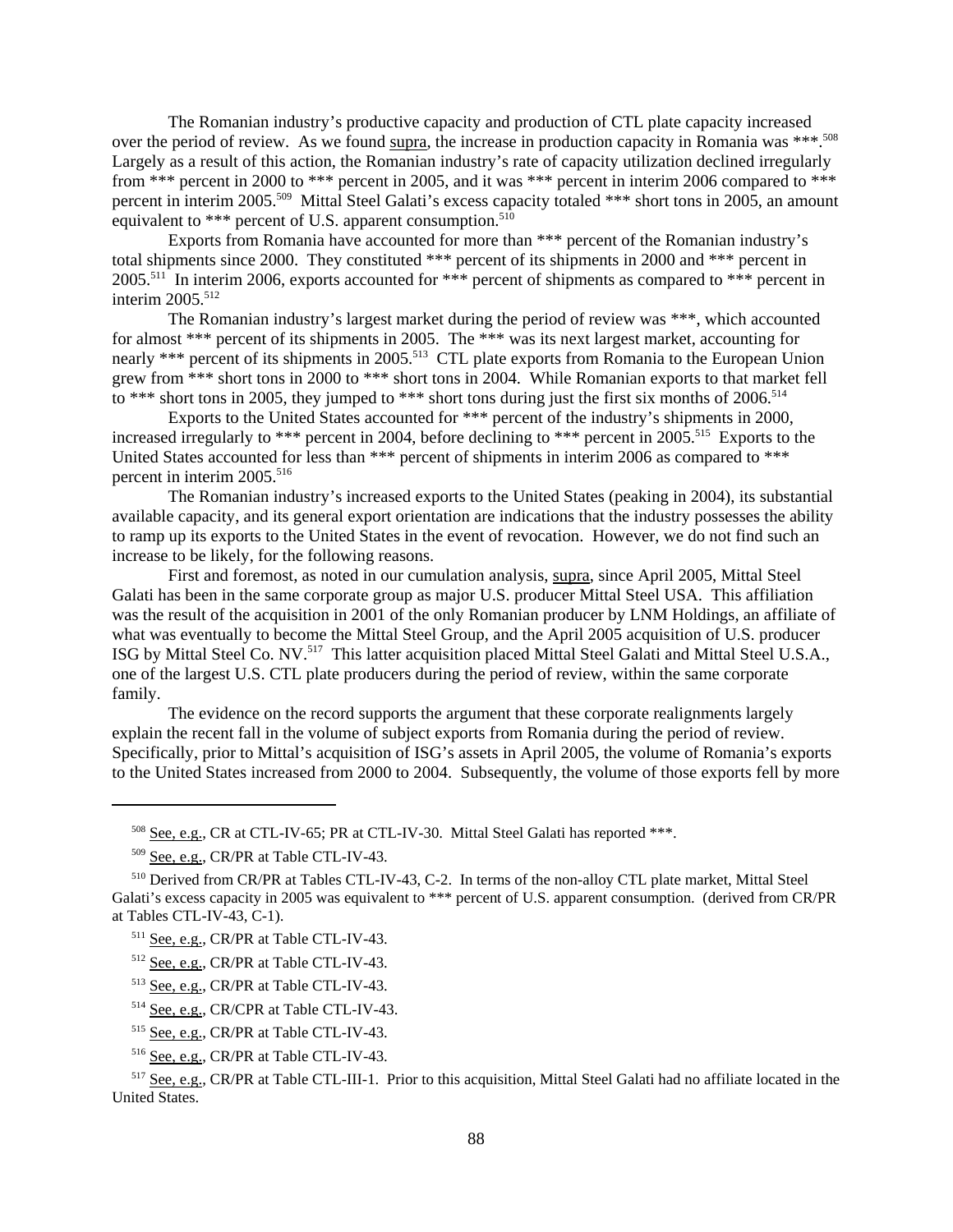The Romanian industry's productive capacity and production of CTL plate capacity increased over the period of review. As we found supra, the increase in production capacity in Romania was ***.[508] Largely as a result of this action, the Romanian industry's rate of capacity utilization declined irregularly from *** percent in 2000 to *** percent in 2005, and it was *** percent in interim 2006 compared to *** percent in interim 2005.[509] Mittal Steel Galati's excess capacity totaled *** short tons in 2005, an amount equivalent to *** percent of U.S. apparent consumption.[510]

Exports from Romania have accounted for more than *** percent of the Romanian industry's total shipments since 2000. They constituted *** percent of its shipments in 2000 and *** percent in 2005.[511] In interim 2006, exports accounted for *** percent of shipments as compared to *** percent in interim 2005.[512]

The Romanian industry's largest market during the period of review was ***, which accounted for almost *** percent of its shipments in 2005. The *** was its next largest market, accounting for nearly *** percent of its shipments in 2005.[513] CTL plate exports from Romania to the European Union grew from *** short tons in 2000 to *** short tons in 2004. While Romanian exports to that market fell to *** short tons in 2005, they jumped to *** short tons during just the first six months of 2006.[514]

Exports to the United States accounted for *** percent of the industry's shipments in 2000, increased irregularly to *** percent in 2004, before declining to *** percent in 2005.[515] Exports to the United States accounted for less than *** percent of shipments in interim 2006 as compared to *** percent in interim 2005.[516]

The Romanian industry's increased exports to the United States (peaking in 2004), its substantial available capacity, and its general export orientation are indications that the industry possesses the ability to ramp up its exports to the United States in the event of revocation. However, we do not find such an increase to be likely, for the following reasons.

First and foremost, as noted in our cumulation analysis, supra, since April 2005, Mittal Steel Galati has been in the same corporate group as major U.S. producer Mittal Steel USA. This affiliation was the result of the acquisition in 2001 of the only Romanian producer by LNM Holdings, an affiliate of what was eventually to become the Mittal Steel Group, and the April 2005 acquisition of U.S. producer ISG by Mittal Steel Co. NV.[517] This latter acquisition placed Mittal Steel Galati and Mittal Steel U.S.A., one of the largest U.S. CTL plate producers during the period of review, within the same corporate family.

The evidence on the record supports the argument that these corporate realignments largely explain the recent fall in the volume of subject exports from Romania during the period of review. Specifically, prior to Mittal's acquisition of ISG's assets in April 2005, the volume of Romania's exports to the United States increased from 2000 to 2004. Subsequently, the volume of those exports fell by more

---

[508] See, e.g., CR at CTL-IV-65; PR at CTL-IV-30. Mittal Steel Galati has reported ***.

[509] See, e.g., CR/PR at Table CTL-IV-43.

[510] Derived from CR/PR at Tables CTL-IV-43, C-2. In terms of the non-alloy CTL plate market, Mittal Steel Galati's excess capacity in 2005 was equivalent to *** percent of U.S. apparent consumption. (derived from CR/PR at Tables CTL-IV-43, C-1).

[511] See, e.g., CR/PR at Table CTL-IV-43.

[512] See, e.g., CR/PR at Table CTL-IV-43.

[513] See, e.g., CR/PR at Table CTL-IV-43.

[514] See, e.g., CR/CPR at Table CTL-IV-43.

[515] See, e.g., CR/PR at Table CTL-IV-43.

[516] See, e.g., CR/PR at Table CTL-IV-43.

[517] See, e.g., CR/PR at Table CTL-III-1. Prior to this acquisition, Mittal Steel Galati had no affiliate located in the United States.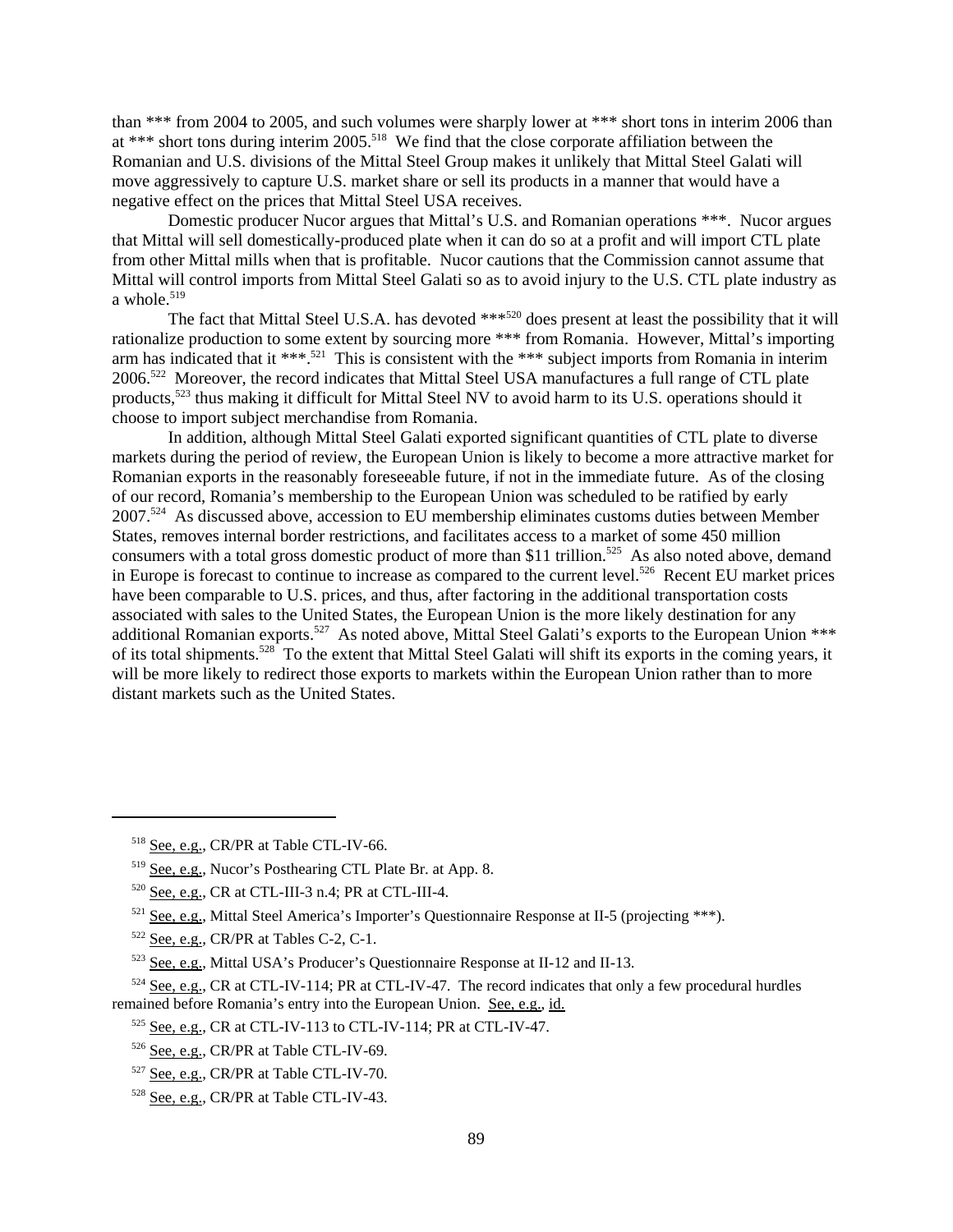than *** from 2004 to 2005, and such volumes were sharply lower at *** short tons in interim 2006 than at *** short tons during interim 2005.[518] We find that the close corporate affiliation between the Romanian and U.S. divisions of the Mittal Steel Group makes it unlikely that Mittal Steel Galati will move aggressively to capture U.S. market share or sell its products in a manner that would have a negative effect on the prices that Mittal Steel USA receives.

Domestic producer Nucor argues that Mittal's U.S. and Romanian operations ***. Nucor argues that Mittal will sell domestically-produced plate when it can do so at a profit and will import CTL plate from other Mittal mills when that is profitable. Nucor cautions that the Commission cannot assume that Mittal will control imports from Mittal Steel Galati so as to avoid injury to the U.S. CTL plate industry as a whole.[519]

The fact that Mittal Steel U.S.A. has devoted ***[520] does present at least the possibility that it will rationalize production to some extent by sourcing more *** from Romania. However, Mittal's importing arm has indicated that it ***.[521] This is consistent with the *** subject imports from Romania in interim 2006.[522] Moreover, the record indicates that Mittal Steel USA manufactures a full range of CTL plate products,[523] thus making it difficult for Mittal Steel NV to avoid harm to its U.S. operations should it choose to import subject merchandise from Romania.

In addition, although Mittal Steel Galati exported significant quantities of CTL plate to diverse markets during the period of review, the European Union is likely to become a more attractive market for Romanian exports in the reasonably foreseeable future, if not in the immediate future. As of the closing of our record, Romania's membership to the European Union was scheduled to be ratified by early 2007.[524] As discussed above, accession to EU membership eliminates customs duties between Member States, removes internal border restrictions, and facilitates access to a market of some 450 million consumers with a total gross domestic product of more than $11 trillion.[525] As also noted above, demand in Europe is forecast to continue to increase as compared to the current level.[526] Recent EU market prices have been comparable to U.S. prices, and thus, after factoring in the additional transportation costs associated with sales to the United States, the European Union is the more likely destination for any additional Romanian exports.[527] As noted above, Mittal Steel Galati's exports to the European Union *** of its total shipments.[528] To the extent that Mittal Steel Galati will shift its exports in the coming years, it will be more likely to redirect those exports to markets within the European Union rather than to more distant markets such as the United States.

---

[518] See, e.g., CR/PR at Table CTL-IV-66.

[519] See, e.g., Nucor's Posthearing CTL Plate Br. at App. 8.

[520] See, e.g., CR at CTL-III-3 n.4; PR at CTL-III-4.

[521] See, e.g., Mittal Steel America's Importer's Questionnaire Response at II-5 (projecting ***).

[522] See, e.g., CR/PR at Tables C-2, C-1.

[523] See, e.g., Mittal USA's Producer's Questionnaire Response at II-12 and II-13.

[524] See, e.g., CR at CTL-IV-114; PR at CTL-IV-47. The record indicates that only a few procedural hurdles remained before Romania's entry into the European Union. See, e.g., id.

[525] See, e.g., CR at CTL-IV-113 to CTL-IV-114; PR at CTL-IV-47.

[526] See, e.g., CR/PR at Table CTL-IV-69.

[527] See, e.g., CR/PR at Table CTL-IV-70.

[528] See, e.g., CR/PR at Table CTL-IV-43.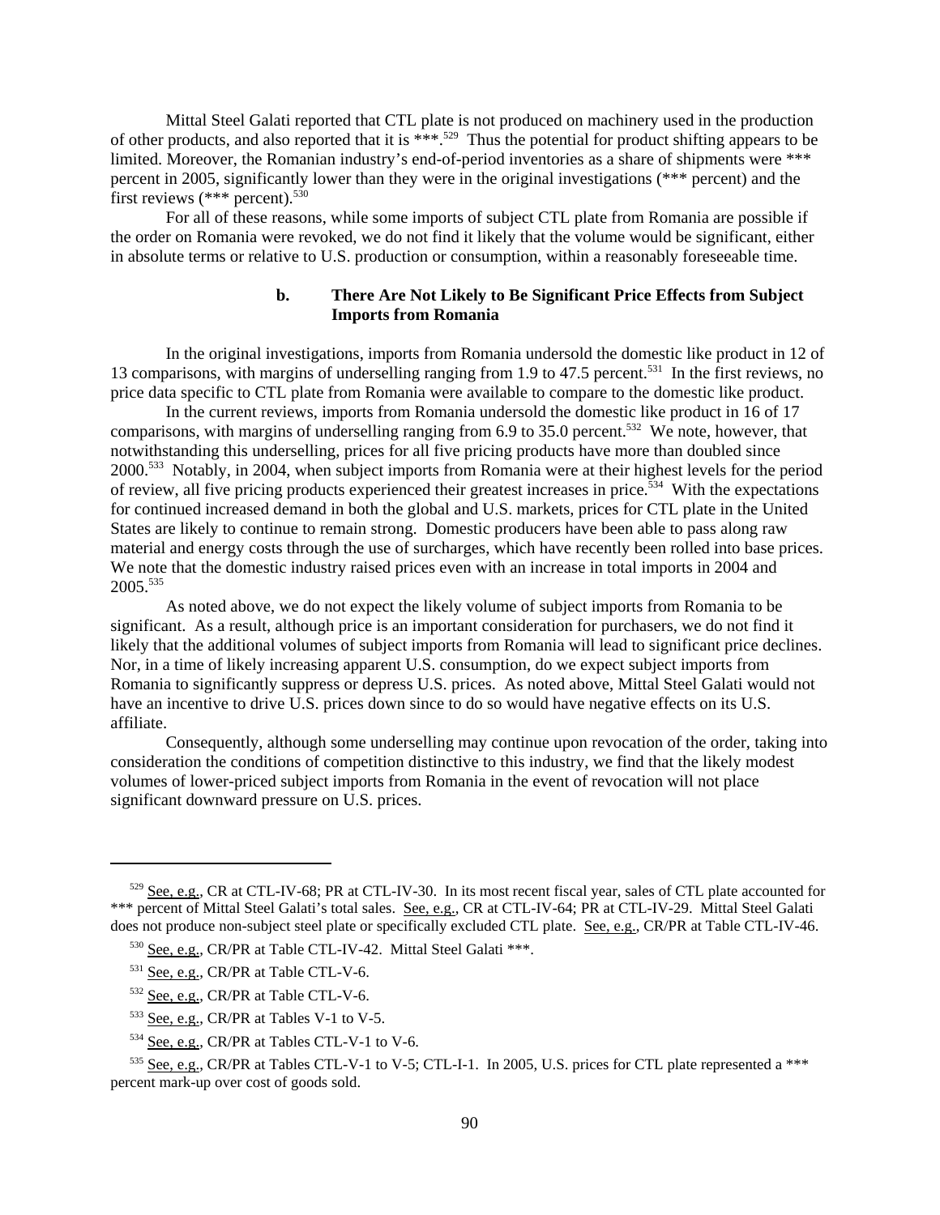Mittal Steel Galati reported that CTL plate is not produced on machinery used in the production of other products, and also reported that it is ***.[529] Thus the potential for product shifting appears to be limited. Moreover, the Romanian industry's end-of-period inventories as a share of shipments were *** percent in 2005, significantly lower than they were in the original investigations (*** percent) and the first reviews (*** percent).[530]

For all of these reasons, while some imports of subject CTL plate from Romania are possible if the order on Romania were revoked, we do not find it likely that the volume would be significant, either in absolute terms or relative to U.S. production or consumption, within a reasonably foreseeable time.

### b. There Are Not Likely to Be Significant Price Effects from Subject Imports from Romania

In the original investigations, imports from Romania undersold the domestic like product in 12 of 13 comparisons, with margins of underselling ranging from 1.9 to 47.5 percent.[531] In the first reviews, no price data specific to CTL plate from Romania were available to compare to the domestic like product.

In the current reviews, imports from Romania undersold the domestic like product in 16 of 17 comparisons, with margins of underselling ranging from 6.9 to 35.0 percent.[532] We note, however, that notwithstanding this underselling, prices for all five pricing products have more than doubled since 2000.[533] Notably, in 2004, when subject imports from Romania were at their highest levels for the period of review, all five pricing products experienced their greatest increases in price.[534] With the expectations for continued increased demand in both the global and U.S. markets, prices for CTL plate in the United States are likely to continue to remain strong. Domestic producers have been able to pass along raw material and energy costs through the use of surcharges, which have recently been rolled into base prices. We note that the domestic industry raised prices even with an increase in total imports in 2004 and 2005.[535]

As noted above, we do not expect the likely volume of subject imports from Romania to be significant. As a result, although price is an important consideration for purchasers, we do not find it likely that the additional volumes of subject imports from Romania will lead to significant price declines. Nor, in a time of likely increasing apparent U.S. consumption, do we expect subject imports from Romania to significantly suppress or depress U.S. prices. As noted above, Mittal Steel Galati would not have an incentive to drive U.S. prices down since to do so would have negative effects on its U.S. affiliate.

Consequently, although some underselling may continue upon revocation of the order, taking into consideration the conditions of competition distinctive to this industry, we find that the likely modest volumes of lower-priced subject imports from Romania in the event of revocation will not place significant downward pressure on U.S. prices.

---

[529] See, e.g., CR at CTL-IV-68; PR at CTL-IV-30. In its most recent fiscal year, sales of CTL plate accounted for *** percent of Mittal Steel Galati's total sales. See, e.g., CR at CTL-IV-64; PR at CTL-IV-29. Mittal Steel Galati does not produce non-subject steel plate or specifically excluded CTL plate. See, e.g., CR/PR at Table CTL-IV-46.

[530] See, e.g., CR/PR at Table CTL-IV-42. Mittal Steel Galati ***.

[531] See, e.g., CR/PR at Table CTL-V-6.

[532] See, e.g., CR/PR at Table CTL-V-6.

[533] See, e.g., CR/PR at Tables V-1 to V-5.

[534] See, e.g., CR/PR at Tables CTL-V-1 to V-6.

[535] See, e.g., CR/PR at Tables CTL-V-1 to V-5; CTL-I-1. In 2005, U.S. prices for CTL plate represented a *** percent mark-up over cost of goods sold.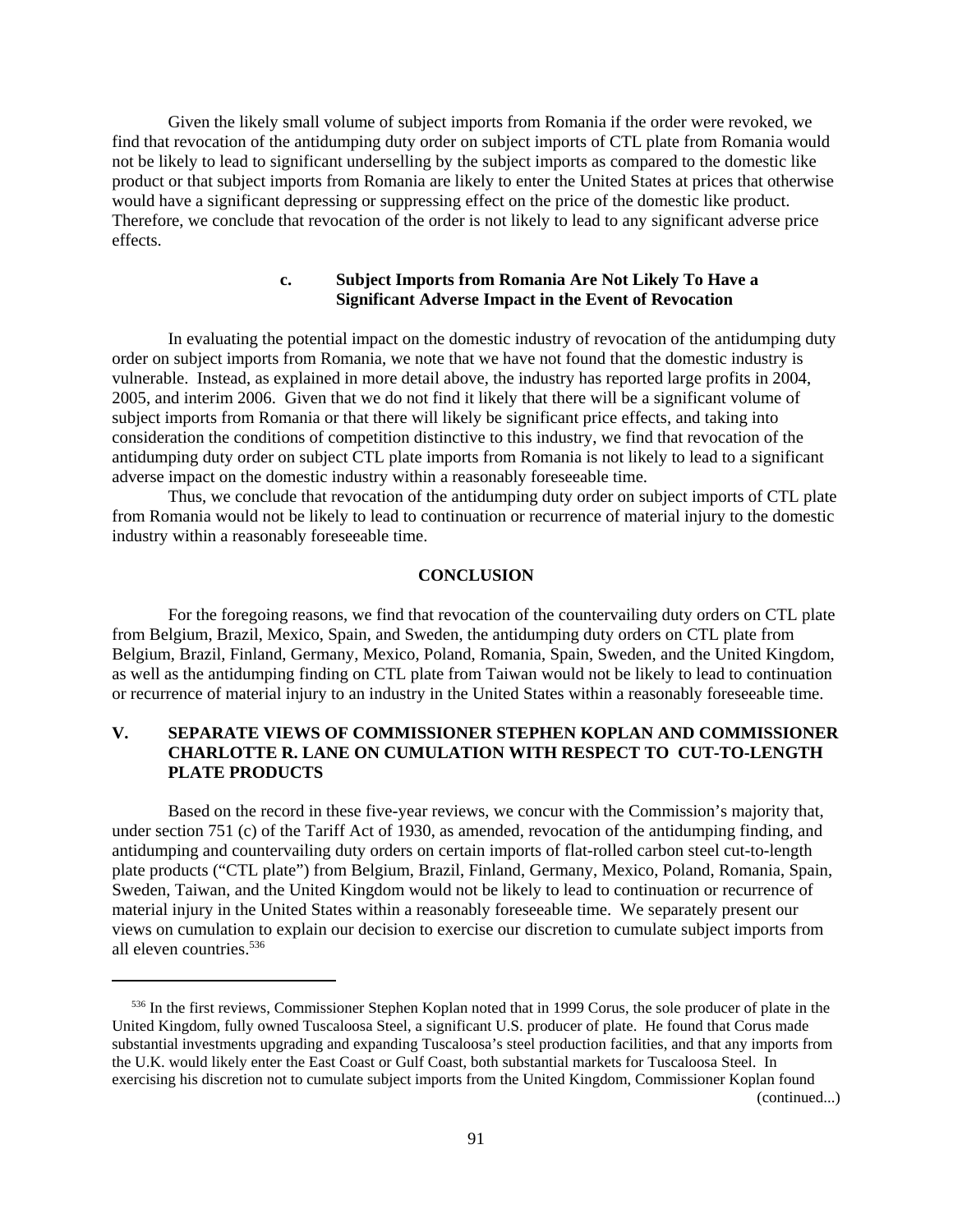Given the likely small volume of subject imports from Romania if the order were revoked, we find that revocation of the antidumping duty order on subject imports of CTL plate from Romania would not be likely to lead to significant underselling by the subject imports as compared to the domestic like product or that subject imports from Romania are likely to enter the United States at prices that otherwise would have a significant depressing or suppressing effect on the price of the domestic like product. Therefore, we conclude that revocation of the order is not likely to lead to any significant adverse price effects.

#### c. Subject Imports from Romania Are Not Likely To Have a Significant Adverse Impact in the Event of Revocation

In evaluating the potential impact on the domestic industry of revocation of the antidumping duty order on subject imports from Romania, we note that we have not found that the domestic industry is vulnerable. Instead, as explained in more detail above, the industry has reported large profits in 2004, 2005, and interim 2006. Given that we do not find it likely that there will be a significant volume of subject imports from Romania or that there will likely be significant price effects, and taking into consideration the conditions of competition distinctive to this industry, we find that revocation of the antidumping duty order on subject CTL plate imports from Romania is not likely to lead to a significant adverse impact on the domestic industry within a reasonably foreseeable time.

Thus, we conclude that revocation of the antidumping duty order on subject imports of CTL plate from Romania would not be likely to lead to continuation or recurrence of material injury to the domestic industry within a reasonably foreseeable time.

## CONCLUSION

For the foregoing reasons, we find that revocation of the countervailing duty orders on CTL plate from Belgium, Brazil, Mexico, Spain, and Sweden, the antidumping duty orders on CTL plate from Belgium, Brazil, Finland, Germany, Mexico, Poland, Romania, Spain, Sweden, and the United Kingdom, as well as the antidumping finding on CTL plate from Taiwan would not be likely to lead to continuation or recurrence of material injury to an industry in the United States within a reasonably foreseeable time.

## V. SEPARATE VIEWS OF COMMISSIONER STEPHEN KOPLAN AND COMMISSIONER CHARLOTTE R. LANE ON CUMULATION WITH RESPECT TO CUT-TO-LENGTH PLATE PRODUCTS

Based on the record in these five-year reviews, we concur with the Commission's majority that, under section 751 (c) of the Tariff Act of 1930, as amended, revocation of the antidumping finding, and antidumping and countervailing duty orders on certain imports of flat-rolled carbon steel cut-to-length plate products ("CTL plate") from Belgium, Brazil, Finland, Germany, Mexico, Poland, Romania, Spain, Sweden, Taiwan, and the United Kingdom would not be likely to lead to continuation or recurrence of material injury in the United States within a reasonably foreseeable time. We separately present our views on cumulation to explain our decision to exercise our discretion to cumulate subject imports from all eleven countries.[536]

---

[536] In the first reviews, Commissioner Stephen Koplan noted that in 1999 Corus, the sole producer of plate in the United Kingdom, fully owned Tuscaloosa Steel, a significant U.S. producer of plate. He found that Corus made substantial investments upgrading and expanding Tuscaloosa's steel production facilities, and that any imports from the U.K. would likely enter the East Coast or Gulf Coast, both substantial markets for Tuscaloosa Steel. In exercising his discretion not to cumulate subject imports from the United Kingdom, Commissioner Koplan found (continued...)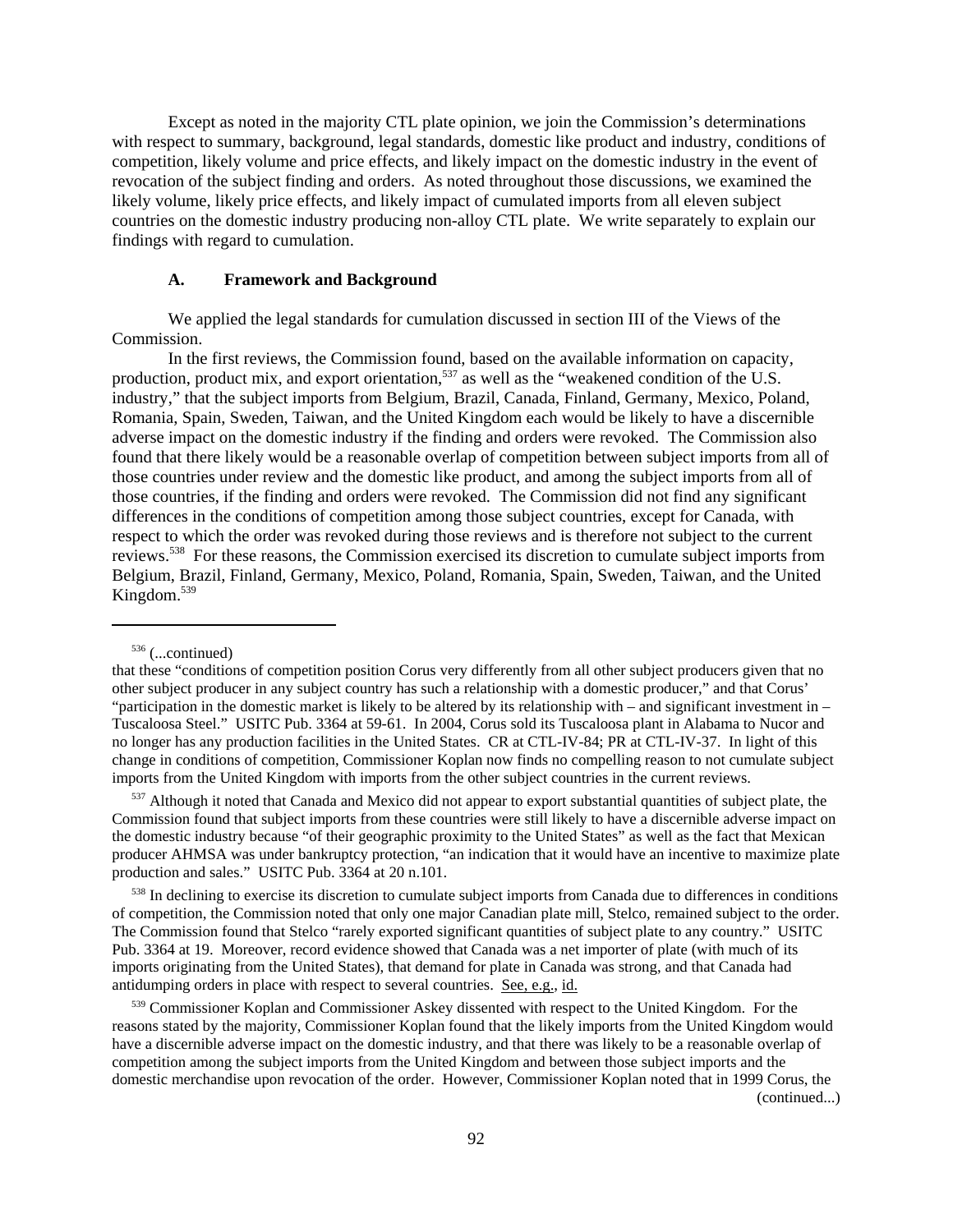Except as noted in the majority CTL plate opinion, we join the Commission's determinations with respect to summary, background, legal standards, domestic like product and industry, conditions of competition, likely volume and price effects, and likely impact on the domestic industry in the event of revocation of the subject finding and orders. As noted throughout those discussions, we examined the likely volume, likely price effects, and likely impact of cumulated imports from all eleven subject countries on the domestic industry producing non-alloy CTL plate. We write separately to explain our findings with regard to cumulation.

### A. Framework and Background

We applied the legal standards for cumulation discussed in section III of the Views of the Commission.

In the first reviews, the Commission found, based on the available information on capacity, production, product mix, and export orientation,[537] as well as the "weakened condition of the U.S. industry," that the subject imports from Belgium, Brazil, Canada, Finland, Germany, Mexico, Poland, Romania, Spain, Sweden, Taiwan, and the United Kingdom each would be likely to have a discernible adverse impact on the domestic industry if the finding and orders were revoked. The Commission also found that there likely would be a reasonable overlap of competition between subject imports from all of those countries under review and the domestic like product, and among the subject imports from all of those countries, if the finding and orders were revoked. The Commission did not find any significant differences in the conditions of competition among those subject countries, except for Canada, with respect to which the order was revoked during those reviews and is therefore not subject to the current reviews.[538] For these reasons, the Commission exercised its discretion to cumulate subject imports from Belgium, Brazil, Finland, Germany, Mexico, Poland, Romania, Spain, Sweden, Taiwan, and the United Kingdom.[539]

---

[536] (...continued)

that these "conditions of competition position Corus very differently from all other subject producers given that no other subject producer in any subject country has such a relationship with a domestic producer," and that Corus' "participation in the domestic market is likely to be altered by its relationship with – and significant investment in – Tuscaloosa Steel." USITC Pub. 3364 at 59-61. In 2004, Corus sold its Tuscaloosa plant in Alabama to Nucor and no longer has any production facilities in the United States. CR at CTL-IV-84; PR at CTL-IV-37. In light of this change in conditions of competition, Commissioner Koplan now finds no compelling reason to not cumulate subject imports from the United Kingdom with imports from the other subject countries in the current reviews.

[537] Although it noted that Canada and Mexico did not appear to export substantial quantities of subject plate, the Commission found that subject imports from these countries were still likely to have a discernible adverse impact on the domestic industry because "of their geographic proximity to the United States" as well as the fact that Mexican producer AHMSA was under bankruptcy protection, "an indication that it would have an incentive to maximize plate production and sales." USITC Pub. 3364 at 20 n.101.

[538] In declining to exercise its discretion to cumulate subject imports from Canada due to differences in conditions of competition, the Commission noted that only one major Canadian plate mill, Stelco, remained subject to the order. The Commission found that Stelco "rarely exported significant quantities of subject plate to any country." USITC Pub. 3364 at 19. Moreover, record evidence showed that Canada was a net importer of plate (with much of its imports originating from the United States), that demand for plate in Canada was strong, and that Canada had antidumping orders in place with respect to several countries. See, e.g., id.

[539] Commissioner Koplan and Commissioner Askey dissented with respect to the United Kingdom. For the reasons stated by the majority, Commissioner Koplan found that the likely imports from the United Kingdom would have a discernible adverse impact on the domestic industry, and that there was likely to be a reasonable overlap of competition among the subject imports from the United Kingdom and between those subject imports and the domestic merchandise upon revocation of the order. However, Commissioner Koplan noted that in 1999 Corus, the (continued...)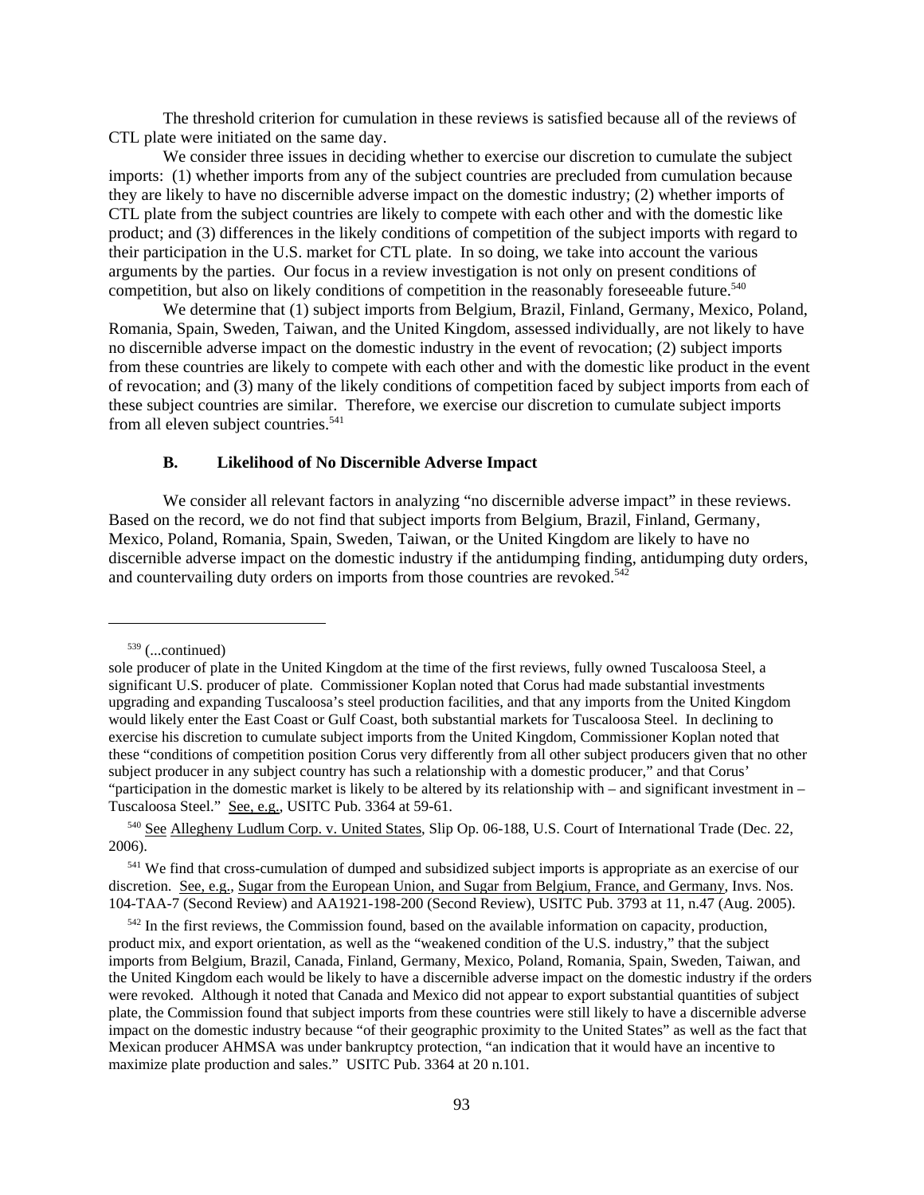The threshold criterion for cumulation in these reviews is satisfied because all of the reviews of CTL plate were initiated on the same day.

We consider three issues in deciding whether to exercise our discretion to cumulate the subject imports: (1) whether imports from any of the subject countries are precluded from cumulation because they are likely to have no discernible adverse impact on the domestic industry; (2) whether imports of CTL plate from the subject countries are likely to compete with each other and with the domestic like product; and (3) differences in the likely conditions of competition of the subject imports with regard to their participation in the U.S. market for CTL plate. In so doing, we take into account the various arguments by the parties. Our focus in a review investigation is not only on present conditions of competition, but also on likely conditions of competition in the reasonably foreseeable future.[540]

We determine that (1) subject imports from Belgium, Brazil, Finland, Germany, Mexico, Poland, Romania, Spain, Sweden, Taiwan, and the United Kingdom, assessed individually, are not likely to have no discernible adverse impact on the domestic industry in the event of revocation; (2) subject imports from these countries are likely to compete with each other and with the domestic like product in the event of revocation; and (3) many of the likely conditions of competition faced by subject imports from each of these subject countries are similar. Therefore, we exercise our discretion to cumulate subject imports from all eleven subject countries.[541]

### B. Likelihood of No Discernible Adverse Impact

We consider all relevant factors in analyzing "no discernible adverse impact" in these reviews. Based on the record, we do not find that subject imports from Belgium, Brazil, Finland, Germany, Mexico, Poland, Romania, Spain, Sweden, Taiwan, or the United Kingdom are likely to have no discernible adverse impact on the domestic industry if the antidumping finding, antidumping duty orders, and countervailing duty orders on imports from those countries are revoked.[542]

---

[539] (...continued)
sole producer of plate in the United Kingdom at the time of the first reviews, fully owned Tuscaloosa Steel, a significant U.S. producer of plate. Commissioner Koplan noted that Corus had made substantial investments upgrading and expanding Tuscaloosa's steel production facilities, and that any imports from the United Kingdom would likely enter the East Coast or Gulf Coast, both substantial markets for Tuscaloosa Steel. In declining to exercise his discretion to cumulate subject imports from the United Kingdom, Commissioner Koplan noted that these "conditions of competition position Corus very differently from all other subject producers given that no other subject producer in any subject country has such a relationship with a domestic producer," and that Corus' "participation in the domestic market is likely to be altered by its relationship with – and significant investment in – Tuscaloosa Steel." See, e.g., USITC Pub. 3364 at 59-61.

[540] See Allegheny Ludlum Corp. v. United States, Slip Op. 06-188, U.S. Court of International Trade (Dec. 22, 2006).

[541] We find that cross-cumulation of dumped and subsidized subject imports is appropriate as an exercise of our discretion. See, e.g., Sugar from the European Union, and Sugar from Belgium, France, and Germany, Invs. Nos. 104-TAA-7 (Second Review) and AA1921-198-200 (Second Review), USITC Pub. 3793 at 11, n.47 (Aug. 2005).

[542] In the first reviews, the Commission found, based on the available information on capacity, production, product mix, and export orientation, as well as the "weakened condition of the U.S. industry," that the subject imports from Belgium, Brazil, Canada, Finland, Germany, Mexico, Poland, Romania, Spain, Sweden, Taiwan, and the United Kingdom each would be likely to have a discernible adverse impact on the domestic industry if the orders were revoked. Although it noted that Canada and Mexico did not appear to export substantial quantities of subject plate, the Commission found that subject imports from these countries were still likely to have a discernible adverse impact on the domestic industry because "of their geographic proximity to the United States" as well as the fact that Mexican producer AHMSA was under bankruptcy protection, "an indication that it would have an incentive to maximize plate production and sales." USITC Pub. 3364 at 20 n.101.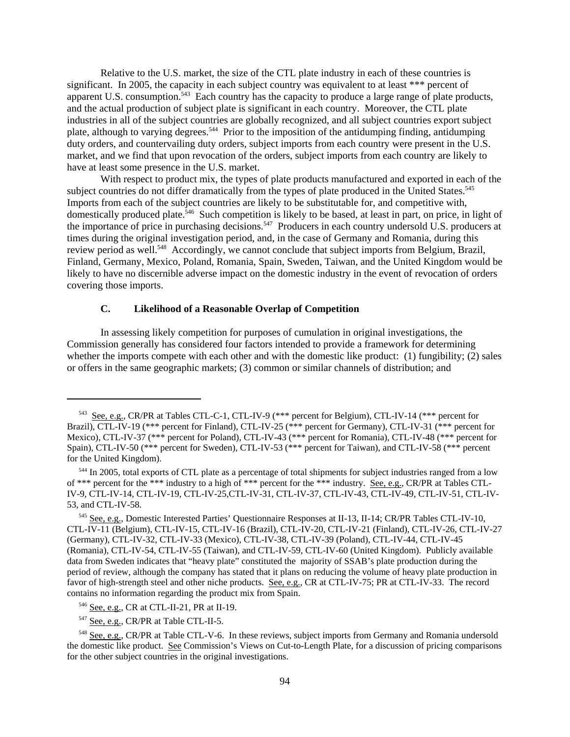Relative to the U.S. market, the size of the CTL plate industry in each of these countries is significant. In 2005, the capacity in each subject country was equivalent to at least *** percent of apparent U.S. consumption.[543] Each country has the capacity to produce a large range of plate products, and the actual production of subject plate is significant in each country. Moreover, the CTL plate industries in all of the subject countries are globally recognized, and all subject countries export subject plate, although to varying degrees.[544] Prior to the imposition of the antidumping finding, antidumping duty orders, and countervailing duty orders, subject imports from each country were present in the U.S. market, and we find that upon revocation of the orders, subject imports from each country are likely to have at least some presence in the U.S. market.

With respect to product mix, the types of plate products manufactured and exported in each of the subject countries do not differ dramatically from the types of plate produced in the United States.[545] Imports from each of the subject countries are likely to be substitutable for, and competitive with, domestically produced plate.[546] Such competition is likely to be based, at least in part, on price, in light of the importance of price in purchasing decisions.[547] Producers in each country undersold U.S. producers at times during the original investigation period, and, in the case of Germany and Romania, during this review period as well.[548] Accordingly, we cannot conclude that subject imports from Belgium, Brazil, Finland, Germany, Mexico, Poland, Romania, Spain, Sweden, Taiwan, and the United Kingdom would be likely to have no discernible adverse impact on the domestic industry in the event of revocation of orders covering those imports.

### C. Likelihood of a Reasonable Overlap of Competition

In assessing likely competition for purposes of cumulation in original investigations, the Commission generally has considered four factors intended to provide a framework for determining whether the imports compete with each other and with the domestic like product: (1) fungibility; (2) sales or offers in the same geographic markets; (3) common or similar channels of distribution; and

---

[543] See, e.g., CR/PR at Tables CTL-C-1, CTL-IV-9 (*** percent for Belgium), CTL-IV-14 (*** percent for Brazil), CTL-IV-19 (*** percent for Finland), CTL-IV-25 (*** percent for Germany), CTL-IV-31 (*** percent for Mexico), CTL-IV-37 (*** percent for Poland), CTL-IV-43 (*** percent for Romania), CTL-IV-48 (*** percent for Spain), CTL-IV-50 (*** percent for Sweden), CTL-IV-53 (*** percent for Taiwan), and CTL-IV-58 (*** percent for the United Kingdom).

[544] In 2005, total exports of CTL plate as a percentage of total shipments for subject industries ranged from a low of *** percent for the *** industry to a high of *** percent for the *** industry. See, e.g., CR/PR at Tables CTL-IV-9, CTL-IV-14, CTL-IV-19, CTL-IV-25,CTL-IV-31, CTL-IV-37, CTL-IV-43, CTL-IV-49, CTL-IV-51, CTL-IV-53, and CTL-IV-58.

[545] See, e.g., Domestic Interested Parties' Questionnaire Responses at II-13, II-14; CR/PR Tables CTL-IV-10, CTL-IV-11 (Belgium), CTL-IV-15, CTL-IV-16 (Brazil), CTL-IV-20, CTL-IV-21 (Finland), CTL-IV-26, CTL-IV-27 (Germany), CTL-IV-32, CTL-IV-33 (Mexico), CTL-IV-38, CTL-IV-39 (Poland), CTL-IV-44, CTL-IV-45 (Romania), CTL-IV-54, CTL-IV-55 (Taiwan), and CTL-IV-59, CTL-IV-60 (United Kingdom). Publicly available data from Sweden indicates that "heavy plate" constituted the majority of SSAB's plate production during the period of review, although the company has stated that it plans on reducing the volume of heavy plate production in favor of high-strength steel and other niche products. See, e.g., CR at CTL-IV-75; PR at CTL-IV-33. The record contains no information regarding the product mix from Spain.

[546] See, e.g., CR at CTL-II-21, PR at II-19.

[547] See, e.g., CR/PR at Table CTL-II-5.

[548] See, e.g., CR/PR at Table CTL-V-6. In these reviews, subject imports from Germany and Romania undersold the domestic like product. See Commission's Views on Cut-to-Length Plate, for a discussion of pricing comparisons for the other subject countries in the original investigations.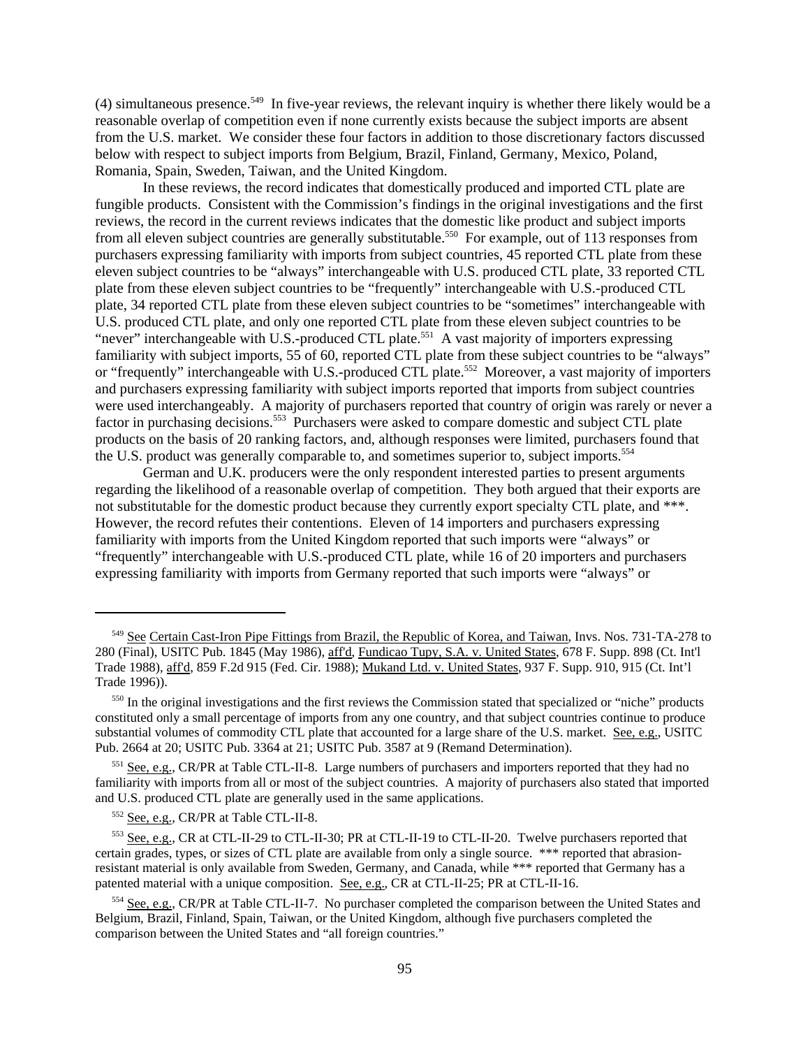(4) simultaneous presence.[549] In five-year reviews, the relevant inquiry is whether there likely would be a reasonable overlap of competition even if none currently exists because the subject imports are absent from the U.S. market. We consider these four factors in addition to those discretionary factors discussed below with respect to subject imports from Belgium, Brazil, Finland, Germany, Mexico, Poland, Romania, Spain, Sweden, Taiwan, and the United Kingdom.

In these reviews, the record indicates that domestically produced and imported CTL plate are fungible products. Consistent with the Commission's findings in the original investigations and the first reviews, the record in the current reviews indicates that the domestic like product and subject imports from all eleven subject countries are generally substitutable.[550] For example, out of 113 responses from purchasers expressing familiarity with imports from subject countries, 45 reported CTL plate from these eleven subject countries to be "always" interchangeable with U.S. produced CTL plate, 33 reported CTL plate from these eleven subject countries to be "frequently" interchangeable with U.S.-produced CTL plate, 34 reported CTL plate from these eleven subject countries to be "sometimes" interchangeable with U.S. produced CTL plate, and only one reported CTL plate from these eleven subject countries to be "never" interchangeable with U.S.-produced CTL plate.[551] A vast majority of importers expressing familiarity with subject imports, 55 of 60, reported CTL plate from these subject countries to be "always" or "frequently" interchangeable with U.S.-produced CTL plate.[552] Moreover, a vast majority of importers and purchasers expressing familiarity with subject imports reported that imports from subject countries were used interchangeably. A majority of purchasers reported that country of origin was rarely or never a factor in purchasing decisions.[553] Purchasers were asked to compare domestic and subject CTL plate products on the basis of 20 ranking factors, and, although responses were limited, purchasers found that the U.S. product was generally comparable to, and sometimes superior to, subject imports.[554]

German and U.K. producers were the only respondent interested parties to present arguments regarding the likelihood of a reasonable overlap of competition. They both argued that their exports are not substitutable for the domestic product because they currently export specialty CTL plate, and ***. However, the record refutes their contentions. Eleven of 14 importers and purchasers expressing familiarity with imports from the United Kingdom reported that such imports were "always" or "frequently" interchangeable with U.S.-produced CTL plate, while 16 of 20 importers and purchasers expressing familiarity with imports from Germany reported that such imports were "always" or

---

[549] See Certain Cast-Iron Pipe Fittings from Brazil, the Republic of Korea, and Taiwan, Invs. Nos. 731-TA-278 to 280 (Final), USITC Pub. 1845 (May 1986), aff'd, Fundicao Tupy, S.A. v. United States, 678 F. Supp. 898 (Ct. Int'l Trade 1988), aff'd, 859 F.2d 915 (Fed. Cir. 1988); Mukand Ltd. v. United States, 937 F. Supp. 910, 915 (Ct. Int'l Trade 1996)).

[550] In the original investigations and the first reviews the Commission stated that specialized or "niche" products constituted only a small percentage of imports from any one country, and that subject countries continue to produce substantial volumes of commodity CTL plate that accounted for a large share of the U.S. market. See, e.g., USITC Pub. 2664 at 20; USITC Pub. 3364 at 21; USITC Pub. 3587 at 9 (Remand Determination).

[551] See, e.g., CR/PR at Table CTL-II-8. Large numbers of purchasers and importers reported that they had no familiarity with imports from all or most of the subject countries. A majority of purchasers also stated that imported and U.S. produced CTL plate are generally used in the same applications.

[552] See, e.g., CR/PR at Table CTL-II-8.

[553] See, e.g., CR at CTL-II-29 to CTL-II-30; PR at CTL-II-19 to CTL-II-20. Twelve purchasers reported that certain grades, types, or sizes of CTL plate are available from only a single source. *** reported that abrasion-resistant material is only available from Sweden, Germany, and Canada, while *** reported that Germany has a patented material with a unique composition. See, e.g., CR at CTL-II-25; PR at CTL-II-16.

[554] See, e.g., CR/PR at Table CTL-II-7. No purchaser completed the comparison between the United States and Belgium, Brazil, Finland, Spain, Taiwan, or the United Kingdom, although five purchasers completed the comparison between the United States and "all foreign countries."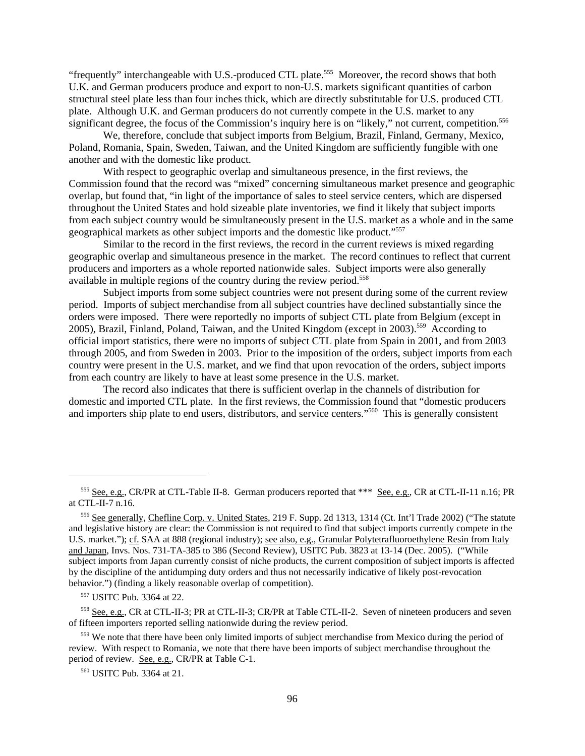"frequently" interchangeable with U.S.-produced CTL plate.[555] Moreover, the record shows that both U.K. and German producers produce and export to non-U.S. markets significant quantities of carbon structural steel plate less than four inches thick, which are directly substitutable for U.S. produced CTL plate. Although U.K. and German producers do not currently compete in the U.S. market to any significant degree, the focus of the Commission's inquiry here is on "likely," not current, competition.[556]

We, therefore, conclude that subject imports from Belgium, Brazil, Finland, Germany, Mexico, Poland, Romania, Spain, Sweden, Taiwan, and the United Kingdom are sufficiently fungible with one another and with the domestic like product.

With respect to geographic overlap and simultaneous presence, in the first reviews, the Commission found that the record was "mixed" concerning simultaneous market presence and geographic overlap, but found that, "in light of the importance of sales to steel service centers, which are dispersed throughout the United States and hold sizeable plate inventories, we find it likely that subject imports from each subject country would be simultaneously present in the U.S. market as a whole and in the same geographical markets as other subject imports and the domestic like product."[557]

Similar to the record in the first reviews, the record in the current reviews is mixed regarding geographic overlap and simultaneous presence in the market. The record continues to reflect that current producers and importers as a whole reported nationwide sales. Subject imports were also generally available in multiple regions of the country during the review period.[558]

Subject imports from some subject countries were not present during some of the current review period. Imports of subject merchandise from all subject countries have declined substantially since the orders were imposed. There were reportedly no imports of subject CTL plate from Belgium (except in 2005), Brazil, Finland, Poland, Taiwan, and the United Kingdom (except in 2003).[559] According to official import statistics, there were no imports of subject CTL plate from Spain in 2001, and from 2003 through 2005, and from Sweden in 2003. Prior to the imposition of the orders, subject imports from each country were present in the U.S. market, and we find that upon revocation of the orders, subject imports from each country are likely to have at least some presence in the U.S. market.

The record also indicates that there is sufficient overlap in the channels of distribution for domestic and imported CTL plate. In the first reviews, the Commission found that "domestic producers and importers ship plate to end users, distributors, and service centers."[560] This is generally consistent

---

[555] See, e.g., CR/PR at CTL-Table II-8. German producers reported that *** See, e.g., CR at CTL-II-11 n.16; PR at CTL-II-7 n.16.

[556] See generally, Chefline Corp. v. United States, 219 F. Supp. 2d 1313, 1314 (Ct. Int'l Trade 2002) ("The statute and legislative history are clear: the Commission is not required to find that subject imports currently compete in the U.S. market."); cf. SAA at 888 (regional industry); see also, e.g., Granular Polytetrafluoroethylene Resin from Italy and Japan, Invs. Nos. 731-TA-385 to 386 (Second Review), USITC Pub. 3823 at 13-14 (Dec. 2005). ("While subject imports from Japan currently consist of niche products, the current composition of subject imports is affected by the discipline of the antidumping duty orders and thus not necessarily indicative of likely post-revocation behavior.") (finding a likely reasonable overlap of competition).

[557] USITC Pub. 3364 at 22.

[558] See, e.g., CR at CTL-II-3; PR at CTL-II-3; CR/PR at Table CTL-II-2. Seven of nineteen producers and seven of fifteen importers reported selling nationwide during the review period.

[559] We note that there have been only limited imports of subject merchandise from Mexico during the period of review. With respect to Romania, we note that there have been imports of subject merchandise throughout the period of review. See, e.g., CR/PR at Table C-1.

[560] USITC Pub. 3364 at 21.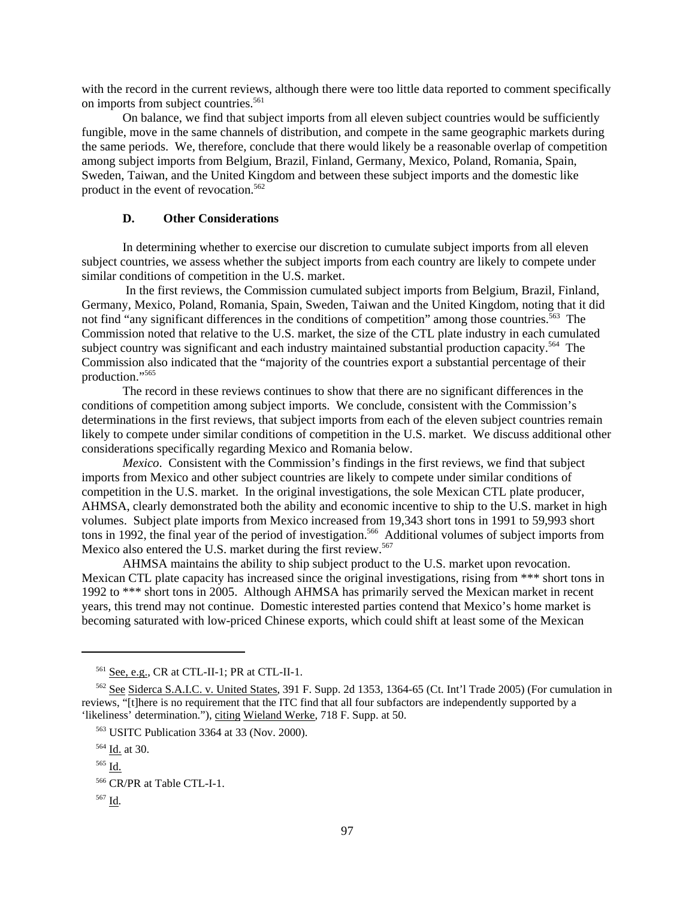with the record in the current reviews, although there were too little data reported to comment specifically on imports from subject countries.[561]

On balance, we find that subject imports from all eleven subject countries would be sufficiently fungible, move in the same channels of distribution, and compete in the same geographic markets during the same periods. We, therefore, conclude that there would likely be a reasonable overlap of competition among subject imports from Belgium, Brazil, Finland, Germany, Mexico, Poland, Romania, Spain, Sweden, Taiwan, and the United Kingdom and between these subject imports and the domestic like product in the event of revocation.[562]

### D. Other Considerations

In determining whether to exercise our discretion to cumulate subject imports from all eleven subject countries, we assess whether the subject imports from each country are likely to compete under similar conditions of competition in the U.S. market.

In the first reviews, the Commission cumulated subject imports from Belgium, Brazil, Finland, Germany, Mexico, Poland, Romania, Spain, Sweden, Taiwan and the United Kingdom, noting that it did not find "any significant differences in the conditions of competition" among those countries.[563] The Commission noted that relative to the U.S. market, the size of the CTL plate industry in each cumulated subject country was significant and each industry maintained substantial production capacity.[564] The Commission also indicated that the "majority of the countries export a substantial percentage of their production."[565]

The record in these reviews continues to show that there are no significant differences in the conditions of competition among subject imports. We conclude, consistent with the Commission's determinations in the first reviews, that subject imports from each of the eleven subject countries remain likely to compete under similar conditions of competition in the U.S. market. We discuss additional other considerations specifically regarding Mexico and Romania below.

*Mexico*. Consistent with the Commission's findings in the first reviews, we find that subject imports from Mexico and other subject countries are likely to compete under similar conditions of competition in the U.S. market. In the original investigations, the sole Mexican CTL plate producer, AHMSA, clearly demonstrated both the ability and economic incentive to ship to the U.S. market in high volumes. Subject plate imports from Mexico increased from 19,343 short tons in 1991 to 59,993 short tons in 1992, the final year of the period of investigation.[566] Additional volumes of subject imports from Mexico also entered the U.S. market during the first review.[567]

AHMSA maintains the ability to ship subject product to the U.S. market upon revocation. Mexican CTL plate capacity has increased since the original investigations, rising from *** short tons in 1992 to *** short tons in 2005. Although AHMSA has primarily served the Mexican market in recent years, this trend may not continue. Domestic interested parties contend that Mexico's home market is becoming saturated with low-priced Chinese exports, which could shift at least some of the Mexican

---

[561] See, e.g., CR at CTL-II-1; PR at CTL-II-1.

[562] See Siderca S.A.I.C. v. United States, 391 F. Supp. 2d 1353, 1364-65 (Ct. Int'l Trade 2005) (For cumulation in reviews, "[t]here is no requirement that the ITC find that all four subfactors are independently supported by a 'likeliness' determination."), citing Wieland Werke, 718 F. Supp. at 50.

[563] USITC Publication 3364 at 33 (Nov. 2000).

[564] Id. at 30.

[565] Id.

[566] CR/PR at Table CTL-I-1.

[567] Id.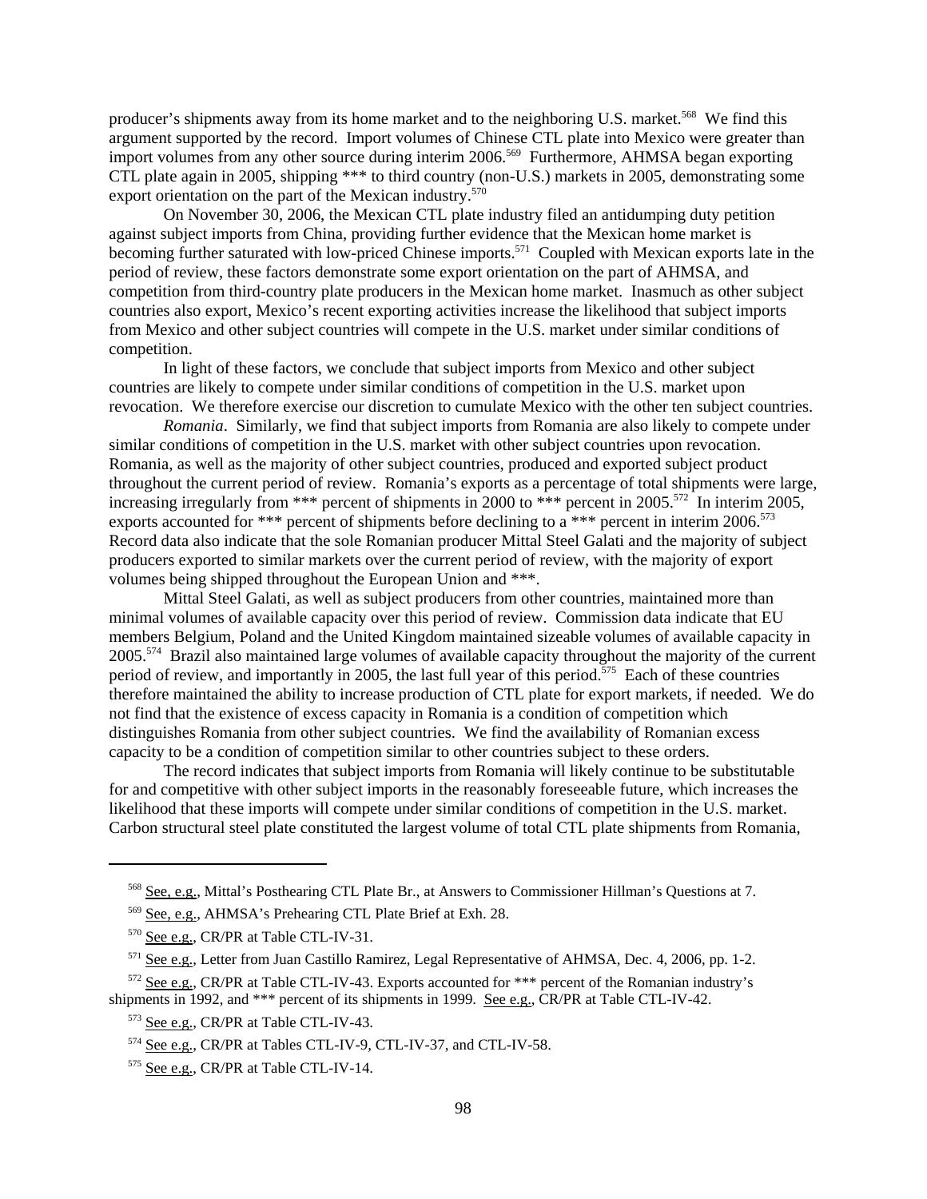producer's shipments away from its home market and to the neighboring U.S. market.[568] We find this argument supported by the record. Import volumes of Chinese CTL plate into Mexico were greater than import volumes from any other source during interim 2006.[569] Furthermore, AHMSA began exporting CTL plate again in 2005, shipping *** to third country (non-U.S.) markets in 2005, demonstrating some export orientation on the part of the Mexican industry.[570]

On November 30, 2006, the Mexican CTL plate industry filed an antidumping duty petition against subject imports from China, providing further evidence that the Mexican home market is becoming further saturated with low-priced Chinese imports.[571] Coupled with Mexican exports late in the period of review, these factors demonstrate some export orientation on the part of AHMSA, and competition from third-country plate producers in the Mexican home market. Inasmuch as other subject countries also export, Mexico's recent exporting activities increase the likelihood that subject imports from Mexico and other subject countries will compete in the U.S. market under similar conditions of competition.

In light of these factors, we conclude that subject imports from Mexico and other subject countries are likely to compete under similar conditions of competition in the U.S. market upon revocation. We therefore exercise our discretion to cumulate Mexico with the other ten subject countries.

*Romania*. Similarly, we find that subject imports from Romania are also likely to compete under similar conditions of competition in the U.S. market with other subject countries upon revocation. Romania, as well as the majority of other subject countries, produced and exported subject product throughout the current period of review. Romania's exports as a percentage of total shipments were large, increasing irregularly from *** percent of shipments in 2000 to *** percent in 2005.[572] In interim 2005, exports accounted for *** percent of shipments before declining to a *** percent in interim 2006.[573] Record data also indicate that the sole Romanian producer Mittal Steel Galati and the majority of subject producers exported to similar markets over the current period of review, with the majority of export volumes being shipped throughout the European Union and ***.

Mittal Steel Galati, as well as subject producers from other countries, maintained more than minimal volumes of available capacity over this period of review. Commission data indicate that EU members Belgium, Poland and the United Kingdom maintained sizeable volumes of available capacity in 2005.[574] Brazil also maintained large volumes of available capacity throughout the majority of the current period of review, and importantly in 2005, the last full year of this period.[575] Each of these countries therefore maintained the ability to increase production of CTL plate for export markets, if needed. We do not find that the existence of excess capacity in Romania is a condition of competition which distinguishes Romania from other subject countries. We find the availability of Romanian excess capacity to be a condition of competition similar to other countries subject to these orders.

The record indicates that subject imports from Romania will likely continue to be substitutable for and competitive with other subject imports in the reasonably foreseeable future, which increases the likelihood that these imports will compete under similar conditions of competition in the U.S. market. Carbon structural steel plate constituted the largest volume of total CTL plate shipments from Romania,

---

[568] See, e.g., Mittal's Posthearing CTL Plate Br., at Answers to Commissioner Hillman's Questions at 7.

[569] See, e.g., AHMSA's Prehearing CTL Plate Brief at Exh. 28.

[570] See e.g., CR/PR at Table CTL-IV-31.

[571] See e.g., Letter from Juan Castillo Ramirez, Legal Representative of AHMSA, Dec. 4, 2006, pp. 1-2.

[572] See e.g., CR/PR at Table CTL-IV-43. Exports accounted for *** percent of the Romanian industry's shipments in 1992, and *** percent of its shipments in 1999. See e.g., CR/PR at Table CTL-IV-42.

[573] See e.g., CR/PR at Table CTL-IV-43.

[574] See e.g., CR/PR at Tables CTL-IV-9, CTL-IV-37, and CTL-IV-58.

[575] See e.g., CR/PR at Table CTL-IV-14.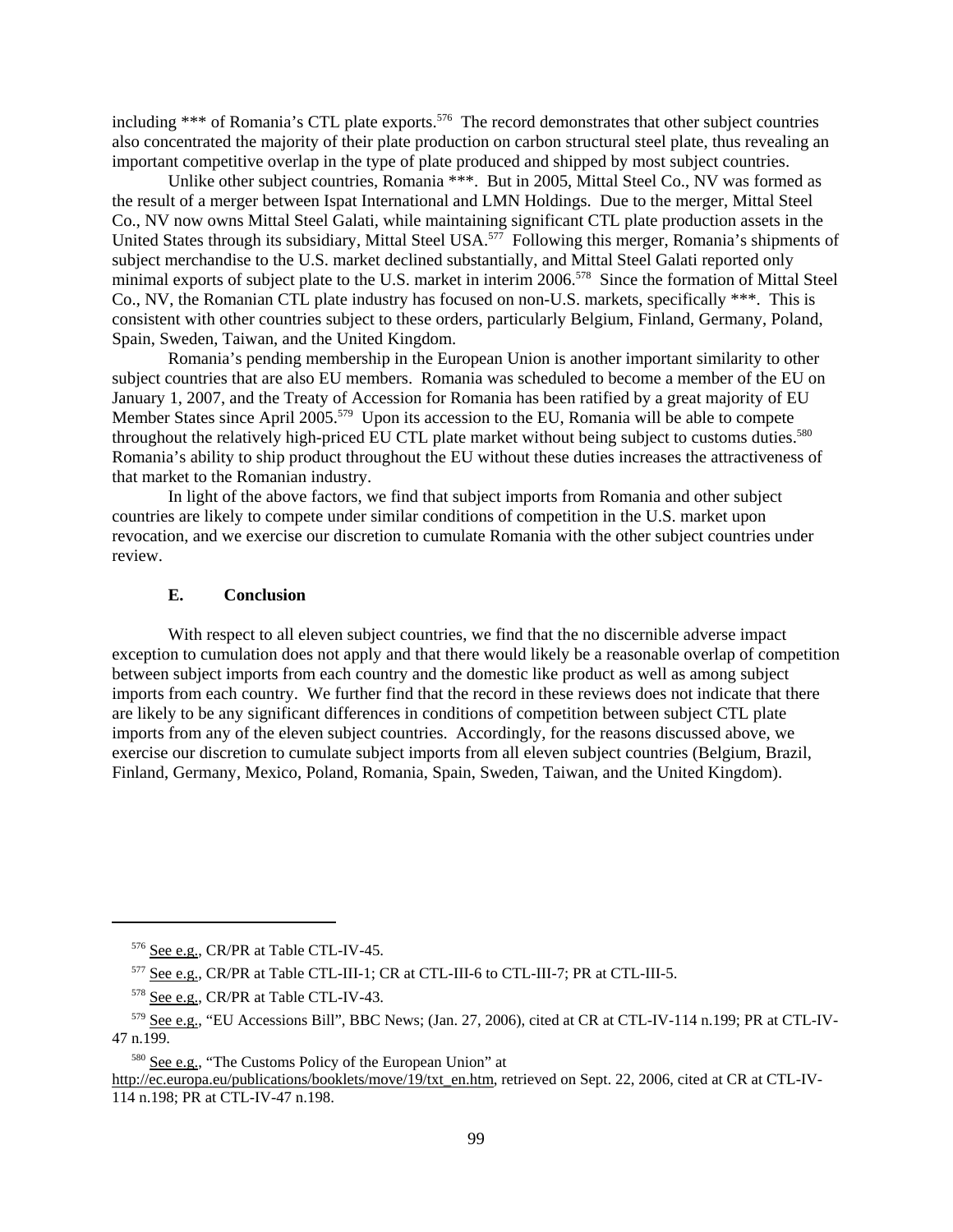including *** of Romania's CTL plate exports.[576] The record demonstrates that other subject countries also concentrated the majority of their plate production on carbon structural steel plate, thus revealing an important competitive overlap in the type of plate produced and shipped by most subject countries.

Unlike other subject countries, Romania ***. But in 2005, Mittal Steel Co., NV was formed as the result of a merger between Ispat International and LMN Holdings. Due to the merger, Mittal Steel Co., NV now owns Mittal Steel Galati, while maintaining significant CTL plate production assets in the United States through its subsidiary, Mittal Steel USA.[577] Following this merger, Romania's shipments of subject merchandise to the U.S. market declined substantially, and Mittal Steel Galati reported only minimal exports of subject plate to the U.S. market in interim 2006.[578] Since the formation of Mittal Steel Co., NV, the Romanian CTL plate industry has focused on non-U.S. markets, specifically ***. This is consistent with other countries subject to these orders, particularly Belgium, Finland, Germany, Poland, Spain, Sweden, Taiwan, and the United Kingdom.

Romania's pending membership in the European Union is another important similarity to other subject countries that are also EU members. Romania was scheduled to become a member of the EU on January 1, 2007, and the Treaty of Accession for Romania has been ratified by a great majority of EU Member States since April 2005.[579] Upon its accession to the EU, Romania will be able to compete throughout the relatively high-priced EU CTL plate market without being subject to customs duties.[580] Romania's ability to ship product throughout the EU without these duties increases the attractiveness of that market to the Romanian industry.

In light of the above factors, we find that subject imports from Romania and other subject countries are likely to compete under similar conditions of competition in the U.S. market upon revocation, and we exercise our discretion to cumulate Romania with the other subject countries under review.

### E. Conclusion

With respect to all eleven subject countries, we find that the no discernible adverse impact exception to cumulation does not apply and that there would likely be a reasonable overlap of competition between subject imports from each country and the domestic like product as well as among subject imports from each country. We further find that the record in these reviews does not indicate that there are likely to be any significant differences in conditions of competition between subject CTL plate imports from any of the eleven subject countries. Accordingly, for the reasons discussed above, we exercise our discretion to cumulate subject imports from all eleven subject countries (Belgium, Brazil, Finland, Germany, Mexico, Poland, Romania, Spain, Sweden, Taiwan, and the United Kingdom).

---

[576] See e.g., CR/PR at Table CTL-IV-45.

[577] See e.g., CR/PR at Table CTL-III-1; CR at CTL-III-6 to CTL-III-7; PR at CTL-III-5.

[578] See e.g., CR/PR at Table CTL-IV-43.

[579] See e.g., "EU Accessions Bill", BBC News; (Jan. 27, 2006), cited at CR at CTL-IV-114 n.199; PR at CTL-IV-47 n.199.

[580] See e.g., "The Customs Policy of the European Union" at http://ec.europa.eu/publications/booklets/move/19/txt_en.htm, retrieved on Sept. 22, 2006, cited at CR at CTL-IV-114 n.198; PR at CTL-IV-47 n.198.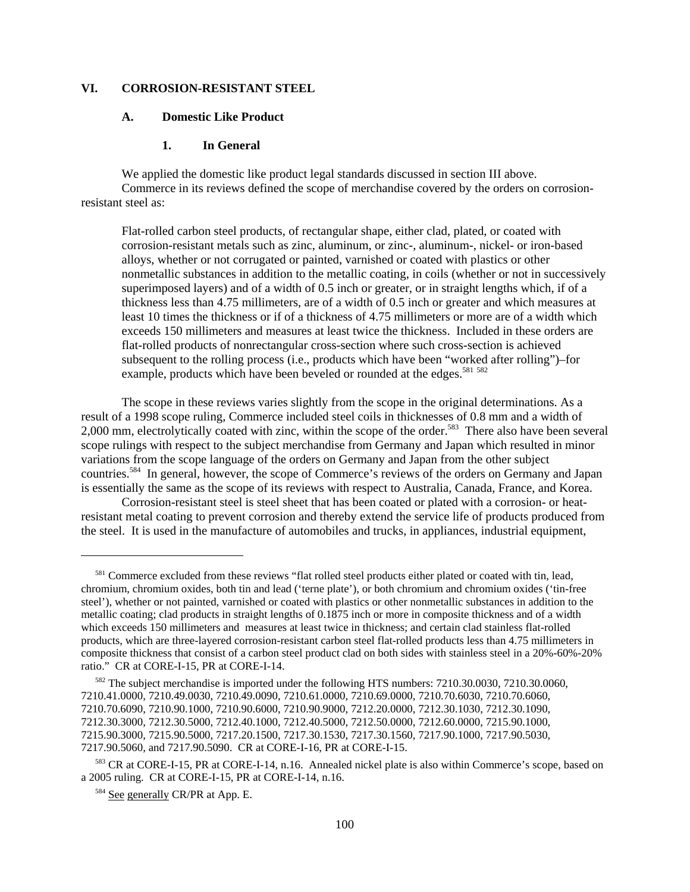## VI. CORROSION-RESISTANT STEEL

### A. Domestic Like Product

#### 1. In General

We applied the domestic like product legal standards discussed in section III above.

Commerce in its reviews defined the scope of merchandise covered by the orders on corrosion-resistant steel as:

> Flat-rolled carbon steel products, of rectangular shape, either clad, plated, or coated with corrosion-resistant metals such as zinc, aluminum, or zinc-, aluminum-, nickel- or iron-based alloys, whether or not corrugated or painted, varnished or coated with plastics or other nonmetallic substances in addition to the metallic coating, in coils (whether or not in successively superimposed layers) and of a width of 0.5 inch or greater, or in straight lengths which, if of a thickness less than 4.75 millimeters, are of a width of 0.5 inch or greater and which measures at least 10 times the thickness or if of a thickness of 4.75 millimeters or more are of a width which exceeds 150 millimeters and measures at least twice the thickness. Included in these orders are flat-rolled products of nonrectangular cross-section where such cross-section is achieved subsequent to the rolling process (i.e., products which have been "worked after rolling")–for example, products which have been beveled or rounded at the edges.[581] [582]

The scope in these reviews varies slightly from the scope in the original determinations. As a result of a 1998 scope ruling, Commerce included steel coils in thicknesses of 0.8 mm and a width of 2,000 mm, electrolytically coated with zinc, within the scope of the order.[583] There also have been several scope rulings with respect to the subject merchandise from Germany and Japan which resulted in minor variations from the scope language of the orders on Germany and Japan from the other subject countries.[584] In general, however, the scope of Commerce's reviews of the orders on Germany and Japan is essentially the same as the scope of its reviews with respect to Australia, Canada, France, and Korea.

Corrosion-resistant steel is steel sheet that has been coated or plated with a corrosion- or heat-resistant metal coating to prevent corrosion and thereby extend the service life of products produced from the steel. It is used in the manufacture of automobiles and trucks, in appliances, industrial equipment,

---

[581] Commerce excluded from these reviews "flat rolled steel products either plated or coated with tin, lead, chromium, chromium oxides, both tin and lead ('terne plate'), or both chromium and chromium oxides ('tin-free steel'), whether or not painted, varnished or coated with plastics or other nonmetallic substances in addition to the metallic coating; clad products in straight lengths of 0.1875 inch or more in composite thickness and of a width which exceeds 150 millimeters and measures at least twice in thickness; and certain clad stainless flat-rolled products, which are three-layered corrosion-resistant carbon steel flat-rolled products less than 4.75 millimeters in composite thickness that consist of a carbon steel product clad on both sides with stainless steel in a 20%-60%-20% ratio." CR at CORE-I-15, PR at CORE-I-14.

[582] The subject merchandise is imported under the following HTS numbers: 7210.30.0030, 7210.30.0060, 7210.41.0000, 7210.49.0030, 7210.49.0090, 7210.61.0000, 7210.69.0000, 7210.70.6030, 7210.70.6060, 7210.70.6090, 7210.90.1000, 7210.90.6000, 7210.90.9000, 7212.20.0000, 7212.30.1030, 7212.30.1090, 7212.30.3000, 7212.30.5000, 7212.40.1000, 7212.40.5000, 7212.50.0000, 7212.60.0000, 7215.90.1000, 7215.90.3000, 7215.90.5000, 7217.20.1500, 7217.30.1530, 7217.30.1560, 7217.90.1000, 7217.90.5030, 7217.90.5060, and 7217.90.5090. CR at CORE-I-16, PR at CORE-I-15.

[583] CR at CORE-I-15, PR at CORE-I-14, n.16. Annealed nickel plate is also within Commerce's scope, based on a 2005 ruling. CR at CORE-I-15, PR at CORE-I-14, n.16.

[584] See generally CR/PR at App. E.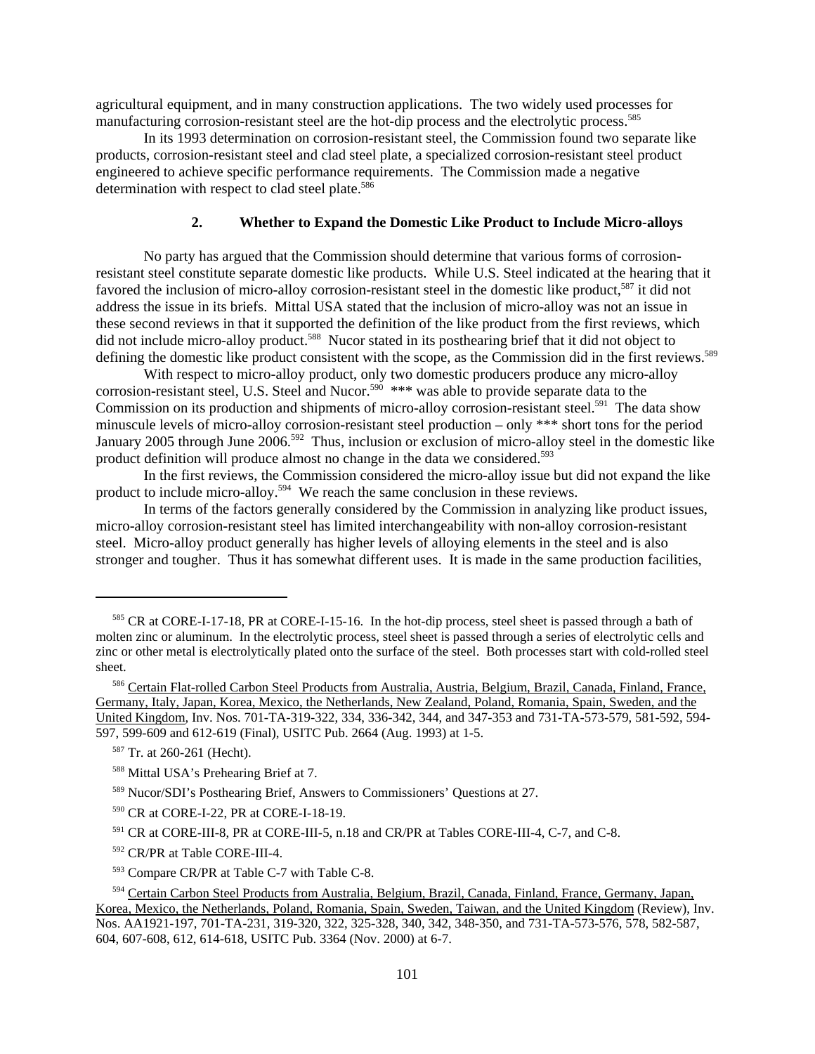agricultural equipment, and in many construction applications. The two widely used processes for manufacturing corrosion-resistant steel are the hot-dip process and the electrolytic process.[585]

In its 1993 determination on corrosion-resistant steel, the Commission found two separate like products, corrosion-resistant steel and clad steel plate, a specialized corrosion-resistant steel product engineered to achieve specific performance requirements. The Commission made a negative determination with respect to clad steel plate.[586]

### 2. Whether to Expand the Domestic Like Product to Include Micro-alloys

No party has argued that the Commission should determine that various forms of corrosion-resistant steel constitute separate domestic like products. While U.S. Steel indicated at the hearing that it favored the inclusion of micro-alloy corrosion-resistant steel in the domestic like product,[587] it did not address the issue in its briefs. Mittal USA stated that the inclusion of micro-alloy was not an issue in these second reviews in that it supported the definition of the like product from the first reviews, which did not include micro-alloy product.[588] Nucor stated in its posthearing brief that it did not object to defining the domestic like product consistent with the scope, as the Commission did in the first reviews.[589]

With respect to micro-alloy product, only two domestic producers produce any micro-alloy corrosion-resistant steel, U.S. Steel and Nucor.[590] *** was able to provide separate data to the Commission on its production and shipments of micro-alloy corrosion-resistant steel.[591] The data show minuscule levels of micro-alloy corrosion-resistant steel production – only *** short tons for the period January 2005 through June 2006.[592] Thus, inclusion or exclusion of micro-alloy steel in the domestic like product definition will produce almost no change in the data we considered.[593]

In the first reviews, the Commission considered the micro-alloy issue but did not expand the like product to include micro-alloy.[594] We reach the same conclusion in these reviews.

In terms of the factors generally considered by the Commission in analyzing like product issues, micro-alloy corrosion-resistant steel has limited interchangeability with non-alloy corrosion-resistant steel. Micro-alloy product generally has higher levels of alloying elements in the steel and is also stronger and tougher. Thus it has somewhat different uses. It is made in the same production facilities,

---

[585] CR at CORE-I-17-18, PR at CORE-I-15-16. In the hot-dip process, steel sheet is passed through a bath of molten zinc or aluminum. In the electrolytic process, steel sheet is passed through a series of electrolytic cells and zinc or other metal is electrolytically plated onto the surface of the steel. Both processes start with cold-rolled steel sheet.

[586] Certain Flat-rolled Carbon Steel Products from Australia, Austria, Belgium, Brazil, Canada, Finland, France, Germany, Italy, Japan, Korea, Mexico, the Netherlands, New Zealand, Poland, Romania, Spain, Sweden, and the United Kingdom, Inv. Nos. 701-TA-319-322, 334, 336-342, 344, and 347-353 and 731-TA-573-579, 581-592, 594-597, 599-609 and 612-619 (Final), USITC Pub. 2664 (Aug. 1993) at 1-5.

[587] Tr. at 260-261 (Hecht).

[588] Mittal USA's Prehearing Brief at 7.

[589] Nucor/SDI's Posthearing Brief, Answers to Commissioners' Questions at 27.

[590] CR at CORE-I-22, PR at CORE-I-18-19.

[591] CR at CORE-III-8, PR at CORE-III-5, n.18 and CR/PR at Tables CORE-III-4, C-7, and C-8.

[592] CR/PR at Table CORE-III-4.

[593] Compare CR/PR at Table C-7 with Table C-8.

[594] Certain Carbon Steel Products from Australia, Belgium, Brazil, Canada, Finland, France, Germany, Japan, Korea, Mexico, the Netherlands, Poland, Romania, Spain, Sweden, Taiwan, and the United Kingdom (Review), Inv. Nos. AA1921-197, 701-TA-231, 319-320, 322, 325-328, 340, 342, 348-350, and 731-TA-573-576, 578, 582-587, 604, 607-608, 612, 614-618, USITC Pub. 3364 (Nov. 2000) at 6-7.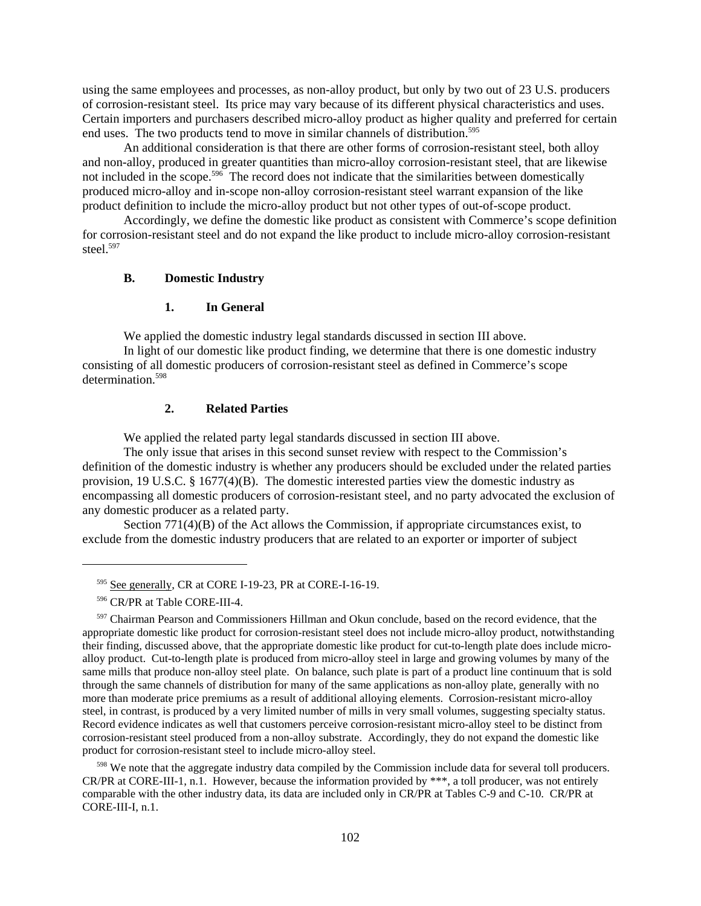using the same employees and processes, as non-alloy product, but only by two out of 23 U.S. producers of corrosion-resistant steel. Its price may vary because of its different physical characteristics and uses. Certain importers and purchasers described micro-alloy product as higher quality and preferred for certain end uses. The two products tend to move in similar channels of distribution.[595]

An additional consideration is that there are other forms of corrosion-resistant steel, both alloy and non-alloy, produced in greater quantities than micro-alloy corrosion-resistant steel, that are likewise not included in the scope.[596] The record does not indicate that the similarities between domestically produced micro-alloy and in-scope non-alloy corrosion-resistant steel warrant expansion of the like product definition to include the micro-alloy product but not other types of out-of-scope product.

Accordingly, we define the domestic like product as consistent with Commerce's scope definition for corrosion-resistant steel and do not expand the like product to include micro-alloy corrosion-resistant steel.[597]

### B. Domestic Industry

#### 1. In General

We applied the domestic industry legal standards discussed in section III above.

In light of our domestic like product finding, we determine that there is one domestic industry consisting of all domestic producers of corrosion-resistant steel as defined in Commerce's scope determination.[598]

#### 2. Related Parties

We applied the related party legal standards discussed in section III above.

The only issue that arises in this second sunset review with respect to the Commission's definition of the domestic industry is whether any producers should be excluded under the related parties provision, 19 U.S.C. § 1677(4)(B). The domestic interested parties view the domestic industry as encompassing all domestic producers of corrosion-resistant steel, and no party advocated the exclusion of any domestic producer as a related party.

Section 771(4)(B) of the Act allows the Commission, if appropriate circumstances exist, to exclude from the domestic industry producers that are related to an exporter or importer of subject

---

[595] See generally, CR at CORE I-19-23, PR at CORE-I-16-19.

[596] CR/PR at Table CORE-III-4.

[597] Chairman Pearson and Commissioners Hillman and Okun conclude, based on the record evidence, that the appropriate domestic like product for corrosion-resistant steel does not include micro-alloy product, notwithstanding their finding, discussed above, that the appropriate domestic like product for cut-to-length plate does include micro-alloy product. Cut-to-length plate is produced from micro-alloy steel in large and growing volumes by many of the same mills that produce non-alloy steel plate. On balance, such plate is part of a product line continuum that is sold through the same channels of distribution for many of the same applications as non-alloy plate, generally with no more than moderate price premiums as a result of additional alloying elements. Corrosion-resistant micro-alloy steel, in contrast, is produced by a very limited number of mills in very small volumes, suggesting specialty status. Record evidence indicates as well that customers perceive corrosion-resistant micro-alloy steel to be distinct from corrosion-resistant steel produced from a non-alloy substrate. Accordingly, they do not expand the domestic like product for corrosion-resistant steel to include micro-alloy steel.

[598] We note that the aggregate industry data compiled by the Commission include data for several toll producers. CR/PR at CORE-III-1, n.1. However, because the information provided by ***, a toll producer, was not entirely comparable with the other industry data, its data are included only in CR/PR at Tables C-9 and C-10. CR/PR at CORE-III-I, n.1.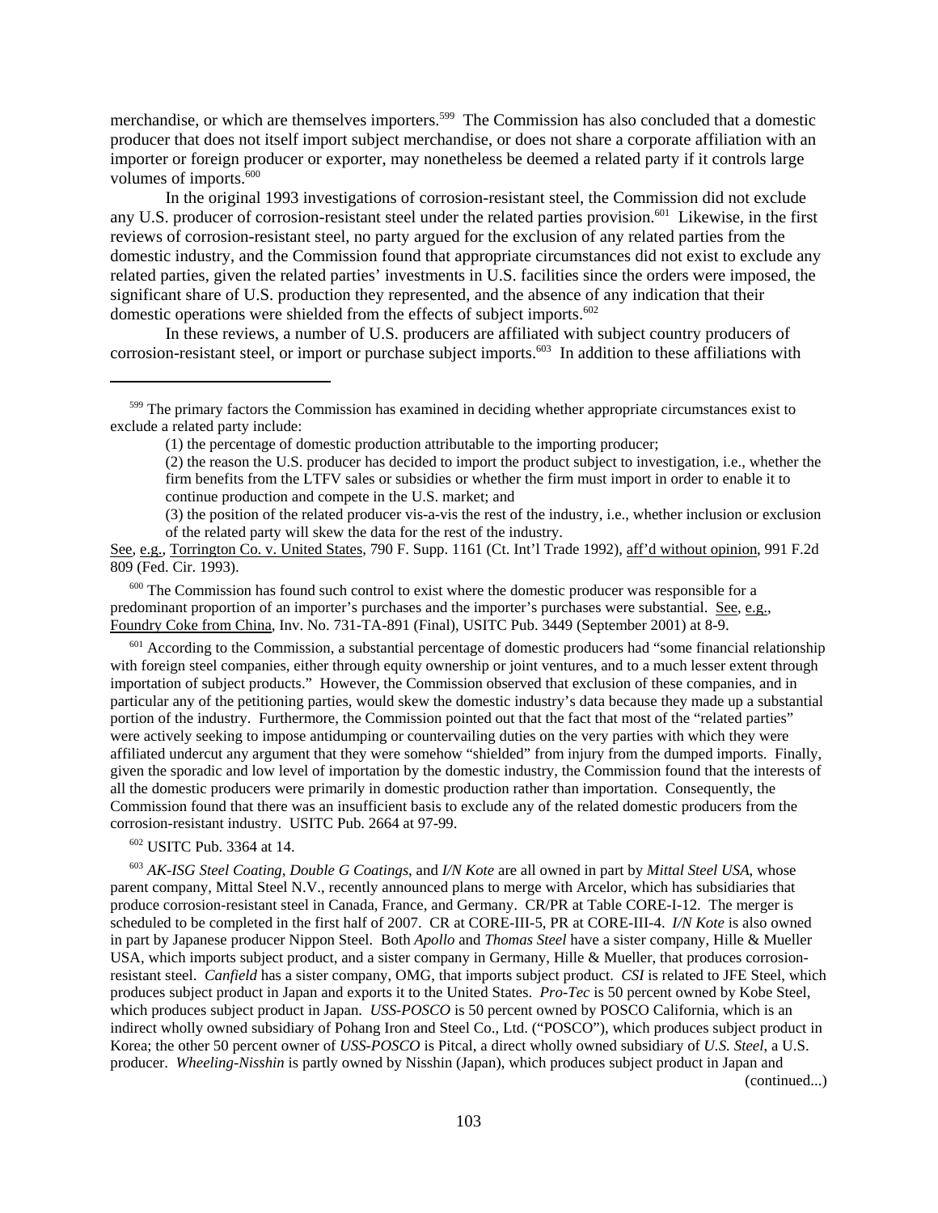merchandise, or which are themselves importers.[599] The Commission has also concluded that a domestic producer that does not itself import subject merchandise, or does not share a corporate affiliation with an importer or foreign producer or exporter, may nonetheless be deemed a related party if it controls large volumes of imports.[600]

In the original 1993 investigations of corrosion-resistant steel, the Commission did not exclude any U.S. producer of corrosion-resistant steel under the related parties provision.[601] Likewise, in the first reviews of corrosion-resistant steel, no party argued for the exclusion of any related parties from the domestic industry, and the Commission found that appropriate circumstances did not exist to exclude any related parties, given the related parties' investments in U.S. facilities since the orders were imposed, the significant share of U.S. production they represented, and the absence of any indication that their domestic operations were shielded from the effects of subject imports.[602]

In these reviews, a number of U.S. producers are affiliated with subject country producers of corrosion-resistant steel, or import or purchase subject imports.[603] In addition to these affiliations with

---

[599] The primary factors the Commission has examined in deciding whether appropriate circumstances exist to exclude a related party include:

(1) the percentage of domestic production attributable to the importing producer;

(2) the reason the U.S. producer has decided to import the product subject to investigation, i.e., whether the firm benefits from the LTFV sales or subsidies or whether the firm must import in order to enable it to continue production and compete in the U.S. market; and

(3) the position of the related producer vis-a-vis the rest of the industry, i.e., whether inclusion or exclusion of the related party will skew the data for the rest of the industry.

See, e.g., Torrington Co. v. United States, 790 F. Supp. 1161 (Ct. Int'l Trade 1992), aff'd without opinion, 991 F.2d 809 (Fed. Cir. 1993).

[600] The Commission has found such control to exist where the domestic producer was responsible for a predominant proportion of an importer's purchases and the importer's purchases were substantial. See, e.g., Foundry Coke from China, Inv. No. 731-TA-891 (Final), USITC Pub. 3449 (September 2001) at 8-9.

[601] According to the Commission, a substantial percentage of domestic producers had "some financial relationship with foreign steel companies, either through equity ownership or joint ventures, and to a much lesser extent through importation of subject products." However, the Commission observed that exclusion of these companies, and in particular any of the petitioning parties, would skew the domestic industry's data because they made up a substantial portion of the industry. Furthermore, the Commission pointed out that the fact that most of the "related parties" were actively seeking to impose antidumping or countervailing duties on the very parties with which they were affiliated undercut any argument that they were somehow "shielded" from injury from the dumped imports. Finally, given the sporadic and low level of importation by the domestic industry, the Commission found that the interests of all the domestic producers were primarily in domestic production rather than importation. Consequently, the Commission found that there was an insufficient basis to exclude any of the related domestic producers from the corrosion-resistant industry. USITC Pub. 2664 at 97-99.

[602] USITC Pub. 3364 at 14.

[603] *AK-ISG Steel Coating*, *Double G Coatings*, and *I/N Kote* are all owned in part by *Mittal Steel USA*, whose parent company, Mittal Steel N.V., recently announced plans to merge with Arcelor, which has subsidiaries that produce corrosion-resistant steel in Canada, France, and Germany. CR/PR at Table CORE-I-12. The merger is scheduled to be completed in the first half of 2007. CR at CORE-III-5, PR at CORE-III-4. *I/N Kote* is also owned in part by Japanese producer Nippon Steel. Both *Apollo* and *Thomas Steel* have a sister company, Hille & Mueller USA, which imports subject product, and a sister company in Germany, Hille & Mueller, that produces corrosion-resistant steel. *Canfield* has a sister company, OMG, that imports subject product. *CSI* is related to JFE Steel, which produces subject product in Japan and exports it to the United States. *Pro-Tec* is 50 percent owned by Kobe Steel, which produces subject product in Japan. *USS-POSCO* is 50 percent owned by POSCO California, which is an indirect wholly owned subsidiary of Pohang Iron and Steel Co., Ltd. ("POSCO"), which produces subject product in Korea; the other 50 percent owner of *USS-POSCO* is Pitcal, a direct wholly owned subsidiary of *U.S. Steel*, a U.S. producer. *Wheeling-Nisshin* is partly owned by Nisshin (Japan), which produces subject product in Japan and (continued...)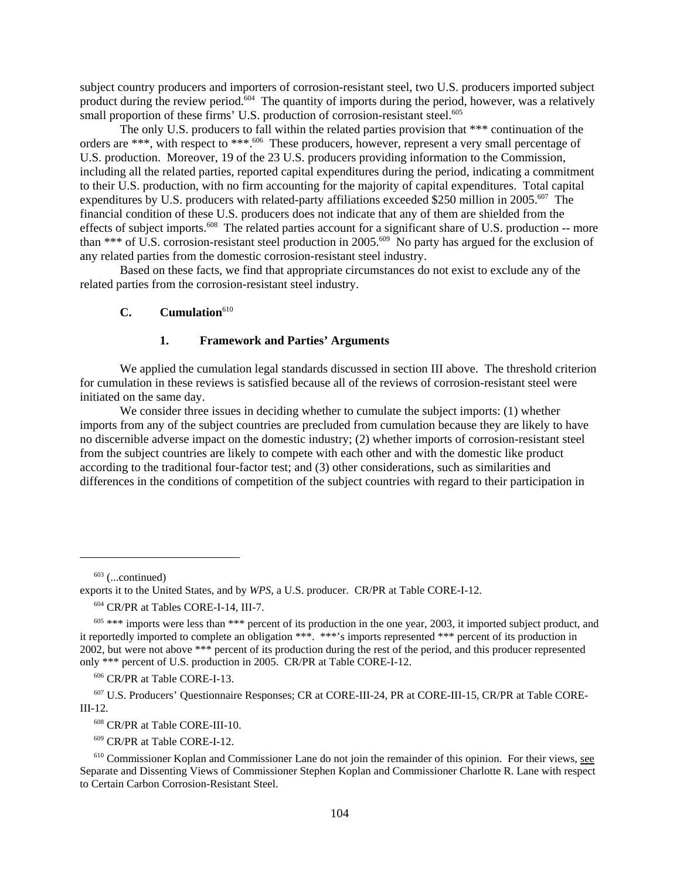subject country producers and importers of corrosion-resistant steel, two U.S. producers imported subject product during the review period.[604] The quantity of imports during the period, however, was a relatively small proportion of these firms' U.S. production of corrosion-resistant steel.[605]

The only U.S. producers to fall within the related parties provision that *** continuation of the orders are ***, with respect to ***.[606] These producers, however, represent a very small percentage of U.S. production. Moreover, 19 of the 23 U.S. producers providing information to the Commission, including all the related parties, reported capital expenditures during the period, indicating a commitment to their U.S. production, with no firm accounting for the majority of capital expenditures. Total capital expenditures by U.S. producers with related-party affiliations exceeded $250 million in 2005.[607] The financial condition of these U.S. producers does not indicate that any of them are shielded from the effects of subject imports.[608] The related parties account for a significant share of U.S. production -- more than *** of U.S. corrosion-resistant steel production in 2005.[609] No party has argued for the exclusion of any related parties from the domestic corrosion-resistant steel industry.

Based on these facts, we find that appropriate circumstances do not exist to exclude any of the related parties from the corrosion-resistant steel industry.

### C. Cumulation[610]

#### 1. Framework and Parties' Arguments

We applied the cumulation legal standards discussed in section III above. The threshold criterion for cumulation in these reviews is satisfied because all of the reviews of corrosion-resistant steel were initiated on the same day.

We consider three issues in deciding whether to cumulate the subject imports: (1) whether imports from any of the subject countries are precluded from cumulation because they are likely to have no discernible adverse impact on the domestic industry; (2) whether imports of corrosion-resistant steel from the subject countries are likely to compete with each other and with the domestic like product according to the traditional four-factor test; and (3) other considerations, such as similarities and differences in the conditions of competition of the subject countries with regard to their participation in

---

[603] (...continued)
exports it to the United States, and by *WPS*, a U.S. producer. CR/PR at Table CORE-I-12.

[604] CR/PR at Tables CORE-I-14, III-7.

[605] *** imports were less than *** percent of its production in the one year, 2003, it imported subject product, and it reportedly imported to complete an obligation ***. ***'s imports represented *** percent of its production in 2002, but were not above *** percent of its production during the rest of the period, and this producer represented only *** percent of U.S. production in 2005. CR/PR at Table CORE-I-12.

[606] CR/PR at Table CORE-I-13.

[607] U.S. Producers' Questionnaire Responses; CR at CORE-III-24, PR at CORE-III-15, CR/PR at Table CORE-III-12.

[608] CR/PR at Table CORE-III-10.

[609] CR/PR at Table CORE-I-12.

[610] Commissioner Koplan and Commissioner Lane do not join the remainder of this opinion. For their views, see Separate and Dissenting Views of Commissioner Stephen Koplan and Commissioner Charlotte R. Lane with respect to Certain Carbon Corrosion-Resistant Steel.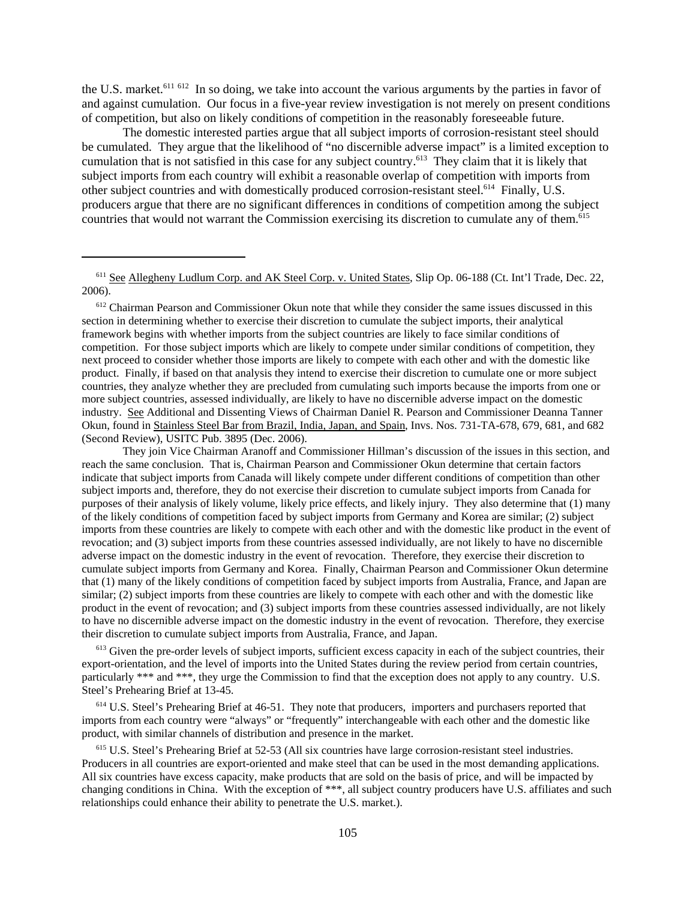the U.S. market.[611] [612] In so doing, we take into account the various arguments by the parties in favor of and against cumulation. Our focus in a five-year review investigation is not merely on present conditions of competition, but also on likely conditions of competition in the reasonably foreseeable future.

The domestic interested parties argue that all subject imports of corrosion-resistant steel should be cumulated. They argue that the likelihood of "no discernible adverse impact" is a limited exception to cumulation that is not satisfied in this case for any subject country.[613] They claim that it is likely that subject imports from each country will exhibit a reasonable overlap of competition with imports from other subject countries and with domestically produced corrosion-resistant steel.[614] Finally, U.S. producers argue that there are no significant differences in conditions of competition among the subject countries that would not warrant the Commission exercising its discretion to cumulate any of them.[615]

---

[611] See Allegheny Ludlum Corp. and AK Steel Corp. v. United States, Slip Op. 06-188 (Ct. Int'l Trade, Dec. 22, 2006).

[612] Chairman Pearson and Commissioner Okun note that while they consider the same issues discussed in this section in determining whether to exercise their discretion to cumulate the subject imports, their analytical framework begins with whether imports from the subject countries are likely to face similar conditions of competition. For those subject imports which are likely to compete under similar conditions of competition, they next proceed to consider whether those imports are likely to compete with each other and with the domestic like product. Finally, if based on that analysis they intend to exercise their discretion to cumulate one or more subject countries, they analyze whether they are precluded from cumulating such imports because the imports from one or more subject countries, assessed individually, are likely to have no discernible adverse impact on the domestic industry. See Additional and Dissenting Views of Chairman Daniel R. Pearson and Commissioner Deanna Tanner Okun, found in Stainless Steel Bar from Brazil, India, Japan, and Spain, Invs. Nos. 731-TA-678, 679, 681, and 682 (Second Review), USITC Pub. 3895 (Dec. 2006).

They join Vice Chairman Aranoff and Commissioner Hillman's discussion of the issues in this section, and reach the same conclusion. That is, Chairman Pearson and Commissioner Okun determine that certain factors indicate that subject imports from Canada will likely compete under different conditions of competition than other subject imports and, therefore, they do not exercise their discretion to cumulate subject imports from Canada for purposes of their analysis of likely volume, likely price effects, and likely injury. They also determine that (1) many of the likely conditions of competition faced by subject imports from Germany and Korea are similar; (2) subject imports from these countries are likely to compete with each other and with the domestic like product in the event of revocation; and (3) subject imports from these countries assessed individually, are not likely to have no discernible adverse impact on the domestic industry in the event of revocation. Therefore, they exercise their discretion to cumulate subject imports from Germany and Korea. Finally, Chairman Pearson and Commissioner Okun determine that (1) many of the likely conditions of competition faced by subject imports from Australia, France, and Japan are similar; (2) subject imports from these countries are likely to compete with each other and with the domestic like product in the event of revocation; and (3) subject imports from these countries assessed individually, are not likely to have no discernible adverse impact on the domestic industry in the event of revocation. Therefore, they exercise their discretion to cumulate subject imports from Australia, France, and Japan.

[613] Given the pre-order levels of subject imports, sufficient excess capacity in each of the subject countries, their export-orientation, and the level of imports into the United States during the review period from certain countries, particularly *** and ***, they urge the Commission to find that the exception does not apply to any country. U.S. Steel's Prehearing Brief at 13-45.

[614] U.S. Steel's Prehearing Brief at 46-51. They note that producers, importers and purchasers reported that imports from each country were "always" or "frequently" interchangeable with each other and the domestic like product, with similar channels of distribution and presence in the market.

[615] U.S. Steel's Prehearing Brief at 52-53 (All six countries have large corrosion-resistant steel industries. Producers in all countries are export-oriented and make steel that can be used in the most demanding applications. All six countries have excess capacity, make products that are sold on the basis of price, and will be impacted by changing conditions in China. With the exception of ***, all subject country producers have U.S. affiliates and such relationships could enhance their ability to penetrate the U.S. market.).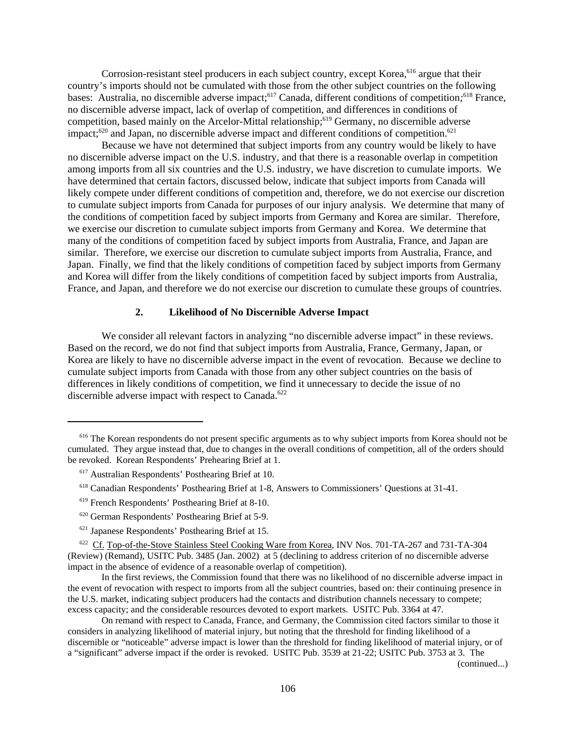Corrosion-resistant steel producers in each subject country, except Korea,[616] argue that their country's imports should not be cumulated with those from the other subject countries on the following bases: Australia, no discernible adverse impact;[617] Canada, different conditions of competition;[618] France, no discernible adverse impact, lack of overlap of competition, and differences in conditions of competition, based mainly on the Arcelor-Mittal relationship;[619] Germany, no discernible adverse impact;[620] and Japan, no discernible adverse impact and different conditions of competition.[621]

Because we have not determined that subject imports from any country would be likely to have no discernible adverse impact on the U.S. industry, and that there is a reasonable overlap in competition among imports from all six countries and the U.S. industry, we have discretion to cumulate imports. We have determined that certain factors, discussed below, indicate that subject imports from Canada will likely compete under different conditions of competition and, therefore, we do not exercise our discretion to cumulate subject imports from Canada for purposes of our injury analysis. We determine that many of the conditions of competition faced by subject imports from Germany and Korea are similar. Therefore, we exercise our discretion to cumulate subject imports from Germany and Korea. We determine that many of the conditions of competition faced by subject imports from Australia, France, and Japan are similar. Therefore, we exercise our discretion to cumulate subject imports from Australia, France, and Japan. Finally, we find that the likely conditions of competition faced by subject imports from Germany and Korea will differ from the likely conditions of competition faced by subject imports from Australia, France, and Japan, and therefore we do not exercise our discretion to cumulate these groups of countries.

### 2. Likelihood of No Discernible Adverse Impact

We consider all relevant factors in analyzing "no discernible adverse impact" in these reviews. Based on the record, we do not find that subject imports from Australia, France, Germany, Japan, or Korea are likely to have no discernible adverse impact in the event of revocation. Because we decline to cumulate subject imports from Canada with those from any other subject countries on the basis of differences in likely conditions of competition, we find it unnecessary to decide the issue of no discernible adverse impact with respect to Canada.[622]

---

[616] The Korean respondents do not present specific arguments as to why subject imports from Korea should not be cumulated. They argue instead that, due to changes in the overall conditions of competition, all of the orders should be revoked. Korean Respondents' Prehearing Brief at 1.

[617] Australian Respondents' Posthearing Brief at 10.

[618] Canadian Respondents' Posthearing Brief at 1-8, Answers to Commissioners' Questions at 31-41.

[619] French Respondents' Posthearing Brief at 8-10.

[620] German Respondents' Posthearing Brief at 5-9.

[621] Japanese Respondents' Posthearing Brief at 15.

[622] Cf. Top-of-the-Stove Stainless Steel Cooking Ware from Korea, INV Nos. 701-TA-267 and 731-TA-304 (Review) (Remand), USITC Pub. 3485 (Jan. 2002) at 5 (declining to address criterion of no discernible adverse impact in the absence of evidence of a reasonable overlap of competition).

In the first reviews, the Commission found that there was no likelihood of no discernible adverse impact in the event of revocation with respect to imports from all the subject countries, based on: their continuing presence in the U.S. market, indicating subject producers had the contacts and distribution channels necessary to compete; excess capacity; and the considerable resources devoted to export markets. USITC Pub. 3364 at 47.

On remand with respect to Canada, France, and Germany, the Commission cited factors similar to those it considers in analyzing likelihood of material injury, but noting that the threshold for finding likelihood of a discernible or "noticeable" adverse impact is lower than the threshold for finding likelihood of material injury, or of a "significant" adverse impact if the order is revoked. USITC Pub. 3539 at 21-22; USITC Pub. 3753 at 3. The (continued...)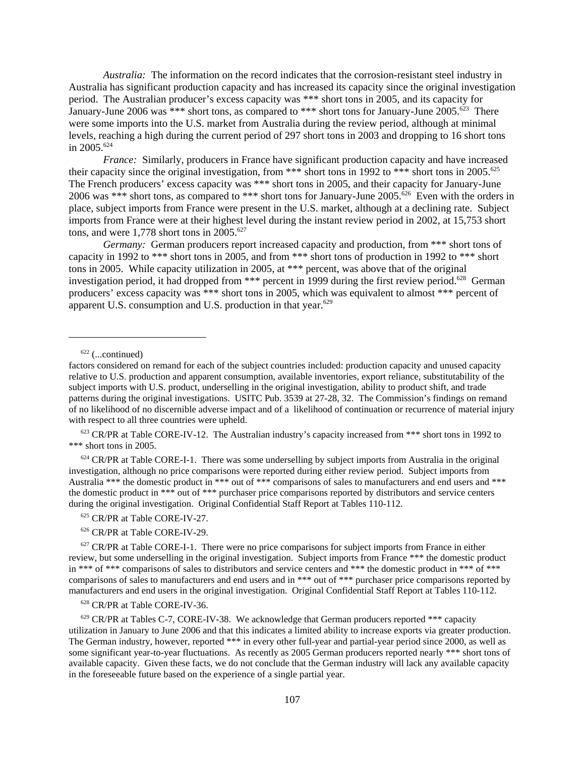*Australia:* The information on the record indicates that the corrosion-resistant steel industry in Australia has significant production capacity and has increased its capacity since the original investigation period. The Australian producer's excess capacity was *** short tons in 2005, and its capacity for January-June 2006 was *** short tons, as compared to *** short tons for January-June 2005.[623] There were some imports into the U.S. market from Australia during the review period, although at minimal levels, reaching a high during the current period of 297 short tons in 2003 and dropping to 16 short tons in 2005.[624]

*France:* Similarly, producers in France have significant production capacity and have increased their capacity since the original investigation, from *** short tons in 1992 to *** short tons in 2005.[625] The French producers' excess capacity was *** short tons in 2005, and their capacity for January-June 2006 was *** short tons, as compared to *** short tons for January-June 2005.[626] Even with the orders in place, subject imports from France were present in the U.S. market, although at a declining rate. Subject imports from France were at their highest level during the instant review period in 2002, at 15,753 short tons, and were 1,778 short tons in 2005.[627]

*Germany:* German producers report increased capacity and production, from *** short tons of capacity in 1992 to *** short tons in 2005, and from *** short tons of production in 1992 to *** short tons in 2005. While capacity utilization in 2005, at *** percent, was above that of the original investigation period, it had dropped from *** percent in 1999 during the first review period.[628] German producers' excess capacity was *** short tons in 2005, which was equivalent to almost *** percent of apparent U.S. consumption and U.S. production in that year.[629]

---

[622] (...continued)
factors considered on remand for each of the subject countries included: production capacity and unused capacity relative to U.S. production and apparent consumption, available inventories, export reliance, substitutability of the subject imports with U.S. product, underselling in the original investigation, ability to product shift, and trade patterns during the original investigations. USITC Pub. 3539 at 27-28, 32. The Commission's findings on remand of no likelihood of no discernible adverse impact and of a likelihood of continuation or recurrence of material injury with respect to all three countries were upheld.

[623] CR/PR at Table CORE-IV-12. The Australian industry's capacity increased from *** short tons in 1992 to *** short tons in 2005.

[624] CR/PR at Table CORE-I-1. There was some underselling by subject imports from Australia in the original investigation, although no price comparisons were reported during either review period. Subject imports from Australia *** the domestic product in *** out of *** comparisons of sales to manufacturers and end users and *** the domestic product in *** out of *** purchaser price comparisons reported by distributors and service centers during the original investigation. Original Confidential Staff Report at Tables 110-112.

[625] CR/PR at Table CORE-IV-27.

[626] CR/PR at Table CORE-IV-29.

[627] CR/PR at Table CORE-I-1. There were no price comparisons for subject imports from France in either review, but some underselling in the original investigation. Subject imports from France *** the domestic product in *** of *** comparisons of sales to distributors and service centers and *** the domestic product in *** of *** comparisons of sales to manufacturers and end users and in *** out of *** purchaser price comparisons reported by manufacturers and end users in the original investigation. Original Confidential Staff Report at Tables 110-112.

[628] CR/PR at Table CORE-IV-36.

[629] CR/PR at Tables C-7, CORE-IV-38. We acknowledge that German producers reported *** capacity utilization in January to June 2006 and that this indicates a limited ability to increase exports via greater production. The German industry, however, reported *** in every other full-year and partial-year period since 2000, as well as some significant year-to-year fluctuations. As recently as 2005 German producers reported nearly *** short tons of available capacity. Given these facts, we do not conclude that the German industry will lack any available capacity in the foreseeable future based on the experience of a single partial year.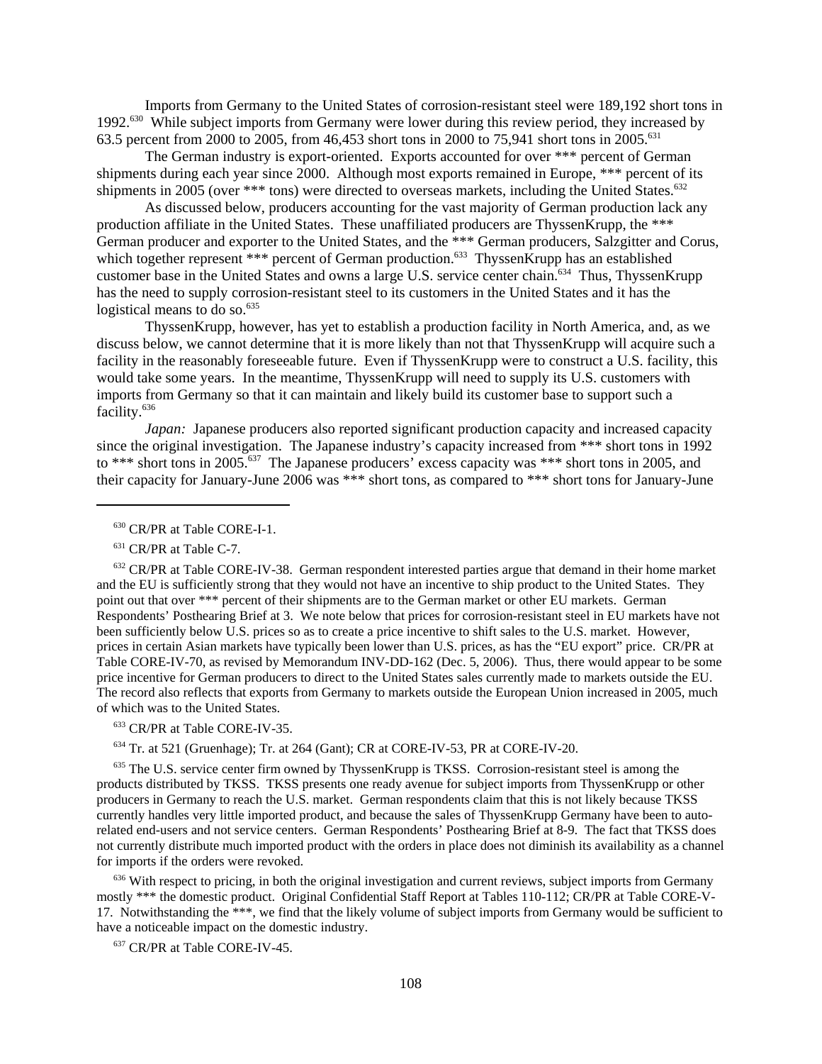Imports from Germany to the United States of corrosion-resistant steel were 189,192 short tons in 1992.[630] While subject imports from Germany were lower during this review period, they increased by 63.5 percent from 2000 to 2005, from 46,453 short tons in 2000 to 75,941 short tons in 2005.[631]

The German industry is export-oriented. Exports accounted for over *** percent of German shipments during each year since 2000. Although most exports remained in Europe, *** percent of its shipments in 2005 (over *** tons) were directed to overseas markets, including the United States.[632]

As discussed below, producers accounting for the vast majority of German production lack any production affiliate in the United States. These unaffiliated producers are ThyssenKrupp, the *** German producer and exporter to the United States, and the *** German producers, Salzgitter and Corus, which together represent *** percent of German production.[633] ThyssenKrupp has an established customer base in the United States and owns a large U.S. service center chain.[634] Thus, ThyssenKrupp has the need to supply corrosion-resistant steel to its customers in the United States and it has the logistical means to do so.[635]

ThyssenKrupp, however, has yet to establish a production facility in North America, and, as we discuss below, we cannot determine that it is more likely than not that ThyssenKrupp will acquire such a facility in the reasonably foreseeable future. Even if ThyssenKrupp were to construct a U.S. facility, this would take some years. In the meantime, ThyssenKrupp will need to supply its U.S. customers with imports from Germany so that it can maintain and likely build its customer base to support such a facility.[636]

*Japan:* Japanese producers also reported significant production capacity and increased capacity since the original investigation. The Japanese industry's capacity increased from *** short tons in 1992 to *** short tons in 2005.[637] The Japanese producers' excess capacity was *** short tons in 2005, and their capacity for January-June 2006 was *** short tons, as compared to *** short tons for January-June

---

[630] CR/PR at Table CORE-I-1.

[631] CR/PR at Table C-7.

[632] CR/PR at Table CORE-IV-38. German respondent interested parties argue that demand in their home market and the EU is sufficiently strong that they would not have an incentive to ship product to the United States. They point out that over *** percent of their shipments are to the German market or other EU markets. German Respondents' Posthearing Brief at 3. We note below that prices for corrosion-resistant steel in EU markets have not been sufficiently below U.S. prices so as to create a price incentive to shift sales to the U.S. market. However, prices in certain Asian markets have typically been lower than U.S. prices, as has the "EU export" price. CR/PR at Table CORE-IV-70, as revised by Memorandum INV-DD-162 (Dec. 5, 2006). Thus, there would appear to be some price incentive for German producers to direct to the United States sales currently made to markets outside the EU. The record also reflects that exports from Germany to markets outside the European Union increased in 2005, much of which was to the United States.

[633] CR/PR at Table CORE-IV-35.

[634] Tr. at 521 (Gruenhage); Tr. at 264 (Gant); CR at CORE-IV-53, PR at CORE-IV-20.

[635] The U.S. service center firm owned by ThyssenKrupp is TKSS. Corrosion-resistant steel is among the products distributed by TKSS. TKSS presents one ready avenue for subject imports from ThyssenKrupp or other producers in Germany to reach the U.S. market. German respondents claim that this is not likely because TKSS currently handles very little imported product, and because the sales of ThyssenKrupp Germany have been to auto-related end-users and not service centers. German Respondents' Posthearing Brief at 8-9. The fact that TKSS does not currently distribute much imported product with the orders in place does not diminish its availability as a channel for imports if the orders were revoked.

[636] With respect to pricing, in both the original investigation and current reviews, subject imports from Germany mostly *** the domestic product. Original Confidential Staff Report at Tables 110-112; CR/PR at Table CORE-V-17. Notwithstanding the ***, we find that the likely volume of subject imports from Germany would be sufficient to have a noticeable impact on the domestic industry.

[637] CR/PR at Table CORE-IV-45.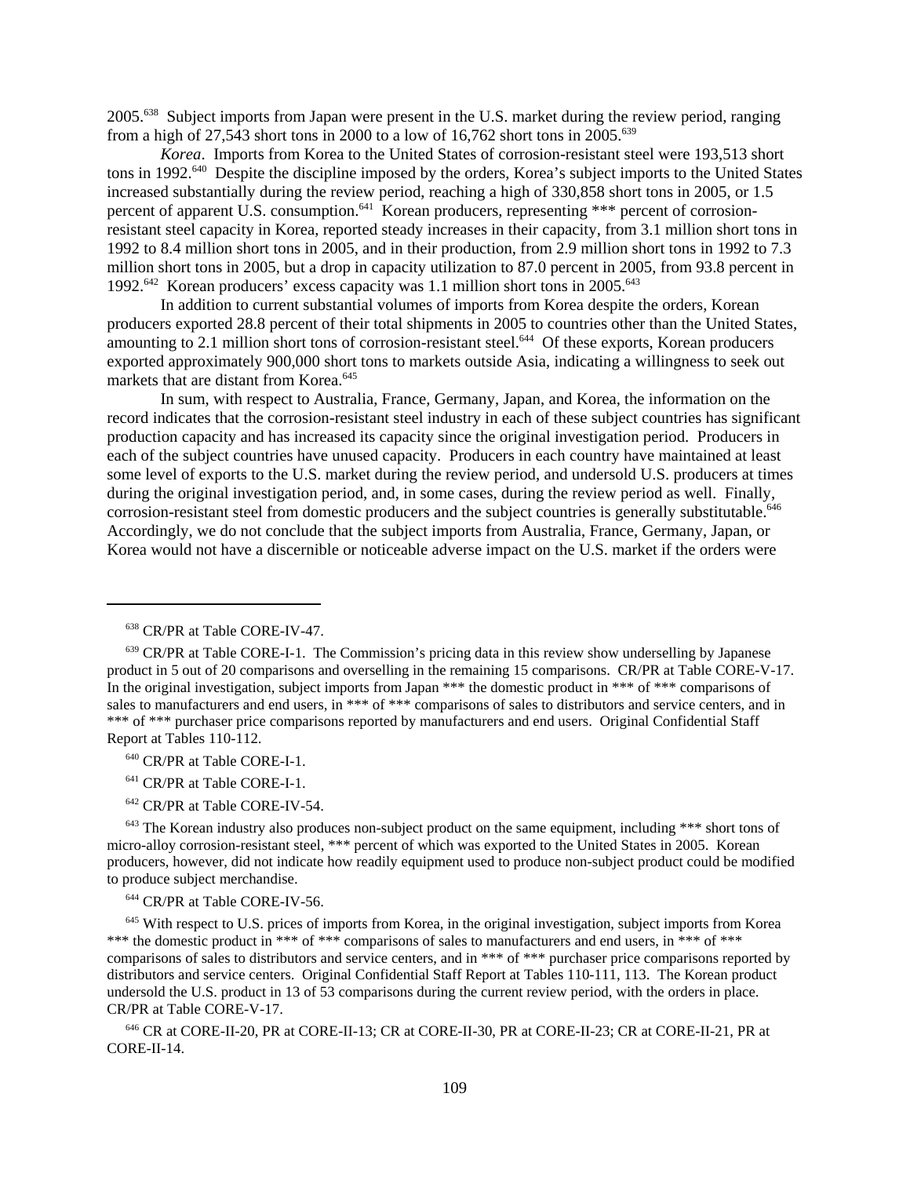2005.[638] Subject imports from Japan were present in the U.S. market during the review period, ranging from a high of 27,543 short tons in 2000 to a low of 16,762 short tons in 2005.[639]

*Korea*. Imports from Korea to the United States of corrosion-resistant steel were 193,513 short tons in 1992.[640] Despite the discipline imposed by the orders, Korea's subject imports to the United States increased substantially during the review period, reaching a high of 330,858 short tons in 2005, or 1.5 percent of apparent U.S. consumption.[641] Korean producers, representing *** percent of corrosion-resistant steel capacity in Korea, reported steady increases in their capacity, from 3.1 million short tons in 1992 to 8.4 million short tons in 2005, and in their production, from 2.9 million short tons in 1992 to 7.3 million short tons in 2005, but a drop in capacity utilization to 87.0 percent in 2005, from 93.8 percent in 1992.[642] Korean producers' excess capacity was 1.1 million short tons in 2005.[643]

In addition to current substantial volumes of imports from Korea despite the orders, Korean producers exported 28.8 percent of their total shipments in 2005 to countries other than the United States, amounting to 2.1 million short tons of corrosion-resistant steel.[644] Of these exports, Korean producers exported approximately 900,000 short tons to markets outside Asia, indicating a willingness to seek out markets that are distant from Korea.[645]

In sum, with respect to Australia, France, Germany, Japan, and Korea, the information on the record indicates that the corrosion-resistant steel industry in each of these subject countries has significant production capacity and has increased its capacity since the original investigation period. Producers in each of the subject countries have unused capacity. Producers in each country have maintained at least some level of exports to the U.S. market during the review period, and undersold U.S. producers at times during the original investigation period, and, in some cases, during the review period as well. Finally, corrosion-resistant steel from domestic producers and the subject countries is generally substitutable.[646] Accordingly, we do not conclude that the subject imports from Australia, France, Germany, Japan, or Korea would not have a discernible or noticeable adverse impact on the U.S. market if the orders were

---

[638] CR/PR at Table CORE-IV-47.

[639] CR/PR at Table CORE-I-1. The Commission's pricing data in this review show underselling by Japanese product in 5 out of 20 comparisons and overselling in the remaining 15 comparisons. CR/PR at Table CORE-V-17. In the original investigation, subject imports from Japan *** the domestic product in *** of *** comparisons of sales to manufacturers and end users, in *** of *** comparisons of sales to distributors and service centers, and in *** of *** purchaser price comparisons reported by manufacturers and end users. Original Confidential Staff Report at Tables 110-112.

[640] CR/PR at Table CORE-I-1.

[641] CR/PR at Table CORE-I-1.

[642] CR/PR at Table CORE-IV-54.

[643] The Korean industry also produces non-subject product on the same equipment, including *** short tons of micro-alloy corrosion-resistant steel, *** percent of which was exported to the United States in 2005. Korean producers, however, did not indicate how readily equipment used to produce non-subject product could be modified to produce subject merchandise.

[644] CR/PR at Table CORE-IV-56.

[645] With respect to U.S. prices of imports from Korea, in the original investigation, subject imports from Korea *** the domestic product in *** of *** comparisons of sales to manufacturers and end users, in *** of *** comparisons of sales to distributors and service centers, and in *** of *** purchaser price comparisons reported by distributors and service centers. Original Confidential Staff Report at Tables 110-111, 113. The Korean product undersold the U.S. product in 13 of 53 comparisons during the current review period, with the orders in place. CR/PR at Table CORE-V-17.

[646] CR at CORE-II-20, PR at CORE-II-13; CR at CORE-II-30, PR at CORE-II-23; CR at CORE-II-21, PR at CORE-II-14.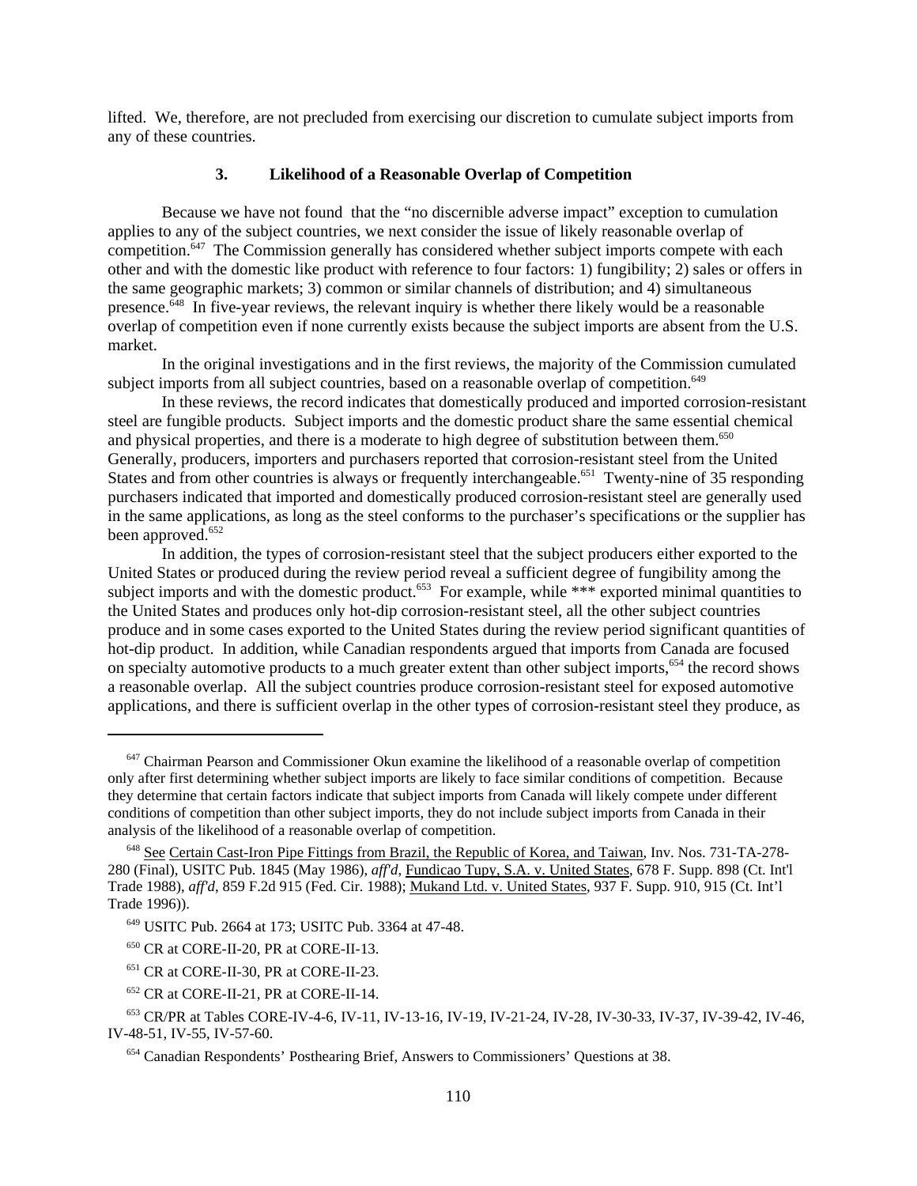lifted. We, therefore, are not precluded from exercising our discretion to cumulate subject imports from any of these countries.

### 3. Likelihood of a Reasonable Overlap of Competition

Because we have not found that the "no discernible adverse impact" exception to cumulation applies to any of the subject countries, we next consider the issue of likely reasonable overlap of competition.[647] The Commission generally has considered whether subject imports compete with each other and with the domestic like product with reference to four factors: 1) fungibility; 2) sales or offers in the same geographic markets; 3) common or similar channels of distribution; and 4) simultaneous presence.[648] In five-year reviews, the relevant inquiry is whether there likely would be a reasonable overlap of competition even if none currently exists because the subject imports are absent from the U.S. market.

In the original investigations and in the first reviews, the majority of the Commission cumulated subject imports from all subject countries, based on a reasonable overlap of competition.[649]

In these reviews, the record indicates that domestically produced and imported corrosion-resistant steel are fungible products. Subject imports and the domestic product share the same essential chemical and physical properties, and there is a moderate to high degree of substitution between them.[650] Generally, producers, importers and purchasers reported that corrosion-resistant steel from the United States and from other countries is always or frequently interchangeable.[651] Twenty-nine of 35 responding purchasers indicated that imported and domestically produced corrosion-resistant steel are generally used in the same applications, as long as the steel conforms to the purchaser's specifications or the supplier has been approved.[652]

In addition, the types of corrosion-resistant steel that the subject producers either exported to the United States or produced during the review period reveal a sufficient degree of fungibility among the subject imports and with the domestic product.[653] For example, while *** exported minimal quantities to the United States and produces only hot-dip corrosion-resistant steel, all the other subject countries produce and in some cases exported to the United States during the review period significant quantities of hot-dip product. In addition, while Canadian respondents argued that imports from Canada are focused on specialty automotive products to a much greater extent than other subject imports,[654] the record shows a reasonable overlap. All the subject countries produce corrosion-resistant steel for exposed automotive applications, and there is sufficient overlap in the other types of corrosion-resistant steel they produce, as

---

[647] Chairman Pearson and Commissioner Okun examine the likelihood of a reasonable overlap of competition only after first determining whether subject imports are likely to face similar conditions of competition. Because they determine that certain factors indicate that subject imports from Canada will likely compete under different conditions of competition than other subject imports, they do not include subject imports from Canada in their analysis of the likelihood of a reasonable overlap of competition.

[648] See Certain Cast-Iron Pipe Fittings from Brazil, the Republic of Korea, and Taiwan, Inv. Nos. 731-TA-278-280 (Final), USITC Pub. 1845 (May 1986), *aff'd*, Fundicao Tupy, S.A. v. United States, 678 F. Supp. 898 (Ct. Int'l Trade 1988), *aff'd*, 859 F.2d 915 (Fed. Cir. 1988); Mukand Ltd. v. United States, 937 F. Supp. 910, 915 (Ct. Int'l Trade 1996)).

[649] USITC Pub. 2664 at 173; USITC Pub. 3364 at 47-48.

[650] CR at CORE-II-20, PR at CORE-II-13.

[651] CR at CORE-II-30, PR at CORE-II-23.

[652] CR at CORE-II-21, PR at CORE-II-14.

[653] CR/PR at Tables CORE-IV-4-6, IV-11, IV-13-16, IV-19, IV-21-24, IV-28, IV-30-33, IV-37, IV-39-42, IV-46, IV-48-51, IV-55, IV-57-60.

[654] Canadian Respondents' Posthearing Brief, Answers to Commissioners' Questions at 38.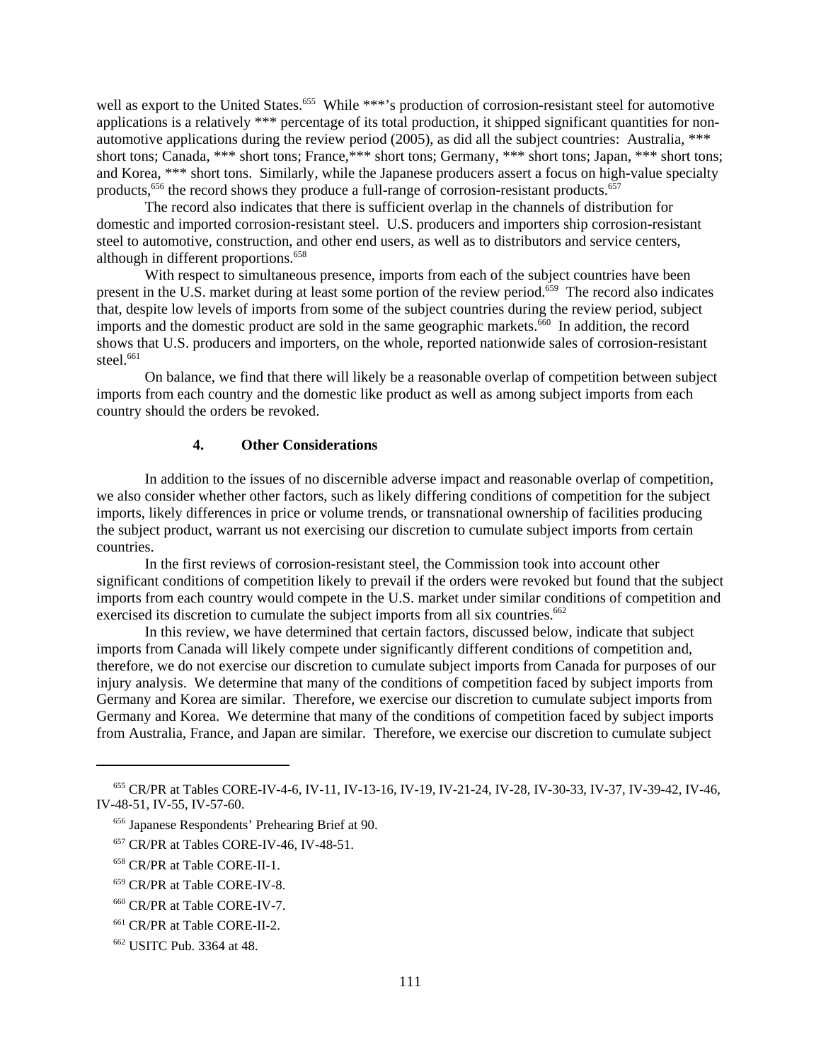well as export to the United States.[655] While ***'s production of corrosion-resistant steel for automotive applications is a relatively *** percentage of its total production, it shipped significant quantities for non-automotive applications during the review period (2005), as did all the subject countries: Australia, *** short tons; Canada, *** short tons; France,*** short tons; Germany, *** short tons; Japan, *** short tons; and Korea, *** short tons. Similarly, while the Japanese producers assert a focus on high-value specialty products,[656] the record shows they produce a full-range of corrosion-resistant products.[657]

The record also indicates that there is sufficient overlap in the channels of distribution for domestic and imported corrosion-resistant steel. U.S. producers and importers ship corrosion-resistant steel to automotive, construction, and other end users, as well as to distributors and service centers, although in different proportions.[658]

With respect to simultaneous presence, imports from each of the subject countries have been present in the U.S. market during at least some portion of the review period.[659] The record also indicates that, despite low levels of imports from some of the subject countries during the review period, subject imports and the domestic product are sold in the same geographic markets.[660] In addition, the record shows that U.S. producers and importers, on the whole, reported nationwide sales of corrosion-resistant steel.[661]

On balance, we find that there will likely be a reasonable overlap of competition between subject imports from each country and the domestic like product as well as among subject imports from each country should the orders be revoked.

#### 4. Other Considerations

In addition to the issues of no discernible adverse impact and reasonable overlap of competition, we also consider whether other factors, such as likely differing conditions of competition for the subject imports, likely differences in price or volume trends, or transnational ownership of facilities producing the subject product, warrant us not exercising our discretion to cumulate subject imports from certain countries.

In the first reviews of corrosion-resistant steel, the Commission took into account other significant conditions of competition likely to prevail if the orders were revoked but found that the subject imports from each country would compete in the U.S. market under similar conditions of competition and exercised its discretion to cumulate the subject imports from all six countries.[662]

In this review, we have determined that certain factors, discussed below, indicate that subject imports from Canada will likely compete under significantly different conditions of competition and, therefore, we do not exercise our discretion to cumulate subject imports from Canada for purposes of our injury analysis. We determine that many of the conditions of competition faced by subject imports from Germany and Korea are similar. Therefore, we exercise our discretion to cumulate subject imports from Germany and Korea. We determine that many of the conditions of competition faced by subject imports from Australia, France, and Japan are similar. Therefore, we exercise our discretion to cumulate subject

---

[655] CR/PR at Tables CORE-IV-4-6, IV-11, IV-13-16, IV-19, IV-21-24, IV-28, IV-30-33, IV-37, IV-39-42, IV-46, IV-48-51, IV-55, IV-57-60.

[656] Japanese Respondents' Prehearing Brief at 90.

[657] CR/PR at Tables CORE-IV-46, IV-48-51.

[658] CR/PR at Table CORE-II-1.

[659] CR/PR at Table CORE-IV-8.

[660] CR/PR at Table CORE-IV-7.

[661] CR/PR at Table CORE-II-2.

[662] USITC Pub. 3364 at 48.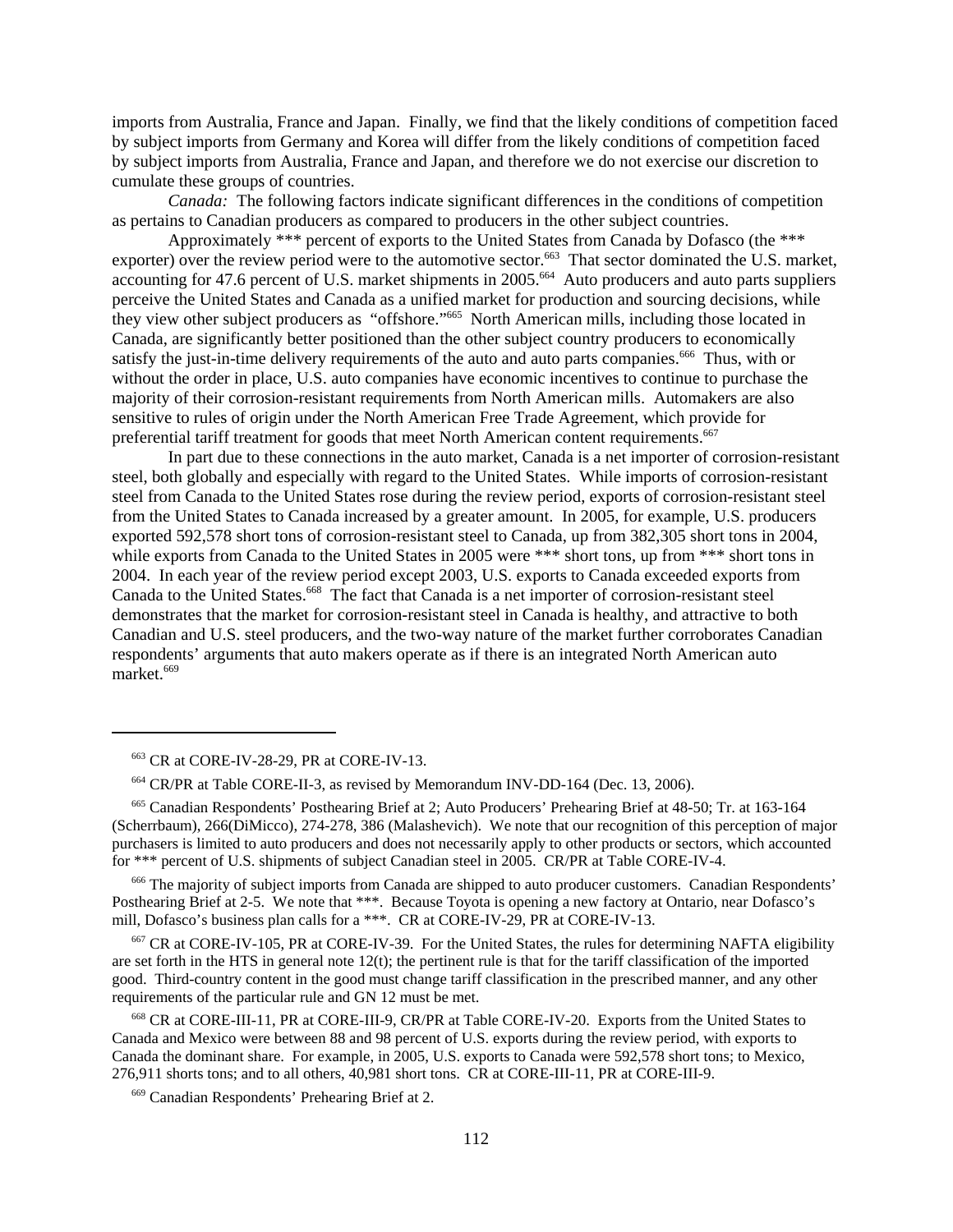imports from Australia, France and Japan. Finally, we find that the likely conditions of competition faced by subject imports from Germany and Korea will differ from the likely conditions of competition faced by subject imports from Australia, France and Japan, and therefore we do not exercise our discretion to cumulate these groups of countries.

*Canada:* The following factors indicate significant differences in the conditions of competition as pertains to Canadian producers as compared to producers in the other subject countries.

Approximately *** percent of exports to the United States from Canada by Dofasco (the *** exporter) over the review period were to the automotive sector.[663] That sector dominated the U.S. market, accounting for 47.6 percent of U.S. market shipments in 2005.[664] Auto producers and auto parts suppliers perceive the United States and Canada as a unified market for production and sourcing decisions, while they view other subject producers as "offshore."[665] North American mills, including those located in Canada, are significantly better positioned than the other subject country producers to economically satisfy the just-in-time delivery requirements of the auto and auto parts companies.[666] Thus, with or without the order in place, U.S. auto companies have economic incentives to continue to purchase the majority of their corrosion-resistant requirements from North American mills. Automakers are also sensitive to rules of origin under the North American Free Trade Agreement, which provide for preferential tariff treatment for goods that meet North American content requirements.[667]

In part due to these connections in the auto market, Canada is a net importer of corrosion-resistant steel, both globally and especially with regard to the United States. While imports of corrosion-resistant steel from Canada to the United States rose during the review period, exports of corrosion-resistant steel from the United States to Canada increased by a greater amount. In 2005, for example, U.S. producers exported 592,578 short tons of corrosion-resistant steel to Canada, up from 382,305 short tons in 2004, while exports from Canada to the United States in 2005 were *** short tons, up from *** short tons in 2004. In each year of the review period except 2003, U.S. exports to Canada exceeded exports from Canada to the United States.[668] The fact that Canada is a net importer of corrosion-resistant steel demonstrates that the market for corrosion-resistant steel in Canada is healthy, and attractive to both Canadian and U.S. steel producers, and the two-way nature of the market further corroborates Canadian respondents' arguments that auto makers operate as if there is an integrated North American auto market.[669]

---

[663] CR at CORE-IV-28-29, PR at CORE-IV-13.

[664] CR/PR at Table CORE-II-3, as revised by Memorandum INV-DD-164 (Dec. 13, 2006).

[665] Canadian Respondents' Posthearing Brief at 2; Auto Producers' Prehearing Brief at 48-50; Tr. at 163-164 (Scherrbaum), 266(DiMicco), 274-278, 386 (Malashevich). We note that our recognition of this perception of major purchasers is limited to auto producers and does not necessarily apply to other products or sectors, which accounted for *** percent of U.S. shipments of subject Canadian steel in 2005. CR/PR at Table CORE-IV-4.

[666] The majority of subject imports from Canada are shipped to auto producer customers. Canadian Respondents' Posthearing Brief at 2-5. We note that ***. Because Toyota is opening a new factory at Ontario, near Dofasco's mill, Dofasco's business plan calls for a ***. CR at CORE-IV-29, PR at CORE-IV-13.

[667] CR at CORE-IV-105, PR at CORE-IV-39. For the United States, the rules for determining NAFTA eligibility are set forth in the HTS in general note 12(t); the pertinent rule is that for the tariff classification of the imported good. Third-country content in the good must change tariff classification in the prescribed manner, and any other requirements of the particular rule and GN 12 must be met.

[668] CR at CORE-III-11, PR at CORE-III-9, CR/PR at Table CORE-IV-20. Exports from the United States to Canada and Mexico were between 88 and 98 percent of U.S. exports during the review period, with exports to Canada the dominant share. For example, in 2005, U.S. exports to Canada were 592,578 short tons; to Mexico, 276,911 shorts tons; and to all others, 40,981 short tons. CR at CORE-III-11, PR at CORE-III-9.

[669] Canadian Respondents' Prehearing Brief at 2.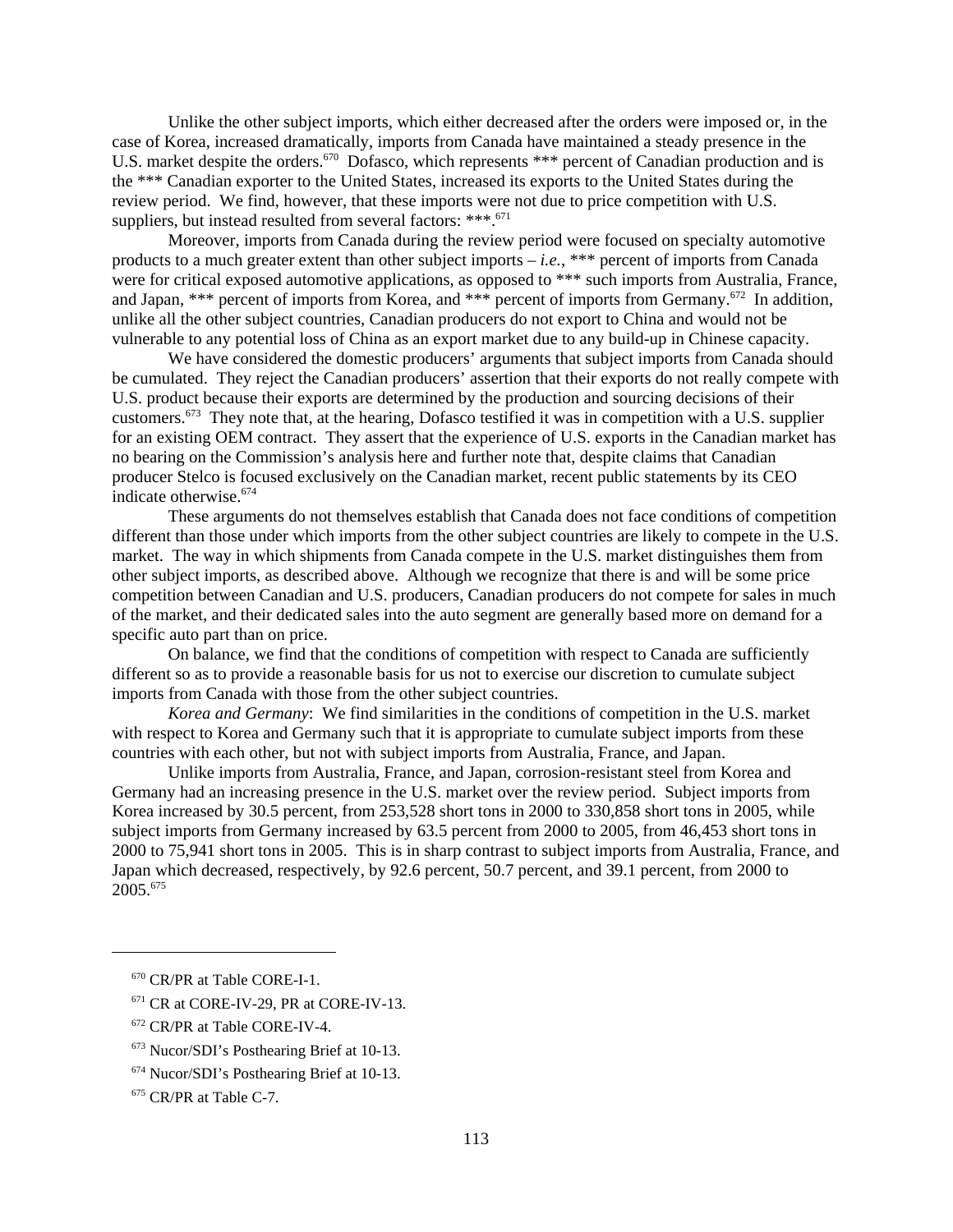Unlike the other subject imports, which either decreased after the orders were imposed or, in the case of Korea, increased dramatically, imports from Canada have maintained a steady presence in the U.S. market despite the orders.[670] Dofasco, which represents *** percent of Canadian production and is the *** Canadian exporter to the United States, increased its exports to the United States during the review period. We find, however, that these imports were not due to price competition with U.S. suppliers, but instead resulted from several factors: ***.[671]

Moreover, imports from Canada during the review period were focused on specialty automotive products to a much greater extent than other subject imports – *i.e.*, *** percent of imports from Canada were for critical exposed automotive applications, as opposed to *** such imports from Australia, France, and Japan, *** percent of imports from Korea, and *** percent of imports from Germany.[672] In addition, unlike all the other subject countries, Canadian producers do not export to China and would not be vulnerable to any potential loss of China as an export market due to any build-up in Chinese capacity.

We have considered the domestic producers' arguments that subject imports from Canada should be cumulated. They reject the Canadian producers' assertion that their exports do not really compete with U.S. product because their exports are determined by the production and sourcing decisions of their customers.[673] They note that, at the hearing, Dofasco testified it was in competition with a U.S. supplier for an existing OEM contract. They assert that the experience of U.S. exports in the Canadian market has no bearing on the Commission's analysis here and further note that, despite claims that Canadian producer Stelco is focused exclusively on the Canadian market, recent public statements by its CEO indicate otherwise.[674]

These arguments do not themselves establish that Canada does not face conditions of competition different than those under which imports from the other subject countries are likely to compete in the U.S. market. The way in which shipments from Canada compete in the U.S. market distinguishes them from other subject imports, as described above. Although we recognize that there is and will be some price competition between Canadian and U.S. producers, Canadian producers do not compete for sales in much of the market, and their dedicated sales into the auto segment are generally based more on demand for a specific auto part than on price.

On balance, we find that the conditions of competition with respect to Canada are sufficiently different so as to provide a reasonable basis for us not to exercise our discretion to cumulate subject imports from Canada with those from the other subject countries.

*Korea and Germany*: We find similarities in the conditions of competition in the U.S. market with respect to Korea and Germany such that it is appropriate to cumulate subject imports from these countries with each other, but not with subject imports from Australia, France, and Japan.

Unlike imports from Australia, France, and Japan, corrosion-resistant steel from Korea and Germany had an increasing presence in the U.S. market over the review period. Subject imports from Korea increased by 30.5 percent, from 253,528 short tons in 2000 to 330,858 short tons in 2005, while subject imports from Germany increased by 63.5 percent from 2000 to 2005, from 46,453 short tons in 2000 to 75,941 short tons in 2005. This is in sharp contrast to subject imports from Australia, France, and Japan which decreased, respectively, by 92.6 percent, 50.7 percent, and 39.1 percent, from 2000 to 2005.[675]

---

[670] CR/PR at Table CORE-I-1.

[671] CR at CORE-IV-29, PR at CORE-IV-13.

[672] CR/PR at Table CORE-IV-4.

[673] Nucor/SDI's Posthearing Brief at 10-13.

[674] Nucor/SDI's Posthearing Brief at 10-13.

[675] CR/PR at Table C-7.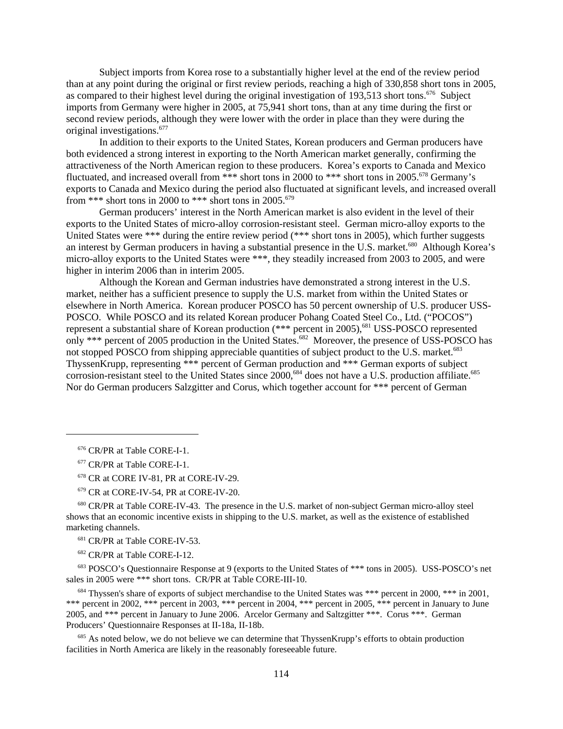Subject imports from Korea rose to a substantially higher level at the end of the review period than at any point during the original or first review periods, reaching a high of 330,858 short tons in 2005, as compared to their highest level during the original investigation of 193,513 short tons.[676] Subject imports from Germany were higher in 2005, at 75,941 short tons, than at any time during the first or second review periods, although they were lower with the order in place than they were during the original investigations.[677]

In addition to their exports to the United States, Korean producers and German producers have both evidenced a strong interest in exporting to the North American market generally, confirming the attractiveness of the North American region to these producers. Korea's exports to Canada and Mexico fluctuated, and increased overall from *** short tons in 2000 to *** short tons in 2005.[678] Germany's exports to Canada and Mexico during the period also fluctuated at significant levels, and increased overall from *** short tons in 2000 to *** short tons in 2005.[679]

German producers' interest in the North American market is also evident in the level of their exports to the United States of micro-alloy corrosion-resistant steel. German micro-alloy exports to the United States were *** during the entire review period (*** short tons in 2005), which further suggests an interest by German producers in having a substantial presence in the U.S. market.[680] Although Korea's micro-alloy exports to the United States were ***, they steadily increased from 2003 to 2005, and were higher in interim 2006 than in interim 2005.

Although the Korean and German industries have demonstrated a strong interest in the U.S. market, neither has a sufficient presence to supply the U.S. market from within the United States or elsewhere in North America. Korean producer POSCO has 50 percent ownership of U.S. producer USS-POSCO. While POSCO and its related Korean producer Pohang Coated Steel Co., Ltd. ("POCOS") represent a substantial share of Korean production (*** percent in 2005),[681] USS-POSCO represented only *** percent of 2005 production in the United States.[682] Moreover, the presence of USS-POSCO has not stopped POSCO from shipping appreciable quantities of subject product to the U.S. market.[683] ThyssenKrupp, representing *** percent of German production and *** German exports of subject corrosion-resistant steel to the United States since 2000,[684] does not have a U.S. production affiliate.[685] Nor do German producers Salzgitter and Corus, which together account for *** percent of German

---

[676] CR/PR at Table CORE-I-1.

[677] CR/PR at Table CORE-I-1.

[678] CR at CORE IV-81, PR at CORE-IV-29.

[679] CR at CORE-IV-54, PR at CORE-IV-20.

[680] CR/PR at Table CORE-IV-43. The presence in the U.S. market of non-subject German micro-alloy steel shows that an economic incentive exists in shipping to the U.S. market, as well as the existence of established marketing channels.

[681] CR/PR at Table CORE-IV-53.

[682] CR/PR at Table CORE-I-12.

[683] POSCO's Questionnaire Response at 9 (exports to the United States of *** tons in 2005). USS-POSCO's net sales in 2005 were *** short tons. CR/PR at Table CORE-III-10.

[684] Thyssen's share of exports of subject merchandise to the United States was *** percent in 2000, *** in 2001, *** percent in 2002, *** percent in 2003, *** percent in 2004, *** percent in 2005, *** percent in January to June 2005, and *** percent in January to June 2006. Arcelor Germany and Saltzgitter ***. Corus ***. German Producers' Questionnaire Responses at II-18a, II-18b.

[685] As noted below, we do not believe we can determine that ThyssenKrupp's efforts to obtain production facilities in North America are likely in the reasonably foreseeable future.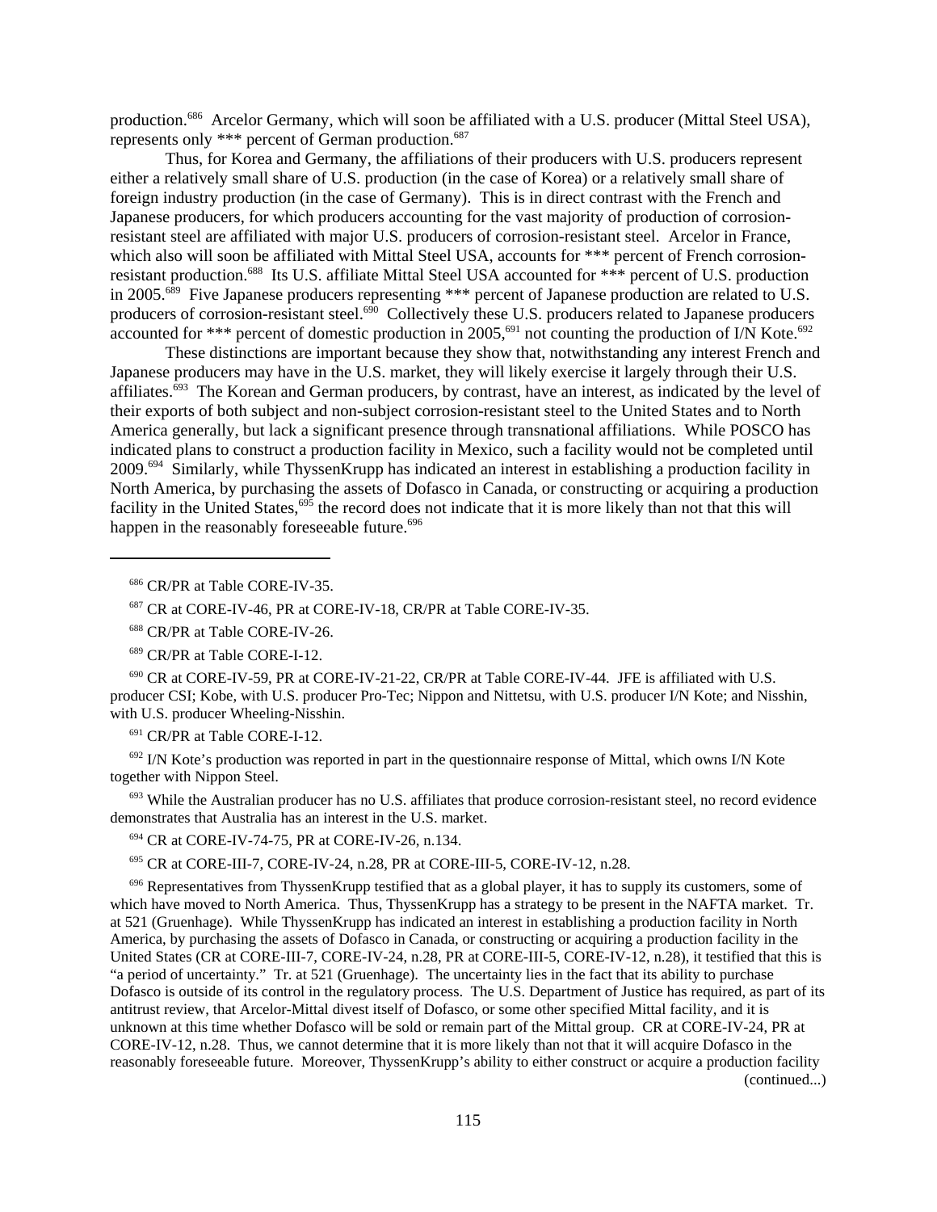production.[686] Arcelor Germany, which will soon be affiliated with a U.S. producer (Mittal Steel USA), represents only *** percent of German production.[687]

Thus, for Korea and Germany, the affiliations of their producers with U.S. producers represent either a relatively small share of U.S. production (in the case of Korea) or a relatively small share of foreign industry production (in the case of Germany). This is in direct contrast with the French and Japanese producers, for which producers accounting for the vast majority of production of corrosion-resistant steel are affiliated with major U.S. producers of corrosion-resistant steel. Arcelor in France, which also will soon be affiliated with Mittal Steel USA, accounts for *** percent of French corrosion-resistant production.[688] Its U.S. affiliate Mittal Steel USA accounted for *** percent of U.S. production in 2005.[689] Five Japanese producers representing *** percent of Japanese production are related to U.S. producers of corrosion-resistant steel.[690] Collectively these U.S. producers related to Japanese producers accounted for *** percent of domestic production in 2005,[691] not counting the production of I/N Kote.[692]

These distinctions are important because they show that, notwithstanding any interest French and Japanese producers may have in the U.S. market, they will likely exercise it largely through their U.S. affiliates.[693] The Korean and German producers, by contrast, have an interest, as indicated by the level of their exports of both subject and non-subject corrosion-resistant steel to the United States and to North America generally, but lack a significant presence through transnational affiliations. While POSCO has indicated plans to construct a production facility in Mexico, such a facility would not be completed until 2009.[694] Similarly, while ThyssenKrupp has indicated an interest in establishing a production facility in North America, by purchasing the assets of Dofasco in Canada, or constructing or acquiring a production facility in the United States,[695] the record does not indicate that it is more likely than not that this will happen in the reasonably foreseeable future.[696]

---

[686] CR/PR at Table CORE-IV-35.

[687] CR at CORE-IV-46, PR at CORE-IV-18, CR/PR at Table CORE-IV-35.

[688] CR/PR at Table CORE-IV-26.

[689] CR/PR at Table CORE-I-12.

[690] CR at CORE-IV-59, PR at CORE-IV-21-22, CR/PR at Table CORE-IV-44. JFE is affiliated with U.S. producer CSI; Kobe, with U.S. producer Pro-Tec; Nippon and Nittetsu, with U.S. producer I/N Kote; and Nisshin, with U.S. producer Wheeling-Nisshin.

[691] CR/PR at Table CORE-I-12.

[692] I/N Kote's production was reported in part in the questionnaire response of Mittal, which owns I/N Kote together with Nippon Steel.

[693] While the Australian producer has no U.S. affiliates that produce corrosion-resistant steel, no record evidence demonstrates that Australia has an interest in the U.S. market.

[694] CR at CORE-IV-74-75, PR at CORE-IV-26, n.134.

[695] CR at CORE-III-7, CORE-IV-24, n.28, PR at CORE-III-5, CORE-IV-12, n.28.

[696] Representatives from ThyssenKrupp testified that as a global player, it has to supply its customers, some of which have moved to North America. Thus, ThyssenKrupp has a strategy to be present in the NAFTA market. Tr. at 521 (Gruenhage). While ThyssenKrupp has indicated an interest in establishing a production facility in North America, by purchasing the assets of Dofasco in Canada, or constructing or acquiring a production facility in the United States (CR at CORE-III-7, CORE-IV-24, n.28, PR at CORE-III-5, CORE-IV-12, n.28), it testified that this is "a period of uncertainty." Tr. at 521 (Gruenhage). The uncertainty lies in the fact that its ability to purchase Dofasco is outside of its control in the regulatory process. The U.S. Department of Justice has required, as part of its antitrust review, that Arcelor-Mittal divest itself of Dofasco, or some other specified Mittal facility, and it is unknown at this time whether Dofasco will be sold or remain part of the Mittal group. CR at CORE-IV-24, PR at CORE-IV-12, n.28. Thus, we cannot determine that it is more likely than not that it will acquire Dofasco in the reasonably foreseeable future. Moreover, ThyssenKrupp's ability to either construct or acquire a production facility (continued...)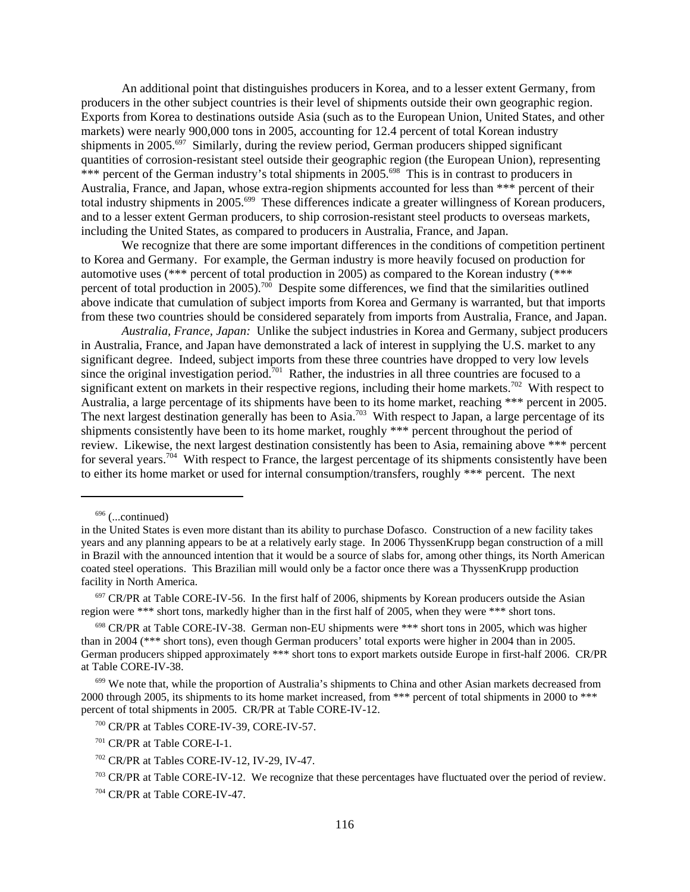An additional point that distinguishes producers in Korea, and to a lesser extent Germany, from producers in the other subject countries is their level of shipments outside their own geographic region. Exports from Korea to destinations outside Asia (such as to the European Union, United States, and other markets) were nearly 900,000 tons in 2005, accounting for 12.4 percent of total Korean industry shipments in 2005.[697] Similarly, during the review period, German producers shipped significant quantities of corrosion-resistant steel outside their geographic region (the European Union), representing *** percent of the German industry's total shipments in 2005.[698] This is in contrast to producers in Australia, France, and Japan, whose extra-region shipments accounted for less than *** percent of their total industry shipments in 2005.[699] These differences indicate a greater willingness of Korean producers, and to a lesser extent German producers, to ship corrosion-resistant steel products to overseas markets, including the United States, as compared to producers in Australia, France, and Japan.

We recognize that there are some important differences in the conditions of competition pertinent to Korea and Germany. For example, the German industry is more heavily focused on production for automotive uses (*** percent of total production in 2005) as compared to the Korean industry (*** percent of total production in 2005).[700] Despite some differences, we find that the similarities outlined above indicate that cumulation of subject imports from Korea and Germany is warranted, but that imports from these two countries should be considered separately from imports from Australia, France, and Japan.

*Australia, France, Japan:* Unlike the subject industries in Korea and Germany, subject producers in Australia, France, and Japan have demonstrated a lack of interest in supplying the U.S. market to any significant degree. Indeed, subject imports from these three countries have dropped to very low levels since the original investigation period.[701] Rather, the industries in all three countries are focused to a significant extent on markets in their respective regions, including their home markets.[702] With respect to Australia, a large percentage of its shipments have been to its home market, reaching *** percent in 2005. The next largest destination generally has been to Asia.[703] With respect to Japan, a large percentage of its shipments consistently have been to its home market, roughly *** percent throughout the period of review. Likewise, the next largest destination consistently has been to Asia, remaining above *** percent for several years.[704] With respect to France, the largest percentage of its shipments consistently have been to either its home market or used for internal consumption/transfers, roughly *** percent. The next

---

[696] (...continued)
in the United States is even more distant than its ability to purchase Dofasco. Construction of a new facility takes years and any planning appears to be at a relatively early stage. In 2006 ThyssenKrupp began construction of a mill in Brazil with the announced intention that it would be a source of slabs for, among other things, its North American coated steel operations. This Brazilian mill would only be a factor once there was a ThyssenKrupp production facility in North America.

[697] CR/PR at Table CORE-IV-56. In the first half of 2006, shipments by Korean producers outside the Asian region were *** short tons, markedly higher than in the first half of 2005, when they were *** short tons.

[698] CR/PR at Table CORE-IV-38. German non-EU shipments were *** short tons in 2005, which was higher than in 2004 (*** short tons), even though German producers' total exports were higher in 2004 than in 2005. German producers shipped approximately *** short tons to export markets outside Europe in first-half 2006. CR/PR at Table CORE-IV-38.

[699] We note that, while the proportion of Australia's shipments to China and other Asian markets decreased from 2000 through 2005, its shipments to its home market increased, from *** percent of total shipments in 2000 to *** percent of total shipments in 2005. CR/PR at Table CORE-IV-12.

[700] CR/PR at Tables CORE-IV-39, CORE-IV-57.

[701] CR/PR at Table CORE-I-1.

[702] CR/PR at Tables CORE-IV-12, IV-29, IV-47.

[703] CR/PR at Table CORE-IV-12. We recognize that these percentages have fluctuated over the period of review.

[704] CR/PR at Table CORE-IV-47.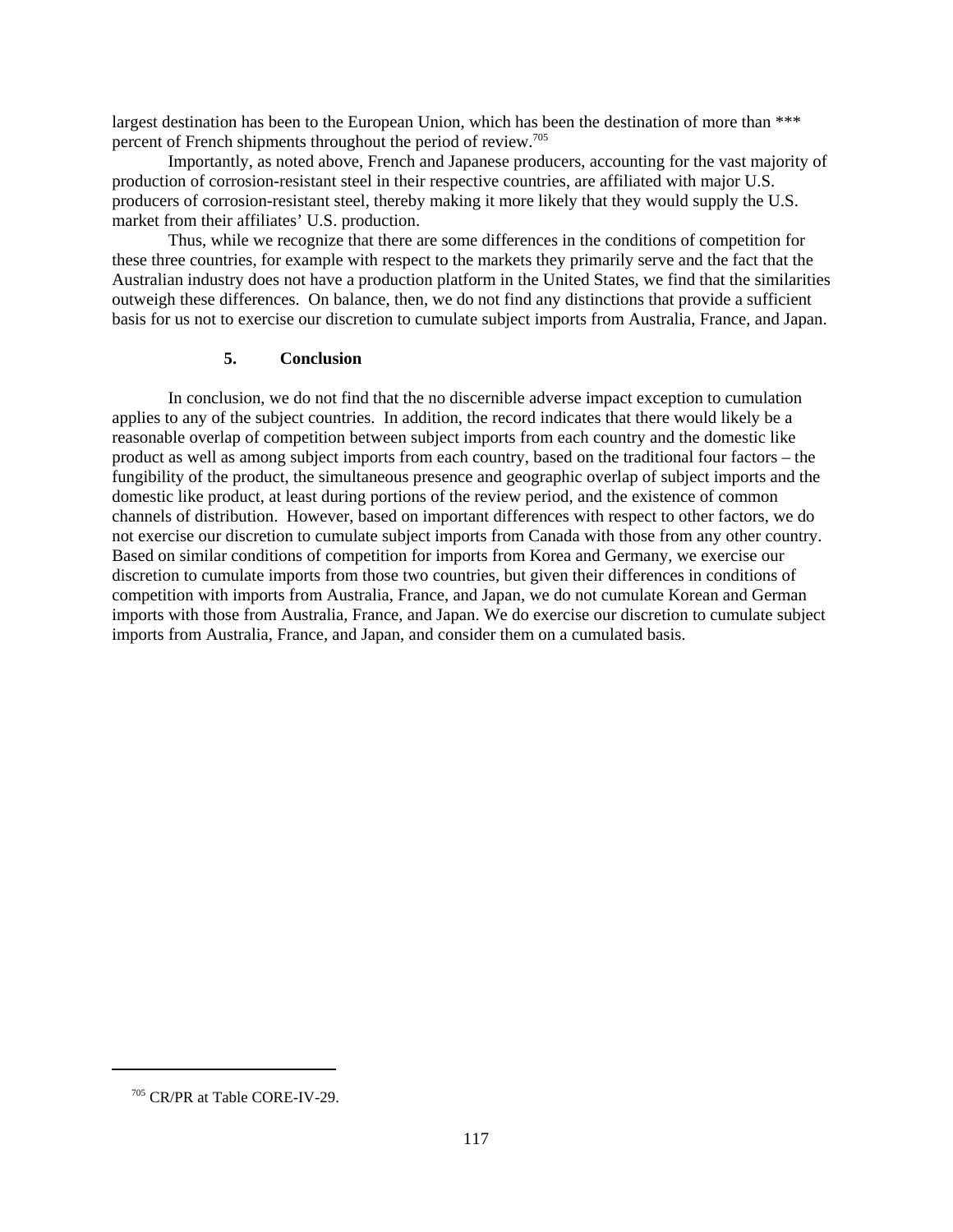largest destination has been to the European Union, which has been the destination of more than *** percent of French shipments throughout the period of review.[705]

Importantly, as noted above, French and Japanese producers, accounting for the vast majority of production of corrosion-resistant steel in their respective countries, are affiliated with major U.S. producers of corrosion-resistant steel, thereby making it more likely that they would supply the U.S. market from their affiliates' U.S. production.

Thus, while we recognize that there are some differences in the conditions of competition for these three countries, for example with respect to the markets they primarily serve and the fact that the Australian industry does not have a production platform in the United States, we find that the similarities outweigh these differences. On balance, then, we do not find any distinctions that provide a sufficient basis for us not to exercise our discretion to cumulate subject imports from Australia, France, and Japan.

#### 5. Conclusion

In conclusion, we do not find that the no discernible adverse impact exception to cumulation applies to any of the subject countries. In addition, the record indicates that there would likely be a reasonable overlap of competition between subject imports from each country and the domestic like product as well as among subject imports from each country, based on the traditional four factors – the fungibility of the product, the simultaneous presence and geographic overlap of subject imports and the domestic like product, at least during portions of the review period, and the existence of common channels of distribution. However, based on important differences with respect to other factors, we do not exercise our discretion to cumulate subject imports from Canada with those from any other country. Based on similar conditions of competition for imports from Korea and Germany, we exercise our discretion to cumulate imports from those two countries, but given their differences in conditions of competition with imports from Australia, France, and Japan, we do not cumulate Korean and German imports with those from Australia, France, and Japan. We do exercise our discretion to cumulate subject imports from Australia, France, and Japan, and consider them on a cumulated basis.

[705] CR/PR at Table CORE-IV-29.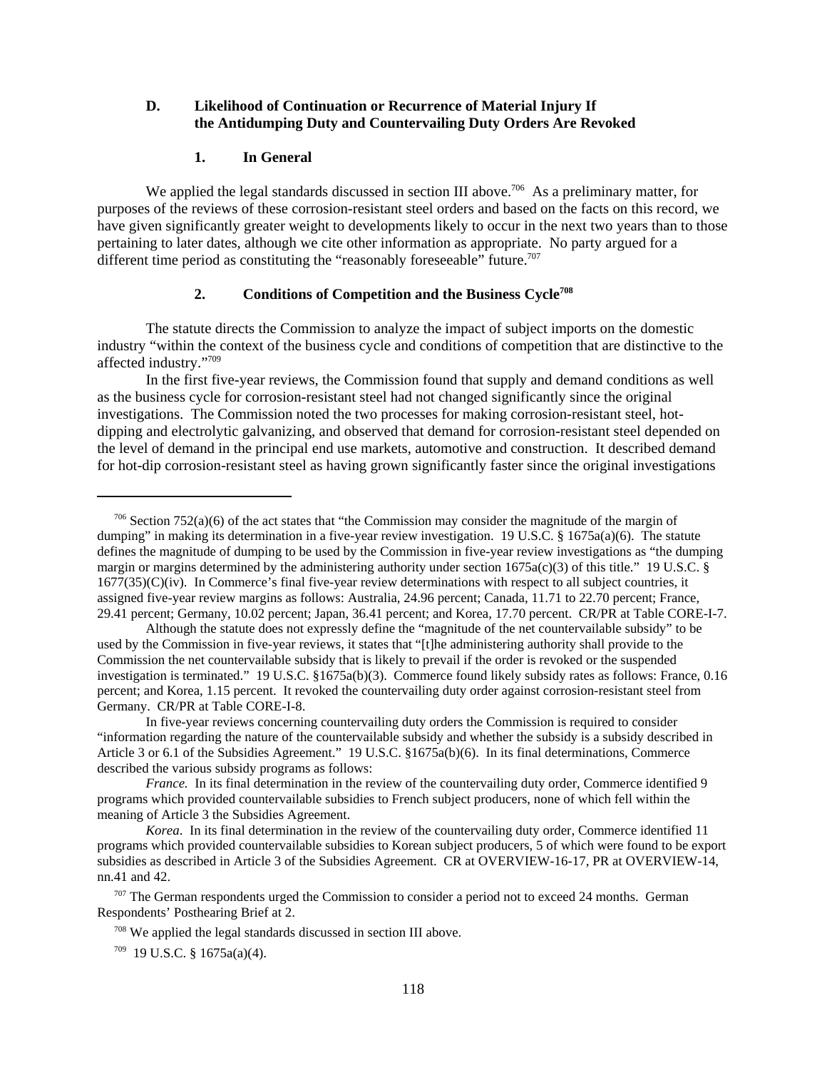### D. Likelihood of Continuation or Recurrence of Material Injury If the Antidumping Duty and Countervailing Duty Orders Are Revoked

#### 1. In General

We applied the legal standards discussed in section III above.[706] As a preliminary matter, for purposes of the reviews of these corrosion-resistant steel orders and based on the facts on this record, we have given significantly greater weight to developments likely to occur in the next two years than to those pertaining to later dates, although we cite other information as appropriate. No party argued for a different time period as constituting the "reasonably foreseeable" future.[707]

#### 2. Conditions of Competition and the Business Cycle[708]

The statute directs the Commission to analyze the impact of subject imports on the domestic industry "within the context of the business cycle and conditions of competition that are distinctive to the affected industry."[709]

In the first five-year reviews, the Commission found that supply and demand conditions as well as the business cycle for corrosion-resistant steel had not changed significantly since the original investigations. The Commission noted the two processes for making corrosion-resistant steel, hot-dipping and electrolytic galvanizing, and observed that demand for corrosion-resistant steel depended on the level of demand in the principal end use markets, automotive and construction. It described demand for hot-dip corrosion-resistant steel as having grown significantly faster since the original investigations

---

[706] Section 752(a)(6) of the act states that "the Commission may consider the magnitude of the margin of dumping" in making its determination in a five-year review investigation. 19 U.S.C. § 1675a(a)(6). The statute defines the magnitude of dumping to be used by the Commission in five-year review investigations as "the dumping margin or margins determined by the administering authority under section 1675a(c)(3) of this title." 19 U.S.C. § 1677(35)(C)(iv). In Commerce's final five-year review determinations with respect to all subject countries, it assigned five-year review margins as follows: Australia, 24.96 percent; Canada, 11.71 to 22.70 percent; France, 29.41 percent; Germany, 10.02 percent; Japan, 36.41 percent; and Korea, 17.70 percent. CR/PR at Table CORE-I-7.

Although the statute does not expressly define the "magnitude of the net countervailable subsidy" to be used by the Commission in five-year reviews, it states that "[t]he administering authority shall provide to the Commission the net countervailable subsidy that is likely to prevail if the order is revoked or the suspended investigation is terminated." 19 U.S.C. §1675a(b)(3). Commerce found likely subsidy rates as follows: France, 0.16 percent; and Korea, 1.15 percent. It revoked the countervailing duty order against corrosion-resistant steel from Germany. CR/PR at Table CORE-I-8.

In five-year reviews concerning countervailing duty orders the Commission is required to consider "information regarding the nature of the countervailable subsidy and whether the subsidy is a subsidy described in Article 3 or 6.1 of the Subsidies Agreement." 19 U.S.C. §1675a(b)(6). In its final determinations, Commerce described the various subsidy programs as follows:

*France.* In its final determination in the review of the countervailing duty order, Commerce identified 9 programs which provided countervailable subsidies to French subject producers, none of which fell within the meaning of Article 3 the Subsidies Agreement.

*Korea*. In its final determination in the review of the countervailing duty order, Commerce identified 11 programs which provided countervailable subsidies to Korean subject producers, 5 of which were found to be export subsidies as described in Article 3 of the Subsidies Agreement. CR at OVERVIEW-16-17, PR at OVERVIEW-14, nn.41 and 42.

[707] The German respondents urged the Commission to consider a period not to exceed 24 months. German Respondents' Posthearing Brief at 2.

[708] We applied the legal standards discussed in section III above.

[709] 19 U.S.C. § 1675a(a)(4).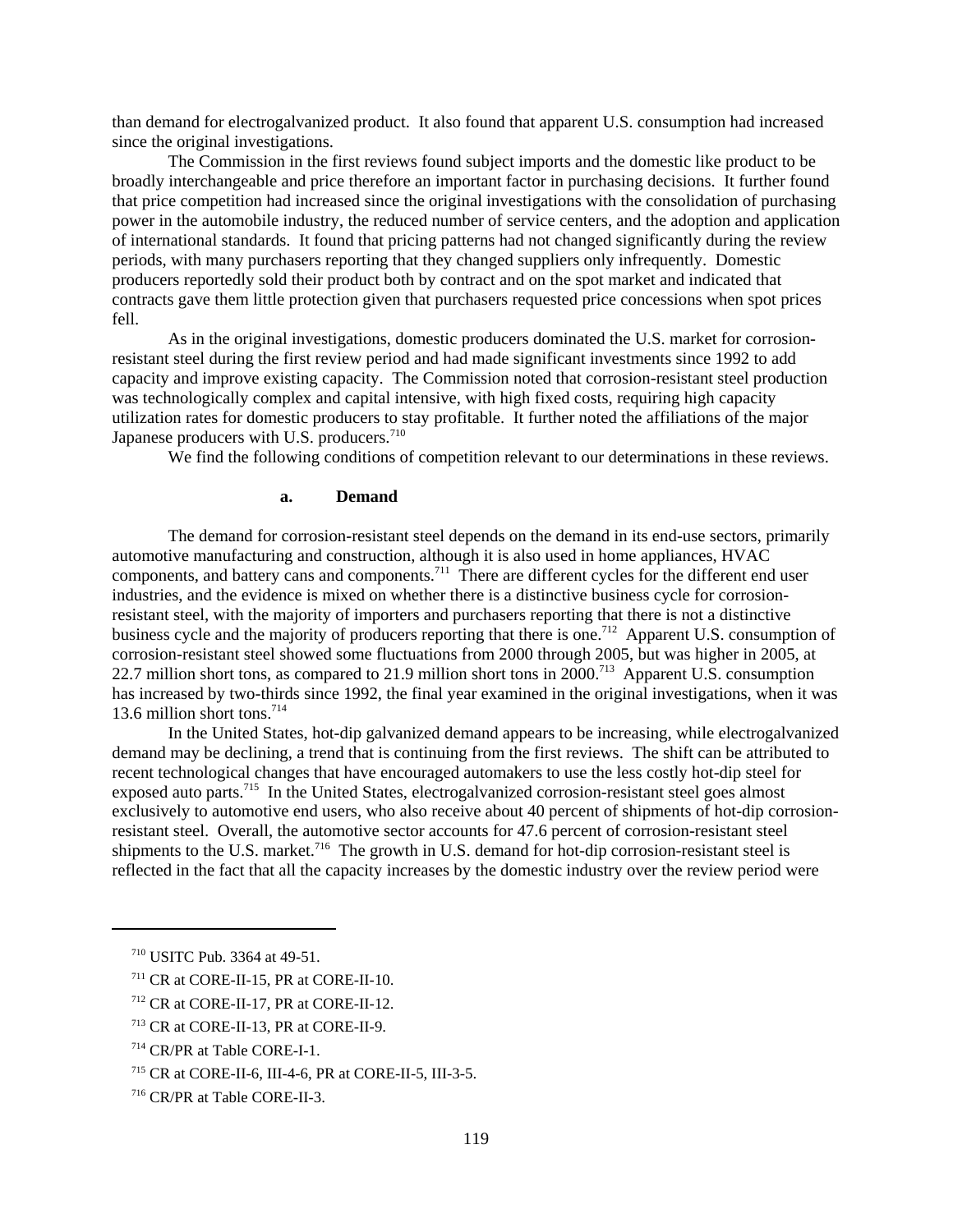than demand for electrogalvanized product. It also found that apparent U.S. consumption had increased since the original investigations.

The Commission in the first reviews found subject imports and the domestic like product to be broadly interchangeable and price therefore an important factor in purchasing decisions. It further found that price competition had increased since the original investigations with the consolidation of purchasing power in the automobile industry, the reduced number of service centers, and the adoption and application of international standards. It found that pricing patterns had not changed significantly during the review periods, with many purchasers reporting that they changed suppliers only infrequently. Domestic producers reportedly sold their product both by contract and on the spot market and indicated that contracts gave them little protection given that purchasers requested price concessions when spot prices fell.

As in the original investigations, domestic producers dominated the U.S. market for corrosion-resistant steel during the first review period and had made significant investments since 1992 to add capacity and improve existing capacity. The Commission noted that corrosion-resistant steel production was technologically complex and capital intensive, with high fixed costs, requiring high capacity utilization rates for domestic producers to stay profitable. It further noted the affiliations of the major Japanese producers with U.S. producers.[710]

We find the following conditions of competition relevant to our determinations in these reviews.

**a. Demand**

The demand for corrosion-resistant steel depends on the demand in its end-use sectors, primarily automotive manufacturing and construction, although it is also used in home appliances, HVAC components, and battery cans and components.[711] There are different cycles for the different end user industries, and the evidence is mixed on whether there is a distinctive business cycle for corrosion-resistant steel, with the majority of importers and purchasers reporting that there is not a distinctive business cycle and the majority of producers reporting that there is one.[712] Apparent U.S. consumption of corrosion-resistant steel showed some fluctuations from 2000 through 2005, but was higher in 2005, at 22.7 million short tons, as compared to 21.9 million short tons in 2000.[713] Apparent U.S. consumption has increased by two-thirds since 1992, the final year examined in the original investigations, when it was 13.6 million short tons.[714]

In the United States, hot-dip galvanized demand appears to be increasing, while electrogalvanized demand may be declining, a trend that is continuing from the first reviews. The shift can be attributed to recent technological changes that have encouraged automakers to use the less costly hot-dip steel for exposed auto parts.[715] In the United States, electrogalvanized corrosion-resistant steel goes almost exclusively to automotive end users, who also receive about 40 percent of shipments of hot-dip corrosion-resistant steel. Overall, the automotive sector accounts for 47.6 percent of corrosion-resistant steel shipments to the U.S. market.[716] The growth in U.S. demand for hot-dip corrosion-resistant steel is reflected in the fact that all the capacity increases by the domestic industry over the review period were

---

[710] USITC Pub. 3364 at 49-51.

[711] CR at CORE-II-15, PR at CORE-II-10.

[712] CR at CORE-II-17, PR at CORE-II-12.

[713] CR at CORE-II-13, PR at CORE-II-9.

[714] CR/PR at Table CORE-I-1.

[715] CR at CORE-II-6, III-4-6, PR at CORE-II-5, III-3-5.

[716] CR/PR at Table CORE-II-3.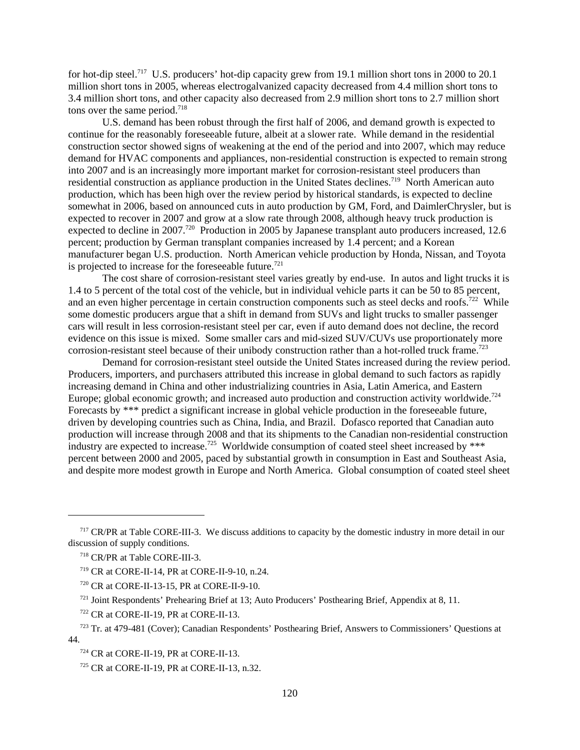for hot-dip steel.[717] U.S. producers' hot-dip capacity grew from 19.1 million short tons in 2000 to 20.1 million short tons in 2005, whereas electrogalvanized capacity decreased from 4.4 million short tons to 3.4 million short tons, and other capacity also decreased from 2.9 million short tons to 2.7 million short tons over the same period.[718]

U.S. demand has been robust through the first half of 2006, and demand growth is expected to continue for the reasonably foreseeable future, albeit at a slower rate. While demand in the residential construction sector showed signs of weakening at the end of the period and into 2007, which may reduce demand for HVAC components and appliances, non-residential construction is expected to remain strong into 2007 and is an increasingly more important market for corrosion-resistant steel producers than residential construction as appliance production in the United States declines.[719] North American auto production, which has been high over the review period by historical standards, is expected to decline somewhat in 2006, based on announced cuts in auto production by GM, Ford, and DaimlerChrysler, but is expected to recover in 2007 and grow at a slow rate through 2008, although heavy truck production is expected to decline in 2007.[720] Production in 2005 by Japanese transplant auto producers increased, 12.6 percent; production by German transplant companies increased by 1.4 percent; and a Korean manufacturer began U.S. production. North American vehicle production by Honda, Nissan, and Toyota is projected to increase for the foreseeable future.[721]

The cost share of corrosion-resistant steel varies greatly by end-use. In autos and light trucks it is 1.4 to 5 percent of the total cost of the vehicle, but in individual vehicle parts it can be 50 to 85 percent, and an even higher percentage in certain construction components such as steel decks and roofs.[722] While some domestic producers argue that a shift in demand from SUVs and light trucks to smaller passenger cars will result in less corrosion-resistant steel per car, even if auto demand does not decline, the record evidence on this issue is mixed. Some smaller cars and mid-sized SUV/CUVs use proportionately more corrosion-resistant steel because of their unibody construction rather than a hot-rolled truck frame.[723]

Demand for corrosion-resistant steel outside the United States increased during the review period. Producers, importers, and purchasers attributed this increase in global demand to such factors as rapidly increasing demand in China and other industrializing countries in Asia, Latin America, and Eastern Europe; global economic growth; and increased auto production and construction activity worldwide.[724] Forecasts by *** predict a significant increase in global vehicle production in the foreseeable future, driven by developing countries such as China, India, and Brazil. Dofasco reported that Canadian auto production will increase through 2008 and that its shipments to the Canadian non-residential construction industry are expected to increase.[725] Worldwide consumption of coated steel sheet increased by *** percent between 2000 and 2005, paced by substantial growth in consumption in East and Southeast Asia, and despite more modest growth in Europe and North America. Global consumption of coated steel sheet

---

[717] CR/PR at Table CORE-III-3. We discuss additions to capacity by the domestic industry in more detail in our discussion of supply conditions.

[718] CR/PR at Table CORE-III-3.

[719] CR at CORE-II-14, PR at CORE-II-9-10, n.24.

[720] CR at CORE-II-13-15, PR at CORE-II-9-10.

[721] Joint Respondents' Prehearing Brief at 13; Auto Producers' Posthearing Brief, Appendix at 8, 11.

[722] CR at CORE-II-19, PR at CORE-II-13.

[723] Tr. at 479-481 (Cover); Canadian Respondents' Posthearing Brief, Answers to Commissioners' Questions at 44.

[724] CR at CORE-II-19, PR at CORE-II-13.

[725] CR at CORE-II-19, PR at CORE-II-13, n.32.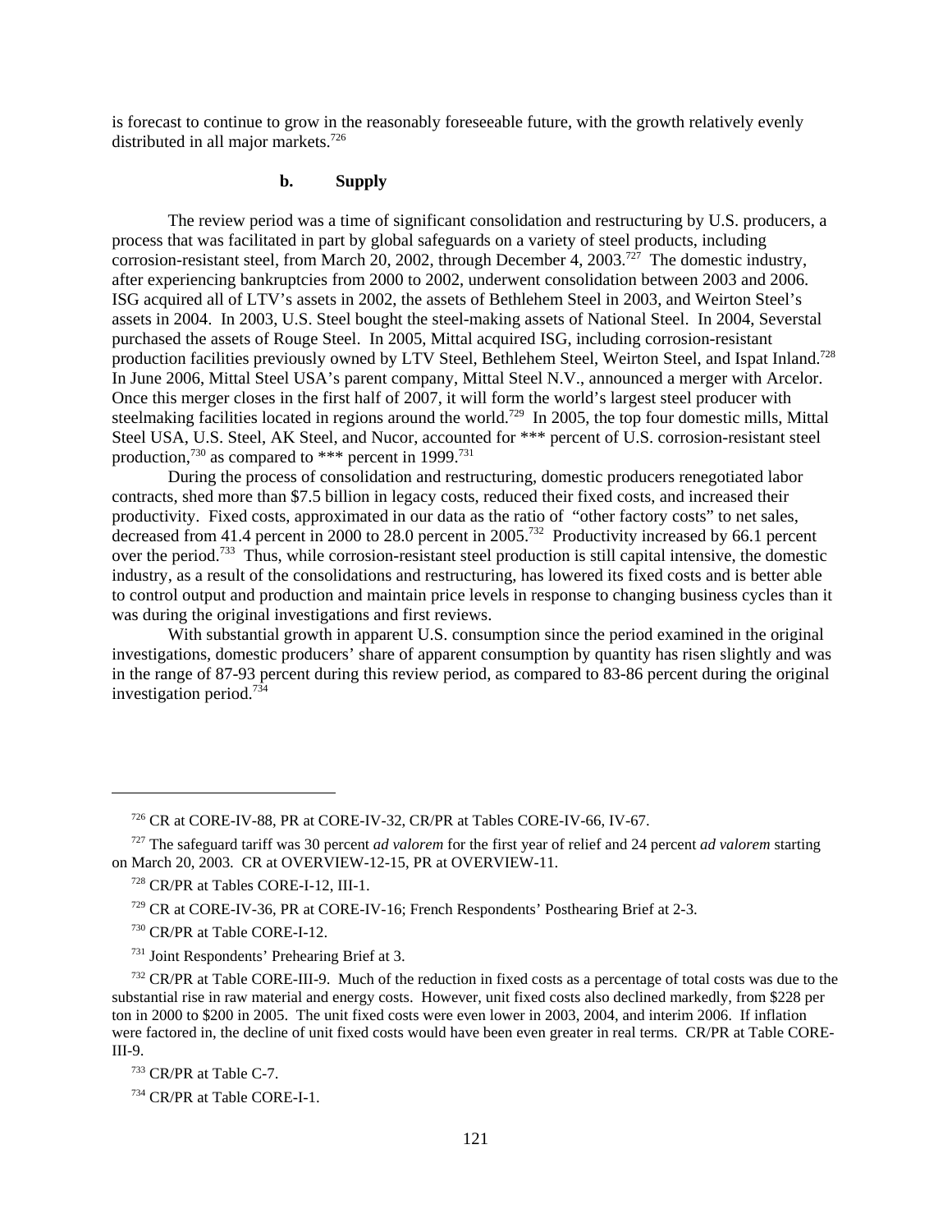is forecast to continue to grow in the reasonably foreseeable future, with the growth relatively evenly distributed in all major markets.[726]

### b. Supply

The review period was a time of significant consolidation and restructuring by U.S. producers, a process that was facilitated in part by global safeguards on a variety of steel products, including corrosion-resistant steel, from March 20, 2002, through December 4, 2003.[727] The domestic industry, after experiencing bankruptcies from 2000 to 2002, underwent consolidation between 2003 and 2006. ISG acquired all of LTV's assets in 2002, the assets of Bethlehem Steel in 2003, and Weirton Steel's assets in 2004. In 2003, U.S. Steel bought the steel-making assets of National Steel. In 2004, Severstal purchased the assets of Rouge Steel. In 2005, Mittal acquired ISG, including corrosion-resistant production facilities previously owned by LTV Steel, Bethlehem Steel, Weirton Steel, and Ispat Inland.[728] In June 2006, Mittal Steel USA's parent company, Mittal Steel N.V., announced a merger with Arcelor. Once this merger closes in the first half of 2007, it will form the world's largest steel producer with steelmaking facilities located in regions around the world.[729] In 2005, the top four domestic mills, Mittal Steel USA, U.S. Steel, AK Steel, and Nucor, accounted for *** percent of U.S. corrosion-resistant steel production,[730] as compared to *** percent in 1999.[731]

During the process of consolidation and restructuring, domestic producers renegotiated labor contracts, shed more than $7.5 billion in legacy costs, reduced their fixed costs, and increased their productivity. Fixed costs, approximated in our data as the ratio of "other factory costs" to net sales, decreased from 41.4 percent in 2000 to 28.0 percent in 2005.[732] Productivity increased by 66.1 percent over the period.[733] Thus, while corrosion-resistant steel production is still capital intensive, the domestic industry, as a result of the consolidations and restructuring, has lowered its fixed costs and is better able to control output and production and maintain price levels in response to changing business cycles than it was during the original investigations and first reviews.

With substantial growth in apparent U.S. consumption since the period examined in the original investigations, domestic producers' share of apparent consumption by quantity has risen slightly and was in the range of 87-93 percent during this review period, as compared to 83-86 percent during the original investigation period.[734]

---

[726] CR at CORE-IV-88, PR at CORE-IV-32, CR/PR at Tables CORE-IV-66, IV-67.

[727] The safeguard tariff was 30 percent *ad valorem* for the first year of relief and 24 percent *ad valorem* starting on March 20, 2003. CR at OVERVIEW-12-15, PR at OVERVIEW-11.

[728] CR/PR at Tables CORE-I-12, III-1.

[729] CR at CORE-IV-36, PR at CORE-IV-16; French Respondents' Posthearing Brief at 2-3.

[730] CR/PR at Table CORE-I-12.

[731] Joint Respondents' Prehearing Brief at 3.

[732] CR/PR at Table CORE-III-9. Much of the reduction in fixed costs as a percentage of total costs was due to the substantial rise in raw material and energy costs. However, unit fixed costs also declined markedly, from $228 per ton in 2000 to $200 in 2005. The unit fixed costs were even lower in 2003, 2004, and interim 2006. If inflation were factored in, the decline of unit fixed costs would have been even greater in real terms. CR/PR at Table CORE-III-9.

[733] CR/PR at Table C-7.

[734] CR/PR at Table CORE-I-1.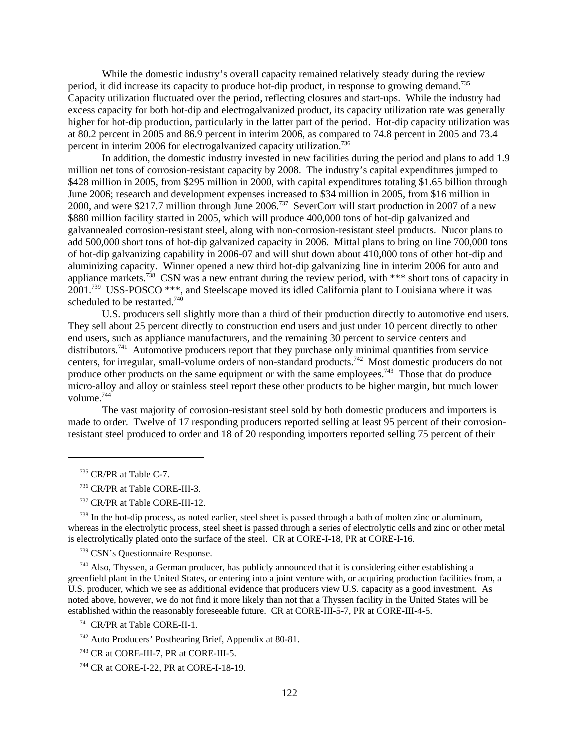While the domestic industry's overall capacity remained relatively steady during the review period, it did increase its capacity to produce hot-dip product, in response to growing demand.[735] Capacity utilization fluctuated over the period, reflecting closures and start-ups. While the industry had excess capacity for both hot-dip and electrogalvanized product, its capacity utilization rate was generally higher for hot-dip production, particularly in the latter part of the period. Hot-dip capacity utilization was at 80.2 percent in 2005 and 86.9 percent in interim 2006, as compared to 74.8 percent in 2005 and 73.4 percent in interim 2006 for electrogalvanized capacity utilization.[736]

In addition, the domestic industry invested in new facilities during the period and plans to add 1.9 million net tons of corrosion-resistant capacity by 2008. The industry's capital expenditures jumped to $428 million in 2005, from $295 million in 2000, with capital expenditures totaling $1.65 billion through June 2006; research and development expenses increased to $34 million in 2005, from $16 million in 2000, and were $217.7 million through June 2006.[737] SeverCorr will start production in 2007 of a new $880 million facility started in 2005, which will produce 400,000 tons of hot-dip galvanized and galvannealed corrosion-resistant steel, along with non-corrosion-resistant steel products. Nucor plans to add 500,000 short tons of hot-dip galvanized capacity in 2006. Mittal plans to bring on line 700,000 tons of hot-dip galvanizing capability in 2006-07 and will shut down about 410,000 tons of other hot-dip and aluminizing capacity. Winner opened a new third hot-dip galvanizing line in interim 2006 for auto and appliance markets.[738] CSN was a new entrant during the review period, with *** short tons of capacity in 2001.[739] USS-POSCO ***, and Steelscape moved its idled California plant to Louisiana where it was scheduled to be restarted.[740]

U.S. producers sell slightly more than a third of their production directly to automotive end users. They sell about 25 percent directly to construction end users and just under 10 percent directly to other end users, such as appliance manufacturers, and the remaining 30 percent to service centers and distributors.[741] Automotive producers report that they purchase only minimal quantities from service centers, for irregular, small-volume orders of non-standard products.[742] Most domestic producers do not produce other products on the same equipment or with the same employees.[743] Those that do produce micro-alloy and alloy or stainless steel report these other products to be higher margin, but much lower volume.[744]

The vast majority of corrosion-resistant steel sold by both domestic producers and importers is made to order. Twelve of 17 responding producers reported selling at least 95 percent of their corrosion-resistant steel produced to order and 18 of 20 responding importers reported selling 75 percent of their

---

[735] CR/PR at Table C-7.

[736] CR/PR at Table CORE-III-3.

[737] CR/PR at Table CORE-III-12.

[738] In the hot-dip process, as noted earlier, steel sheet is passed through a bath of molten zinc or aluminum, whereas in the electrolytic process, steel sheet is passed through a series of electrolytic cells and zinc or other metal is electrolytically plated onto the surface of the steel. CR at CORE-I-18, PR at CORE-I-16.

[739] CSN's Questionnaire Response.

[740] Also, Thyssen, a German producer, has publicly announced that it is considering either establishing a greenfield plant in the United States, or entering into a joint venture with, or acquiring production facilities from, a U.S. producer, which we see as additional evidence that producers view U.S. capacity as a good investment. As noted above, however, we do not find it more likely than not that a Thyssen facility in the United States will be established within the reasonably foreseeable future. CR at CORE-III-5-7, PR at CORE-III-4-5.

[741] CR/PR at Table CORE-II-1.

[742] Auto Producers' Posthearing Brief, Appendix at 80-81.

[743] CR at CORE-III-7, PR at CORE-III-5.

[744] CR at CORE-I-22, PR at CORE-I-18-19.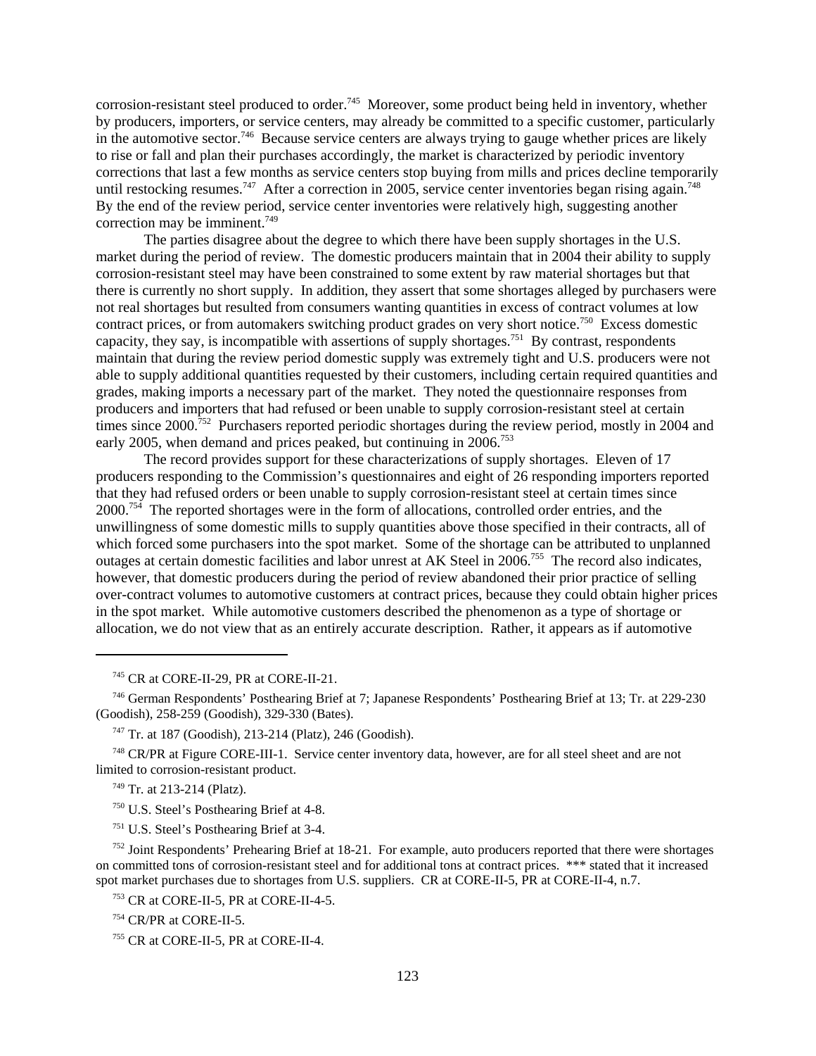corrosion-resistant steel produced to order.[745] Moreover, some product being held in inventory, whether by producers, importers, or service centers, may already be committed to a specific customer, particularly in the automotive sector.[746] Because service centers are always trying to gauge whether prices are likely to rise or fall and plan their purchases accordingly, the market is characterized by periodic inventory corrections that last a few months as service centers stop buying from mills and prices decline temporarily until restocking resumes.[747] After a correction in 2005, service center inventories began rising again.[748] By the end of the review period, service center inventories were relatively high, suggesting another correction may be imminent.[749]

The parties disagree about the degree to which there have been supply shortages in the U.S. market during the period of review. The domestic producers maintain that in 2004 their ability to supply corrosion-resistant steel may have been constrained to some extent by raw material shortages but that there is currently no short supply. In addition, they assert that some shortages alleged by purchasers were not real shortages but resulted from consumers wanting quantities in excess of contract volumes at low contract prices, or from automakers switching product grades on very short notice.[750] Excess domestic capacity, they say, is incompatible with assertions of supply shortages.[751] By contrast, respondents maintain that during the review period domestic supply was extremely tight and U.S. producers were not able to supply additional quantities requested by their customers, including certain required quantities and grades, making imports a necessary part of the market. They noted the questionnaire responses from producers and importers that had refused or been unable to supply corrosion-resistant steel at certain times since 2000.[752] Purchasers reported periodic shortages during the review period, mostly in 2004 and early 2005, when demand and prices peaked, but continuing in 2006.[753]

The record provides support for these characterizations of supply shortages. Eleven of 17 producers responding to the Commission's questionnaires and eight of 26 responding importers reported that they had refused orders or been unable to supply corrosion-resistant steel at certain times since 2000.[754] The reported shortages were in the form of allocations, controlled order entries, and the unwillingness of some domestic mills to supply quantities above those specified in their contracts, all of which forced some purchasers into the spot market. Some of the shortage can be attributed to unplanned outages at certain domestic facilities and labor unrest at AK Steel in 2006.[755] The record also indicates, however, that domestic producers during the period of review abandoned their prior practice of selling over-contract volumes to automotive customers at contract prices, because they could obtain higher prices in the spot market. While automotive customers described the phenomenon as a type of shortage or allocation, we do not view that as an entirely accurate description. Rather, it appears as if automotive

---

[745] CR at CORE-II-29, PR at CORE-II-21.

[746] German Respondents' Posthearing Brief at 7; Japanese Respondents' Posthearing Brief at 13; Tr. at 229-230 (Goodish), 258-259 (Goodish), 329-330 (Bates).

[747] Tr. at 187 (Goodish), 213-214 (Platz), 246 (Goodish).

[748] CR/PR at Figure CORE-III-1. Service center inventory data, however, are for all steel sheet and are not limited to corrosion-resistant product.

[749] Tr. at 213-214 (Platz).

[750] U.S. Steel's Posthearing Brief at 4-8.

[751] U.S. Steel's Posthearing Brief at 3-4.

[752] Joint Respondents' Prehearing Brief at 18-21. For example, auto producers reported that there were shortages on committed tons of corrosion-resistant steel and for additional tons at contract prices. *** stated that it increased spot market purchases due to shortages from U.S. suppliers. CR at CORE-II-5, PR at CORE-II-4, n.7.

[753] CR at CORE-II-5, PR at CORE-II-4-5.

[754] CR/PR at CORE-II-5.

[755] CR at CORE-II-5, PR at CORE-II-4.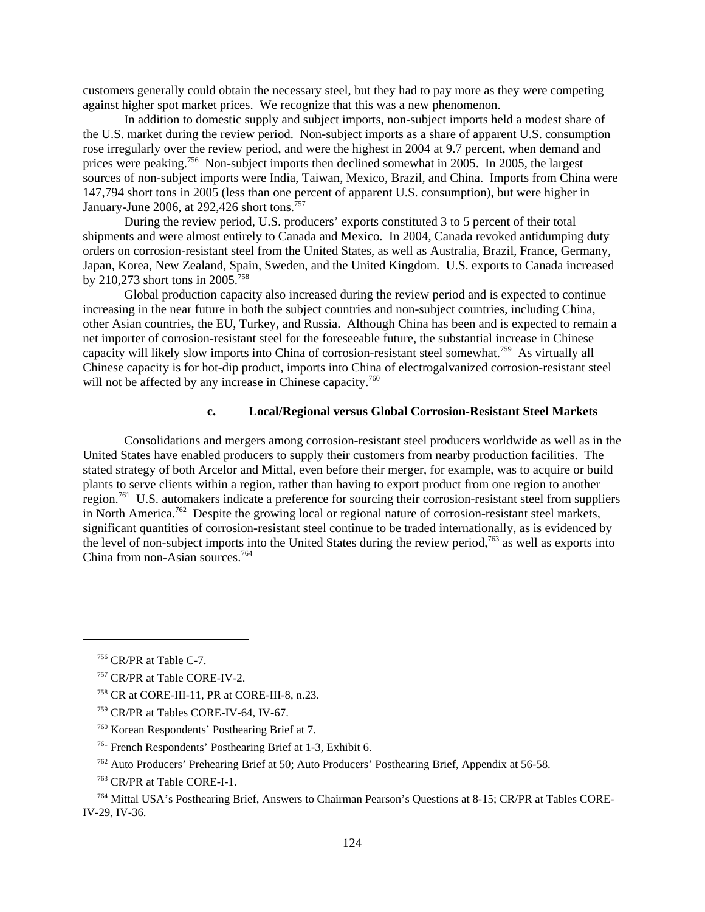customers generally could obtain the necessary steel, but they had to pay more as they were competing against higher spot market prices. We recognize that this was a new phenomenon.

In addition to domestic supply and subject imports, non-subject imports held a modest share of the U.S. market during the review period. Non-subject imports as a share of apparent U.S. consumption rose irregularly over the review period, and were the highest in 2004 at 9.7 percent, when demand and prices were peaking.[756] Non-subject imports then declined somewhat in 2005. In 2005, the largest sources of non-subject imports were India, Taiwan, Mexico, Brazil, and China. Imports from China were 147,794 short tons in 2005 (less than one percent of apparent U.S. consumption), but were higher in January-June 2006, at 292,426 short tons.[757]

During the review period, U.S. producers' exports constituted 3 to 5 percent of their total shipments and were almost entirely to Canada and Mexico. In 2004, Canada revoked antidumping duty orders on corrosion-resistant steel from the United States, as well as Australia, Brazil, France, Germany, Japan, Korea, New Zealand, Spain, Sweden, and the United Kingdom. U.S. exports to Canada increased by 210,273 short tons in 2005.[758]

Global production capacity also increased during the review period and is expected to continue increasing in the near future in both the subject countries and non-subject countries, including China, other Asian countries, the EU, Turkey, and Russia. Although China has been and is expected to remain a net importer of corrosion-resistant steel for the foreseeable future, the substantial increase in Chinese capacity will likely slow imports into China of corrosion-resistant steel somewhat.[759] As virtually all Chinese capacity is for hot-dip product, imports into China of electrogalvanized corrosion-resistant steel will not be affected by any increase in Chinese capacity.[760]

#### c. Local/Regional versus Global Corrosion-Resistant Steel Markets

Consolidations and mergers among corrosion-resistant steel producers worldwide as well as in the United States have enabled producers to supply their customers from nearby production facilities. The stated strategy of both Arcelor and Mittal, even before their merger, for example, was to acquire or build plants to serve clients within a region, rather than having to export product from one region to another region.[761] U.S. automakers indicate a preference for sourcing their corrosion-resistant steel from suppliers in North America.[762] Despite the growing local or regional nature of corrosion-resistant steel markets, significant quantities of corrosion-resistant steel continue to be traded internationally, as is evidenced by the level of non-subject imports into the United States during the review period,[763] as well as exports into China from non-Asian sources.[764]

---

[756] CR/PR at Table C-7.

[757] CR/PR at Table CORE-IV-2.

[758] CR at CORE-III-11, PR at CORE-III-8, n.23.

[759] CR/PR at Tables CORE-IV-64, IV-67.

[760] Korean Respondents' Posthearing Brief at 7.

[761] French Respondents' Posthearing Brief at 1-3, Exhibit 6.

[762] Auto Producers' Prehearing Brief at 50; Auto Producers' Posthearing Brief, Appendix at 56-58.

[763] CR/PR at Table CORE-I-1.

[764] Mittal USA's Posthearing Brief, Answers to Chairman Pearson's Questions at 8-15; CR/PR at Tables CORE-IV-29, IV-36.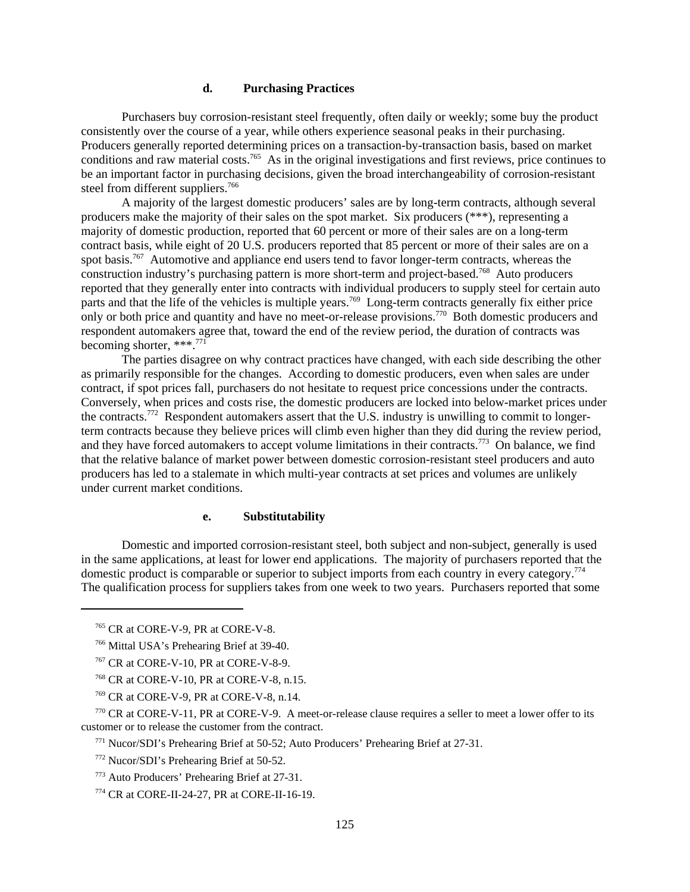#### d. Purchasing Practices

Purchasers buy corrosion-resistant steel frequently, often daily or weekly; some buy the product consistently over the course of a year, while others experience seasonal peaks in their purchasing. Producers generally reported determining prices on a transaction-by-transaction basis, based on market conditions and raw material costs.[765] As in the original investigations and first reviews, price continues to be an important factor in purchasing decisions, given the broad interchangeability of corrosion-resistant steel from different suppliers.[766]

A majority of the largest domestic producers' sales are by long-term contracts, although several producers make the majority of their sales on the spot market. Six producers (***), representing a majority of domestic production, reported that 60 percent or more of their sales are on a long-term contract basis, while eight of 20 U.S. producers reported that 85 percent or more of their sales are on a spot basis.[767] Automotive and appliance end users tend to favor longer-term contracts, whereas the construction industry's purchasing pattern is more short-term and project-based.[768] Auto producers reported that they generally enter into contracts with individual producers to supply steel for certain auto parts and that the life of the vehicles is multiple years.[769] Long-term contracts generally fix either price only or both price and quantity and have no meet-or-release provisions.[770] Both domestic producers and respondent automakers agree that, toward the end of the review period, the duration of contracts was becoming shorter, ***.[771]

The parties disagree on why contract practices have changed, with each side describing the other as primarily responsible for the changes. According to domestic producers, even when sales are under contract, if spot prices fall, purchasers do not hesitate to request price concessions under the contracts. Conversely, when prices and costs rise, the domestic producers are locked into below-market prices under the contracts.[772] Respondent automakers assert that the U.S. industry is unwilling to commit to longer-term contracts because they believe prices will climb even higher than they did during the review period, and they have forced automakers to accept volume limitations in their contracts.[773] On balance, we find that the relative balance of market power between domestic corrosion-resistant steel producers and auto producers has led to a stalemate in which multi-year contracts at set prices and volumes are unlikely under current market conditions.

#### e. Substitutability

Domestic and imported corrosion-resistant steel, both subject and non-subject, generally is used in the same applications, at least for lower end applications. The majority of purchasers reported that the domestic product is comparable or superior to subject imports from each country in every category.[774] The qualification process for suppliers takes from one week to two years. Purchasers reported that some

---

[765] CR at CORE-V-9, PR at CORE-V-8.

[766] Mittal USA's Prehearing Brief at 39-40.

[767] CR at CORE-V-10, PR at CORE-V-8-9.

[768] CR at CORE-V-10, PR at CORE-V-8, n.15.

[769] CR at CORE-V-9, PR at CORE-V-8, n.14.

[770] CR at CORE-V-11, PR at CORE-V-9. A meet-or-release clause requires a seller to meet a lower offer to its customer or to release the customer from the contract.

[771] Nucor/SDI's Prehearing Brief at 50-52; Auto Producers' Prehearing Brief at 27-31.

[772] Nucor/SDI's Prehearing Brief at 50-52.

[773] Auto Producers' Prehearing Brief at 27-31.

[774] CR at CORE-II-24-27, PR at CORE-II-16-19.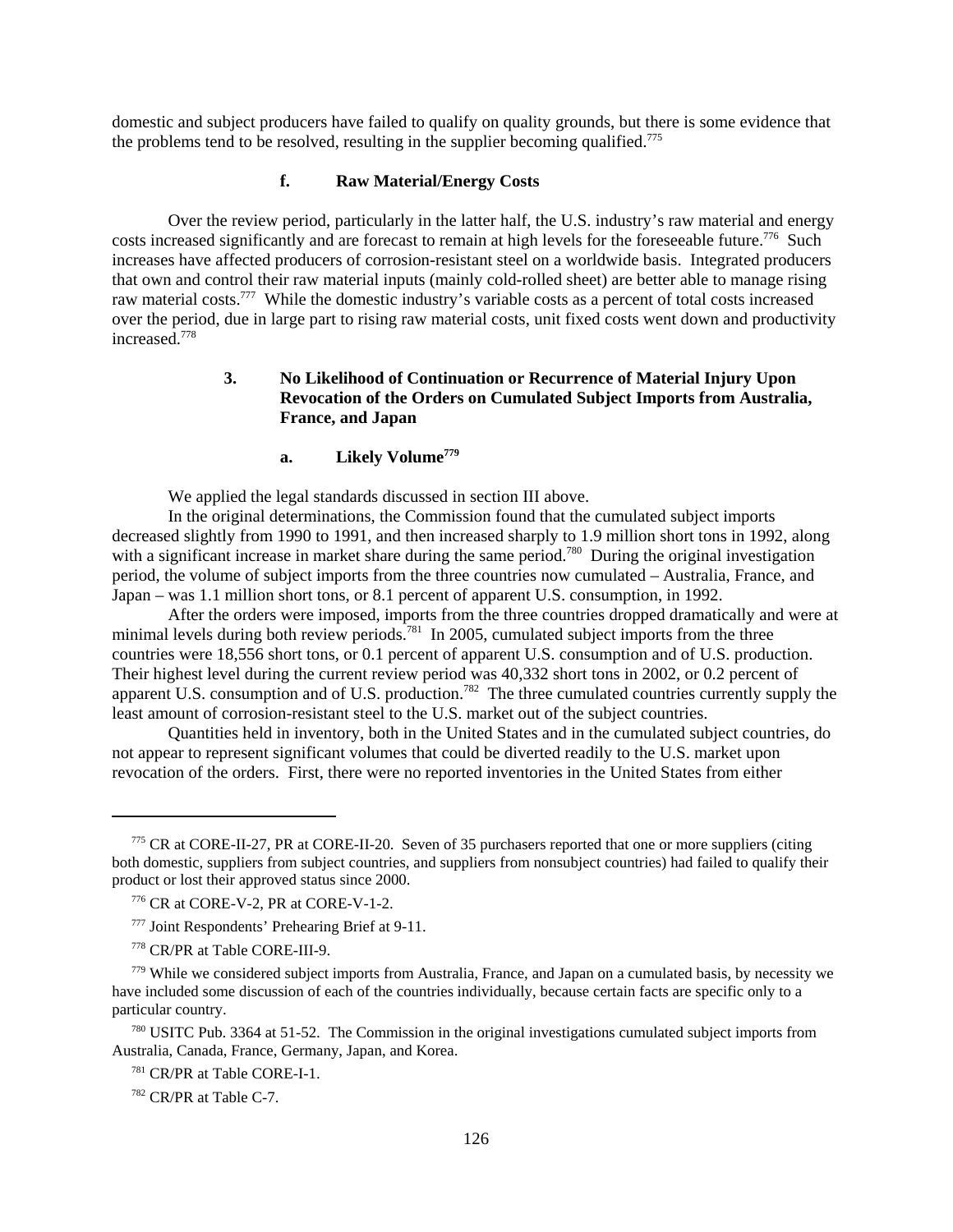domestic and subject producers have failed to qualify on quality grounds, but there is some evidence that the problems tend to be resolved, resulting in the supplier becoming qualified.[775]

#### f. Raw Material/Energy Costs

Over the review period, particularly in the latter half, the U.S. industry's raw material and energy costs increased significantly and are forecast to remain at high levels for the foreseeable future.[776] Such increases have affected producers of corrosion-resistant steel on a worldwide basis. Integrated producers that own and control their raw material inputs (mainly cold-rolled sheet) are better able to manage rising raw material costs.[777] While the domestic industry's variable costs as a percent of total costs increased over the period, due in large part to rising raw material costs, unit fixed costs went down and productivity increased.[778]

### 3. No Likelihood of Continuation or Recurrence of Material Injury Upon Revocation of the Orders on Cumulated Subject Imports from Australia, France, and Japan

#### a. Likely Volume[779]

We applied the legal standards discussed in section III above.

In the original determinations, the Commission found that the cumulated subject imports decreased slightly from 1990 to 1991, and then increased sharply to 1.9 million short tons in 1992, along with a significant increase in market share during the same period.[780] During the original investigation period, the volume of subject imports from the three countries now cumulated – Australia, France, and Japan – was 1.1 million short tons, or 8.1 percent of apparent U.S. consumption, in 1992.

After the orders were imposed, imports from the three countries dropped dramatically and were at minimal levels during both review periods.[781] In 2005, cumulated subject imports from the three countries were 18,556 short tons, or 0.1 percent of apparent U.S. consumption and of U.S. production. Their highest level during the current review period was 40,332 short tons in 2002, or 0.2 percent of apparent U.S. consumption and of U.S. production.[782] The three cumulated countries currently supply the least amount of corrosion-resistant steel to the U.S. market out of the subject countries.

Quantities held in inventory, both in the United States and in the cumulated subject countries, do not appear to represent significant volumes that could be diverted readily to the U.S. market upon revocation of the orders. First, there were no reported inventories in the United States from either

---

[775] CR at CORE-II-27, PR at CORE-II-20. Seven of 35 purchasers reported that one or more suppliers (citing both domestic, suppliers from subject countries, and suppliers from nonsubject countries) had failed to qualify their product or lost their approved status since 2000.

[776] CR at CORE-V-2, PR at CORE-V-1-2.

[777] Joint Respondents' Prehearing Brief at 9-11.

[778] CR/PR at Table CORE-III-9.

[779] While we considered subject imports from Australia, France, and Japan on a cumulated basis, by necessity we have included some discussion of each of the countries individually, because certain facts are specific only to a particular country.

[780] USITC Pub. 3364 at 51-52. The Commission in the original investigations cumulated subject imports from Australia, Canada, France, Germany, Japan, and Korea.

[781] CR/PR at Table CORE-I-1.

[782] CR/PR at Table C-7.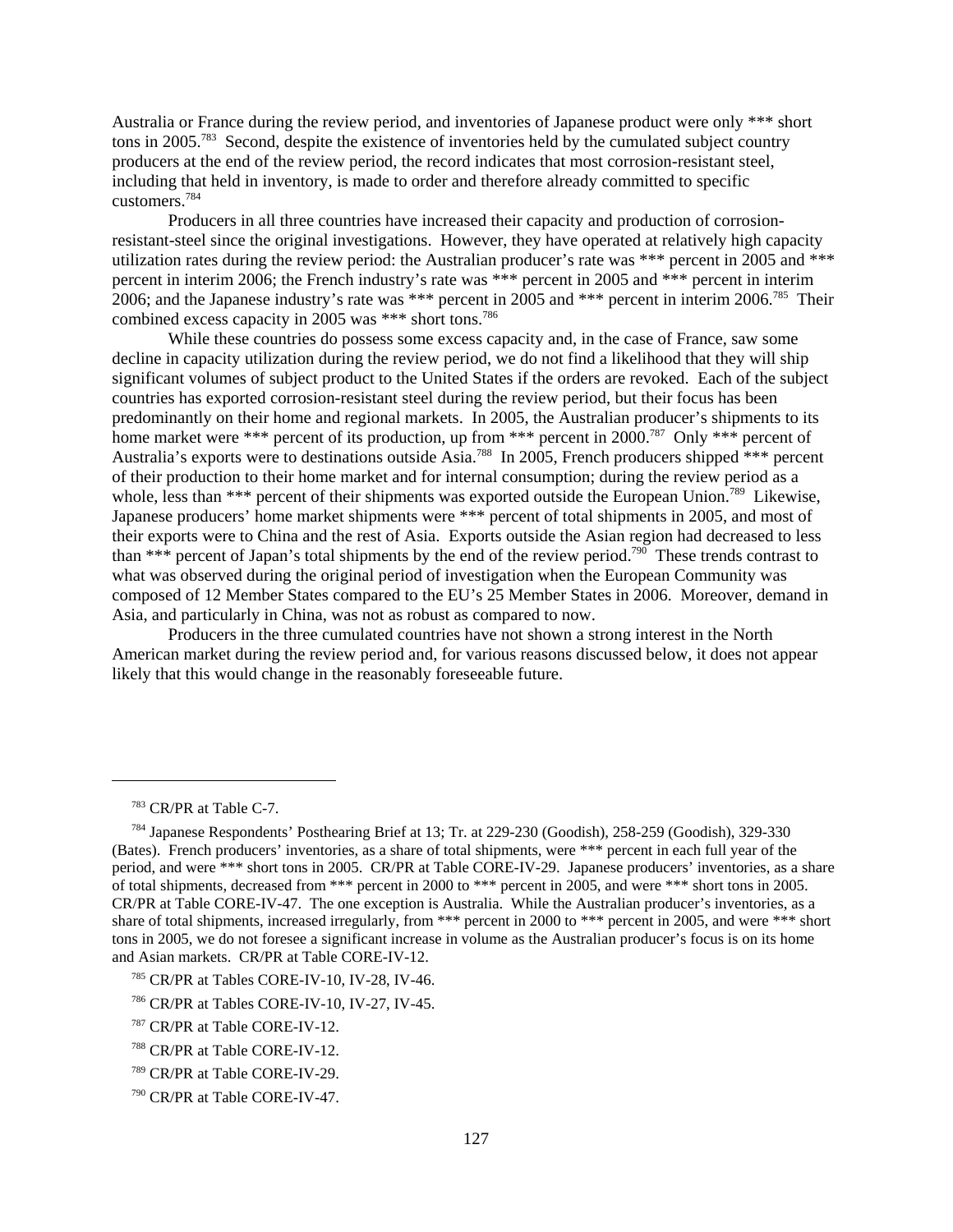Australia or France during the review period, and inventories of Japanese product were only *** short tons in 2005.[783] Second, despite the existence of inventories held by the cumulated subject country producers at the end of the review period, the record indicates that most corrosion-resistant steel, including that held in inventory, is made to order and therefore already committed to specific customers.[784]

Producers in all three countries have increased their capacity and production of corrosion-resistant-steel since the original investigations. However, they have operated at relatively high capacity utilization rates during the review period: the Australian producer's rate was *** percent in 2005 and *** percent in interim 2006; the French industry's rate was *** percent in 2005 and *** percent in interim 2006; and the Japanese industry's rate was *** percent in 2005 and *** percent in interim 2006.[785] Their combined excess capacity in 2005 was *** short tons.[786]

While these countries do possess some excess capacity and, in the case of France, saw some decline in capacity utilization during the review period, we do not find a likelihood that they will ship significant volumes of subject product to the United States if the orders are revoked. Each of the subject countries has exported corrosion-resistant steel during the review period, but their focus has been predominantly on their home and regional markets. In 2005, the Australian producer's shipments to its home market were *** percent of its production, up from *** percent in 2000.[787] Only *** percent of Australia's exports were to destinations outside Asia.[788] In 2005, French producers shipped *** percent of their production to their home market and for internal consumption; during the review period as a whole, less than *** percent of their shipments was exported outside the European Union.[789] Likewise, Japanese producers' home market shipments were *** percent of total shipments in 2005, and most of their exports were to China and the rest of Asia. Exports outside the Asian region had decreased to less than *** percent of Japan's total shipments by the end of the review period.[790] These trends contrast to what was observed during the original period of investigation when the European Community was composed of 12 Member States compared to the EU's 25 Member States in 2006. Moreover, demand in Asia, and particularly in China, was not as robust as compared to now.

Producers in the three cumulated countries have not shown a strong interest in the North American market during the review period and, for various reasons discussed below, it does not appear likely that this would change in the reasonably foreseeable future.

---

[783] CR/PR at Table C-7.

[784] Japanese Respondents' Posthearing Brief at 13; Tr. at 229-230 (Goodish), 258-259 (Goodish), 329-330 (Bates). French producers' inventories, as a share of total shipments, were *** percent in each full year of the period, and were *** short tons in 2005. CR/PR at Table CORE-IV-29. Japanese producers' inventories, as a share of total shipments, decreased from *** percent in 2000 to *** percent in 2005, and were *** short tons in 2005. CR/PR at Table CORE-IV-47. The one exception is Australia. While the Australian producer's inventories, as a share of total shipments, increased irregularly, from *** percent in 2000 to *** percent in 2005, and were *** short tons in 2005, we do not foresee a significant increase in volume as the Australian producer's focus is on its home and Asian markets. CR/PR at Table CORE-IV-12.

[785] CR/PR at Tables CORE-IV-10, IV-28, IV-46.

[786] CR/PR at Tables CORE-IV-10, IV-27, IV-45.

[787] CR/PR at Table CORE-IV-12.

[788] CR/PR at Table CORE-IV-12.

[789] CR/PR at Table CORE-IV-29.

[790] CR/PR at Table CORE-IV-47.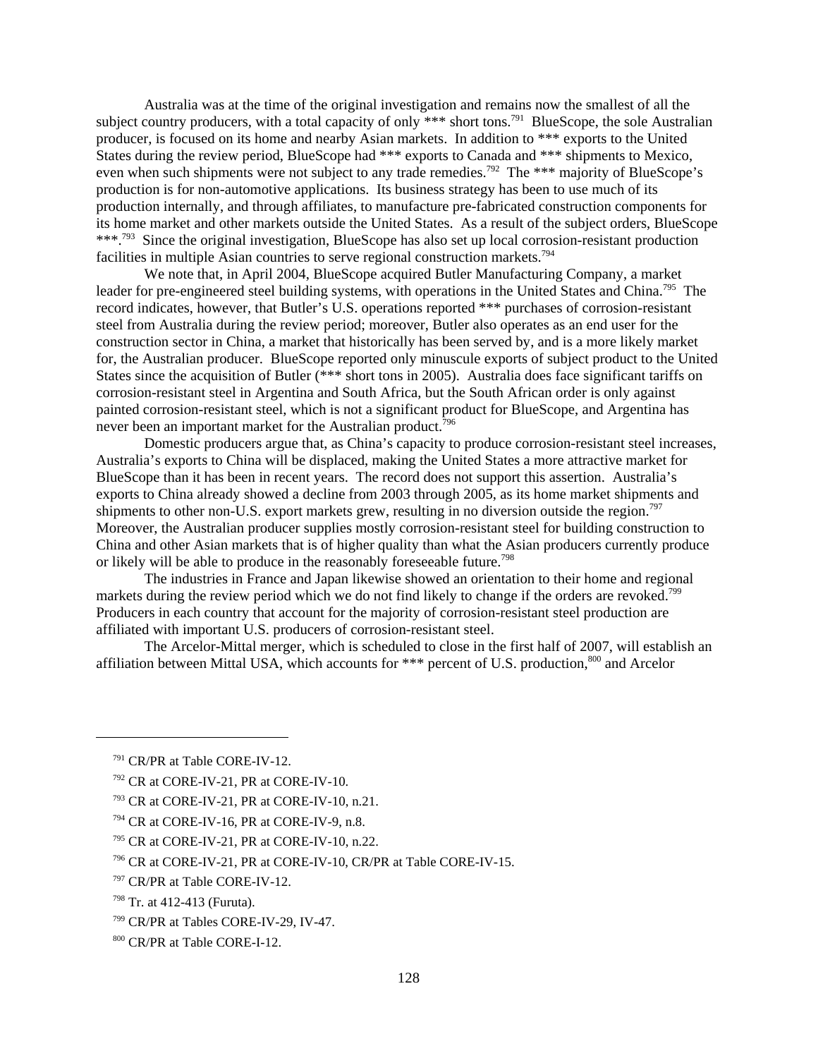Australia was at the time of the original investigation and remains now the smallest of all the subject country producers, with a total capacity of only *** short tons.[791] BlueScope, the sole Australian producer, is focused on its home and nearby Asian markets. In addition to *** exports to the United States during the review period, BlueScope had *** exports to Canada and *** shipments to Mexico, even when such shipments were not subject to any trade remedies.[792] The *** majority of BlueScope's production is for non-automotive applications. Its business strategy has been to use much of its production internally, and through affiliates, to manufacture pre-fabricated construction components for its home market and other markets outside the United States. As a result of the subject orders, BlueScope ***.[793] Since the original investigation, BlueScope has also set up local corrosion-resistant production facilities in multiple Asian countries to serve regional construction markets.[794]

We note that, in April 2004, BlueScope acquired Butler Manufacturing Company, a market leader for pre-engineered steel building systems, with operations in the United States and China.[795] The record indicates, however, that Butler's U.S. operations reported *** purchases of corrosion-resistant steel from Australia during the review period; moreover, Butler also operates as an end user for the construction sector in China, a market that historically has been served by, and is a more likely market for, the Australian producer. BlueScope reported only minuscule exports of subject product to the United States since the acquisition of Butler (*** short tons in 2005). Australia does face significant tariffs on corrosion-resistant steel in Argentina and South Africa, but the South African order is only against painted corrosion-resistant steel, which is not a significant product for BlueScope, and Argentina has never been an important market for the Australian product.[796]

Domestic producers argue that, as China's capacity to produce corrosion-resistant steel increases, Australia's exports to China will be displaced, making the United States a more attractive market for BlueScope than it has been in recent years. The record does not support this assertion. Australia's exports to China already showed a decline from 2003 through 2005, as its home market shipments and shipments to other non-U.S. export markets grew, resulting in no diversion outside the region.[797] Moreover, the Australian producer supplies mostly corrosion-resistant steel for building construction to China and other Asian markets that is of higher quality than what the Asian producers currently produce or likely will be able to produce in the reasonably foreseeable future.[798]

The industries in France and Japan likewise showed an orientation to their home and regional markets during the review period which we do not find likely to change if the orders are revoked.[799] Producers in each country that account for the majority of corrosion-resistant steel production are affiliated with important U.S. producers of corrosion-resistant steel.

The Arcelor-Mittal merger, which is scheduled to close in the first half of 2007, will establish an affiliation between Mittal USA, which accounts for *** percent of U.S. production,[800] and Arcelor

---

[791] CR/PR at Table CORE-IV-12.

[792] CR at CORE-IV-21, PR at CORE-IV-10.

[793] CR at CORE-IV-21, PR at CORE-IV-10, n.21.

[794] CR at CORE-IV-16, PR at CORE-IV-9, n.8.

[795] CR at CORE-IV-21, PR at CORE-IV-10, n.22.

[796] CR at CORE-IV-21, PR at CORE-IV-10, CR/PR at Table CORE-IV-15.

[797] CR/PR at Table CORE-IV-12.

[798] Tr. at 412-413 (Furuta).

[799] CR/PR at Tables CORE-IV-29, IV-47.

[800] CR/PR at Table CORE-I-12.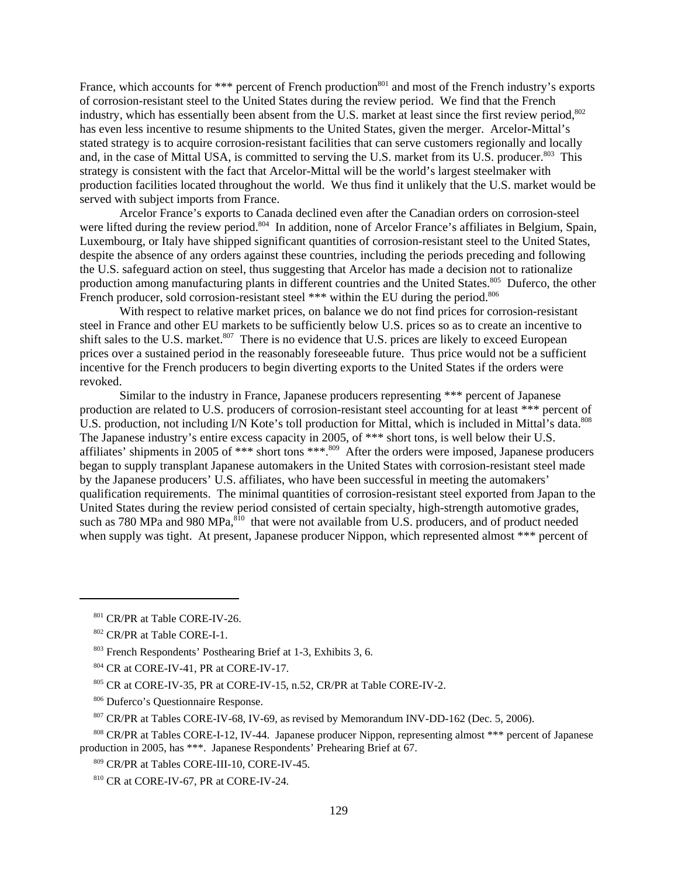France, which accounts for *** percent of French production[801] and most of the French industry's exports of corrosion-resistant steel to the United States during the review period. We find that the French industry, which has essentially been absent from the U.S. market at least since the first review period,[802] has even less incentive to resume shipments to the United States, given the merger. Arcelor-Mittal's stated strategy is to acquire corrosion-resistant facilities that can serve customers regionally and locally and, in the case of Mittal USA, is committed to serving the U.S. market from its U.S. producer.[803] This strategy is consistent with the fact that Arcelor-Mittal will be the world's largest steelmaker with production facilities located throughout the world. We thus find it unlikely that the U.S. market would be served with subject imports from France.

Arcelor France's exports to Canada declined even after the Canadian orders on corrosion-steel were lifted during the review period.[804] In addition, none of Arcelor France's affiliates in Belgium, Spain, Luxembourg, or Italy have shipped significant quantities of corrosion-resistant steel to the United States, despite the absence of any orders against these countries, including the periods preceding and following the U.S. safeguard action on steel, thus suggesting that Arcelor has made a decision not to rationalize production among manufacturing plants in different countries and the United States.[805] Duferco, the other French producer, sold corrosion-resistant steel *** within the EU during the period.[806]

With respect to relative market prices, on balance we do not find prices for corrosion-resistant steel in France and other EU markets to be sufficiently below U.S. prices so as to create an incentive to shift sales to the U.S. market.[807] There is no evidence that U.S. prices are likely to exceed European prices over a sustained period in the reasonably foreseeable future. Thus price would not be a sufficient incentive for the French producers to begin diverting exports to the United States if the orders were revoked.

Similar to the industry in France, Japanese producers representing *** percent of Japanese production are related to U.S. producers of corrosion-resistant steel accounting for at least *** percent of U.S. production, not including I/N Kote's toll production for Mittal, which is included in Mittal's data.[808] The Japanese industry's entire excess capacity in 2005, of *** short tons, is well below their U.S. affiliates' shipments in 2005 of *** short tons ***.[809] After the orders were imposed, Japanese producers began to supply transplant Japanese automakers in the United States with corrosion-resistant steel made by the Japanese producers' U.S. affiliates, who have been successful in meeting the automakers' qualification requirements. The minimal quantities of corrosion-resistant steel exported from Japan to the United States during the review period consisted of certain specialty, high-strength automotive grades, such as 780 MPa and 980 MPa,[810] that were not available from U.S. producers, and of product needed when supply was tight. At present, Japanese producer Nippon, which represented almost *** percent of

---

[801] CR/PR at Table CORE-IV-26.

[802] CR/PR at Table CORE-I-1.

[803] French Respondents' Posthearing Brief at 1-3, Exhibits 3, 6.

[804] CR at CORE-IV-41, PR at CORE-IV-17.

[805] CR at CORE-IV-35, PR at CORE-IV-15, n.52, CR/PR at Table CORE-IV-2.

[806] Duferco's Questionnaire Response.

[807] CR/PR at Tables CORE-IV-68, IV-69, as revised by Memorandum INV-DD-162 (Dec. 5, 2006).

[808] CR/PR at Tables CORE-I-12, IV-44. Japanese producer Nippon, representing almost *** percent of Japanese production in 2005, has ***. Japanese Respondents' Prehearing Brief at 67.

[809] CR/PR at Tables CORE-III-10, CORE-IV-45.

[810] CR at CORE-IV-67, PR at CORE-IV-24.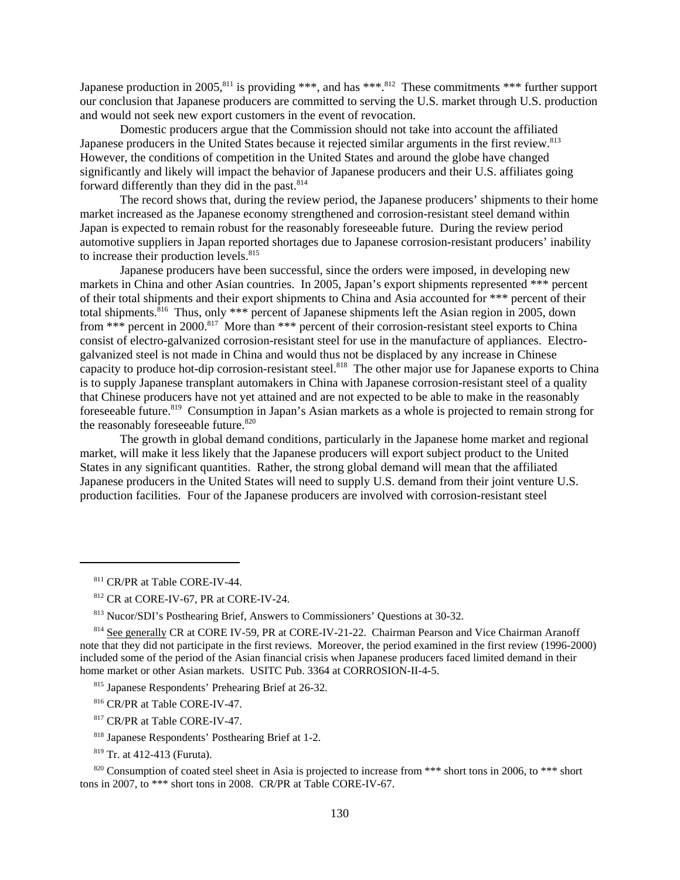Japanese production in 2005,[811] is providing ***, and has ***.[812] These commitments *** further support our conclusion that Japanese producers are committed to serving the U.S. market through U.S. production and would not seek new export customers in the event of revocation.

Domestic producers argue that the Commission should not take into account the affiliated Japanese producers in the United States because it rejected similar arguments in the first review.[813] However, the conditions of competition in the United States and around the globe have changed significantly and likely will impact the behavior of Japanese producers and their U.S. affiliates going forward differently than they did in the past.[814]

The record shows that, during the review period, the Japanese producers' shipments to their home market increased as the Japanese economy strengthened and corrosion-resistant steel demand within Japan is expected to remain robust for the reasonably foreseeable future. During the review period automotive suppliers in Japan reported shortages due to Japanese corrosion-resistant producers' inability to increase their production levels.[815]

Japanese producers have been successful, since the orders were imposed, in developing new markets in China and other Asian countries. In 2005, Japan's export shipments represented *** percent of their total shipments and their export shipments to China and Asia accounted for *** percent of their total shipments.[816] Thus, only *** percent of Japanese shipments left the Asian region in 2005, down from *** percent in 2000.[817] More than *** percent of their corrosion-resistant steel exports to China consist of electro-galvanized corrosion-resistant steel for use in the manufacture of appliances. Electro-galvanized steel is not made in China and would thus not be displaced by any increase in Chinese capacity to produce hot-dip corrosion-resistant steel.[818] The other major use for Japanese exports to China is to supply Japanese transplant automakers in China with Japanese corrosion-resistant steel of a quality that Chinese producers have not yet attained and are not expected to be able to make in the reasonably foreseeable future.[819] Consumption in Japan's Asian markets as a whole is projected to remain strong for the reasonably foreseeable future.[820]

The growth in global demand conditions, particularly in the Japanese home market and regional market, will make it less likely that the Japanese producers will export subject product to the United States in any significant quantities. Rather, the strong global demand will mean that the affiliated Japanese producers in the United States will need to supply U.S. demand from their joint venture U.S. production facilities. Four of the Japanese producers are involved with corrosion-resistant steel

---

[811] CR/PR at Table CORE-IV-44.

[812] CR at CORE-IV-67, PR at CORE-IV-24.

[813] Nucor/SDI's Posthearing Brief, Answers to Commissioners' Questions at 30-32.

[814] See generally CR at CORE IV-59, PR at CORE-IV-21-22. Chairman Pearson and Vice Chairman Aranoff note that they did not participate in the first reviews. Moreover, the period examined in the first review (1996-2000) included some of the period of the Asian financial crisis when Japanese producers faced limited demand in their home market or other Asian markets. USITC Pub. 3364 at CORROSION-II-4-5.

[815] Japanese Respondents' Prehearing Brief at 26-32.

[816] CR/PR at Table CORE-IV-47.

[817] CR/PR at Table CORE-IV-47.

[818] Japanese Respondents' Posthearing Brief at 1-2.

[819] Tr. at 412-413 (Furuta).

[820] Consumption of coated steel sheet in Asia is projected to increase from *** short tons in 2006, to *** short tons in 2007, to *** short tons in 2008. CR/PR at Table CORE-IV-67.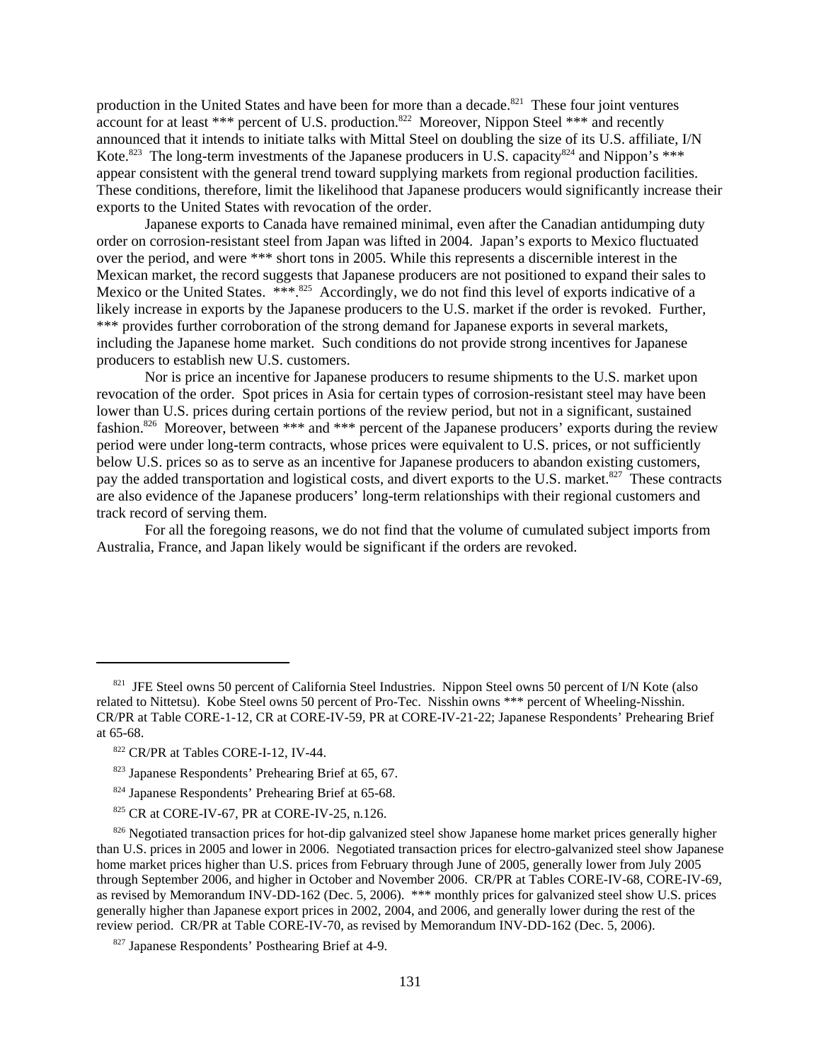production in the United States and have been for more than a decade.[821] These four joint ventures account for at least *** percent of U.S. production.[822] Moreover, Nippon Steel *** and recently announced that it intends to initiate talks with Mittal Steel on doubling the size of its U.S. affiliate, I/N Kote.[823] The long-term investments of the Japanese producers in U.S. capacity[824] and Nippon's *** appear consistent with the general trend toward supplying markets from regional production facilities. These conditions, therefore, limit the likelihood that Japanese producers would significantly increase their exports to the United States with revocation of the order.

Japanese exports to Canada have remained minimal, even after the Canadian antidumping duty order on corrosion-resistant steel from Japan was lifted in 2004. Japan's exports to Mexico fluctuated over the period, and were *** short tons in 2005. While this represents a discernible interest in the Mexican market, the record suggests that Japanese producers are not positioned to expand their sales to Mexico or the United States. ***.[825] Accordingly, we do not find this level of exports indicative of a likely increase in exports by the Japanese producers to the U.S. market if the order is revoked. Further, *** provides further corroboration of the strong demand for Japanese exports in several markets, including the Japanese home market. Such conditions do not provide strong incentives for Japanese producers to establish new U.S. customers.

Nor is price an incentive for Japanese producers to resume shipments to the U.S. market upon revocation of the order. Spot prices in Asia for certain types of corrosion-resistant steel may have been lower than U.S. prices during certain portions of the review period, but not in a significant, sustained fashion.[826] Moreover, between *** and *** percent of the Japanese producers' exports during the review period were under long-term contracts, whose prices were equivalent to U.S. prices, or not sufficiently below U.S. prices so as to serve as an incentive for Japanese producers to abandon existing customers, pay the added transportation and logistical costs, and divert exports to the U.S. market.[827] These contracts are also evidence of the Japanese producers' long-term relationships with their regional customers and track record of serving them.

For all the foregoing reasons, we do not find that the volume of cumulated subject imports from Australia, France, and Japan likely would be significant if the orders are revoked.

---

[821] JFE Steel owns 50 percent of California Steel Industries. Nippon Steel owns 50 percent of I/N Kote (also related to Nittetsu). Kobe Steel owns 50 percent of Pro-Tec. Nisshin owns *** percent of Wheeling-Nisshin. CR/PR at Table CORE-1-12, CR at CORE-IV-59, PR at CORE-IV-21-22; Japanese Respondents' Prehearing Brief at 65-68.

[822] CR/PR at Tables CORE-I-12, IV-44.

[823] Japanese Respondents' Prehearing Brief at 65, 67.

[824] Japanese Respondents' Prehearing Brief at 65-68.

[825] CR at CORE-IV-67, PR at CORE-IV-25, n.126.

[826] Negotiated transaction prices for hot-dip galvanized steel show Japanese home market prices generally higher than U.S. prices in 2005 and lower in 2006. Negotiated transaction prices for electro-galvanized steel show Japanese home market prices higher than U.S. prices from February through June of 2005, generally lower from July 2005 through September 2006, and higher in October and November 2006. CR/PR at Tables CORE-IV-68, CORE-IV-69, as revised by Memorandum INV-DD-162 (Dec. 5, 2006). *** monthly prices for galvanized steel show U.S. prices generally higher than Japanese export prices in 2002, 2004, and 2006, and generally lower during the rest of the review period. CR/PR at Table CORE-IV-70, as revised by Memorandum INV-DD-162 (Dec. 5, 2006).

[827] Japanese Respondents' Posthearing Brief at 4-9.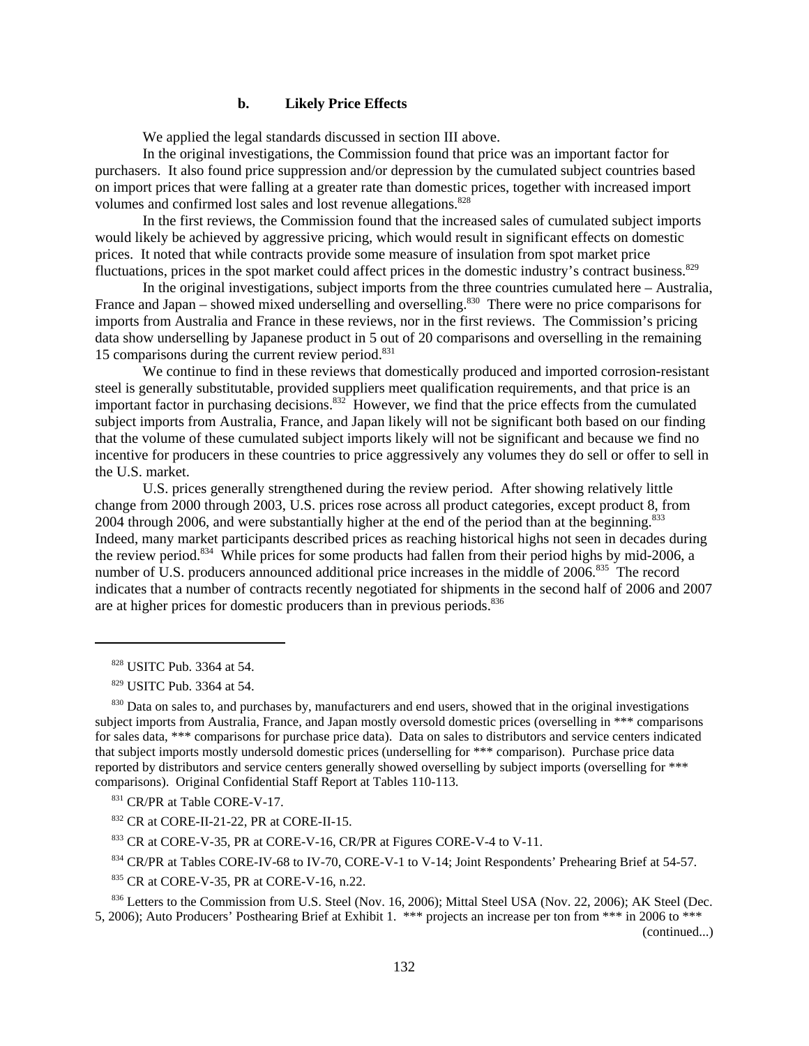### b. Likely Price Effects

We applied the legal standards discussed in section III above.

In the original investigations, the Commission found that price was an important factor for purchasers. It also found price suppression and/or depression by the cumulated subject countries based on import prices that were falling at a greater rate than domestic prices, together with increased import volumes and confirmed lost sales and lost revenue allegations.[828]

In the first reviews, the Commission found that the increased sales of cumulated subject imports would likely be achieved by aggressive pricing, which would result in significant effects on domestic prices. It noted that while contracts provide some measure of insulation from spot market price fluctuations, prices in the spot market could affect prices in the domestic industry's contract business.[829]

In the original investigations, subject imports from the three countries cumulated here – Australia, France and Japan – showed mixed underselling and overselling.[830] There were no price comparisons for imports from Australia and France in these reviews, nor in the first reviews. The Commission's pricing data show underselling by Japanese product in 5 out of 20 comparisons and overselling in the remaining 15 comparisons during the current review period.[831]

We continue to find in these reviews that domestically produced and imported corrosion-resistant steel is generally substitutable, provided suppliers meet qualification requirements, and that price is an important factor in purchasing decisions.[832] However, we find that the price effects from the cumulated subject imports from Australia, France, and Japan likely will not be significant both based on our finding that the volume of these cumulated subject imports likely will not be significant and because we find no incentive for producers in these countries to price aggressively any volumes they do sell or offer to sell in the U.S. market.

U.S. prices generally strengthened during the review period. After showing relatively little change from 2000 through 2003, U.S. prices rose across all product categories, except product 8, from 2004 through 2006, and were substantially higher at the end of the period than at the beginning.[833] Indeed, many market participants described prices as reaching historical highs not seen in decades during the review period.[834] While prices for some products had fallen from their period highs by mid-2006, a number of U.S. producers announced additional price increases in the middle of 2006.[835] The record indicates that a number of contracts recently negotiated for shipments in the second half of 2006 and 2007 are at higher prices for domestic producers than in previous periods.[836]

---

[828] USITC Pub. 3364 at 54.

[829] USITC Pub. 3364 at 54.

[830] Data on sales to, and purchases by, manufacturers and end users, showed that in the original investigations subject imports from Australia, France, and Japan mostly oversold domestic prices (overselling in *** comparisons for sales data, *** comparisons for purchase price data). Data on sales to distributors and service centers indicated that subject imports mostly undersold domestic prices (underselling for *** comparison). Purchase price data reported by distributors and service centers generally showed overselling by subject imports (overselling for *** comparisons). Original Confidential Staff Report at Tables 110-113.

[831] CR/PR at Table CORE-V-17.

[832] CR at CORE-II-21-22, PR at CORE-II-15.

[833] CR at CORE-V-35, PR at CORE-V-16, CR/PR at Figures CORE-V-4 to V-11.

[834] CR/PR at Tables CORE-IV-68 to IV-70, CORE-V-1 to V-14; Joint Respondents' Prehearing Brief at 54-57.

[835] CR at CORE-V-35, PR at CORE-V-16, n.22.

[836] Letters to the Commission from U.S. Steel (Nov. 16, 2006); Mittal Steel USA (Nov. 22, 2006); AK Steel (Dec. 5, 2006); Auto Producers' Posthearing Brief at Exhibit 1. *** projects an increase per ton from *** in 2006 to *** (continued...)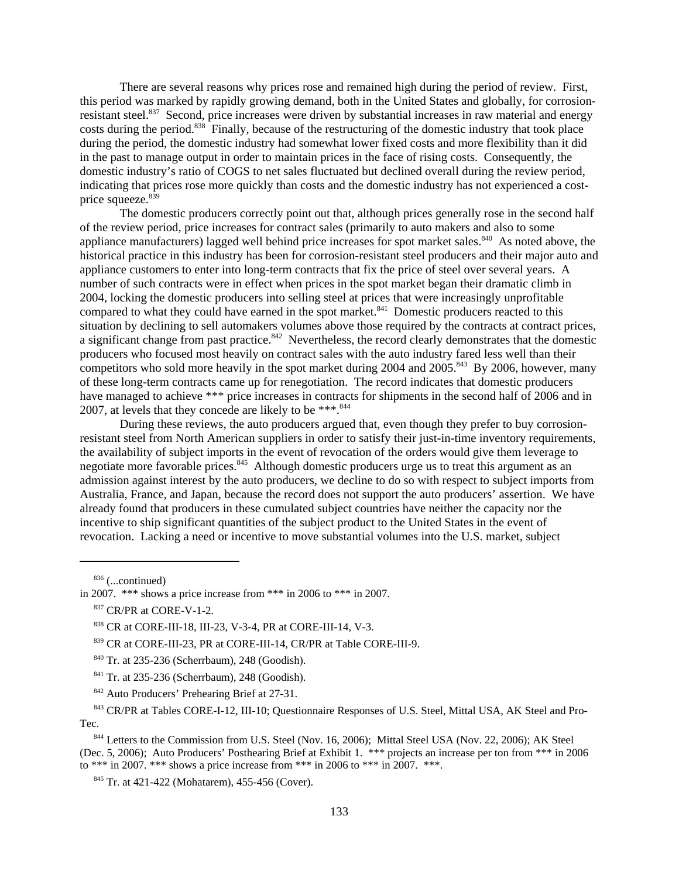There are several reasons why prices rose and remained high during the period of review. First, this period was marked by rapidly growing demand, both in the United States and globally, for corrosion-resistant steel.[837] Second, price increases were driven by substantial increases in raw material and energy costs during the period.[838] Finally, because of the restructuring of the domestic industry that took place during the period, the domestic industry had somewhat lower fixed costs and more flexibility than it did in the past to manage output in order to maintain prices in the face of rising costs. Consequently, the domestic industry's ratio of COGS to net sales fluctuated but declined overall during the review period, indicating that prices rose more quickly than costs and the domestic industry has not experienced a cost-price squeeze.[839]

The domestic producers correctly point out that, although prices generally rose in the second half of the review period, price increases for contract sales (primarily to auto makers and also to some appliance manufacturers) lagged well behind price increases for spot market sales.[840] As noted above, the historical practice in this industry has been for corrosion-resistant steel producers and their major auto and appliance customers to enter into long-term contracts that fix the price of steel over several years. A number of such contracts were in effect when prices in the spot market began their dramatic climb in 2004, locking the domestic producers into selling steel at prices that were increasingly unprofitable compared to what they could have earned in the spot market.[841] Domestic producers reacted to this situation by declining to sell automakers volumes above those required by the contracts at contract prices, a significant change from past practice.[842] Nevertheless, the record clearly demonstrates that the domestic producers who focused most heavily on contract sales with the auto industry fared less well than their competitors who sold more heavily in the spot market during 2004 and 2005.[843] By 2006, however, many of these long-term contracts came up for renegotiation. The record indicates that domestic producers have managed to achieve *** price increases in contracts for shipments in the second half of 2006 and in 2007, at levels that they concede are likely to be ***.[844]

During these reviews, the auto producers argued that, even though they prefer to buy corrosion-resistant steel from North American suppliers in order to satisfy their just-in-time inventory requirements, the availability of subject imports in the event of revocation of the orders would give them leverage to negotiate more favorable prices.[845] Although domestic producers urge us to treat this argument as an admission against interest by the auto producers, we decline to do so with respect to subject imports from Australia, France, and Japan, because the record does not support the auto producers' assertion. We have already found that producers in these cumulated subject countries have neither the capacity nor the incentive to ship significant quantities of the subject product to the United States in the event of revocation. Lacking a need or incentive to move substantial volumes into the U.S. market, subject

---

[836] (...continued)
in 2007. *** shows a price increase from *** in 2006 to *** in 2007.

[837] CR/PR at CORE-V-1-2.

[838] CR at CORE-III-18, III-23, V-3-4, PR at CORE-III-14, V-3.

[839] CR at CORE-III-23, PR at CORE-III-14, CR/PR at Table CORE-III-9.

[840] Tr. at 235-236 (Scherrbaum), 248 (Goodish).

[841] Tr. at 235-236 (Scherrbaum), 248 (Goodish).

[842] Auto Producers' Prehearing Brief at 27-31.

[843] CR/PR at Tables CORE-I-12, III-10; Questionnaire Responses of U.S. Steel, Mittal USA, AK Steel and Pro-Tec.

[844] Letters to the Commission from U.S. Steel (Nov. 16, 2006); Mittal Steel USA (Nov. 22, 2006); AK Steel (Dec. 5, 2006); Auto Producers' Posthearing Brief at Exhibit 1. *** projects an increase per ton from *** in 2006 to *** in 2007. *** shows a price increase from *** in 2006 to *** in 2007. ***.

[845] Tr. at 421-422 (Mohatarem), 455-456 (Cover).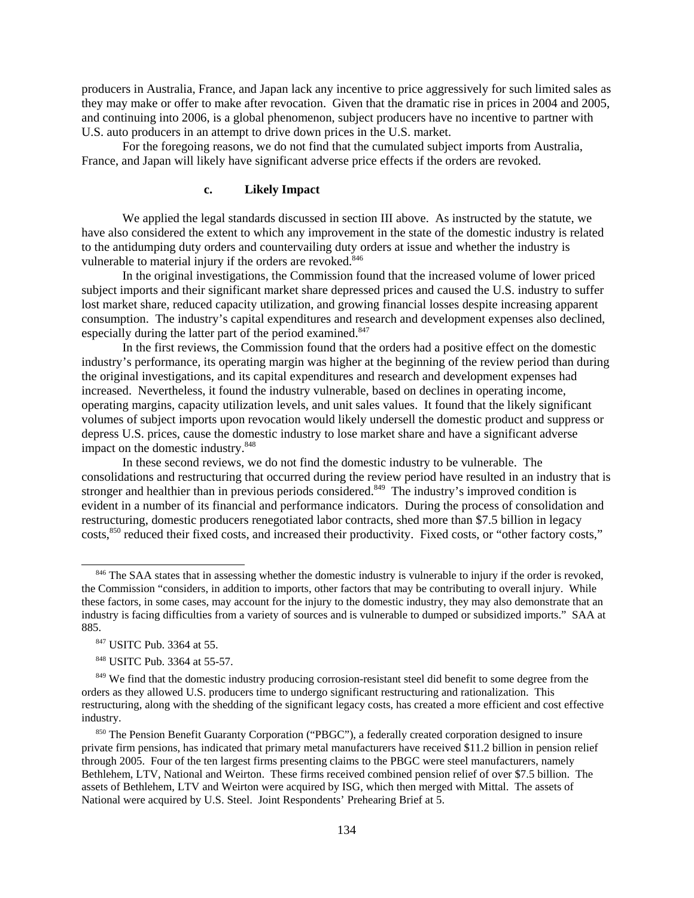producers in Australia, France, and Japan lack any incentive to price aggressively for such limited sales as they may make or offer to make after revocation. Given that the dramatic rise in prices in 2004 and 2005, and continuing into 2006, is a global phenomenon, subject producers have no incentive to partner with U.S. auto producers in an attempt to drive down prices in the U.S. market.

For the foregoing reasons, we do not find that the cumulated subject imports from Australia, France, and Japan will likely have significant adverse price effects if the orders are revoked.

#### c. Likely Impact

We applied the legal standards discussed in section III above. As instructed by the statute, we have also considered the extent to which any improvement in the state of the domestic industry is related to the antidumping duty orders and countervailing duty orders at issue and whether the industry is vulnerable to material injury if the orders are revoked.[846]

In the original investigations, the Commission found that the increased volume of lower priced subject imports and their significant market share depressed prices and caused the U.S. industry to suffer lost market share, reduced capacity utilization, and growing financial losses despite increasing apparent consumption. The industry's capital expenditures and research and development expenses also declined, especially during the latter part of the period examined.[847]

In the first reviews, the Commission found that the orders had a positive effect on the domestic industry's performance, its operating margin was higher at the beginning of the review period than during the original investigations, and its capital expenditures and research and development expenses had increased. Nevertheless, it found the industry vulnerable, based on declines in operating income, operating margins, capacity utilization levels, and unit sales values. It found that the likely significant volumes of subject imports upon revocation would likely undersell the domestic product and suppress or depress U.S. prices, cause the domestic industry to lose market share and have a significant adverse impact on the domestic industry.[848]

In these second reviews, we do not find the domestic industry to be vulnerable. The consolidations and restructuring that occurred during the review period have resulted in an industry that is stronger and healthier than in previous periods considered.[849] The industry's improved condition is evident in a number of its financial and performance indicators. During the process of consolidation and restructuring, domestic producers renegotiated labor contracts, shed more than $7.5 billion in legacy costs,[850] reduced their fixed costs, and increased their productivity. Fixed costs, or "other factory costs,"

---

[846] The SAA states that in assessing whether the domestic industry is vulnerable to injury if the order is revoked, the Commission "considers, in addition to imports, other factors that may be contributing to overall injury. While these factors, in some cases, may account for the injury to the domestic industry, they may also demonstrate that an industry is facing difficulties from a variety of sources and is vulnerable to dumped or subsidized imports." SAA at 885.

[847] USITC Pub. 3364 at 55.

[848] USITC Pub. 3364 at 55-57.

[849] We find that the domestic industry producing corrosion-resistant steel did benefit to some degree from the orders as they allowed U.S. producers time to undergo significant restructuring and rationalization. This restructuring, along with the shedding of the significant legacy costs, has created a more efficient and cost effective industry.

[850] The Pension Benefit Guaranty Corporation ("PBGC"), a federally created corporation designed to insure private firm pensions, has indicated that primary metal manufacturers have received $11.2 billion in pension relief through 2005. Four of the ten largest firms presenting claims to the PBGC were steel manufacturers, namely Bethlehem, LTV, National and Weirton. These firms received combined pension relief of over $7.5 billion. The assets of Bethlehem, LTV and Weirton were acquired by ISG, which then merged with Mittal. The assets of National were acquired by U.S. Steel. Joint Respondents' Prehearing Brief at 5.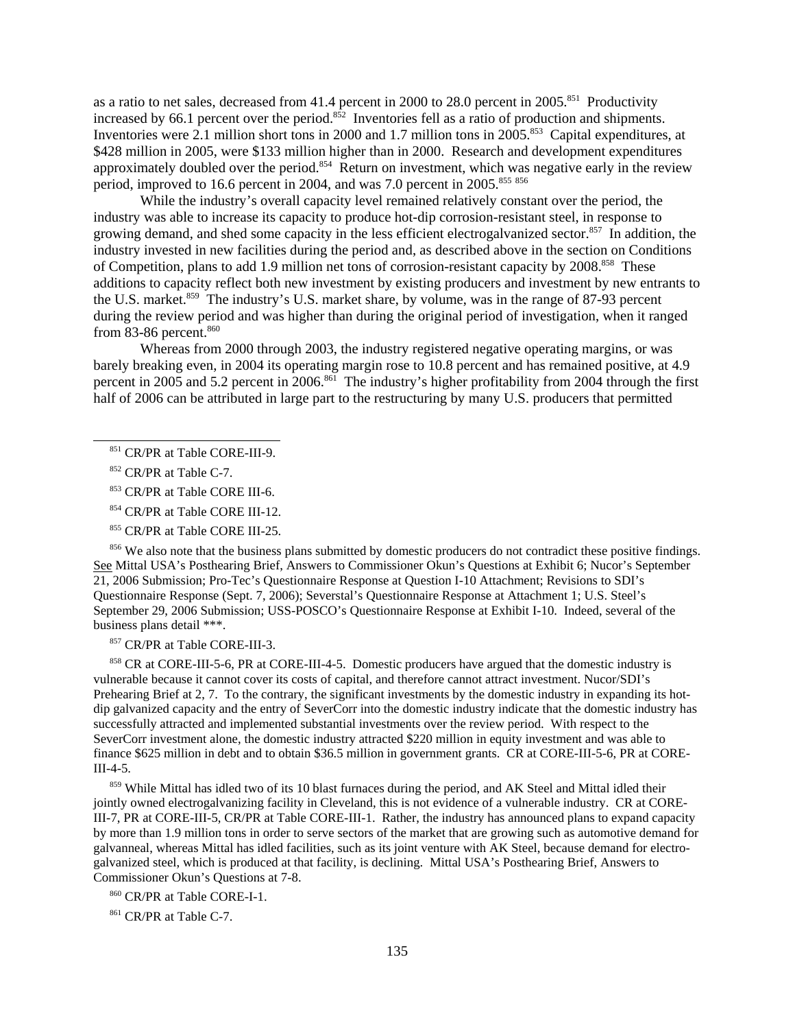as a ratio to net sales, decreased from 41.4 percent in 2000 to 28.0 percent in 2005.[851] Productivity increased by 66.1 percent over the period.[852] Inventories fell as a ratio of production and shipments. Inventories were 2.1 million short tons in 2000 and 1.7 million tons in 2005.[853] Capital expenditures, at $428 million in 2005, were $133 million higher than in 2000. Research and development expenditures approximately doubled over the period.[854] Return on investment, which was negative early in the review period, improved to 16.6 percent in 2004, and was 7.0 percent in 2005.[855] [856]

While the industry's overall capacity level remained relatively constant over the period, the industry was able to increase its capacity to produce hot-dip corrosion-resistant steel, in response to growing demand, and shed some capacity in the less efficient electrogalvanized sector.[857] In addition, the industry invested in new facilities during the period and, as described above in the section on Conditions of Competition, plans to add 1.9 million net tons of corrosion-resistant capacity by 2008.[858] These additions to capacity reflect both new investment by existing producers and investment by new entrants to the U.S. market.[859] The industry's U.S. market share, by volume, was in the range of 87-93 percent during the review period and was higher than during the original period of investigation, when it ranged from 83-86 percent.[860]

Whereas from 2000 through 2003, the industry registered negative operating margins, or was barely breaking even, in 2004 its operating margin rose to 10.8 percent and has remained positive, at 4.9 percent in 2005 and 5.2 percent in 2006.[861] The industry's higher profitability from 2004 through the first half of 2006 can be attributed in large part to the restructuring by many U.S. producers that permitted

---

[851] CR/PR at Table CORE-III-9.

[852] CR/PR at Table C-7.

[853] CR/PR at Table CORE III-6.

[854] CR/PR at Table CORE III-12.

[855] CR/PR at Table CORE III-25.

[856] We also note that the business plans submitted by domestic producers do not contradict these positive findings. See Mittal USA's Posthearing Brief, Answers to Commissioner Okun's Questions at Exhibit 6; Nucor's September 21, 2006 Submission; Pro-Tec's Questionnaire Response at Question I-10 Attachment; Revisions to SDI's Questionnaire Response (Sept. 7, 2006); Severstal's Questionnaire Response at Attachment 1; U.S. Steel's September 29, 2006 Submission; USS-POSCO's Questionnaire Response at Exhibit I-10. Indeed, several of the business plans detail ***.

[857] CR/PR at Table CORE-III-3.

[858] CR at CORE-III-5-6, PR at CORE-III-4-5. Domestic producers have argued that the domestic industry is vulnerable because it cannot cover its costs of capital, and therefore cannot attract investment. Nucor/SDI's Prehearing Brief at 2, 7. To the contrary, the significant investments by the domestic industry in expanding its hot-dip galvanized capacity and the entry of SeverCorr into the domestic industry indicate that the domestic industry has successfully attracted and implemented substantial investments over the review period. With respect to the SeverCorr investment alone, the domestic industry attracted $220 million in equity investment and was able to finance $625 million in debt and to obtain $36.5 million in government grants. CR at CORE-III-5-6, PR at CORE-III-4-5.

[859] While Mittal has idled two of its 10 blast furnaces during the period, and AK Steel and Mittal idled their jointly owned electrogalvanizing facility in Cleveland, this is not evidence of a vulnerable industry. CR at CORE-III-7, PR at CORE-III-5, CR/PR at Table CORE-III-1. Rather, the industry has announced plans to expand capacity by more than 1.9 million tons in order to serve sectors of the market that are growing such as automotive demand for galvanneal, whereas Mittal has idled facilities, such as its joint venture with AK Steel, because demand for electro-galvanized steel, which is produced at that facility, is declining. Mittal USA's Posthearing Brief, Answers to Commissioner Okun's Questions at 7-8.

[860] CR/PR at Table CORE-I-1.

[861] CR/PR at Table C-7.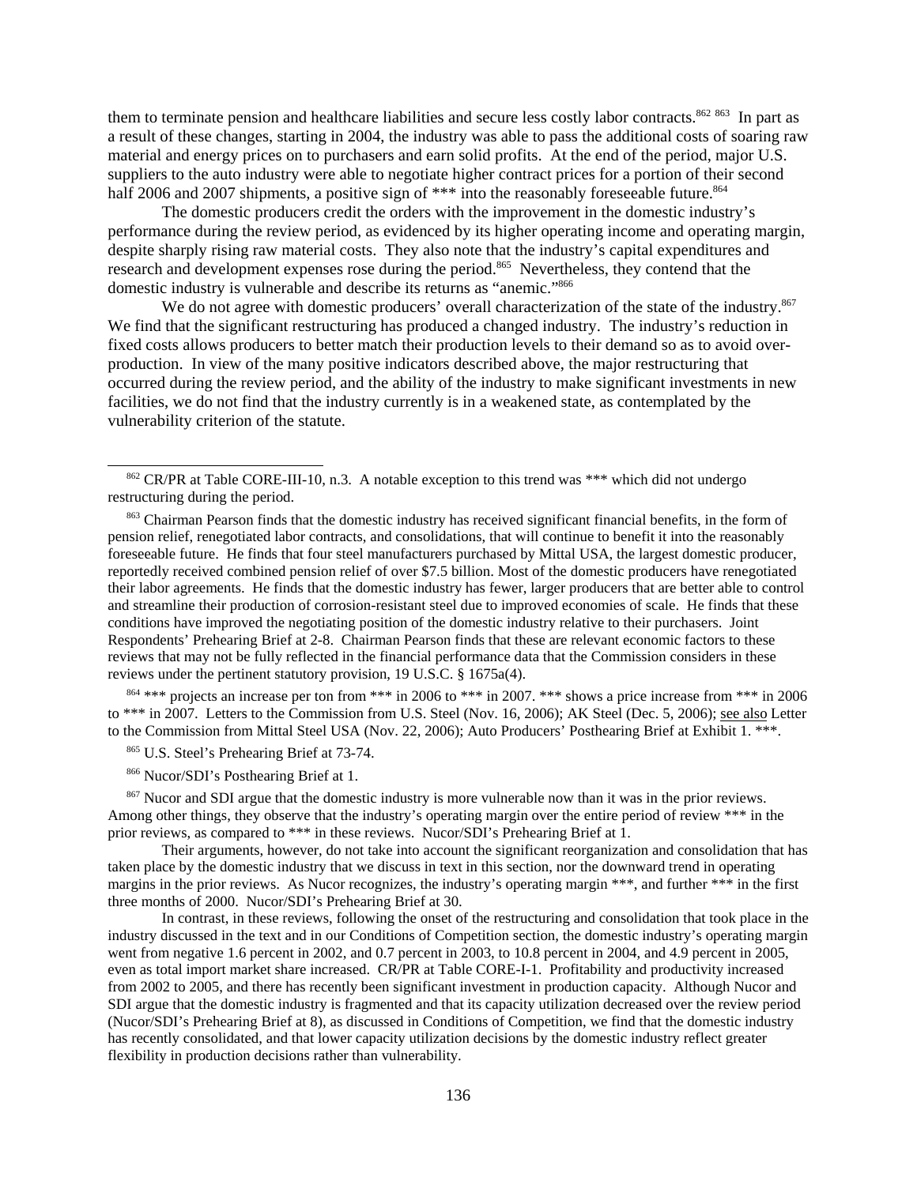them to terminate pension and healthcare liabilities and secure less costly labor contracts.[862] [863] In part as a result of these changes, starting in 2004, the industry was able to pass the additional costs of soaring raw material and energy prices on to purchasers and earn solid profits. At the end of the period, major U.S. suppliers to the auto industry were able to negotiate higher contract prices for a portion of their second half 2006 and 2007 shipments, a positive sign of *** into the reasonably foreseeable future.[864]

The domestic producers credit the orders with the improvement in the domestic industry's performance during the review period, as evidenced by its higher operating income and operating margin, despite sharply rising raw material costs. They also note that the industry's capital expenditures and research and development expenses rose during the period.[865] Nevertheless, they contend that the domestic industry is vulnerable and describe its returns as "anemic."[866]

We do not agree with domestic producers' overall characterization of the state of the industry.[867] We find that the significant restructuring has produced a changed industry. The industry's reduction in fixed costs allows producers to better match their production levels to their demand so as to avoid over-production. In view of the many positive indicators described above, the major restructuring that occurred during the review period, and the ability of the industry to make significant investments in new facilities, we do not find that the industry currently is in a weakened state, as contemplated by the vulnerability criterion of the statute.

---

[862] CR/PR at Table CORE-III-10, n.3. A notable exception to this trend was *** which did not undergo restructuring during the period.

[863] Chairman Pearson finds that the domestic industry has received significant financial benefits, in the form of pension relief, renegotiated labor contracts, and consolidations, that will continue to benefit it into the reasonably foreseeable future. He finds that four steel manufacturers purchased by Mittal USA, the largest domestic producer, reportedly received combined pension relief of over $7.5 billion. Most of the domestic producers have renegotiated their labor agreements. He finds that the domestic industry has fewer, larger producers that are better able to control and streamline their production of corrosion-resistant steel due to improved economies of scale. He finds that these conditions have improved the negotiating position of the domestic industry relative to their purchasers. Joint Respondents' Prehearing Brief at 2-8. Chairman Pearson finds that these are relevant economic factors to these reviews that may not be fully reflected in the financial performance data that the Commission considers in these reviews under the pertinent statutory provision, 19 U.S.C. § 1675a(4).

[864] *** projects an increase per ton from *** in 2006 to *** in 2007. *** shows a price increase from *** in 2006 to *** in 2007. Letters to the Commission from U.S. Steel (Nov. 16, 2006); AK Steel (Dec. 5, 2006); see also Letter to the Commission from Mittal Steel USA (Nov. 22, 2006); Auto Producers' Posthearing Brief at Exhibit 1. ***.

[865] U.S. Steel's Prehearing Brief at 73-74.

[866] Nucor/SDI's Posthearing Brief at 1.

[867] Nucor and SDI argue that the domestic industry is more vulnerable now than it was in the prior reviews. Among other things, they observe that the industry's operating margin over the entire period of review *** in the prior reviews, as compared to *** in these reviews. Nucor/SDI's Prehearing Brief at 1.

Their arguments, however, do not take into account the significant reorganization and consolidation that has taken place by the domestic industry that we discuss in text in this section, nor the downward trend in operating margins in the prior reviews. As Nucor recognizes, the industry's operating margin ***, and further *** in the first three months of 2000. Nucor/SDI's Prehearing Brief at 30.

In contrast, in these reviews, following the onset of the restructuring and consolidation that took place in the industry discussed in the text and in our Conditions of Competition section, the domestic industry's operating margin went from negative 1.6 percent in 2002, and 0.7 percent in 2003, to 10.8 percent in 2004, and 4.9 percent in 2005, even as total import market share increased. CR/PR at Table CORE-I-1. Profitability and productivity increased from 2002 to 2005, and there has recently been significant investment in production capacity. Although Nucor and SDI argue that the domestic industry is fragmented and that its capacity utilization decreased over the review period (Nucor/SDI's Prehearing Brief at 8), as discussed in Conditions of Competition, we find that the domestic industry has recently consolidated, and that lower capacity utilization decisions by the domestic industry reflect greater flexibility in production decisions rather than vulnerability.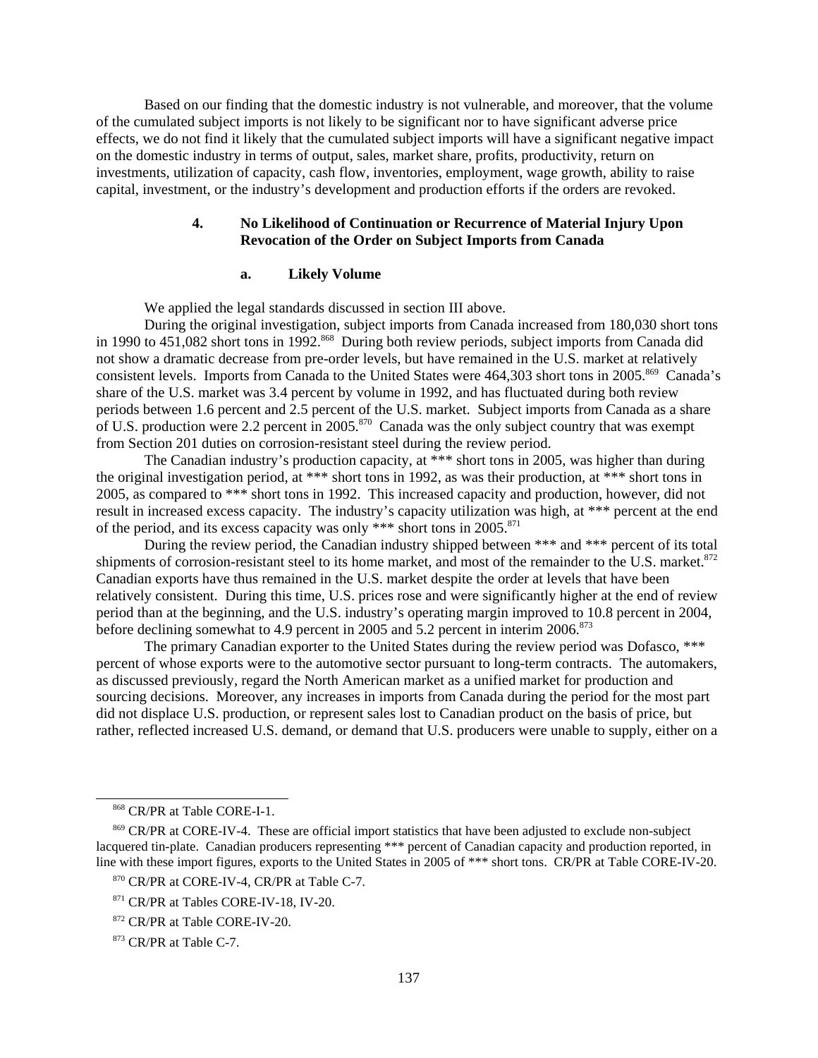Based on our finding that the domestic industry is not vulnerable, and moreover, that the volume of the cumulated subject imports is not likely to be significant nor to have significant adverse price effects, we do not find it likely that the cumulated subject imports will have a significant negative impact on the domestic industry in terms of output, sales, market share, profits, productivity, return on investments, utilization of capacity, cash flow, inventories, employment, wage growth, ability to raise capital, investment, or the industry's development and production efforts if the orders are revoked.

### 4. No Likelihood of Continuation or Recurrence of Material Injury Upon Revocation of the Order on Subject Imports from Canada

#### a. Likely Volume

We applied the legal standards discussed in section III above.

During the original investigation, subject imports from Canada increased from 180,030 short tons in 1990 to 451,082 short tons in 1992.[868] During both review periods, subject imports from Canada did not show a dramatic decrease from pre-order levels, but have remained in the U.S. market at relatively consistent levels. Imports from Canada to the United States were 464,303 short tons in 2005.[869] Canada's share of the U.S. market was 3.4 percent by volume in 1992, and has fluctuated during both review periods between 1.6 percent and 2.5 percent of the U.S. market. Subject imports from Canada as a share of U.S. production were 2.2 percent in 2005.[870] Canada was the only subject country that was exempt from Section 201 duties on corrosion-resistant steel during the review period.

The Canadian industry's production capacity, at *** short tons in 2005, was higher than during the original investigation period, at *** short tons in 1992, as was their production, at *** short tons in 2005, as compared to *** short tons in 1992. This increased capacity and production, however, did not result in increased excess capacity. The industry's capacity utilization was high, at *** percent at the end of the period, and its excess capacity was only *** short tons in 2005.[871]

During the review period, the Canadian industry shipped between *** and *** percent of its total shipments of corrosion-resistant steel to its home market, and most of the remainder to the U.S. market.[872] Canadian exports have thus remained in the U.S. market despite the order at levels that have been relatively consistent. During this time, U.S. prices rose and were significantly higher at the end of review period than at the beginning, and the U.S. industry's operating margin improved to 10.8 percent in 2004, before declining somewhat to 4.9 percent in 2005 and 5.2 percent in interim 2006.[873]

The primary Canadian exporter to the United States during the review period was Dofasco, *** percent of whose exports were to the automotive sector pursuant to long-term contracts. The automakers, as discussed previously, regard the North American market as a unified market for production and sourcing decisions. Moreover, any increases in imports from Canada during the period for the most part did not displace U.S. production, or represent sales lost to Canadian product on the basis of price, but rather, reflected increased U.S. demand, or demand that U.S. producers were unable to supply, either on a

---

[868] CR/PR at Table CORE-I-1.

[869] CR/PR at CORE-IV-4. These are official import statistics that have been adjusted to exclude non-subject lacquered tin-plate. Canadian producers representing *** percent of Canadian capacity and production reported, in line with these import figures, exports to the United States in 2005 of *** short tons. CR/PR at Table CORE-IV-20.

[870] CR/PR at CORE-IV-4, CR/PR at Table C-7.

[871] CR/PR at Tables CORE-IV-18, IV-20.

[872] CR/PR at Table CORE-IV-20.

[873] CR/PR at Table C-7.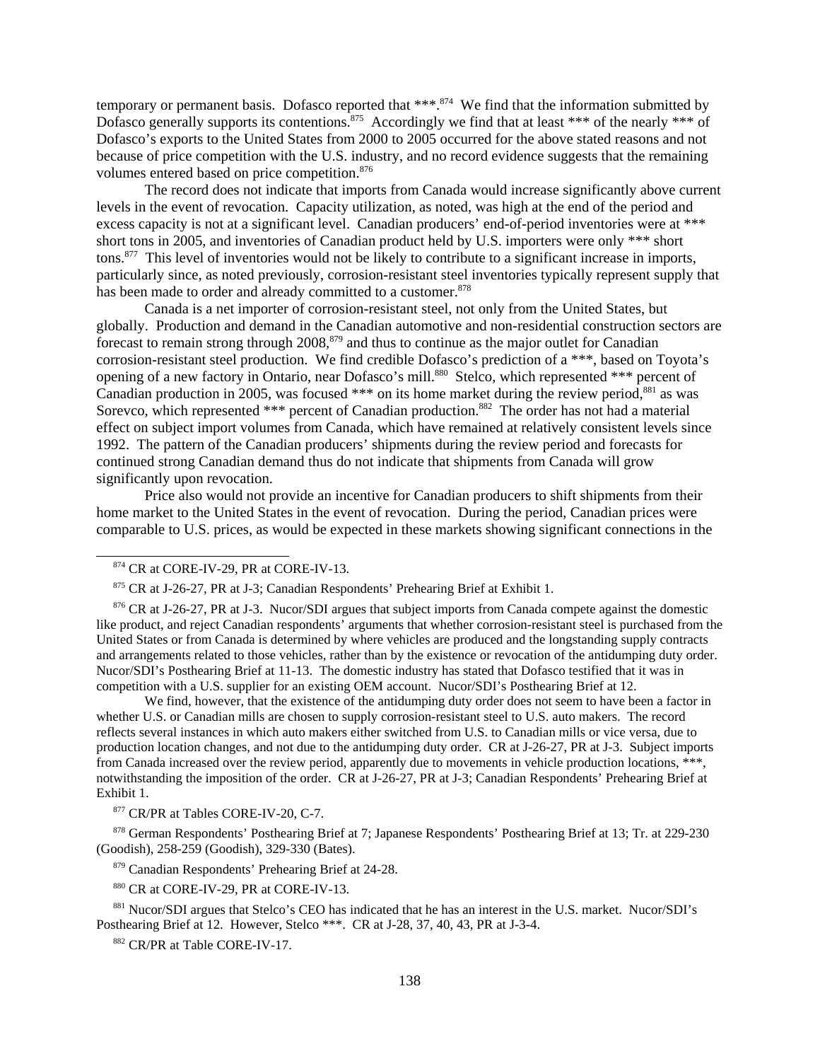temporary or permanent basis. Dofasco reported that ***.[874] We find that the information submitted by Dofasco generally supports its contentions.[875] Accordingly we find that at least *** of the nearly *** of Dofasco's exports to the United States from 2000 to 2005 occurred for the above stated reasons and not because of price competition with the U.S. industry, and no record evidence suggests that the remaining volumes entered based on price competition.[876]

The record does not indicate that imports from Canada would increase significantly above current levels in the event of revocation. Capacity utilization, as noted, was high at the end of the period and excess capacity is not at a significant level. Canadian producers' end-of-period inventories were at *** short tons in 2005, and inventories of Canadian product held by U.S. importers were only *** short tons.[877] This level of inventories would not be likely to contribute to a significant increase in imports, particularly since, as noted previously, corrosion-resistant steel inventories typically represent supply that has been made to order and already committed to a customer.[878]

Canada is a net importer of corrosion-resistant steel, not only from the United States, but globally. Production and demand in the Canadian automotive and non-residential construction sectors are forecast to remain strong through 2008,[879] and thus to continue as the major outlet for Canadian corrosion-resistant steel production. We find credible Dofasco's prediction of a ***, based on Toyota's opening of a new factory in Ontario, near Dofasco's mill.[880] Stelco, which represented *** percent of Canadian production in 2005, was focused *** on its home market during the review period,[881] as was Sorevco, which represented *** percent of Canadian production.[882] The order has not had a material effect on subject import volumes from Canada, which have remained at relatively consistent levels since 1992. The pattern of the Canadian producers' shipments during the review period and forecasts for continued strong Canadian demand thus do not indicate that shipments from Canada will grow significantly upon revocation.

Price also would not provide an incentive for Canadian producers to shift shipments from their home market to the United States in the event of revocation. During the period, Canadian prices were comparable to U.S. prices, as would be expected in these markets showing significant connections in the

---

[874] CR at CORE-IV-29, PR at CORE-IV-13.

[875] CR at J-26-27, PR at J-3; Canadian Respondents' Prehearing Brief at Exhibit 1.

[876] CR at J-26-27, PR at J-3. Nucor/SDI argues that subject imports from Canada compete against the domestic like product, and reject Canadian respondents' arguments that whether corrosion-resistant steel is purchased from the United States or from Canada is determined by where vehicles are produced and the longstanding supply contracts and arrangements related to those vehicles, rather than by the existence or revocation of the antidumping duty order. Nucor/SDI's Posthearing Brief at 11-13. The domestic industry has stated that Dofasco testified that it was in competition with a U.S. supplier for an existing OEM account. Nucor/SDI's Posthearing Brief at 12.

We find, however, that the existence of the antidumping duty order does not seem to have been a factor in whether U.S. or Canadian mills are chosen to supply corrosion-resistant steel to U.S. auto makers. The record reflects several instances in which auto makers either switched from U.S. to Canadian mills or vice versa, due to production location changes, and not due to the antidumping duty order. CR at J-26-27, PR at J-3. Subject imports from Canada increased over the review period, apparently due to movements in vehicle production locations, ***, notwithstanding the imposition of the order. CR at J-26-27, PR at J-3; Canadian Respondents' Prehearing Brief at Exhibit 1.

[877] CR/PR at Tables CORE-IV-20, C-7.

[878] German Respondents' Posthearing Brief at 7; Japanese Respondents' Posthearing Brief at 13; Tr. at 229-230 (Goodish), 258-259 (Goodish), 329-330 (Bates).

[879] Canadian Respondents' Prehearing Brief at 24-28.

[880] CR at CORE-IV-29, PR at CORE-IV-13.

[881] Nucor/SDI argues that Stelco's CEO has indicated that he has an interest in the U.S. market. Nucor/SDI's Posthearing Brief at 12. However, Stelco ***. CR at J-28, 37, 40, 43, PR at J-3-4.

[882] CR/PR at Table CORE-IV-17.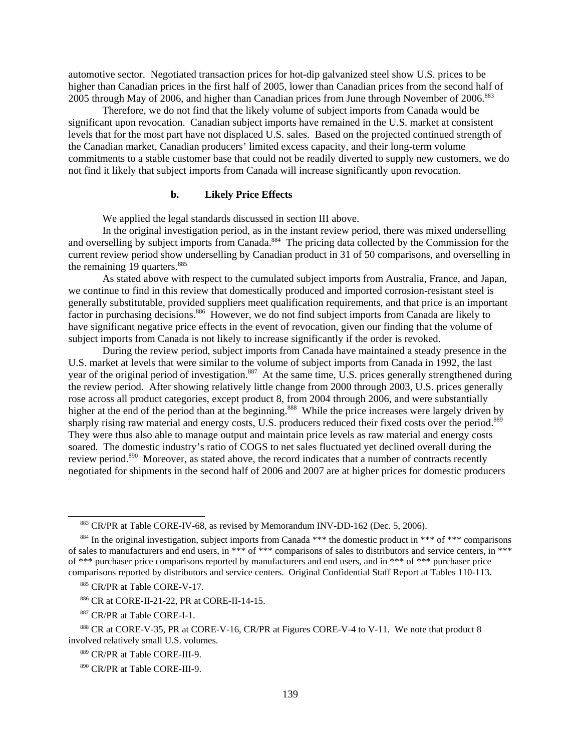automotive sector. Negotiated transaction prices for hot-dip galvanized steel show U.S. prices to be higher than Canadian prices in the first half of 2005, lower than Canadian prices from the second half of 2005 through May of 2006, and higher than Canadian prices from June through November of 2006.[883]

Therefore, we do not find that the likely volume of subject imports from Canada would be significant upon revocation. Canadian subject imports have remained in the U.S. market at consistent levels that for the most part have not displaced U.S. sales. Based on the projected continued strength of the Canadian market, Canadian producers' limited excess capacity, and their long-term volume commitments to a stable customer base that could not be readily diverted to supply new customers, we do not find it likely that subject imports from Canada will increase significantly upon revocation.

### b. Likely Price Effects

We applied the legal standards discussed in section III above.

In the original investigation period, as in the instant review period, there was mixed underselling and overselling by subject imports from Canada.[884] The pricing data collected by the Commission for the current review period show underselling by Canadian product in 31 of 50 comparisons, and overselling in the remaining 19 quarters.[885]

As stated above with respect to the cumulated subject imports from Australia, France, and Japan, we continue to find in this review that domestically produced and imported corrosion-resistant steel is generally substitutable, provided suppliers meet qualification requirements, and that price is an important factor in purchasing decisions.[886] However, we do not find subject imports from Canada are likely to have significant negative price effects in the event of revocation, given our finding that the volume of subject imports from Canada is not likely to increase significantly if the order is revoked.

During the review period, subject imports from Canada have maintained a steady presence in the U.S. market at levels that were similar to the volume of subject imports from Canada in 1992, the last year of the original period of investigation.[887] At the same time, U.S. prices generally strengthened during the review period. After showing relatively little change from 2000 through 2003, U.S. prices generally rose across all product categories, except product 8, from 2004 through 2006, and were substantially higher at the end of the period than at the beginning.[888] While the price increases were largely driven by sharply rising raw material and energy costs, U.S. producers reduced their fixed costs over the period.[889] They were thus also able to manage output and maintain price levels as raw material and energy costs soared. The domestic industry's ratio of COGS to net sales fluctuated yet declined overall during the review period.[890] Moreover, as stated above, the record indicates that a number of contracts recently negotiated for shipments in the second half of 2006 and 2007 are at higher prices for domestic producers

---

[883] CR/PR at Table CORE-IV-68, as revised by Memorandum INV-DD-162 (Dec. 5, 2006).

[884] In the original investigation, subject imports from Canada *** the domestic product in *** of *** comparisons of sales to manufacturers and end users, in *** of *** comparisons of sales to distributors and service centers, in *** of *** purchaser price comparisons reported by manufacturers and end users, and in *** of *** purchaser price comparisons reported by distributors and service centers. Original Confidential Staff Report at Tables 110-113.

[885] CR/PR at Table CORE-V-17.

[886] CR at CORE-II-21-22, PR at CORE-II-14-15.

[887] CR/PR at Table CORE-I-1.

[888] CR at CORE-V-35, PR at CORE-V-16, CR/PR at Figures CORE-V-4 to V-11. We note that product 8 involved relatively small U.S. volumes.

[889] CR/PR at Table CORE-III-9.

[890] CR/PR at Table CORE-III-9.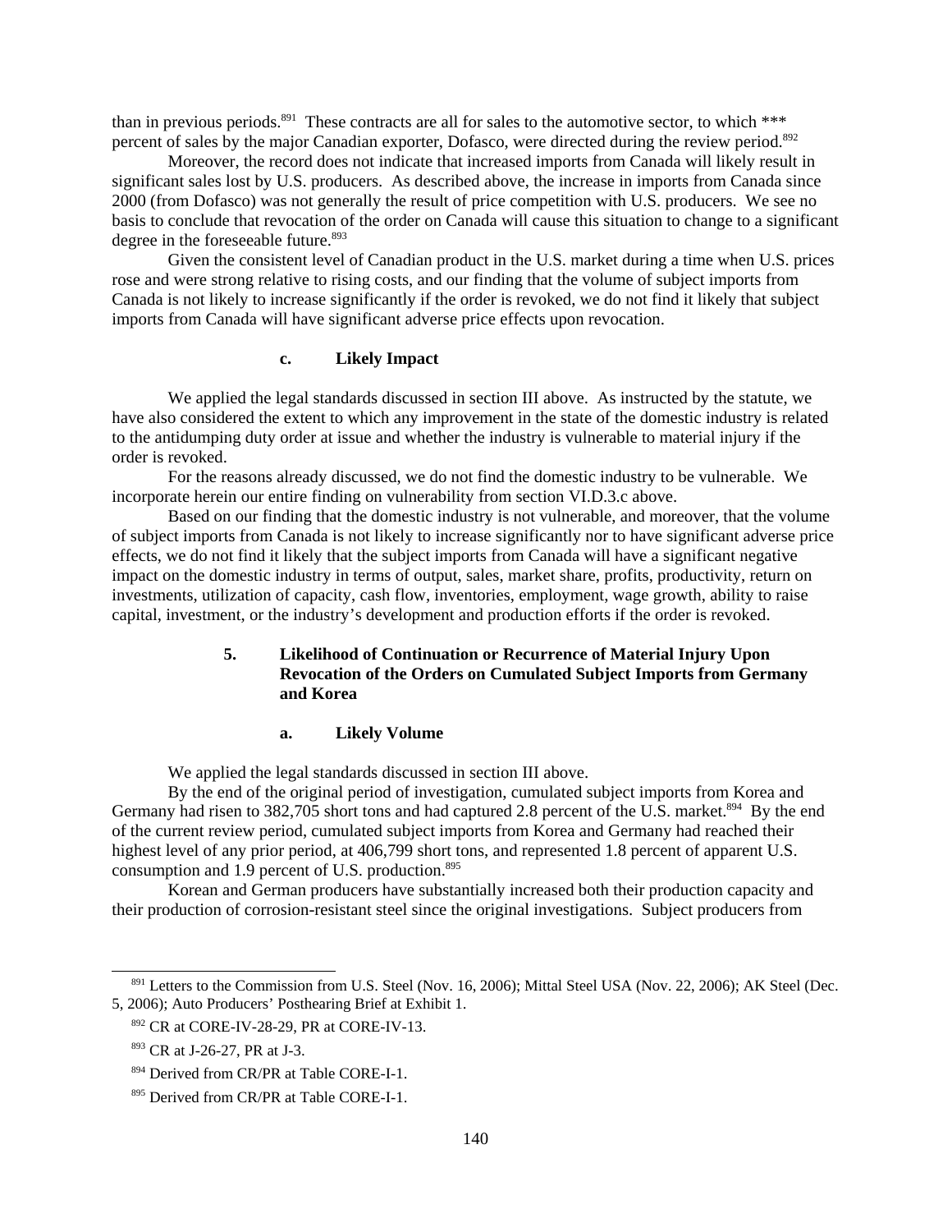than in previous periods.[891] These contracts are all for sales to the automotive sector, to which *** percent of sales by the major Canadian exporter, Dofasco, were directed during the review period.[892]

Moreover, the record does not indicate that increased imports from Canada will likely result in significant sales lost by U.S. producers. As described above, the increase in imports from Canada since 2000 (from Dofasco) was not generally the result of price competition with U.S. producers. We see no basis to conclude that revocation of the order on Canada will cause this situation to change to a significant degree in the foreseeable future.[893]

Given the consistent level of Canadian product in the U.S. market during a time when U.S. prices rose and were strong relative to rising costs, and our finding that the volume of subject imports from Canada is not likely to increase significantly if the order is revoked, we do not find it likely that subject imports from Canada will have significant adverse price effects upon revocation.

#### c. Likely Impact

We applied the legal standards discussed in section III above. As instructed by the statute, we have also considered the extent to which any improvement in the state of the domestic industry is related to the antidumping duty order at issue and whether the industry is vulnerable to material injury if the order is revoked.

For the reasons already discussed, we do not find the domestic industry to be vulnerable. We incorporate herein our entire finding on vulnerability from section VI.D.3.c above.

Based on our finding that the domestic industry is not vulnerable, and moreover, that the volume of subject imports from Canada is not likely to increase significantly nor to have significant adverse price effects, we do not find it likely that the subject imports from Canada will have a significant negative impact on the domestic industry in terms of output, sales, market share, profits, productivity, return on investments, utilization of capacity, cash flow, inventories, employment, wage growth, ability to raise capital, investment, or the industry's development and production efforts if the order is revoked.

### 5. Likelihood of Continuation or Recurrence of Material Injury Upon Revocation of the Orders on Cumulated Subject Imports from Germany and Korea

#### a. Likely Volume

We applied the legal standards discussed in section III above.

By the end of the original period of investigation, cumulated subject imports from Korea and Germany had risen to 382,705 short tons and had captured 2.8 percent of the U.S. market.[894] By the end of the current review period, cumulated subject imports from Korea and Germany had reached their highest level of any prior period, at 406,799 short tons, and represented 1.8 percent of apparent U.S. consumption and 1.9 percent of U.S. production.[895]

Korean and German producers have substantially increased both their production capacity and their production of corrosion-resistant steel since the original investigations. Subject producers from

---

[891] Letters to the Commission from U.S. Steel (Nov. 16, 2006); Mittal Steel USA (Nov. 22, 2006); AK Steel (Dec. 5, 2006); Auto Producers' Posthearing Brief at Exhibit 1.

[892] CR at CORE-IV-28-29, PR at CORE-IV-13.

[893] CR at J-26-27, PR at J-3.

[894] Derived from CR/PR at Table CORE-I-1.

[895] Derived from CR/PR at Table CORE-I-1.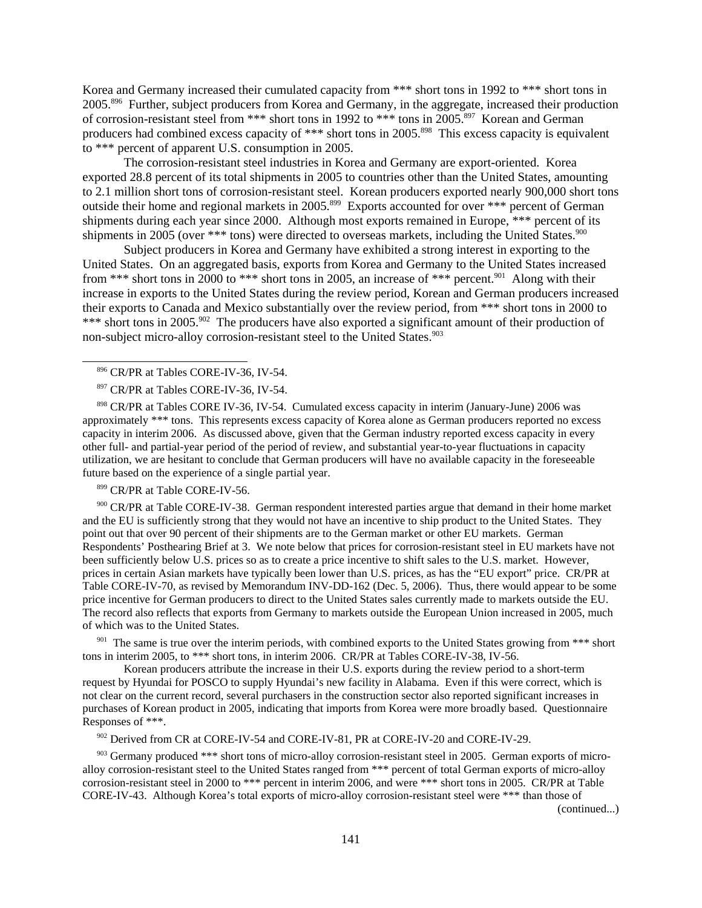Korea and Germany increased their cumulated capacity from *** short tons in 1992 to *** short tons in 2005.[896] Further, subject producers from Korea and Germany, in the aggregate, increased their production of corrosion-resistant steel from *** short tons in 1992 to *** tons in 2005.[897] Korean and German producers had combined excess capacity of *** short tons in 2005.[898] This excess capacity is equivalent to *** percent of apparent U.S. consumption in 2005.

The corrosion-resistant steel industries in Korea and Germany are export-oriented. Korea exported 28.8 percent of its total shipments in 2005 to countries other than the United States, amounting to 2.1 million short tons of corrosion-resistant steel. Korean producers exported nearly 900,000 short tons outside their home and regional markets in 2005.[899] Exports accounted for over *** percent of German shipments during each year since 2000. Although most exports remained in Europe, *** percent of its shipments in 2005 (over *** tons) were directed to overseas markets, including the United States.[900]

Subject producers in Korea and Germany have exhibited a strong interest in exporting to the United States. On an aggregated basis, exports from Korea and Germany to the United States increased from *** short tons in 2000 to *** short tons in 2005, an increase of *** percent.[901] Along with their increase in exports to the United States during the review period, Korean and German producers increased their exports to Canada and Mexico substantially over the review period, from *** short tons in 2000 to *** short tons in 2005.[902] The producers have also exported a significant amount of their production of non-subject micro-alloy corrosion-resistant steel to the United States.[903]

---

[896] CR/PR at Tables CORE-IV-36, IV-54.

[897] CR/PR at Tables CORE-IV-36, IV-54.

[898] CR/PR at Tables CORE IV-36, IV-54. Cumulated excess capacity in interim (January-June) 2006 was approximately *** tons. This represents excess capacity of Korea alone as German producers reported no excess capacity in interim 2006. As discussed above, given that the German industry reported excess capacity in every other full- and partial-year period of the period of review, and substantial year-to-year fluctuations in capacity utilization, we are hesitant to conclude that German producers will have no available capacity in the foreseeable future based on the experience of a single partial year.

[899] CR/PR at Table CORE-IV-56.

[900] CR/PR at Table CORE-IV-38. German respondent interested parties argue that demand in their home market and the EU is sufficiently strong that they would not have an incentive to ship product to the United States. They point out that over 90 percent of their shipments are to the German market or other EU markets. German Respondents' Posthearing Brief at 3. We note below that prices for corrosion-resistant steel in EU markets have not been sufficiently below U.S. prices so as to create a price incentive to shift sales to the U.S. market. However, prices in certain Asian markets have typically been lower than U.S. prices, as has the "EU export" price. CR/PR at Table CORE-IV-70, as revised by Memorandum INV-DD-162 (Dec. 5, 2006). Thus, there would appear to be some price incentive for German producers to direct to the United States sales currently made to markets outside the EU. The record also reflects that exports from Germany to markets outside the European Union increased in 2005, much of which was to the United States.

[901] The same is true over the interim periods, with combined exports to the United States growing from *** short tons in interim 2005, to *** short tons, in interim 2006. CR/PR at Tables CORE-IV-38, IV-56.

Korean producers attribute the increase in their U.S. exports during the review period to a short-term request by Hyundai for POSCO to supply Hyundai's new facility in Alabama. Even if this were correct, which is not clear on the current record, several purchasers in the construction sector also reported significant increases in purchases of Korean product in 2005, indicating that imports from Korea were more broadly based. Questionnaire Responses of ***.

[902] Derived from CR at CORE-IV-54 and CORE-IV-81, PR at CORE-IV-20 and CORE-IV-29.

[903] Germany produced *** short tons of micro-alloy corrosion-resistant steel in 2005. German exports of micro-alloy corrosion-resistant steel to the United States ranged from *** percent of total German exports of micro-alloy corrosion-resistant steel in 2000 to *** percent in interim 2006, and were *** short tons in 2005. CR/PR at Table CORE-IV-43. Although Korea's total exports of micro-alloy corrosion-resistant steel were *** than those of (continued...)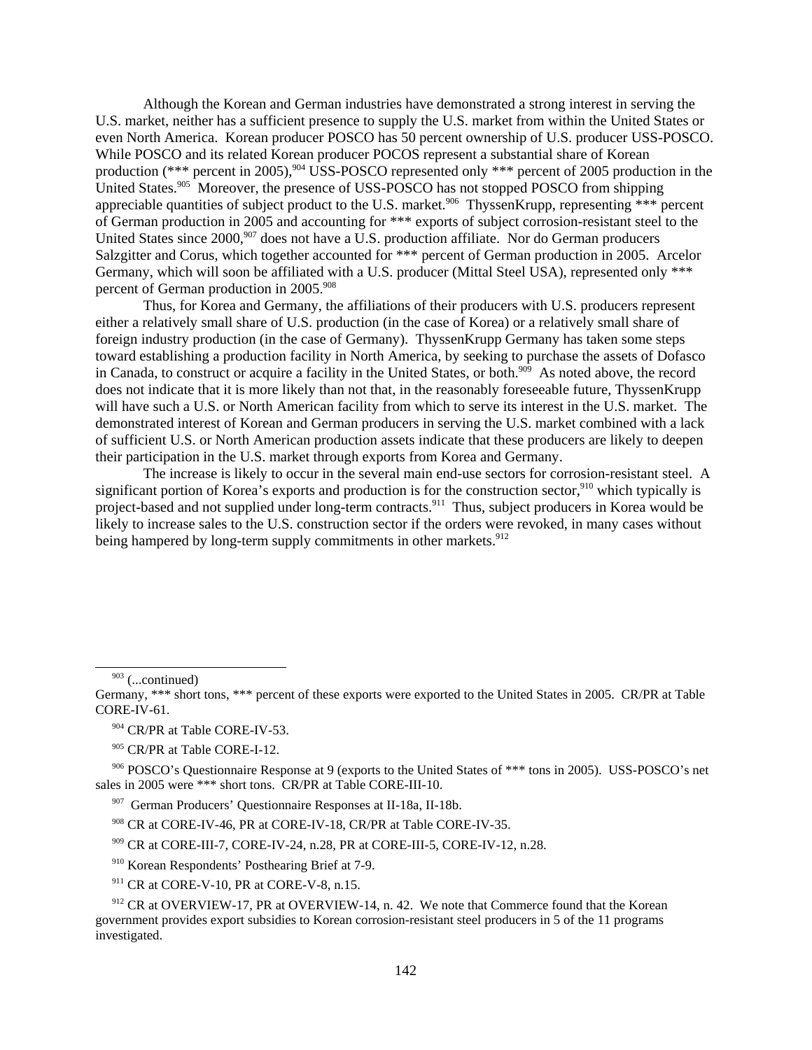Although the Korean and German industries have demonstrated a strong interest in serving the U.S. market, neither has a sufficient presence to supply the U.S. market from within the United States or even North America. Korean producer POSCO has 50 percent ownership of U.S. producer USS-POSCO. While POSCO and its related Korean producer POCOS represent a substantial share of Korean production (*** percent in 2005),[904] USS-POSCO represented only *** percent of 2005 production in the United States.[905] Moreover, the presence of USS-POSCO has not stopped POSCO from shipping appreciable quantities of subject product to the U.S. market.[906] ThyssenKrupp, representing *** percent of German production in 2005 and accounting for *** exports of subject corrosion-resistant steel to the United States since 2000,[907] does not have a U.S. production affiliate. Nor do German producers Salzgitter and Corus, which together accounted for *** percent of German production in 2005. Arcelor Germany, which will soon be affiliated with a U.S. producer (Mittal Steel USA), represented only *** percent of German production in 2005.[908]

Thus, for Korea and Germany, the affiliations of their producers with U.S. producers represent either a relatively small share of U.S. production (in the case of Korea) or a relatively small share of foreign industry production (in the case of Germany). ThyssenKrupp Germany has taken some steps toward establishing a production facility in North America, by seeking to purchase the assets of Dofasco in Canada, to construct or acquire a facility in the United States, or both.[909] As noted above, the record does not indicate that it is more likely than not that, in the reasonably foreseeable future, ThyssenKrupp will have such a U.S. or North American facility from which to serve its interest in the U.S. market. The demonstrated interest of Korean and German producers in serving the U.S. market combined with a lack of sufficient U.S. or North American production assets indicate that these producers are likely to deepen their participation in the U.S. market through exports from Korea and Germany.

The increase is likely to occur in the several main end-use sectors for corrosion-resistant steel. A significant portion of Korea's exports and production is for the construction sector,[910] which typically is project-based and not supplied under long-term contracts.[911] Thus, subject producers in Korea would be likely to increase sales to the U.S. construction sector if the orders were revoked, in many cases without being hampered by long-term supply commitments in other markets.[912]

---

[903] (...continued)
Germany, *** short tons, *** percent of these exports were exported to the United States in 2005. CR/PR at Table CORE-IV-61.

[904] CR/PR at Table CORE-IV-53.

[905] CR/PR at Table CORE-I-12.

[906] POSCO's Questionnaire Response at 9 (exports to the United States of *** tons in 2005). USS-POSCO's net sales in 2005 were *** short tons. CR/PR at Table CORE-III-10.

[907] German Producers' Questionnaire Responses at II-18a, II-18b.

[908] CR at CORE-IV-46, PR at CORE-IV-18, CR/PR at Table CORE-IV-35.

[909] CR at CORE-III-7, CORE-IV-24, n.28, PR at CORE-III-5, CORE-IV-12, n.28.

[910] Korean Respondents' Posthearing Brief at 7-9.

[911] CR at CORE-V-10, PR at CORE-V-8, n.15.

[912] CR at OVERVIEW-17, PR at OVERVIEW-14, n. 42. We note that Commerce found that the Korean government provides export subsidies to Korean corrosion-resistant steel producers in 5 of the 11 programs investigated.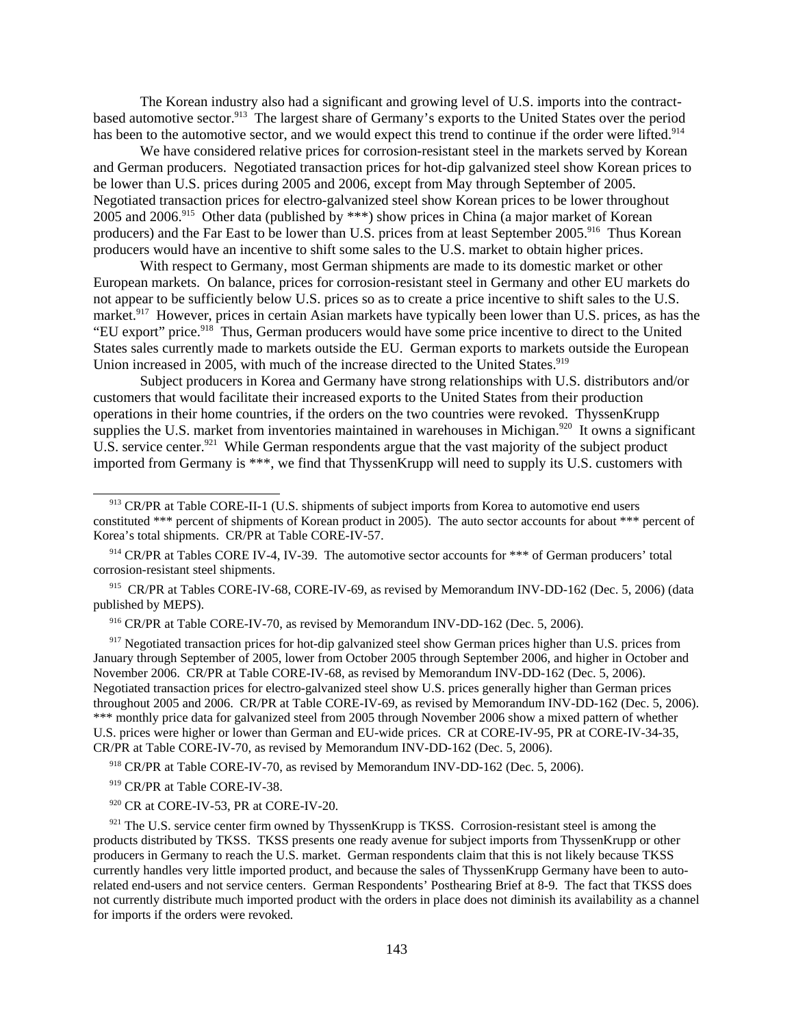The Korean industry also had a significant and growing level of U.S. imports into the contract-based automotive sector.[913] The largest share of Germany's exports to the United States over the period has been to the automotive sector, and we would expect this trend to continue if the order were lifted.[914]

We have considered relative prices for corrosion-resistant steel in the markets served by Korean and German producers. Negotiated transaction prices for hot-dip galvanized steel show Korean prices to be lower than U.S. prices during 2005 and 2006, except from May through September of 2005. Negotiated transaction prices for electro-galvanized steel show Korean prices to be lower throughout 2005 and 2006.[915] Other data (published by ***) show prices in China (a major market of Korean producers) and the Far East to be lower than U.S. prices from at least September 2005.[916] Thus Korean producers would have an incentive to shift some sales to the U.S. market to obtain higher prices.

With respect to Germany, most German shipments are made to its domestic market or other European markets. On balance, prices for corrosion-resistant steel in Germany and other EU markets do not appear to be sufficiently below U.S. prices so as to create a price incentive to shift sales to the U.S. market.[917] However, prices in certain Asian markets have typically been lower than U.S. prices, as has the "EU export" price.[918] Thus, German producers would have some price incentive to direct to the United States sales currently made to markets outside the EU. German exports to markets outside the European Union increased in 2005, with much of the increase directed to the United States.[919]

Subject producers in Korea and Germany have strong relationships with U.S. distributors and/or customers that would facilitate their increased exports to the United States from their production operations in their home countries, if the orders on the two countries were revoked. ThyssenKrupp supplies the U.S. market from inventories maintained in warehouses in Michigan.[920] It owns a significant U.S. service center.[921] While German respondents argue that the vast majority of the subject product imported from Germany is ***, we find that ThyssenKrupp will need to supply its U.S. customers with

---

[913] CR/PR at Table CORE-II-1 (U.S. shipments of subject imports from Korea to automotive end users constituted *** percent of shipments of Korean product in 2005). The auto sector accounts for about *** percent of Korea's total shipments. CR/PR at Table CORE-IV-57.

[914] CR/PR at Tables CORE IV-4, IV-39. The automotive sector accounts for *** of German producers' total corrosion-resistant steel shipments.

[915] CR/PR at Tables CORE-IV-68, CORE-IV-69, as revised by Memorandum INV-DD-162 (Dec. 5, 2006) (data published by MEPS).

[916] CR/PR at Table CORE-IV-70, as revised by Memorandum INV-DD-162 (Dec. 5, 2006).

[917] Negotiated transaction prices for hot-dip galvanized steel show German prices higher than U.S. prices from January through September of 2005, lower from October 2005 through September 2006, and higher in October and November 2006. CR/PR at Table CORE-IV-68, as revised by Memorandum INV-DD-162 (Dec. 5, 2006). Negotiated transaction prices for electro-galvanized steel show U.S. prices generally higher than German prices throughout 2005 and 2006. CR/PR at Table CORE-IV-69, as revised by Memorandum INV-DD-162 (Dec. 5, 2006). *** monthly price data for galvanized steel from 2005 through November 2006 show a mixed pattern of whether U.S. prices were higher or lower than German and EU-wide prices. CR at CORE-IV-95, PR at CORE-IV-34-35, CR/PR at Table CORE-IV-70, as revised by Memorandum INV-DD-162 (Dec. 5, 2006).

[918] CR/PR at Table CORE-IV-70, as revised by Memorandum INV-DD-162 (Dec. 5, 2006).

[919] CR/PR at Table CORE-IV-38.

[920] CR at CORE-IV-53, PR at CORE-IV-20.

[921] The U.S. service center firm owned by ThyssenKrupp is TKSS. Corrosion-resistant steel is among the products distributed by TKSS. TKSS presents one ready avenue for subject imports from ThyssenKrupp or other producers in Germany to reach the U.S. market. German respondents claim that this is not likely because TKSS currently handles very little imported product, and because the sales of ThyssenKrupp Germany have been to auto-related end-users and not service centers. German Respondents' Posthearing Brief at 8-9. The fact that TKSS does not currently distribute much imported product with the orders in place does not diminish its availability as a channel for imports if the orders were revoked.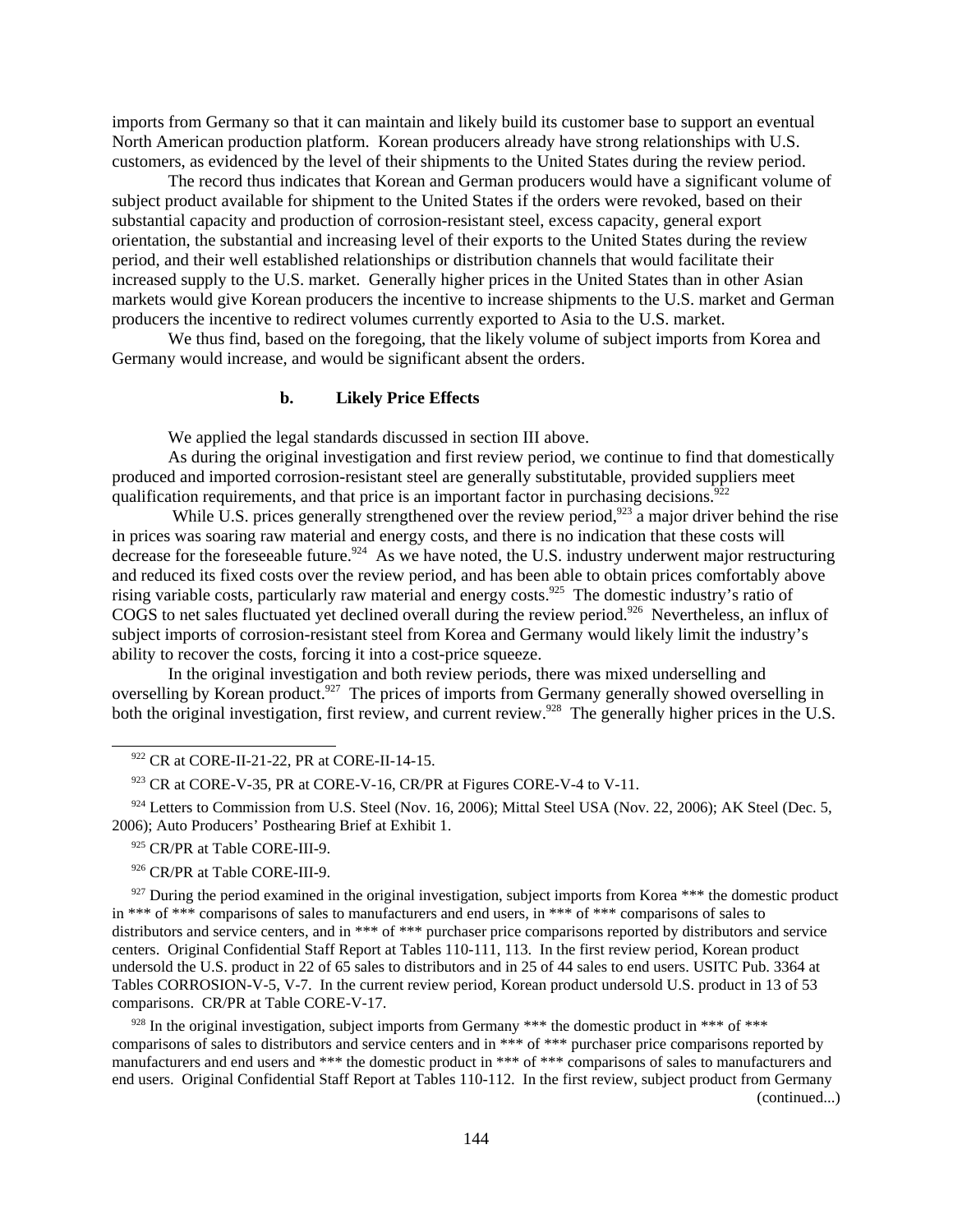imports from Germany so that it can maintain and likely build its customer base to support an eventual North American production platform. Korean producers already have strong relationships with U.S. customers, as evidenced by the level of their shipments to the United States during the review period.

The record thus indicates that Korean and German producers would have a significant volume of subject product available for shipment to the United States if the orders were revoked, based on their substantial capacity and production of corrosion-resistant steel, excess capacity, general export orientation, the substantial and increasing level of their exports to the United States during the review period, and their well established relationships or distribution channels that would facilitate their increased supply to the U.S. market. Generally higher prices in the United States than in other Asian markets would give Korean producers the incentive to increase shipments to the U.S. market and German producers the incentive to redirect volumes currently exported to Asia to the U.S. market.

We thus find, based on the foregoing, that the likely volume of subject imports from Korea and Germany would increase, and would be significant absent the orders.

#### b. Likely Price Effects

We applied the legal standards discussed in section III above.

As during the original investigation and first review period, we continue to find that domestically produced and imported corrosion-resistant steel are generally substitutable, provided suppliers meet qualification requirements, and that price is an important factor in purchasing decisions.[922]

While U.S. prices generally strengthened over the review period,[923] a major driver behind the rise in prices was soaring raw material and energy costs, and there is no indication that these costs will decrease for the foreseeable future.[924] As we have noted, the U.S. industry underwent major restructuring and reduced its fixed costs over the review period, and has been able to obtain prices comfortably above rising variable costs, particularly raw material and energy costs.[925] The domestic industry's ratio of COGS to net sales fluctuated yet declined overall during the review period.[926] Nevertheless, an influx of subject imports of corrosion-resistant steel from Korea and Germany would likely limit the industry's ability to recover the costs, forcing it into a cost-price squeeze.

In the original investigation and both review periods, there was mixed underselling and overselling by Korean product.[927] The prices of imports from Germany generally showed overselling in both the original investigation, first review, and current review.[928] The generally higher prices in the U.S.

---

[922] CR at CORE-II-21-22, PR at CORE-II-14-15.

[923] CR at CORE-V-35, PR at CORE-V-16, CR/PR at Figures CORE-V-4 to V-11.

[924] Letters to Commission from U.S. Steel (Nov. 16, 2006); Mittal Steel USA (Nov. 22, 2006); AK Steel (Dec. 5, 2006); Auto Producers' Posthearing Brief at Exhibit 1.

[925] CR/PR at Table CORE-III-9.

[926] CR/PR at Table CORE-III-9.

[927] During the period examined in the original investigation, subject imports from Korea *** the domestic product in *** of *** comparisons of sales to manufacturers and end users, in *** of *** comparisons of sales to distributors and service centers, and in *** of *** purchaser price comparisons reported by distributors and service centers. Original Confidential Staff Report at Tables 110-111, 113. In the first review period, Korean product undersold the U.S. product in 22 of 65 sales to distributors and in 25 of 44 sales to end users. USITC Pub. 3364 at Tables CORROSION-V-5, V-7. In the current review period, Korean product undersold U.S. product in 13 of 53 comparisons. CR/PR at Table CORE-V-17.

[928] In the original investigation, subject imports from Germany *** the domestic product in *** of *** comparisons of sales to distributors and service centers and in *** of *** purchaser price comparisons reported by manufacturers and end users and *** the domestic product in *** of *** comparisons of sales to manufacturers and end users. Original Confidential Staff Report at Tables 110-112. In the first review, subject product from Germany (continued...)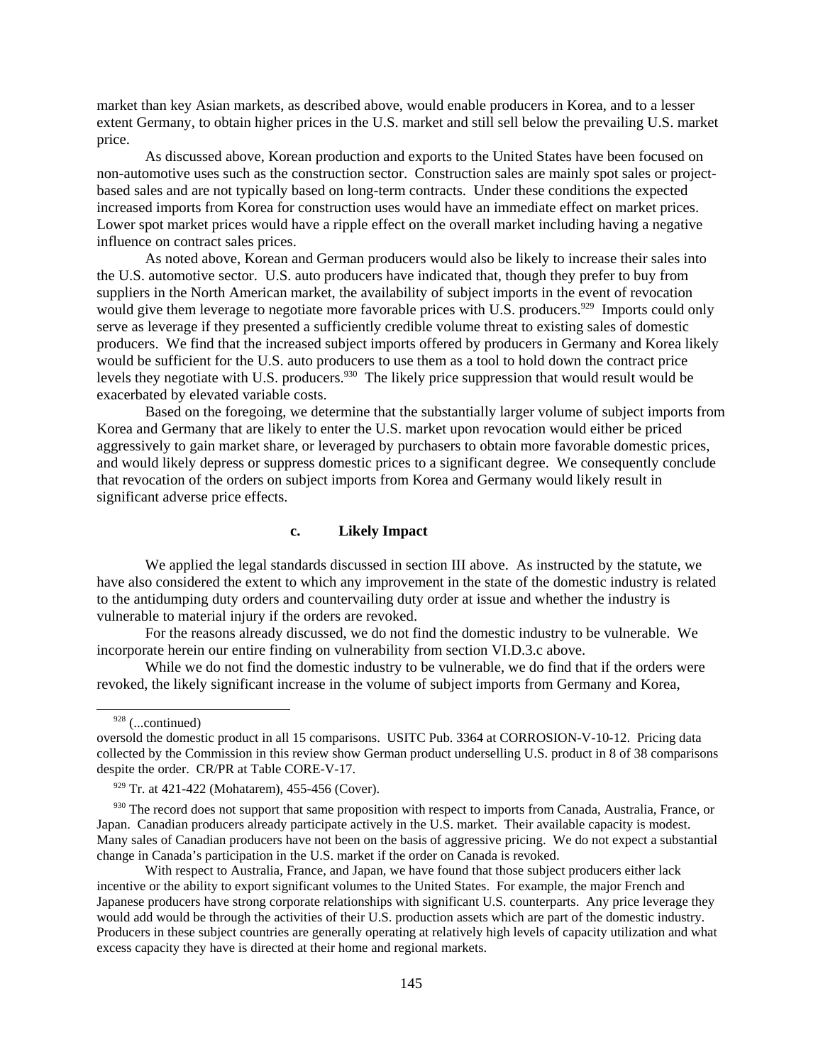market than key Asian markets, as described above, would enable producers in Korea, and to a lesser extent Germany, to obtain higher prices in the U.S. market and still sell below the prevailing U.S. market price.

As discussed above, Korean production and exports to the United States have been focused on non-automotive uses such as the construction sector. Construction sales are mainly spot sales or project-based sales and are not typically based on long-term contracts. Under these conditions the expected increased imports from Korea for construction uses would have an immediate effect on market prices. Lower spot market prices would have a ripple effect on the overall market including having a negative influence on contract sales prices.

As noted above, Korean and German producers would also be likely to increase their sales into the U.S. automotive sector. U.S. auto producers have indicated that, though they prefer to buy from suppliers in the North American market, the availability of subject imports in the event of revocation would give them leverage to negotiate more favorable prices with U.S. producers.[929] Imports could only serve as leverage if they presented a sufficiently credible volume threat to existing sales of domestic producers. We find that the increased subject imports offered by producers in Germany and Korea likely would be sufficient for the U.S. auto producers to use them as a tool to hold down the contract price levels they negotiate with U.S. producers.[930] The likely price suppression that would result would be exacerbated by elevated variable costs.

Based on the foregoing, we determine that the substantially larger volume of subject imports from Korea and Germany that are likely to enter the U.S. market upon revocation would either be priced aggressively to gain market share, or leveraged by purchasers to obtain more favorable domestic prices, and would likely depress or suppress domestic prices to a significant degree. We consequently conclude that revocation of the orders on subject imports from Korea and Germany would likely result in significant adverse price effects.

### c. Likely Impact

We applied the legal standards discussed in section III above. As instructed by the statute, we have also considered the extent to which any improvement in the state of the domestic industry is related to the antidumping duty orders and countervailing duty order at issue and whether the industry is vulnerable to material injury if the orders are revoked.

For the reasons already discussed, we do not find the domestic industry to be vulnerable. We incorporate herein our entire finding on vulnerability from section VI.D.3.c above.

While we do not find the domestic industry to be vulnerable, we do find that if the orders were revoked, the likely significant increase in the volume of subject imports from Germany and Korea,

---

[928] (...continued)
oversold the domestic product in all 15 comparisons. USITC Pub. 3364 at CORROSION-V-10-12. Pricing data collected by the Commission in this review show German product underselling U.S. product in 8 of 38 comparisons despite the order. CR/PR at Table CORE-V-17.

[929] Tr. at 421-422 (Mohatarem), 455-456 (Cover).

[930] The record does not support that same proposition with respect to imports from Canada, Australia, France, or Japan. Canadian producers already participate actively in the U.S. market. Their available capacity is modest. Many sales of Canadian producers have not been on the basis of aggressive pricing. We do not expect a substantial change in Canada's participation in the U.S. market if the order on Canada is revoked.

With respect to Australia, France, and Japan, we have found that those subject producers either lack incentive or the ability to export significant volumes to the United States. For example, the major French and Japanese producers have strong corporate relationships with significant U.S. counterparts. Any price leverage they would add would be through the activities of their U.S. production assets which are part of the domestic industry. Producers in these subject countries are generally operating at relatively high levels of capacity utilization and what excess capacity they have is directed at their home and regional markets.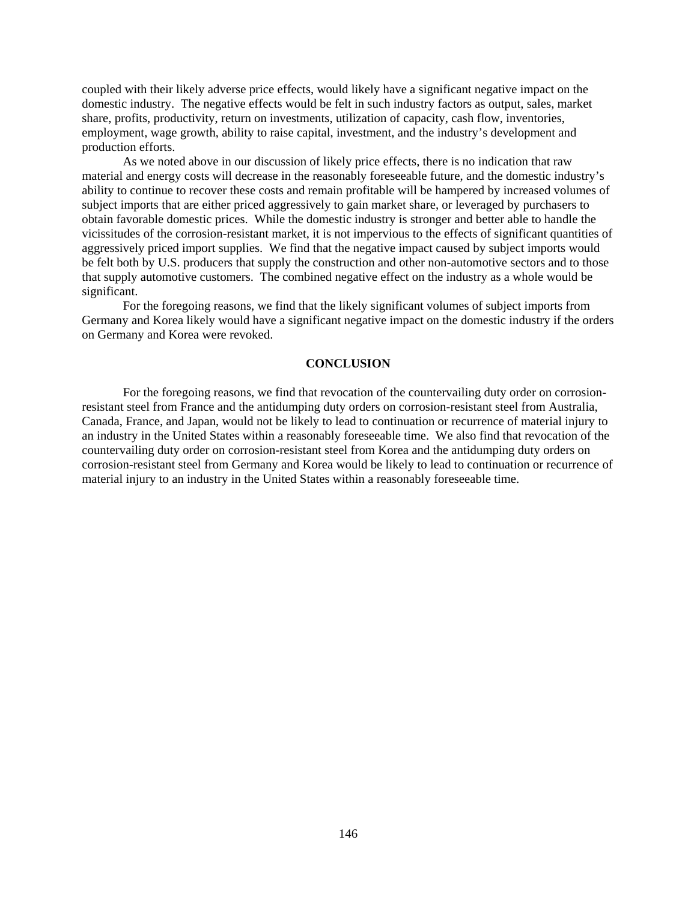coupled with their likely adverse price effects, would likely have a significant negative impact on the domestic industry. The negative effects would be felt in such industry factors as output, sales, market share, profits, productivity, return on investments, utilization of capacity, cash flow, inventories, employment, wage growth, ability to raise capital, investment, and the industry's development and production efforts.

As we noted above in our discussion of likely price effects, there is no indication that raw material and energy costs will decrease in the reasonably foreseeable future, and the domestic industry's ability to continue to recover these costs and remain profitable will be hampered by increased volumes of subject imports that are either priced aggressively to gain market share, or leveraged by purchasers to obtain favorable domestic prices. While the domestic industry is stronger and better able to handle the vicissitudes of the corrosion-resistant market, it is not impervious to the effects of significant quantities of aggressively priced import supplies. We find that the negative impact caused by subject imports would be felt both by U.S. producers that supply the construction and other non-automotive sectors and to those that supply automotive customers. The combined negative effect on the industry as a whole would be significant.

For the foregoing reasons, we find that the likely significant volumes of subject imports from Germany and Korea likely would have a significant negative impact on the domestic industry if the orders on Germany and Korea were revoked.

## CONCLUSION

For the foregoing reasons, we find that revocation of the countervailing duty order on corrosion-resistant steel from France and the antidumping duty orders on corrosion-resistant steel from Australia, Canada, France, and Japan, would not be likely to lead to continuation or recurrence of material injury to an industry in the United States within a reasonably foreseeable time. We also find that revocation of the countervailing duty order on corrosion-resistant steel from Korea and the antidumping duty orders on corrosion-resistant steel from Germany and Korea would be likely to lead to continuation or recurrence of material injury to an industry in the United States within a reasonably foreseeable time.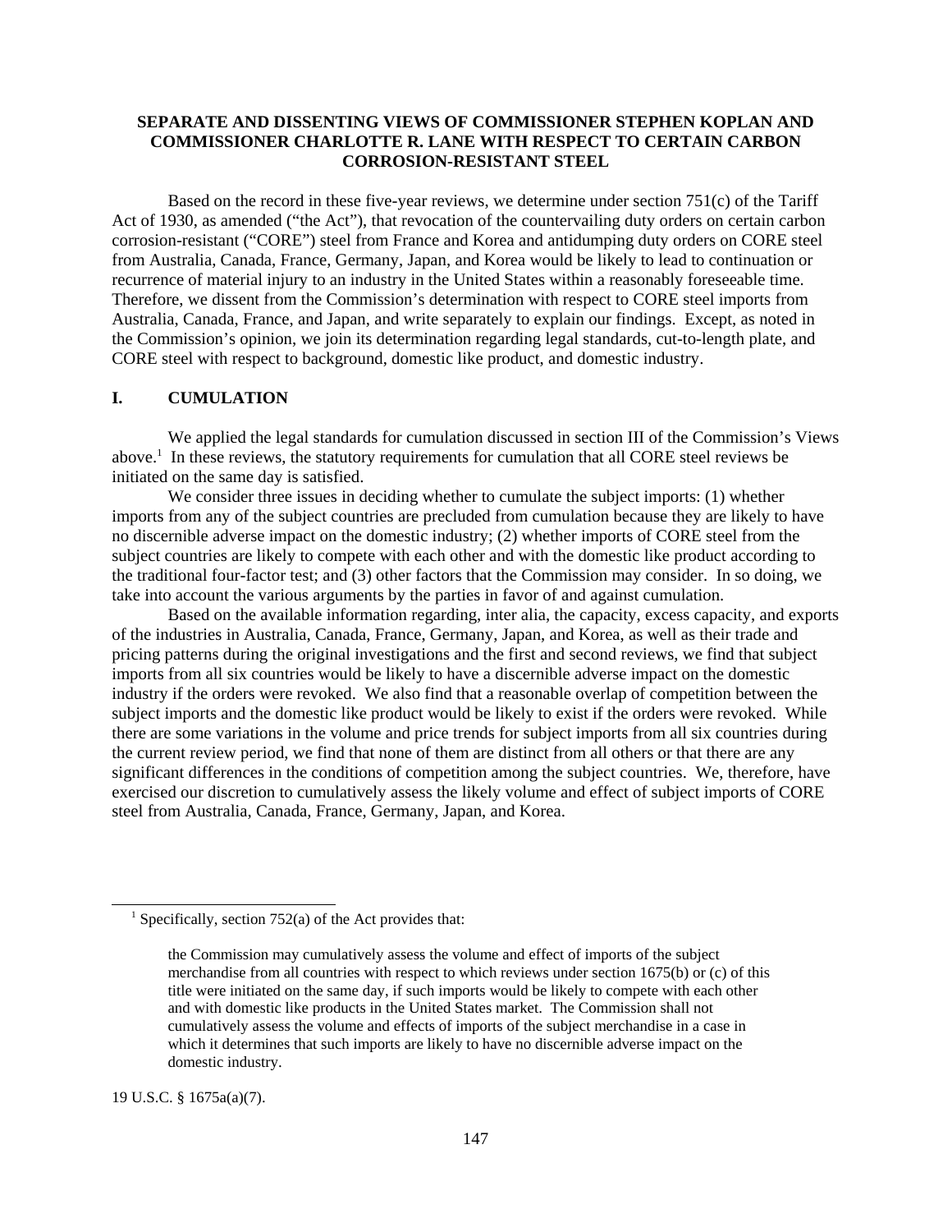**SEPARATE AND DISSENTING VIEWS OF COMMISSIONER STEPHEN KOPLAN AND COMMISSIONER CHARLOTTE R. LANE WITH RESPECT TO CERTAIN CARBON CORROSION-RESISTANT STEEL**

Based on the record in these five-year reviews, we determine under section 751(c) of the Tariff Act of 1930, as amended ("the Act"), that revocation of the countervailing duty orders on certain carbon corrosion-resistant ("CORE") steel from France and Korea and antidumping duty orders on CORE steel from Australia, Canada, France, Germany, Japan, and Korea would be likely to lead to continuation or recurrence of material injury to an industry in the United States within a reasonably foreseeable time. Therefore, we dissent from the Commission's determination with respect to CORE steel imports from Australia, Canada, France, and Japan, and write separately to explain our findings. Except, as noted in the Commission's opinion, we join its determination regarding legal standards, cut-to-length plate, and CORE steel with respect to background, domestic like product, and domestic industry.

## I. CUMULATION

We applied the legal standards for cumulation discussed in section III of the Commission's Views above.[1] In these reviews, the statutory requirements for cumulation that all CORE steel reviews be initiated on the same day is satisfied.

We consider three issues in deciding whether to cumulate the subject imports: (1) whether imports from any of the subject countries are precluded from cumulation because they are likely to have no discernible adverse impact on the domestic industry; (2) whether imports of CORE steel from the subject countries are likely to compete with each other and with the domestic like product according to the traditional four-factor test; and (3) other factors that the Commission may consider. In so doing, we take into account the various arguments by the parties in favor of and against cumulation.

Based on the available information regarding, inter alia, the capacity, excess capacity, and exports of the industries in Australia, Canada, France, Germany, Japan, and Korea, as well as their trade and pricing patterns during the original investigations and the first and second reviews, we find that subject imports from all six countries would be likely to have a discernible adverse impact on the domestic industry if the orders were revoked. We also find that a reasonable overlap of competition between the subject imports and the domestic like product would be likely to exist if the orders were revoked. While there are some variations in the volume and price trends for subject imports from all six countries during the current review period, we find that none of them are distinct from all others or that there are any significant differences in the conditions of competition among the subject countries. We, therefore, have exercised our discretion to cumulatively assess the likely volume and effect of subject imports of CORE steel from Australia, Canada, France, Germany, Japan, and Korea.

---

[1] Specifically, section 752(a) of the Act provides that:

> the Commission may cumulatively assess the volume and effect of imports of the subject merchandise from all countries with respect to which reviews under section 1675(b) or (c) of this title were initiated on the same day, if such imports would be likely to compete with each other and with domestic like products in the United States market. The Commission shall not cumulatively assess the volume and effects of imports of the subject merchandise in a case in which it determines that such imports are likely to have no discernible adverse impact on the domestic industry.

19 U.S.C. § 1675a(a)(7).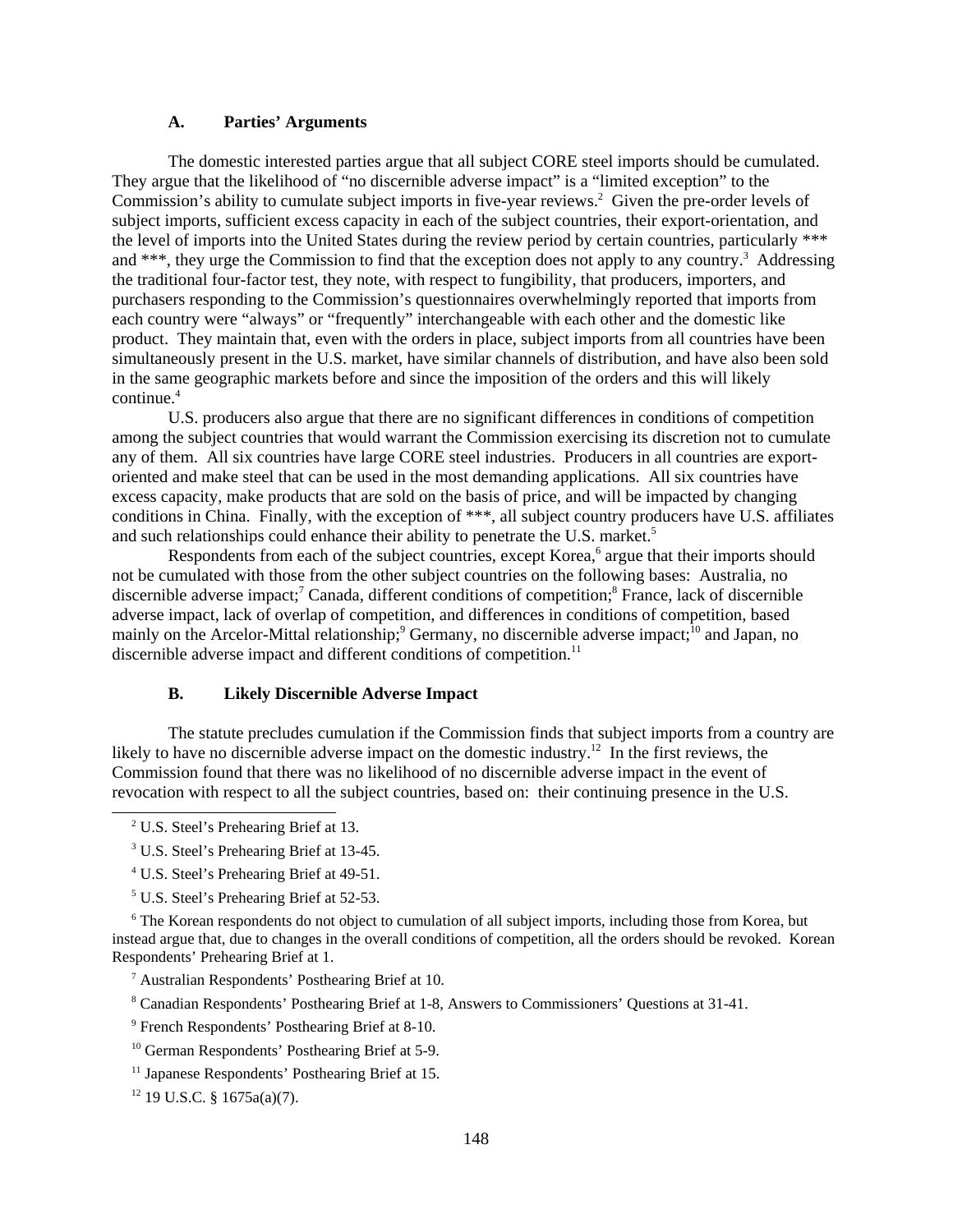### A. Parties' Arguments

The domestic interested parties argue that all subject CORE steel imports should be cumulated. They argue that the likelihood of "no discernible adverse impact" is a "limited exception" to the Commission's ability to cumulate subject imports in five-year reviews.[2] Given the pre-order levels of subject imports, sufficient excess capacity in each of the subject countries, their export-orientation, and the level of imports into the United States during the review period by certain countries, particularly *** and ***, they urge the Commission to find that the exception does not apply to any country.[3] Addressing the traditional four-factor test, they note, with respect to fungibility, that producers, importers, and purchasers responding to the Commission's questionnaires overwhelmingly reported that imports from each country were "always" or "frequently" interchangeable with each other and the domestic like product. They maintain that, even with the orders in place, subject imports from all countries have been simultaneously present in the U.S. market, have similar channels of distribution, and have also been sold in the same geographic markets before and since the imposition of the orders and this will likely continue.[4]

U.S. producers also argue that there are no significant differences in conditions of competition among the subject countries that would warrant the Commission exercising its discretion not to cumulate any of them. All six countries have large CORE steel industries. Producers in all countries are export-oriented and make steel that can be used in the most demanding applications. All six countries have excess capacity, make products that are sold on the basis of price, and will be impacted by changing conditions in China. Finally, with the exception of ***, all subject country producers have U.S. affiliates and such relationships could enhance their ability to penetrate the U.S. market.[5]

Respondents from each of the subject countries, except Korea,[6] argue that their imports should not be cumulated with those from the other subject countries on the following bases: Australia, no discernible adverse impact;[7] Canada, different conditions of competition;[8] France, lack of discernible adverse impact, lack of overlap of competition, and differences in conditions of competition, based mainly on the Arcelor-Mittal relationship;[9] Germany, no discernible adverse impact;[10] and Japan, no discernible adverse impact and different conditions of competition.[11]

### B. Likely Discernible Adverse Impact

The statute precludes cumulation if the Commission finds that subject imports from a country are likely to have no discernible adverse impact on the domestic industry.[12] In the first reviews, the Commission found that there was no likelihood of no discernible adverse impact in the event of revocation with respect to all the subject countries, based on: their continuing presence in the U.S.

---

[2] U.S. Steel's Prehearing Brief at 13.

[3] U.S. Steel's Prehearing Brief at 13-45.

[4] U.S. Steel's Prehearing Brief at 49-51.

[5] U.S. Steel's Prehearing Brief at 52-53.

[6] The Korean respondents do not object to cumulation of all subject imports, including those from Korea, but instead argue that, due to changes in the overall conditions of competition, all the orders should be revoked. Korean Respondents' Prehearing Brief at 1.

[7] Australian Respondents' Posthearing Brief at 10.

[8] Canadian Respondents' Posthearing Brief at 1-8, Answers to Commissioners' Questions at 31-41.

[9] French Respondents' Posthearing Brief at 8-10.

[10] German Respondents' Posthearing Brief at 5-9.

[11] Japanese Respondents' Posthearing Brief at 15.

[12] 19 U.S.C. § 1675a(a)(7).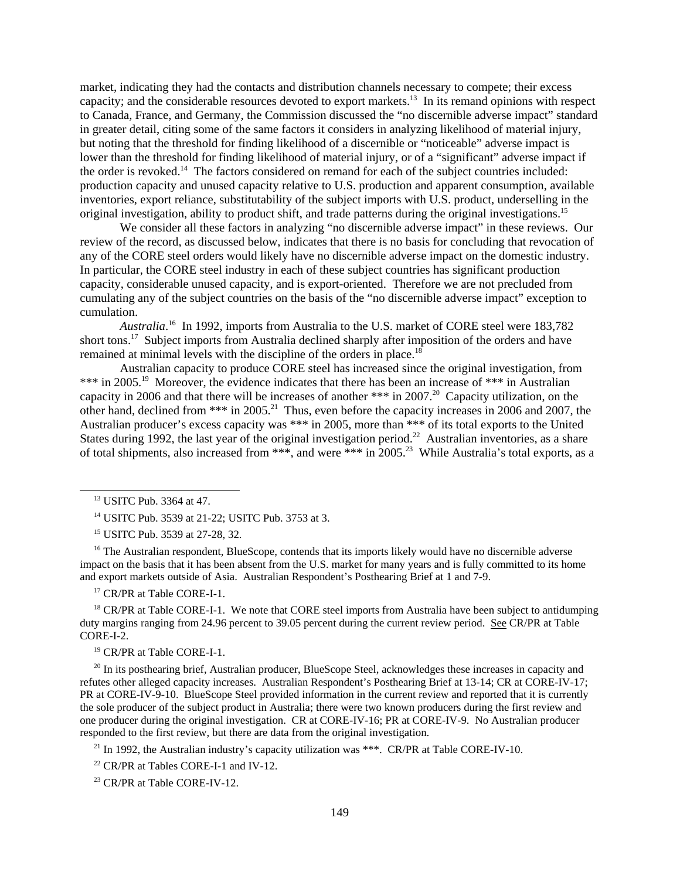market, indicating they had the contacts and distribution channels necessary to compete; their excess capacity; and the considerable resources devoted to export markets.[13] In its remand opinions with respect to Canada, France, and Germany, the Commission discussed the "no discernible adverse impact" standard in greater detail, citing some of the same factors it considers in analyzing likelihood of material injury, but noting that the threshold for finding likelihood of a discernible or "noticeable" adverse impact is lower than the threshold for finding likelihood of material injury, or of a "significant" adverse impact if the order is revoked.[14] The factors considered on remand for each of the subject countries included: production capacity and unused capacity relative to U.S. production and apparent consumption, available inventories, export reliance, substitutability of the subject imports with U.S. product, underselling in the original investigation, ability to product shift, and trade patterns during the original investigations.[15]

We consider all these factors in analyzing "no discernible adverse impact" in these reviews. Our review of the record, as discussed below, indicates that there is no basis for concluding that revocation of any of the CORE steel orders would likely have no discernible adverse impact on the domestic industry. In particular, the CORE steel industry in each of these subject countries has significant production capacity, considerable unused capacity, and is export-oriented. Therefore we are not precluded from cumulating any of the subject countries on the basis of the "no discernible adverse impact" exception to cumulation.

*Australia*.[16] In 1992, imports from Australia to the U.S. market of CORE steel were 183,782 short tons.[17] Subject imports from Australia declined sharply after imposition of the orders and have remained at minimal levels with the discipline of the orders in place.[18]

Australian capacity to produce CORE steel has increased since the original investigation, from *** in 2005.[19] Moreover, the evidence indicates that there has been an increase of *** in Australian capacity in 2006 and that there will be increases of another *** in 2007.[20] Capacity utilization, on the other hand, declined from *** in 2005.[21] Thus, even before the capacity increases in 2006 and 2007, the Australian producer's excess capacity was *** in 2005, more than *** of its total exports to the United States during 1992, the last year of the original investigation period.[22] Australian inventories, as a share of total shipments, also increased from ***, and were *** in 2005.[23] While Australia's total exports, as a

[13] USITC Pub. 3364 at 47.

[14] USITC Pub. 3539 at 21-22; USITC Pub. 3753 at 3.

[15] USITC Pub. 3539 at 27-28, 32.

[16] The Australian respondent, BlueScope, contends that its imports likely would have no discernible adverse impact on the basis that it has been absent from the U.S. market for many years and is fully committed to its home and export markets outside of Asia. Australian Respondent's Posthearing Brief at 1 and 7-9.

[17] CR/PR at Table CORE-I-1.

[18] CR/PR at Table CORE-I-1. We note that CORE steel imports from Australia have been subject to antidumping duty margins ranging from 24.96 percent to 39.05 percent during the current review period. See CR/PR at Table CORE-I-2.

[19] CR/PR at Table CORE-I-1.

[20] In its posthearing brief, Australian producer, BlueScope Steel, acknowledges these increases in capacity and refutes other alleged capacity increases. Australian Respondent's Posthearing Brief at 13-14; CR at CORE-IV-17; PR at CORE-IV-9-10. BlueScope Steel provided information in the current review and reported that it is currently the sole producer of the subject product in Australia; there were two known producers during the first review and one producer during the original investigation. CR at CORE-IV-16; PR at CORE-IV-9. No Australian producer responded to the first review, but there are data from the original investigation.

[21] In 1992, the Australian industry's capacity utilization was ***. CR/PR at Table CORE-IV-10.

[22] CR/PR at Tables CORE-I-1 and IV-12.

[23] CR/PR at Table CORE-IV-12.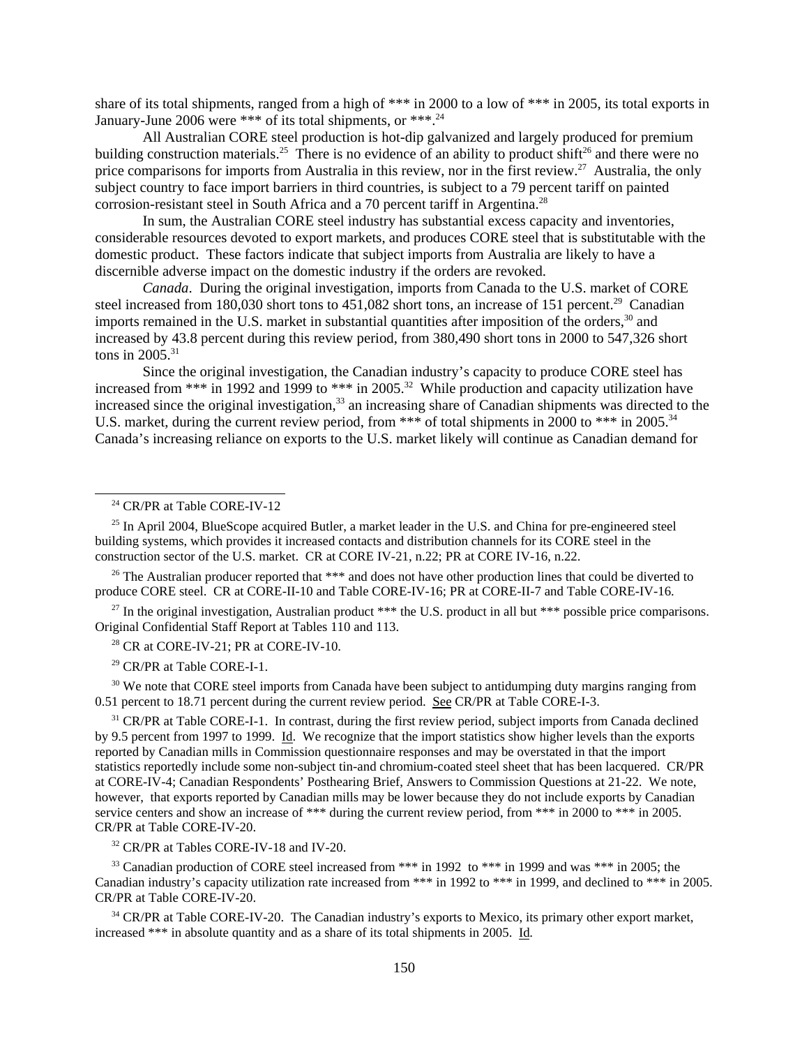share of its total shipments, ranged from a high of *** in 2000 to a low of *** in 2005, its total exports in January-June 2006 were *** of its total shipments, or ***.[24]

All Australian CORE steel production is hot-dip galvanized and largely produced for premium building construction materials.[25] There is no evidence of an ability to product shift[26] and there were no price comparisons for imports from Australia in this review, nor in the first review.[27] Australia, the only subject country to face import barriers in third countries, is subject to a 79 percent tariff on painted corrosion-resistant steel in South Africa and a 70 percent tariff in Argentina.[28]

In sum, the Australian CORE steel industry has substantial excess capacity and inventories, considerable resources devoted to export markets, and produces CORE steel that is substitutable with the domestic product. These factors indicate that subject imports from Australia are likely to have a discernible adverse impact on the domestic industry if the orders are revoked.

*Canada*. During the original investigation, imports from Canada to the U.S. market of CORE steel increased from 180,030 short tons to 451,082 short tons, an increase of 151 percent.[29] Canadian imports remained in the U.S. market in substantial quantities after imposition of the orders,[30] and increased by 43.8 percent during this review period, from 380,490 short tons in 2000 to 547,326 short tons in 2005.[31]

Since the original investigation, the Canadian industry's capacity to produce CORE steel has increased from *** in 1992 and 1999 to *** in 2005.[32] While production and capacity utilization have increased since the original investigation,[33] an increasing share of Canadian shipments was directed to the U.S. market, during the current review period, from *** of total shipments in 2000 to *** in 2005.[34] Canada's increasing reliance on exports to the U.S. market likely will continue as Canadian demand for

---

[24] CR/PR at Table CORE-IV-12

[25] In April 2004, BlueScope acquired Butler, a market leader in the U.S. and China for pre-engineered steel building systems, which provides it increased contacts and distribution channels for its CORE steel in the construction sector of the U.S. market. CR at CORE IV-21, n.22; PR at CORE IV-16, n.22.

[26] The Australian producer reported that *** and does not have other production lines that could be diverted to produce CORE steel. CR at CORE-II-10 and Table CORE-IV-16; PR at CORE-II-7 and Table CORE-IV-16.

[27] In the original investigation, Australian product *** the U.S. product in all but *** possible price comparisons. Original Confidential Staff Report at Tables 110 and 113.

[28] CR at CORE-IV-21; PR at CORE-IV-10.

[29] CR/PR at Table CORE-I-1.

[30] We note that CORE steel imports from Canada have been subject to antidumping duty margins ranging from 0.51 percent to 18.71 percent during the current review period. See CR/PR at Table CORE-I-3.

[31] CR/PR at Table CORE-I-1. In contrast, during the first review period, subject imports from Canada declined by 9.5 percent from 1997 to 1999. Id. We recognize that the import statistics show higher levels than the exports reported by Canadian mills in Commission questionnaire responses and may be overstated in that the import statistics reportedly include some non-subject tin-and chromium-coated steel sheet that has been lacquered. CR/PR at CORE-IV-4; Canadian Respondents' Posthearing Brief, Answers to Commission Questions at 21-22. We note, however, that exports reported by Canadian mills may be lower because they do not include exports by Canadian service centers and show an increase of *** during the current review period, from *** in 2000 to *** in 2005. CR/PR at Table CORE-IV-20.

[32] CR/PR at Tables CORE-IV-18 and IV-20.

[33] Canadian production of CORE steel increased from *** in 1992 to *** in 1999 and was *** in 2005; the Canadian industry's capacity utilization rate increased from *** in 1992 to *** in 1999, and declined to *** in 2005. CR/PR at Table CORE-IV-20.

[34] CR/PR at Table CORE-IV-20. The Canadian industry's exports to Mexico, its primary other export market, increased *** in absolute quantity and as a share of its total shipments in 2005. Id.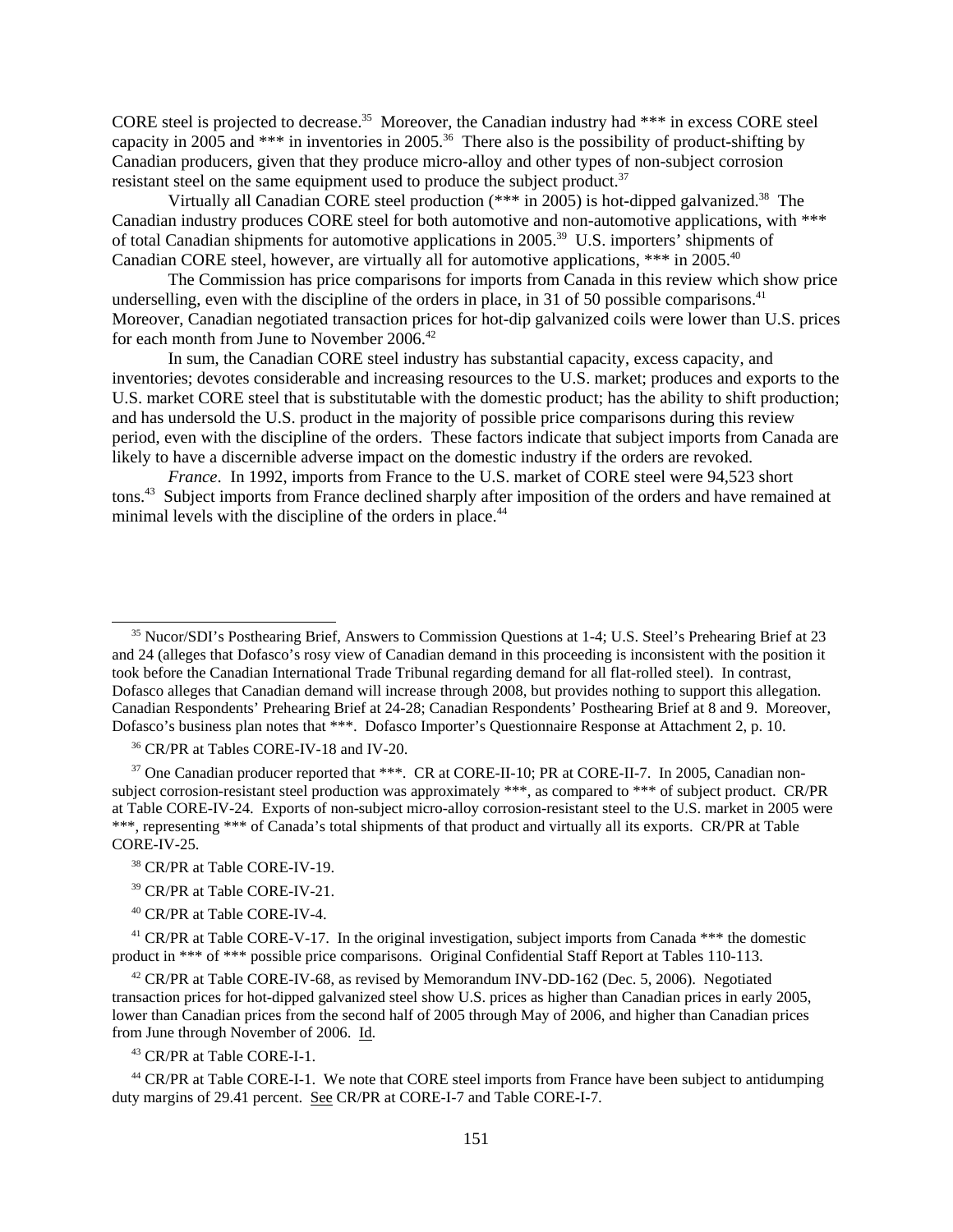CORE steel is projected to decrease.[35] Moreover, the Canadian industry had *** in excess CORE steel capacity in 2005 and *** in inventories in 2005.[36] There also is the possibility of product-shifting by Canadian producers, given that they produce micro-alloy and other types of non-subject corrosion resistant steel on the same equipment used to produce the subject product.[37]

Virtually all Canadian CORE steel production (*** in 2005) is hot-dipped galvanized.[38] The Canadian industry produces CORE steel for both automotive and non-automotive applications, with *** of total Canadian shipments for automotive applications in 2005.[39] U.S. importers' shipments of Canadian CORE steel, however, are virtually all for automotive applications, *** in 2005.[40]

The Commission has price comparisons for imports from Canada in this review which show price underselling, even with the discipline of the orders in place, in 31 of 50 possible comparisons.[41] Moreover, Canadian negotiated transaction prices for hot-dip galvanized coils were lower than U.S. prices for each month from June to November 2006.[42]

In sum, the Canadian CORE steel industry has substantial capacity, excess capacity, and inventories; devotes considerable and increasing resources to the U.S. market; produces and exports to the U.S. market CORE steel that is substitutable with the domestic product; has the ability to shift production; and has undersold the U.S. product in the majority of possible price comparisons during this review period, even with the discipline of the orders. These factors indicate that subject imports from Canada are likely to have a discernible adverse impact on the domestic industry if the orders are revoked.

*France*. In 1992, imports from France to the U.S. market of CORE steel were 94,523 short tons.[43] Subject imports from France declined sharply after imposition of the orders and have remained at minimal levels with the discipline of the orders in place.[44]

---

[35] Nucor/SDI's Posthearing Brief, Answers to Commission Questions at 1-4; U.S. Steel's Prehearing Brief at 23 and 24 (alleges that Dofasco's rosy view of Canadian demand in this proceeding is inconsistent with the position it took before the Canadian International Trade Tribunal regarding demand for all flat-rolled steel). In contrast, Dofasco alleges that Canadian demand will increase through 2008, but provides nothing to support this allegation. Canadian Respondents' Prehearing Brief at 24-28; Canadian Respondents' Posthearing Brief at 8 and 9. Moreover, Dofasco's business plan notes that ***. Dofasco Importer's Questionnaire Response at Attachment 2, p. 10.

[36] CR/PR at Tables CORE-IV-18 and IV-20.

[37] One Canadian producer reported that ***. CR at CORE-II-10; PR at CORE-II-7. In 2005, Canadian non-subject corrosion-resistant steel production was approximately ***, as compared to *** of subject product. CR/PR at Table CORE-IV-24. Exports of non-subject micro-alloy corrosion-resistant steel to the U.S. market in 2005 were ***, representing *** of Canada's total shipments of that product and virtually all its exports. CR/PR at Table CORE-IV-25.

[38] CR/PR at Table CORE-IV-19.

[39] CR/PR at Table CORE-IV-21.

[40] CR/PR at Table CORE-IV-4.

[41] CR/PR at Table CORE-V-17. In the original investigation, subject imports from Canada *** the domestic product in *** of *** possible price comparisons. Original Confidential Staff Report at Tables 110-113.

[42] CR/PR at Table CORE-IV-68, as revised by Memorandum INV-DD-162 (Dec. 5, 2006). Negotiated transaction prices for hot-dipped galvanized steel show U.S. prices as higher than Canadian prices in early 2005, lower than Canadian prices from the second half of 2005 through May of 2006, and higher than Canadian prices from June through November of 2006. Id.

[43] CR/PR at Table CORE-I-1.

[44] CR/PR at Table CORE-I-1. We note that CORE steel imports from France have been subject to antidumping duty margins of 29.41 percent. See CR/PR at CORE-I-7 and Table CORE-I-7.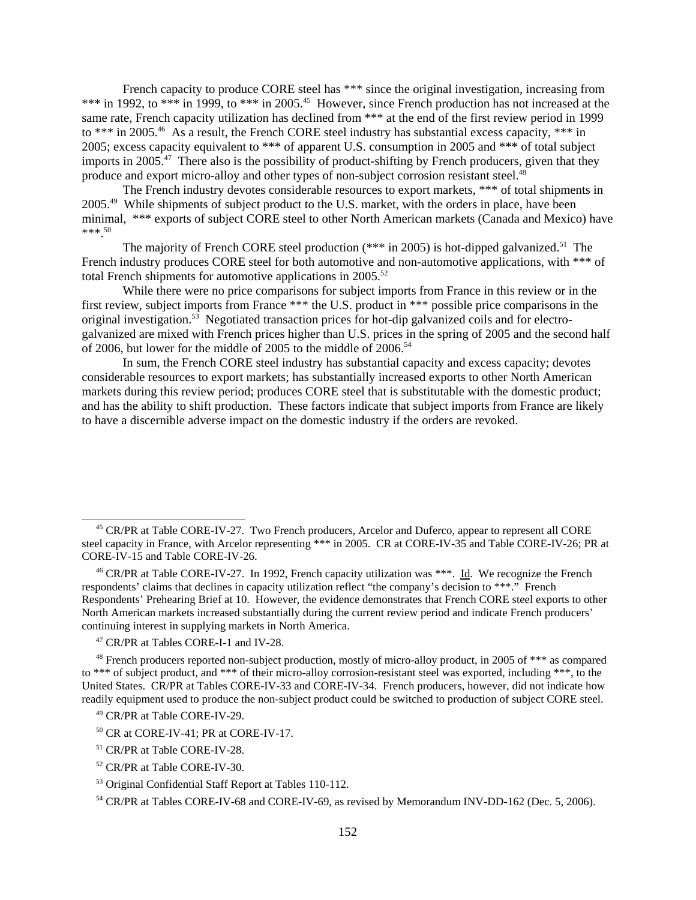French capacity to produce CORE steel has *** since the original investigation, increasing from *** in 1992, to *** in 1999, to *** in 2005.[45] However, since French production has not increased at the same rate, French capacity utilization has declined from *** at the end of the first review period in 1999 to *** in 2005.[46] As a result, the French CORE steel industry has substantial excess capacity, *** in 2005; excess capacity equivalent to *** of apparent U.S. consumption in 2005 and *** of total subject imports in 2005.[47] There also is the possibility of product-shifting by French producers, given that they produce and export micro-alloy and other types of non-subject corrosion resistant steel.[48]

The French industry devotes considerable resources to export markets, *** of total shipments in 2005.[49] While shipments of subject product to the U.S. market, with the orders in place, have been minimal, *** exports of subject CORE steel to other North American markets (Canada and Mexico) have ***.[50]

The majority of French CORE steel production (*** in 2005) is hot-dipped galvanized.[51] The French industry produces CORE steel for both automotive and non-automotive applications, with *** of total French shipments for automotive applications in 2005.[52]

While there were no price comparisons for subject imports from France in this review or in the first review, subject imports from France *** the U.S. product in *** possible price comparisons in the original investigation.[53] Negotiated transaction prices for hot-dip galvanized coils and for electro-galvanized are mixed with French prices higher than U.S. prices in the spring of 2005 and the second half of 2006, but lower for the middle of 2005 to the middle of 2006.[54]

In sum, the French CORE steel industry has substantial capacity and excess capacity; devotes considerable resources to export markets; has substantially increased exports to other North American markets during this review period; produces CORE steel that is substitutable with the domestic product; and has the ability to shift production. These factors indicate that subject imports from France are likely to have a discernible adverse impact on the domestic industry if the orders are revoked.

---

[45] CR/PR at Table CORE-IV-27. Two French producers, Arcelor and Duferco, appear to represent all CORE steel capacity in France, with Arcelor representing *** in 2005. CR at CORE-IV-35 and Table CORE-IV-26; PR at CORE-IV-15 and Table CORE-IV-26.

[46] CR/PR at Table CORE-IV-27. In 1992, French capacity utilization was ***. Id. We recognize the French respondents' claims that declines in capacity utilization reflect "the company's decision to ***." French Respondents' Prehearing Brief at 10. However, the evidence demonstrates that French CORE steel exports to other North American markets increased substantially during the current review period and indicate French producers' continuing interest in supplying markets in North America.

[47] CR/PR at Tables CORE-I-1 and IV-28.

[48] French producers reported non-subject production, mostly of micro-alloy product, in 2005 of *** as compared to *** of subject product, and *** of their micro-alloy corrosion-resistant steel was exported, including ***, to the United States. CR/PR at Tables CORE-IV-33 and CORE-IV-34. French producers, however, did not indicate how readily equipment used to produce the non-subject product could be switched to production of subject CORE steel.

[49] CR/PR at Table CORE-IV-29.

[50] CR at CORE-IV-41; PR at CORE-IV-17.

[51] CR/PR at Table CORE-IV-28.

[52] CR/PR at Table CORE-IV-30.

[53] Original Confidential Staff Report at Tables 110-112.

[54] CR/PR at Tables CORE-IV-68 and CORE-IV-69, as revised by Memorandum INV-DD-162 (Dec. 5, 2006).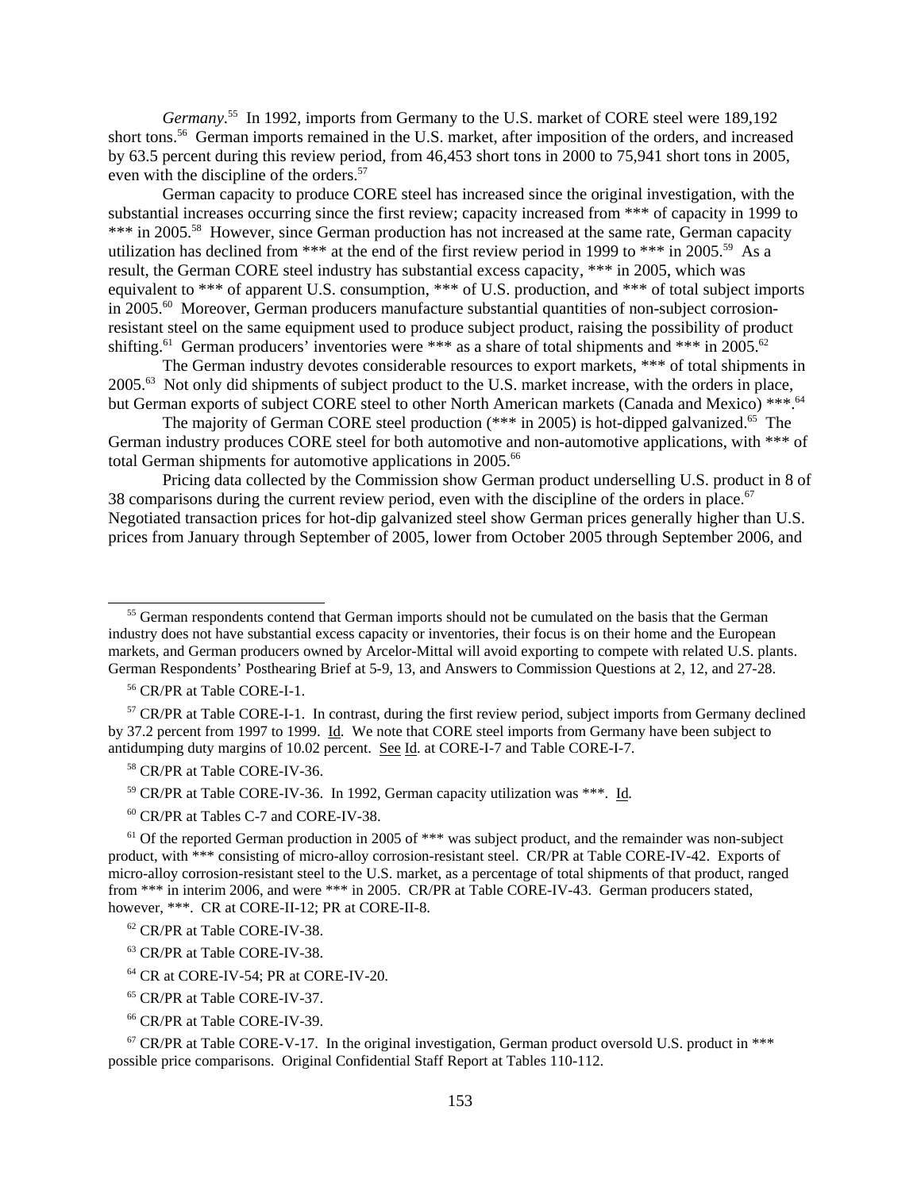*Germany*.[55] In 1992, imports from Germany to the U.S. market of CORE steel were 189,192 short tons.[56] German imports remained in the U.S. market, after imposition of the orders, and increased by 63.5 percent during this review period, from 46,453 short tons in 2000 to 75,941 short tons in 2005, even with the discipline of the orders.[57]

German capacity to produce CORE steel has increased since the original investigation, with the substantial increases occurring since the first review; capacity increased from *** of capacity in 1999 to *** in 2005.[58] However, since German production has not increased at the same rate, German capacity utilization has declined from *** at the end of the first review period in 1999 to *** in 2005.[59] As a result, the German CORE steel industry has substantial excess capacity, *** in 2005, which was equivalent to *** of apparent U.S. consumption, *** of U.S. production, and *** of total subject imports in 2005.[60] Moreover, German producers manufacture substantial quantities of non-subject corrosion-resistant steel on the same equipment used to produce subject product, raising the possibility of product shifting.[61] German producers' inventories were *** as a share of total shipments and *** in 2005.[62]

The German industry devotes considerable resources to export markets, *** of total shipments in 2005.[63] Not only did shipments of subject product to the U.S. market increase, with the orders in place, but German exports of subject CORE steel to other North American markets (Canada and Mexico) ***.[64]

The majority of German CORE steel production (*** in 2005) is hot-dipped galvanized.[65] The German industry produces CORE steel for both automotive and non-automotive applications, with *** of total German shipments for automotive applications in 2005.[66]

Pricing data collected by the Commission show German product underselling U.S. product in 8 of 38 comparisons during the current review period, even with the discipline of the orders in place.[67] Negotiated transaction prices for hot-dip galvanized steel show German prices generally higher than U.S. prices from January through September of 2005, lower from October 2005 through September 2006, and

---

[55] German respondents contend that German imports should not be cumulated on the basis that the German industry does not have substantial excess capacity or inventories, their focus is on their home and the European markets, and German producers owned by Arcelor-Mittal will avoid exporting to compete with related U.S. plants. German Respondents' Posthearing Brief at 5-9, 13, and Answers to Commission Questions at 2, 12, and 27-28.

[56] CR/PR at Table CORE-I-1.

[57] CR/PR at Table CORE-I-1. In contrast, during the first review period, subject imports from Germany declined by 37.2 percent from 1997 to 1999. Id. We note that CORE steel imports from Germany have been subject to antidumping duty margins of 10.02 percent. See Id. at CORE-I-7 and Table CORE-I-7.

[58] CR/PR at Table CORE-IV-36.

[59] CR/PR at Table CORE-IV-36. In 1992, German capacity utilization was ***. Id.

[60] CR/PR at Tables C-7 and CORE-IV-38.

[61] Of the reported German production in 2005 of *** was subject product, and the remainder was non-subject product, with *** consisting of micro-alloy corrosion-resistant steel. CR/PR at Table CORE-IV-42. Exports of micro-alloy corrosion-resistant steel to the U.S. market, as a percentage of total shipments of that product, ranged from *** in interim 2006, and were *** in 2005. CR/PR at Table CORE-IV-43. German producers stated, however, ***. CR at CORE-II-12; PR at CORE-II-8.

[62] CR/PR at Table CORE-IV-38.

[63] CR/PR at Table CORE-IV-38.

[64] CR at CORE-IV-54; PR at CORE-IV-20.

[65] CR/PR at Table CORE-IV-37.

[66] CR/PR at Table CORE-IV-39.

[67] CR/PR at Table CORE-V-17. In the original investigation, German product oversold U.S. product in *** possible price comparisons. Original Confidential Staff Report at Tables 110-112.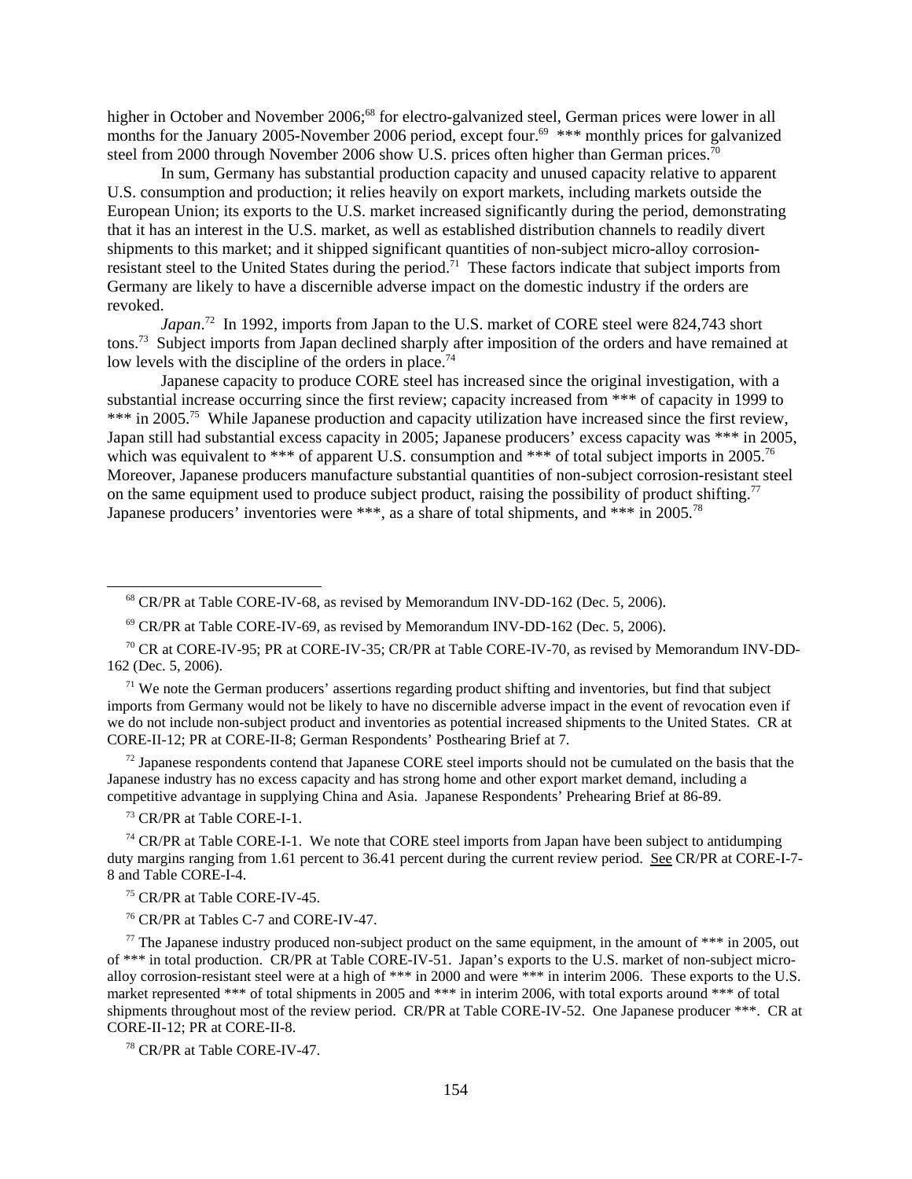higher in October and November 2006;[68] for electro-galvanized steel, German prices were lower in all months for the January 2005-November 2006 period, except four.[69] *** monthly prices for galvanized steel from 2000 through November 2006 show U.S. prices often higher than German prices.[70]

In sum, Germany has substantial production capacity and unused capacity relative to apparent U.S. consumption and production; it relies heavily on export markets, including markets outside the European Union; its exports to the U.S. market increased significantly during the period, demonstrating that it has an interest in the U.S. market, as well as established distribution channels to readily divert shipments to this market; and it shipped significant quantities of non-subject micro-alloy corrosion-resistant steel to the United States during the period.[71] These factors indicate that subject imports from Germany are likely to have a discernible adverse impact on the domestic industry if the orders are revoked.

*Japan*.[72] In 1992, imports from Japan to the U.S. market of CORE steel were 824,743 short tons.[73] Subject imports from Japan declined sharply after imposition of the orders and have remained at low levels with the discipline of the orders in place.[74]

Japanese capacity to produce CORE steel has increased since the original investigation, with a substantial increase occurring since the first review; capacity increased from *** of capacity in 1999 to *** in 2005.[75] While Japanese production and capacity utilization have increased since the first review, Japan still had substantial excess capacity in 2005; Japanese producers' excess capacity was *** in 2005, which was equivalent to *** of apparent U.S. consumption and *** of total subject imports in 2005.[76] Moreover, Japanese producers manufacture substantial quantities of non-subject corrosion-resistant steel on the same equipment used to produce subject product, raising the possibility of product shifting.[77] Japanese producers' inventories were ***, as a share of total shipments, and *** in 2005.[78]

---

[68] CR/PR at Table CORE-IV-68, as revised by Memorandum INV-DD-162 (Dec. 5, 2006).

[69] CR/PR at Table CORE-IV-69, as revised by Memorandum INV-DD-162 (Dec. 5, 2006).

[70] CR at CORE-IV-95; PR at CORE-IV-35; CR/PR at Table CORE-IV-70, as revised by Memorandum INV-DD-162 (Dec. 5, 2006).

[71] We note the German producers' assertions regarding product shifting and inventories, but find that subject imports from Germany would not be likely to have no discernible adverse impact in the event of revocation even if we do not include non-subject product and inventories as potential increased shipments to the United States. CR at CORE-II-12; PR at CORE-II-8; German Respondents' Posthearing Brief at 7.

[72] Japanese respondents contend that Japanese CORE steel imports should not be cumulated on the basis that the Japanese industry has no excess capacity and has strong home and other export market demand, including a competitive advantage in supplying China and Asia. Japanese Respondents' Prehearing Brief at 86-89.

[73] CR/PR at Table CORE-I-1.

[74] CR/PR at Table CORE-I-1. We note that CORE steel imports from Japan have been subject to antidumping duty margins ranging from 1.61 percent to 36.41 percent during the current review period. See CR/PR at CORE-I-7-8 and Table CORE-I-4.

[75] CR/PR at Table CORE-IV-45.

[76] CR/PR at Tables C-7 and CORE-IV-47.

[77] The Japanese industry produced non-subject product on the same equipment, in the amount of *** in 2005, out of *** in total production. CR/PR at Table CORE-IV-51. Japan's exports to the U.S. market of non-subject micro-alloy corrosion-resistant steel were at a high of *** in 2000 and were *** in interim 2006. These exports to the U.S. market represented *** of total shipments in 2005 and *** in interim 2006, with total exports around *** of total shipments throughout most of the review period. CR/PR at Table CORE-IV-52. One Japanese producer ***. CR at CORE-II-12; PR at CORE-II-8.

[78] CR/PR at Table CORE-IV-47.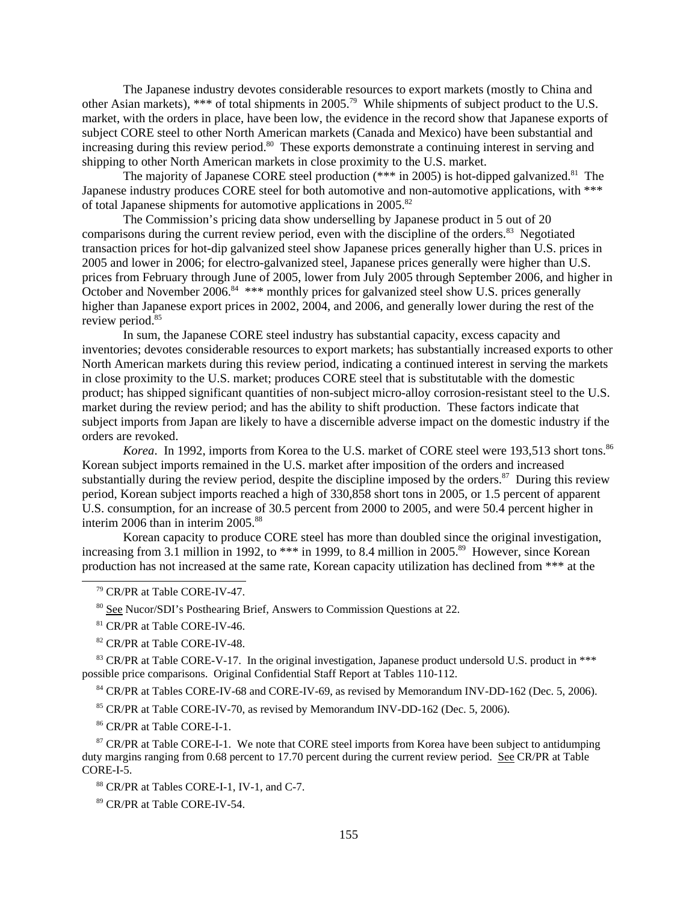The Japanese industry devotes considerable resources to export markets (mostly to China and other Asian markets), *** of total shipments in 2005.[79] While shipments of subject product to the U.S. market, with the orders in place, have been low, the evidence in the record show that Japanese exports of subject CORE steel to other North American markets (Canada and Mexico) have been substantial and increasing during this review period.[80] These exports demonstrate a continuing interest in serving and shipping to other North American markets in close proximity to the U.S. market.

The majority of Japanese CORE steel production (*** in 2005) is hot-dipped galvanized.[81] The Japanese industry produces CORE steel for both automotive and non-automotive applications, with *** of total Japanese shipments for automotive applications in 2005.[82]

The Commission's pricing data show underselling by Japanese product in 5 out of 20 comparisons during the current review period, even with the discipline of the orders.[83] Negotiated transaction prices for hot-dip galvanized steel show Japanese prices generally higher than U.S. prices in 2005 and lower in 2006; for electro-galvanized steel, Japanese prices generally were higher than U.S. prices from February through June of 2005, lower from July 2005 through September 2006, and higher in October and November 2006.[84] *** monthly prices for galvanized steel show U.S. prices generally higher than Japanese export prices in 2002, 2004, and 2006, and generally lower during the rest of the review period.[85]

In sum, the Japanese CORE steel industry has substantial capacity, excess capacity and inventories; devotes considerable resources to export markets; has substantially increased exports to other North American markets during this review period, indicating a continued interest in serving the markets in close proximity to the U.S. market; produces CORE steel that is substitutable with the domestic product; has shipped significant quantities of non-subject micro-alloy corrosion-resistant steel to the U.S. market during the review period; and has the ability to shift production. These factors indicate that subject imports from Japan are likely to have a discernible adverse impact on the domestic industry if the orders are revoked.

*Korea*. In 1992, imports from Korea to the U.S. market of CORE steel were 193,513 short tons.[86] Korean subject imports remained in the U.S. market after imposition of the orders and increased substantially during the review period, despite the discipline imposed by the orders.[87] During this review period, Korean subject imports reached a high of 330,858 short tons in 2005, or 1.5 percent of apparent U.S. consumption, for an increase of 30.5 percent from 2000 to 2005, and were 50.4 percent higher in interim 2006 than in interim 2005.[88]

Korean capacity to produce CORE steel has more than doubled since the original investigation, increasing from 3.1 million in 1992, to *** in 1999, to 8.4 million in 2005.[89] However, since Korean production has not increased at the same rate, Korean capacity utilization has declined from *** at the

---

[79] CR/PR at Table CORE-IV-47.

[80] See Nucor/SDI's Posthearing Brief, Answers to Commission Questions at 22.

[81] CR/PR at Table CORE-IV-46.

[82] CR/PR at Table CORE-IV-48.

[83] CR/PR at Table CORE-V-17. In the original investigation, Japanese product undersold U.S. product in *** possible price comparisons. Original Confidential Staff Report at Tables 110-112.

[84] CR/PR at Tables CORE-IV-68 and CORE-IV-69, as revised by Memorandum INV-DD-162 (Dec. 5, 2006).

[85] CR/PR at Table CORE-IV-70, as revised by Memorandum INV-DD-162 (Dec. 5, 2006).

[86] CR/PR at Table CORE-I-1.

[87] CR/PR at Table CORE-I-1. We note that CORE steel imports from Korea have been subject to antidumping duty margins ranging from 0.68 percent to 17.70 percent during the current review period. See CR/PR at Table CORE-I-5.

[88] CR/PR at Tables CORE-I-1, IV-1, and C-7.

[89] CR/PR at Table CORE-IV-54.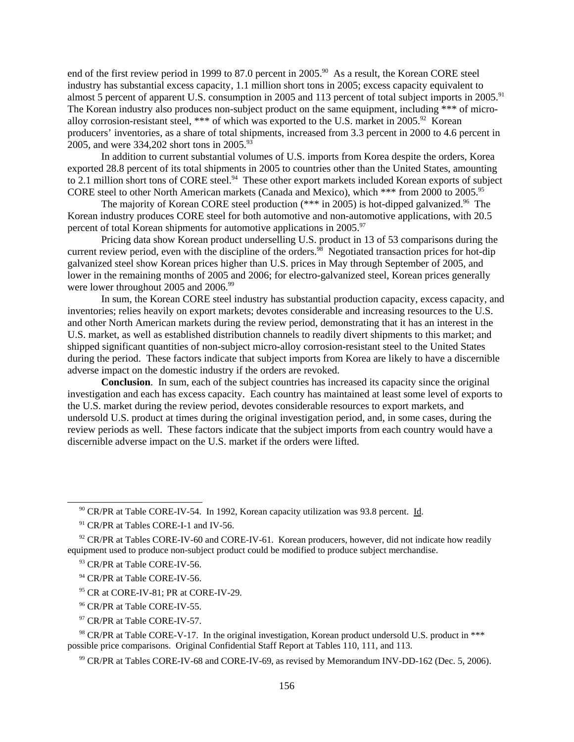end of the first review period in 1999 to 87.0 percent in 2005.[90] As a result, the Korean CORE steel industry has substantial excess capacity, 1.1 million short tons in 2005; excess capacity equivalent to almost 5 percent of apparent U.S. consumption in 2005 and 113 percent of total subject imports in 2005.[91] The Korean industry also produces non-subject product on the same equipment, including *** of micro-alloy corrosion-resistant steel, *** of which was exported to the U.S. market in 2005.[92] Korean producers' inventories, as a share of total shipments, increased from 3.3 percent in 2000 to 4.6 percent in 2005, and were 334,202 short tons in 2005.[93]

In addition to current substantial volumes of U.S. imports from Korea despite the orders, Korea exported 28.8 percent of its total shipments in 2005 to countries other than the United States, amounting to 2.1 million short tons of CORE steel.[94] These other export markets included Korean exports of subject CORE steel to other North American markets (Canada and Mexico), which *** from 2000 to 2005.[95]

The majority of Korean CORE steel production (*** in 2005) is hot-dipped galvanized.[96] The Korean industry produces CORE steel for both automotive and non-automotive applications, with 20.5 percent of total Korean shipments for automotive applications in 2005.[97]

Pricing data show Korean product underselling U.S. product in 13 of 53 comparisons during the current review period, even with the discipline of the orders.[98] Negotiated transaction prices for hot-dip galvanized steel show Korean prices higher than U.S. prices in May through September of 2005, and lower in the remaining months of 2005 and 2006; for electro-galvanized steel, Korean prices generally were lower throughout 2005 and 2006.[99]

In sum, the Korean CORE steel industry has substantial production capacity, excess capacity, and inventories; relies heavily on export markets; devotes considerable and increasing resources to the U.S. and other North American markets during the review period, demonstrating that it has an interest in the U.S. market, as well as established distribution channels to readily divert shipments to this market; and shipped significant quantities of non-subject micro-alloy corrosion-resistant steel to the United States during the period. These factors indicate that subject imports from Korea are likely to have a discernible adverse impact on the domestic industry if the orders are revoked.

**Conclusion**. In sum, each of the subject countries has increased its capacity since the original investigation and each has excess capacity. Each country has maintained at least some level of exports to the U.S. market during the review period, devotes considerable resources to export markets, and undersold U.S. product at times during the original investigation period, and, in some cases, during the review periods as well. These factors indicate that the subject imports from each country would have a discernible adverse impact on the U.S. market if the orders were lifted.

---

[90] CR/PR at Table CORE-IV-54. In 1992, Korean capacity utilization was 93.8 percent. Id.

[91] CR/PR at Tables CORE-I-1 and IV-56.

[92] CR/PR at Tables CORE-IV-60 and CORE-IV-61. Korean producers, however, did not indicate how readily equipment used to produce non-subject product could be modified to produce subject merchandise.

[93] CR/PR at Table CORE-IV-56.

[94] CR/PR at Table CORE-IV-56.

[95] CR at CORE-IV-81; PR at CORE-IV-29.

[96] CR/PR at Table CORE-IV-55.

[97] CR/PR at Table CORE-IV-57.

[98] CR/PR at Table CORE-V-17. In the original investigation, Korean product undersold U.S. product in *** possible price comparisons. Original Confidential Staff Report at Tables 110, 111, and 113.

[99] CR/PR at Tables CORE-IV-68 and CORE-IV-69, as revised by Memorandum INV-DD-162 (Dec. 5, 2006).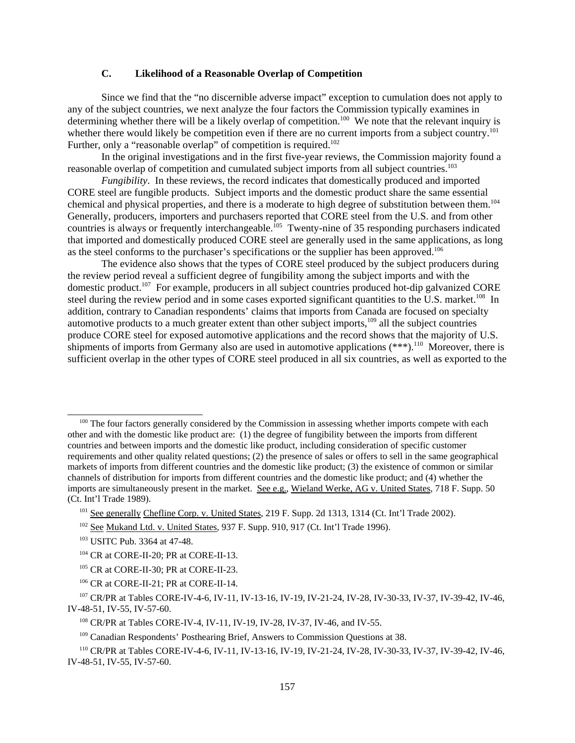### C. Likelihood of a Reasonable Overlap of Competition

Since we find that the "no discernible adverse impact" exception to cumulation does not apply to any of the subject countries, we next analyze the four factors the Commission typically examines in determining whether there will be a likely overlap of competition.[100] We note that the relevant inquiry is whether there would likely be competition even if there are no current imports from a subject country.[101] Further, only a "reasonable overlap" of competition is required.[102]

In the original investigations and in the first five-year reviews, the Commission majority found a reasonable overlap of competition and cumulated subject imports from all subject countries.[103]

*Fungibility*. In these reviews, the record indicates that domestically produced and imported CORE steel are fungible products. Subject imports and the domestic product share the same essential chemical and physical properties, and there is a moderate to high degree of substitution between them.[104] Generally, producers, importers and purchasers reported that CORE steel from the U.S. and from other countries is always or frequently interchangeable.[105] Twenty-nine of 35 responding purchasers indicated that imported and domestically produced CORE steel are generally used in the same applications, as long as the steel conforms to the purchaser's specifications or the supplier has been approved.[106]

The evidence also shows that the types of CORE steel produced by the subject producers during the review period reveal a sufficient degree of fungibility among the subject imports and with the domestic product.[107] For example, producers in all subject countries produced hot-dip galvanized CORE steel during the review period and in some cases exported significant quantities to the U.S. market.[108] In addition, contrary to Canadian respondents' claims that imports from Canada are focused on specialty automotive products to a much greater extent than other subject imports,[109] all the subject countries produce CORE steel for exposed automotive applications and the record shows that the majority of U.S. shipments of imports from Germany also are used in automotive applications (***).[110] Moreover, there is sufficient overlap in the other types of CORE steel produced in all six countries, as well as exported to the

---

[100] The four factors generally considered by the Commission in assessing whether imports compete with each other and with the domestic like product are: (1) the degree of fungibility between the imports from different countries and between imports and the domestic like product, including consideration of specific customer requirements and other quality related questions; (2) the presence of sales or offers to sell in the same geographical markets of imports from different countries and the domestic like product; (3) the existence of common or similar channels of distribution for imports from different countries and the domestic like product; and (4) whether the imports are simultaneously present in the market. See e.g., Wieland Werke, AG v. United States, 718 F. Supp. 50 (Ct. Int'l Trade 1989).

[101] See generally Chefline Corp. v. United States, 219 F. Supp. 2d 1313, 1314 (Ct. Int'l Trade 2002).

[102] See Mukand Ltd. v. United States, 937 F. Supp. 910, 917 (Ct. Int'l Trade 1996).

[103] USITC Pub. 3364 at 47-48.

[104] CR at CORE-II-20; PR at CORE-II-13.

[105] CR at CORE-II-30; PR at CORE-II-23.

[106] CR at CORE-II-21; PR at CORE-II-14.

[107] CR/PR at Tables CORE-IV-4-6, IV-11, IV-13-16, IV-19, IV-21-24, IV-28, IV-30-33, IV-37, IV-39-42, IV-46, IV-48-51, IV-55, IV-57-60.

[108] CR/PR at Tables CORE-IV-4, IV-11, IV-19, IV-28, IV-37, IV-46, and IV-55.

[109] Canadian Respondents' Posthearing Brief, Answers to Commission Questions at 38.

[110] CR/PR at Tables CORE-IV-4-6, IV-11, IV-13-16, IV-19, IV-21-24, IV-28, IV-30-33, IV-37, IV-39-42, IV-46, IV-48-51, IV-55, IV-57-60.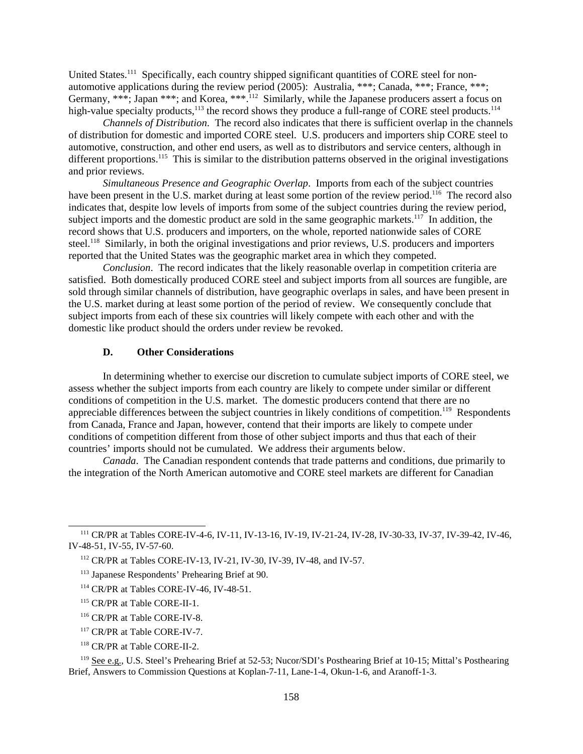United States.[111] Specifically, each country shipped significant quantities of CORE steel for non-automotive applications during the review period (2005): Australia, ***; Canada, ***; France, ***; Germany, ***; Japan ***; and Korea, ***.[112] Similarly, while the Japanese producers assert a focus on high-value specialty products,[113] the record shows they produce a full-range of CORE steel products.[114]

*Channels of Distribution*. The record also indicates that there is sufficient overlap in the channels of distribution for domestic and imported CORE steel. U.S. producers and importers ship CORE steel to automotive, construction, and other end users, as well as to distributors and service centers, although in different proportions.[115] This is similar to the distribution patterns observed in the original investigations and prior reviews.

*Simultaneous Presence and Geographic Overlap*. Imports from each of the subject countries have been present in the U.S. market during at least some portion of the review period.[116] The record also indicates that, despite low levels of imports from some of the subject countries during the review period, subject imports and the domestic product are sold in the same geographic markets.[117] In addition, the record shows that U.S. producers and importers, on the whole, reported nationwide sales of CORE steel.[118] Similarly, in both the original investigations and prior reviews, U.S. producers and importers reported that the United States was the geographic market area in which they competed.

*Conclusion*. The record indicates that the likely reasonable overlap in competition criteria are satisfied. Both domestically produced CORE steel and subject imports from all sources are fungible, are sold through similar channels of distribution, have geographic overlaps in sales, and have been present in the U.S. market during at least some portion of the period of review. We consequently conclude that subject imports from each of these six countries will likely compete with each other and with the domestic like product should the orders under review be revoked.

### D. Other Considerations

In determining whether to exercise our discretion to cumulate subject imports of CORE steel, we assess whether the subject imports from each country are likely to compete under similar or different conditions of competition in the U.S. market. The domestic producers contend that there are no appreciable differences between the subject countries in likely conditions of competition.[119] Respondents from Canada, France and Japan, however, contend that their imports are likely to compete under conditions of competition different from those of other subject imports and thus that each of their countries' imports should not be cumulated. We address their arguments below.

*Canada*. The Canadian respondent contends that trade patterns and conditions, due primarily to the integration of the North American automotive and CORE steel markets are different for Canadian

---

[111] CR/PR at Tables CORE-IV-4-6, IV-11, IV-13-16, IV-19, IV-21-24, IV-28, IV-30-33, IV-37, IV-39-42, IV-46, IV-48-51, IV-55, IV-57-60.

[112] CR/PR at Tables CORE-IV-13, IV-21, IV-30, IV-39, IV-48, and IV-57.

[113] Japanese Respondents' Prehearing Brief at 90.

[114] CR/PR at Tables CORE-IV-46, IV-48-51.

[115] CR/PR at Table CORE-II-1.

[116] CR/PR at Table CORE-IV-8.

[117] CR/PR at Table CORE-IV-7.

[118] CR/PR at Table CORE-II-2.

[119] See e.g., U.S. Steel's Prehearing Brief at 52-53; Nucor/SDI's Posthearing Brief at 10-15; Mittal's Posthearing Brief, Answers to Commission Questions at Koplan-7-11, Lane-1-4, Okun-1-6, and Aranoff-1-3.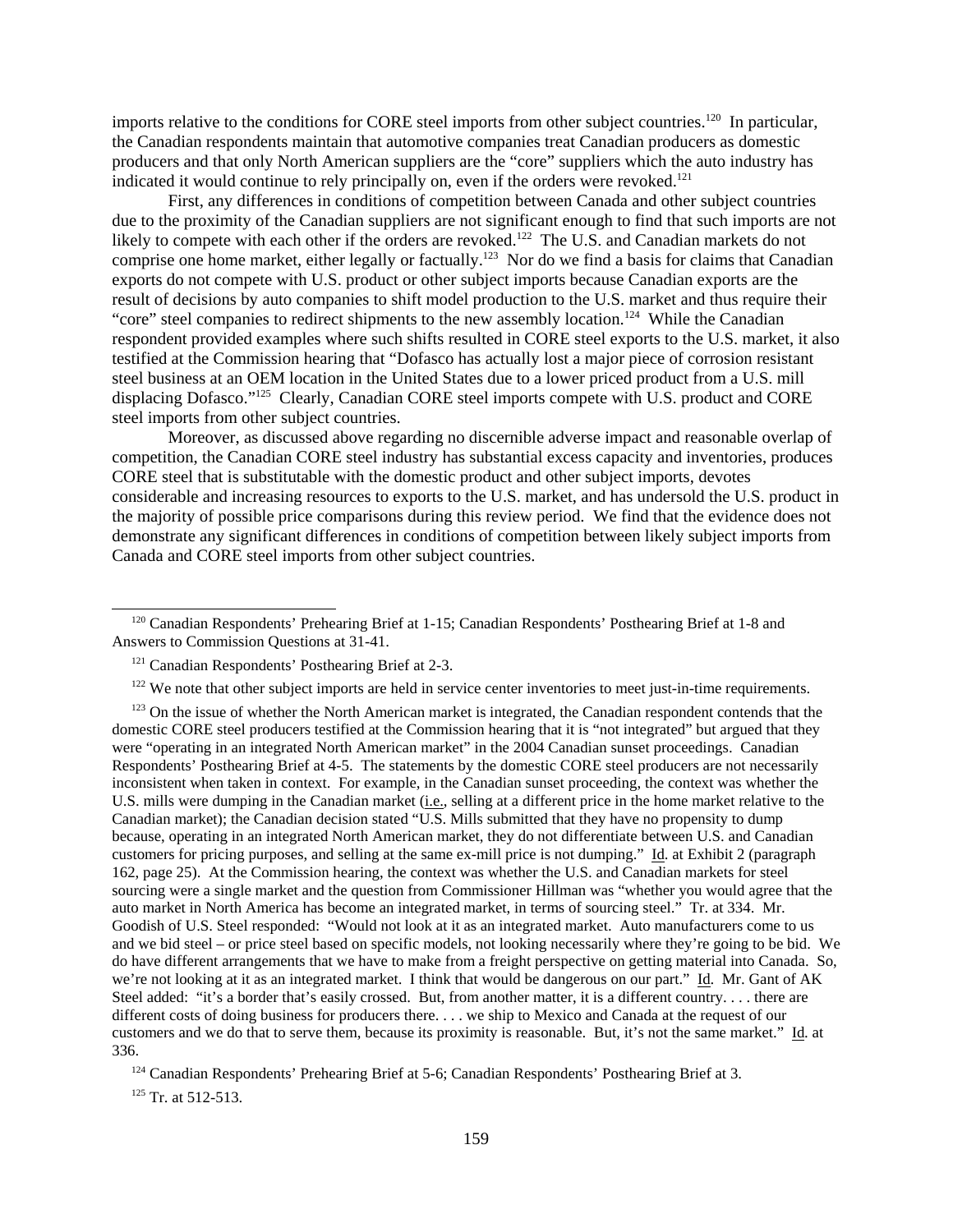imports relative to the conditions for CORE steel imports from other subject countries.[120] In particular, the Canadian respondents maintain that automotive companies treat Canadian producers as domestic producers and that only North American suppliers are the "core" suppliers which the auto industry has indicated it would continue to rely principally on, even if the orders were revoked.[121]

First, any differences in conditions of competition between Canada and other subject countries due to the proximity of the Canadian suppliers are not significant enough to find that such imports are not likely to compete with each other if the orders are revoked.[122] The U.S. and Canadian markets do not comprise one home market, either legally or factually.[123] Nor do we find a basis for claims that Canadian exports do not compete with U.S. product or other subject imports because Canadian exports are the result of decisions by auto companies to shift model production to the U.S. market and thus require their "core" steel companies to redirect shipments to the new assembly location.[124] While the Canadian respondent provided examples where such shifts resulted in CORE steel exports to the U.S. market, it also testified at the Commission hearing that "Dofasco has actually lost a major piece of corrosion resistant steel business at an OEM location in the United States due to a lower priced product from a U.S. mill displacing Dofasco."[125] Clearly, Canadian CORE steel imports compete with U.S. product and CORE steel imports from other subject countries.

Moreover, as discussed above regarding no discernible adverse impact and reasonable overlap of competition, the Canadian CORE steel industry has substantial excess capacity and inventories, produces CORE steel that is substitutable with the domestic product and other subject imports, devotes considerable and increasing resources to exports to the U.S. market, and has undersold the U.S. product in the majority of possible price comparisons during this review period. We find that the evidence does not demonstrate any significant differences in conditions of competition between likely subject imports from Canada and CORE steel imports from other subject countries.

---

[120] Canadian Respondents' Prehearing Brief at 1-15; Canadian Respondents' Posthearing Brief at 1-8 and Answers to Commission Questions at 31-41.

[121] Canadian Respondents' Posthearing Brief at 2-3.

[122] We note that other subject imports are held in service center inventories to meet just-in-time requirements.

[123] On the issue of whether the North American market is integrated, the Canadian respondent contends that the domestic CORE steel producers testified at the Commission hearing that it is "not integrated" but argued that they were "operating in an integrated North American market" in the 2004 Canadian sunset proceedings. Canadian Respondents' Posthearing Brief at 4-5. The statements by the domestic CORE steel producers are not necessarily inconsistent when taken in context. For example, in the Canadian sunset proceeding, the context was whether the U.S. mills were dumping in the Canadian market (i.e., selling at a different price in the home market relative to the Canadian market); the Canadian decision stated "U.S. Mills submitted that they have no propensity to dump because, operating in an integrated North American market, they do not differentiate between U.S. and Canadian customers for pricing purposes, and selling at the same ex-mill price is not dumping." Id. at Exhibit 2 (paragraph 162, page 25). At the Commission hearing, the context was whether the U.S. and Canadian markets for steel sourcing were a single market and the question from Commissioner Hillman was "whether you would agree that the auto market in North America has become an integrated market, in terms of sourcing steel." Tr. at 334. Mr. Goodish of U.S. Steel responded: "Would not look at it as an integrated market. Auto manufacturers come to us and we bid steel – or price steel based on specific models, not looking necessarily where they're going to be bid. We do have different arrangements that we have to make from a freight perspective on getting material into Canada. So, we're not looking at it as an integrated market. I think that would be dangerous on our part." Id. Mr. Gant of AK Steel added: "it's a border that's easily crossed. But, from another matter, it is a different country. . . . there are different costs of doing business for producers there. . . . we ship to Mexico and Canada at the request of our customers and we do that to serve them, because its proximity is reasonable. But, it's not the same market." Id. at 336.

[124] Canadian Respondents' Prehearing Brief at 5-6; Canadian Respondents' Posthearing Brief at 3.

[125] Tr. at 512-513.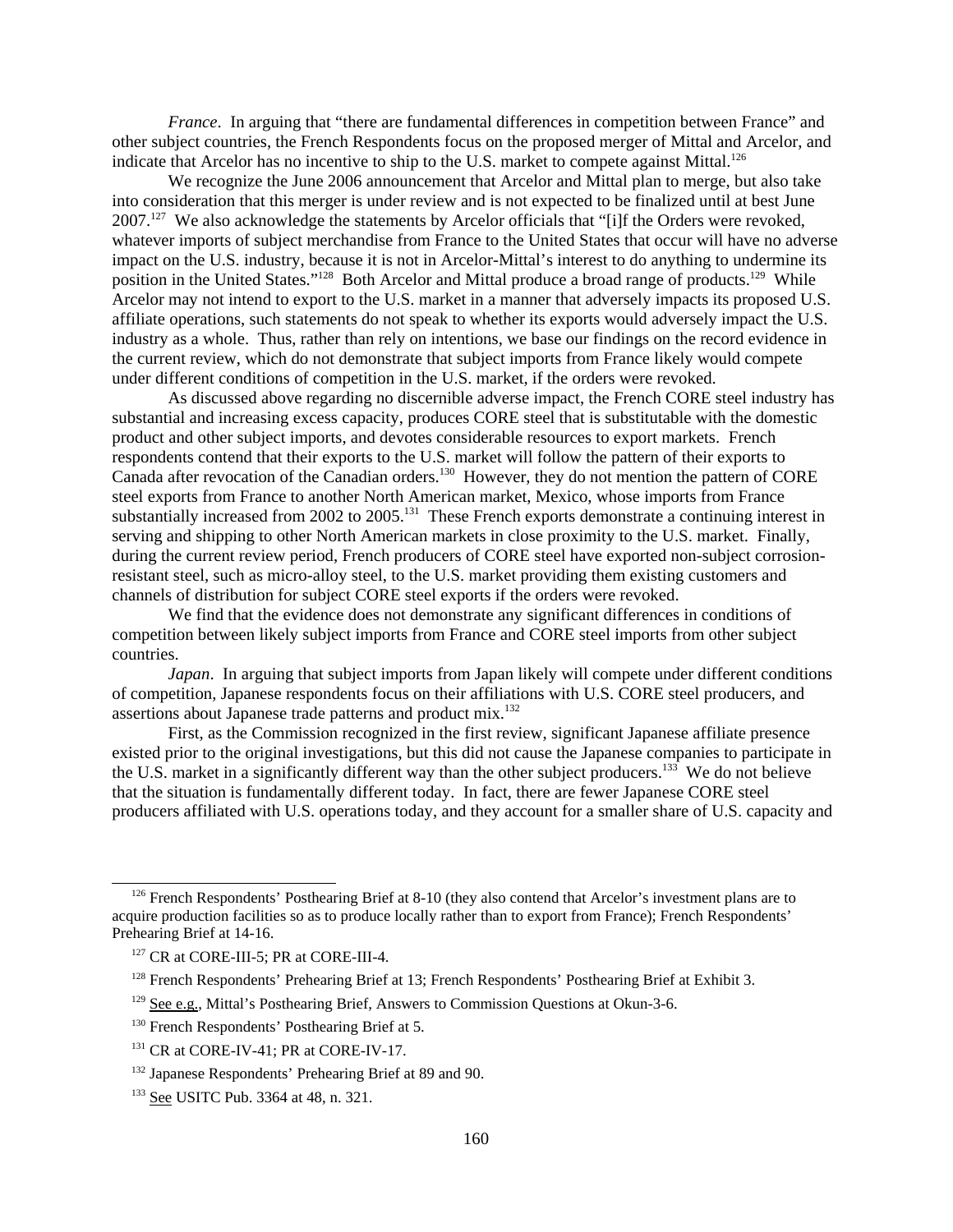*France*. In arguing that "there are fundamental differences in competition between France" and other subject countries, the French Respondents focus on the proposed merger of Mittal and Arcelor, and indicate that Arcelor has no incentive to ship to the U.S. market to compete against Mittal.[126]

We recognize the June 2006 announcement that Arcelor and Mittal plan to merge, but also take into consideration that this merger is under review and is not expected to be finalized until at best June 2007.[127] We also acknowledge the statements by Arcelor officials that "[i]f the Orders were revoked, whatever imports of subject merchandise from France to the United States that occur will have no adverse impact on the U.S. industry, because it is not in Arcelor-Mittal's interest to do anything to undermine its position in the United States."[128] Both Arcelor and Mittal produce a broad range of products.[129] While Arcelor may not intend to export to the U.S. market in a manner that adversely impacts its proposed U.S. affiliate operations, such statements do not speak to whether its exports would adversely impact the U.S. industry as a whole. Thus, rather than rely on intentions, we base our findings on the record evidence in the current review, which do not demonstrate that subject imports from France likely would compete under different conditions of competition in the U.S. market, if the orders were revoked.

As discussed above regarding no discernible adverse impact, the French CORE steel industry has substantial and increasing excess capacity, produces CORE steel that is substitutable with the domestic product and other subject imports, and devotes considerable resources to export markets. French respondents contend that their exports to the U.S. market will follow the pattern of their exports to Canada after revocation of the Canadian orders.[130] However, they do not mention the pattern of CORE steel exports from France to another North American market, Mexico, whose imports from France substantially increased from 2002 to 2005.[131] These French exports demonstrate a continuing interest in serving and shipping to other North American markets in close proximity to the U.S. market. Finally, during the current review period, French producers of CORE steel have exported non-subject corrosion-resistant steel, such as micro-alloy steel, to the U.S. market providing them existing customers and channels of distribution for subject CORE steel exports if the orders were revoked.

We find that the evidence does not demonstrate any significant differences in conditions of competition between likely subject imports from France and CORE steel imports from other subject countries.

*Japan*. In arguing that subject imports from Japan likely will compete under different conditions of competition, Japanese respondents focus on their affiliations with U.S. CORE steel producers, and assertions about Japanese trade patterns and product mix.[132]

First, as the Commission recognized in the first review, significant Japanese affiliate presence existed prior to the original investigations, but this did not cause the Japanese companies to participate in the U.S. market in a significantly different way than the other subject producers.[133] We do not believe that the situation is fundamentally different today. In fact, there are fewer Japanese CORE steel producers affiliated with U.S. operations today, and they account for a smaller share of U.S. capacity and

---

[126] French Respondents' Posthearing Brief at 8-10 (they also contend that Arcelor's investment plans are to acquire production facilities so as to produce locally rather than to export from France); French Respondents' Prehearing Brief at 14-16.

[127] CR at CORE-III-5; PR at CORE-III-4.

[128] French Respondents' Prehearing Brief at 13; French Respondents' Posthearing Brief at Exhibit 3.

[129] See e.g., Mittal's Posthearing Brief, Answers to Commission Questions at Okun-3-6.

[130] French Respondents' Posthearing Brief at 5.

[131] CR at CORE-IV-41; PR at CORE-IV-17.

[132] Japanese Respondents' Prehearing Brief at 89 and 90.

[133] See USITC Pub. 3364 at 48, n. 321.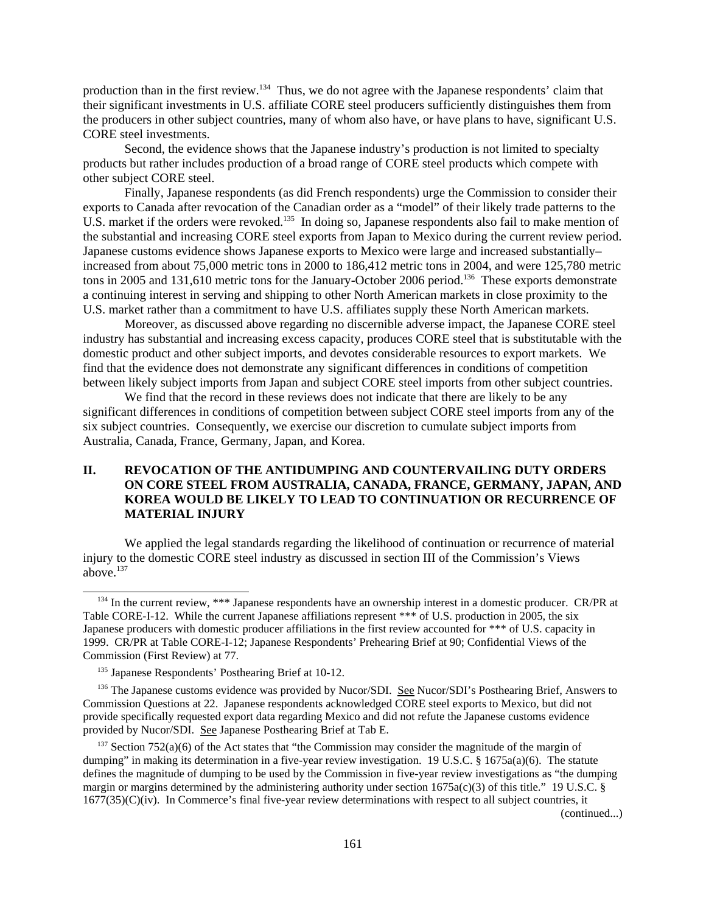production than in the first review.[134] Thus, we do not agree with the Japanese respondents' claim that their significant investments in U.S. affiliate CORE steel producers sufficiently distinguishes them from the producers in other subject countries, many of whom also have, or have plans to have, significant U.S. CORE steel investments.

Second, the evidence shows that the Japanese industry's production is not limited to specialty products but rather includes production of a broad range of CORE steel products which compete with other subject CORE steel.

Finally, Japanese respondents (as did French respondents) urge the Commission to consider their exports to Canada after revocation of the Canadian order as a "model" of their likely trade patterns to the U.S. market if the orders were revoked.[135] In doing so, Japanese respondents also fail to make mention of the substantial and increasing CORE steel exports from Japan to Mexico during the current review period. Japanese customs evidence shows Japanese exports to Mexico were large and increased substantially– increased from about 75,000 metric tons in 2000 to 186,412 metric tons in 2004, and were 125,780 metric tons in 2005 and 131,610 metric tons for the January-October 2006 period.[136] These exports demonstrate a continuing interest in serving and shipping to other North American markets in close proximity to the U.S. market rather than a commitment to have U.S. affiliates supply these North American markets.

Moreover, as discussed above regarding no discernible adverse impact, the Japanese CORE steel industry has substantial and increasing excess capacity, produces CORE steel that is substitutable with the domestic product and other subject imports, and devotes considerable resources to export markets. We find that the evidence does not demonstrate any significant differences in conditions of competition between likely subject imports from Japan and subject CORE steel imports from other subject countries.

We find that the record in these reviews does not indicate that there are likely to be any significant differences in conditions of competition between subject CORE steel imports from any of the six subject countries. Consequently, we exercise our discretion to cumulate subject imports from Australia, Canada, France, Germany, Japan, and Korea.

## II. REVOCATION OF THE ANTIDUMPING AND COUNTERVAILING DUTY ORDERS ON CORE STEEL FROM AUSTRALIA, CANADA, FRANCE, GERMANY, JAPAN, AND KOREA WOULD BE LIKELY TO LEAD TO CONTINUATION OR RECURRENCE OF MATERIAL INJURY

We applied the legal standards regarding the likelihood of continuation or recurrence of material injury to the domestic CORE steel industry as discussed in section III of the Commission's Views above.[137]

---

[134] In the current review, *** Japanese respondents have an ownership interest in a domestic producer. CR/PR at Table CORE-I-12. While the current Japanese affiliations represent *** of U.S. production in 2005, the six Japanese producers with domestic producer affiliations in the first review accounted for *** of U.S. capacity in 1999. CR/PR at Table CORE-I-12; Japanese Respondents' Prehearing Brief at 90; Confidential Views of the Commission (First Review) at 77.

[135] Japanese Respondents' Posthearing Brief at 10-12.

[136] The Japanese customs evidence was provided by Nucor/SDI. See Nucor/SDI's Posthearing Brief, Answers to Commission Questions at 22. Japanese respondents acknowledged CORE steel exports to Mexico, but did not provide specifically requested export data regarding Mexico and did not refute the Japanese customs evidence provided by Nucor/SDI. See Japanese Posthearing Brief at Tab E.

[137] Section 752(a)(6) of the Act states that "the Commission may consider the magnitude of the margin of dumping" in making its determination in a five-year review investigation. 19 U.S.C. § 1675a(a)(6). The statute defines the magnitude of dumping to be used by the Commission in five-year review investigations as "the dumping margin or margins determined by the administering authority under section 1675a(c)(3) of this title." 19 U.S.C. § 1677(35)(C)(iv). In Commerce's final five-year review determinations with respect to all subject countries, it (continued...)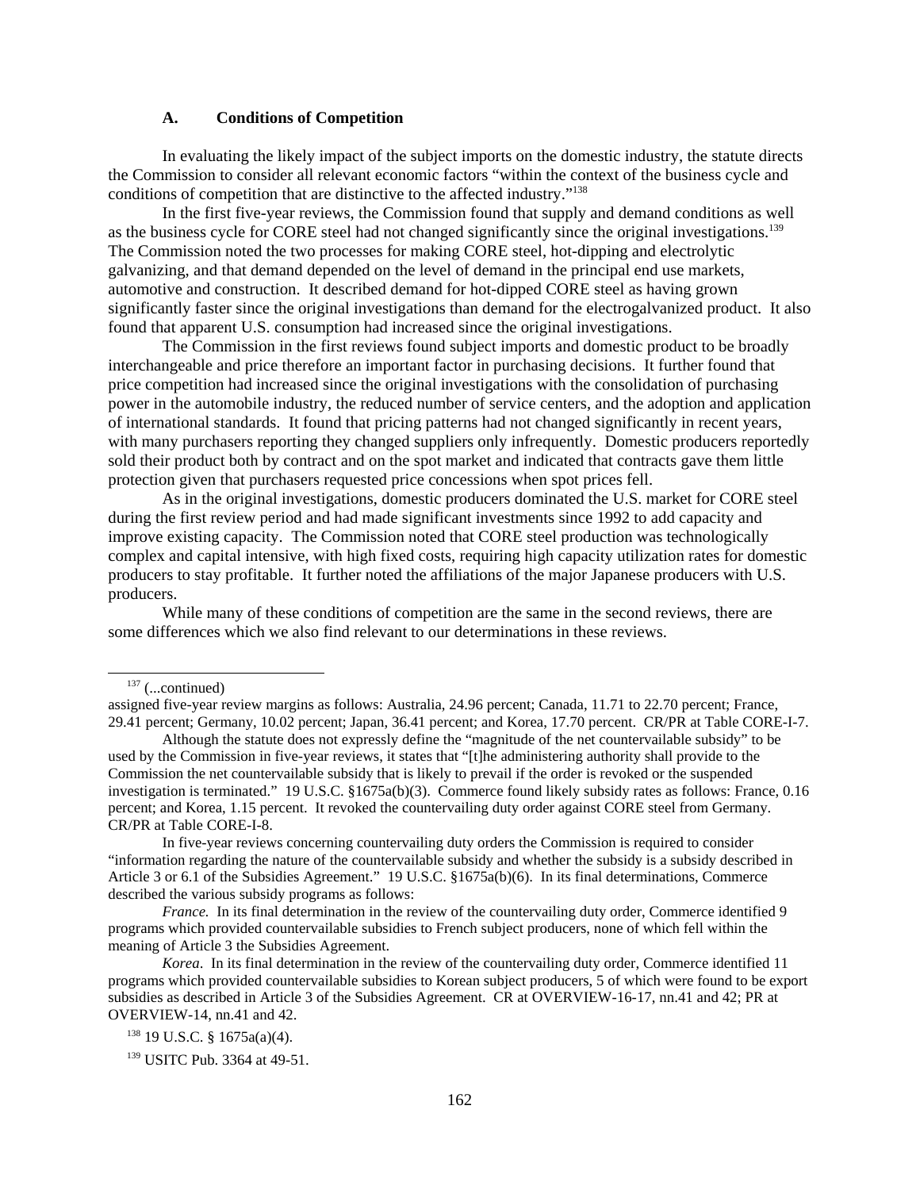### A. Conditions of Competition

In evaluating the likely impact of the subject imports on the domestic industry, the statute directs the Commission to consider all relevant economic factors "within the context of the business cycle and conditions of competition that are distinctive to the affected industry."[138]

In the first five-year reviews, the Commission found that supply and demand conditions as well as the business cycle for CORE steel had not changed significantly since the original investigations.[139] The Commission noted the two processes for making CORE steel, hot-dipping and electrolytic galvanizing, and that demand depended on the level of demand in the principal end use markets, automotive and construction. It described demand for hot-dipped CORE steel as having grown significantly faster since the original investigations than demand for the electrogalvanized product. It also found that apparent U.S. consumption had increased since the original investigations.

The Commission in the first reviews found subject imports and domestic product to be broadly interchangeable and price therefore an important factor in purchasing decisions. It further found that price competition had increased since the original investigations with the consolidation of purchasing power in the automobile industry, the reduced number of service centers, and the adoption and application of international standards. It found that pricing patterns had not changed significantly in recent years, with many purchasers reporting they changed suppliers only infrequently. Domestic producers reportedly sold their product both by contract and on the spot market and indicated that contracts gave them little protection given that purchasers requested price concessions when spot prices fell.

As in the original investigations, domestic producers dominated the U.S. market for CORE steel during the first review period and had made significant investments since 1992 to add capacity and improve existing capacity. The Commission noted that CORE steel production was technologically complex and capital intensive, with high fixed costs, requiring high capacity utilization rates for domestic producers to stay profitable. It further noted the affiliations of the major Japanese producers with U.S. producers.

While many of these conditions of competition are the same in the second reviews, there are some differences which we also find relevant to our determinations in these reviews.

---

[137] (...continued)
assigned five-year review margins as follows: Australia, 24.96 percent; Canada, 11.71 to 22.70 percent; France, 29.41 percent; Germany, 10.02 percent; Japan, 36.41 percent; and Korea, 17.70 percent. CR/PR at Table CORE-I-7.

Although the statute does not expressly define the "magnitude of the net countervailable subsidy" to be used by the Commission in five-year reviews, it states that "[t]he administering authority shall provide to the Commission the net countervailable subsidy that is likely to prevail if the order is revoked or the suspended investigation is terminated." 19 U.S.C. §1675a(b)(3). Commerce found likely subsidy rates as follows: France, 0.16 percent; and Korea, 1.15 percent. It revoked the countervailing duty order against CORE steel from Germany. CR/PR at Table CORE-I-8.

In five-year reviews concerning countervailing duty orders the Commission is required to consider "information regarding the nature of the countervailable subsidy and whether the subsidy is a subsidy described in Article 3 or 6.1 of the Subsidies Agreement." 19 U.S.C. §1675a(b)(6). In its final determinations, Commerce described the various subsidy programs as follows:

*France.* In its final determination in the review of the countervailing duty order, Commerce identified 9 programs which provided countervailable subsidies to French subject producers, none of which fell within the meaning of Article 3 the Subsidies Agreement.

*Korea*. In its final determination in the review of the countervailing duty order, Commerce identified 11 programs which provided countervailable subsidies to Korean subject producers, 5 of which were found to be export subsidies as described in Article 3 of the Subsidies Agreement. CR at OVERVIEW-16-17, nn.41 and 42; PR at OVERVIEW-14, nn.41 and 42.

[138] 19 U.S.C. § 1675a(a)(4).

[139] USITC Pub. 3364 at 49-51.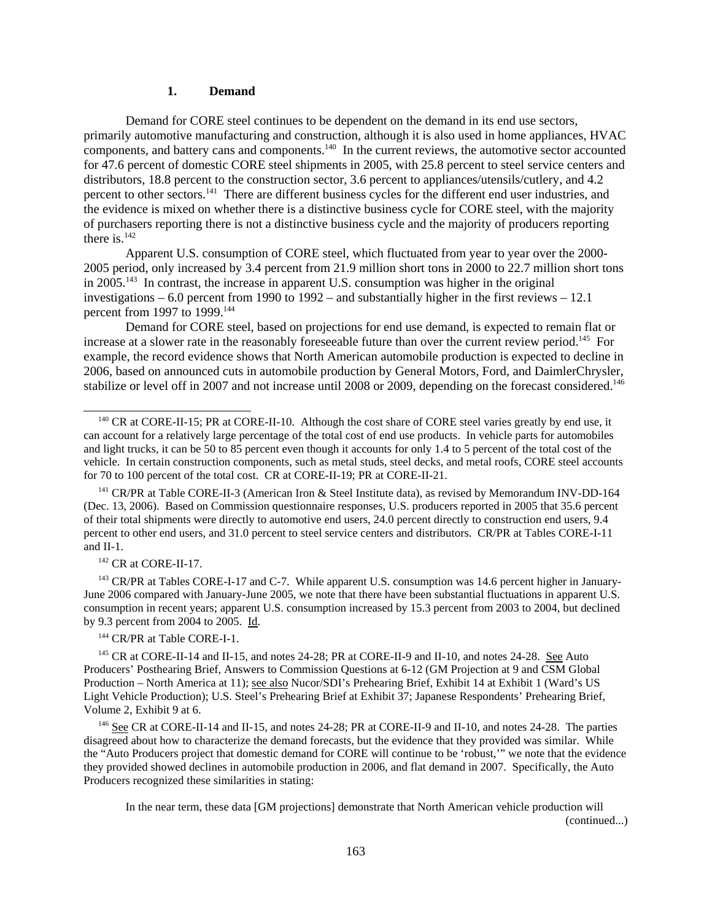### 1. Demand

Demand for CORE steel continues to be dependent on the demand in its end use sectors, primarily automotive manufacturing and construction, although it is also used in home appliances, HVAC components, and battery cans and components.[140] In the current reviews, the automotive sector accounted for 47.6 percent of domestic CORE steel shipments in 2005, with 25.8 percent to steel service centers and distributors, 18.8 percent to the construction sector, 3.6 percent to appliances/utensils/cutlery, and 4.2 percent to other sectors.[141] There are different business cycles for the different end user industries, and the evidence is mixed on whether there is a distinctive business cycle for CORE steel, with the majority of purchasers reporting there is not a distinctive business cycle and the majority of producers reporting there is.[142]

Apparent U.S. consumption of CORE steel, which fluctuated from year to year over the 2000-2005 period, only increased by 3.4 percent from 21.9 million short tons in 2000 to 22.7 million short tons in 2005.[143] In contrast, the increase in apparent U.S. consumption was higher in the original investigations – 6.0 percent from 1990 to 1992 – and substantially higher in the first reviews – 12.1 percent from 1997 to 1999.[144]

Demand for CORE steel, based on projections for end use demand, is expected to remain flat or increase at a slower rate in the reasonably foreseeable future than over the current review period.[145] For example, the record evidence shows that North American automobile production is expected to decline in 2006, based on announced cuts in automobile production by General Motors, Ford, and DaimlerChrysler, stabilize or level off in 2007 and not increase until 2008 or 2009, depending on the forecast considered.[146]

---

[140] CR at CORE-II-15; PR at CORE-II-10. Although the cost share of CORE steel varies greatly by end use, it can account for a relatively large percentage of the total cost of end use products. In vehicle parts for automobiles and light trucks, it can be 50 to 85 percent even though it accounts for only 1.4 to 5 percent of the total cost of the vehicle. In certain construction components, such as metal studs, steel decks, and metal roofs, CORE steel accounts for 70 to 100 percent of the total cost. CR at CORE-II-19; PR at CORE-II-21.

[141] CR/PR at Table CORE-II-3 (American Iron & Steel Institute data), as revised by Memorandum INV-DD-164 (Dec. 13, 2006). Based on Commission questionnaire responses, U.S. producers reported in 2005 that 35.6 percent of their total shipments were directly to automotive end users, 24.0 percent directly to construction end users, 9.4 percent to other end users, and 31.0 percent to steel service centers and distributors. CR/PR at Tables CORE-I-11 and II-1.

[142] CR at CORE-II-17.

[143] CR/PR at Tables CORE-I-17 and C-7. While apparent U.S. consumption was 14.6 percent higher in January-June 2006 compared with January-June 2005, we note that there have been substantial fluctuations in apparent U.S. consumption in recent years; apparent U.S. consumption increased by 15.3 percent from 2003 to 2004, but declined by 9.3 percent from 2004 to 2005. Id.

[144] CR/PR at Table CORE-I-1.

[145] CR at CORE-II-14 and II-15, and notes 24-28; PR at CORE-II-9 and II-10, and notes 24-28. See Auto Producers' Posthearing Brief, Answers to Commission Questions at 6-12 (GM Projection at 9 and CSM Global Production – North America at 11); see also Nucor/SDI's Prehearing Brief, Exhibit 14 at Exhibit 1 (Ward's US Light Vehicle Production); U.S. Steel's Prehearing Brief at Exhibit 37; Japanese Respondents' Prehearing Brief, Volume 2, Exhibit 9 at 6.

[146] See CR at CORE-II-14 and II-15, and notes 24-28; PR at CORE-II-9 and II-10, and notes 24-28. The parties disagreed about how to characterize the demand forecasts, but the evidence that they provided was similar. While the "Auto Producers project that domestic demand for CORE will continue to be 'robust,'" we note that the evidence they provided showed declines in automobile production in 2006, and flat demand in 2007. Specifically, the Auto Producers recognized these similarities in stating:

> In the near term, these data [GM projections] demonstrate that North American vehicle production will

(continued...)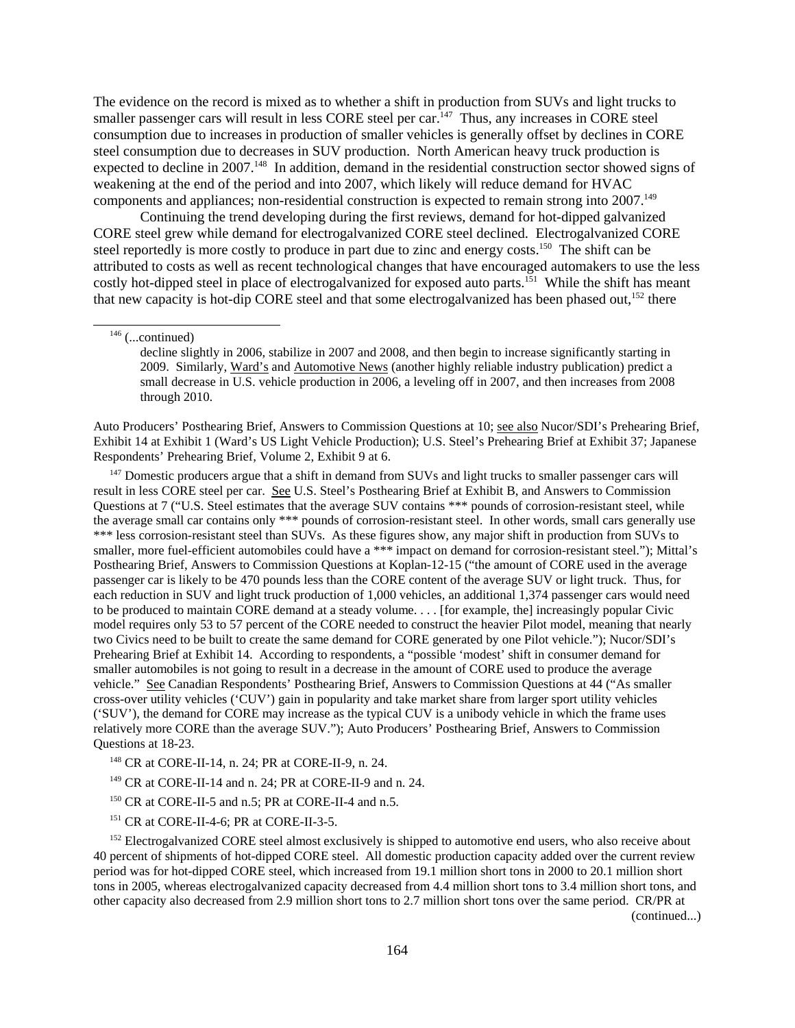The evidence on the record is mixed as to whether a shift in production from SUVs and light trucks to smaller passenger cars will result in less CORE steel per car.[147] Thus, any increases in CORE steel consumption due to increases in production of smaller vehicles is generally offset by declines in CORE steel consumption due to decreases in SUV production. North American heavy truck production is expected to decline in 2007.[148] In addition, demand in the residential construction sector showed signs of weakening at the end of the period and into 2007, which likely will reduce demand for HVAC components and appliances; non-residential construction is expected to remain strong into 2007.[149]

Continuing the trend developing during the first reviews, demand for hot-dipped galvanized CORE steel grew while demand for electrogalvanized CORE steel declined. Electrogalvanized CORE steel reportedly is more costly to produce in part due to zinc and energy costs.[150] The shift can be attributed to costs as well as recent technological changes that have encouraged automakers to use the less costly hot-dipped steel in place of electrogalvanized for exposed auto parts.[151] While the shift has meant that new capacity is hot-dip CORE steel and that some electrogalvanized has been phased out,[152] there

---

[146] (...continued)

decline slightly in 2006, stabilize in 2007 and 2008, and then begin to increase significantly starting in 2009. Similarly, Ward's and Automotive News (another highly reliable industry publication) predict a small decrease in U.S. vehicle production in 2006, a leveling off in 2007, and then increases from 2008 through 2010.

Auto Producers' Posthearing Brief, Answers to Commission Questions at 10; see also Nucor/SDI's Prehearing Brief, Exhibit 14 at Exhibit 1 (Ward's US Light Vehicle Production); U.S. Steel's Prehearing Brief at Exhibit 37; Japanese Respondents' Prehearing Brief, Volume 2, Exhibit 9 at 6.

[147] Domestic producers argue that a shift in demand from SUVs and light trucks to smaller passenger cars will result in less CORE steel per car. See U.S. Steel's Posthearing Brief at Exhibit B, and Answers to Commission Questions at 7 ("U.S. Steel estimates that the average SUV contains *** pounds of corrosion-resistant steel, while the average small car contains only *** pounds of corrosion-resistant steel. In other words, small cars generally use *** less corrosion-resistant steel than SUVs. As these figures show, any major shift in production from SUVs to smaller, more fuel-efficient automobiles could have a *** impact on demand for corrosion-resistant steel."); Mittal's Posthearing Brief, Answers to Commission Questions at Koplan-12-15 ("the amount of CORE used in the average passenger car is likely to be 470 pounds less than the CORE content of the average SUV or light truck. Thus, for each reduction in SUV and light truck production of 1,000 vehicles, an additional 1,374 passenger cars would need to be produced to maintain CORE demand at a steady volume. . . . [for example, the] increasingly popular Civic model requires only 53 to 57 percent of the CORE needed to construct the heavier Pilot model, meaning that nearly two Civics need to be built to create the same demand for CORE generated by one Pilot vehicle."); Nucor/SDI's Prehearing Brief at Exhibit 14. According to respondents, a "possible 'modest' shift in consumer demand for smaller automobiles is not going to result in a decrease in the amount of CORE used to produce the average vehicle." See Canadian Respondents' Posthearing Brief, Answers to Commission Questions at 44 ("As smaller cross-over utility vehicles ('CUV') gain in popularity and take market share from larger sport utility vehicles ('SUV'), the demand for CORE may increase as the typical CUV is a unibody vehicle in which the frame uses relatively more CORE than the average SUV."); Auto Producers' Posthearing Brief, Answers to Commission Questions at 18-23.

[148] CR at CORE-II-14, n. 24; PR at CORE-II-9, n. 24.

[149] CR at CORE-II-14 and n. 24; PR at CORE-II-9 and n. 24.

[150] CR at CORE-II-5 and n.5; PR at CORE-II-4 and n.5.

[151] CR at CORE-II-4-6; PR at CORE-II-3-5.

[152] Electrogalvanized CORE steel almost exclusively is shipped to automotive end users, who also receive about 40 percent of shipments of hot-dipped CORE steel. All domestic production capacity added over the current review period was for hot-dipped CORE steel, which increased from 19.1 million short tons in 2000 to 20.1 million short tons in 2005, whereas electrogalvanized capacity decreased from 4.4 million short tons to 3.4 million short tons, and other capacity also decreased from 2.9 million short tons to 2.7 million short tons over the same period. CR/PR at (continued...)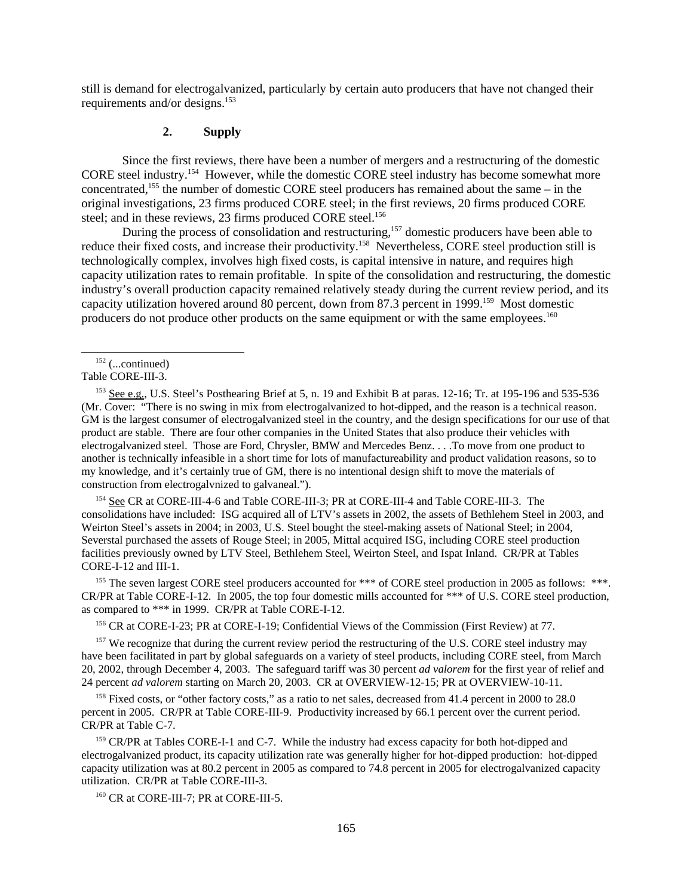still is demand for electrogalvanized, particularly by certain auto producers that have not changed their requirements and/or designs.[153]

### 2. Supply

Since the first reviews, there have been a number of mergers and a restructuring of the domestic CORE steel industry.[154] However, while the domestic CORE steel industry has become somewhat more concentrated,[155] the number of domestic CORE steel producers has remained about the same – in the original investigations, 23 firms produced CORE steel; in the first reviews, 20 firms produced CORE steel; and in these reviews, 23 firms produced CORE steel.[156]

During the process of consolidation and restructuring,[157] domestic producers have been able to reduce their fixed costs, and increase their productivity.[158] Nevertheless, CORE steel production still is technologically complex, involves high fixed costs, is capital intensive in nature, and requires high capacity utilization rates to remain profitable. In spite of the consolidation and restructuring, the domestic industry's overall production capacity remained relatively steady during the current review period, and its capacity utilization hovered around 80 percent, down from 87.3 percent in 1999.[159] Most domestic producers do not produce other products on the same equipment or with the same employees.[160]

---

[152] (...continued)
Table CORE-III-3.

[153] See e.g., U.S. Steel's Posthearing Brief at 5, n. 19 and Exhibit B at paras. 12-16; Tr. at 195-196 and 535-536 (Mr. Cover: "There is no swing in mix from electrogalvanized to hot-dipped, and the reason is a technical reason. GM is the largest consumer of electrogalvanized steel in the country, and the design specifications for our use of that product are stable. There are four other companies in the United States that also produce their vehicles with electrogalvanized steel. Those are Ford, Chrysler, BMW and Mercedes Benz. . . .To move from one product to another is technically infeasible in a short time for lots of manufactureability and product validation reasons, so to my knowledge, and it's certainly true of GM, there is no intentional design shift to move the materials of construction from electrogalvnized to galvaneal.").

[154] See CR at CORE-III-4-6 and Table CORE-III-3; PR at CORE-III-4 and Table CORE-III-3. The consolidations have included: ISG acquired all of LTV's assets in 2002, the assets of Bethlehem Steel in 2003, and Weirton Steel's assets in 2004; in 2003, U.S. Steel bought the steel-making assets of National Steel; in 2004, Severstal purchased the assets of Rouge Steel; in 2005, Mittal acquired ISG, including CORE steel production facilities previously owned by LTV Steel, Bethlehem Steel, Weirton Steel, and Ispat Inland. CR/PR at Tables CORE-I-12 and III-1.

[155] The seven largest CORE steel producers accounted for *** of CORE steel production in 2005 as follows: ***. CR/PR at Table CORE-I-12. In 2005, the top four domestic mills accounted for *** of U.S. CORE steel production, as compared to *** in 1999. CR/PR at Table CORE-I-12.

[156] CR at CORE-I-23; PR at CORE-I-19; Confidential Views of the Commission (First Review) at 77.

[157] We recognize that during the current review period the restructuring of the U.S. CORE steel industry may have been facilitated in part by global safeguards on a variety of steel products, including CORE steel, from March 20, 2002, through December 4, 2003. The safeguard tariff was 30 percent *ad valorem* for the first year of relief and 24 percent *ad valorem* starting on March 20, 2003. CR at OVERVIEW-12-15; PR at OVERVIEW-10-11.

[158] Fixed costs, or "other factory costs," as a ratio to net sales, decreased from 41.4 percent in 2000 to 28.0 percent in 2005. CR/PR at Table CORE-III-9. Productivity increased by 66.1 percent over the current period. CR/PR at Table C-7.

[159] CR/PR at Tables CORE-I-1 and C-7. While the industry had excess capacity for both hot-dipped and electrogalvanized product, its capacity utilization rate was generally higher for hot-dipped production: hot-dipped capacity utilization was at 80.2 percent in 2005 as compared to 74.8 percent in 2005 for electrogalvanized capacity utilization. CR/PR at Table CORE-III-3.

[160] CR at CORE-III-7; PR at CORE-III-5.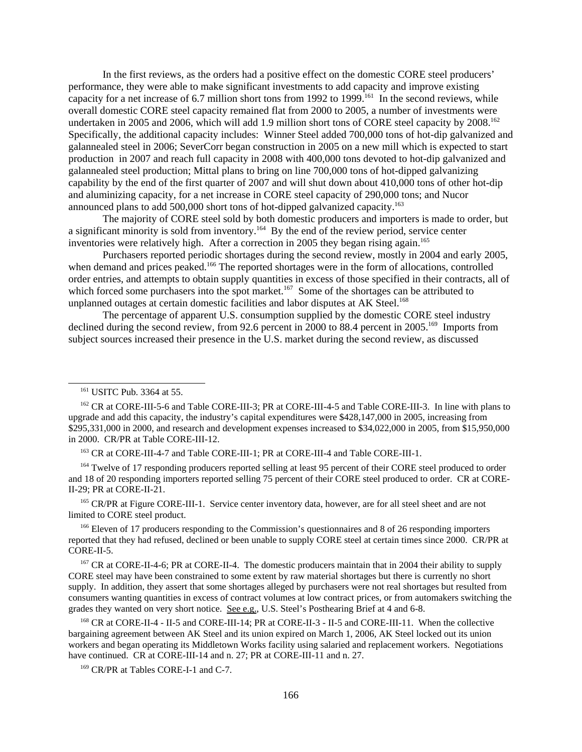In the first reviews, as the orders had a positive effect on the domestic CORE steel producers' performance, they were able to make significant investments to add capacity and improve existing capacity for a net increase of 6.7 million short tons from 1992 to 1999.[161] In the second reviews, while overall domestic CORE steel capacity remained flat from 2000 to 2005, a number of investments were undertaken in 2005 and 2006, which will add 1.9 million short tons of CORE steel capacity by 2008.[162] Specifically, the additional capacity includes: Winner Steel added 700,000 tons of hot-dip galvanized and galannealed steel in 2006; SeverCorr began construction in 2005 on a new mill which is expected to start production in 2007 and reach full capacity in 2008 with 400,000 tons devoted to hot-dip galvanized and galannealed steel production; Mittal plans to bring on line 700,000 tons of hot-dipped galvanizing capability by the end of the first quarter of 2007 and will shut down about 410,000 tons of other hot-dip and aluminizing capacity, for a net increase in CORE steel capacity of 290,000 tons; and Nucor announced plans to add 500,000 short tons of hot-dipped galvanized capacity.[163]

The majority of CORE steel sold by both domestic producers and importers is made to order, but a significant minority is sold from inventory.[164] By the end of the review period, service center inventories were relatively high. After a correction in 2005 they began rising again.[165]

Purchasers reported periodic shortages during the second review, mostly in 2004 and early 2005, when demand and prices peaked.[166] The reported shortages were in the form of allocations, controlled order entries, and attempts to obtain supply quantities in excess of those specified in their contracts, all of which forced some purchasers into the spot market.[167] Some of the shortages can be attributed to unplanned outages at certain domestic facilities and labor disputes at AK Steel.[168]

The percentage of apparent U.S. consumption supplied by the domestic CORE steel industry declined during the second review, from 92.6 percent in 2000 to 88.4 percent in 2005.[169] Imports from subject sources increased their presence in the U.S. market during the second review, as discussed

---

[161] USITC Pub. 3364 at 55.

[162] CR at CORE-III-5-6 and Table CORE-III-3; PR at CORE-III-4-5 and Table CORE-III-3. In line with plans to upgrade and add this capacity, the industry's capital expenditures were $428,147,000 in 2005, increasing from $295,331,000 in 2000, and research and development expenses increased to $34,022,000 in 2005, from $15,950,000 in 2000. CR/PR at Table CORE-III-12.

[163] CR at CORE-III-4-7 and Table CORE-III-1; PR at CORE-III-4 and Table CORE-III-1.

[164] Twelve of 17 responding producers reported selling at least 95 percent of their CORE steel produced to order and 18 of 20 responding importers reported selling 75 percent of their CORE steel produced to order. CR at CORE-II-29; PR at CORE-II-21.

[165] CR/PR at Figure CORE-III-1. Service center inventory data, however, are for all steel sheet and are not limited to CORE steel product.

[166] Eleven of 17 producers responding to the Commission's questionnaires and 8 of 26 responding importers reported that they had refused, declined or been unable to supply CORE steel at certain times since 2000. CR/PR at CORE-II-5.

[167] CR at CORE-II-4-6; PR at CORE-II-4. The domestic producers maintain that in 2004 their ability to supply CORE steel may have been constrained to some extent by raw material shortages but there is currently no short supply. In addition, they assert that some shortages alleged by purchasers were not real shortages but resulted from consumers wanting quantities in excess of contract volumes at low contract prices, or from automakers switching the grades they wanted on very short notice. See e.g., U.S. Steel's Posthearing Brief at 4 and 6-8.

[168] CR at CORE-II-4 - II-5 and CORE-III-14; PR at CORE-II-3 - II-5 and CORE-III-11. When the collective bargaining agreement between AK Steel and its union expired on March 1, 2006, AK Steel locked out its union workers and began operating its Middletown Works facility using salaried and replacement workers. Negotiations have continued. CR at CORE-III-14 and n. 27; PR at CORE-III-11 and n. 27.

[169] CR/PR at Tables CORE-I-1 and C-7.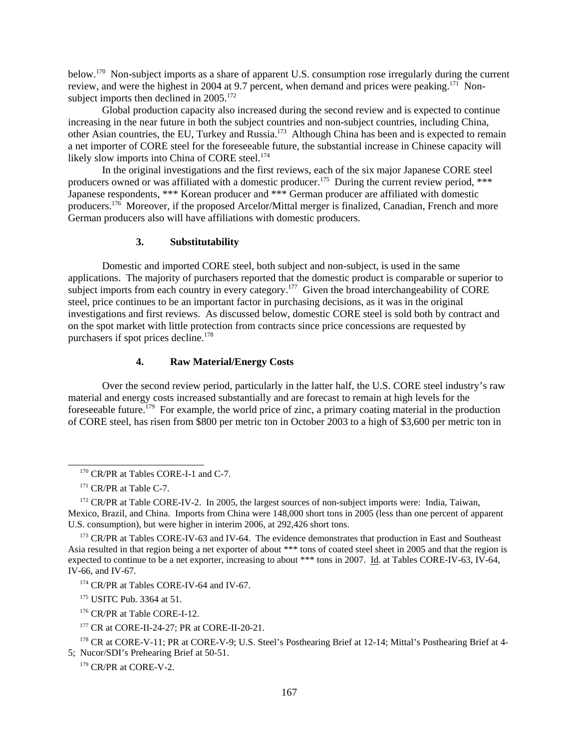below.[170] Non-subject imports as a share of apparent U.S. consumption rose irregularly during the current review, and were the highest in 2004 at 9.7 percent, when demand and prices were peaking.[171] Non-subject imports then declined in 2005.[172]

Global production capacity also increased during the second review and is expected to continue increasing in the near future in both the subject countries and non-subject countries, including China, other Asian countries, the EU, Turkey and Russia.[173] Although China has been and is expected to remain a net importer of CORE steel for the foreseeable future, the substantial increase in Chinese capacity will likely slow imports into China of CORE steel.[174]

In the original investigations and the first reviews, each of the six major Japanese CORE steel producers owned or was affiliated with a domestic producer.[175] During the current review period, *** Japanese respondents, *** Korean producer and *** German producer are affiliated with domestic producers.[176] Moreover, if the proposed Arcelor/Mittal merger is finalized, Canadian, French and more German producers also will have affiliations with domestic producers.

### 3. Substitutability

Domestic and imported CORE steel, both subject and non-subject, is used in the same applications. The majority of purchasers reported that the domestic product is comparable or superior to subject imports from each country in every category.[177] Given the broad interchangeability of CORE steel, price continues to be an important factor in purchasing decisions, as it was in the original investigations and first reviews. As discussed below, domestic CORE steel is sold both by contract and on the spot market with little protection from contracts since price concessions are requested by purchasers if spot prices decline.[178]

### 4. Raw Material/Energy Costs

Over the second review period, particularly in the latter half, the U.S. CORE steel industry's raw material and energy costs increased substantially and are forecast to remain at high levels for the foreseeable future.[179] For example, the world price of zinc, a primary coating material in the production of CORE steel, has risen from $800 per metric ton in October 2003 to a high of $3,600 per metric ton in

---

[170] CR/PR at Tables CORE-I-1 and C-7.

[171] CR/PR at Table C-7.

[172] CR/PR at Table CORE-IV-2. In 2005, the largest sources of non-subject imports were: India, Taiwan, Mexico, Brazil, and China. Imports from China were 148,000 short tons in 2005 (less than one percent of apparent U.S. consumption), but were higher in interim 2006, at 292,426 short tons.

[173] CR/PR at Tables CORE-IV-63 and IV-64. The evidence demonstrates that production in East and Southeast Asia resulted in that region being a net exporter of about *** tons of coated steel sheet in 2005 and that the region is expected to continue to be a net exporter, increasing to about *** tons in 2007. Id. at Tables CORE-IV-63, IV-64, IV-66, and IV-67.

[174] CR/PR at Tables CORE-IV-64 and IV-67.

[175] USITC Pub. 3364 at 51.

[176] CR/PR at Table CORE-I-12.

[177] CR at CORE-II-24-27; PR at CORE-II-20-21.

[178] CR at CORE-V-11; PR at CORE-V-9; U.S. Steel's Posthearing Brief at 12-14; Mittal's Posthearing Brief at 4-5; Nucor/SDI's Prehearing Brief at 50-51.

[179] CR/PR at CORE-V-2.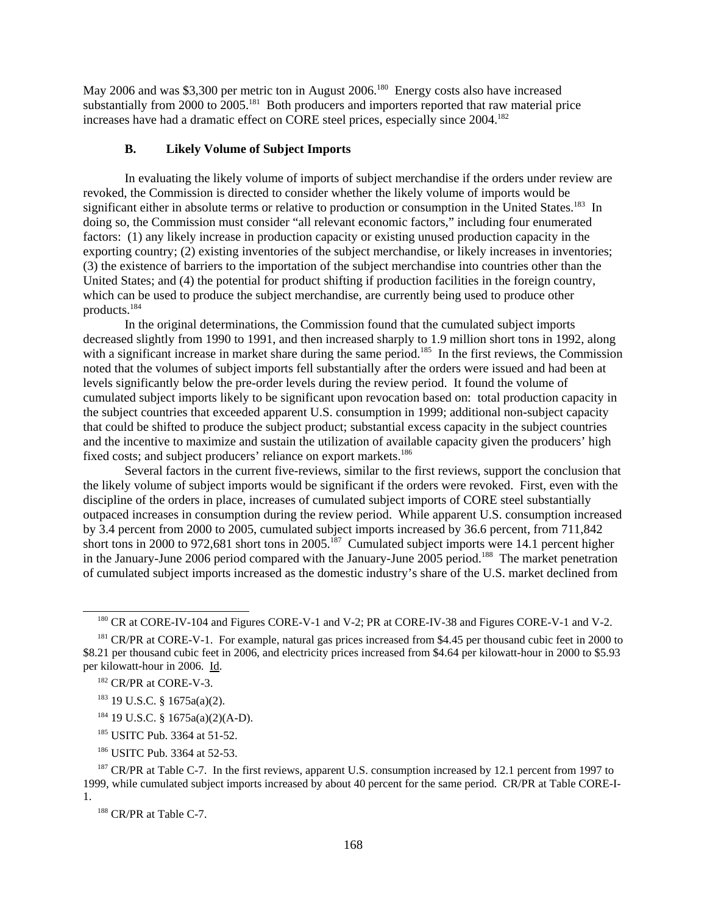May 2006 and was $3,300 per metric ton in August 2006.[180] Energy costs also have increased substantially from 2000 to 2005.[181] Both producers and importers reported that raw material price increases have had a dramatic effect on CORE steel prices, especially since 2004.[182]

### B. Likely Volume of Subject Imports

In evaluating the likely volume of imports of subject merchandise if the orders under review are revoked, the Commission is directed to consider whether the likely volume of imports would be significant either in absolute terms or relative to production or consumption in the United States.[183] In doing so, the Commission must consider "all relevant economic factors," including four enumerated factors: (1) any likely increase in production capacity or existing unused production capacity in the exporting country; (2) existing inventories of the subject merchandise, or likely increases in inventories; (3) the existence of barriers to the importation of the subject merchandise into countries other than the United States; and (4) the potential for product shifting if production facilities in the foreign country, which can be used to produce the subject merchandise, are currently being used to produce other products.[184]

In the original determinations, the Commission found that the cumulated subject imports decreased slightly from 1990 to 1991, and then increased sharply to 1.9 million short tons in 1992, along with a significant increase in market share during the same period.[185] In the first reviews, the Commission noted that the volumes of subject imports fell substantially after the orders were issued and had been at levels significantly below the pre-order levels during the review period. It found the volume of cumulated subject imports likely to be significant upon revocation based on: total production capacity in the subject countries that exceeded apparent U.S. consumption in 1999; additional non-subject capacity that could be shifted to produce the subject product; substantial excess capacity in the subject countries and the incentive to maximize and sustain the utilization of available capacity given the producers' high fixed costs; and subject producers' reliance on export markets.[186]

Several factors in the current five-reviews, similar to the first reviews, support the conclusion that the likely volume of subject imports would be significant if the orders were revoked. First, even with the discipline of the orders in place, increases of cumulated subject imports of CORE steel substantially outpaced increases in consumption during the review period. While apparent U.S. consumption increased by 3.4 percent from 2000 to 2005, cumulated subject imports increased by 36.6 percent, from 711,842 short tons in 2000 to 972,681 short tons in 2005.[187] Cumulated subject imports were 14.1 percent higher in the January-June 2006 period compared with the January-June 2005 period.[188] The market penetration of cumulated subject imports increased as the domestic industry's share of the U.S. market declined from

---

[180] CR at CORE-IV-104 and Figures CORE-V-1 and V-2; PR at CORE-IV-38 and Figures CORE-V-1 and V-2.

[181] CR/PR at CORE-V-1. For example, natural gas prices increased from $4.45 per thousand cubic feet in 2000 to $8.21 per thousand cubic feet in 2006, and electricity prices increased from $4.64 per kilowatt-hour in 2000 to $5.93 per kilowatt-hour in 2006. Id.

[182] CR/PR at CORE-V-3.

[183] 19 U.S.C. § 1675a(a)(2).

[184] 19 U.S.C. § 1675a(a)(2)(A-D).

[185] USITC Pub. 3364 at 51-52.

[186] USITC Pub. 3364 at 52-53.

[187] CR/PR at Table C-7. In the first reviews, apparent U.S. consumption increased by 12.1 percent from 1997 to 1999, while cumulated subject imports increased by about 40 percent for the same period. CR/PR at Table CORE-I-1.

[188] CR/PR at Table C-7.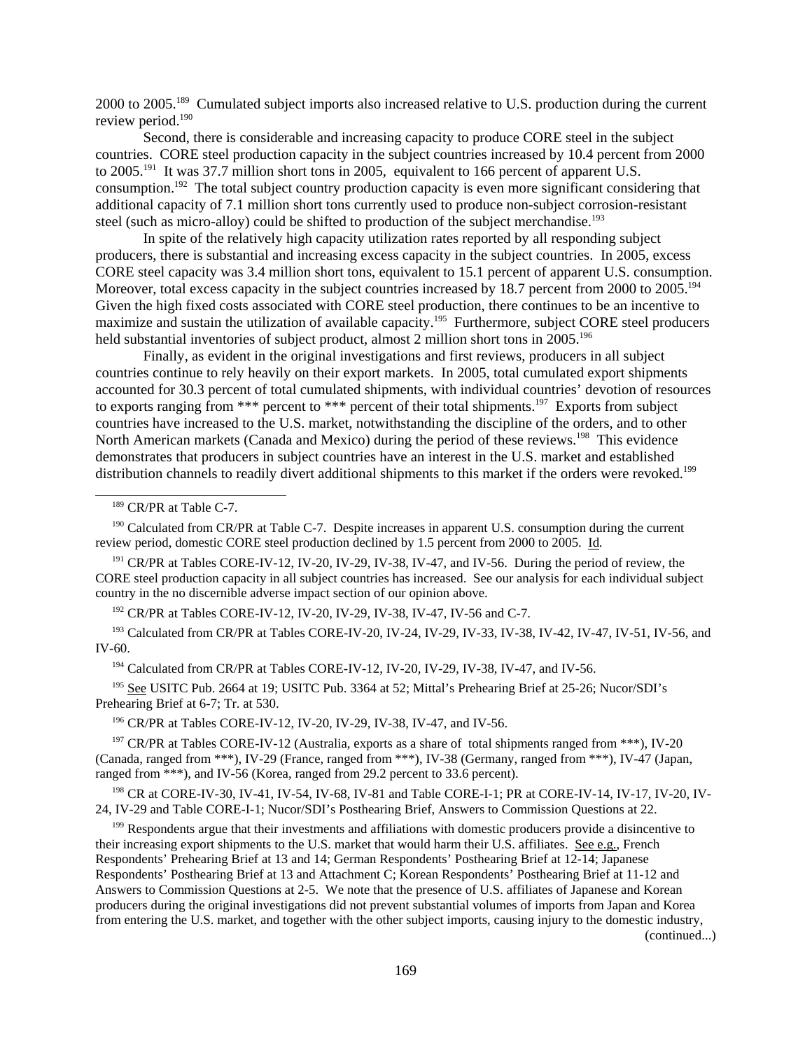2000 to 2005.[189] Cumulated subject imports also increased relative to U.S. production during the current review period.[190]

Second, there is considerable and increasing capacity to produce CORE steel in the subject countries. CORE steel production capacity in the subject countries increased by 10.4 percent from 2000 to 2005.[191] It was 37.7 million short tons in 2005, equivalent to 166 percent of apparent U.S. consumption.[192] The total subject country production capacity is even more significant considering that additional capacity of 7.1 million short tons currently used to produce non-subject corrosion-resistant steel (such as micro-alloy) could be shifted to production of the subject merchandise.[193]

In spite of the relatively high capacity utilization rates reported by all responding subject producers, there is substantial and increasing excess capacity in the subject countries. In 2005, excess CORE steel capacity was 3.4 million short tons, equivalent to 15.1 percent of apparent U.S. consumption. Moreover, total excess capacity in the subject countries increased by 18.7 percent from 2000 to 2005.[194] Given the high fixed costs associated with CORE steel production, there continues to be an incentive to maximize and sustain the utilization of available capacity.[195] Furthermore, subject CORE steel producers held substantial inventories of subject product, almost 2 million short tons in 2005.[196]

Finally, as evident in the original investigations and first reviews, producers in all subject countries continue to rely heavily on their export markets. In 2005, total cumulated export shipments accounted for 30.3 percent of total cumulated shipments, with individual countries' devotion of resources to exports ranging from *** percent to *** percent of their total shipments.[197] Exports from subject countries have increased to the U.S. market, notwithstanding the discipline of the orders, and to other North American markets (Canada and Mexico) during the period of these reviews.[198] This evidence demonstrates that producers in subject countries have an interest in the U.S. market and established distribution channels to readily divert additional shipments to this market if the orders were revoked.[199]

---

[189] CR/PR at Table C-7.

[190] Calculated from CR/PR at Table C-7. Despite increases in apparent U.S. consumption during the current review period, domestic CORE steel production declined by 1.5 percent from 2000 to 2005. Id.

[191] CR/PR at Tables CORE-IV-12, IV-20, IV-29, IV-38, IV-47, and IV-56. During the period of review, the CORE steel production capacity in all subject countries has increased. See our analysis for each individual subject country in the no discernible adverse impact section of our opinion above.

[192] CR/PR at Tables CORE-IV-12, IV-20, IV-29, IV-38, IV-47, IV-56 and C-7.

[193] Calculated from CR/PR at Tables CORE-IV-20, IV-24, IV-29, IV-33, IV-38, IV-42, IV-47, IV-51, IV-56, and IV-60.

[194] Calculated from CR/PR at Tables CORE-IV-12, IV-20, IV-29, IV-38, IV-47, and IV-56.

[195] See USITC Pub. 2664 at 19; USITC Pub. 3364 at 52; Mittal's Prehearing Brief at 25-26; Nucor/SDI's Prehearing Brief at 6-7; Tr. at 530.

[196] CR/PR at Tables CORE-IV-12, IV-20, IV-29, IV-38, IV-47, and IV-56.

[197] CR/PR at Tables CORE-IV-12 (Australia, exports as a share of total shipments ranged from ***), IV-20 (Canada, ranged from ***), IV-29 (France, ranged from ***), IV-38 (Germany, ranged from ***), IV-47 (Japan, ranged from ***), and IV-56 (Korea, ranged from 29.2 percent to 33.6 percent).

[198] CR at CORE-IV-30, IV-41, IV-54, IV-68, IV-81 and Table CORE-I-1; PR at CORE-IV-14, IV-17, IV-20, IV-24, IV-29 and Table CORE-I-1; Nucor/SDI's Posthearing Brief, Answers to Commission Questions at 22.

[199] Respondents argue that their investments and affiliations with domestic producers provide a disincentive to their increasing export shipments to the U.S. market that would harm their U.S. affiliates. See e.g., French Respondents' Prehearing Brief at 13 and 14; German Respondents' Posthearing Brief at 12-14; Japanese Respondents' Posthearing Brief at 13 and Attachment C; Korean Respondents' Posthearing Brief at 11-12 and Answers to Commission Questions at 2-5. We note that the presence of U.S. affiliates of Japanese and Korean producers during the original investigations did not prevent substantial volumes of imports from Japan and Korea from entering the U.S. market, and together with the other subject imports, causing injury to the domestic industry, (continued...)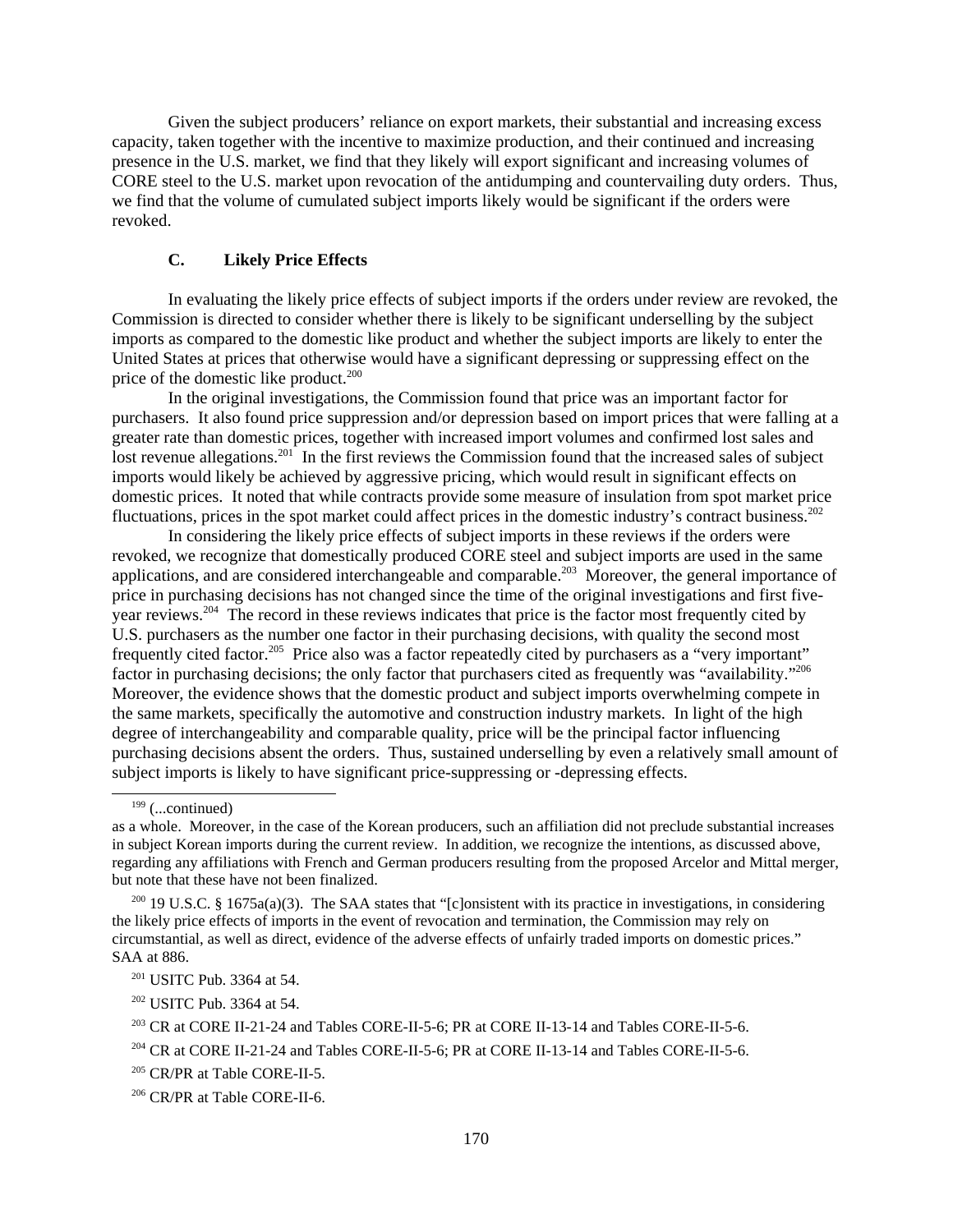Given the subject producers' reliance on export markets, their substantial and increasing excess capacity, taken together with the incentive to maximize production, and their continued and increasing presence in the U.S. market, we find that they likely will export significant and increasing volumes of CORE steel to the U.S. market upon revocation of the antidumping and countervailing duty orders. Thus, we find that the volume of cumulated subject imports likely would be significant if the orders were revoked.

### C. Likely Price Effects

In evaluating the likely price effects of subject imports if the orders under review are revoked, the Commission is directed to consider whether there is likely to be significant underselling by the subject imports as compared to the domestic like product and whether the subject imports are likely to enter the United States at prices that otherwise would have a significant depressing or suppressing effect on the price of the domestic like product.[200]

In the original investigations, the Commission found that price was an important factor for purchasers. It also found price suppression and/or depression based on import prices that were falling at a greater rate than domestic prices, together with increased import volumes and confirmed lost sales and lost revenue allegations.[201] In the first reviews the Commission found that the increased sales of subject imports would likely be achieved by aggressive pricing, which would result in significant effects on domestic prices. It noted that while contracts provide some measure of insulation from spot market price fluctuations, prices in the spot market could affect prices in the domestic industry's contract business.[202]

In considering the likely price effects of subject imports in these reviews if the orders were revoked, we recognize that domestically produced CORE steel and subject imports are used in the same applications, and are considered interchangeable and comparable.[203] Moreover, the general importance of price in purchasing decisions has not changed since the time of the original investigations and first five-year reviews.[204] The record in these reviews indicates that price is the factor most frequently cited by U.S. purchasers as the number one factor in their purchasing decisions, with quality the second most frequently cited factor.[205] Price also was a factor repeatedly cited by purchasers as a "very important" factor in purchasing decisions; the only factor that purchasers cited as frequently was "availability."[206] Moreover, the evidence shows that the domestic product and subject imports overwhelming compete in the same markets, specifically the automotive and construction industry markets. In light of the high degree of interchangeability and comparable quality, price will be the principal factor influencing purchasing decisions absent the orders. Thus, sustained underselling by even a relatively small amount of subject imports is likely to have significant price-suppressing or -depressing effects.

---

[199] (...continued)
as a whole. Moreover, in the case of the Korean producers, such an affiliation did not preclude substantial increases in subject Korean imports during the current review. In addition, we recognize the intentions, as discussed above, regarding any affiliations with French and German producers resulting from the proposed Arcelor and Mittal merger, but note that these have not been finalized.

[200] 19 U.S.C. § 1675a(a)(3). The SAA states that "[c]onsistent with its practice in investigations, in considering the likely price effects of imports in the event of revocation and termination, the Commission may rely on circumstantial, as well as direct, evidence of the adverse effects of unfairly traded imports on domestic prices." SAA at 886.

[201] USITC Pub. 3364 at 54.

[202] USITC Pub. 3364 at 54.

[203] CR at CORE II-21-24 and Tables CORE-II-5-6; PR at CORE II-13-14 and Tables CORE-II-5-6.

[204] CR at CORE II-21-24 and Tables CORE-II-5-6; PR at CORE II-13-14 and Tables CORE-II-5-6.

[205] CR/PR at Table CORE-II-5.

[206] CR/PR at Table CORE-II-6.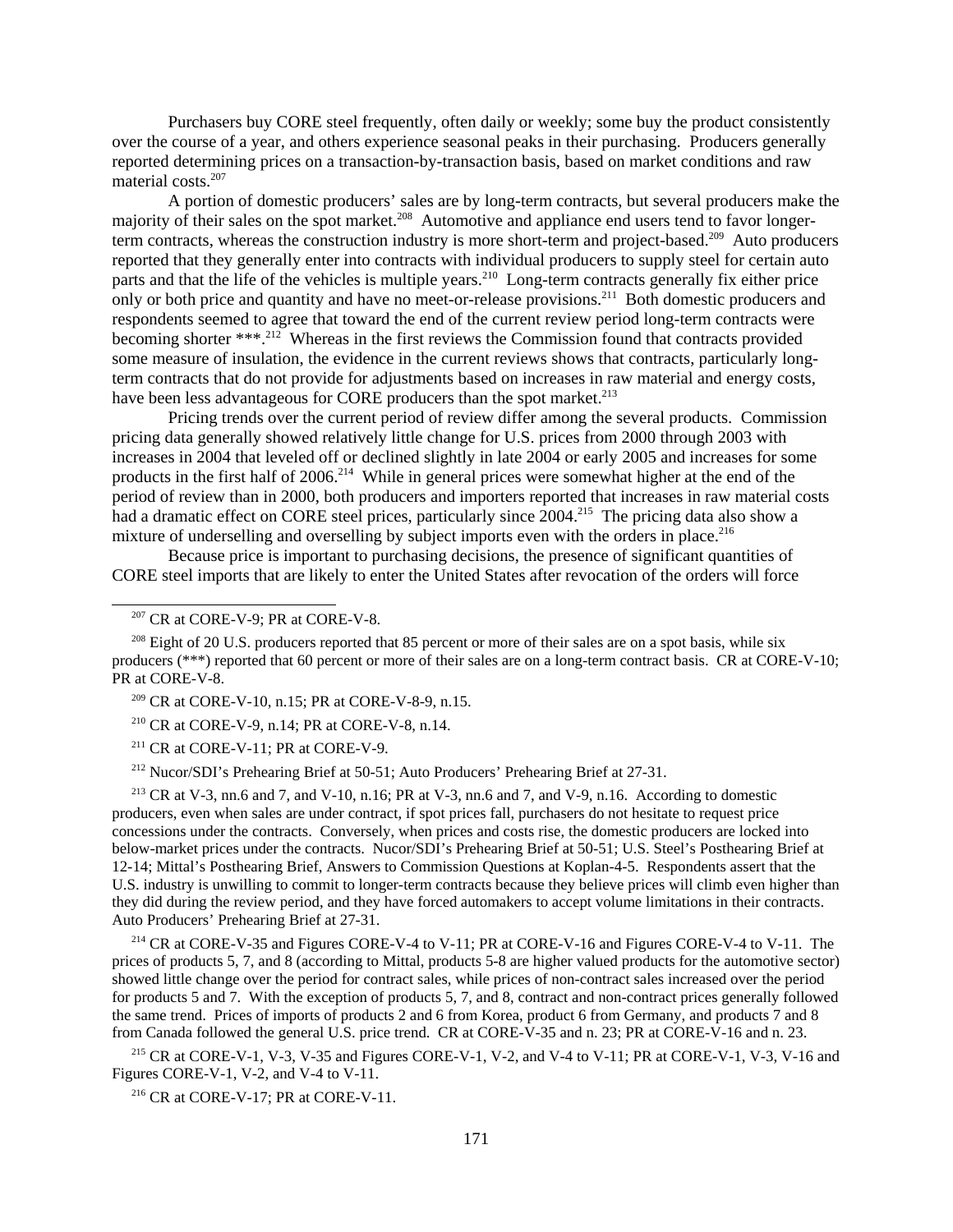Purchasers buy CORE steel frequently, often daily or weekly; some buy the product consistently over the course of a year, and others experience seasonal peaks in their purchasing. Producers generally reported determining prices on a transaction-by-transaction basis, based on market conditions and raw material costs.[207]

A portion of domestic producers' sales are by long-term contracts, but several producers make the majority of their sales on the spot market.[208] Automotive and appliance end users tend to favor longer-term contracts, whereas the construction industry is more short-term and project-based.[209] Auto producers reported that they generally enter into contracts with individual producers to supply steel for certain auto parts and that the life of the vehicles is multiple years.[210] Long-term contracts generally fix either price only or both price and quantity and have no meet-or-release provisions.[211] Both domestic producers and respondents seemed to agree that toward the end of the current review period long-term contracts were becoming shorter ***.[212] Whereas in the first reviews the Commission found that contracts provided some measure of insulation, the evidence in the current reviews shows that contracts, particularly long-term contracts that do not provide for adjustments based on increases in raw material and energy costs, have been less advantageous for CORE producers than the spot market.[213]

Pricing trends over the current period of review differ among the several products. Commission pricing data generally showed relatively little change for U.S. prices from 2000 through 2003 with increases in 2004 that leveled off or declined slightly in late 2004 or early 2005 and increases for some products in the first half of 2006.[214] While in general prices were somewhat higher at the end of the period of review than in 2000, both producers and importers reported that increases in raw material costs had a dramatic effect on CORE steel prices, particularly since 2004.[215] The pricing data also show a mixture of underselling and overselling by subject imports even with the orders in place.[216]

Because price is important to purchasing decisions, the presence of significant quantities of CORE steel imports that are likely to enter the United States after revocation of the orders will force

---

[207] CR at CORE-V-9; PR at CORE-V-8.

[208] Eight of 20 U.S. producers reported that 85 percent or more of their sales are on a spot basis, while six producers (***) reported that 60 percent or more of their sales are on a long-term contract basis. CR at CORE-V-10; PR at CORE-V-8.

[209] CR at CORE-V-10, n.15; PR at CORE-V-8-9, n.15.

[210] CR at CORE-V-9, n.14; PR at CORE-V-8, n.14.

[211] CR at CORE-V-11; PR at CORE-V-9.

[212] Nucor/SDI's Prehearing Brief at 50-51; Auto Producers' Prehearing Brief at 27-31.

[213] CR at V-3, nn.6 and 7, and V-10, n.16; PR at V-3, nn.6 and 7, and V-9, n.16. According to domestic producers, even when sales are under contract, if spot prices fall, purchasers do not hesitate to request price concessions under the contracts. Conversely, when prices and costs rise, the domestic producers are locked into below-market prices under the contracts. Nucor/SDI's Prehearing Brief at 50-51; U.S. Steel's Posthearing Brief at 12-14; Mittal's Posthearing Brief, Answers to Commission Questions at Koplan-4-5. Respondents assert that the U.S. industry is unwilling to commit to longer-term contracts because they believe prices will climb even higher than they did during the review period, and they have forced automakers to accept volume limitations in their contracts. Auto Producers' Prehearing Brief at 27-31.

[214] CR at CORE-V-35 and Figures CORE-V-4 to V-11; PR at CORE-V-16 and Figures CORE-V-4 to V-11. The prices of products 5, 7, and 8 (according to Mittal, products 5-8 are higher valued products for the automotive sector) showed little change over the period for contract sales, while prices of non-contract sales increased over the period for products 5 and 7. With the exception of products 5, 7, and 8, contract and non-contract prices generally followed the same trend. Prices of imports of products 2 and 6 from Korea, product 6 from Germany, and products 7 and 8 from Canada followed the general U.S. price trend. CR at CORE-V-35 and n. 23; PR at CORE-V-16 and n. 23.

[215] CR at CORE-V-1, V-3, V-35 and Figures CORE-V-1, V-2, and V-4 to V-11; PR at CORE-V-1, V-3, V-16 and Figures CORE-V-1, V-2, and V-4 to V-11.

[216] CR at CORE-V-17; PR at CORE-V-11.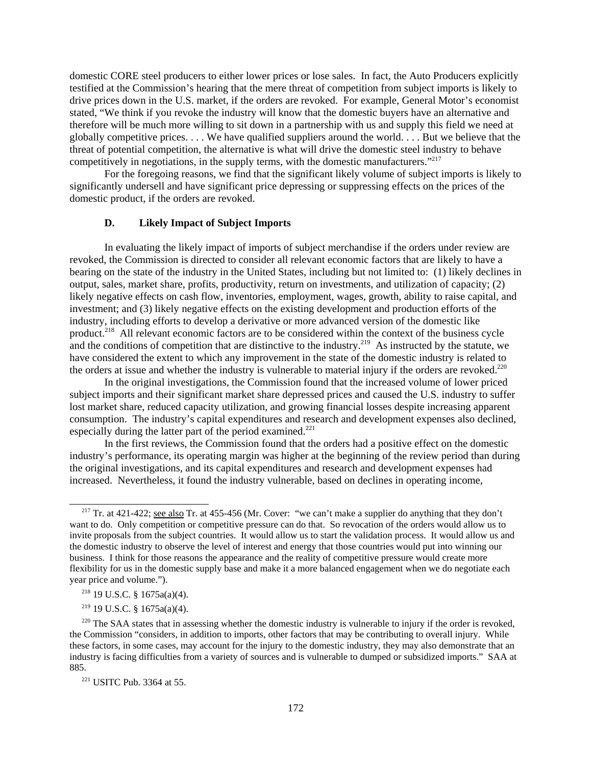domestic CORE steel producers to either lower prices or lose sales. In fact, the Auto Producers explicitly testified at the Commission's hearing that the mere threat of competition from subject imports is likely to drive prices down in the U.S. market, if the orders are revoked. For example, General Motor's economist stated, "We think if you revoke the industry will know that the domestic buyers have an alternative and therefore will be much more willing to sit down in a partnership with us and supply this field we need at globally competitive prices. . . . We have qualified suppliers around the world. . . . But we believe that the threat of potential competition, the alternative is what will drive the domestic steel industry to behave competitively in negotiations, in the supply terms, with the domestic manufacturers."[217]

For the foregoing reasons, we find that the significant likely volume of subject imports is likely to significantly undersell and have significant price depressing or suppressing effects on the prices of the domestic product, if the orders are revoked.

### D. Likely Impact of Subject Imports

In evaluating the likely impact of imports of subject merchandise if the orders under review are revoked, the Commission is directed to consider all relevant economic factors that are likely to have a bearing on the state of the industry in the United States, including but not limited to: (1) likely declines in output, sales, market share, profits, productivity, return on investments, and utilization of capacity; (2) likely negative effects on cash flow, inventories, employment, wages, growth, ability to raise capital, and investment; and (3) likely negative effects on the existing development and production efforts of the industry, including efforts to develop a derivative or more advanced version of the domestic like product.[218] All relevant economic factors are to be considered within the context of the business cycle and the conditions of competition that are distinctive to the industry.[219] As instructed by the statute, we have considered the extent to which any improvement in the state of the domestic industry is related to the orders at issue and whether the industry is vulnerable to material injury if the orders are revoked.[220]

In the original investigations, the Commission found that the increased volume of lower priced subject imports and their significant market share depressed prices and caused the U.S. industry to suffer lost market share, reduced capacity utilization, and growing financial losses despite increasing apparent consumption. The industry's capital expenditures and research and development expenses also declined, especially during the latter part of the period examined.[221]

In the first reviews, the Commission found that the orders had a positive effect on the domestic industry's performance, its operating margin was higher at the beginning of the review period than during the original investigations, and its capital expenditures and research and development expenses had increased. Nevertheless, it found the industry vulnerable, based on declines in operating income,

---

[217] Tr. at 421-422; see also Tr. at 455-456 (Mr. Cover: "we can't make a supplier do anything that they don't want to do. Only competition or competitive pressure can do that. So revocation of the orders would allow us to invite proposals from the subject countries. It would allow us to start the validation process. It would allow us and the domestic industry to observe the level of interest and energy that those countries would put into winning our business. I think for those reasons the appearance and the reality of competitive pressure would create more flexibility for us in the domestic supply base and make it a more balanced engagement when we do negotiate each year price and volume.").

[218] 19 U.S.C. § 1675a(a)(4).

[219] 19 U.S.C. § 1675a(a)(4).

[220] The SAA states that in assessing whether the domestic industry is vulnerable to injury if the order is revoked, the Commission "considers, in addition to imports, other factors that may be contributing to overall injury. While these factors, in some cases, may account for the injury to the domestic industry, they may also demonstrate that an industry is facing difficulties from a variety of sources and is vulnerable to dumped or subsidized imports." SAA at 885.

[221] USITC Pub. 3364 at 55.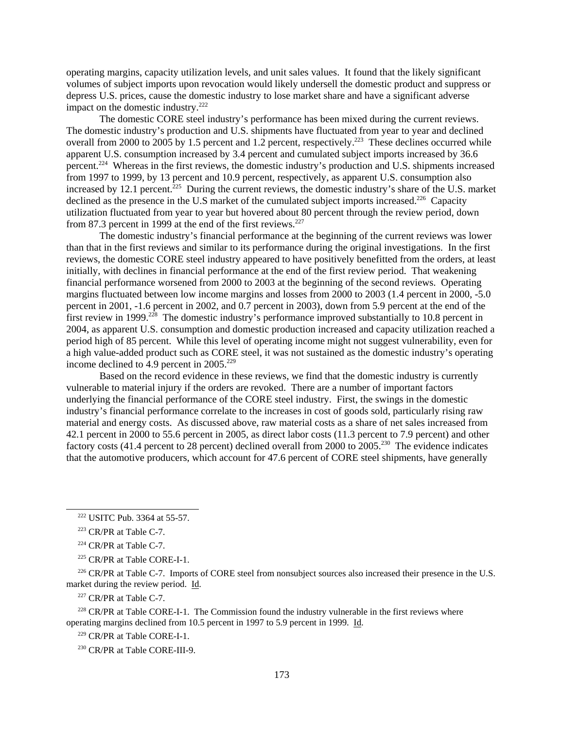operating margins, capacity utilization levels, and unit sales values. It found that the likely significant volumes of subject imports upon revocation would likely undersell the domestic product and suppress or depress U.S. prices, cause the domestic industry to lose market share and have a significant adverse impact on the domestic industry.[222]

The domestic CORE steel industry's performance has been mixed during the current reviews. The domestic industry's production and U.S. shipments have fluctuated from year to year and declined overall from 2000 to 2005 by 1.5 percent and 1.2 percent, respectively.[223] These declines occurred while apparent U.S. consumption increased by 3.4 percent and cumulated subject imports increased by 36.6 percent.[224] Whereas in the first reviews, the domestic industry's production and U.S. shipments increased from 1997 to 1999, by 13 percent and 10.9 percent, respectively, as apparent U.S. consumption also increased by 12.1 percent.[225] During the current reviews, the domestic industry's share of the U.S. market declined as the presence in the U.S market of the cumulated subject imports increased.[226] Capacity utilization fluctuated from year to year but hovered about 80 percent through the review period, down from 87.3 percent in 1999 at the end of the first reviews.[227]

The domestic industry's financial performance at the beginning of the current reviews was lower than that in the first reviews and similar to its performance during the original investigations. In the first reviews, the domestic CORE steel industry appeared to have positively benefitted from the orders, at least initially, with declines in financial performance at the end of the first review period. That weakening financial performance worsened from 2000 to 2003 at the beginning of the second reviews. Operating margins fluctuated between low income margins and losses from 2000 to 2003 (1.4 percent in 2000, -5.0 percent in 2001, -1.6 percent in 2002, and 0.7 percent in 2003), down from 5.9 percent at the end of the first review in 1999.[228] The domestic industry's performance improved substantially to 10.8 percent in 2004, as apparent U.S. consumption and domestic production increased and capacity utilization reached a period high of 85 percent. While this level of operating income might not suggest vulnerability, even for a high value-added product such as CORE steel, it was not sustained as the domestic industry's operating income declined to 4.9 percent in 2005.[229]

Based on the record evidence in these reviews, we find that the domestic industry is currently vulnerable to material injury if the orders are revoked. There are a number of important factors underlying the financial performance of the CORE steel industry. First, the swings in the domestic industry's financial performance correlate to the increases in cost of goods sold, particularly rising raw material and energy costs. As discussed above, raw material costs as a share of net sales increased from 42.1 percent in 2000 to 55.6 percent in 2005, as direct labor costs (11.3 percent to 7.9 percent) and other factory costs (41.4 percent to 28 percent) declined overall from 2000 to 2005.[230] The evidence indicates that the automotive producers, which account for 47.6 percent of CORE steel shipments, have generally

---

[222] USITC Pub. 3364 at 55-57.

[223] CR/PR at Table C-7.

[224] CR/PR at Table C-7.

[225] CR/PR at Table CORE-I-1.

[226] CR/PR at Table C-7. Imports of CORE steel from nonsubject sources also increased their presence in the U.S. market during the review period. Id.

[227] CR/PR at Table C-7.

[228] CR/PR at Table CORE-I-1. The Commission found the industry vulnerable in the first reviews where operating margins declined from 10.5 percent in 1997 to 5.9 percent in 1999. Id.

[229] CR/PR at Table CORE-I-1.

[230] CR/PR at Table CORE-III-9.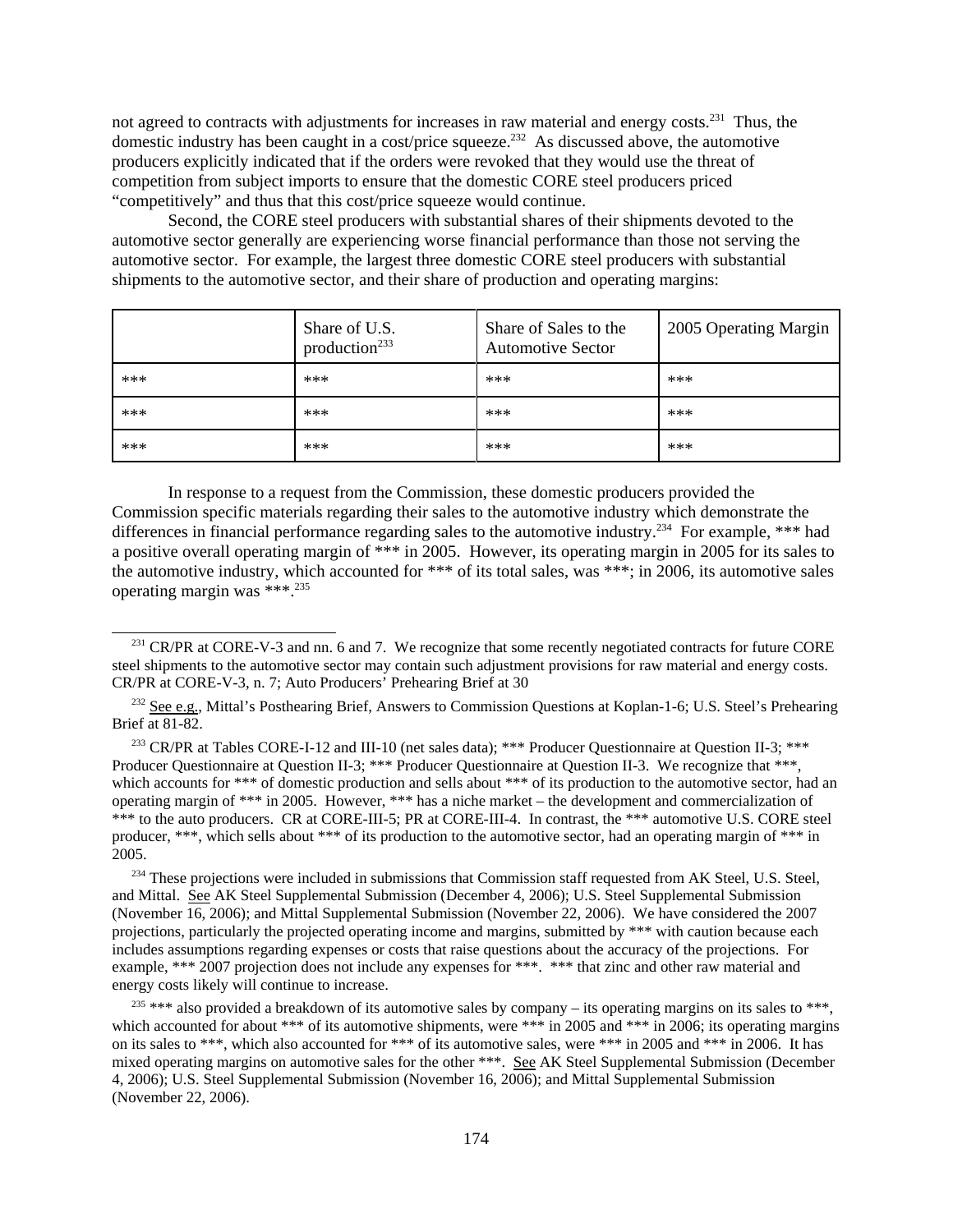not agreed to contracts with adjustments for increases in raw material and energy costs.[231] Thus, the domestic industry has been caught in a cost/price squeeze.[232] As discussed above, the automotive producers explicitly indicated that if the orders were revoked that they would use the threat of competition from subject imports to ensure that the domestic CORE steel producers priced "competitively" and thus that this cost/price squeeze would continue.

Second, the CORE steel producers with substantial shares of their shipments devoted to the automotive sector generally are experiencing worse financial performance than those not serving the automotive sector. For example, the largest three domestic CORE steel producers with substantial shipments to the automotive sector, and their share of production and operating margins:

| | Share of U.S. production[233] | Share of Sales to the Automotive Sector | 2005 Operating Margin |
|---|---|---|---|
| *** | *** | *** | *** |
| *** | *** | *** | *** |
| *** | *** | *** | *** |

In response to a request from the Commission, these domestic producers provided the Commission specific materials regarding their sales to the automotive industry which demonstrate the differences in financial performance regarding sales to the automotive industry.[234] For example, *** had a positive overall operating margin of *** in 2005. However, its operating margin in 2005 for its sales to the automotive industry, which accounted for *** of its total sales, was ***; in 2006, its automotive sales operating margin was ***.[235]

[231] CR/PR at CORE-V-3 and nn. 6 and 7. We recognize that some recently negotiated contracts for future CORE steel shipments to the automotive sector may contain such adjustment provisions for raw material and energy costs. CR/PR at CORE-V-3, n. 7; Auto Producers' Prehearing Brief at 30

[232] See e.g., Mittal's Posthearing Brief, Answers to Commission Questions at Koplan-1-6; U.S. Steel's Prehearing Brief at 81-82.

[233] CR/PR at Tables CORE-I-12 and III-10 (net sales data); *** Producer Questionnaire at Question II-3; *** Producer Questionnaire at Question II-3; *** Producer Questionnaire at Question II-3. We recognize that ***, which accounts for *** of domestic production and sells about *** of its production to the automotive sector, had an operating margin of *** in 2005. However, *** has a niche market – the development and commercialization of *** to the auto producers. CR at CORE-III-5; PR at CORE-III-4. In contrast, the *** automotive U.S. CORE steel producer, ***, which sells about *** of its production to the automotive sector, had an operating margin of *** in 2005.

[234] These projections were included in submissions that Commission staff requested from AK Steel, U.S. Steel, and Mittal. See AK Steel Supplemental Submission (December 4, 2006); U.S. Steel Supplemental Submission (November 16, 2006); and Mittal Supplemental Submission (November 22, 2006). We have considered the 2007 projections, particularly the projected operating income and margins, submitted by *** with caution because each includes assumptions regarding expenses or costs that raise questions about the accuracy of the projections. For example, *** 2007 projection does not include any expenses for ***. *** that zinc and other raw material and energy costs likely will continue to increase.

[235] *** also provided a breakdown of its automotive sales by company – its operating margins on its sales to ***, which accounted for about *** of its automotive shipments, were *** in 2005 and *** in 2006; its operating margins on its sales to ***, which also accounted for *** of its automotive sales, were *** in 2005 and *** in 2006. It has mixed operating margins on automotive sales for the other ***. See AK Steel Supplemental Submission (December 4, 2006); U.S. Steel Supplemental Submission (November 16, 2006); and Mittal Supplemental Submission (November 22, 2006).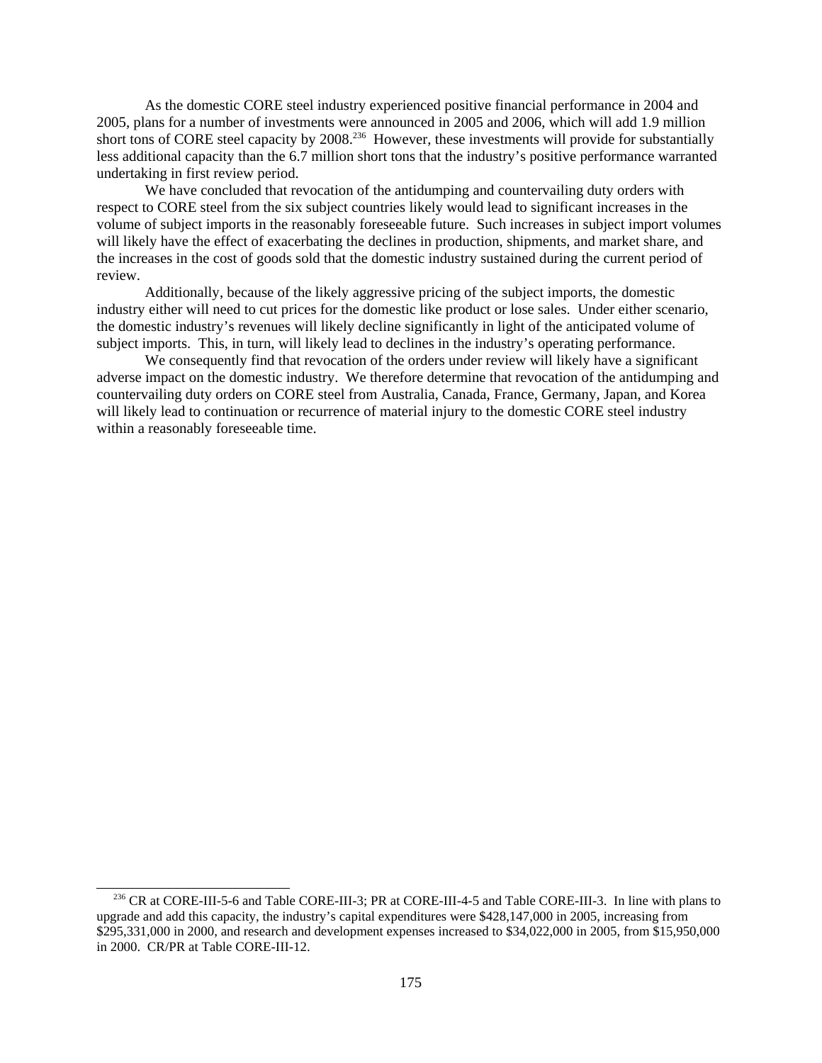As the domestic CORE steel industry experienced positive financial performance in 2004 and 2005, plans for a number of investments were announced in 2005 and 2006, which will add 1.9 million short tons of CORE steel capacity by 2008.[236] However, these investments will provide for substantially less additional capacity than the 6.7 million short tons that the industry's positive performance warranted undertaking in first review period.

We have concluded that revocation of the antidumping and countervailing duty orders with respect to CORE steel from the six subject countries likely would lead to significant increases in the volume of subject imports in the reasonably foreseeable future. Such increases in subject import volumes will likely have the effect of exacerbating the declines in production, shipments, and market share, and the increases in the cost of goods sold that the domestic industry sustained during the current period of review.

Additionally, because of the likely aggressive pricing of the subject imports, the domestic industry either will need to cut prices for the domestic like product or lose sales. Under either scenario, the domestic industry's revenues will likely decline significantly in light of the anticipated volume of subject imports. This, in turn, will likely lead to declines in the industry's operating performance.

We consequently find that revocation of the orders under review will likely have a significant adverse impact on the domestic industry. We therefore determine that revocation of the antidumping and countervailing duty orders on CORE steel from Australia, Canada, France, Germany, Japan, and Korea will likely lead to continuation or recurrence of material injury to the domestic CORE steel industry within a reasonably foreseeable time.

---

[236] CR at CORE-III-5-6 and Table CORE-III-3; PR at CORE-III-4-5 and Table CORE-III-3. In line with plans to upgrade and add this capacity, the industry's capital expenditures were $428,147,000 in 2005, increasing from $295,331,000 in 2000, and research and development expenses increased to $34,022,000 in 2005, from $15,950,000 in 2000. CR/PR at Table CORE-III-12.